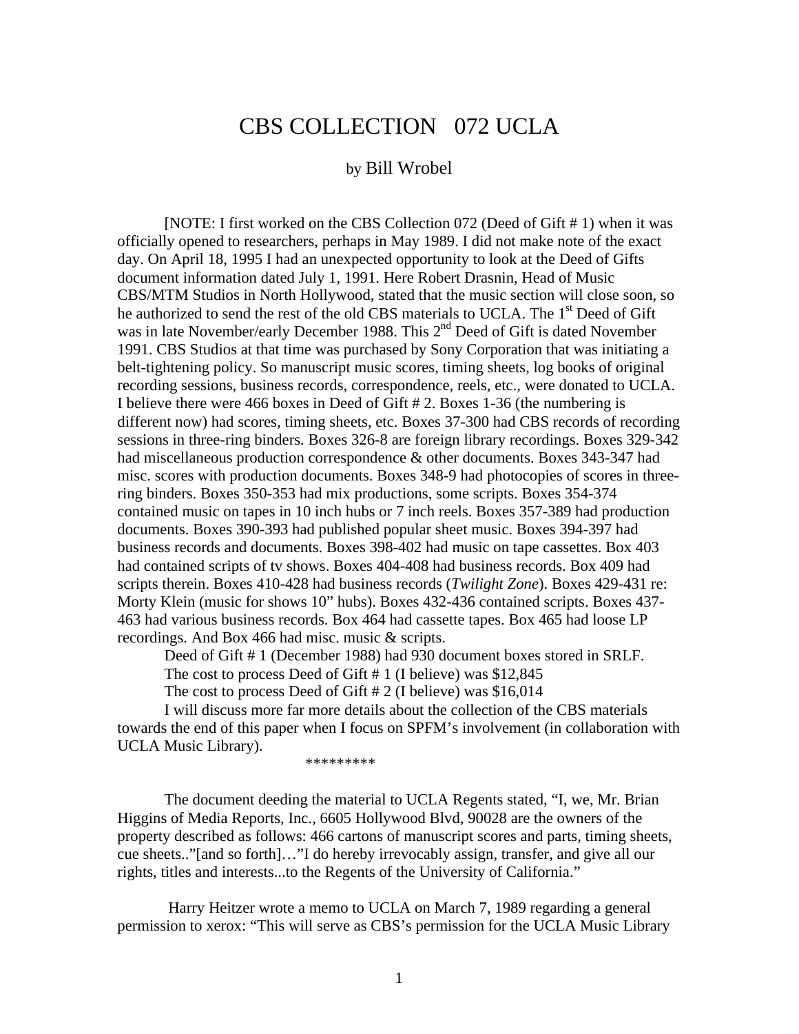# CBS COLLECTION 072 UCLA

by Bill Wrobel

[NOTE: I first worked on the CBS Collection 072 (Deed of Gift # 1) when it was officially opened to researchers, perhaps in May 1989. I did not make note of the exact day. On April 18, 1995 I had an unexpected opportunity to look at the Deed of Gifts document information dated July 1, 1991. Here Robert Drasnin, Head of Music CBS/MTM Studios in North Hollywood, stated that the music section will close soon, so he authorized to send the rest of the old CBS materials to UCLA. The 1st Deed of Gift was in late November/early December 1988. This 2nd Deed of Gift is dated November 1991. CBS Studios at that time was purchased by Sony Corporation that was initiating a belt-tightening policy. So manuscript music scores, timing sheets, log books of original recording sessions, business records, correspondence, reels, etc., were donated to UCLA. I believe there were 466 boxes in Deed of Gift # 2. Boxes 1-36 (the numbering is different now) had scores, timing sheets, etc. Boxes 37-300 had CBS records of recording sessions in three-ring binders. Boxes 326-8 are foreign library recordings. Boxes 329-342 had miscellaneous production correspondence & other documents. Boxes 343-347 had misc. scores with production documents. Boxes 348-9 had photocopies of scores in three-ring binders. Boxes 350-353 had mix productions, some scripts. Boxes 354-374 contained music on tapes in 10 inch hubs or 7 inch reels. Boxes 357-389 had production documents. Boxes 390-393 had published popular sheet music. Boxes 394-397 had business records and documents. Boxes 398-402 had music on tape cassettes. Box 403 had contained scripts of tv shows. Boxes 404-408 had business records. Box 409 had scripts therein. Boxes 410-428 had business records (*Twilight Zone*). Boxes 429-431 re: Morty Klein (music for shows 10" hubs). Boxes 432-436 contained scripts. Boxes 437-463 had various business records. Box 464 had cassette tapes. Box 465 had loose LP recordings. And Box 466 had misc. music & scripts.

Deed of Gift # 1 (December 1988) had 930 document boxes stored in SRLF.

The cost to process Deed of Gift # 1 (I believe) was $12,845

The cost to process Deed of Gift # 2 (I believe) was $16,014

I will discuss more far more details about the collection of the CBS materials towards the end of this paper when I focus on SPFM's involvement (in collaboration with UCLA Music Library).

*********

The document deeding the material to UCLA Regents stated, "I, we, Mr. Brian Higgins of Media Reports, Inc., 6605 Hollywood Blvd, 90028 are the owners of the property described as follows: 466 cartons of manuscript scores and parts, timing sheets, cue sheets.."[and so forth]…"I do hereby irrevocably assign, transfer, and give all our rights, titles and interests...to the Regents of the University of California."

Harry Heitzer wrote a memo to UCLA on March 7, 1989 regarding a general permission to xerox: "This will serve as CBS's permission for the UCLA Music Library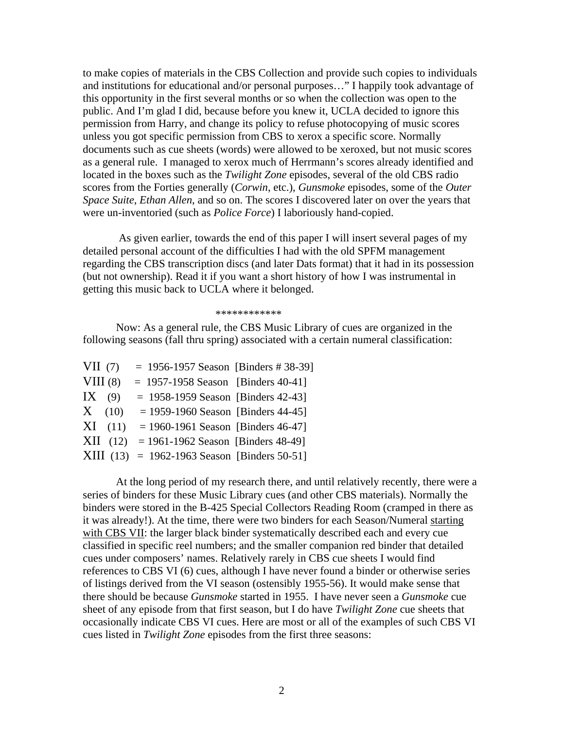to make copies of materials in the CBS Collection and provide such copies to individuals and institutions for educational and/or personal purposes…" I happily took advantage of this opportunity in the first several months or so when the collection was open to the public. And I'm glad I did, because before you knew it, UCLA decided to ignore this permission from Harry, and change its policy to refuse photocopying of music scores unless you got specific permission from CBS to xerox a specific score. Normally documents such as cue sheets (words) were allowed to be xeroxed, but not music scores as a general rule. I managed to xerox much of Herrmann's scores already identified and located in the boxes such as the *Twilight Zone* episodes, several of the old CBS radio scores from the Forties generally (*Corwin*, etc.), *Gunsmoke* episodes, some of the *Outer Space Suite*, *Ethan Allen*, and so on. The scores I discovered later on over the years that were un-inventoried (such as *Police Force*) I laboriously hand-copied.

As given earlier, towards the end of this paper I will insert several pages of my detailed personal account of the difficulties I had with the old SPFM management regarding the CBS transcription discs (and later Dats format) that it had in its possession (but not ownership). Read it if you want a short history of how I was instrumental in getting this music back to UCLA where it belonged.

************

Now: As a general rule, the CBS Music Library of cues are organized in the following seasons (fall thru spring) associated with a certain numeral classification:

VII (7) = 1956-1957 Season [Binders # 38-39]
VIII (8) = 1957-1958 Season [Binders 40-41]
IX (9) = 1958-1959 Season [Binders 42-43]
X (10) = 1959-1960 Season [Binders 44-45]
XI (11) = 1960-1961 Season [Binders 46-47]
XII (12) = 1961-1962 Season [Binders 48-49]
XIII (13) = 1962-1963 Season [Binders 50-51]

At the long period of my research there, and until relatively recently, there were a series of binders for these Music Library cues (and other CBS materials). Normally the binders were stored in the B-425 Special Collectors Reading Room (cramped in there as it was already!). At the time, there were two binders for each Season/Numeral starting with CBS VII: the larger black binder systematically described each and every cue classified in specific reel numbers; and the smaller companion red binder that detailed cues under composers' names. Relatively rarely in CBS cue sheets I would find references to CBS VI (6) cues, although I have never found a binder or otherwise series of listings derived from the VI season (ostensibly 1955-56). It would make sense that there should be because *Gunsmoke* started in 1955. I have never seen a *Gunsmoke* cue sheet of any episode from that first season, but I do have *Twilight Zone* cue sheets that occasionally indicate CBS VI cues. Here are most or all of the examples of such CBS VI cues listed in *Twilight Zone* episodes from the first three seasons: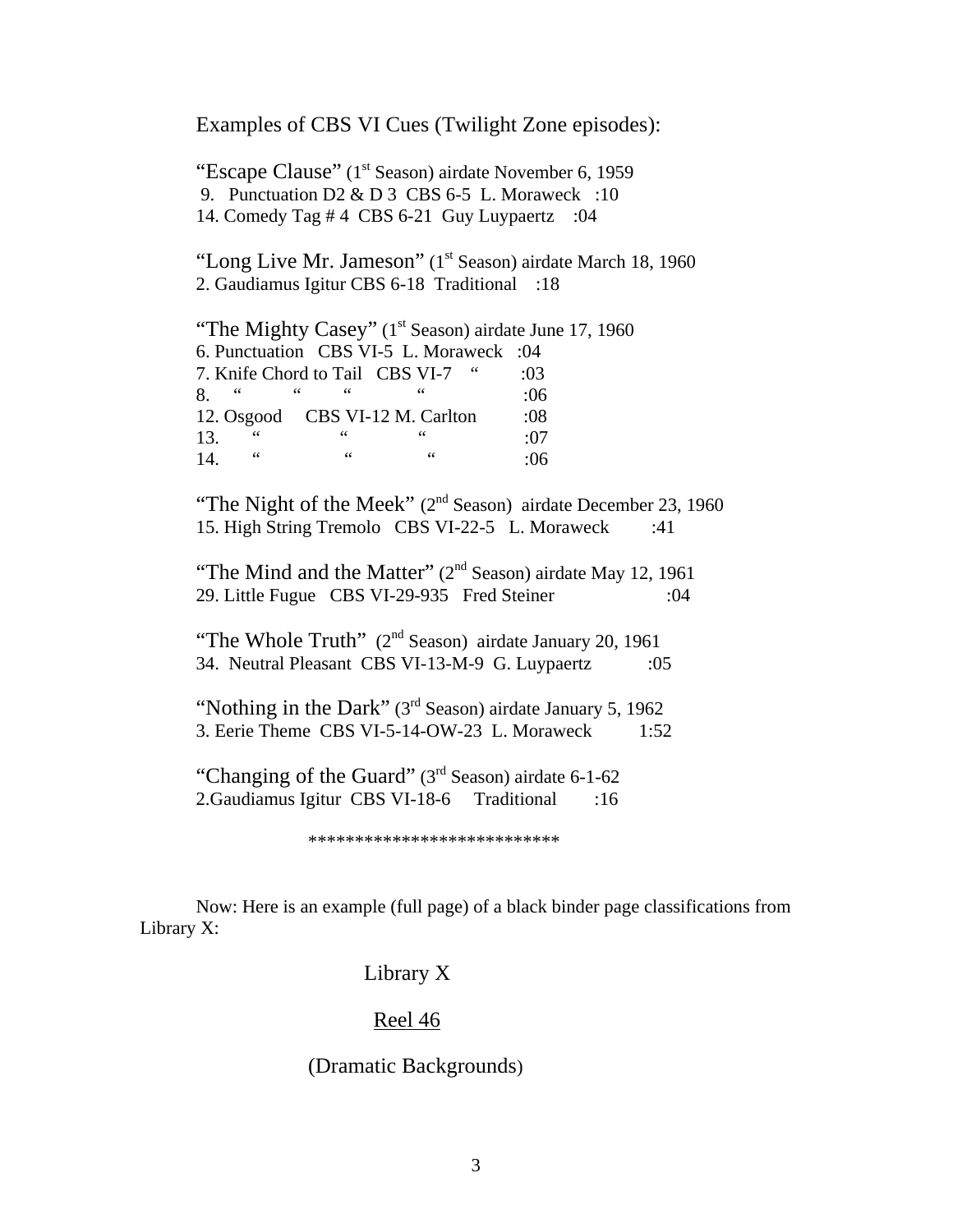Examples of CBS VI Cues (Twilight Zone episodes):

"Escape Clause" (1st Season) airdate November 6, 1959
9. Punctuation D2 & D 3 CBS 6-5 L. Moraweck :10
14. Comedy Tag # 4 CBS 6-21 Guy Luypaertz :04

"Long Live Mr. Jameson" (1st Season) airdate March 18, 1960
2. Gaudiamus Igitur CBS 6-18 Traditional :18

"The Mighty Casey" (1st Season) airdate June 17, 1960
6. Punctuation CBS VI-5 L. Moraweck :04
7. Knife Chord to Tail CBS VI-7 " :03
8. " " " " :06
12. Osgood CBS VI-12 M. Carlton :08
13. " " " :07
14. " " " :06

"The Night of the Meek" (2nd Season) airdate December 23, 1960
15. High String Tremolo CBS VI-22-5 L. Moraweck :41

"The Mind and the Matter" (2nd Season) airdate May 12, 1961
29. Little Fugue CBS VI-29-935 Fred Steiner :04

"The Whole Truth" (2nd Season) airdate January 20, 1961
34. Neutral Pleasant CBS VI-13-M-9 G. Luypaertz :05

"Nothing in the Dark" (3rd Season) airdate January 5, 1962
3. Eerie Theme CBS VI-5-14-OW-23 L. Moraweck 1:52

"Changing of the Guard" (3rd Season) airdate 6-1-62
2.Gaudiamus Igitur CBS VI-18-6 Traditional :16

**************************

Now: Here is an example (full page) of a black binder page classifications from Library X:

Library X

<u>Reel 46</u>

(Dramatic Backgrounds)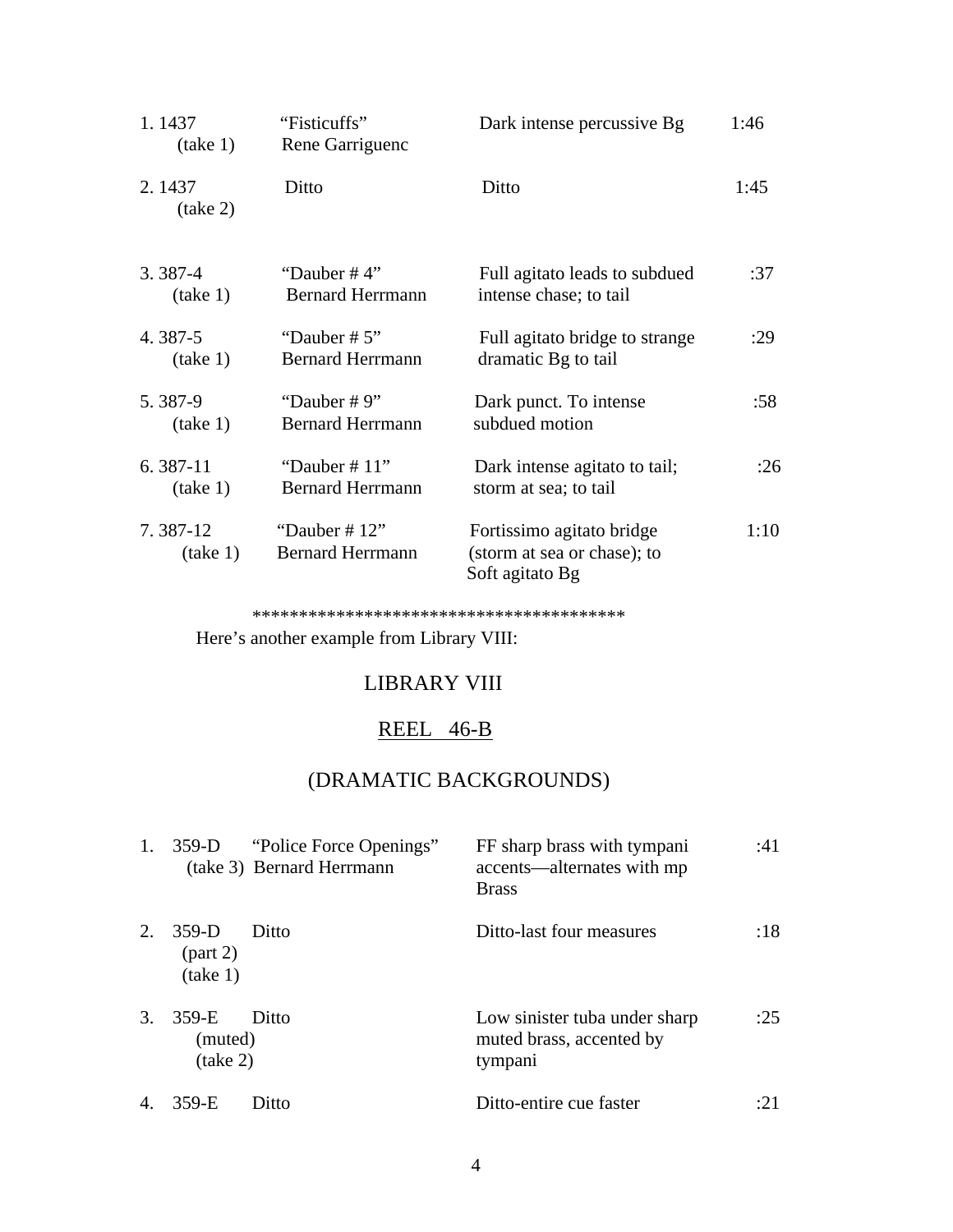| | | | |
|---|---|---|---|
| 1. 1437 (take 1) | "Fisticuffs" Rene Garriguenc | Dark intense percussive Bg | 1:46 |
| 2. 1437 (take 2) | Ditto | Ditto | 1:45 |
| 3. 387-4 (take 1) | "Dauber # 4" Bernard Herrmann | Full agitato leads to subdued intense chase; to tail | :37 |
| 4. 387-5 (take 1) | "Dauber # 5" Bernard Herrmann | Full agitato bridge to strange dramatic Bg to tail | :29 |
| 5. 387-9 (take 1) | "Dauber # 9" Bernard Herrmann | Dark punct. To intense subdued motion | :58 |
| 6. 387-11 (take 1) | "Dauber # 11" Bernard Herrmann | Dark intense agitato to tail; storm at sea; to tail | :26 |
| 7. 387-12 (take 1) | "Dauber # 12" Bernard Herrmann | Fortissimo agitato bridge (storm at sea or chase); to Soft agitato Bg | 1:10 |

****************************************

Here's another example from Library VIII:

## LIBRARY VIII

## REEL 46-B

## (DRAMATIC BACKGROUNDS)

| | | | | |
|---|---|---|---|---|
| 1. | 359-D (take 3) | "Police Force Openings" Bernard Herrmann | FF sharp brass with tympani accents—alternates with mp Brass | :41 |
| 2. | 359-D (part 2) (take 1) | Ditto | Ditto-last four measures | :18 |
| 3. | 359-E (muted) (take 2) | Ditto | Low sinister tuba under sharp muted brass, accented by tympani | :25 |
| 4. | 359-E | Ditto | Ditto-entire cue faster | :21 |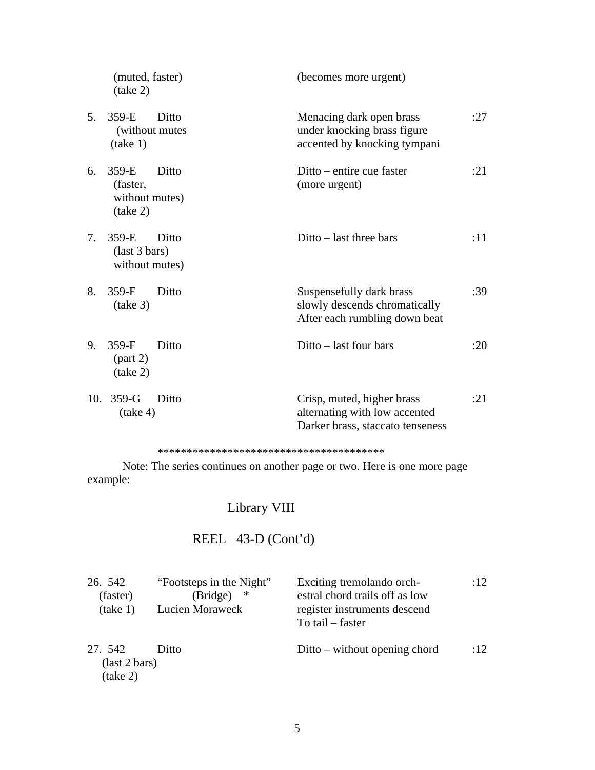| | | |
|---|---|---|
| (muted, faster) (take 2) | (becomes more urgent) | |
| 5. 359-E Ditto (without mutes (take 1) | Menacing dark open brass under knocking brass figure accented by knocking tympani | :27 |
| 6. 359-E Ditto (faster, without mutes) (take 2) | Ditto – entire cue faster (more urgent) | :21 |
| 7. 359-E Ditto (last 3 bars) without mutes) | Ditto – last three bars | :11 |
| 8. 359-F Ditto (take 3) | Suspensefully dark brass slowly descends chromatically After each rumbling down beat | :39 |
| 9. 359-F Ditto (part 2) (take 2) | Ditto – last four bars | :20 |
| 10. 359-G Ditto (take 4) | Crisp, muted, higher brass alternating with low accented Darker brass, staccato tenseness | :21 |

****************************************

Note: The series continues on another page or two. Here is one more page example:

## Library VIII

## REEL 43-D (Cont'd)

| | | | |
|---|---|---|---|
| 26. 542 (faster) (take 1) | "Footsteps in the Night" (Bridge) * Lucien Moraweck | Exciting tremolando orchestral chord trails off as low register instruments descend To tail – faster | :12 |
| 27. 542 (last 2 bars) (take 2) | Ditto | Ditto – without opening chord | :12 |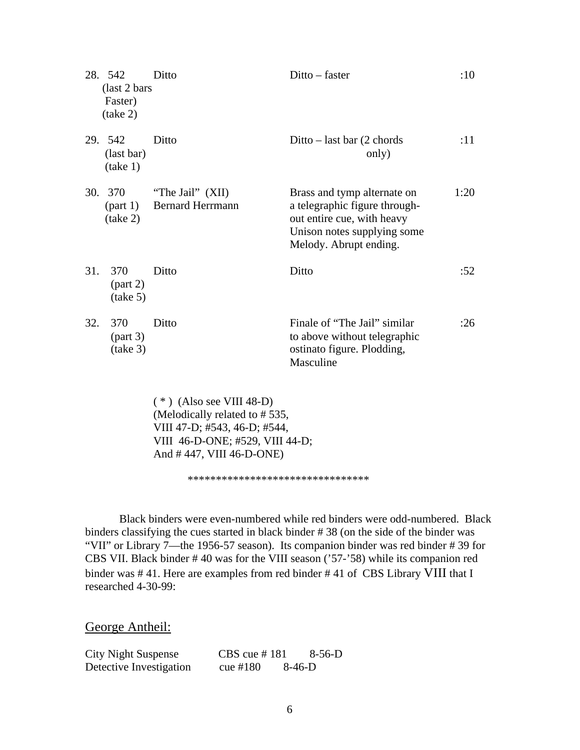| No. | Cue | Title / Composer | Description | Time |
|---|---|---|---|---|
| 28. | 542 (last 2 bars Faster) (take 2) | Ditto | Ditto – faster | :10 |
| 29. | 542 (last bar) (take 1) | Ditto | Ditto – last bar (2 chords only) | :11 |
| 30. | 370 (part 1) (take 2) | "The Jail" (XII) Bernard Herrmann | Brass and tymp alternate on a telegraphic figure through-out entire cue, with heavy Unison notes supplying some Melody. Abrupt ending. | 1:20 |
| 31. | 370 (part 2) (take 5) | Ditto | Ditto | :52 |
| 32. | 370 (part 3) (take 3) | Ditto | Finale of "The Jail" similar to above without telegraphic ostinato figure. Plodding, Masculine | :26 |

( * ) (Also see VIII 48-D)
(Melodically related to # 535,
VIII 47-D; #543, 46-D; #544,
VIII 46-D-ONE; #529, VIII 44-D;
And # 447, VIII 46-D-ONE)

********************************

Black binders were even-numbered while red binders were odd-numbered. Black binders classifying the cues started in black binder # 38 (on the side of the binder was "VII" or Library 7—the 1956-57 season). Its companion binder was red binder # 39 for CBS VII. Black binder # 40 was for the VIII season ('57-'58) while its companion red binder was # 41. Here are examples from red binder # 41 of CBS Library VIII that I researched 4-30-99:

## George Antheil:

| | | |
|---|---|---|
| City Night Suspense | CBS cue # 181 | 8-56-D |
| Detective Investigation | cue #180 | 8-46-D |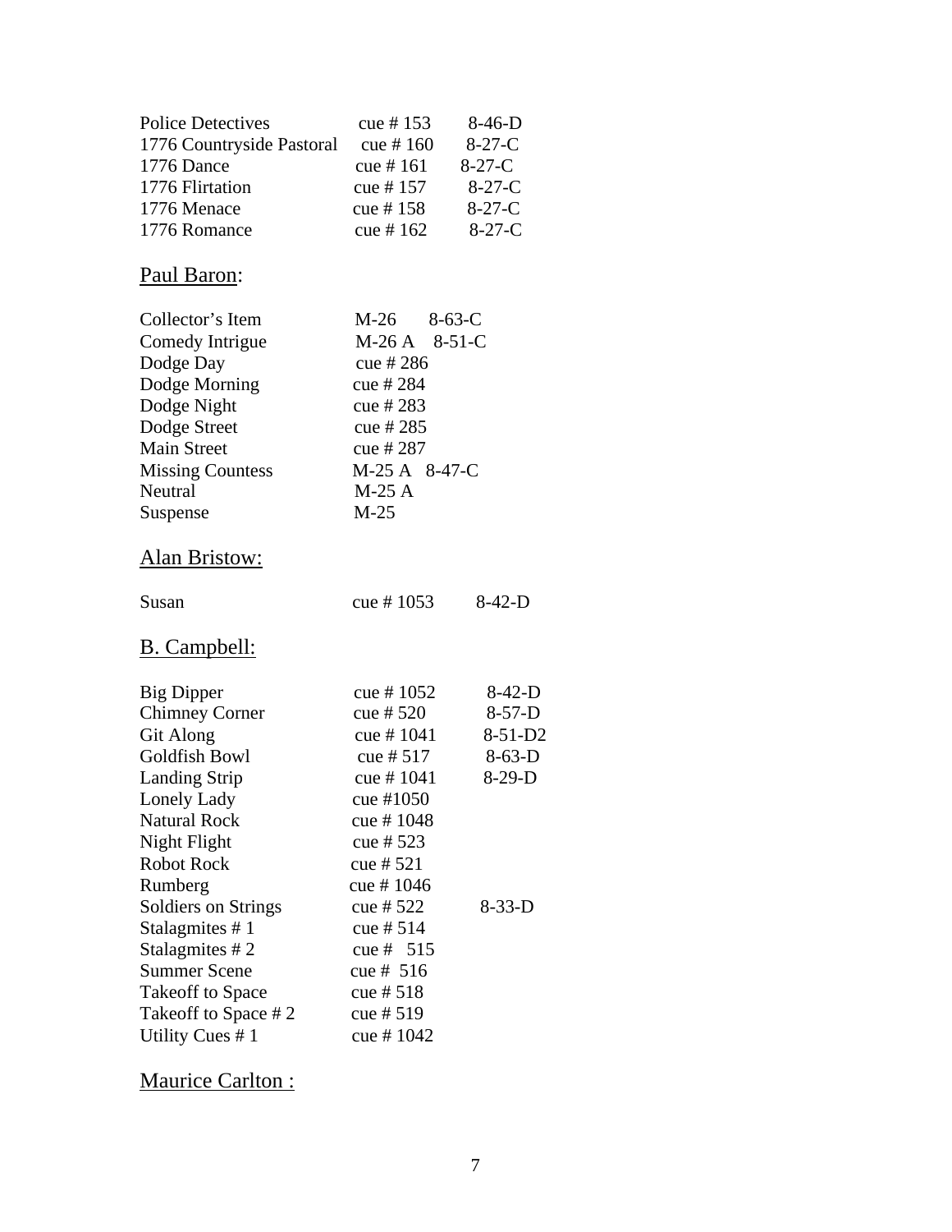| | | |
|---|---|---|
| Police Detectives | cue # 153 | 8-46-D |
| 1776 Countryside Pastoral | cue # 160 | 8-27-C |
| 1776 Dance | cue # 161 | 8-27-C |
| 1776 Flirtation | cue # 157 | 8-27-C |
| 1776 Menace | cue # 158 | 8-27-C |
| 1776 Romance | cue # 162 | 8-27-C |

## Paul Baron:

| | | |
|---|---|---|
| Collector's Item | M-26 | 8-63-C |
| Comedy Intrigue | M-26 A | 8-51-C |
| Dodge Day | cue # 286 | |
| Dodge Morning | cue # 284 | |
| Dodge Night | cue # 283 | |
| Dodge Street | cue # 285 | |
| Main Street | cue # 287 | |
| Missing Countess | M-25 A | 8-47-C |
| Neutral | M-25 A | |
| Suspense | M-25 | |

## Alan Bristow:

| | | |
|---|---|---|
| Susan | cue # 1053 | 8-42-D |

## B. Campbell:

| | | |
|---|---|---|
| Big Dipper | cue # 1052 | 8-42-D |
| Chimney Corner | cue # 520 | 8-57-D |
| Git Along | cue # 1041 | 8-51-D2 |
| Goldfish Bowl | cue # 517 | 8-63-D |
| Landing Strip | cue # 1041 | 8-29-D |
| Lonely Lady | cue #1050 | |
| Natural Rock | cue # 1048 | |
| Night Flight | cue # 523 | |
| Robot Rock | cue # 521 | |
| Rumberg | cue # 1046 | |
| Soldiers on Strings | cue # 522 | 8-33-D |
| Stalagmites # 1 | cue # 514 | |
| Stalagmites # 2 | cue # 515 | |
| Summer Scene | cue # 516 | |
| Takeoff to Space | cue # 518 | |
| Takeoff to Space # 2 | cue # 519 | |
| Utility Cues # 1 | cue # 1042 | |

## Maurice Carlton :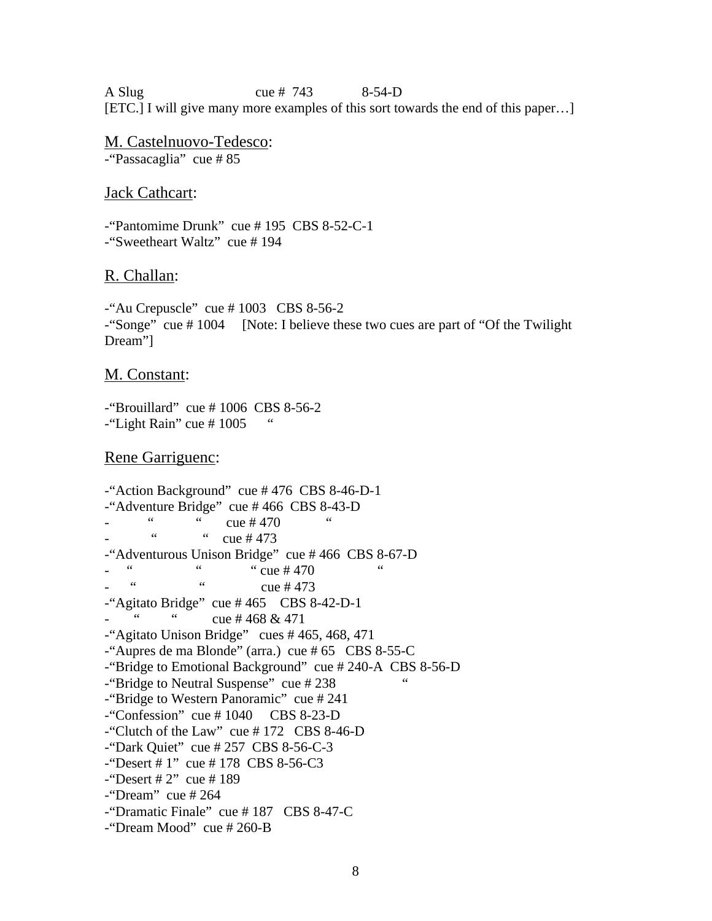A Slug                    cue # 743         8-54-D
[ETC.] I will give many more examples of this sort towards the end of this paper…]

<u>M. Castelnuovo-Tedesco</u>:
-"Passacaglia" cue # 85

<u>Jack Cathcart</u>:

-"Pantomime Drunk" cue # 195 CBS 8-52-C-1
-"Sweetheart Waltz" cue # 194

<u>R. Challan</u>:

-"Au Crepuscle" cue # 1003 CBS 8-56-2
-"Songe" cue # 1004 [Note: I believe these two cues are part of "Of the Twilight Dream"]

<u>M. Constant</u>:

-"Brouillard" cue # 1006 CBS 8-56-2
-"Light Rain" cue # 1005 "

<u>Rene Garriguenc</u>:

-"Action Background" cue # 476 CBS 8-46-D-1
-"Adventure Bridge" cue # 466 CBS 8-43-D
- " " cue # 470 "
- " " cue # 473
-"Adventurous Unison Bridge" cue # 466 CBS 8-67-D
- " " " cue # 470 "
- " " cue # 473
-"Agitato Bridge" cue # 465 CBS 8-42-D-1
- " " cue # 468 & 471
-"Agitato Unison Bridge" cues # 465, 468, 471
-"Aupres de ma Blonde" (arra.) cue # 65 CBS 8-55-C
-"Bridge to Emotional Background" cue # 240-A CBS 8-56-D
-"Bridge to Neutral Suspense" cue # 238 "
-"Bridge to Western Panoramic" cue # 241
-"Confession" cue # 1040 CBS 8-23-D
-"Clutch of the Law" cue # 172 CBS 8-46-D
-"Dark Quiet" cue # 257 CBS 8-56-C-3
-"Desert # 1" cue # 178 CBS 8-56-C3
-"Desert # 2" cue # 189
-"Dream" cue # 264
-"Dramatic Finale" cue # 187 CBS 8-47-C
-"Dream Mood" cue # 260-B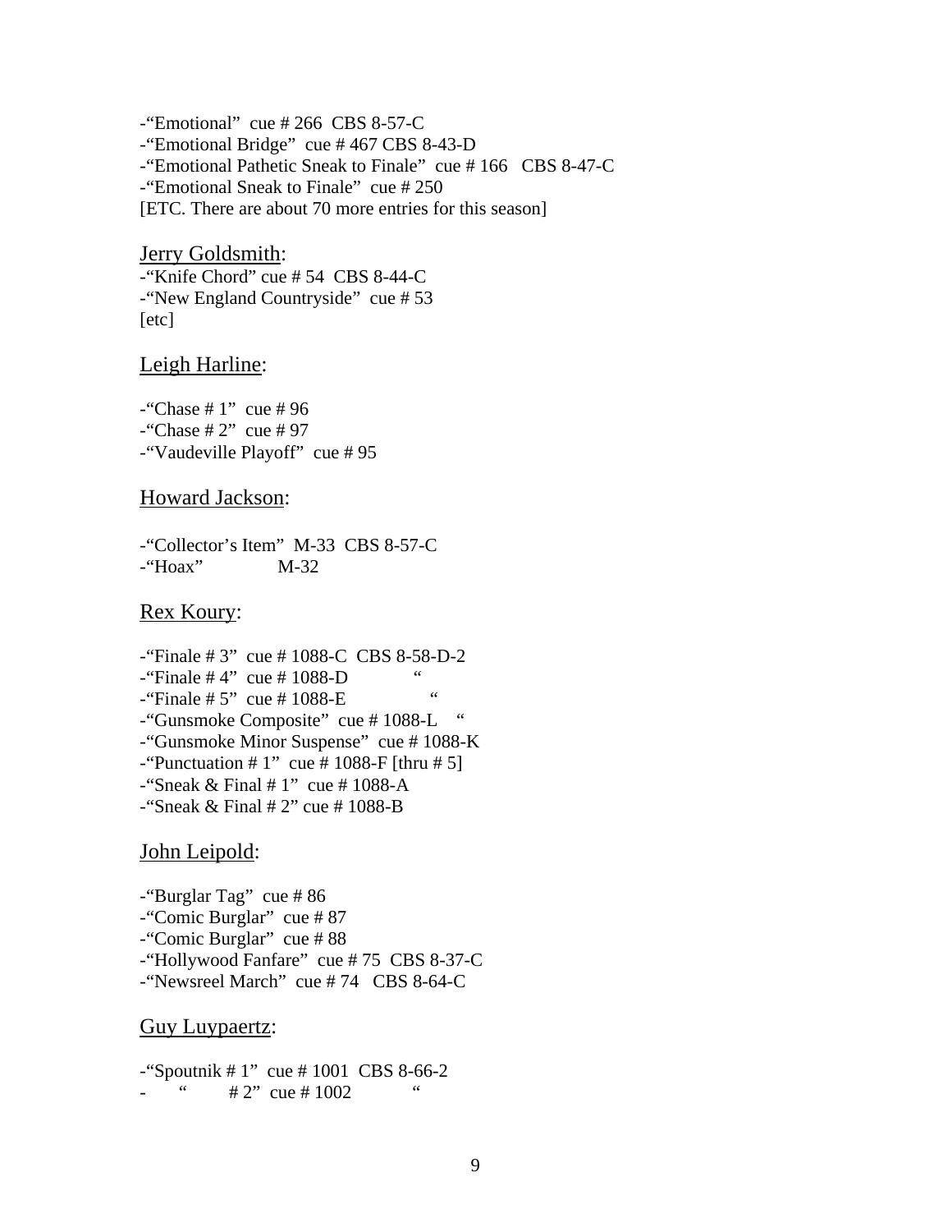-"Emotional" cue # 266 CBS 8-57-C
-"Emotional Bridge" cue # 467 CBS 8-43-D
-"Emotional Pathetic Sneak to Finale" cue # 166 CBS 8-47-C
-"Emotional Sneak to Finale" cue # 250
[ETC. There are about 70 more entries for this season]

<u>Jerry Goldsmith</u>:
-"Knife Chord" cue # 54 CBS 8-44-C
-"New England Countryside" cue # 53
[etc]

<u>Leigh Harline</u>:

-"Chase # 1" cue # 96
-"Chase # 2" cue # 97
-"Vaudeville Playoff" cue # 95

<u>Howard Jackson</u>:

-"Collector's Item" M-33 CBS 8-57-C
-"Hoax" M-32

<u>Rex Koury</u>:

-"Finale # 3" cue # 1088-C CBS 8-58-D-2
-"Finale # 4" cue # 1088-D "
-"Finale # 5" cue # 1088-E "
-"Gunsmoke Composite" cue # 1088-L "
-"Gunsmoke Minor Suspense" cue # 1088-K
-"Punctuation # 1" cue # 1088-F [thru # 5]
-"Sneak & Final # 1" cue # 1088-A
-"Sneak & Final # 2" cue # 1088-B

<u>John Leipold</u>:

-"Burglar Tag" cue # 86
-"Comic Burglar" cue # 87
-"Comic Burglar" cue # 88
-"Hollywood Fanfare" cue # 75 CBS 8-37-C
-"Newsreel March" cue # 74 CBS 8-64-C

<u>Guy Luypaertz</u>:

-"Spoutnik # 1" cue # 1001 CBS 8-66-2
- " # 2" cue # 1002 "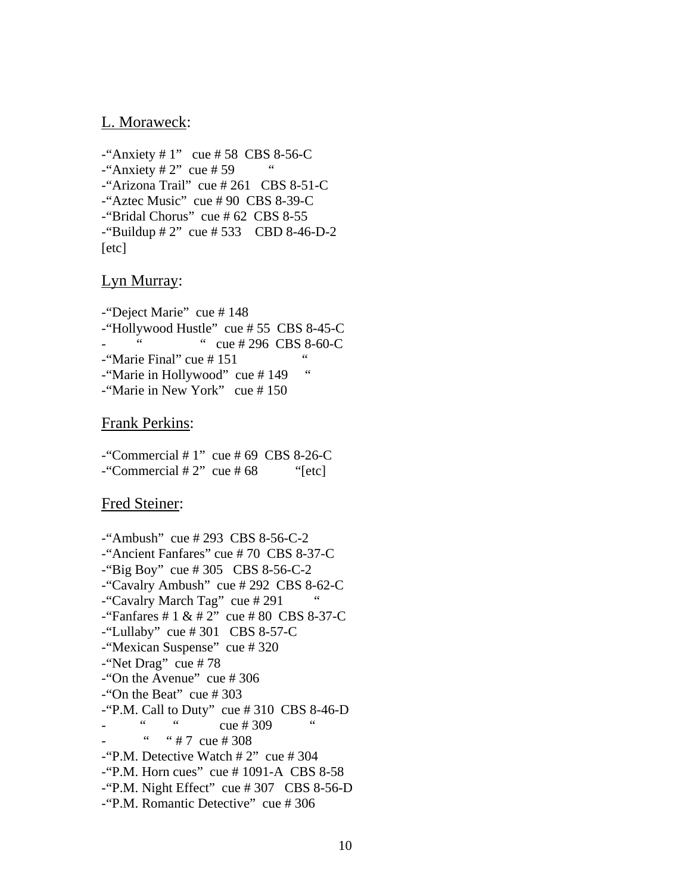L. Moraweck:

-“Anxiety # 1”   cue # 58  CBS 8-56-C
-“Anxiety # 2”  cue # 59          “
-“Arizona Trail”  cue # 261   CBS 8-51-C
-“Aztec Music”  cue # 90  CBS 8-39-C
-“Bridal Chorus”  cue # 62  CBS 8-55
-“Buildup # 2”  cue # 533    CBD 8-46-D-2
[etc]

Lyn Murray:

-“Deject Marie”  cue # 148
-“Hollywood Hustle”  cue # 55  CBS 8-45-C
-        “               “  cue # 296  CBS 8-60-C
-“Marie Final” cue # 151               “
-“Marie in Hollywood”  cue # 149     “
-“Marie in New York”   cue # 150

Frank Perkins:

-“Commercial # 1”  cue # 69  CBS 8-26-C
-“Commercial # 2”  cue # 68          “[etc]

Fred Steiner:

-“Ambush”  cue # 293  CBS 8-56-C-2
-“Ancient Fanfares” cue # 70  CBS 8-37-C
-“Big Boy”  cue # 305   CBS 8-56-C-2
-“Cavalry Ambush”  cue # 292  CBS 8-62-C
-“Cavalry March Tag”  cue # 291         “
-“Fanfares # 1 & # 2”  cue # 80  CBS 8-37-C
-“Lullaby”  cue # 301   CBS 8-57-C
-“Mexican Suspense”  cue # 320
-“Net Drag”  cue # 78
-“On the Avenue”  cue # 306
-“On the Beat”  cue # 303
-“P.M. Call to Duty”  cue # 310  CBS 8-46-D
-         “       “            cue # 309          “
-          “    “ # 7  cue # 308
-“P.M. Detective Watch # 2”  cue # 304
-“P.M. Horn cues”  cue # 1091-A  CBS 8-58
-“P.M. Night Effect”  cue # 307   CBS 8-56-D
-“P.M. Romantic Detective”  cue # 306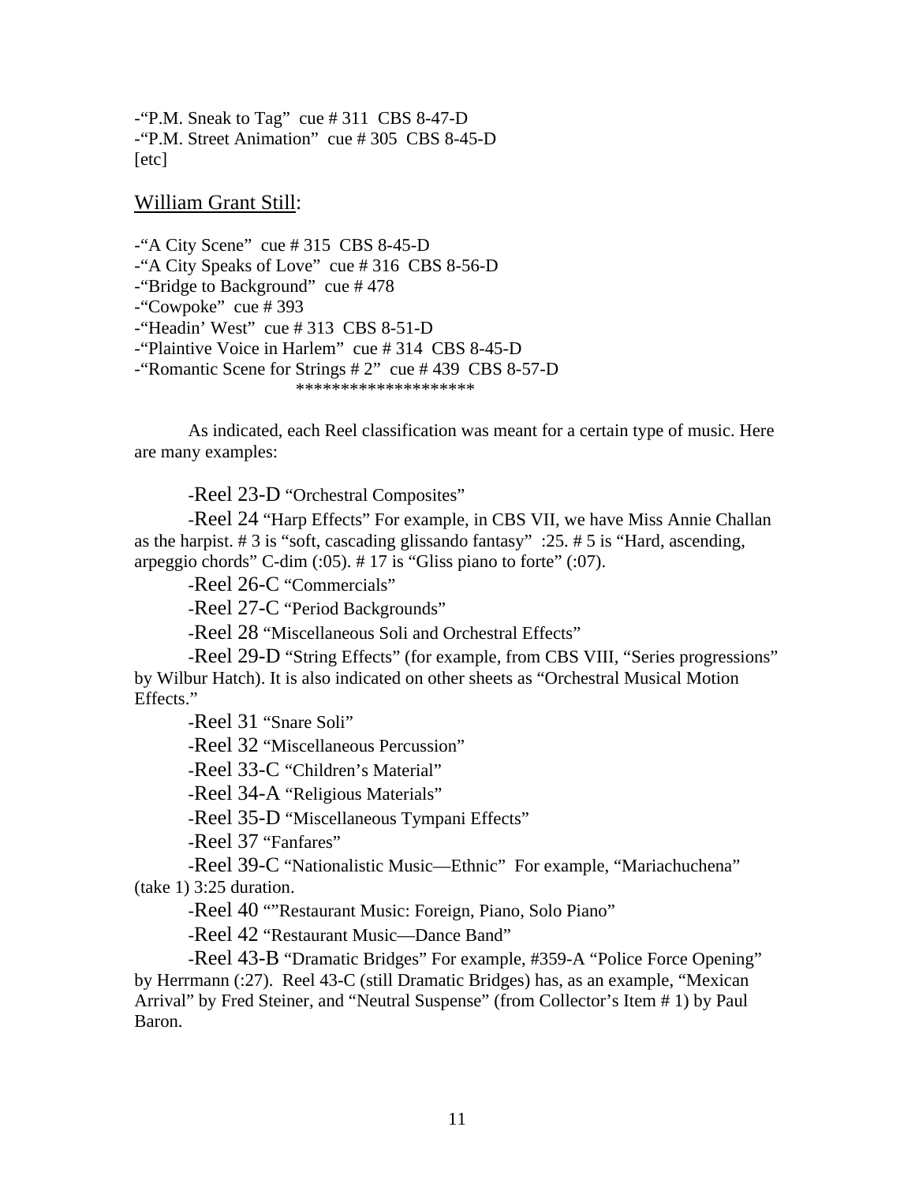-"P.M. Sneak to Tag" cue # 311 CBS 8-47-D
-"P.M. Street Animation" cue # 305 CBS 8-45-D
[etc]

William Grant Still:

-"A City Scene" cue # 315 CBS 8-45-D
-"A City Speaks of Love" cue # 316 CBS 8-56-D
-"Bridge to Background" cue # 478
-"Cowpoke" cue # 393
-"Headin' West" cue # 313 CBS 8-51-D
-"Plaintive Voice in Harlem" cue # 314 CBS 8-45-D
-"Romantic Scene for Strings # 2" cue # 439 CBS 8-57-D

********************

As indicated, each Reel classification was meant for a certain type of music. Here are many examples:

-Reel 23-D "Orchestral Composites"

-Reel 24 "Harp Effects" For example, in CBS VII, we have Miss Annie Challan as the harpist. # 3 is "soft, cascading glissando fantasy" :25. # 5 is "Hard, ascending, arpeggio chords" C-dim (:05). # 17 is "Gliss piano to forte" (:07).

-Reel 26-C "Commercials"

-Reel 27-C "Period Backgrounds"

-Reel 28 "Miscellaneous Soli and Orchestral Effects"

-Reel 29-D "String Effects" (for example, from CBS VIII, "Series progressions" by Wilbur Hatch). It is also indicated on other sheets as "Orchestral Musical Motion Effects."

-Reel 31 "Snare Soli"

-Reel 32 "Miscellaneous Percussion"

-Reel 33-C "Children's Material"

-Reel 34-A "Religious Materials"

-Reel 35-D "Miscellaneous Tympani Effects"

-Reel 37 "Fanfares"

-Reel 39-C "Nationalistic Music—Ethnic" For example, "Mariachuchena" (take 1) 3:25 duration.

-Reel 40 ""Restaurant Music: Foreign, Piano, Solo Piano"

-Reel 42 "Restaurant Music—Dance Band"

-Reel 43-B "Dramatic Bridges" For example, #359-A "Police Force Opening" by Herrmann (:27). Reel 43-C (still Dramatic Bridges) has, as an example, "Mexican Arrival" by Fred Steiner, and "Neutral Suspense" (from Collector's Item # 1) by Paul Baron.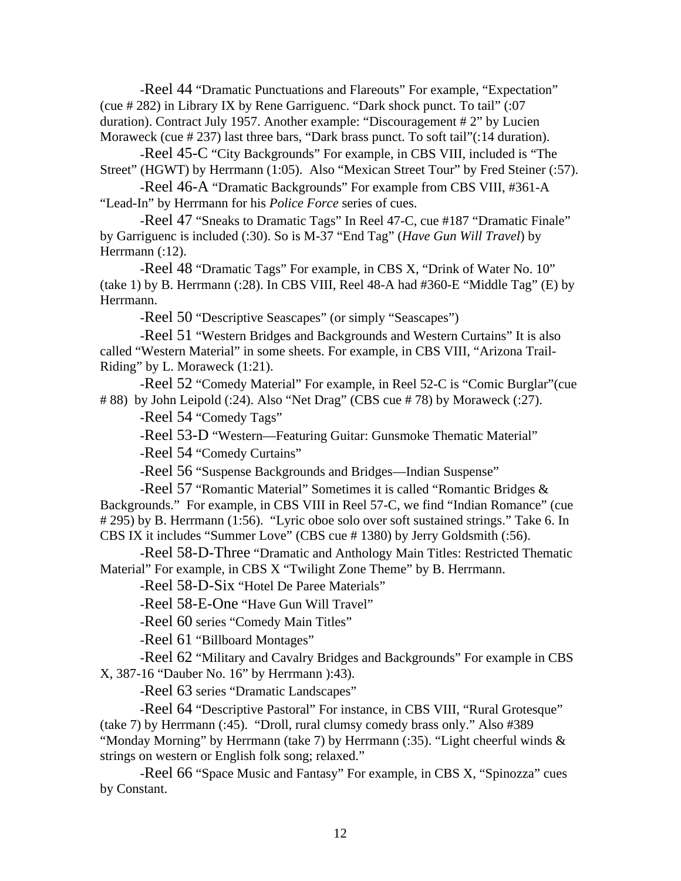-Reel 44 "Dramatic Punctuations and Flareouts" For example, "Expectation" (cue # 282) in Library IX by Rene Garriguenc. "Dark shock punct. To tail" (:07 duration). Contract July 1957. Another example: "Discouragement # 2" by Lucien Moraweck (cue # 237) last three bars, "Dark brass punct. To soft tail"(:14 duration).

-Reel 45-C "City Backgrounds" For example, in CBS VIII, included is "The Street" (HGWT) by Herrmann (1:05). Also "Mexican Street Tour" by Fred Steiner (:57).

-Reel 46-A "Dramatic Backgrounds" For example from CBS VIII, #361-A "Lead-In" by Herrmann for his *Police Force* series of cues.

-Reel 47 "Sneaks to Dramatic Tags" In Reel 47-C, cue #187 "Dramatic Finale" by Garriguenc is included (:30). So is M-37 "End Tag" (*Have Gun Will Travel*) by Herrmann (:12).

-Reel 48 "Dramatic Tags" For example, in CBS X, "Drink of Water No. 10" (take 1) by B. Herrmann (:28). In CBS VIII, Reel 48-A had #360-E "Middle Tag" (E) by Herrmann.

-Reel 50 "Descriptive Seascapes" (or simply "Seascapes")

-Reel 51 "Western Bridges and Backgrounds and Western Curtains" It is also called "Western Material" in some sheets. For example, in CBS VIII, "Arizona Trail-Riding" by L. Moraweck (1:21).

-Reel 52 "Comedy Material" For example, in Reel 52-C is "Comic Burglar"(cue # 88) by John Leipold (:24). Also "Net Drag" (CBS cue # 78) by Moraweck (:27).

-Reel 54 "Comedy Tags"

-Reel 53-D "Western—Featuring Guitar: Gunsmoke Thematic Material"

-Reel 54 "Comedy Curtains"

-Reel 56 "Suspense Backgrounds and Bridges—Indian Suspense"

-Reel 57 "Romantic Material" Sometimes it is called "Romantic Bridges & Backgrounds." For example, in CBS VIII in Reel 57-C, we find "Indian Romance" (cue # 295) by B. Herrmann (1:56). "Lyric oboe solo over soft sustained strings." Take 6. In CBS IX it includes "Summer Love" (CBS cue # 1380) by Jerry Goldsmith (:56).

-Reel 58-D-Three "Dramatic and Anthology Main Titles: Restricted Thematic Material" For example, in CBS X "Twilight Zone Theme" by B. Herrmann.

-Reel 58-D-Six "Hotel De Paree Materials"

-Reel 58-E-One "Have Gun Will Travel"

-Reel 60 series "Comedy Main Titles"

-Reel 61 "Billboard Montages"

-Reel 62 "Military and Cavalry Bridges and Backgrounds" For example in CBS X, 387-16 "Dauber No. 16" by Herrmann ):43).

-Reel 63 series "Dramatic Landscapes"

-Reel 64 "Descriptive Pastoral" For instance, in CBS VIII, "Rural Grotesque" (take 7) by Herrmann (:45). "Droll, rural clumsy comedy brass only." Also #389 "Monday Morning" by Herrmann (take 7) by Herrmann (:35). "Light cheerful winds & strings on western or English folk song; relaxed."

-Reel 66 "Space Music and Fantasy" For example, in CBS X, "Spinozza" cues by Constant.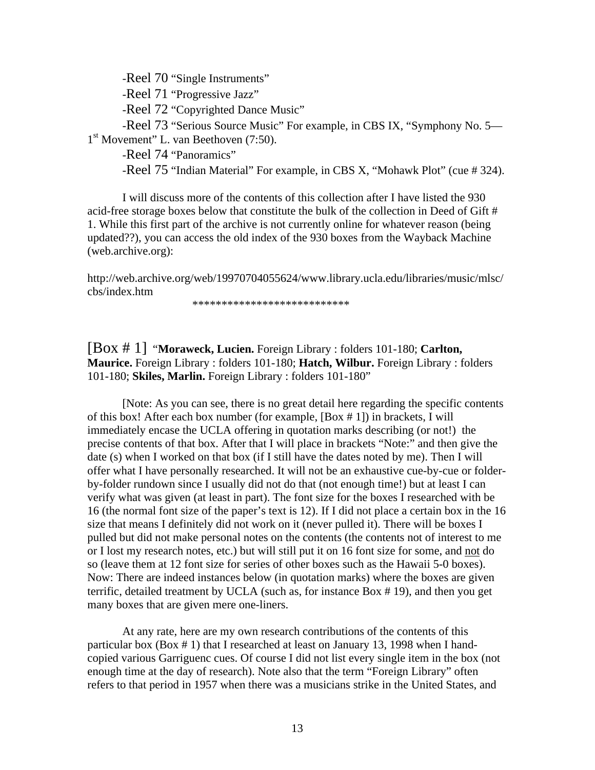-Reel 70 "Single Instruments"

-Reel 71 "Progressive Jazz"

-Reel 72 "Copyrighted Dance Music"

-Reel 73 "Serious Source Music" For example, in CBS IX, "Symphony No. 5—1st Movement" L. van Beethoven (7:50).

-Reel 74 "Panoramics"

-Reel 75 "Indian Material" For example, in CBS X, "Mohawk Plot" (cue # 324).

I will discuss more of the contents of this collection after I have listed the 930 acid-free storage boxes below that constitute the bulk of the collection in Deed of Gift # 1. While this first part of the archive is not currently online for whatever reason (being updated??), you can access the old index of the 930 boxes from the Wayback Machine (web.archive.org):

http://web.archive.org/web/19970704055624/www.library.ucla.edu/libraries/music/mlsc/cbs/index.htm

***************************

[Box # 1] "**Moraweck, Lucien.** Foreign Library : folders 101-180; **Carlton, Maurice.** Foreign Library : folders 101-180; **Hatch, Wilbur.** Foreign Library : folders 101-180; **Skiles, Marlin.** Foreign Library : folders 101-180"

[Note: As you can see, there is no great detail here regarding the specific contents of this box! After each box number (for example, [Box # 1]) in brackets, I will immediately encase the UCLA offering in quotation marks describing (or not!) the precise contents of that box. After that I will place in brackets "Note:" and then give the date (s) when I worked on that box (if I still have the dates noted by me). Then I will offer what I have personally researched. It will not be an exhaustive cue-by-cue or folder-by-folder rundown since I usually did not do that (not enough time!) but at least I can verify what was given (at least in part). The font size for the boxes I researched with be 16 (the normal font size of the paper's text is 12). If I did not place a certain box in the 16 size that means I definitely did not work on it (never pulled it). There will be boxes I pulled but did not make personal notes on the contents (the contents not of interest to me or I lost my research notes, etc.) but will still put it on 16 font size for some, and <u>not</u> do so (leave them at 12 font size for series of other boxes such as the Hawaii 5-0 boxes). Now: There are indeed instances below (in quotation marks) where the boxes are given terrific, detailed treatment by UCLA (such as, for instance Box # 19), and then you get many boxes that are given mere one-liners.

At any rate, here are my own research contributions of the contents of this particular box (Box # 1) that I researched at least on January 13, 1998 when I hand-copied various Garriguenc cues. Of course I did not list every single item in the box (not enough time at the day of research). Note also that the term "Foreign Library" often refers to that period in 1957 when there was a musicians strike in the United States, and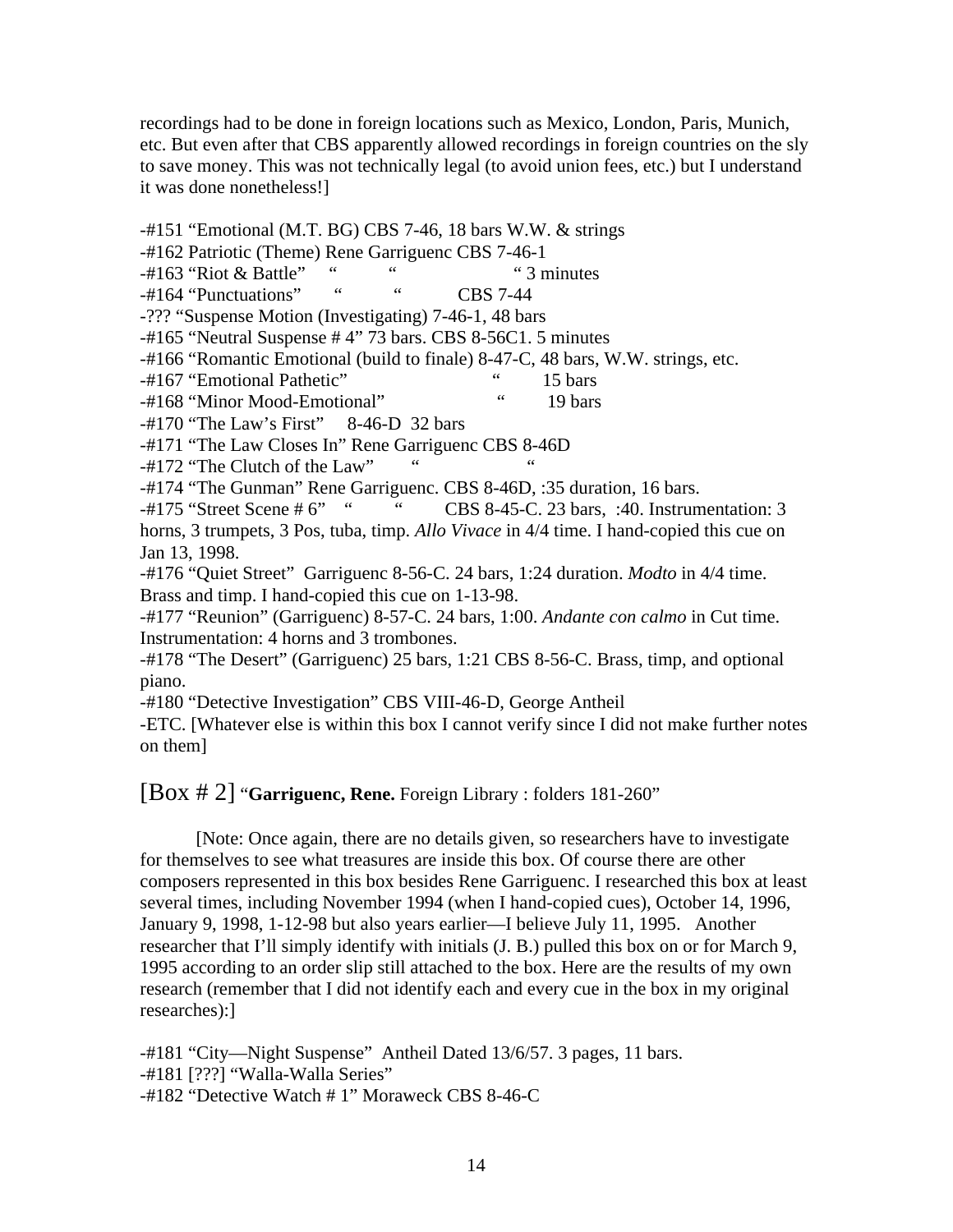recordings had to be done in foreign locations such as Mexico, London, Paris, Munich, etc. But even after that CBS apparently allowed recordings in foreign countries on the sly to save money. This was not technically legal (to avoid union fees, etc.) but I understand it was done nonetheless!]

-#151 "Emotional (M.T. BG) CBS 7-46, 18 bars W.W. & strings
-#162 Patriotic (Theme) Rene Garriguenc CBS 7-46-1
-#163 "Riot & Battle" " " " 3 minutes
-#164 "Punctuations" " " CBS 7-44
-??? "Suspense Motion (Investigating) 7-46-1, 48 bars
-#165 "Neutral Suspense # 4" 73 bars. CBS 8-56C1. 5 minutes
-#166 "Romantic Emotional (build to finale) 8-47-C, 48 bars, W.W. strings, etc.
-#167 "Emotional Pathetic" " 15 bars
-#168 "Minor Mood-Emotional" " 19 bars
-#170 "The Law's First" 8-46-D 32 bars
-#171 "The Law Closes In" Rene Garriguenc CBS 8-46D
-#172 "The Clutch of the Law" " "
-#174 "The Gunman" Rene Garriguenc. CBS 8-46D, :35 duration, 16 bars.
-#175 "Street Scene # 6" " " CBS 8-45-C. 23 bars, :40. Instrumentation: 3 horns, 3 trumpets, 3 Pos, tuba, timp. *Allo Vivace* in 4/4 time. I hand-copied this cue on Jan 13, 1998.
-#176 "Quiet Street" Garriguenc 8-56-C. 24 bars, 1:24 duration. *Modto* in 4/4 time. Brass and timp. I hand-copied this cue on 1-13-98.
-#177 "Reunion" (Garriguenc) 8-57-C. 24 bars, 1:00. *Andante con calmo* in Cut time. Instrumentation: 4 horns and 3 trombones.
-#178 "The Desert" (Garriguenc) 25 bars, 1:21 CBS 8-56-C. Brass, timp, and optional piano.
-#180 "Detective Investigation" CBS VIII-46-D, George Antheil
-ETC. [Whatever else is within this box I cannot verify since I did not make further notes on them]

## [Box # 2] "**Garriguenc, Rene.** Foreign Library : folders 181-260"

[Note: Once again, there are no details given, so researchers have to investigate for themselves to see what treasures are inside this box. Of course there are other composers represented in this box besides Rene Garriguenc. I researched this box at least several times, including November 1994 (when I hand-copied cues), October 14, 1996, January 9, 1998, 1-12-98 but also years earlier—I believe July 11, 1995. Another researcher that I'll simply identify with initials (J. B.) pulled this box on or for March 9, 1995 according to an order slip still attached to the box. Here are the results of my own research (remember that I did not identify each and every cue in the box in my original researches):]

-#181 "City—Night Suspense" Antheil Dated 13/6/57. 3 pages, 11 bars.
-#181 [???] "Walla-Walla Series"
-#182 "Detective Watch # 1" Moraweck CBS 8-46-C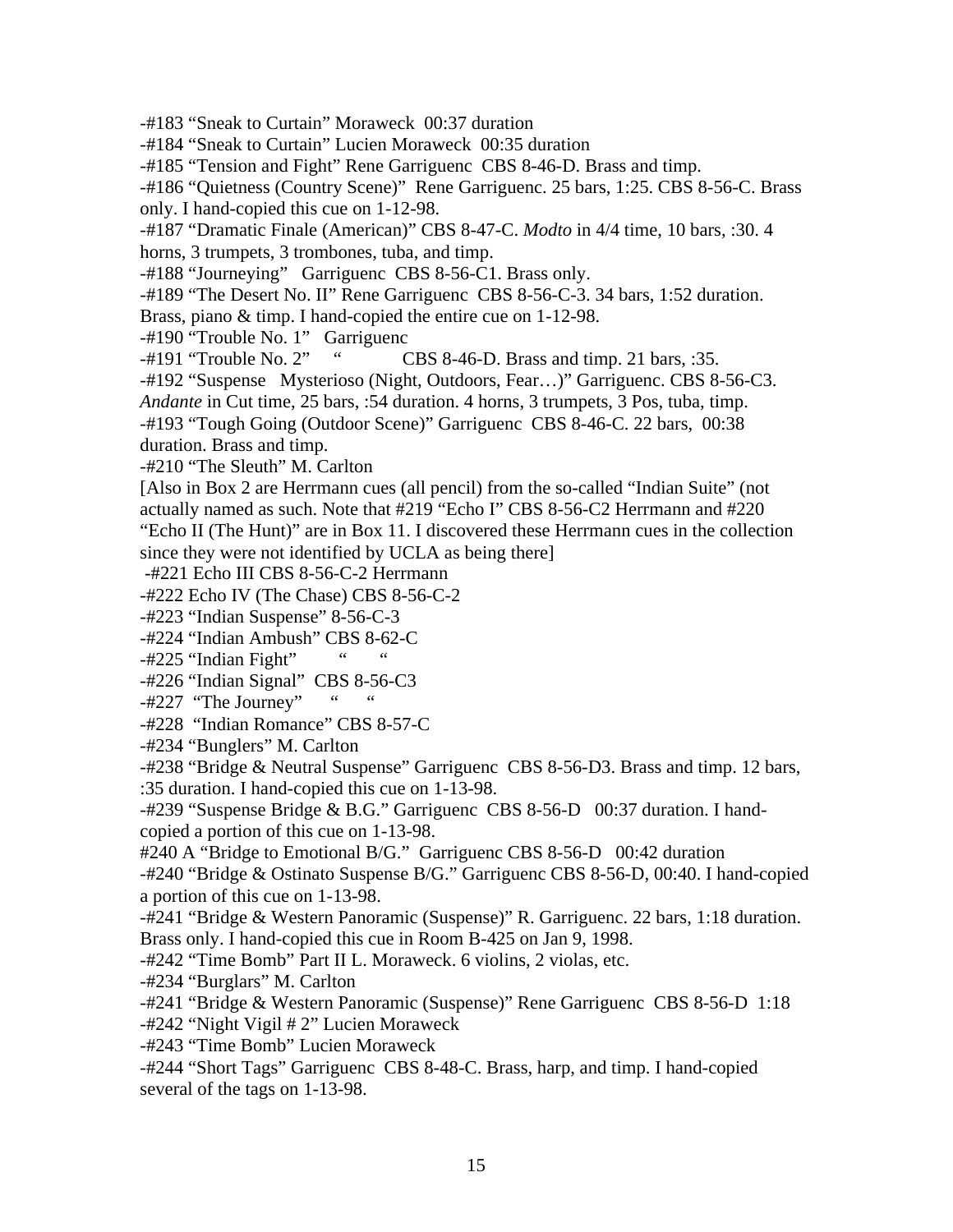-#183 “Sneak to Curtain” Moraweck 00:37 duration

-#184 “Sneak to Curtain” Lucien Moraweck 00:35 duration

-#185 “Tension and Fight” Rene Garriguenc CBS 8-46-D. Brass and timp.

-#186 “Quietness (Country Scene)” Rene Garriguenc. 25 bars, 1:25. CBS 8-56-C. Brass only. I hand-copied this cue on 1-12-98.

-#187 “Dramatic Finale (American)” CBS 8-47-C. *Modto* in 4/4 time, 10 bars, :30. 4 horns, 3 trumpets, 3 trombones, tuba, and timp.

-#188 “Journeying” Garriguenc CBS 8-56-C1. Brass only.

-#189 “The Desert No. II” Rene Garriguenc CBS 8-56-C-3. 34 bars, 1:52 duration. Brass, piano & timp. I hand-copied the entire cue on 1-12-98.

-#190 “Trouble No. 1” Garriguenc

-#191 “Trouble No. 2” “ CBS 8-46-D. Brass and timp. 21 bars, :35.

-#192 “Suspense Mysterioso (Night, Outdoors, Fear…)” Garriguenc. CBS 8-56-C3. *Andante* in Cut time, 25 bars, :54 duration. 4 horns, 3 trumpets, 3 Pos, tuba, timp.

-#193 “Tough Going (Outdoor Scene)” Garriguenc CBS 8-46-C. 22 bars, 00:38 duration. Brass and timp.

-#210 “The Sleuth” M. Carlton

[Also in Box 2 are Herrmann cues (all pencil) from the so-called “Indian Suite” (not actually named as such. Note that #219 “Echo I” CBS 8-56-C2 Herrmann and #220 “Echo II (The Hunt)” are in Box 11. I discovered these Herrmann cues in the collection since they were not identified by UCLA as being there]

-#221 Echo III CBS 8-56-C-2 Herrmann

-#222 Echo IV (The Chase) CBS 8-56-C-2

-#223 “Indian Suspense” 8-56-C-3

-#224 “Indian Ambush” CBS 8-62-C

-#225 “Indian Fight” “ “

-#226 “Indian Signal” CBS 8-56-C3

-#227 “The Journey” “ “

-#228 “Indian Romance” CBS 8-57-C

-#234 “Bunglers” M. Carlton

-#238 “Bridge & Neutral Suspense” Garriguenc CBS 8-56-D3. Brass and timp. 12 bars, :35 duration. I hand-copied this cue on 1-13-98.

-#239 “Suspense Bridge & B.G.” Garriguenc CBS 8-56-D 00:37 duration. I hand-copied a portion of this cue on 1-13-98.

#240 A “Bridge to Emotional B/G.” Garriguenc CBS 8-56-D 00:42 duration

-#240 “Bridge & Ostinato Suspense B/G.” Garriguenc CBS 8-56-D, 00:40. I hand-copied a portion of this cue on 1-13-98.

-#241 “Bridge & Western Panoramic (Suspense)” R. Garriguenc. 22 bars, 1:18 duration. Brass only. I hand-copied this cue in Room B-425 on Jan 9, 1998.

-#242 “Time Bomb” Part II L. Moraweck. 6 violins, 2 violas, etc.

-#234 “Burglars” M. Carlton

-#241 “Bridge & Western Panoramic (Suspense)” Rene Garriguenc CBS 8-56-D 1:18

-#242 “Night Vigil # 2” Lucien Moraweck

-#243 “Time Bomb” Lucien Moraweck

-#244 “Short Tags” Garriguenc CBS 8-48-C. Brass, harp, and timp. I hand-copied several of the tags on 1-13-98.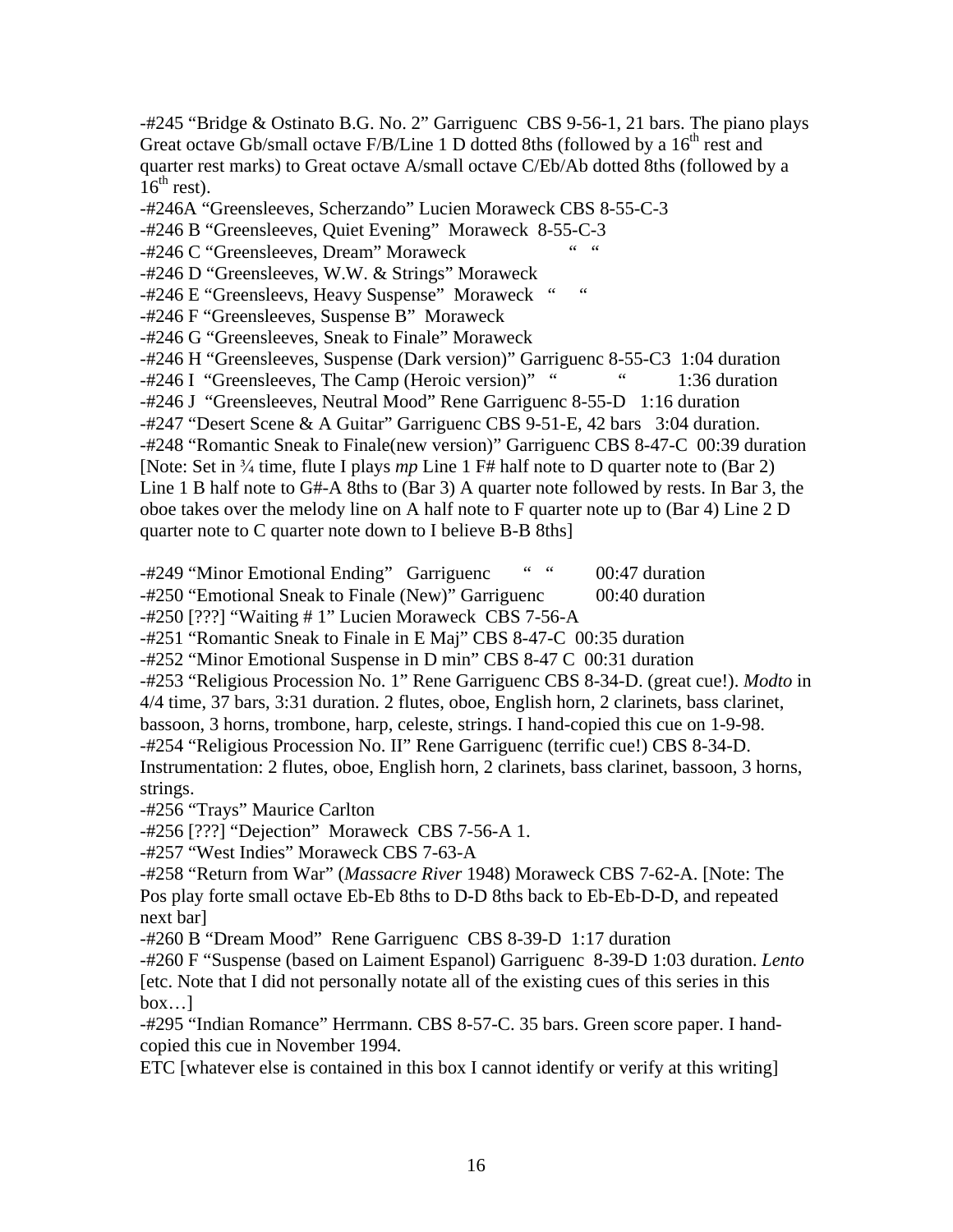-#245 "Bridge & Ostinato B.G. No. 2" Garriguenc CBS 9-56-1, 21 bars. The piano plays Great octave Gb/small octave F/B/Line 1 D dotted 8ths (followed by a 16th rest and quarter rest marks) to Great octave A/small octave C/Eb/Ab dotted 8ths (followed by a 16th rest).

-#246A "Greensleeves, Scherzando" Lucien Moraweck CBS 8-55-C-3

-#246 B "Greensleeves, Quiet Evening" Moraweck 8-55-C-3

-#246 C "Greensleeves, Dream" Moraweck " "

-#246 D "Greensleeves, W.W. & Strings" Moraweck

-#246 E "Greensleevs, Heavy Suspense" Moraweck " "

-#246 F "Greensleeves, Suspense B" Moraweck

-#246 G "Greensleeves, Sneak to Finale" Moraweck

-#246 H "Greensleeves, Suspense (Dark version)" Garriguenc 8-55-C3 1:04 duration

-#246 I "Greensleeves, The Camp (Heroic version)" " " 1:36 duration

-#246 J "Greensleeves, Neutral Mood" Rene Garriguenc 8-55-D 1:16 duration

-#247 "Desert Scene & A Guitar" Garriguenc CBS 9-51-E, 42 bars 3:04 duration.

-#248 "Romantic Sneak to Finale(new version)" Garriguenc CBS 8-47-C 00:39 duration [Note: Set in ¾ time, flute I plays *mp* Line 1 F# half note to D quarter note to (Bar 2) Line 1 B half note to G#-A 8ths to (Bar 3) A quarter note followed by rests. In Bar 3, the oboe takes over the melody line on A half note to F quarter note up to (Bar 4) Line 2 D quarter note to C quarter note down to I believe B-B 8ths]

-#249 "Minor Emotional Ending" Garriguenc " " 00:47 duration

-#250 "Emotional Sneak to Finale (New)" Garriguenc 00:40 duration

-#250 [???] "Waiting # 1" Lucien Moraweck CBS 7-56-A

-#251 "Romantic Sneak to Finale in E Maj" CBS 8-47-C 00:35 duration

-#252 "Minor Emotional Suspense in D min" CBS 8-47 C 00:31 duration

-#253 "Religious Procession No. 1" Rene Garriguenc CBS 8-34-D. (great cue!). *Modto* in 4/4 time, 37 bars, 3:31 duration. 2 flutes, oboe, English horn, 2 clarinets, bass clarinet, bassoon, 3 horns, trombone, harp, celeste, strings. I hand-copied this cue on 1-9-98.

-#254 "Religious Procession No. II" Rene Garriguenc (terrific cue!) CBS 8-34-D. Instrumentation: 2 flutes, oboe, English horn, 2 clarinets, bass clarinet, bassoon, 3 horns, strings.

-#256 "Trays" Maurice Carlton

-#256 [???] "Dejection" Moraweck CBS 7-56-A 1.

-#257 "West Indies" Moraweck CBS 7-63-A

-#258 "Return from War" (*Massacre River* 1948) Moraweck CBS 7-62-A. [Note: The Pos play forte small octave Eb-Eb 8ths to D-D 8ths back to Eb-Eb-D-D, and repeated next bar]

-#260 B "Dream Mood" Rene Garriguenc CBS 8-39-D 1:17 duration

-#260 F "Suspense (based on Laiment Espanol) Garriguenc 8-39-D 1:03 duration. *Lento* [etc. Note that I did not personally notate all of the existing cues of this series in this box…]

-#295 "Indian Romance" Herrmann. CBS 8-57-C. 35 bars. Green score paper. I hand-copied this cue in November 1994.

ETC [whatever else is contained in this box I cannot identify or verify at this writing]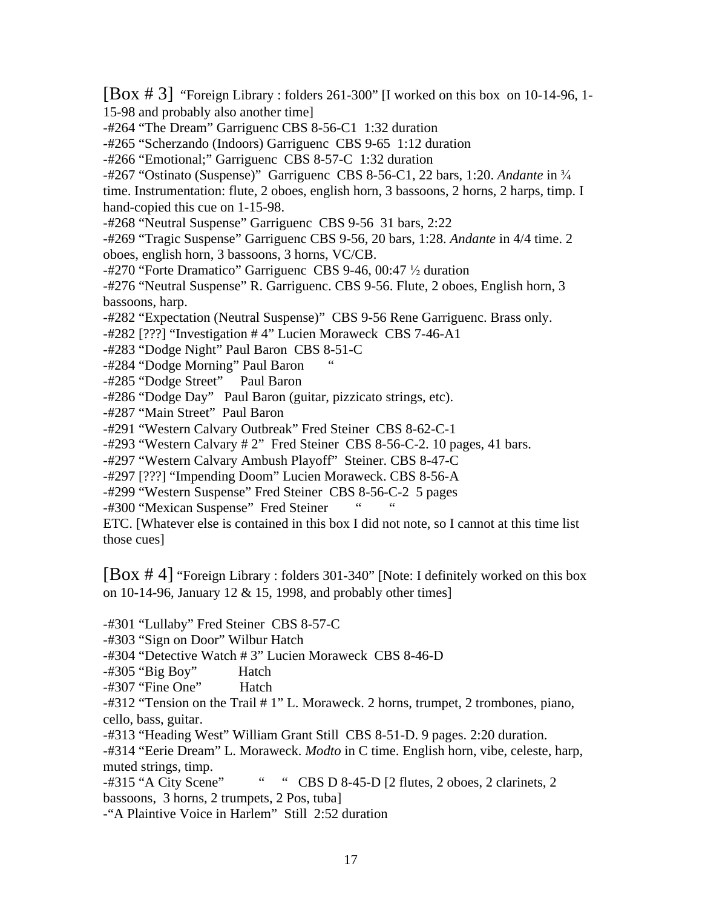[Box # 3] "Foreign Library : folders 261-300" [I worked on this box on 10-14-96, 1-15-98 and probably also another time]

-#264 "The Dream" Garriguenc CBS 8-56-C1 1:32 duration
-#265 "Scherzando (Indoors) Garriguenc CBS 9-65 1:12 duration
-#266 "Emotional;" Garriguenc CBS 8-57-C 1:32 duration
-#267 "Ostinato (Suspense)" Garriguenc CBS 8-56-C1, 22 bars, 1:20. *Andante* in ¾ time. Instrumentation: flute, 2 oboes, english horn, 3 bassoons, 2 horns, 2 harps, timp. I hand-copied this cue on 1-15-98.
-#268 "Neutral Suspense" Garriguenc CBS 9-56 31 bars, 2:22
-#269 "Tragic Suspense" Garriguenc CBS 9-56, 20 bars, 1:28. *Andante* in 4/4 time. 2 oboes, english horn, 3 bassoons, 3 horns, VC/CB.
-#270 "Forte Dramatico" Garriguenc CBS 9-46, 00:47 ½ duration
-#276 "Neutral Suspense" R. Garriguenc. CBS 9-56. Flute, 2 oboes, English horn, 3 bassoons, harp.
-#282 "Expectation (Neutral Suspense)" CBS 9-56 Rene Garriguenc. Brass only.
-#282 [???] "Investigation # 4" Lucien Moraweck CBS 7-46-A1
-#283 "Dodge Night" Paul Baron CBS 8-51-C
-#284 "Dodge Morning" Paul Baron "
-#285 "Dodge Street" Paul Baron
-#286 "Dodge Day" Paul Baron (guitar, pizzicato strings, etc).
-#287 "Main Street" Paul Baron
-#291 "Western Calvary Outbreak" Fred Steiner CBS 8-62-C-1
-#293 "Western Calvary # 2" Fred Steiner CBS 8-56-C-2. 10 pages, 41 bars.
-#297 "Western Calvary Ambush Playoff" Steiner. CBS 8-47-C
-#297 [???] "Impending Doom" Lucien Moraweck. CBS 8-56-A
-#299 "Western Suspense" Fred Steiner CBS 8-56-C-2 5 pages
-#300 "Mexican Suspense" Fred Steiner " "
ETC. [Whatever else is contained in this box I did not note, so I cannot at this time list those cues]

[Box # 4] "Foreign Library : folders 301-340" [Note: I definitely worked on this box on 10-14-96, January 12 & 15, 1998, and probably other times]

-#301 "Lullaby" Fred Steiner CBS 8-57-C
-#303 "Sign on Door" Wilbur Hatch
-#304 "Detective Watch # 3" Lucien Moraweck CBS 8-46-D
-#305 "Big Boy" Hatch
-#307 "Fine One" Hatch
-#312 "Tension on the Trail # 1" L. Moraweck. 2 horns, trumpet, 2 trombones, piano, cello, bass, guitar.
-#313 "Heading West" William Grant Still CBS 8-51-D. 9 pages. 2:20 duration.
-#314 "Eerie Dream" L. Moraweck. *Modto* in C time. English horn, vibe, celeste, harp, muted strings, timp.
-#315 "A City Scene" " " CBS D 8-45-D [2 flutes, 2 oboes, 2 clarinets, 2 bassoons, 3 horns, 2 trumpets, 2 Pos, tuba]
-"A Plaintive Voice in Harlem" Still 2:52 duration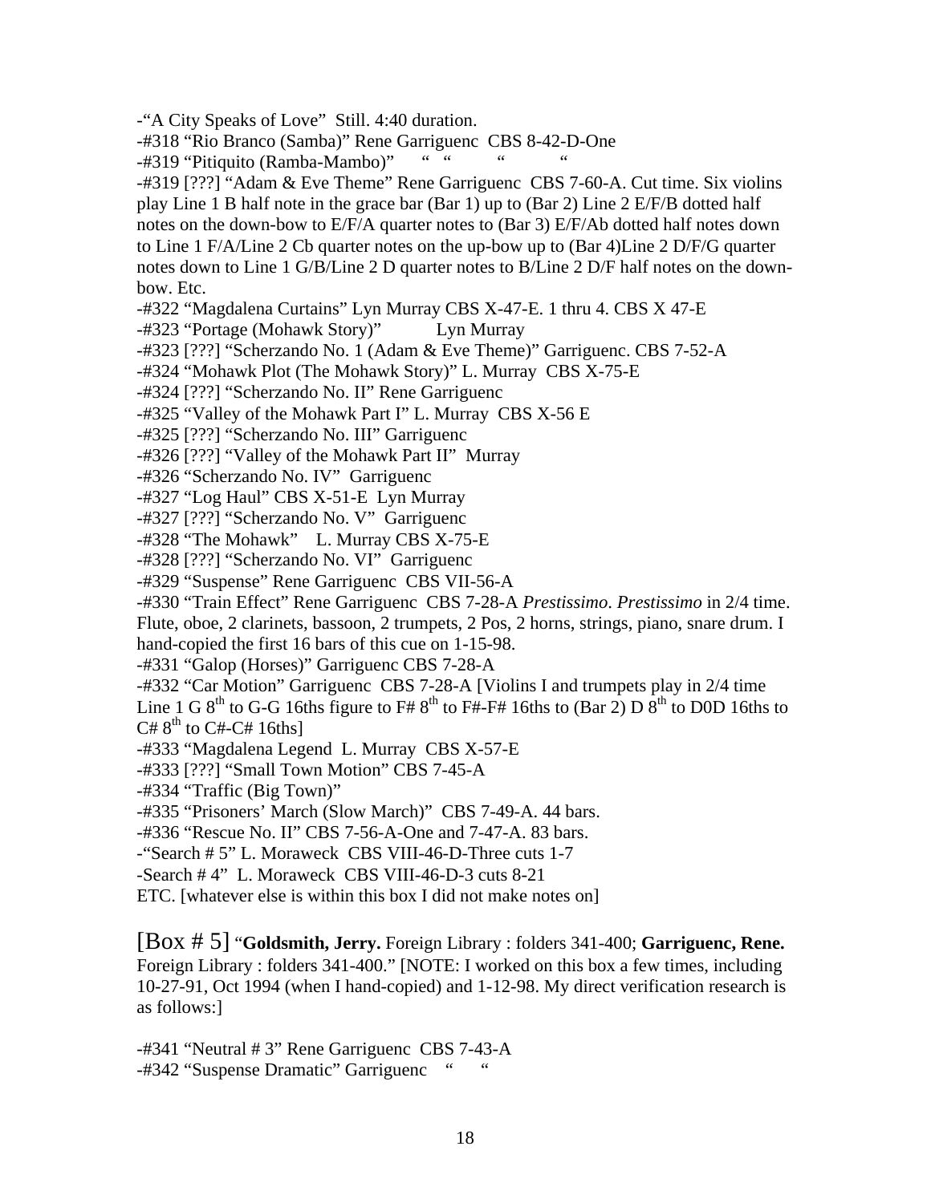-"A City Speaks of Love" Still. 4:40 duration.

-#318 "Rio Branco (Samba)" Rene Garriguenc CBS 8-42-D-One

-#319 "Pitiquito (Ramba-Mambo)" " " " "

-#319 [???] "Adam & Eve Theme" Rene Garriguenc CBS 7-60-A. Cut time. Six violins play Line 1 B half note in the grace bar (Bar 1) up to (Bar 2) Line 2 E/F/B dotted half notes on the down-bow to E/F/A quarter notes to (Bar 3) E/F/Ab dotted half notes down to Line 1 F/A/Line 2 Cb quarter notes on the up-bow up to (Bar 4)Line 2 D/F/G quarter notes down to Line 1 G/B/Line 2 D quarter notes to B/Line 2 D/F half notes on the down-bow. Etc.

-#322 "Magdalena Curtains" Lyn Murray CBS X-47-E. 1 thru 4. CBS X 47-E

-#323 "Portage (Mohawk Story)" Lyn Murray

-#323 [???] "Scherzando No. 1 (Adam & Eve Theme)" Garriguenc. CBS 7-52-A

-#324 "Mohawk Plot (The Mohawk Story)" L. Murray CBS X-75-E

-#324 [???] "Scherzando No. II" Rene Garriguenc

-#325 "Valley of the Mohawk Part I" L. Murray CBS X-56 E

-#325 [???] "Scherzando No. III" Garriguenc

-#326 [???] "Valley of the Mohawk Part II" Murray

-#326 "Scherzando No. IV" Garriguenc

-#327 "Log Haul" CBS X-51-E Lyn Murray

-#327 [???] "Scherzando No. V" Garriguenc

-#328 "The Mohawk" L. Murray CBS X-75-E

-#328 [???] "Scherzando No. VI" Garriguenc

-#329 "Suspense" Rene Garriguenc CBS VII-56-A

-#330 "Train Effect" Rene Garriguenc CBS 7-28-A *Prestissimo*. *Prestissimo* in 2/4 time. Flute, oboe, 2 clarinets, bassoon, 2 trumpets, 2 Pos, 2 horns, strings, piano, snare drum. I hand-copied the first 16 bars of this cue on 1-15-98.

-#331 "Galop (Horses)" Garriguenc CBS 7-28-A

-#332 "Car Motion" Garriguenc CBS 7-28-A [Violins I and trumpets play in 2/4 time Line 1 G 8th to G-G 16ths figure to F# 8th to F#-F# 16ths to (Bar 2) D 8th to D0D 16ths to C# 8th to C#-C# 16ths]

-#333 "Magdalena Legend L. Murray CBS X-57-E

-#333 [???] "Small Town Motion" CBS 7-45-A

-#334 "Traffic (Big Town)"

-#335 "Prisoners' March (Slow March)" CBS 7-49-A. 44 bars.

-#336 "Rescue No. II" CBS 7-56-A-One and 7-47-A. 83 bars.

-"Search # 5" L. Moraweck CBS VIII-46-D-Three cuts 1-7

-Search # 4" L. Moraweck CBS VIII-46-D-3 cuts 8-21

ETC. [whatever else is within this box I did not make notes on]

[Box # 5] "**Goldsmith, Jerry.** Foreign Library : folders 341-400; **Garriguenc, Rene.** Foreign Library : folders 341-400." [NOTE: I worked on this box a few times, including 10-27-91, Oct 1994 (when I hand-copied) and 1-12-98. My direct verification research is as follows:]

-#341 "Neutral # 3" Rene Garriguenc CBS 7-43-A

-#342 "Suspense Dramatic" Garriguenc " "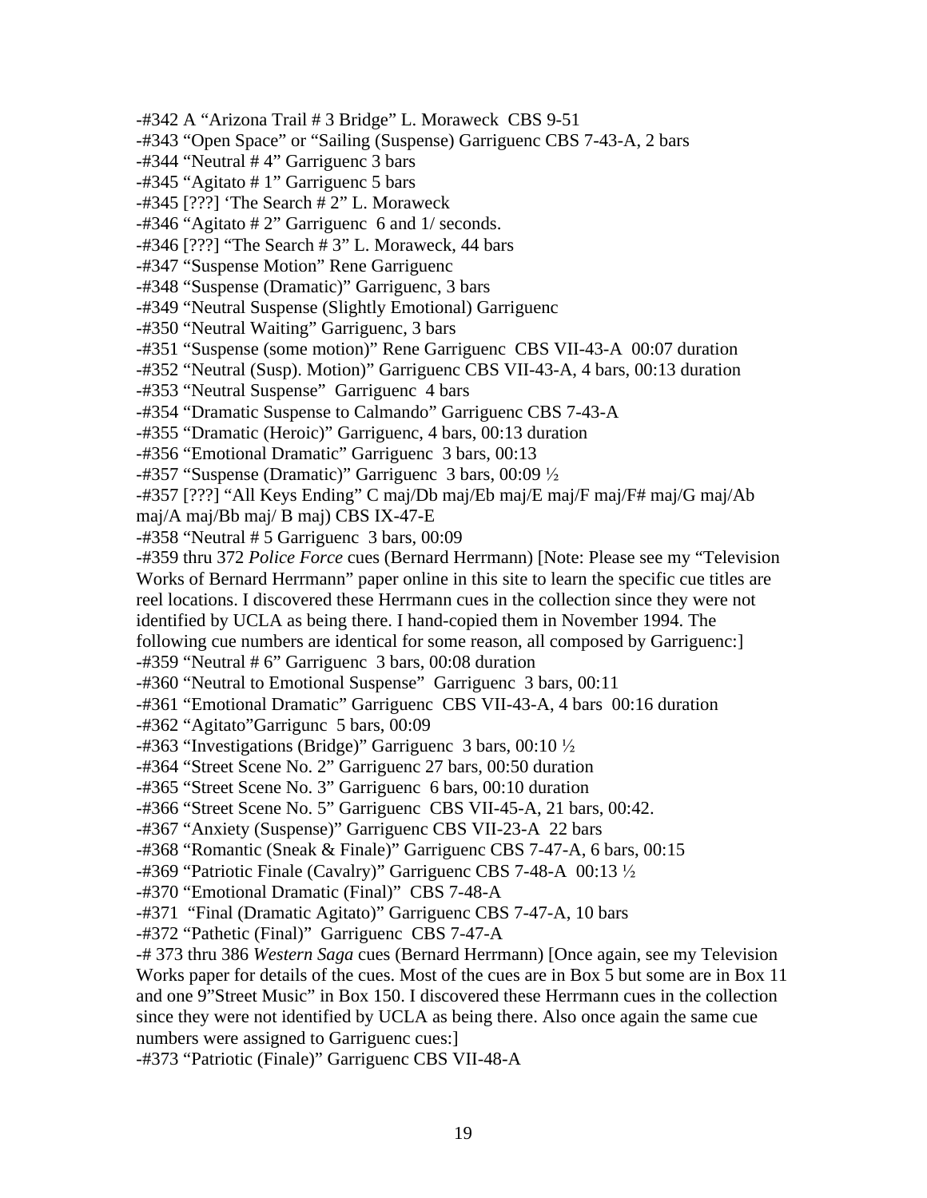-#342 A "Arizona Trail # 3 Bridge" L. Moraweck CBS 9-51

-#343 "Open Space" or "Sailing (Suspense) Garriguenc CBS 7-43-A, 2 bars

-#344 "Neutral # 4" Garriguenc 3 bars

-#345 "Agitato # 1" Garriguenc 5 bars

-#345 [???] 'The Search # 2" L. Moraweck

-#346 "Agitato # 2" Garriguenc 6 and 1/ seconds.

-#346 [???] "The Search # 3" L. Moraweck, 44 bars

-#347 "Suspense Motion" Rene Garriguenc

-#348 "Suspense (Dramatic)" Garriguenc, 3 bars

-#349 "Neutral Suspense (Slightly Emotional) Garriguenc

-#350 "Neutral Waiting" Garriguenc, 3 bars

-#351 "Suspense (some motion)" Rene Garriguenc CBS VII-43-A 00:07 duration

-#352 "Neutral (Susp). Motion)" Garriguenc CBS VII-43-A, 4 bars, 00:13 duration

-#353 "Neutral Suspense" Garriguenc 4 bars

-#354 "Dramatic Suspense to Calmando" Garriguenc CBS 7-43-A

-#355 "Dramatic (Heroic)" Garriguenc, 4 bars, 00:13 duration

-#356 "Emotional Dramatic" Garriguenc 3 bars, 00:13

-#357 "Suspense (Dramatic)" Garriguenc 3 bars, 00:09 ½

-#357 [???] "All Keys Ending" C maj/Db maj/Eb maj/E maj/F maj/F# maj/G maj/Ab maj/A maj/Bb maj/ B maj) CBS IX-47-E

-#358 "Neutral # 5 Garriguenc 3 bars, 00:09

-#359 thru 372 *Police Force* cues (Bernard Herrmann) [Note: Please see my "Television Works of Bernard Herrmann" paper online in this site to learn the specific cue titles are reel locations. I discovered these Herrmann cues in the collection since they were not identified by UCLA as being there. I hand-copied them in November 1994. The following cue numbers are identical for some reason, all composed by Garriguenc:]

-#359 "Neutral # 6" Garriguenc 3 bars, 00:08 duration

-#360 "Neutral to Emotional Suspense" Garriguenc 3 bars, 00:11

-#361 "Emotional Dramatic" Garriguenc CBS VII-43-A, 4 bars 00:16 duration

-#362 "Agitato"Garrigunc 5 bars, 00:09

-#363 "Investigations (Bridge)" Garriguenc 3 bars, 00:10 ½

-#364 "Street Scene No. 2" Garriguenc 27 bars, 00:50 duration

-#365 "Street Scene No. 3" Garriguenc 6 bars, 00:10 duration

-#366 "Street Scene No. 5" Garriguenc CBS VII-45-A, 21 bars, 00:42.

-#367 "Anxiety (Suspense)" Garriguenc CBS VII-23-A 22 bars

-#368 "Romantic (Sneak & Finale)" Garriguenc CBS 7-47-A, 6 bars, 00:15

-#369 "Patriotic Finale (Cavalry)" Garriguenc CBS 7-48-A 00:13 ½

-#370 "Emotional Dramatic (Final)" CBS 7-48-A

-#371 "Final (Dramatic Agitato)" Garriguenc CBS 7-47-A, 10 bars

-#372 "Pathetic (Final)" Garriguenc CBS 7-47-A

-# 373 thru 386 *Western Saga* cues (Bernard Herrmann) [Once again, see my Television Works paper for details of the cues. Most of the cues are in Box 5 but some are in Box 11 and one 9"Street Music" in Box 150. I discovered these Herrmann cues in the collection since they were not identified by UCLA as being there. Also once again the same cue numbers were assigned to Garriguenc cues:]

-#373 "Patriotic (Finale)" Garriguenc CBS VII-48-A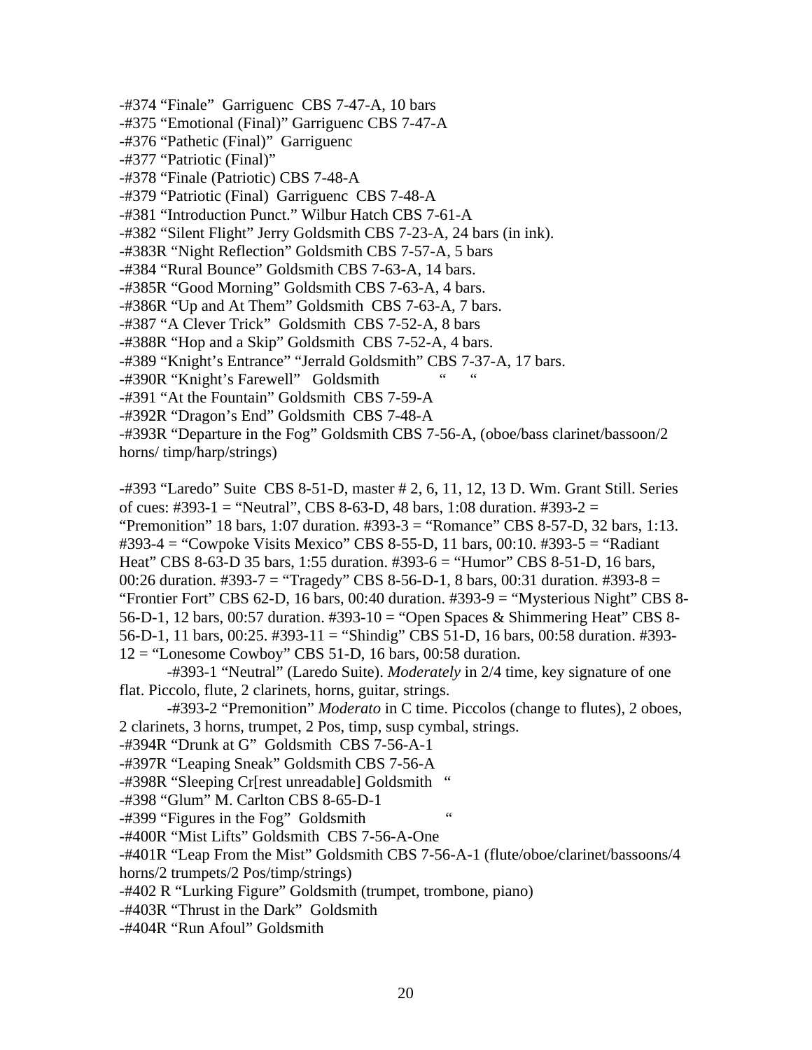-#374 “Finale” Garriguenc CBS 7-47-A, 10 bars
-#375 “Emotional (Final)” Garriguenc CBS 7-47-A
-#376 “Pathetic (Final)” Garriguenc
-#377 “Patriotic (Final)”
-#378 “Finale (Patriotic) CBS 7-48-A
-#379 “Patriotic (Final) Garriguenc CBS 7-48-A
-#381 “Introduction Punct.” Wilbur Hatch CBS 7-61-A
-#382 “Silent Flight” Jerry Goldsmith CBS 7-23-A, 24 bars (in ink).
-#383R “Night Reflection” Goldsmith CBS 7-57-A, 5 bars
-#384 “Rural Bounce” Goldsmith CBS 7-63-A, 14 bars.
-#385R “Good Morning” Goldsmith CBS 7-63-A, 4 bars.
-#386R “Up and At Them” Goldsmith CBS 7-63-A, 7 bars.
-#387 “A Clever Trick” Goldsmith CBS 7-52-A, 8 bars
-#388R “Hop and a Skip” Goldsmith CBS 7-52-A, 4 bars.
-#389 “Knight’s Entrance” “Jerrald Goldsmith” CBS 7-37-A, 17 bars.
-#390R “Knight’s Farewell” Goldsmith “ “
-#391 “At the Fountain” Goldsmith CBS 7-59-A
-#392R “Dragon’s End” Goldsmith CBS 7-48-A
-#393R “Departure in the Fog” Goldsmith CBS 7-56-A, (oboe/bass clarinet/bassoon/2 horns/ timp/harp/strings)

-#393 “Laredo” Suite CBS 8-51-D, master # 2, 6, 11, 12, 13 D. Wm. Grant Still. Series of cues: #393-1 = “Neutral”, CBS 8-63-D, 48 bars, 1:08 duration. #393-2 = “Premonition” 18 bars, 1:07 duration. #393-3 = “Romance” CBS 8-57-D, 32 bars, 1:13. #393-4 = “Cowpoke Visits Mexico” CBS 8-55-D, 11 bars, 00:10. #393-5 = “Radiant Heat” CBS 8-63-D 35 bars, 1:55 duration. #393-6 = “Humor” CBS 8-51-D, 16 bars, 00:26 duration. #393-7 = “Tragedy” CBS 8-56-D-1, 8 bars, 00:31 duration. #393-8 = “Frontier Fort” CBS 62-D, 16 bars, 00:40 duration. #393-9 = “Mysterious Night” CBS 8-56-D-1, 12 bars, 00:57 duration. #393-10 = “Open Spaces & Shimmering Heat” CBS 8-56-D-1, 11 bars, 00:25. #393-11 = “Shindig” CBS 51-D, 16 bars, 00:58 duration. #393-12 = “Lonesome Cowboy” CBS 51-D, 16 bars, 00:58 duration.

-#393-1 “Neutral” (Laredo Suite). *Moderately* in 2/4 time, key signature of one flat. Piccolo, flute, 2 clarinets, horns, guitar, strings.

-#393-2 “Premonition” *Moderato* in C time. Piccolos (change to flutes), 2 oboes, 2 clarinets, 3 horns, trumpet, 2 Pos, timp, susp cymbal, strings.

-#394R “Drunk at G” Goldsmith CBS 7-56-A-1
-#397R “Leaping Sneak” Goldsmith CBS 7-56-A
-#398R “Sleeping Cr[rest unreadable] Goldsmith “
-#398 “Glum” M. Carlton CBS 8-65-D-1
-#399 “Figures in the Fog” Goldsmith “
-#400R “Mist Lifts” Goldsmith CBS 7-56-A-One
-#401R “Leap From the Mist” Goldsmith CBS 7-56-A-1 (flute/oboe/clarinet/bassoons/4 horns/2 trumpets/2 Pos/timp/strings)
-#402 R “Lurking Figure” Goldsmith (trumpet, trombone, piano)
-#403R “Thrust in the Dark” Goldsmith
-#404R “Run Afoul” Goldsmith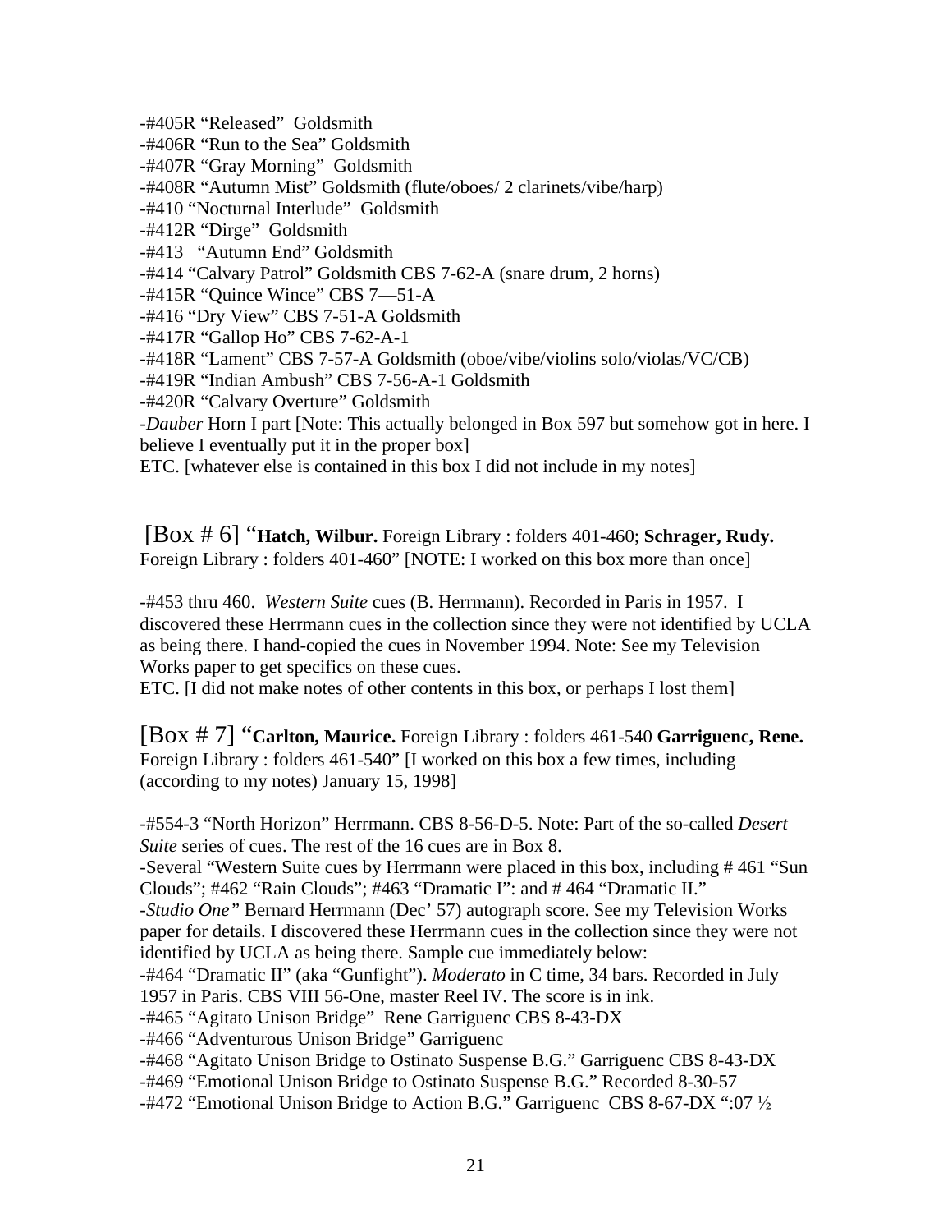-#405R "Released" Goldsmith
-#406R "Run to the Sea" Goldsmith
-#407R "Gray Morning" Goldsmith
-#408R "Autumn Mist" Goldsmith (flute/oboes/ 2 clarinets/vibe/harp)
-#410 "Nocturnal Interlude" Goldsmith
-#412R "Dirge" Goldsmith
-#413 "Autumn End" Goldsmith
-#414 "Calvary Patrol" Goldsmith CBS 7-62-A (snare drum, 2 horns)
-#415R "Quince Wince" CBS 7—51-A
-#416 "Dry View" CBS 7-51-A Goldsmith
-#417R "Gallop Ho" CBS 7-62-A-1
-#418R "Lament" CBS 7-57-A Goldsmith (oboe/vibe/violins solo/violas/VC/CB)
-#419R "Indian Ambush" CBS 7-56-A-1 Goldsmith
-#420R "Calvary Overture" Goldsmith
-*Dauber* Horn I part [Note: This actually belonged in Box 597 but somehow got in here. I believe I eventually put it in the proper box]
ETC. [whatever else is contained in this box I did not include in my notes]

[Box # 6] "**Hatch, Wilbur.** Foreign Library : folders 401-460; **Schrager, Rudy.** Foreign Library : folders 401-460" [NOTE: I worked on this box more than once]

-#453 thru 460. *Western Suite* cues (B. Herrmann). Recorded in Paris in 1957. I discovered these Herrmann cues in the collection since they were not identified by UCLA as being there. I hand-copied the cues in November 1994. Note: See my Television Works paper to get specifics on these cues.
ETC. [I did not make notes of other contents in this box, or perhaps I lost them]

[Box # 7] "**Carlton, Maurice.** Foreign Library : folders 461-540 **Garriguenc, Rene.** Foreign Library : folders 461-540" [I worked on this box a few times, including (according to my notes) January 15, 1998]

-#554-3 "North Horizon" Herrmann. CBS 8-56-D-5. Note: Part of the so-called *Desert Suite* series of cues. The rest of the 16 cues are in Box 8.
-Several "Western Suite cues by Herrmann were placed in this box, including # 461 "Sun Clouds"; #462 "Rain Clouds"; #463 "Dramatic I": and # 464 "Dramatic II."
-*Studio One"* Bernard Herrmann (Dec' 57) autograph score. See my Television Works paper for details. I discovered these Herrmann cues in the collection since they were not identified by UCLA as being there. Sample cue immediately below:
-#464 "Dramatic II" (aka "Gunfight"). *Moderato* in C time, 34 bars. Recorded in July 1957 in Paris. CBS VIII 56-One, master Reel IV. The score is in ink.
-#465 "Agitato Unison Bridge" Rene Garriguenc CBS 8-43-DX
-#466 "Adventurous Unison Bridge" Garriguenc
-#468 "Agitato Unison Bridge to Ostinato Suspense B.G." Garriguenc CBS 8-43-DX
-#469 "Emotional Unison Bridge to Ostinato Suspense B.G." Recorded 8-30-57
-#472 "Emotional Unison Bridge to Action B.G." Garriguenc CBS 8-67-DX ":07 ½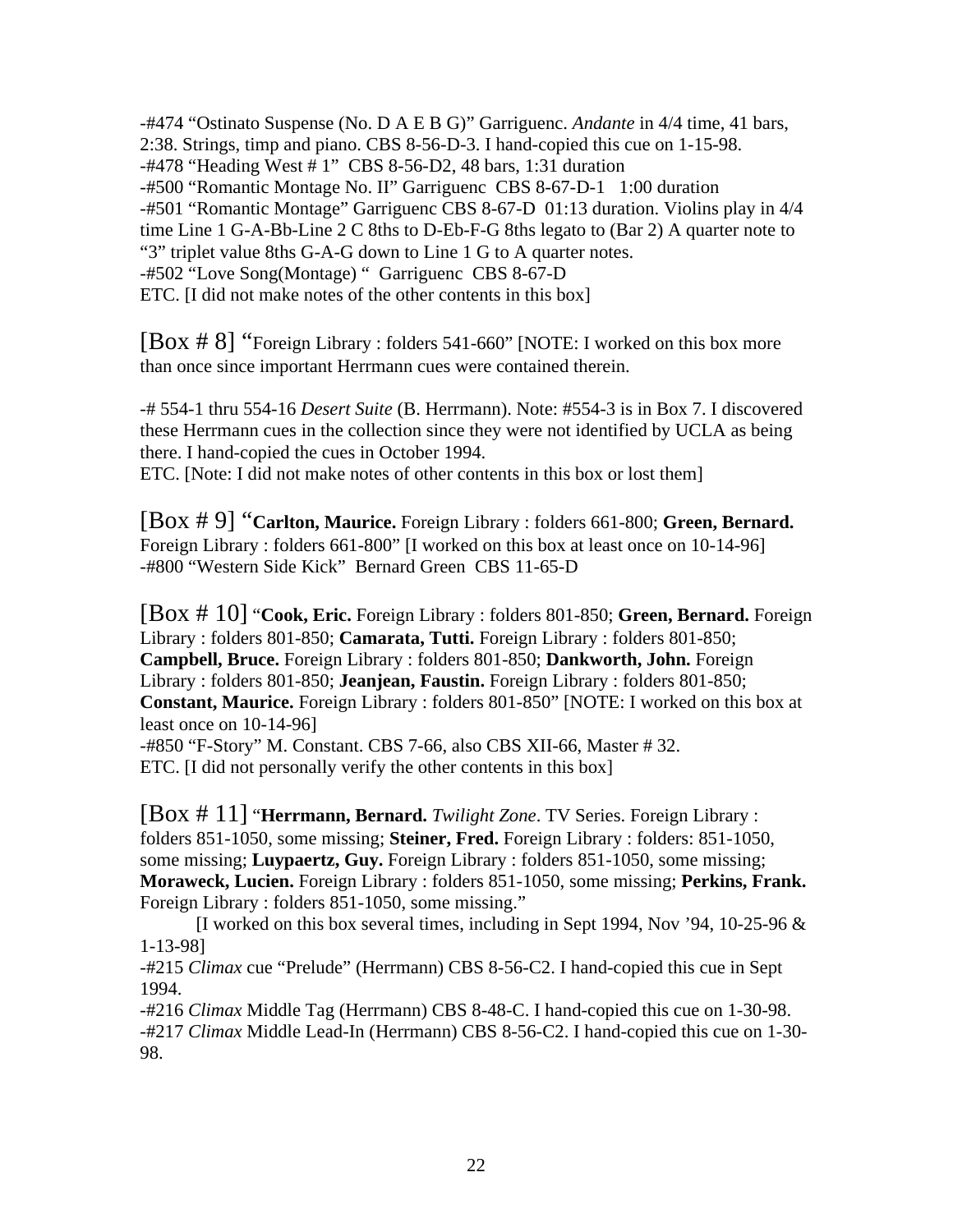-#474 “Ostinato Suspense (No. D A E B G)” Garriguenc. *Andante* in 4/4 time, 41 bars, 2:38. Strings, timp and piano. CBS 8-56-D-3. I hand-copied this cue on 1-15-98.
-#478 “Heading West # 1” CBS 8-56-D2, 48 bars, 1:31 duration
-#500 “Romantic Montage No. II” Garriguenc CBS 8-67-D-1 1:00 duration
-#501 “Romantic Montage” Garriguenc CBS 8-67-D 01:13 duration. Violins play in 4/4 time Line 1 G-A-Bb-Line 2 C 8ths to D-Eb-F-G 8ths legato to (Bar 2) A quarter note to “3” triplet value 8ths G-A-G down to Line 1 G to A quarter notes.
-#502 “Love Song(Montage) “ Garriguenc CBS 8-67-D
ETC. [I did not make notes of the other contents in this box]

[Box # 8] “Foreign Library : folders 541-660” [NOTE: I worked on this box more than once since important Herrmann cues were contained therein.

-# 554-1 thru 554-16 *Desert Suite* (B. Herrmann). Note: #554-3 is in Box 7. I discovered these Herrmann cues in the collection since they were not identified by UCLA as being there. I hand-copied the cues in October 1994.
ETC. [Note: I did not make notes of other contents in this box or lost them]

[Box # 9] “**Carlton, Maurice.** Foreign Library : folders 661-800; **Green, Bernard.** Foreign Library : folders 661-800” [I worked on this box at least once on 10-14-96]
-#800 “Western Side Kick” Bernard Green CBS 11-65-D

[Box # 10] “**Cook, Eric.** Foreign Library : folders 801-850; **Green, Bernard.** Foreign Library : folders 801-850; **Camarata, Tutti.** Foreign Library : folders 801-850; **Campbell, Bruce.** Foreign Library : folders 801-850; **Dankworth, John.** Foreign Library : folders 801-850; **Jeanjean, Faustin.** Foreign Library : folders 801-850; **Constant, Maurice.** Foreign Library : folders 801-850” [NOTE: I worked on this box at least once on 10-14-96]
-#850 “F-Story” M. Constant. CBS 7-66, also CBS XII-66, Master # 32.
ETC. [I did not personally verify the other contents in this box]

[Box # 11] “**Herrmann, Bernard.** *Twilight Zone*. TV Series. Foreign Library : folders 851-1050, some missing; **Steiner, Fred.** Foreign Library : folders: 851-1050, some missing; **Luypaertz, Guy.** Foreign Library : folders 851-1050, some missing; **Moraweck, Lucien.** Foreign Library : folders 851-1050, some missing; **Perkins, Frank.** Foreign Library : folders 851-1050, some missing.”

[I worked on this box several times, including in Sept 1994, Nov ’94, 10-25-96 & 1-13-98]
-#215 *Climax* cue “Prelude” (Herrmann) CBS 8-56-C2. I hand-copied this cue in Sept 1994.
-#216 *Climax* Middle Tag (Herrmann) CBS 8-48-C. I hand-copied this cue on 1-30-98.
-#217 *Climax* Middle Lead-In (Herrmann) CBS 8-56-C2. I hand-copied this cue on 1-30-98.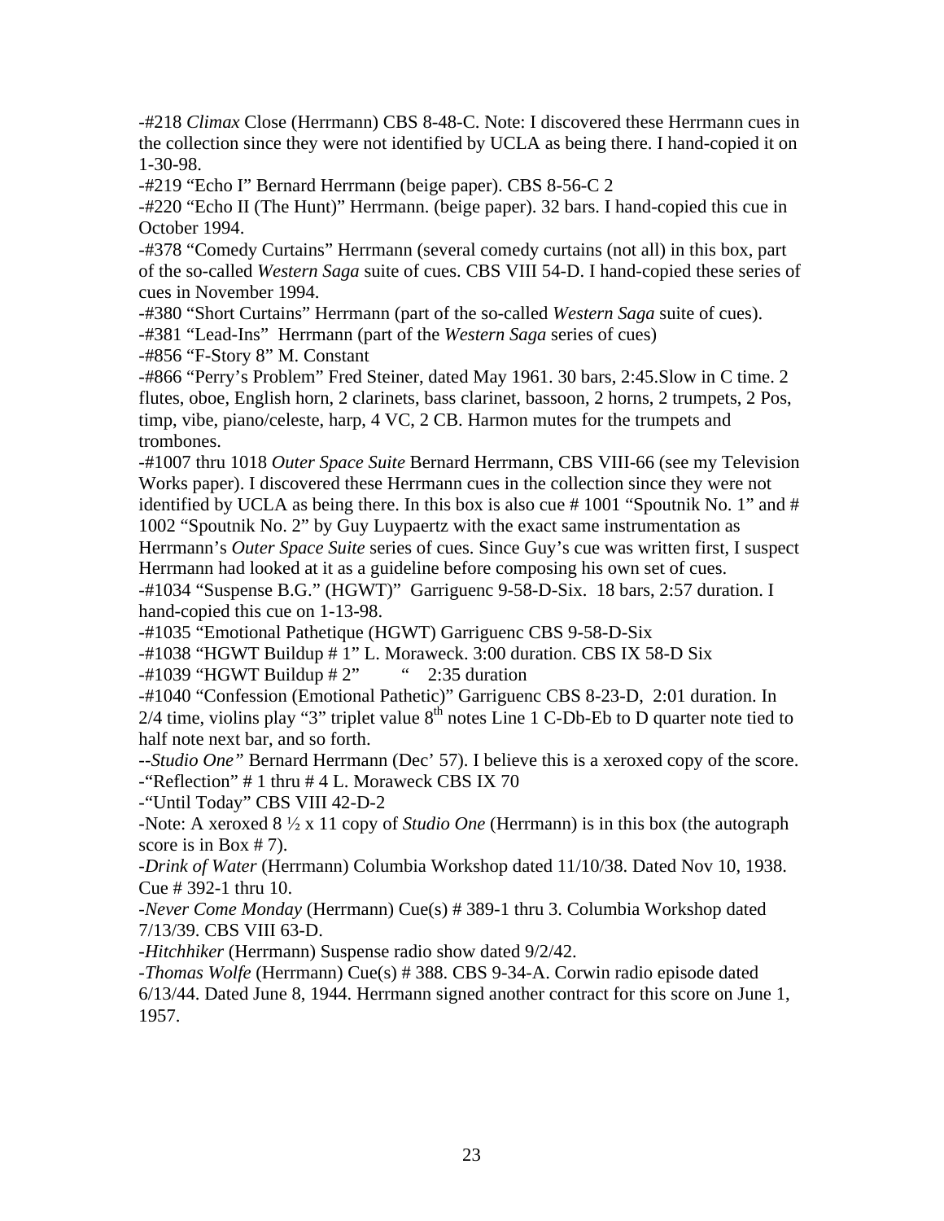-#218 *Climax* Close (Herrmann) CBS 8-48-C. Note: I discovered these Herrmann cues in the collection since they were not identified by UCLA as being there. I hand-copied it on 1-30-98.

-#219 "Echo I" Bernard Herrmann (beige paper). CBS 8-56-C 2

-#220 "Echo II (The Hunt)" Herrmann. (beige paper). 32 bars. I hand-copied this cue in October 1994.

-#378 "Comedy Curtains" Herrmann (several comedy curtains (not all) in this box, part of the so-called *Western Saga* suite of cues. CBS VIII 54-D. I hand-copied these series of cues in November 1994.

-#380 "Short Curtains" Herrmann (part of the so-called *Western Saga* suite of cues).

-#381 "Lead-Ins" Herrmann (part of the *Western Saga* series of cues)

-#856 "F-Story 8" M. Constant

-#866 "Perry's Problem" Fred Steiner, dated May 1961. 30 bars, 2:45.Slow in C time. 2 flutes, oboe, English horn, 2 clarinets, bass clarinet, bassoon, 2 horns, 2 trumpets, 2 Pos, timp, vibe, piano/celeste, harp, 4 VC, 2 CB. Harmon mutes for the trumpets and trombones.

-#1007 thru 1018 *Outer Space Suite* Bernard Herrmann, CBS VIII-66 (see my Television Works paper). I discovered these Herrmann cues in the collection since they were not identified by UCLA as being there. In this box is also cue # 1001 "Spoutnik No. 1" and # 1002 "Spoutnik No. 2" by Guy Luypaertz with the exact same instrumentation as Herrmann's *Outer Space Suite* series of cues. Since Guy's cue was written first, I suspect Herrmann had looked at it as a guideline before composing his own set of cues.

-#1034 "Suspense B.G." (HGWT)" Garriguenc 9-58-D-Six. 18 bars, 2:57 duration. I hand-copied this cue on 1-13-98.

-#1035 "Emotional Pathetique (HGWT) Garriguenc CBS 9-58-D-Six

-#1038 "HGWT Buildup # 1" L. Moraweck. 3:00 duration. CBS IX 58-D Six

-#1039 "HGWT Buildup # 2" " 2:35 duration

-#1040 "Confession (Emotional Pathetic)" Garriguenc CBS 8-23-D, 2:01 duration. In 2/4 time, violins play "3" triplet value 8th notes Line 1 C-Db-Eb to D quarter note tied to half note next bar, and so forth.

--*Studio One"* Bernard Herrmann (Dec' 57). I believe this is a xeroxed copy of the score.

-"Reflection" # 1 thru # 4 L. Moraweck CBS IX 70

-"Until Today" CBS VIII 42-D-2

-Note: A xeroxed 8 ½ x 11 copy of *Studio One* (Herrmann) is in this box (the autograph score is in Box # 7).

-*Drink of Water* (Herrmann) Columbia Workshop dated 11/10/38. Dated Nov 10, 1938. Cue # 392-1 thru 10.

-*Never Come Monday* (Herrmann) Cue(s) # 389-1 thru 3. Columbia Workshop dated 7/13/39. CBS VIII 63-D.

-*Hitchhiker* (Herrmann) Suspense radio show dated 9/2/42.

-*Thomas Wolfe* (Herrmann) Cue(s) # 388. CBS 9-34-A. Corwin radio episode dated 6/13/44. Dated June 8, 1944. Herrmann signed another contract for this score on June 1, 1957.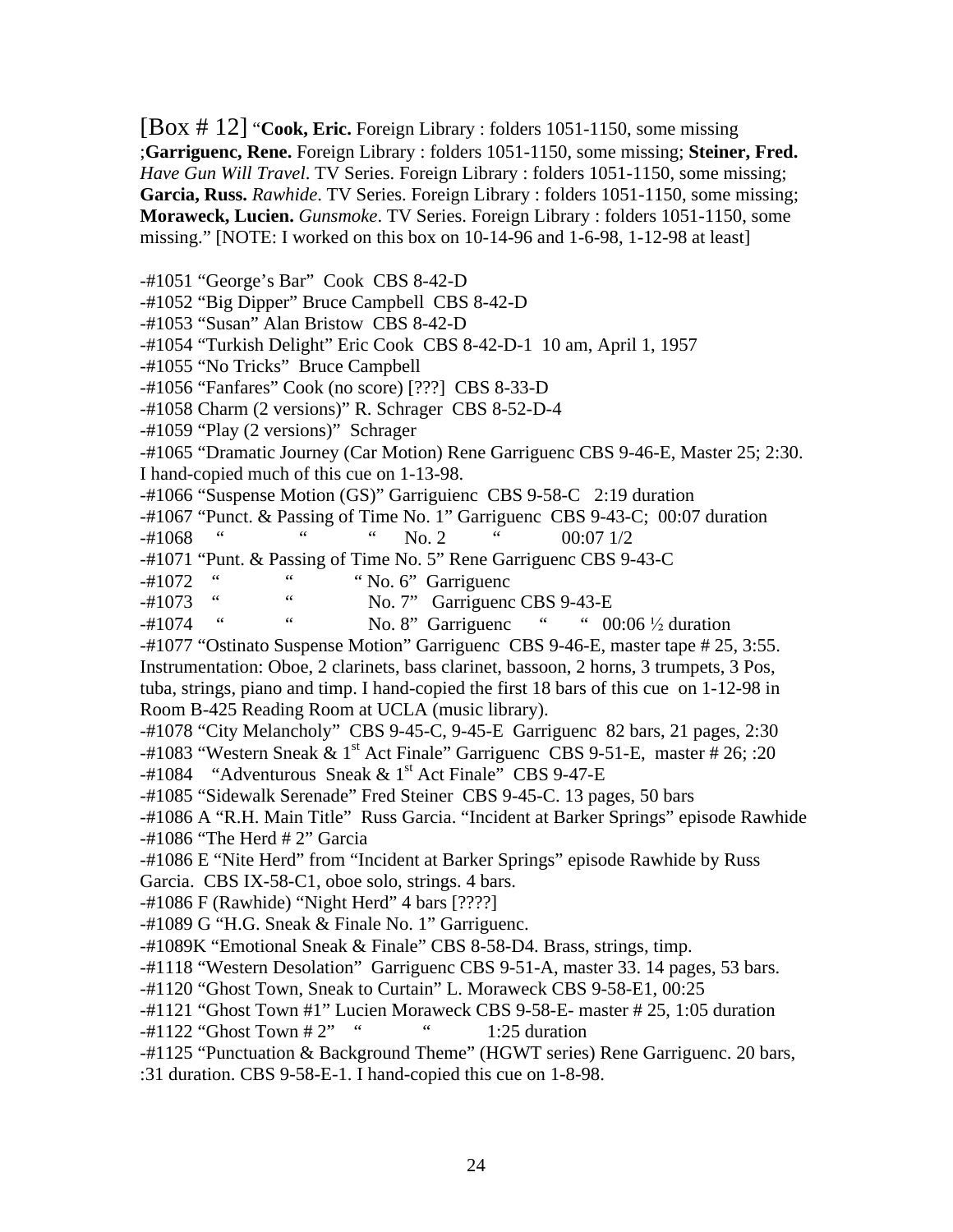[Box # 12] "**Cook, Eric.** Foreign Library : folders 1051-1150, some missing ;**Garriguenc, Rene.** Foreign Library : folders 1051-1150, some missing; **Steiner, Fred.** *Have Gun Will Travel*. TV Series. Foreign Library : folders 1051-1150, some missing; **Garcia, Russ.** *Rawhide*. TV Series. Foreign Library : folders 1051-1150, some missing; **Moraweck, Lucien.** *Gunsmoke*. TV Series. Foreign Library : folders 1051-1150, some missing." [NOTE: I worked on this box on 10-14-96 and 1-6-98, 1-12-98 at least]

-#1051 "George's Bar" Cook CBS 8-42-D
-#1052 "Big Dipper" Bruce Campbell CBS 8-42-D
-#1053 "Susan" Alan Bristow CBS 8-42-D
-#1054 "Turkish Delight" Eric Cook CBS 8-42-D-1 10 am, April 1, 1957
-#1055 "No Tricks" Bruce Campbell
-#1056 "Fanfares" Cook (no score) [???] CBS 8-33-D
-#1058 Charm (2 versions)" R. Schrager CBS 8-52-D-4
-#1059 "Play (2 versions)" Schrager
-#1065 "Dramatic Journey (Car Motion) Rene Garriguenc CBS 9-46-E, Master 25; 2:30. I hand-copied much of this cue on 1-13-98.
-#1066 "Suspense Motion (GS)" Garriguienc CBS 9-58-C 2:19 duration
-#1067 "Punct. & Passing of Time No. 1" Garriguenc CBS 9-43-C; 00:07 duration
-#1068 " " " No. 2 " 00:07 1/2
-#1071 "Punt. & Passing of Time No. 5" Rene Garriguenc CBS 9-43-C
-#1072 " " " No. 6" Garriguenc
-#1073 " " No. 7" Garriguenc CBS 9-43-E
-#1074 " " No. 8" Garriguenc " " 00:06 ½ duration
-#1077 "Ostinato Suspense Motion" Garriguenc CBS 9-46-E, master tape # 25, 3:55. Instrumentation: Oboe, 2 clarinets, bass clarinet, bassoon, 2 horns, 3 trumpets, 3 Pos, tuba, strings, piano and timp. I hand-copied the first 18 bars of this cue on 1-12-98 in Room B-425 Reading Room at UCLA (music library).
-#1078 "City Melancholy" CBS 9-45-C, 9-45-E Garriguenc 82 bars, 21 pages, 2:30
-#1083 "Western Sneak & 1st Act Finale" Garriguenc CBS 9-51-E, master # 26; :20
-#1084 "Adventurous Sneak & 1st Act Finale" CBS 9-47-E
-#1085 "Sidewalk Serenade" Fred Steiner CBS 9-45-C. 13 pages, 50 bars
-#1086 A "R.H. Main Title" Russ Garcia. "Incident at Barker Springs" episode Rawhide
-#1086 "The Herd # 2" Garcia
-#1086 E "Nite Herd" from "Incident at Barker Springs" episode Rawhide by Russ Garcia. CBS IX-58-C1, oboe solo, strings. 4 bars.
-#1086 F (Rawhide) "Night Herd" 4 bars [????]
-#1089 G "H.G. Sneak & Finale No. 1" Garriguenc.
-#1089K "Emotional Sneak & Finale" CBS 8-58-D4. Brass, strings, timp.
-#1118 "Western Desolation" Garriguenc CBS 9-51-A, master 33. 14 pages, 53 bars.
-#1120 "Ghost Town, Sneak to Curtain" L. Moraweck CBS 9-58-E1, 00:25
-#1121 "Ghost Town #1" Lucien Moraweck CBS 9-58-E- master # 25, 1:05 duration
-#1122 "Ghost Town # 2" " " 1:25 duration
-#1125 "Punctuation & Background Theme" (HGWT series) Rene Garriguenc. 20 bars, :31 duration. CBS 9-58-E-1. I hand-copied this cue on 1-8-98.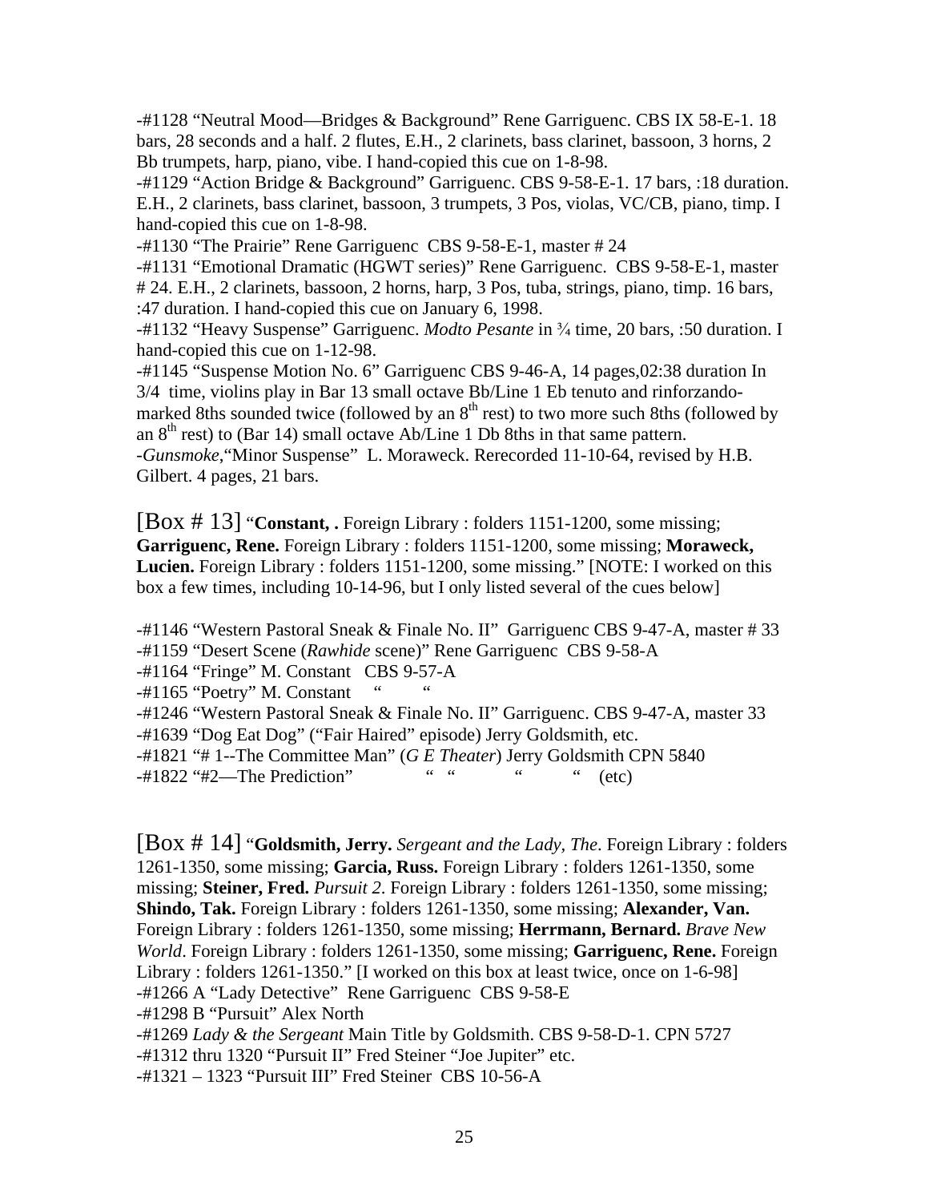-#1128 “Neutral Mood—Bridges & Background” Rene Garriguenc. CBS IX 58-E-1. 18 bars, 28 seconds and a half. 2 flutes, E.H., 2 clarinets, bass clarinet, bassoon, 3 horns, 2 Bb trumpets, harp, piano, vibe. I hand-copied this cue on 1-8-98.

-#1129 “Action Bridge & Background” Garriguenc. CBS 9-58-E-1. 17 bars, :18 duration. E.H., 2 clarinets, bass clarinet, bassoon, 3 trumpets, 3 Pos, violas, VC/CB, piano, timp. I hand-copied this cue on 1-8-98.

-#1130 “The Prairie” Rene Garriguenc CBS 9-58-E-1, master # 24

-#1131 “Emotional Dramatic (HGWT series)” Rene Garriguenc. CBS 9-58-E-1, master # 24. E.H., 2 clarinets, bassoon, 2 horns, harp, 3 Pos, tuba, strings, piano, timp. 16 bars, :47 duration. I hand-copied this cue on January 6, 1998.

-#1132 “Heavy Suspense” Garriguenc. *Modto Pesante* in ¾ time, 20 bars, :50 duration. I hand-copied this cue on 1-12-98.

-#1145 “Suspense Motion No. 6” Garriguenc CBS 9-46-A, 14 pages,02:38 duration In 3/4 time, violins play in Bar 13 small octave Bb/Line 1 Eb tenuto and rinforzando-marked 8ths sounded twice (followed by an 8th rest) to two more such 8ths (followed by an 8th rest) to (Bar 14) small octave Ab/Line 1 Db 8ths in that same pattern.

-*Gunsmoke*,“Minor Suspense” L. Moraweck. Rerecorded 11-10-64, revised by H.B. Gilbert. 4 pages, 21 bars.

[Box # 13] “**Constant, .** Foreign Library : folders 1151-1200, some missing; **Garriguenc, Rene.** Foreign Library : folders 1151-1200, some missing; **Moraweck, Lucien.** Foreign Library : folders 1151-1200, some missing.” [NOTE: I worked on this box a few times, including 10-14-96, but I only listed several of the cues below]

-#1146 “Western Pastoral Sneak & Finale No. II” Garriguenc CBS 9-47-A, master # 33

-#1159 “Desert Scene (*Rawhide* scene)” Rene Garriguenc CBS 9-58-A

-#1164 “Fringe” M. Constant CBS 9-57-A

-#1165 “Poetry” M. Constant “ “

-#1246 “Western Pastoral Sneak & Finale No. II” Garriguenc. CBS 9-47-A, master 33

-#1639 “Dog Eat Dog” (“Fair Haired” episode) Jerry Goldsmith, etc.

-#1821 “# 1--The Committee Man” (*G E Theater*) Jerry Goldsmith CPN 5840

-#1822 “#2—The Prediction” “ “ “ “ (etc)

[Box # 14] “**Goldsmith, Jerry.** *Sergeant and the Lady, The*. Foreign Library : folders 1261-1350, some missing; **Garcia, Russ.** Foreign Library : folders 1261-1350, some missing; **Steiner, Fred.** *Pursuit 2*. Foreign Library : folders 1261-1350, some missing; **Shindo, Tak.** Foreign Library : folders 1261-1350, some missing; **Alexander, Van.** Foreign Library : folders 1261-1350, some missing; **Herrmann, Bernard.** *Brave New World*. Foreign Library : folders 1261-1350, some missing; **Garriguenc, Rene.** Foreign Library : folders 1261-1350.” [I worked on this box at least twice, once on 1-6-98]

-#1266 A “Lady Detective” Rene Garriguenc CBS 9-58-E

-#1298 B “Pursuit” Alex North

-#1269 *Lady & the Sergeant* Main Title by Goldsmith. CBS 9-58-D-1. CPN 5727

-#1312 thru 1320 “Pursuit II” Fred Steiner “Joe Jupiter” etc.

-#1321 – 1323 “Pursuit III” Fred Steiner CBS 10-56-A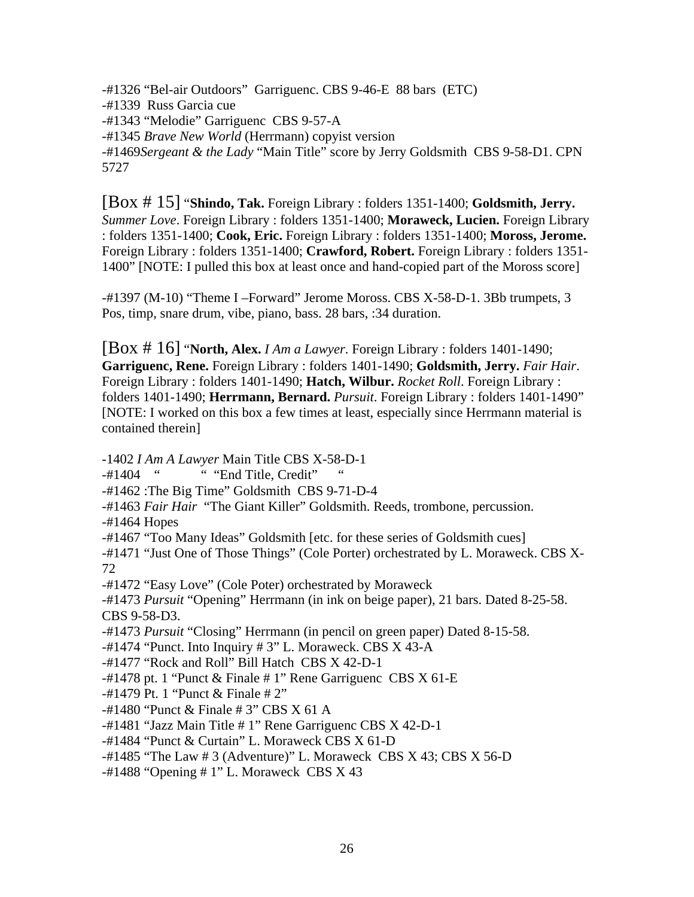-#1326 "Bel-air Outdoors" Garriguenc. CBS 9-46-E 88 bars (ETC)
-#1339 Russ Garcia cue
-#1343 "Melodie" Garriguenc CBS 9-57-A
-#1345 *Brave New World* (Herrmann) copyist version
-#1469*Sergeant & the Lady* "Main Title" score by Jerry Goldsmith CBS 9-58-D1. CPN 5727

[Box # 15] "**Shindo, Tak.** Foreign Library : folders 1351-1400; **Goldsmith, Jerry.** *Summer Love*. Foreign Library : folders 1351-1400; **Moraweck, Lucien.** Foreign Library : folders 1351-1400; **Cook, Eric.** Foreign Library : folders 1351-1400; **Moross, Jerome.** Foreign Library : folders 1351-1400; **Crawford, Robert.** Foreign Library : folders 1351-1400" [NOTE: I pulled this box at least once and hand-copied part of the Moross score]

-#1397 (M-10) "Theme I –Forward" Jerome Moross. CBS X-58-D-1. 3Bb trumpets, 3 Pos, timp, snare drum, vibe, piano, bass. 28 bars, :34 duration.

[Box # 16] "**North, Alex.** *I Am a Lawyer*. Foreign Library : folders 1401-1490; **Garriguenc, Rene.** Foreign Library : folders 1401-1490; **Goldsmith, Jerry.** *Fair Hair*. Foreign Library : folders 1401-1490; **Hatch, Wilbur.** *Rocket Roll*. Foreign Library : folders 1401-1490; **Herrmann, Bernard.** *Pursuit*. Foreign Library : folders 1401-1490" [NOTE: I worked on this box a few times at least, especially since Herrmann material is contained therein]

-1402 *I Am A Lawyer* Main Title CBS X-58-D-1
-#1404 " " "End Title, Credit" "
-#1462 :The Big Time" Goldsmith CBS 9-71-D-4
-#1463 *Fair Hair* "The Giant Killer" Goldsmith. Reeds, trombone, percussion.
-#1464 Hopes
-#1467 "Too Many Ideas" Goldsmith [etc. for these series of Goldsmith cues]
-#1471 "Just One of Those Things" (Cole Porter) orchestrated by L. Moraweck. CBS X-72
-#1472 "Easy Love" (Cole Poter) orchestrated by Moraweck
-#1473 *Pursuit* "Opening" Herrmann (in ink on beige paper), 21 bars. Dated 8-25-58. CBS 9-58-D3.
-#1473 *Pursuit* "Closing" Herrmann (in pencil on green paper) Dated 8-15-58.
-#1474 "Punct. Into Inquiry # 3" L. Moraweck. CBS X 43-A
-#1477 "Rock and Roll" Bill Hatch CBS X 42-D-1
-#1478 pt. 1 "Punct & Finale # 1" Rene Garriguenc CBS X 61-E
-#1479 Pt. 1 "Punct & Finale # 2"
-#1480 "Punct & Finale # 3" CBS X 61 A
-#1481 "Jazz Main Title # 1" Rene Garriguenc CBS X 42-D-1
-#1484 "Punct & Curtain" L. Moraweck CBS X 61-D
-#1485 "The Law # 3 (Adventure)" L. Moraweck CBS X 43; CBS X 56-D
-#1488 "Opening # 1" L. Moraweck CBS X 43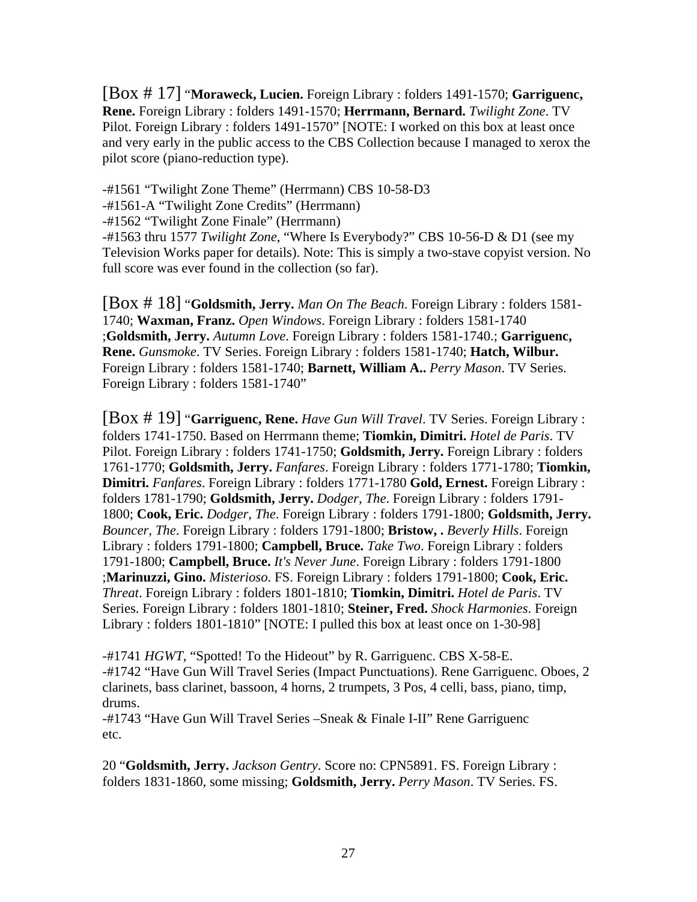[Box # 17] "**Moraweck, Lucien.** Foreign Library : folders 1491-1570; **Garriguenc, Rene.** Foreign Library : folders 1491-1570; **Herrmann, Bernard.** *Twilight Zone*. TV Pilot. Foreign Library : folders 1491-1570" [NOTE: I worked on this box at least once and very early in the public access to the CBS Collection because I managed to xerox the pilot score (piano-reduction type).

-#1561 "Twilight Zone Theme" (Herrmann) CBS 10-58-D3
-#1561-A "Twilight Zone Credits" (Herrmann)
-#1562 "Twilight Zone Finale" (Herrmann)
-#1563 thru 1577 *Twilight Zone*, "Where Is Everybody?" CBS 10-56-D & D1 (see my Television Works paper for details). Note: This is simply a two-stave copyist version. No full score was ever found in the collection (so far).

[Box # 18] "**Goldsmith, Jerry.** *Man On The Beach*. Foreign Library : folders 1581-1740; **Waxman, Franz.** *Open Windows*. Foreign Library : folders 1581-1740 ;**Goldsmith, Jerry.** *Autumn Love*. Foreign Library : folders 1581-1740.; **Garriguenc, Rene.** *Gunsmoke*. TV Series. Foreign Library : folders 1581-1740; **Hatch, Wilbur.** Foreign Library : folders 1581-1740; **Barnett, William A..** *Perry Mason*. TV Series. Foreign Library : folders 1581-1740"

[Box # 19] "**Garriguenc, Rene.** *Have Gun Will Travel*. TV Series. Foreign Library : folders 1741-1750. Based on Herrmann theme; **Tiomkin, Dimitri.** *Hotel de Paris*. TV Pilot. Foreign Library : folders 1741-1750; **Goldsmith, Jerry.** Foreign Library : folders 1761-1770; **Goldsmith, Jerry.** *Fanfares*. Foreign Library : folders 1771-1780; **Tiomkin, Dimitri.** *Fanfares*. Foreign Library : folders 1771-1780 **Gold, Ernest.** Foreign Library : folders 1781-1790; **Goldsmith, Jerry.** *Dodger, The*. Foreign Library : folders 1791-1800; **Cook, Eric.** *Dodger, The*. Foreign Library : folders 1791-1800; **Goldsmith, Jerry.** *Bouncer, The*. Foreign Library : folders 1791-1800; **Bristow, .** *Beverly Hills*. Foreign Library : folders 1791-1800; **Campbell, Bruce.** *Take Two*. Foreign Library : folders 1791-1800; **Campbell, Bruce.** *It's Never June*. Foreign Library : folders 1791-1800 ;**Marinuzzi, Gino.** *Misterioso*. FS. Foreign Library : folders 1791-1800; **Cook, Eric.** *Threat*. Foreign Library : folders 1801-1810; **Tiomkin, Dimitri.** *Hotel de Paris*. TV Series. Foreign Library : folders 1801-1810; **Steiner, Fred.** *Shock Harmonies*. Foreign Library : folders 1801-1810" [NOTE: I pulled this box at least once on 1-30-98]

-#1741 *HGWT*, "Spotted! To the Hideout" by R. Garriguenc. CBS X-58-E.
-#1742 "Have Gun Will Travel Series (Impact Punctuations). Rene Garriguenc. Oboes, 2 clarinets, bass clarinet, bassoon, 4 horns, 2 trumpets, 3 Pos, 4 celli, bass, piano, timp, drums.
-#1743 "Have Gun Will Travel Series –Sneak & Finale I-II" Rene Garriguenc etc.

20 "**Goldsmith, Jerry.** *Jackson Gentry*. Score no: CPN5891. FS. Foreign Library : folders 1831-1860, some missing; **Goldsmith, Jerry.** *Perry Mason*. TV Series. FS.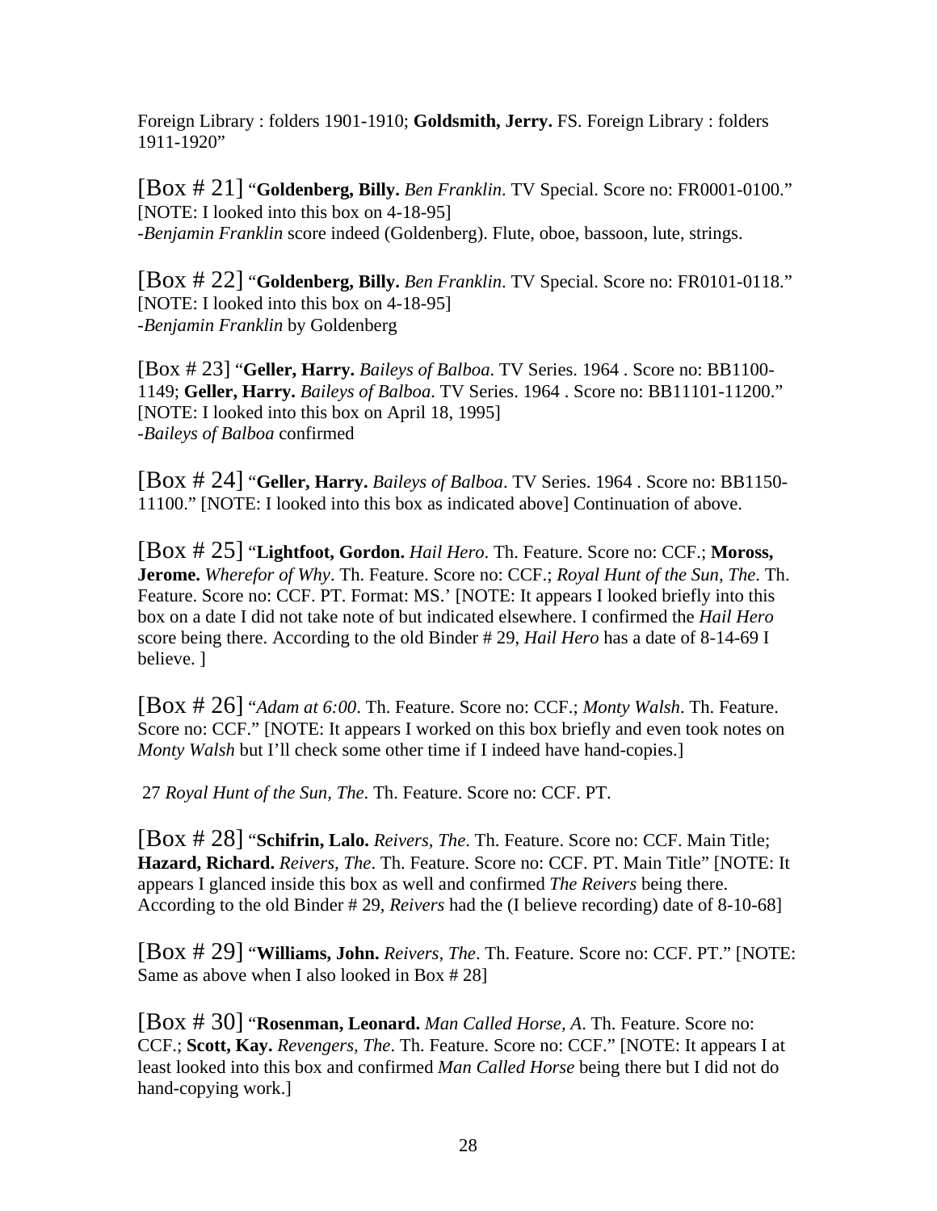Foreign Library : folders 1901-1910; **Goldsmith, Jerry.** FS. Foreign Library : folders 1911-1920"

[Box # 21] "**Goldenberg, Billy.** *Ben Franklin*. TV Special. Score no: FR0001-0100."
[NOTE: I looked into this box on 4-18-95]
-*Benjamin Franklin* score indeed (Goldenberg). Flute, oboe, bassoon, lute, strings.

[Box # 22] "**Goldenberg, Billy.** *Ben Franklin*. TV Special. Score no: FR0101-0118."
[NOTE: I looked into this box on 4-18-95]
-*Benjamin Franklin* by Goldenberg

[Box # 23] "**Geller, Harry.** *Baileys of Balboa*. TV Series. 1964 . Score no: BB1100-1149; **Geller, Harry.** *Baileys of Balboa*. TV Series. 1964 . Score no: BB11101-11200."
[NOTE: I looked into this box on April 18, 1995]
-*Baileys of Balboa* confirmed

[Box # 24] "**Geller, Harry.** *Baileys of Balboa*. TV Series. 1964 . Score no: BB1150-11100." [NOTE: I looked into this box as indicated above] Continuation of above.

[Box # 25] "**Lightfoot, Gordon.** *Hail Hero*. Th. Feature. Score no: CCF.; **Moross, Jerome.** *Wherefor of Why*. Th. Feature. Score no: CCF.; *Royal Hunt of the Sun, The*. Th. Feature. Score no: CCF. PT. Format: MS.' [NOTE: It appears I looked briefly into this box on a date I did not take note of but indicated elsewhere. I confirmed the *Hail Hero* score being there. According to the old Binder # 29, *Hail Hero* has a date of 8-14-69 I believe. ]

[Box # 26] "*Adam at 6:00*. Th. Feature. Score no: CCF.; *Monty Walsh*. Th. Feature. Score no: CCF." [NOTE: It appears I worked on this box briefly and even took notes on *Monty Walsh* but I'll check some other time if I indeed have hand-copies.]

27 *Royal Hunt of the Sun, The*. Th. Feature. Score no: CCF. PT.

[Box # 28] "**Schifrin, Lalo.** *Reivers, The*. Th. Feature. Score no: CCF. Main Title; **Hazard, Richard.** *Reivers, The*. Th. Feature. Score no: CCF. PT. Main Title" [NOTE: It appears I glanced inside this box as well and confirmed *The Reivers* being there. According to the old Binder # 29, *Reivers* had the (I believe recording) date of 8-10-68]

[Box # 29] "**Williams, John.** *Reivers, The*. Th. Feature. Score no: CCF. PT." [NOTE: Same as above when I also looked in Box # 28]

[Box # 30] "**Rosenman, Leonard.** *Man Called Horse, A*. Th. Feature. Score no: CCF.; **Scott, Kay.** *Revengers, The*. Th. Feature. Score no: CCF." [NOTE: It appears I at least looked into this box and confirmed *Man Called Horse* being there but I did not do hand-copying work.]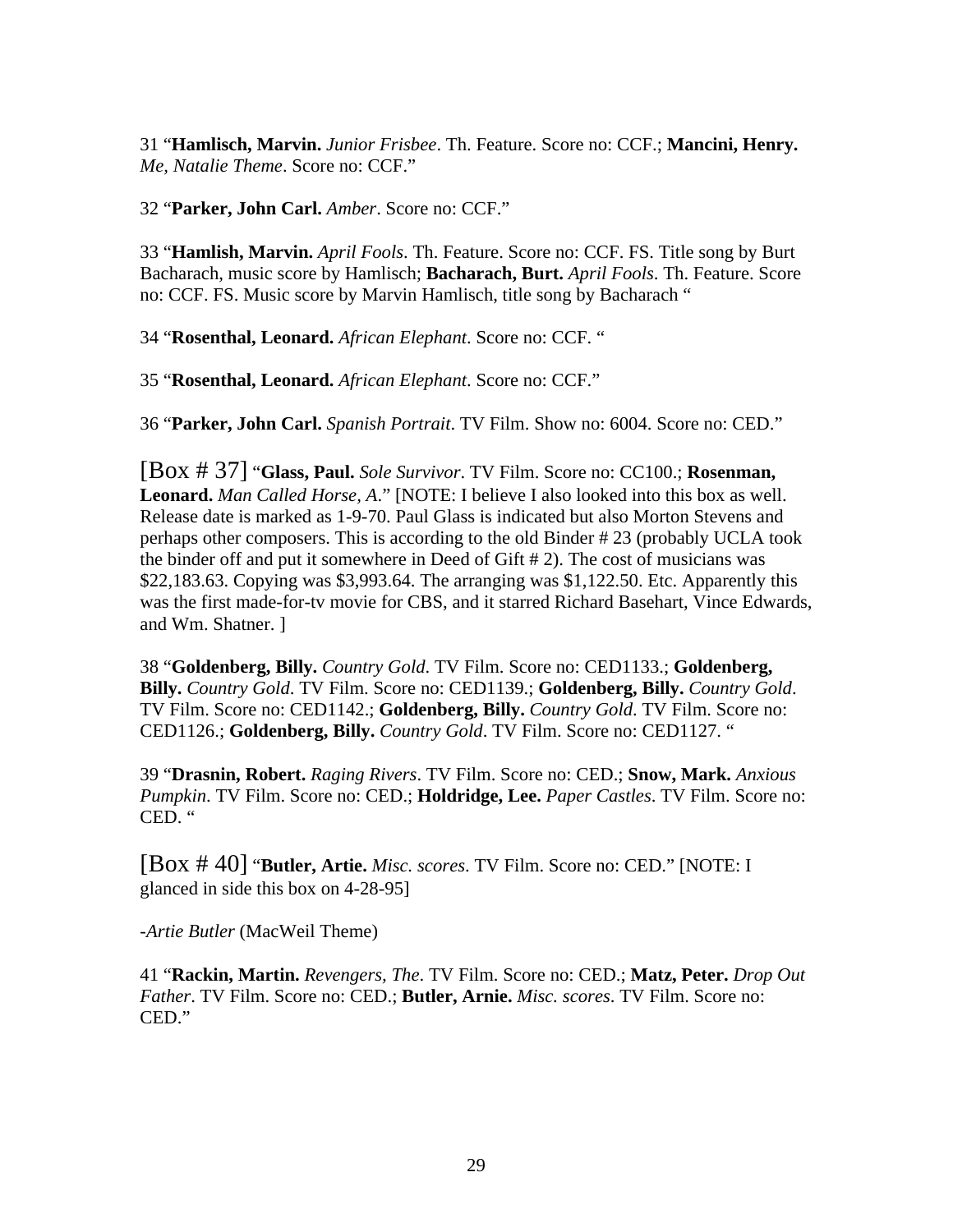31 “**Hamlisch, Marvin.** *Junior Frisbee*. Th. Feature. Score no: CCF.; **Mancini, Henry.** *Me, Natalie Theme*. Score no: CCF.”

32 “**Parker, John Carl.** *Amber*. Score no: CCF.”

33 “**Hamlish, Marvin.** *April Fools*. Th. Feature. Score no: CCF. FS. Title song by Burt Bacharach, music score by Hamlisch; **Bacharach, Burt.** *April Fools*. Th. Feature. Score no: CCF. FS. Music score by Marvin Hamlish, title song by Bacharach “

34 “**Rosenthal, Leonard.** *African Elephant*. Score no: CCF. “

35 “**Rosenthal, Leonard.** *African Elephant*. Score no: CCF.”

36 “**Parker, John Carl.** *Spanish Portrait*. TV Film. Show no: 6004. Score no: CED.”

[Box # 37] “**Glass, Paul.** *Sole Survivor*. TV Film. Score no: CC100.; **Rosenman, Leonard.** *Man Called Horse, A*.” [NOTE: I believe I also looked into this box as well. Release date is marked as 1-9-70. Paul Glass is indicated but also Morton Stevens and perhaps other composers. This is according to the old Binder # 23 (probably UCLA took the binder off and put it somewhere in Deed of Gift # 2). The cost of musicians was $22,183.63. Copying was $3,993.64. The arranging was $1,122.50. Etc. Apparently this was the first made-for-tv movie for CBS, and it starred Richard Basehart, Vince Edwards, and Wm. Shatner. ]

38 “**Goldenberg, Billy.** *Country Gold*. TV Film. Score no: CED1133.; **Goldenberg, Billy.** *Country Gold*. TV Film. Score no: CED1139.; **Goldenberg, Billy.** *Country Gold*. TV Film. Score no: CED1142.; **Goldenberg, Billy.** *Country Gold*. TV Film. Score no: CED1126.; **Goldenberg, Billy.** *Country Gold*. TV Film. Score no: CED1127. “

39 “**Drasnin, Robert.** *Raging Rivers*. TV Film. Score no: CED.; **Snow, Mark.** *Anxious Pumpkin*. TV Film. Score no: CED.; **Holdridge, Lee.** *Paper Castles*. TV Film. Score no: CED. “

[Box # 40] “**Butler, Artie.** *Misc. scores*. TV Film. Score no: CED.” [NOTE: I glanced in side this box on 4-28-95]

-*Artie Butler* (MacWeil Theme)

41 “**Rackin, Martin.** *Revengers, The*. TV Film. Score no: CED.; **Matz, Peter.** *Drop Out Father*. TV Film. Score no: CED.; **Butler, Arnie.** *Misc. scores*. TV Film. Score no: CED.”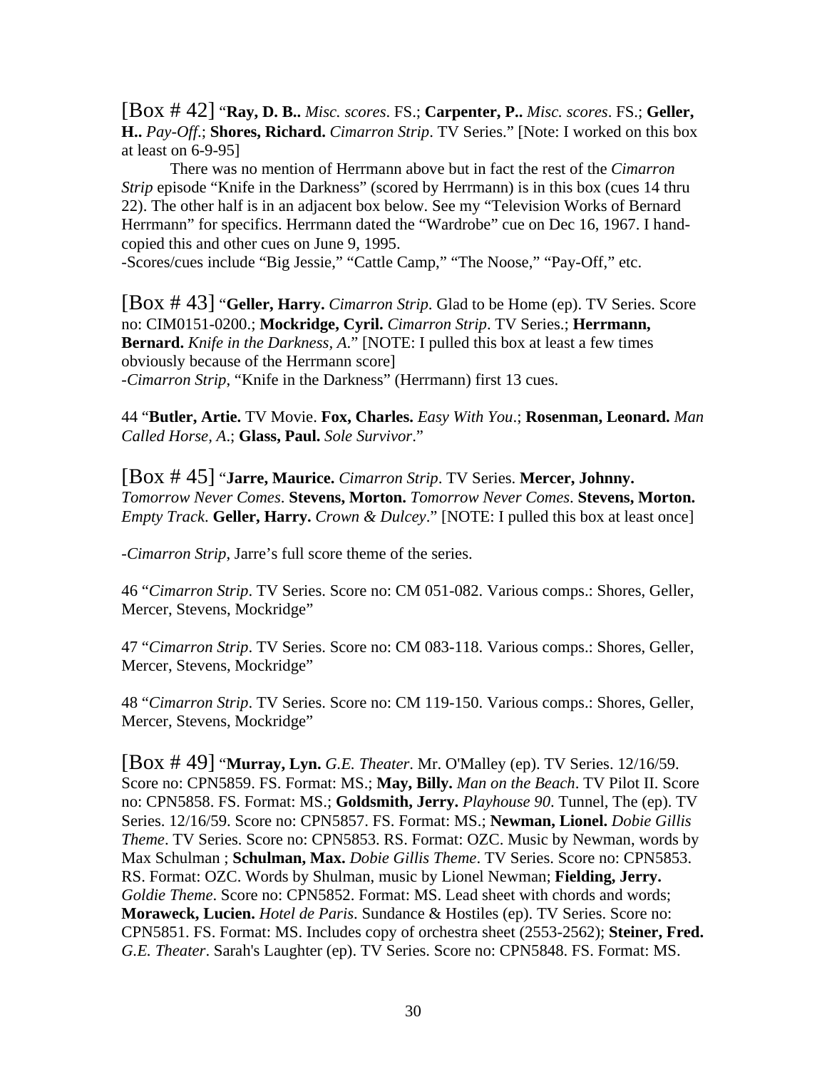[Box # 42] "**Ray, D. B..** *Misc. scores*. FS.; **Carpenter, P..** *Misc. scores*. FS.; **Geller, H..** *Pay-Off*.; **Shores, Richard.** *Cimarron Strip*. TV Series." [Note: I worked on this box at least on 6-9-95]

There was no mention of Herrmann above but in fact the rest of the *Cimarron Strip* episode "Knife in the Darkness" (scored by Herrmann) is in this box (cues 14 thru 22). The other half is in an adjacent box below. See my "Television Works of Bernard Herrmann" for specifics. Herrmann dated the "Wardrobe" cue on Dec 16, 1967. I hand-copied this and other cues on June 9, 1995.

-Scores/cues include "Big Jessie," "Cattle Camp," "The Noose," "Pay-Off," etc.

[Box # 43] "**Geller, Harry.** *Cimarron Strip*. Glad to be Home (ep). TV Series. Score no: CIM0151-0200.; **Mockridge, Cyril.** *Cimarron Strip*. TV Series.; **Herrmann, Bernard.** *Knife in the Darkness, A*." [NOTE: I pulled this box at least a few times obviously because of the Herrmann score]

-*Cimarron Strip*, "Knife in the Darkness" (Herrmann) first 13 cues.

44 "**Butler, Artie.** TV Movie. **Fox, Charles.** *Easy With You*.; **Rosenman, Leonard.** *Man Called Horse, A*.; **Glass, Paul.** *Sole Survivor*."

[Box # 45] "**Jarre, Maurice.** *Cimarron Strip*. TV Series. **Mercer, Johnny.** *Tomorrow Never Comes*. **Stevens, Morton.** *Tomorrow Never Comes*. **Stevens, Morton.** *Empty Track*. **Geller, Harry.** *Crown & Dulcey*." [NOTE: I pulled this box at least once]

-*Cimarron Strip*, Jarre's full score theme of the series.

46 "*Cimarron Strip*. TV Series. Score no: CM 051-082. Various comps.: Shores, Geller, Mercer, Stevens, Mockridge"

47 "*Cimarron Strip*. TV Series. Score no: CM 083-118. Various comps.: Shores, Geller, Mercer, Stevens, Mockridge"

48 "*Cimarron Strip*. TV Series. Score no: CM 119-150. Various comps.: Shores, Geller, Mercer, Stevens, Mockridge"

[Box # 49] "**Murray, Lyn.** *G.E. Theater*. Mr. O'Malley (ep). TV Series. 12/16/59. Score no: CPN5859. FS. Format: MS.; **May, Billy.** *Man on the Beach*. TV Pilot II. Score no: CPN5858. FS. Format: MS.; **Goldsmith, Jerry.** *Playhouse 90*. Tunnel, The (ep). TV Series. 12/16/59. Score no: CPN5857. FS. Format: MS.; **Newman, Lionel.** *Dobie Gillis Theme*. TV Series. Score no: CPN5853. RS. Format: OZC. Music by Newman, words by Max Schulman ; **Schulman, Max.** *Dobie Gillis Theme*. TV Series. Score no: CPN5853. RS. Format: OZC. Words by Shulman, music by Lionel Newman; **Fielding, Jerry.** *Goldie Theme*. Score no: CPN5852. Format: MS. Lead sheet with chords and words; **Moraweck, Lucien.** *Hotel de Paris*. Sundance & Hostiles (ep). TV Series. Score no: CPN5851. FS. Format: MS. Includes copy of orchestra sheet (2553-2562); **Steiner, Fred.** *G.E. Theater*. Sarah's Laughter (ep). TV Series. Score no: CPN5848. FS. Format: MS.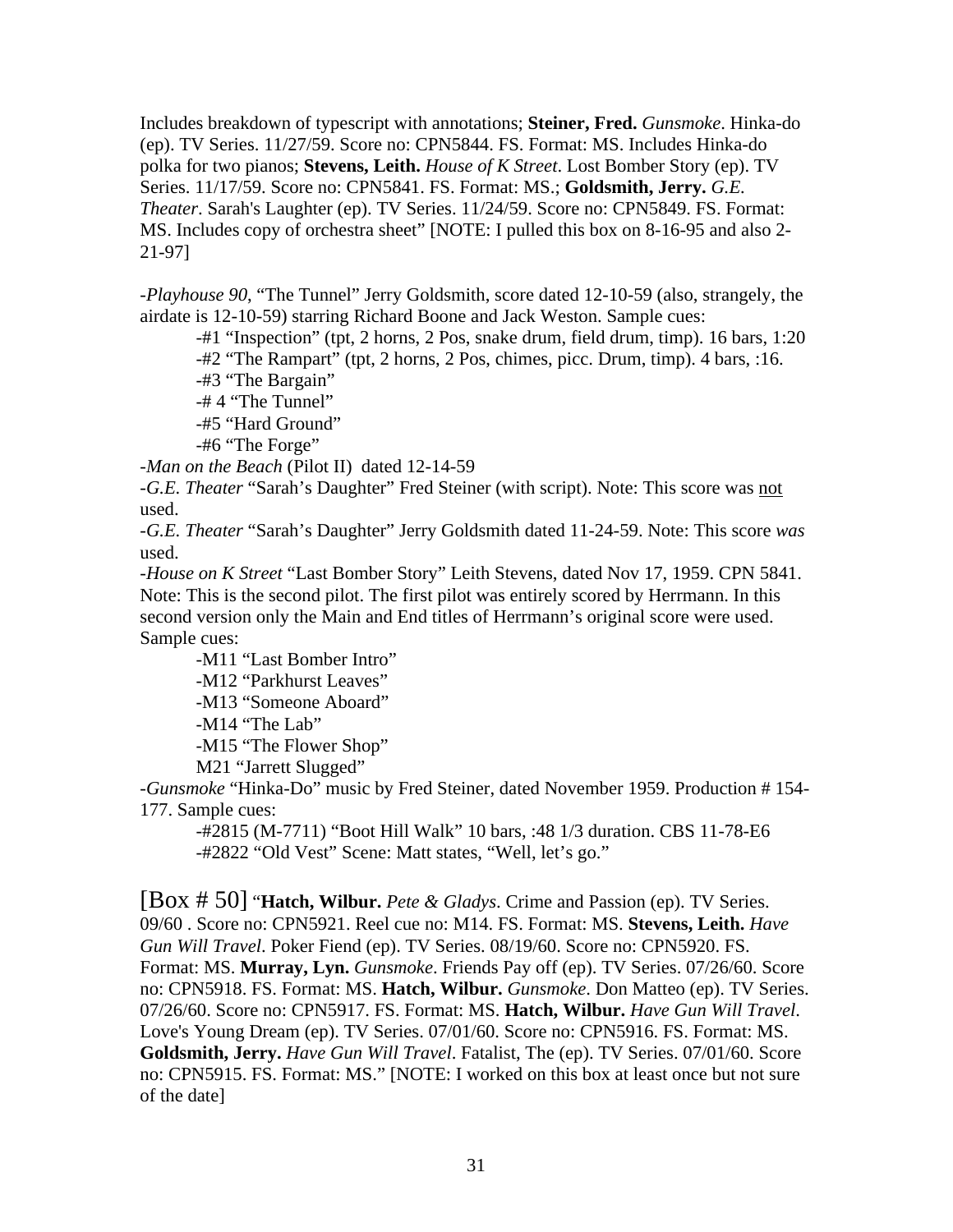Includes breakdown of typescript with annotations; **Steiner, Fred.** *Gunsmoke*. Hinka-do (ep). TV Series. 11/27/59. Score no: CPN5844. FS. Format: MS. Includes Hinka-do polka for two pianos; **Stevens, Leith.** *House of K Street*. Lost Bomber Story (ep). TV Series. 11/17/59. Score no: CPN5841. FS. Format: MS.; **Goldsmith, Jerry.** *G.E. Theater*. Sarah's Laughter (ep). TV Series. 11/24/59. Score no: CPN5849. FS. Format: MS. Includes copy of orchestra sheet" [NOTE: I pulled this box on 8-16-95 and also 2-21-97]

-*Playhouse 90*, "The Tunnel" Jerry Goldsmith, score dated 12-10-59 (also, strangely, the airdate is 12-10-59) starring Richard Boone and Jack Weston. Sample cues:

- -#1 "Inspection" (tpt, 2 horns, 2 Pos, snake drum, field drum, timp). 16 bars, 1:20
- -#2 "The Rampart" (tpt, 2 horns, 2 Pos, chimes, picc. Drum, timp). 4 bars, :16.
- -#3 "The Bargain"
- -# 4 "The Tunnel"
- -#5 "Hard Ground"
- -#6 "The Forge"

-*Man on the Beach* (Pilot II) dated 12-14-59

-*G.E. Theater* "Sarah's Daughter" Fred Steiner (with script). Note: This score was <u>not</u> used.

-*G.E. Theater* "Sarah's Daughter" Jerry Goldsmith dated 11-24-59. Note: This score *was* used.

-*House on K Street* "Last Bomber Story" Leith Stevens, dated Nov 17, 1959. CPN 5841. Note: This is the second pilot. The first pilot was entirely scored by Herrmann. In this second version only the Main and End titles of Herrmann's original score were used. Sample cues:

- -M11 "Last Bomber Intro"
- -M12 "Parkhurst Leaves"
- -M13 "Someone Aboard"
- -M14 "The Lab"
- -M15 "The Flower Shop"
- M21 "Jarrett Slugged"

-*Gunsmoke* "Hinka-Do" music by Fred Steiner, dated November 1959. Production # 154-177. Sample cues:

- -#2815 (M-7711) "Boot Hill Walk" 10 bars, :48 1/3 duration. CBS 11-78-E6
- -#2822 "Old Vest" Scene: Matt states, "Well, let's go."

[Box # 50] "**Hatch, Wilbur.** *Pete & Gladys*. Crime and Passion (ep). TV Series. 09/60 . Score no: CPN5921. Reel cue no: M14. FS. Format: MS. **Stevens, Leith.** *Have Gun Will Travel*. Poker Fiend (ep). TV Series. 08/19/60. Score no: CPN5920. FS. Format: MS. **Murray, Lyn.** *Gunsmoke*. Friends Pay off (ep). TV Series. 07/26/60. Score no: CPN5918. FS. Format: MS. **Hatch, Wilbur.** *Gunsmoke*. Don Matteo (ep). TV Series. 07/26/60. Score no: CPN5917. FS. Format: MS. **Hatch, Wilbur.** *Have Gun Will Travel*. Love's Young Dream (ep). TV Series. 07/01/60. Score no: CPN5916. FS. Format: MS. **Goldsmith, Jerry.** *Have Gun Will Travel*. Fatalist, The (ep). TV Series. 07/01/60. Score no: CPN5915. FS. Format: MS." [NOTE: I worked on this box at least once but not sure of the date]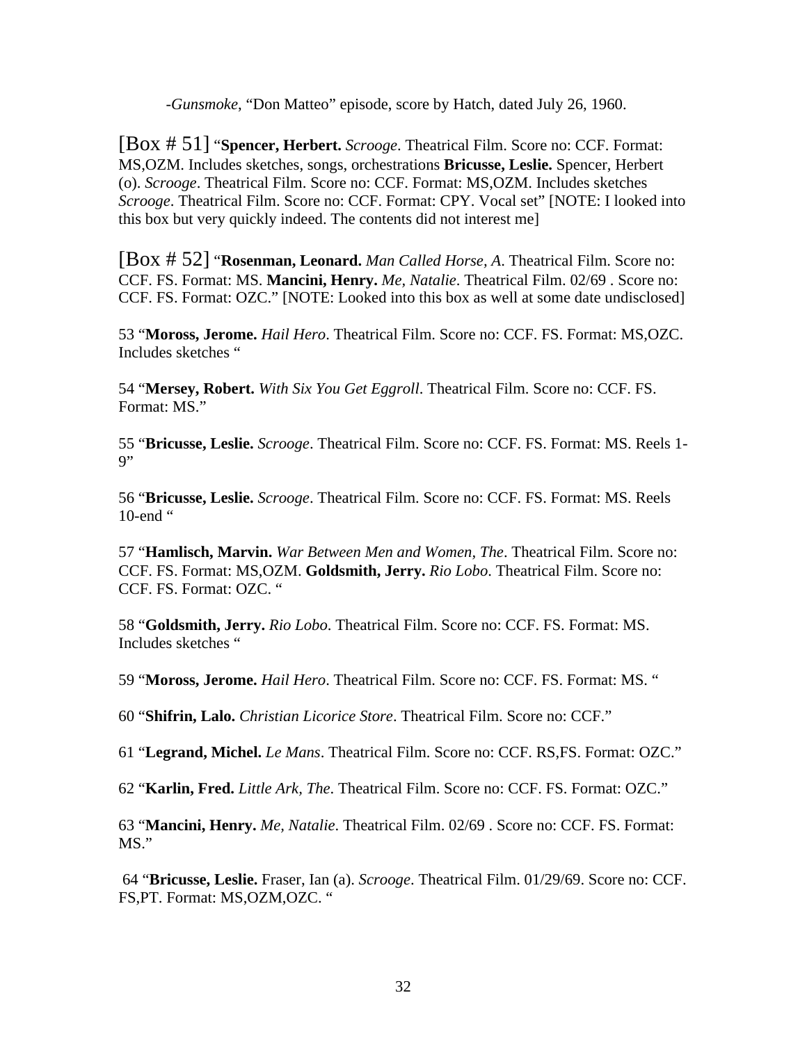-*Gunsmoke*, "Don Matteo" episode, score by Hatch, dated July 26, 1960.

[Box # 51] "**Spencer, Herbert.** *Scrooge*. Theatrical Film. Score no: CCF. Format: MS,OZM. Includes sketches, songs, orchestrations **Bricusse, Leslie.** Spencer, Herbert (o). *Scrooge*. Theatrical Film. Score no: CCF. Format: MS,OZM. Includes sketches *Scrooge*. Theatrical Film. Score no: CCF. Format: CPY. Vocal set" [NOTE: I looked into this box but very quickly indeed. The contents did not interest me]

[Box # 52] "**Rosenman, Leonard.** *Man Called Horse, A*. Theatrical Film. Score no: CCF. FS. Format: MS. **Mancini, Henry.** *Me, Natalie*. Theatrical Film. 02/69 . Score no: CCF. FS. Format: OZC." [NOTE: Looked into this box as well at some date undisclosed]

53 "**Moross, Jerome.** *Hail Hero*. Theatrical Film. Score no: CCF. FS. Format: MS,OZC. Includes sketches "

54 "**Mersey, Robert.** *With Six You Get Eggroll*. Theatrical Film. Score no: CCF. FS. Format: MS."

55 "**Bricusse, Leslie.** *Scrooge*. Theatrical Film. Score no: CCF. FS. Format: MS. Reels 1-9"

56 "**Bricusse, Leslie.** *Scrooge*. Theatrical Film. Score no: CCF. FS. Format: MS. Reels 10-end "

57 "**Hamlisch, Marvin.** *War Between Men and Women, The*. Theatrical Film. Score no: CCF. FS. Format: MS,OZM. **Goldsmith, Jerry.** *Rio Lobo*. Theatrical Film. Score no: CCF. FS. Format: OZC. "

58 "**Goldsmith, Jerry.** *Rio Lobo*. Theatrical Film. Score no: CCF. FS. Format: MS. Includes sketches "

59 "**Moross, Jerome.** *Hail Hero*. Theatrical Film. Score no: CCF. FS. Format: MS. "

60 "**Shifrin, Lalo.** *Christian Licorice Store*. Theatrical Film. Score no: CCF."

61 "**Legrand, Michel.** *Le Mans*. Theatrical Film. Score no: CCF. RS,FS. Format: OZC."

62 "**Karlin, Fred.** *Little Ark, The*. Theatrical Film. Score no: CCF. FS. Format: OZC."

63 "**Mancini, Henry.** *Me, Natalie*. Theatrical Film. 02/69 . Score no: CCF. FS. Format: MS."

64 "**Bricusse, Leslie.** Fraser, Ian (a). *Scrooge*. Theatrical Film. 01/29/69. Score no: CCF. FS,PT. Format: MS,OZM,OZC. "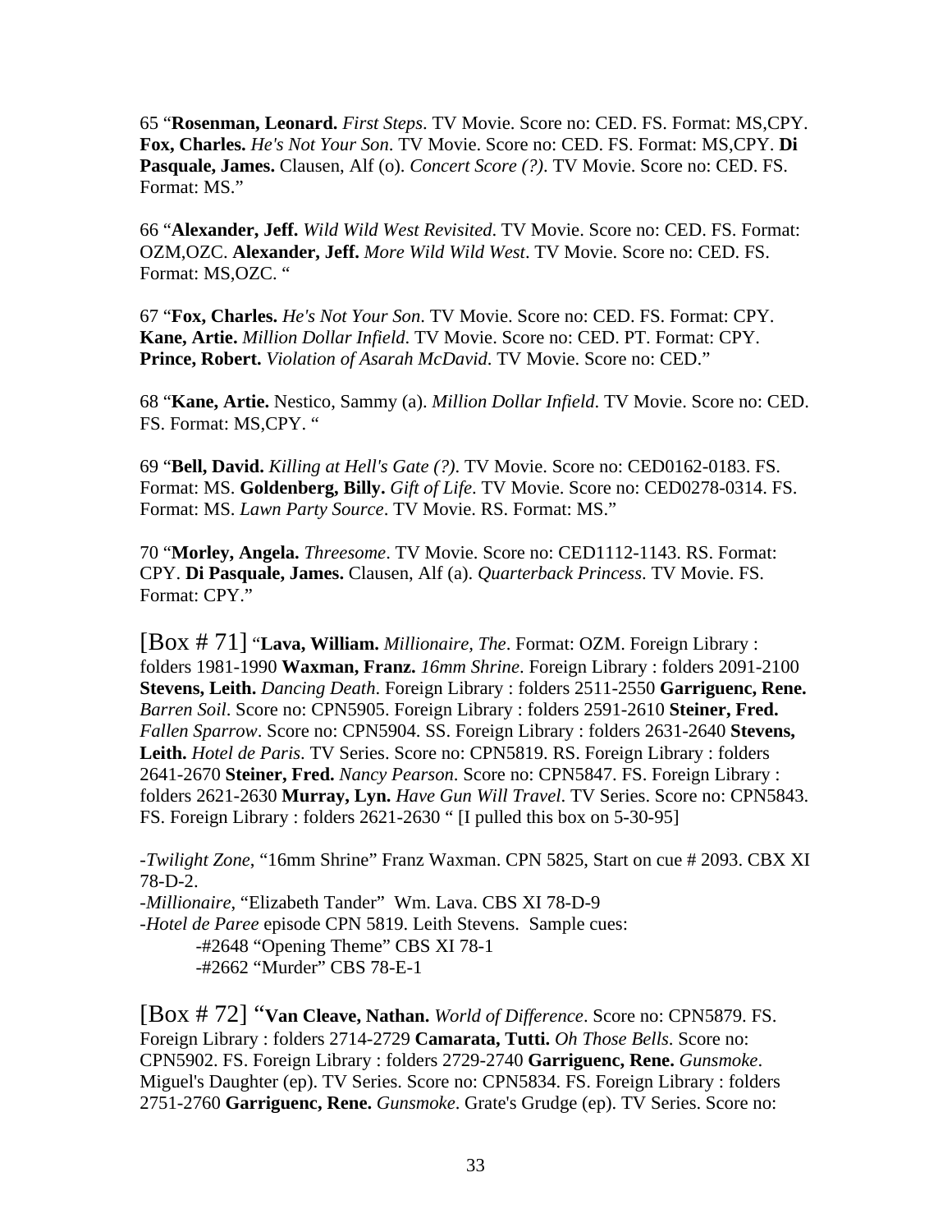65 "**Rosenman, Leonard.** *First Steps*. TV Movie. Score no: CED. FS. Format: MS,CPY. **Fox, Charles.** *He's Not Your Son*. TV Movie. Score no: CED. FS. Format: MS,CPY. **Di Pasquale, James.** Clausen, Alf (o). *Concert Score (?)*. TV Movie. Score no: CED. FS. Format: MS."

66 "**Alexander, Jeff.** *Wild Wild West Revisited*. TV Movie. Score no: CED. FS. Format: OZM,OZC. **Alexander, Jeff.** *More Wild Wild West*. TV Movie. Score no: CED. FS. Format: MS,OZC. "

67 "**Fox, Charles.** *He's Not Your Son*. TV Movie. Score no: CED. FS. Format: CPY. **Kane, Artie.** *Million Dollar Infield*. TV Movie. Score no: CED. PT. Format: CPY. **Prince, Robert.** *Violation of Asarah McDavid*. TV Movie. Score no: CED."

68 "**Kane, Artie.** Nestico, Sammy (a). *Million Dollar Infield*. TV Movie. Score no: CED. FS. Format: MS,CPY. "

69 "**Bell, David.** *Killing at Hell's Gate (?)*. TV Movie. Score no: CED0162-0183. FS. Format: MS. **Goldenberg, Billy.** *Gift of Life*. TV Movie. Score no: CED0278-0314. FS. Format: MS. *Lawn Party Source*. TV Movie. RS. Format: MS."

70 "**Morley, Angela.** *Threesome*. TV Movie. Score no: CED1112-1143. RS. Format: CPY. **Di Pasquale, James.** Clausen, Alf (a). *Quarterback Princess*. TV Movie. FS. Format: CPY."

[Box # 71] "**Lava, William.** *Millionaire, The*. Format: OZM. Foreign Library : folders 1981-1990 **Waxman, Franz.** *16mm Shrine*. Foreign Library : folders 2091-2100 **Stevens, Leith.** *Dancing Death*. Foreign Library : folders 2511-2550 **Garriguenc, Rene.** *Barren Soil*. Score no: CPN5905. Foreign Library : folders 2591-2610 **Steiner, Fred.** *Fallen Sparrow*. Score no: CPN5904. SS. Foreign Library : folders 2631-2640 **Stevens, Leith.** *Hotel de Paris*. TV Series. Score no: CPN5819. RS. Foreign Library : folders 2641-2670 **Steiner, Fred.** *Nancy Pearson*. Score no: CPN5847. FS. Foreign Library : folders 2621-2630 **Murray, Lyn.** *Have Gun Will Travel*. TV Series. Score no: CPN5843. FS. Foreign Library : folders 2621-2630 " [I pulled this box on 5-30-95]

-*Twilight Zone*, "16mm Shrine" Franz Waxman. CPN 5825, Start on cue # 2093. CBX XI 78-D-2.
-*Millionaire*, "Elizabeth Tander" Wm. Lava. CBS XI 78-D-9
-*Hotel de Paree* episode CPN 5819. Leith Stevens. Sample cues:
 -#2648 "Opening Theme" CBS XI 78-1
 -#2662 "Murder" CBS 78-E-1

[Box # 72] "**Van Cleave, Nathan.** *World of Difference*. Score no: CPN5879. FS. Foreign Library : folders 2714-2729 **Camarata, Tutti.** *Oh Those Bells*. Score no: CPN5902. FS. Foreign Library : folders 2729-2740 **Garriguenc, Rene.** *Gunsmoke*. Miguel's Daughter (ep). TV Series. Score no: CPN5834. FS. Foreign Library : folders 2751-2760 **Garriguenc, Rene.** *Gunsmoke*. Grate's Grudge (ep). TV Series. Score no: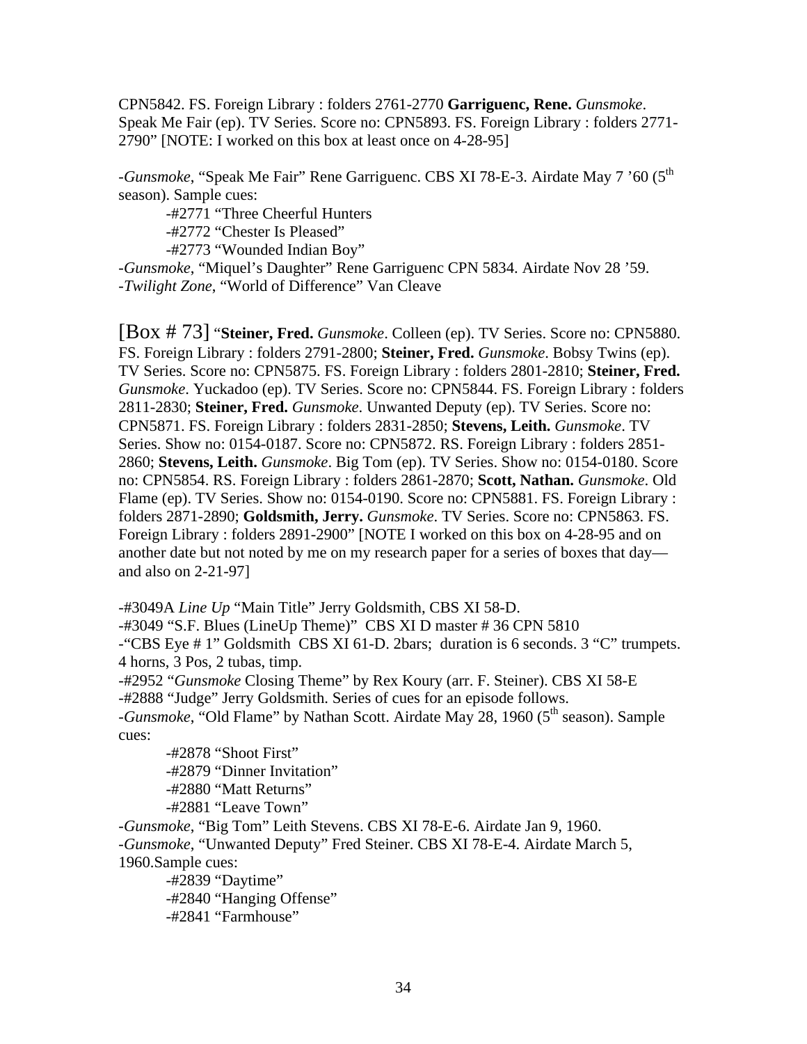CPN5842. FS. Foreign Library : folders 2761-2770 **Garriguenc, Rene.** *Gunsmoke*. Speak Me Fair (ep). TV Series. Score no: CPN5893. FS. Foreign Library : folders 2771-2790" [NOTE: I worked on this box at least once on 4-28-95]

-*Gunsmoke*, "Speak Me Fair" Rene Garriguenc. CBS XI 78-E-3. Airdate May 7 '60 (5th season). Sample cues:

- -#2771 "Three Cheerful Hunters
- -#2772 "Chester Is Pleased"
- -#2773 "Wounded Indian Boy"

-*Gunsmoke*, "Miquel's Daughter" Rene Garriguenc CPN 5834. Airdate Nov 28 '59.
-*Twilight Zone*, "World of Difference" Van Cleave

[Box # 73] "**Steiner, Fred.** *Gunsmoke*. Colleen (ep). TV Series. Score no: CPN5880. FS. Foreign Library : folders 2791-2800; **Steiner, Fred.** *Gunsmoke*. Bobsy Twins (ep). TV Series. Score no: CPN5875. FS. Foreign Library : folders 2801-2810; **Steiner, Fred.** *Gunsmoke*. Yuckadoo (ep). TV Series. Score no: CPN5844. FS. Foreign Library : folders 2811-2830; **Steiner, Fred.** *Gunsmoke*. Unwanted Deputy (ep). TV Series. Score no: CPN5871. FS. Foreign Library : folders 2831-2850; **Stevens, Leith.** *Gunsmoke*. TV Series. Show no: 0154-0187. Score no: CPN5872. RS. Foreign Library : folders 2851-2860; **Stevens, Leith.** *Gunsmoke*. Big Tom (ep). TV Series. Show no: 0154-0180. Score no: CPN5854. RS. Foreign Library : folders 2861-2870; **Scott, Nathan.** *Gunsmoke*. Old Flame (ep). TV Series. Show no: 0154-0190. Score no: CPN5881. FS. Foreign Library : folders 2871-2890; **Goldsmith, Jerry.** *Gunsmoke*. TV Series. Score no: CPN5863. FS. Foreign Library : folders 2891-2900" [NOTE I worked on this box on 4-28-95 and on another date but not noted by me on my research paper for a series of boxes that day—and also on 2-21-97]

-#3049A *Line Up* "Main Title" Jerry Goldsmith, CBS XI 58-D.
-#3049 "S.F. Blues (LineUp Theme)" CBS XI D master # 36 CPN 5810
-"CBS Eye # 1" Goldsmith CBS XI 61-D. 2bars; duration is 6 seconds. 3 "C" trumpets. 4 horns, 3 Pos, 2 tubas, timp.
-#2952 "*Gunsmoke* Closing Theme" by Rex Koury (arr. F. Steiner). CBS XI 58-E
-#2888 "Judge" Jerry Goldsmith. Series of cues for an episode follows.
-*Gunsmoke*, "Old Flame" by Nathan Scott. Airdate May 28, 1960 (5th season). Sample cues:

- -#2878 "Shoot First"
- -#2879 "Dinner Invitation"
- -#2880 "Matt Returns"
- -#2881 "Leave Town"

-*Gunsmoke*, "Big Tom" Leith Stevens. CBS XI 78-E-6. Airdate Jan 9, 1960.
-*Gunsmoke*, "Unwanted Deputy" Fred Steiner. CBS XI 78-E-4. Airdate March 5, 1960.Sample cues:

- -#2839 "Daytime"
- -#2840 "Hanging Offense"
- -#2841 "Farmhouse"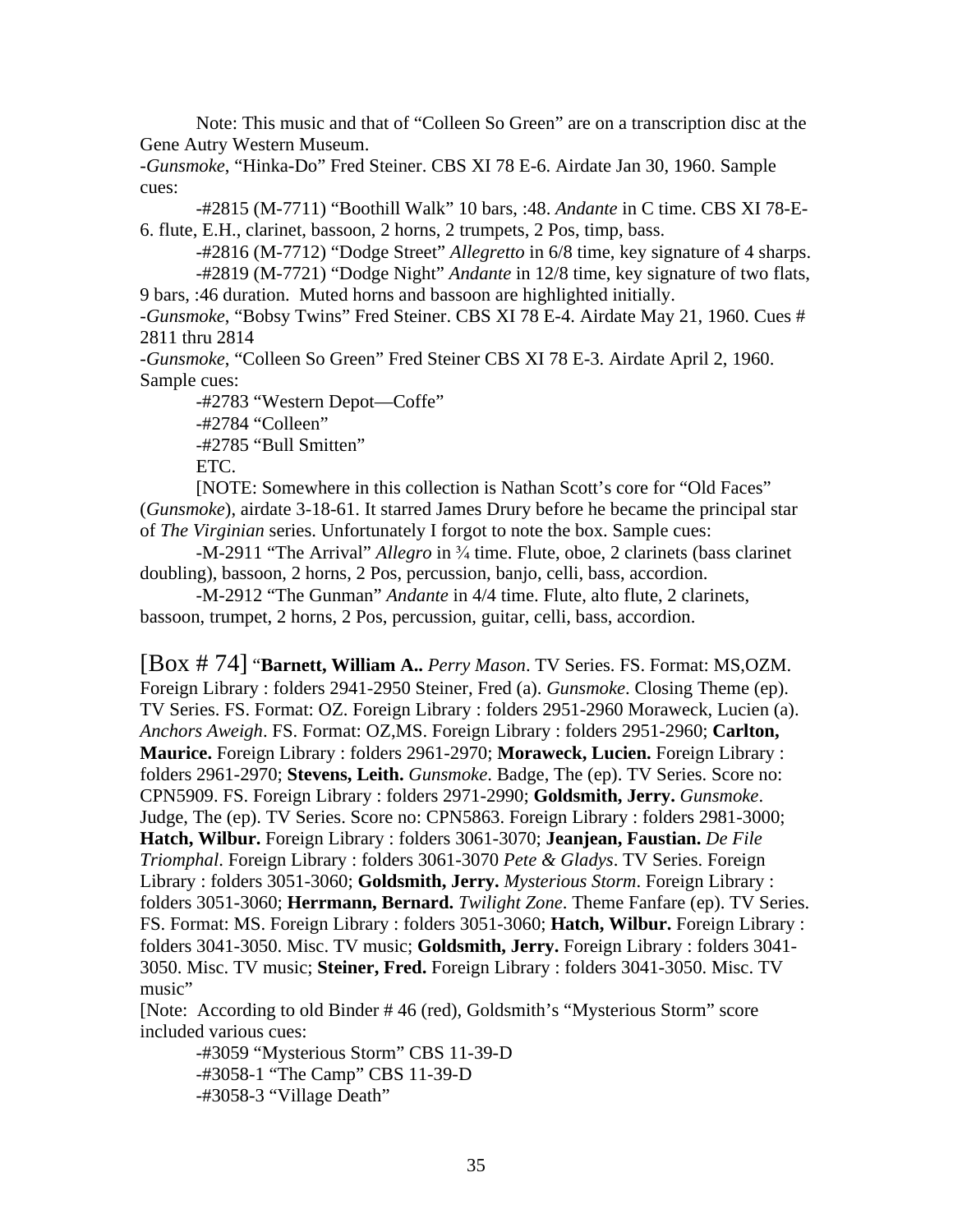Note: This music and that of "Colleen So Green" are on a transcription disc at the Gene Autry Western Museum.

-*Gunsmoke*, "Hinka-Do" Fred Steiner. CBS XI 78 E-6. Airdate Jan 30, 1960. Sample cues:

-#2815 (M-7711) "Boothill Walk" 10 bars, :48. *Andante* in C time. CBS XI 78-E-6. flute, E.H., clarinet, bassoon, 2 horns, 2 trumpets, 2 Pos, timp, bass.

-#2816 (M-7712) "Dodge Street" *Allegretto* in 6/8 time, key signature of 4 sharps.

-#2819 (M-7721) "Dodge Night" *Andante* in 12/8 time, key signature of two flats, 9 bars, :46 duration. Muted horns and bassoon are highlighted initially.

-*Gunsmoke*, "Bobsy Twins" Fred Steiner. CBS XI 78 E-4. Airdate May 21, 1960. Cues # 2811 thru 2814

-*Gunsmoke*, "Colleen So Green" Fred Steiner CBS XI 78 E-3. Airdate April 2, 1960. Sample cues:

-#2783 "Western Depot—Coffe"

-#2784 "Colleen"

-#2785 "Bull Smitten"

ETC.

[NOTE: Somewhere in this collection is Nathan Scott's core for "Old Faces" (*Gunsmoke*), airdate 3-18-61. It starred James Drury before he became the principal star of *The Virginian* series. Unfortunately I forgot to note the box. Sample cues:

-M-2911 "The Arrival" *Allegro* in ¾ time. Flute, oboe, 2 clarinets (bass clarinet doubling), bassoon, 2 horns, 2 Pos, percussion, banjo, celli, bass, accordion.

-M-2912 "The Gunman" *Andante* in 4/4 time. Flute, alto flute, 2 clarinets, bassoon, trumpet, 2 horns, 2 Pos, percussion, guitar, celli, bass, accordion.

[Box # 74] "**Barnett, William A..** *Perry Mason*. TV Series. FS. Format: MS,OZM. Foreign Library : folders 2941-2950 Steiner, Fred (a). *Gunsmoke*. Closing Theme (ep). TV Series. FS. Format: OZ. Foreign Library : folders 2951-2960 Moraweck, Lucien (a). *Anchors Aweigh*. FS. Format: OZ,MS. Foreign Library : folders 2951-2960; **Carlton, Maurice.** Foreign Library : folders 2961-2970; **Moraweck, Lucien.** Foreign Library : folders 2961-2970; **Stevens, Leith.** *Gunsmoke*. Badge, The (ep). TV Series. Score no: CPN5909. FS. Foreign Library : folders 2971-2990; **Goldsmith, Jerry.** *Gunsmoke*. Judge, The (ep). TV Series. Score no: CPN5863. Foreign Library : folders 2981-3000; **Hatch, Wilbur.** Foreign Library : folders 3061-3070; **Jeanjean, Faustian.** *De File Triomphal*. Foreign Library : folders 3061-3070 *Pete & Gladys*. TV Series. Foreign Library : folders 3051-3060; **Goldsmith, Jerry.** *Mysterious Storm*. Foreign Library : folders 3051-3060; **Herrmann, Bernard.** *Twilight Zone*. Theme Fanfare (ep). TV Series. FS. Format: MS. Foreign Library : folders 3051-3060; **Hatch, Wilbur.** Foreign Library : folders 3041-3050. Misc. TV music; **Goldsmith, Jerry.** Foreign Library : folders 3041-3050. Misc. TV music; **Steiner, Fred.** Foreign Library : folders 3041-3050. Misc. TV music"

[Note: According to old Binder # 46 (red), Goldsmith's "Mysterious Storm" score included various cues:

-#3059 "Mysterious Storm" CBS 11-39-D

-#3058-1 "The Camp" CBS 11-39-D

-#3058-3 "Village Death"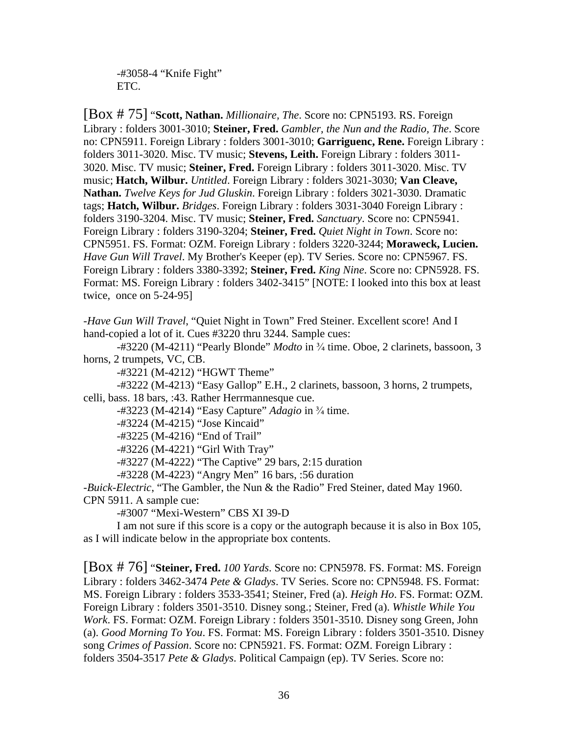-#3058-4 “Knife Fight”
ETC.

[Box # 75] “**Scott, Nathan.** *Millionaire, The*. Score no: CPN5193. RS. Foreign Library : folders 3001-3010; **Steiner, Fred.** *Gambler, the Nun and the Radio, The*. Score no: CPN5911. Foreign Library : folders 3001-3010; **Garriguenc, Rene.** Foreign Library : folders 3011-3020. Misc. TV music; **Stevens, Leith.** Foreign Library : folders 3011-3020. Misc. TV music; **Steiner, Fred.** Foreign Library : folders 3011-3020. Misc. TV music; **Hatch, Wilbur.** *Untitled*. Foreign Library : folders 3021-3030; **Van Cleave, Nathan.** *Twelve Keys for Jud Gluskin*. Foreign Library : folders 3021-3030. Dramatic tags; **Hatch, Wilbur.** *Bridges*. Foreign Library : folders 3031-3040 Foreign Library : folders 3190-3204. Misc. TV music; **Steiner, Fred.** *Sanctuary*. Score no: CPN5941. Foreign Library : folders 3190-3204; **Steiner, Fred.** *Quiet Night in Town*. Score no: CPN5951. FS. Format: OZM. Foreign Library : folders 3220-3244; **Moraweck, Lucien.** *Have Gun Will Travel*. My Brother's Keeper (ep). TV Series. Score no: CPN5967. FS. Foreign Library : folders 3380-3392; **Steiner, Fred.** *King Nine*. Score no: CPN5928. FS. Format: MS. Foreign Library : folders 3402-3415” [NOTE: I looked into this box at least twice, once on 5-24-95]

-*Have Gun Will Travel*, “Quiet Night in Town” Fred Steiner. Excellent score! And I hand-copied a lot of it. Cues #3220 thru 3244. Sample cues:

-#3220 (M-4211) “Pearly Blonde” *Modto* in ¾ time. Oboe, 2 clarinets, bassoon, 3 horns, 2 trumpets, VC, CB.

-#3221 (M-4212) “HGWT Theme”

-#3222 (M-4213) “Easy Gallop” E.H., 2 clarinets, bassoon, 3 horns, 2 trumpets, celli, bass. 18 bars, :43. Rather Herrmannesque cue.

-#3223 (M-4214) “Easy Capture” *Adagio* in ¾ time.

-#3224 (M-4215) “Jose Kincaid”

-#3225 (M-4216) “End of Trail”

-#3226 (M-4221) “Girl With Tray”

-#3227 (M-4222) “The Captive” 29 bars, 2:15 duration

-#3228 (M-4223) “Angry Men” 16 bars, :56 duration

-*Buick-Electric*, “The Gambler, the Nun & the Radio” Fred Steiner, dated May 1960. CPN 5911. A sample cue:

-#3007 “Mexi-Western” CBS XI 39-D

I am not sure if this score is a copy or the autograph because it is also in Box 105, as I will indicate below in the appropriate box contents.

[Box # 76] “**Steiner, Fred.** *100 Yards*. Score no: CPN5978. FS. Format: MS. Foreign Library : folders 3462-3474 *Pete & Gladys*. TV Series. Score no: CPN5948. FS. Format: MS. Foreign Library : folders 3533-3541; Steiner, Fred (a). *Heigh Ho*. FS. Format: OZM. Foreign Library : folders 3501-3510. Disney song.; Steiner, Fred (a). *Whistle While You Work*. FS. Format: OZM. Foreign Library : folders 3501-3510. Disney song Green, John (a). *Good Morning To You*. FS. Format: MS. Foreign Library : folders 3501-3510. Disney song *Crimes of Passion*. Score no: CPN5921. FS. Format: OZM. Foreign Library : folders 3504-3517 *Pete & Gladys*. Political Campaign (ep). TV Series. Score no: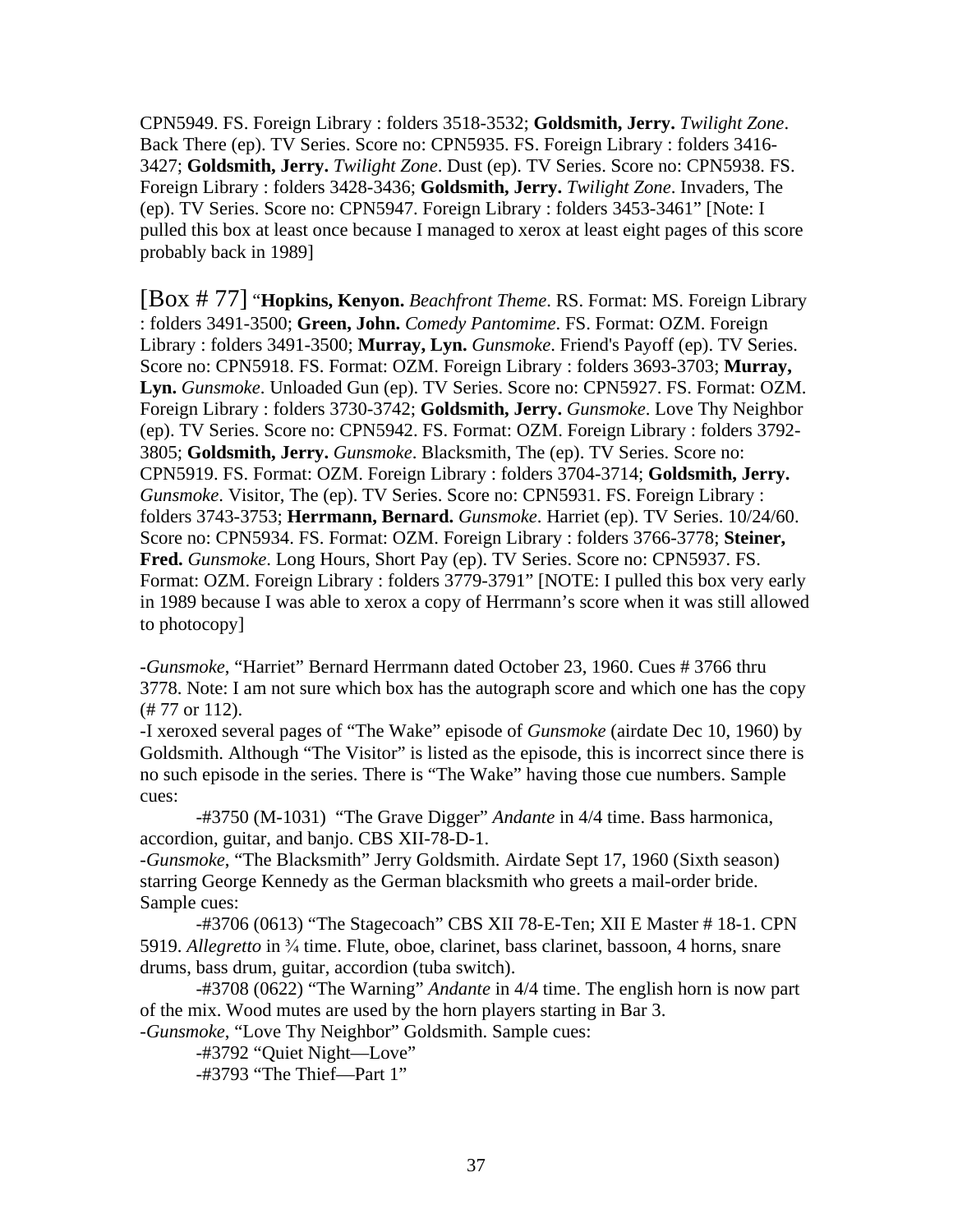CPN5949. FS. Foreign Library : folders 3518-3532; **Goldsmith, Jerry.** *Twilight Zone*. Back There (ep). TV Series. Score no: CPN5935. FS. Foreign Library : folders 3416-3427; **Goldsmith, Jerry.** *Twilight Zone*. Dust (ep). TV Series. Score no: CPN5938. FS. Foreign Library : folders 3428-3436; **Goldsmith, Jerry.** *Twilight Zone*. Invaders, The (ep). TV Series. Score no: CPN5947. Foreign Library : folders 3453-3461" [Note: I pulled this box at least once because I managed to xerox at least eight pages of this score probably back in 1989]

[Box # 77] "**Hopkins, Kenyon.** *Beachfront Theme*. RS. Format: MS. Foreign Library : folders 3491-3500; **Green, John.** *Comedy Pantomime*. FS. Format: OZM. Foreign Library : folders 3491-3500; **Murray, Lyn.** *Gunsmoke*. Friend's Payoff (ep). TV Series. Score no: CPN5918. FS. Format: OZM. Foreign Library : folders 3693-3703; **Murray, Lyn.** *Gunsmoke*. Unloaded Gun (ep). TV Series. Score no: CPN5927. FS. Format: OZM. Foreign Library : folders 3730-3742; **Goldsmith, Jerry.** *Gunsmoke*. Love Thy Neighbor (ep). TV Series. Score no: CPN5942. FS. Format: OZM. Foreign Library : folders 3792-3805; **Goldsmith, Jerry.** *Gunsmoke*. Blacksmith, The (ep). TV Series. Score no: CPN5919. FS. Format: OZM. Foreign Library : folders 3704-3714; **Goldsmith, Jerry.** *Gunsmoke*. Visitor, The (ep). TV Series. Score no: CPN5931. FS. Foreign Library : folders 3743-3753; **Herrmann, Bernard.** *Gunsmoke*. Harriet (ep). TV Series. 10/24/60. Score no: CPN5934. FS. Format: OZM. Foreign Library : folders 3766-3778; **Steiner, Fred.** *Gunsmoke*. Long Hours, Short Pay (ep). TV Series. Score no: CPN5937. FS. Format: OZM. Foreign Library : folders 3779-3791" [NOTE: I pulled this box very early in 1989 because I was able to xerox a copy of Herrmann's score when it was still allowed to photocopy]

-*Gunsmoke*, "Harriet" Bernard Herrmann dated October 23, 1960. Cues # 3766 thru 3778. Note: I am not sure which box has the autograph score and which one has the copy (# 77 or 112).

-I xeroxed several pages of "The Wake" episode of *Gunsmoke* (airdate Dec 10, 1960) by Goldsmith. Although "The Visitor" is listed as the episode, this is incorrect since there is no such episode in the series. There is "The Wake" having those cue numbers. Sample cues:

-#3750 (M-1031) "The Grave Digger" *Andante* in 4/4 time. Bass harmonica, accordion, guitar, and banjo. CBS XII-78-D-1.

-*Gunsmoke*, "The Blacksmith" Jerry Goldsmith. Airdate Sept 17, 1960 (Sixth season) starring George Kennedy as the German blacksmith who greets a mail-order bride. Sample cues:

-#3706 (0613) "The Stagecoach" CBS XII 78-E-Ten; XII E Master # 18-1. CPN 5919. *Allegretto* in ¾ time. Flute, oboe, clarinet, bass clarinet, bassoon, 4 horns, snare drums, bass drum, guitar, accordion (tuba switch).

-#3708 (0622) "The Warning" *Andante* in 4/4 time. The english horn is now part of the mix. Wood mutes are used by the horn players starting in Bar 3.

-*Gunsmoke*, "Love Thy Neighbor" Goldsmith. Sample cues:

-#3792 "Quiet Night—Love"

-#3793 "The Thief—Part 1"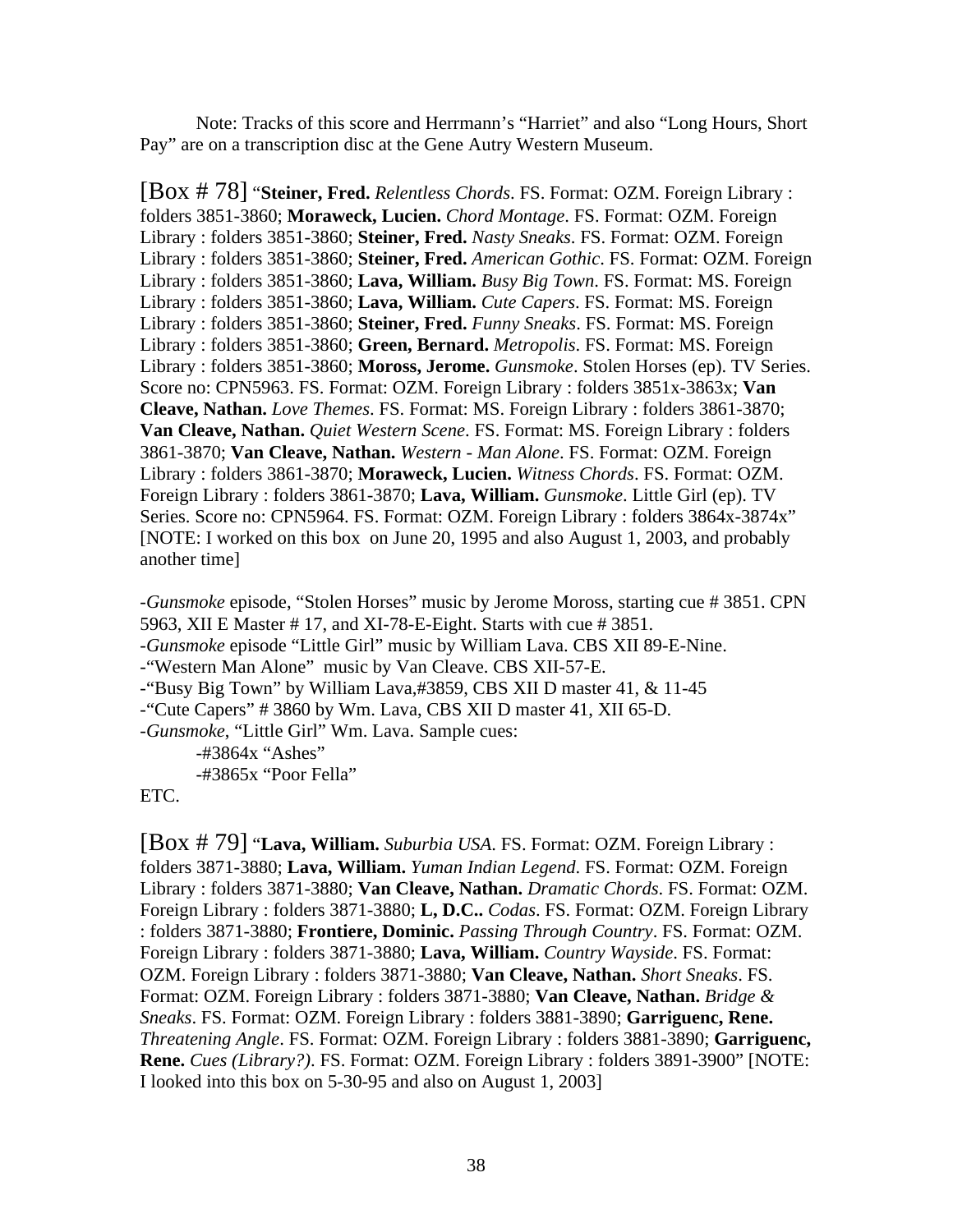Note: Tracks of this score and Herrmann's "Harriet" and also "Long Hours, Short Pay" are on a transcription disc at the Gene Autry Western Museum.

[Box # 78] "**Steiner, Fred.** *Relentless Chords*. FS. Format: OZM. Foreign Library : folders 3851-3860; **Moraweck, Lucien.** *Chord Montage*. FS. Format: OZM. Foreign Library : folders 3851-3860; **Steiner, Fred.** *Nasty Sneaks*. FS. Format: OZM. Foreign Library : folders 3851-3860; **Steiner, Fred.** *American Gothic*. FS. Format: OZM. Foreign Library : folders 3851-3860; **Lava, William.** *Busy Big Town*. FS. Format: MS. Foreign Library : folders 3851-3860; **Lava, William.** *Cute Capers*. FS. Format: MS. Foreign Library : folders 3851-3860; **Steiner, Fred.** *Funny Sneaks*. FS. Format: MS. Foreign Library : folders 3851-3860; **Green, Bernard.** *Metropolis*. FS. Format: MS. Foreign Library : folders 3851-3860; **Moross, Jerome.** *Gunsmoke*. Stolen Horses (ep). TV Series. Score no: CPN5963. FS. Format: OZM. Foreign Library : folders 3851x-3863x; **Van Cleave, Nathan.** *Love Themes*. FS. Format: MS. Foreign Library : folders 3861-3870; **Van Cleave, Nathan.** *Quiet Western Scene*. FS. Format: MS. Foreign Library : folders 3861-3870; **Van Cleave, Nathan.** *Western - Man Alone*. FS. Format: OZM. Foreign Library : folders 3861-3870; **Moraweck, Lucien.** *Witness Chords*. FS. Format: OZM. Foreign Library : folders 3861-3870; **Lava, William.** *Gunsmoke*. Little Girl (ep). TV Series. Score no: CPN5964. FS. Format: OZM. Foreign Library : folders 3864x-3874x" [NOTE: I worked on this box on June 20, 1995 and also August 1, 2003, and probably another time]

-*Gunsmoke* episode, "Stolen Horses" music by Jerome Moross, starting cue # 3851. CPN 5963, XII E Master # 17, and XI-78-E-Eight. Starts with cue # 3851.
-*Gunsmoke* episode "Little Girl" music by William Lava. CBS XII 89-E-Nine.
-"Western Man Alone" music by Van Cleave. CBS XII-57-E.
-"Busy Big Town" by William Lava,#3859, CBS XII D master 41, & 11-45
-"Cute Capers" # 3860 by Wm. Lava, CBS XII D master 41, XII 65-D.
-*Gunsmoke*, "Little Girl" Wm. Lava. Sample cues:
  -#3864x "Ashes"
  -#3865x "Poor Fella"
ETC.

[Box # 79] "**Lava, William.** *Suburbia USA*. FS. Format: OZM. Foreign Library : folders 3871-3880; **Lava, William.** *Yuman Indian Legend*. FS. Format: OZM. Foreign Library : folders 3871-3880; **Van Cleave, Nathan.** *Dramatic Chords*. FS. Format: OZM. Foreign Library : folders 3871-3880; **L, D.C..** *Codas*. FS. Format: OZM. Foreign Library : folders 3871-3880; **Frontiere, Dominic.** *Passing Through Country*. FS. Format: OZM. Foreign Library : folders 3871-3880; **Lava, William.** *Country Wayside*. FS. Format: OZM. Foreign Library : folders 3871-3880; **Van Cleave, Nathan.** *Short Sneaks*. FS. Format: OZM. Foreign Library : folders 3871-3880; **Van Cleave, Nathan.** *Bridge & Sneaks*. FS. Format: OZM. Foreign Library : folders 3881-3890; **Garriguenc, Rene.** *Threatening Angle*. FS. Format: OZM. Foreign Library : folders 3881-3890; **Garriguenc, Rene.** *Cues (Library?)*. FS. Format: OZM. Foreign Library : folders 3891-3900" [NOTE: I looked into this box on 5-30-95 and also on August 1, 2003]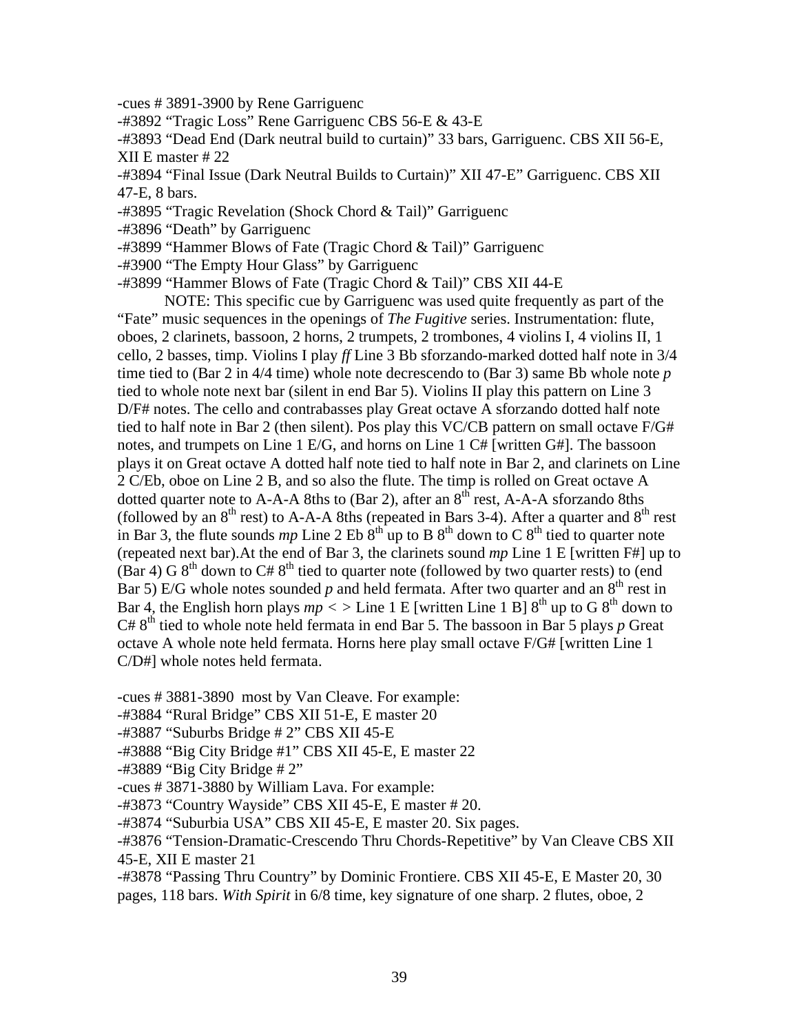-cues # 3891-3900 by Rene Garriguenc

-#3892 "Tragic Loss" Rene Garriguenc CBS 56-E & 43-E

-#3893 "Dead End (Dark neutral build to curtain)" 33 bars, Garriguenc. CBS XII 56-E, XII E master # 22

-#3894 "Final Issue (Dark Neutral Builds to Curtain)" XII 47-E" Garriguenc. CBS XII 47-E, 8 bars.

-#3895 "Tragic Revelation (Shock Chord & Tail)" Garriguenc

-#3896 "Death" by Garriguenc

-#3899 "Hammer Blows of Fate (Tragic Chord & Tail)" Garriguenc

-#3900 "The Empty Hour Glass" by Garriguenc

-#3899 "Hammer Blows of Fate (Tragic Chord & Tail)" CBS XII 44-E

NOTE: This specific cue by Garriguenc was used quite frequently as part of the "Fate" music sequences in the openings of *The Fugitive* series. Instrumentation: flute, oboes, 2 clarinets, bassoon, 2 horns, 2 trumpets, 2 trombones, 4 violins I, 4 violins II, 1 cello, 2 basses, timp. Violins I play *ff* Line 3 Bb sforzando-marked dotted half note in 3/4 time tied to (Bar 2 in 4/4 time) whole note decrescendo to (Bar 3) same Bb whole note *p* tied to whole note next bar (silent in end Bar 5). Violins II play this pattern on Line 3 D/F# notes. The cello and contrabasses play Great octave A sforzando dotted half note tied to half note in Bar 2 (then silent). Pos play this VC/CB pattern on small octave F/G# notes, and trumpets on Line 1 E/G, and horns on Line 1 C# [written G#]. The bassoon plays it on Great octave A dotted half note tied to half note in Bar 2, and clarinets on Line 2 C/Eb, oboe on Line 2 B, and so also the flute. The timp is rolled on Great octave A dotted quarter note to A-A-A 8ths to (Bar 2), after an 8th rest, A-A-A sforzando 8ths (followed by an 8th rest) to A-A-A 8ths (repeated in Bars 3-4). After a quarter and 8th rest in Bar 3, the flute sounds *mp* Line 2 Eb 8th up to B 8th down to C 8th tied to quarter note (repeated next bar).At the end of Bar 3, the clarinets sound *mp* Line 1 E [written F#] up to (Bar 4) G 8th down to C# 8th tied to quarter note (followed by two quarter rests) to (end Bar 5) E/G whole notes sounded *p* and held fermata. After two quarter and an 8th rest in Bar 4, the English horn plays *mp* < > Line 1 E [written Line 1 B] 8th up to G 8th down to C# 8th tied to whole note held fermata in end Bar 5. The bassoon in Bar 5 plays *p* Great octave A whole note held fermata. Horns here play small octave F/G# [written Line 1 C/D#] whole notes held fermata.

-cues # 3881-3890 most by Van Cleave. For example:

-#3884 "Rural Bridge" CBS XII 51-E, E master 20

-#3887 "Suburbs Bridge # 2" CBS XII 45-E

-#3888 "Big City Bridge #1" CBS XII 45-E, E master 22

-#3889 "Big City Bridge # 2"

-cues # 3871-3880 by William Lava. For example:

-#3873 "Country Wayside" CBS XII 45-E, E master # 20.

-#3874 "Suburbia USA" CBS XII 45-E, E master 20. Six pages.

-#3876 "Tension-Dramatic-Crescendo Thru Chords-Repetitive" by Van Cleave CBS XII 45-E, XII E master 21

-#3878 "Passing Thru Country" by Dominic Frontiere. CBS XII 45-E, E Master 20, 30 pages, 118 bars. *With Spirit* in 6/8 time, key signature of one sharp. 2 flutes, oboe, 2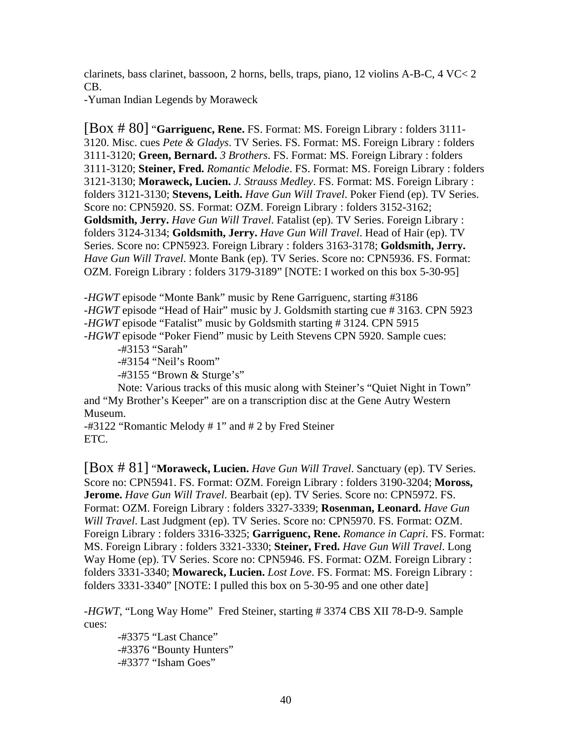clarinets, bass clarinet, bassoon, 2 horns, bells, traps, piano, 12 violins A-B-C, 4 VC< 2 CB.
-Yuman Indian Legends by Moraweck

[Box # 80] "**Garriguenc, Rene.** FS. Format: MS. Foreign Library : folders 3111-3120. Misc. cues *Pete & Gladys*. TV Series. FS. Format: MS. Foreign Library : folders 3111-3120; **Green, Bernard.** *3 Brothers*. FS. Format: MS. Foreign Library : folders 3111-3120; **Steiner, Fred.** *Romantic Melodie*. FS. Format: MS. Foreign Library : folders 3121-3130; **Moraweck, Lucien.** *J. Strauss Medley*. FS. Format: MS. Foreign Library : folders 3121-3130; **Stevens, Leith.** *Have Gun Will Travel*. Poker Fiend (ep). TV Series. Score no: CPN5920. SS. Format: OZM. Foreign Library : folders 3152-3162; **Goldsmith, Jerry.** *Have Gun Will Travel*. Fatalist (ep). TV Series. Foreign Library : folders 3124-3134; **Goldsmith, Jerry.** *Have Gun Will Travel*. Head of Hair (ep). TV Series. Score no: CPN5923. Foreign Library : folders 3163-3178; **Goldsmith, Jerry.** *Have Gun Will Travel*. Monte Bank (ep). TV Series. Score no: CPN5936. FS. Format: OZM. Foreign Library : folders 3179-3189" [NOTE: I worked on this box 5-30-95]

-*HGWT* episode "Monte Bank" music by Rene Garriguenc, starting #3186
-*HGWT* episode "Head of Hair" music by J. Goldsmith starting cue # 3163. CPN 5923
-*HGWT* episode "Fatalist" music by Goldsmith starting # 3124. CPN 5915
-*HGWT* episode "Poker Fiend" music by Leith Stevens CPN 5920. Sample cues:
    -#3153 "Sarah"
    -#3154 "Neil's Room"
    -#3155 "Brown & Sturge's"
    Note: Various tracks of this music along with Steiner's "Quiet Night in Town" and "My Brother's Keeper" are on a transcription disc at the Gene Autry Western Museum.
-#3122 "Romantic Melody # 1" and # 2 by Fred Steiner
ETC.

[Box # 81] "**Moraweck, Lucien.** *Have Gun Will Travel*. Sanctuary (ep). TV Series. Score no: CPN5941. FS. Format: OZM. Foreign Library : folders 3190-3204; **Moross, Jerome.** *Have Gun Will Travel*. Bearbait (ep). TV Series. Score no: CPN5972. FS. Format: OZM. Foreign Library : folders 3327-3339; **Rosenman, Leonard.** *Have Gun Will Travel*. Last Judgment (ep). TV Series. Score no: CPN5970. FS. Format: OZM. Foreign Library : folders 3316-3325; **Garriguenc, Rene.** *Romance in Capri*. FS. Format: MS. Foreign Library : folders 3321-3330; **Steiner, Fred.** *Have Gun Will Travel*. Long Way Home (ep). TV Series. Score no: CPN5946. FS. Format: OZM. Foreign Library : folders 3331-3340; **Mowareck, Lucien.** *Lost Love*. FS. Format: MS. Foreign Library : folders 3331-3340" [NOTE: I pulled this box on 5-30-95 and one other date]

-*HGWT*, "Long Way Home" Fred Steiner, starting # 3374 CBS XII 78-D-9. Sample cues:
    -#3375 "Last Chance"
    -#3376 "Bounty Hunters"
    -#3377 "Isham Goes"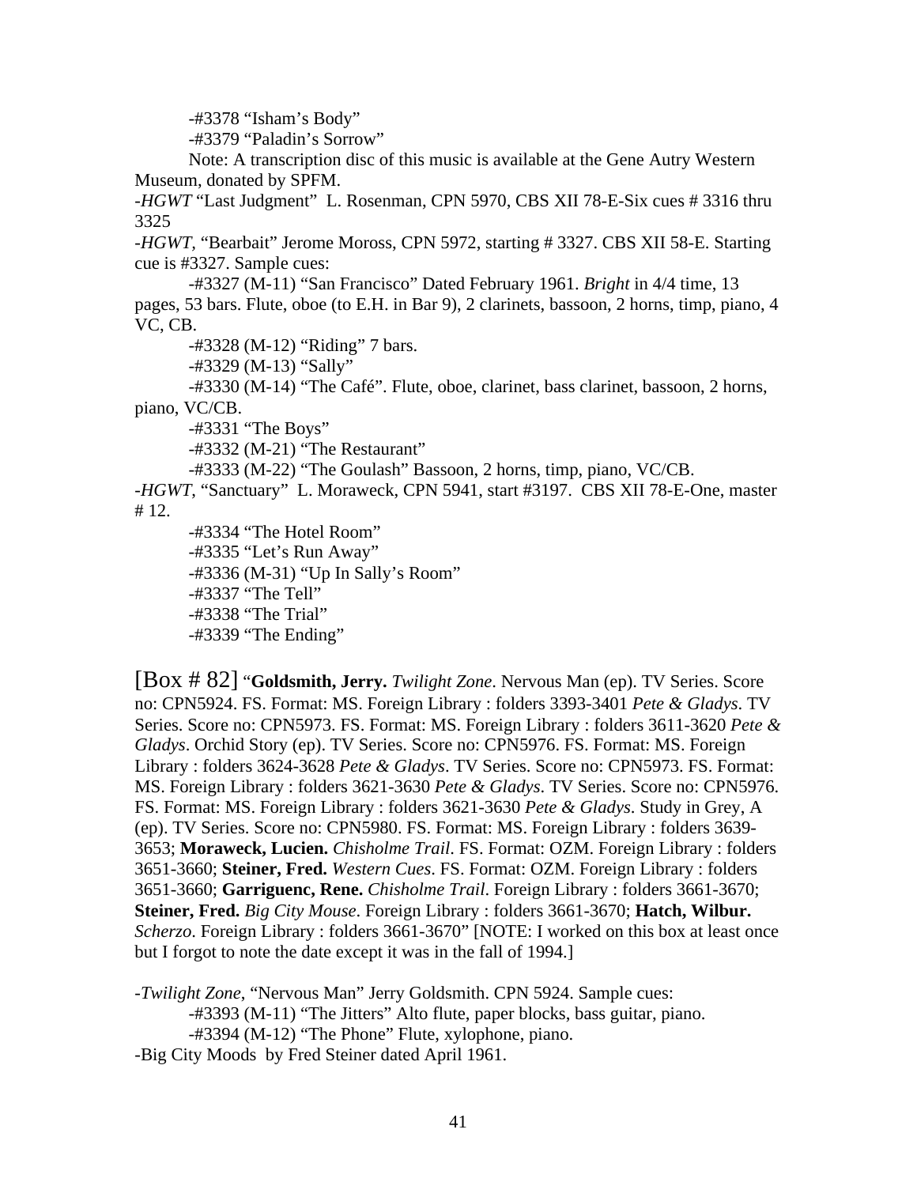-#3378 "Isham's Body"

-#3379 "Paladin's Sorrow"

Note: A transcription disc of this music is available at the Gene Autry Western Museum, donated by SPFM.

-*HGWT* "Last Judgment" L. Rosenman, CPN 5970, CBS XII 78-E-Six cues # 3316 thru 3325

-*HGWT,* "Bearbait" Jerome Moross, CPN 5972, starting # 3327. CBS XII 58-E. Starting cue is #3327. Sample cues:

-#3327 (M-11) "San Francisco" Dated February 1961. *Bright* in 4/4 time, 13 pages, 53 bars. Flute, oboe (to E.H. in Bar 9), 2 clarinets, bassoon, 2 horns, timp, piano, 4 VC, CB.

-#3328 (M-12) "Riding" 7 bars.

-#3329 (M-13) "Sally"

-#3330 (M-14) "The Café". Flute, oboe, clarinet, bass clarinet, bassoon, 2 horns, piano, VC/CB.

-#3331 "The Boys"

-#3332 (M-21) "The Restaurant"

-#3333 (M-22) "The Goulash" Bassoon, 2 horns, timp, piano, VC/CB.

-*HGWT*, "Sanctuary" L. Moraweck, CPN 5941, start #3197. CBS XII 78-E-One, master # 12.

-#3334 "The Hotel Room"

-#3335 "Let's Run Away"

-#3336 (M-31) "Up In Sally's Room"

-#3337 "The Tell"

-#3338 "The Trial"

-#3339 "The Ending"

[Box # 82] "**Goldsmith, Jerry.** *Twilight Zone*. Nervous Man (ep). TV Series. Score no: CPN5924. FS. Format: MS. Foreign Library : folders 3393-3401 *Pete & Gladys*. TV Series. Score no: CPN5973. FS. Format: MS. Foreign Library : folders 3611-3620 *Pete & Gladys*. Orchid Story (ep). TV Series. Score no: CPN5976. FS. Format: MS. Foreign Library : folders 3624-3628 *Pete & Gladys*. TV Series. Score no: CPN5973. FS. Format: MS. Foreign Library : folders 3621-3630 *Pete & Gladys*. TV Series. Score no: CPN5976. FS. Format: MS. Foreign Library : folders 3621-3630 *Pete & Gladys*. Study in Grey, A (ep). TV Series. Score no: CPN5980. FS. Format: MS. Foreign Library : folders 3639-3653; **Moraweck, Lucien.** *Chisholme Trail*. FS. Format: OZM. Foreign Library : folders 3651-3660; **Steiner, Fred.** *Western Cues*. FS. Format: OZM. Foreign Library : folders 3651-3660; **Garriguenc, Rene.** *Chisholme Trail*. Foreign Library : folders 3661-3670; **Steiner, Fred.** *Big City Mouse*. Foreign Library : folders 3661-3670; **Hatch, Wilbur.** *Scherzo*. Foreign Library : folders 3661-3670" [NOTE: I worked on this box at least once but I forgot to note the date except it was in the fall of 1994.]

-*Twilight Zone*, "Nervous Man" Jerry Goldsmith. CPN 5924. Sample cues:

-#3393 (M-11) "The Jitters" Alto flute, paper blocks, bass guitar, piano.

-#3394 (M-12) "The Phone" Flute, xylophone, piano.

-Big City Moods by Fred Steiner dated April 1961.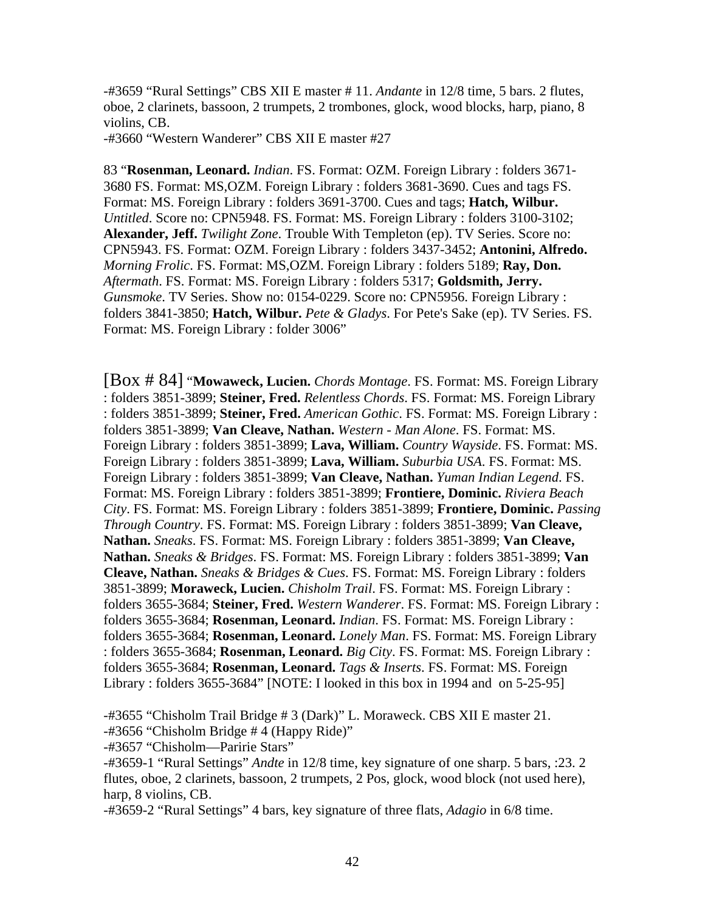-#3659 “Rural Settings” CBS XII E master # 11. *Andante* in 12/8 time, 5 bars. 2 flutes, oboe, 2 clarinets, bassoon, 2 trumpets, 2 trombones, glock, wood blocks, harp, piano, 8 violins, CB.
-#3660 “Western Wanderer” CBS XII E master #27

83 “**Rosenman, Leonard.** *Indian*. FS. Format: OZM. Foreign Library : folders 3671-3680 FS. Format: MS,OZM. Foreign Library : folders 3681-3690. Cues and tags FS. Format: MS. Foreign Library : folders 3691-3700. Cues and tags; **Hatch, Wilbur.** *Untitled*. Score no: CPN5948. FS. Format: MS. Foreign Library : folders 3100-3102; **Alexander, Jeff.** *Twilight Zone*. Trouble With Templeton (ep). TV Series. Score no: CPN5943. FS. Format: OZM. Foreign Library : folders 3437-3452; **Antonini, Alfredo.** *Morning Frolic*. FS. Format: MS,OZM. Foreign Library : folders 5189; **Ray, Don.** *Aftermath*. FS. Format: MS. Foreign Library : folders 5317; **Goldsmith, Jerry.** *Gunsmoke*. TV Series. Show no: 0154-0229. Score no: CPN5956. Foreign Library : folders 3841-3850; **Hatch, Wilbur.** *Pete & Gladys*. For Pete's Sake (ep). TV Series. FS. Format: MS. Foreign Library : folder 3006”

[Box # 84] “**Mowaweck, Lucien.** *Chords Montage*. FS. Format: MS. Foreign Library : folders 3851-3899; **Steiner, Fred.** *Relentless Chords*. FS. Format: MS. Foreign Library : folders 3851-3899; **Steiner, Fred.** *American Gothic*. FS. Format: MS. Foreign Library : folders 3851-3899; **Van Cleave, Nathan.** *Western - Man Alone*. FS. Format: MS. Foreign Library : folders 3851-3899; **Lava, William.** *Country Wayside*. FS. Format: MS. Foreign Library : folders 3851-3899; **Lava, William.** *Suburbia USA*. FS. Format: MS. Foreign Library : folders 3851-3899; **Van Cleave, Nathan.** *Yuman Indian Legend*. FS. Format: MS. Foreign Library : folders 3851-3899; **Frontiere, Dominic.** *Riviera Beach City*. FS. Format: MS. Foreign Library : folders 3851-3899; **Frontiere, Dominic.** *Passing Through Country*. FS. Format: MS. Foreign Library : folders 3851-3899; **Van Cleave, Nathan.** *Sneaks*. FS. Format: MS. Foreign Library : folders 3851-3899; **Van Cleave, Nathan.** *Sneaks & Bridges*. FS. Format: MS. Foreign Library : folders 3851-3899; **Van Cleave, Nathan.** *Sneaks & Bridges & Cues*. FS. Format: MS. Foreign Library : folders 3851-3899; **Moraweck, Lucien.** *Chisholm Trail*. FS. Format: MS. Foreign Library : folders 3655-3684; **Steiner, Fred.** *Western Wanderer*. FS. Format: MS. Foreign Library : folders 3655-3684; **Rosenman, Leonard.** *Indian*. FS. Format: MS. Foreign Library : folders 3655-3684; **Rosenman, Leonard.** *Lonely Man*. FS. Format: MS. Foreign Library : folders 3655-3684; **Rosenman, Leonard.** *Big City*. FS. Format: MS. Foreign Library : folders 3655-3684; **Rosenman, Leonard.** *Tags & Inserts*. FS. Format: MS. Foreign Library : folders 3655-3684” [NOTE: I looked in this box in 1994 and on 5-25-95]

-#3655 “Chisholm Trail Bridge # 3 (Dark)” L. Moraweck. CBS XII E master 21.
-#3656 “Chisholm Bridge # 4 (Happy Ride)”
-#3657 “Chisholm—Pairie Stars”
-#3659-1 “Rural Settings” *Andte* in 12/8 time, key signature of one sharp. 5 bars, :23. 2 flutes, oboe, 2 clarinets, bassoon, 2 trumpets, 2 Pos, glock, wood block (not used here), harp, 8 violins, CB.
-#3659-2 “Rural Settings” 4 bars, key signature of three flats, *Adagio* in 6/8 time.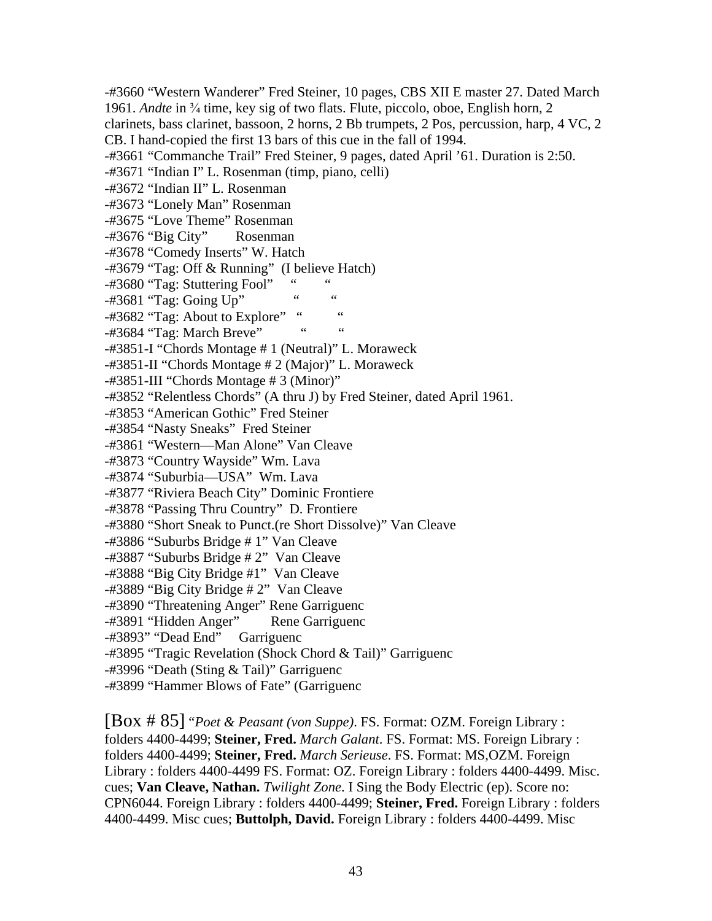-#3660 "Western Wanderer" Fred Steiner, 10 pages, CBS XII E master 27. Dated March 1961. *Andte* in ¾ time, key sig of two flats. Flute, piccolo, oboe, English horn, 2 clarinets, bass clarinet, bassoon, 2 horns, 2 Bb trumpets, 2 Pos, percussion, harp, 4 VC, 2 CB. I hand-copied the first 13 bars of this cue in the fall of 1994.
-#3661 "Commanche Trail" Fred Steiner, 9 pages, dated April '61. Duration is 2:50.
-#3671 "Indian I" L. Rosenman (timp, piano, celli)
-#3672 "Indian II" L. Rosenman
-#3673 "Lonely Man" Rosenman
-#3675 "Love Theme" Rosenman
-#3676 "Big City" Rosenman
-#3678 "Comedy Inserts" W. Hatch
-#3679 "Tag: Off & Running" (I believe Hatch)
-#3680 "Tag: Stuttering Fool" " "
-#3681 "Tag: Going Up" " "
-#3682 "Tag: About to Explore" " "
-#3684 "Tag: March Breve" " "
-#3851-I "Chords Montage # 1 (Neutral)" L. Moraweck
-#3851-II "Chords Montage # 2 (Major)" L. Moraweck
-#3851-III "Chords Montage # 3 (Minor)"
-#3852 "Relentless Chords" (A thru J) by Fred Steiner, dated April 1961.
-#3853 "American Gothic" Fred Steiner
-#3854 "Nasty Sneaks" Fred Steiner
-#3861 "Western—Man Alone" Van Cleave
-#3873 "Country Wayside" Wm. Lava
-#3874 "Suburbia—USA" Wm. Lava
-#3877 "Riviera Beach City" Dominic Frontiere
-#3878 "Passing Thru Country" D. Frontiere
-#3880 "Short Sneak to Punct.(re Short Dissolve)" Van Cleave
-#3886 "Suburbs Bridge # 1" Van Cleave
-#3887 "Suburbs Bridge # 2" Van Cleave
-#3888 "Big City Bridge #1" Van Cleave
-#3889 "Big City Bridge # 2" Van Cleave
-#3890 "Threatening Anger" Rene Garriguenc
-#3891 "Hidden Anger" Rene Garriguenc
-#3893" "Dead End" Garriguenc
-#3895 "Tragic Revelation (Shock Chord & Tail)" Garriguenc
-#3996 "Death (Sting & Tail)" Garriguenc
-#3899 "Hammer Blows of Fate" (Garriguenc

[Box # 85] "*Poet & Peasant (von Suppe)*. FS. Format: OZM. Foreign Library : folders 4400-4499; **Steiner, Fred.** *March Galant.* FS. Format: MS. Foreign Library : folders 4400-4499; **Steiner, Fred.** *March Serieuse*. FS. Format: MS,OZM. Foreign Library : folders 4400-4499 FS. Format: OZ. Foreign Library : folders 4400-4499. Misc. cues; **Van Cleave, Nathan.** *Twilight Zone*. I Sing the Body Electric (ep). Score no: CPN6044. Foreign Library : folders 4400-4499; **Steiner, Fred.** Foreign Library : folders 4400-4499. Misc cues; **Buttolph, David.** Foreign Library : folders 4400-4499. Misc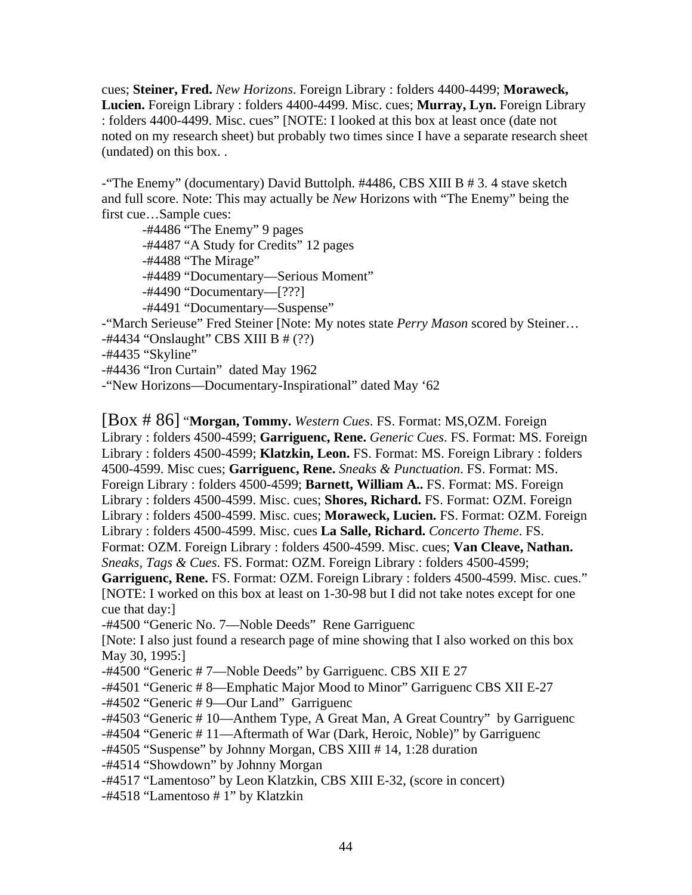cues; **Steiner, Fred.** *New Horizons*. Foreign Library : folders 4400-4499; **Moraweck, Lucien.** Foreign Library : folders 4400-4499. Misc. cues; **Murray, Lyn.** Foreign Library : folders 4400-4499. Misc. cues" [NOTE: I looked at this box at least once (date not noted on my research sheet) but probably two times since I have a separate research sheet (undated) on this box. .

-"The Enemy" (documentary) David Buttolph. #4486, CBS XIII B # 3. 4 stave sketch and full score. Note: This may actually be *New* Horizons with "The Enemy" being the first cue…Sample cues:

- -#4486 "The Enemy" 9 pages
- -#4487 "A Study for Credits" 12 pages
- -#4488 "The Mirage"
- -#4489 "Documentary—Serious Moment"
- -#4490 "Documentary—[???]
- -#4491 "Documentary—Suspense"

-"March Serieuse" Fred Steiner [Note: My notes state *Perry Mason* scored by Steiner…
-#4434 "Onslaught" CBS XIII B # (??)
-#4435 "Skyline"
-#4436 "Iron Curtain" dated May 1962
-"New Horizons—Documentary-Inspirational" dated May '62

[Box # 86] "**Morgan, Tommy.** *Western Cues*. FS. Format: MS,OZM. Foreign Library : folders 4500-4599; **Garriguenc, Rene.** *Generic Cues*. FS. Format: MS. Foreign Library : folders 4500-4599; **Klatzkin, Leon.** FS. Format: MS. Foreign Library : folders 4500-4599. Misc cues; **Garriguenc, Rene.** *Sneaks & Punctuation*. FS. Format: MS. Foreign Library : folders 4500-4599; **Barnett, William A..** FS. Format: MS. Foreign Library : folders 4500-4599. Misc. cues; **Shores, Richard.** FS. Format: OZM. Foreign Library : folders 4500-4599. Misc. cues; **Moraweck, Lucien.** FS. Format: OZM. Foreign Library : folders 4500-4599. Misc. cues **La Salle, Richard.** *Concerto Theme*. FS. Format: OZM. Foreign Library : folders 4500-4599. Misc. cues; **Van Cleave, Nathan.** *Sneaks, Tags & Cues*. FS. Format: OZM. Foreign Library : folders 4500-4599; **Garriguenc, Rene.** FS. Format: OZM. Foreign Library : folders 4500-4599. Misc. cues." [NOTE: I worked on this box at least on 1-30-98 but I did not take notes except for one cue that day:]
-#4500 "Generic No. 7—Noble Deeds" Rene Garriguenc
[Note: I also just found a research page of mine showing that I also worked on this box May 30, 1995:]
-#4500 "Generic # 7—Noble Deeds" by Garriguenc. CBS XII E 27
-#4501 "Generic # 8—Emphatic Major Mood to Minor" Garriguenc CBS XII E-27
-#4502 "Generic # 9—Our Land" Garriguenc
-#4503 "Generic # 10—Anthem Type, A Great Man, A Great Country" by Garriguenc
-#4504 "Generic # 11—Aftermath of War (Dark, Heroic, Noble)" by Garriguenc
-#4505 "Suspense" by Johnny Morgan, CBS XIII # 14, 1:28 duration
-#4514 "Showdown" by Johnny Morgan
-#4517 "Lamentoso" by Leon Klatzkin, CBS XIII E-32, (score in concert)
-#4518 "Lamentoso # 1" by Klatzkin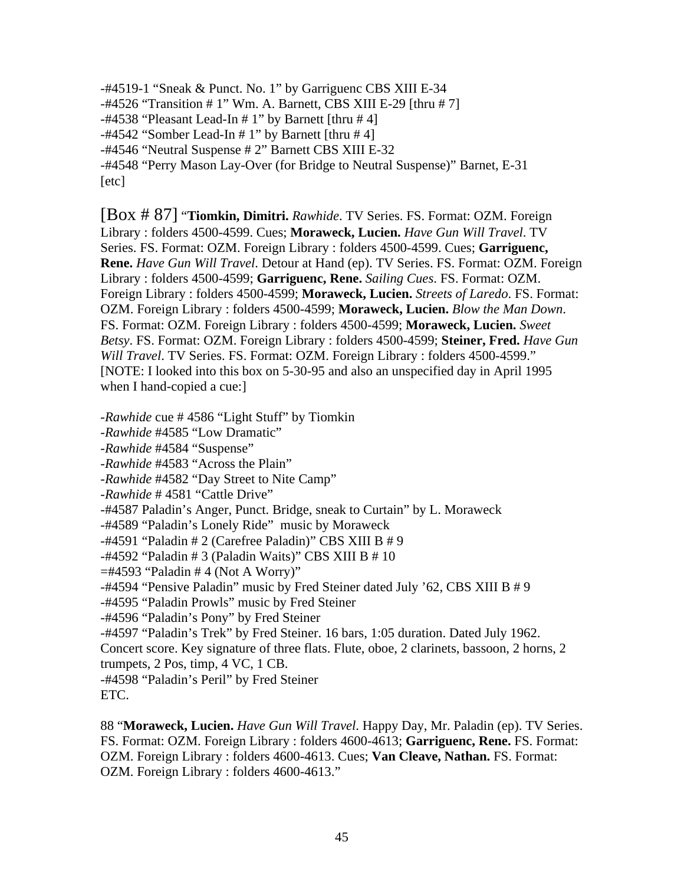-#4519-1 “Sneak & Punct. No. 1” by Garriguenc CBS XIII E-34
-#4526 “Transition # 1” Wm. A. Barnett, CBS XIII E-29 [thru # 7]
-#4538 “Pleasant Lead-In # 1” by Barnett [thru # 4]
-#4542 “Somber Lead-In # 1” by Barnett [thru # 4]
-#4546 “Neutral Suspense # 2” Barnett CBS XIII E-32
-#4548 “Perry Mason Lay-Over (for Bridge to Neutral Suspense)” Barnet, E-31
[etc]

[Box # 87] “**Tiomkin, Dimitri.** *Rawhide*. TV Series. FS. Format: OZM. Foreign Library : folders 4500-4599. Cues; **Moraweck, Lucien.** *Have Gun Will Travel*. TV Series. FS. Format: OZM. Foreign Library : folders 4500-4599. Cues; **Garriguenc, Rene.** *Have Gun Will Travel*. Detour at Hand (ep). TV Series. FS. Format: OZM. Foreign Library : folders 4500-4599; **Garriguenc, Rene.** *Sailing Cues*. FS. Format: OZM. Foreign Library : folders 4500-4599; **Moraweck, Lucien.** *Streets of Laredo*. FS. Format: OZM. Foreign Library : folders 4500-4599; **Moraweck, Lucien.** *Blow the Man Down*. FS. Format: OZM. Foreign Library : folders 4500-4599; **Moraweck, Lucien.** *Sweet Betsy*. FS. Format: OZM. Foreign Library : folders 4500-4599; **Steiner, Fred.** *Have Gun Will Travel*. TV Series. FS. Format: OZM. Foreign Library : folders 4500-4599.” [NOTE: I looked into this box on 5-30-95 and also an unspecified day in April 1995 when I hand-copied a cue:]

-*Rawhide* cue # 4586 “Light Stuff” by Tiomkin
-*Rawhide* #4585 “Low Dramatic”
-*Rawhide* #4584 “Suspense”
-*Rawhide* #4583 “Across the Plain”
-*Rawhide* #4582 “Day Street to Nite Camp”
-*Rawhide* # 4581 “Cattle Drive”
-#4587 Paladin’s Anger, Punct. Bridge, sneak to Curtain” by L. Moraweck
-#4589 “Paladin’s Lonely Ride” music by Moraweck
-#4591 “Paladin # 2 (Carefree Paladin)” CBS XIII B # 9
-#4592 “Paladin # 3 (Paladin Waits)” CBS XIII B # 10
=#4593 “Paladin # 4 (Not A Worry)”
-#4594 “Pensive Paladin” music by Fred Steiner dated July ’62, CBS XIII B # 9
-#4595 “Paladin Prowls” music by Fred Steiner
-#4596 “Paladin’s Pony” by Fred Steiner
-#4597 “Paladin’s Trek” by Fred Steiner. 16 bars, 1:05 duration. Dated July 1962. Concert score. Key signature of three flats. Flute, oboe, 2 clarinets, bassoon, 2 horns, 2 trumpets, 2 Pos, timp, 4 VC, 1 CB.
-#4598 “Paladin’s Peril” by Fred Steiner
ETC.

88 “**Moraweck, Lucien.** *Have Gun Will Travel*. Happy Day, Mr. Paladin (ep). TV Series. FS. Format: OZM. Foreign Library : folders 4600-4613; **Garriguenc, Rene.** FS. Format: OZM. Foreign Library : folders 4600-4613. Cues; **Van Cleave, Nathan.** FS. Format: OZM. Foreign Library : folders 4600-4613.”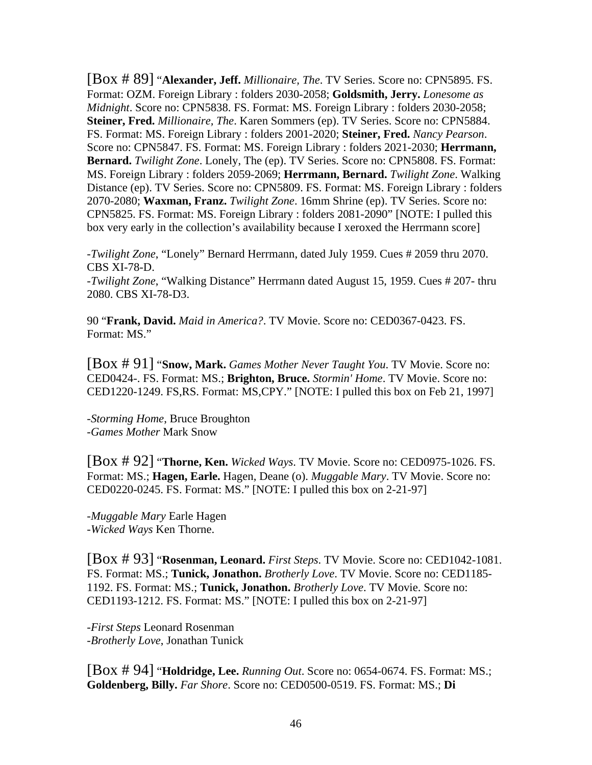[Box # 89] "**Alexander, Jeff.** *Millionaire, The*. TV Series. Score no: CPN5895. FS. Format: OZM. Foreign Library : folders 2030-2058; **Goldsmith, Jerry.** *Lonesome as Midnight*. Score no: CPN5838. FS. Format: MS. Foreign Library : folders 2030-2058; **Steiner, Fred.** *Millionaire, The*. Karen Sommers (ep). TV Series. Score no: CPN5884. FS. Format: MS. Foreign Library : folders 2001-2020; **Steiner, Fred.** *Nancy Pearson*. Score no: CPN5847. FS. Format: MS. Foreign Library : folders 2021-2030; **Herrmann, Bernard.** *Twilight Zone*. Lonely, The (ep). TV Series. Score no: CPN5808. FS. Format: MS. Foreign Library : folders 2059-2069; **Herrmann, Bernard.** *Twilight Zone*. Walking Distance (ep). TV Series. Score no: CPN5809. FS. Format: MS. Foreign Library : folders 2070-2080; **Waxman, Franz.** *Twilight Zone*. 16mm Shrine (ep). TV Series. Score no: CPN5825. FS. Format: MS. Foreign Library : folders 2081-2090" [NOTE: I pulled this box very early in the collection's availability because I xeroxed the Herrmann score]

-*Twilight Zone*, "Lonely" Bernard Herrmann, dated July 1959. Cues # 2059 thru 2070. CBS XI-78-D.
-*Twilight Zone*, "Walking Distance" Herrmann dated August 15, 1959. Cues # 207- thru 2080. CBS XI-78-D3.

90 "**Frank, David.** *Maid in America?*. TV Movie. Score no: CED0367-0423. FS. Format: MS."

[Box # 91] "**Snow, Mark.** *Games Mother Never Taught You*. TV Movie. Score no: CED0424-. FS. Format: MS.; **Brighton, Bruce.** *Stormin' Home*. TV Movie. Score no: CED1220-1249. FS,RS. Format: MS,CPY." [NOTE: I pulled this box on Feb 21, 1997]

-*Storming Home*, Bruce Broughton
-*Games Mother* Mark Snow

[Box # 92] "**Thorne, Ken.** *Wicked Ways*. TV Movie. Score no: CED0975-1026. FS. Format: MS.; **Hagen, Earle.** Hagen, Deane (o). *Muggable Mary*. TV Movie. Score no: CED0220-0245. FS. Format: MS." [NOTE: I pulled this box on 2-21-97]

-*Muggable Mary* Earle Hagen
-*Wicked Ways* Ken Thorne.

[Box # 93] "**Rosenman, Leonard.** *First Steps*. TV Movie. Score no: CED1042-1081. FS. Format: MS.; **Tunick, Jonathon.** *Brotherly Love*. TV Movie. Score no: CED1185-1192. FS. Format: MS.; **Tunick, Jonathon.** *Brotherly Love*. TV Movie. Score no: CED1193-1212. FS. Format: MS." [NOTE: I pulled this box on 2-21-97]

-*First Steps* Leonard Rosenman
-*Brotherly Love*, Jonathan Tunick

[Box # 94] "**Holdridge, Lee.** *Running Out*. Score no: 0654-0674. FS. Format: MS.; **Goldenberg, Billy.** *Far Shore*. Score no: CED0500-0519. FS. Format: MS.; **Di**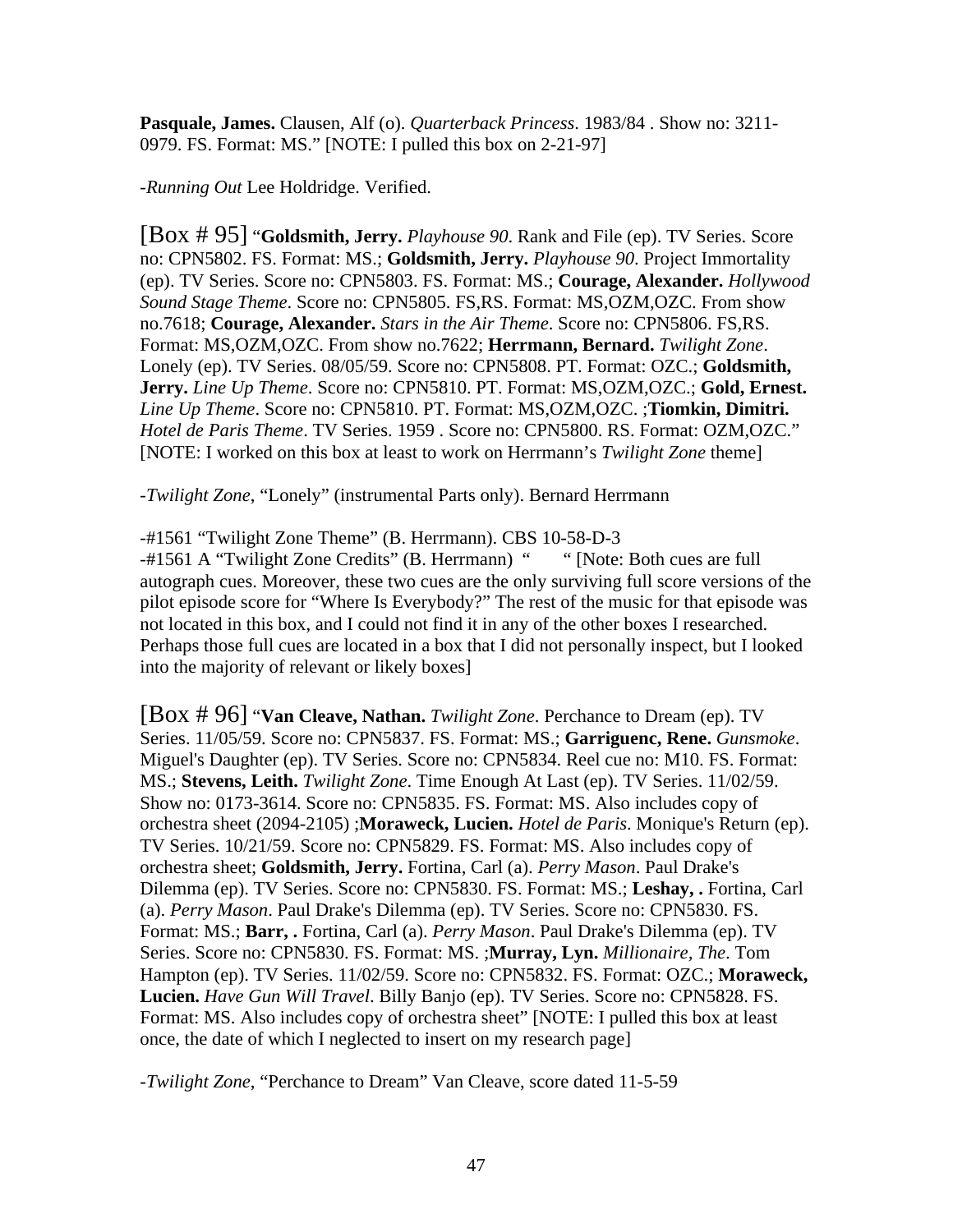**Pasquale, James.** Clausen, Alf (o). *Quarterback Princess*. 1983/84 . Show no: 3211-0979. FS. Format: MS." [NOTE: I pulled this box on 2-21-97]

-*Running Out* Lee Holdridge. Verified.

[Box # 95] "**Goldsmith, Jerry.** *Playhouse 90*. Rank and File (ep). TV Series. Score no: CPN5802. FS. Format: MS.; **Goldsmith, Jerry.** *Playhouse 90*. Project Immortality (ep). TV Series. Score no: CPN5803. FS. Format: MS.; **Courage, Alexander.** *Hollywood Sound Stage Theme*. Score no: CPN5805. FS,RS. Format: MS,OZM,OZC. From show no.7618; **Courage, Alexander.** *Stars in the Air Theme*. Score no: CPN5806. FS,RS. Format: MS,OZM,OZC. From show no.7622; **Herrmann, Bernard.** *Twilight Zone*. Lonely (ep). TV Series. 08/05/59. Score no: CPN5808. PT. Format: OZC.; **Goldsmith, Jerry.** *Line Up Theme*. Score no: CPN5810. PT. Format: MS,OZM,OZC.; **Gold, Ernest.** *Line Up Theme*. Score no: CPN5810. PT. Format: MS,OZM,OZC. ;**Tiomkin, Dimitri.** *Hotel de Paris Theme*. TV Series. 1959 . Score no: CPN5800. RS. Format: OZM,OZC." [NOTE: I worked on this box at least to work on Herrmann's *Twilight Zone* theme]

-*Twilight Zone*, "Lonely" (instrumental Parts only). Bernard Herrmann

-#1561 "Twilight Zone Theme" (B. Herrmann). CBS 10-58-D-3
-#1561 A "Twilight Zone Credits" (B. Herrmann) "     " [Note: Both cues are full autograph cues. Moreover, these two cues are the only surviving full score versions of the pilot episode score for "Where Is Everybody?" The rest of the music for that episode was not located in this box, and I could not find it in any of the other boxes I researched. Perhaps those full cues are located in a box that I did not personally inspect, but I looked into the majority of relevant or likely boxes]

[Box # 96] "**Van Cleave, Nathan.** *Twilight Zone*. Perchance to Dream (ep). TV Series. 11/05/59. Score no: CPN5837. FS. Format: MS.; **Garriguenc, Rene.** *Gunsmoke*. Miguel's Daughter (ep). TV Series. Score no: CPN5834. Reel cue no: M10. FS. Format: MS.; **Stevens, Leith.** *Twilight Zone*. Time Enough At Last (ep). TV Series. 11/02/59. Show no: 0173-3614. Score no: CPN5835. FS. Format: MS. Also includes copy of orchestra sheet (2094-2105) ;**Moraweck, Lucien.** *Hotel de Paris*. Monique's Return (ep). TV Series. 10/21/59. Score no: CPN5829. FS. Format: MS. Also includes copy of orchestra sheet; **Goldsmith, Jerry.** Fortina, Carl (a). *Perry Mason*. Paul Drake's Dilemma (ep). TV Series. Score no: CPN5830. FS. Format: MS.; **Leshay, .** Fortina, Carl (a). *Perry Mason*. Paul Drake's Dilemma (ep). TV Series. Score no: CPN5830. FS. Format: MS.; **Barr, .** Fortina, Carl (a). *Perry Mason*. Paul Drake's Dilemma (ep). TV Series. Score no: CPN5830. FS. Format: MS. ;**Murray, Lyn.** *Millionaire, The*. Tom Hampton (ep). TV Series. 11/02/59. Score no: CPN5832. FS. Format: OZC.; **Moraweck, Lucien.** *Have Gun Will Travel*. Billy Banjo (ep). TV Series. Score no: CPN5828. FS. Format: MS. Also includes copy of orchestra sheet" [NOTE: I pulled this box at least once, the date of which I neglected to insert on my research page]

-*Twilight Zone*, "Perchance to Dream" Van Cleave, score dated 11-5-59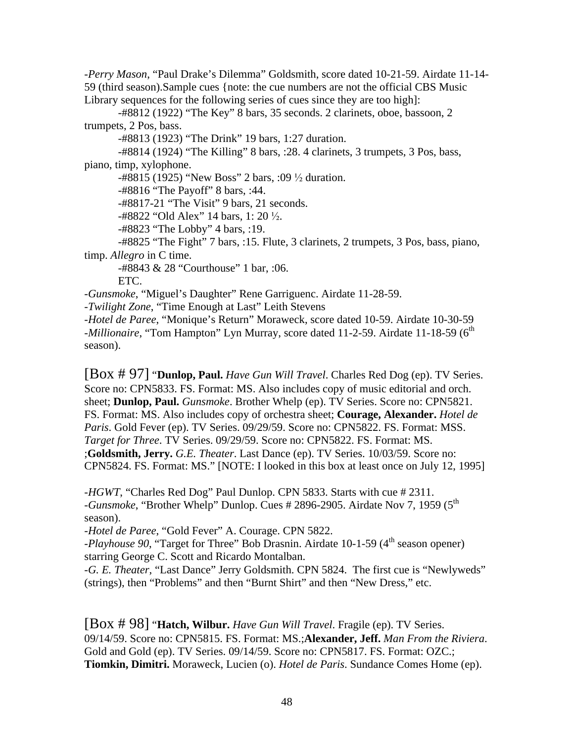-*Perry Mason*, "Paul Drake's Dilemma" Goldsmith, score dated 10-21-59. Airdate 11-14-59 (third season).Sample cues {note: the cue numbers are not the official CBS Music Library sequences for the following series of cues since they are too high]:

-#8812 (1922) "The Key" 8 bars, 35 seconds. 2 clarinets, oboe, bassoon, 2 trumpets, 2 Pos, bass.

-#8813 (1923) "The Drink" 19 bars, 1:27 duration.

-#8814 (1924) "The Killing" 8 bars, :28. 4 clarinets, 3 trumpets, 3 Pos, bass, piano, timp, xylophone.

-#8815 (1925) "New Boss" 2 bars, :09 ½ duration.

-#8816 "The Payoff" 8 bars, :44.

-#8817-21 "The Visit" 9 bars, 21 seconds.

-#8822 "Old Alex" 14 bars, 1: 20 ½.

-#8823 "The Lobby" 4 bars, :19.

-#8825 "The Fight" 7 bars, :15. Flute, 3 clarinets, 2 trumpets, 3 Pos, bass, piano, timp. *Allegro* in C time.

-#8843 & 28 "Courthouse" 1 bar, :06.

ETC.

-*Gunsmoke*, "Miguel's Daughter" Rene Garriguenc. Airdate 11-28-59.
-*Twilight Zone*, "Time Enough at Last" Leith Stevens
-*Hotel de Paree*, "Monique's Return" Moraweck, score dated 10-59. Airdate 10-30-59
-*Millionaire*, "Tom Hampton" Lyn Murray, score dated 11-2-59. Airdate 11-18-59 (6th season).

[Box # 97] "**Dunlop, Paul.** *Have Gun Will Travel*. Charles Red Dog (ep). TV Series. Score no: CPN5833. FS. Format: MS. Also includes copy of music editorial and orch. sheet; **Dunlop, Paul.** *Gunsmoke*. Brother Whelp (ep). TV Series. Score no: CPN5821. FS. Format: MS. Also includes copy of orchestra sheet; **Courage, Alexander.** *Hotel de Paris*. Gold Fever (ep). TV Series. 09/29/59. Score no: CPN5822. FS. Format: MSS. *Target for Three*. TV Series. 09/29/59. Score no: CPN5822. FS. Format: MS. ;**Goldsmith, Jerry.** *G.E. Theater*. Last Dance (ep). TV Series. 10/03/59. Score no: CPN5824. FS. Format: MS." [NOTE: I looked in this box at least once on July 12, 1995]

-*HGWT*, "Charles Red Dog" Paul Dunlop. CPN 5833. Starts with cue # 2311.
-*Gunsmoke*, "Brother Whelp" Dunlop. Cues # 2896-2905. Airdate Nov 7, 1959 (5th season).
-*Hotel de Paree*, "Gold Fever" A. Courage. CPN 5822.
-*Playhouse 90*, "Target for Three" Bob Drasnin. Airdate 10-1-59 (4th season opener) starring George C. Scott and Ricardo Montalban.
-*G. E. Theater*, "Last Dance" Jerry Goldsmith. CPN 5824. The first cue is "Newlyweds" (strings), then "Problems" and then "Burnt Shirt" and then "New Dress," etc.

[Box # 98] "**Hatch, Wilbur.** *Have Gun Will Travel*. Fragile (ep). TV Series. 09/14/59. Score no: CPN5815. FS. Format: MS.;**Alexander, Jeff.** *Man From the Riviera*. Gold and Gold (ep). TV Series. 09/14/59. Score no: CPN5817. FS. Format: OZC.; **Tiomkin, Dimitri.** Moraweck, Lucien (o). *Hotel de Paris*. Sundance Comes Home (ep).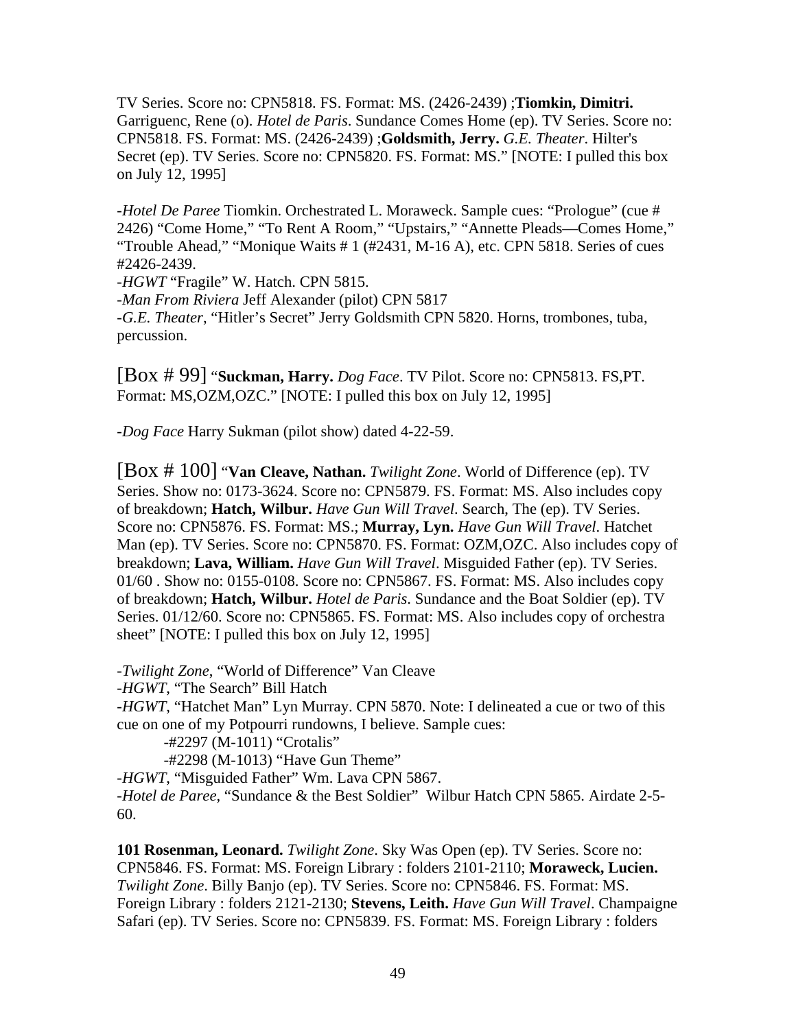TV Series. Score no: CPN5818. FS. Format: MS. (2426-2439) ;**Tiomkin, Dimitri.** Garriguenc, Rene (o). *Hotel de Paris*. Sundance Comes Home (ep). TV Series. Score no: CPN5818. FS. Format: MS. (2426-2439) ;**Goldsmith, Jerry.** *G.E. Theater*. Hilter's Secret (ep). TV Series. Score no: CPN5820. FS. Format: MS." [NOTE: I pulled this box on July 12, 1995]

-*Hotel De Paree* Tiomkin. Orchestrated L. Moraweck. Sample cues: "Prologue" (cue # 2426) "Come Home," "To Rent A Room," "Upstairs," "Annette Pleads—Comes Home," "Trouble Ahead," "Monique Waits # 1 (#2431, M-16 A), etc. CPN 5818. Series of cues #2426-2439.
-*HGWT* "Fragile" W. Hatch. CPN 5815.
-*Man From Riviera* Jeff Alexander (pilot) CPN 5817
-*G.E. Theater*, "Hitler's Secret" Jerry Goldsmith CPN 5820. Horns, trombones, tuba, percussion.

[Box # 99] "**Suckman, Harry.** *Dog Face*. TV Pilot. Score no: CPN5813. FS,PT. Format: MS,OZM,OZC." [NOTE: I pulled this box on July 12, 1995]

-*Dog Face* Harry Sukman (pilot show) dated 4-22-59.

[Box # 100] "**Van Cleave, Nathan.** *Twilight Zone*. World of Difference (ep). TV Series. Show no: 0173-3624. Score no: CPN5879. FS. Format: MS. Also includes copy of breakdown; **Hatch, Wilbur.** *Have Gun Will Travel*. Search, The (ep). TV Series. Score no: CPN5876. FS. Format: MS.; **Murray, Lyn.** *Have Gun Will Travel*. Hatchet Man (ep). TV Series. Score no: CPN5870. FS. Format: OZM,OZC. Also includes copy of breakdown; **Lava, William.** *Have Gun Will Travel*. Misguided Father (ep). TV Series. 01/60 . Show no: 0155-0108. Score no: CPN5867. FS. Format: MS. Also includes copy of breakdown; **Hatch, Wilbur.** *Hotel de Paris*. Sundance and the Boat Soldier (ep). TV Series. 01/12/60. Score no: CPN5865. FS. Format: MS. Also includes copy of orchestra sheet" [NOTE: I pulled this box on July 12, 1995]

-*Twilight Zone*, "World of Difference" Van Cleave
-*HGWT*, "The Search" Bill Hatch
-*HGWT*, "Hatchet Man" Lyn Murray. CPN 5870. Note: I delineated a cue or two of this cue on one of my Potpourri rundowns, I believe. Sample cues:
 -#2297 (M-1011) "Crotalis"
 -#2298 (M-1013) "Have Gun Theme"
-*HGWT*, "Misguided Father" Wm. Lava CPN 5867.
-*Hotel de Paree*, "Sundance & the Best Soldier" Wilbur Hatch CPN 5865. Airdate 2-5-60.

**101 Rosenman, Leonard.** *Twilight Zone*. Sky Was Open (ep). TV Series. Score no: CPN5846. FS. Format: MS. Foreign Library : folders 2101-2110; **Moraweck, Lucien.** *Twilight Zone*. Billy Banjo (ep). TV Series. Score no: CPN5846. FS. Format: MS. Foreign Library : folders 2121-2130; **Stevens, Leith.** *Have Gun Will Travel*. Champaigne Safari (ep). TV Series. Score no: CPN5839. FS. Format: MS. Foreign Library : folders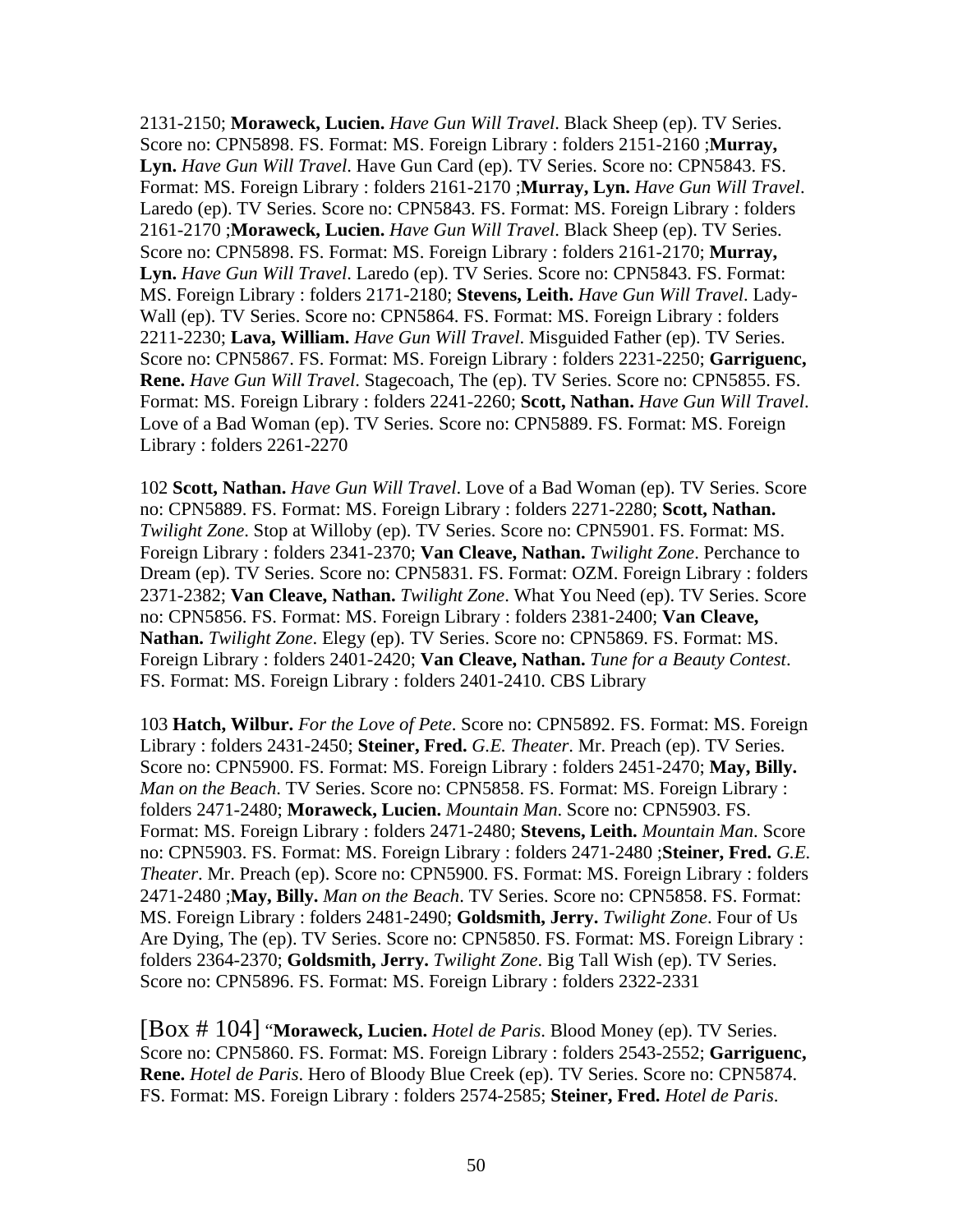2131-2150; **Moraweck, Lucien.** *Have Gun Will Travel*. Black Sheep (ep). TV Series. Score no: CPN5898. FS. Format: MS. Foreign Library : folders 2151-2160 ;**Murray, Lyn.** *Have Gun Will Travel*. Have Gun Card (ep). TV Series. Score no: CPN5843. FS. Format: MS. Foreign Library : folders 2161-2170 ;**Murray, Lyn.** *Have Gun Will Travel*. Laredo (ep). TV Series. Score no: CPN5843. FS. Format: MS. Foreign Library : folders 2161-2170 ;**Moraweck, Lucien.** *Have Gun Will Travel*. Black Sheep (ep). TV Series. Score no: CPN5898. FS. Format: MS. Foreign Library : folders 2161-2170; **Murray, Lyn.** *Have Gun Will Travel*. Laredo (ep). TV Series. Score no: CPN5843. FS. Format: MS. Foreign Library : folders 2171-2180; **Stevens, Leith.** *Have Gun Will Travel*. Lady-Wall (ep). TV Series. Score no: CPN5864. FS. Format: MS. Foreign Library : folders 2211-2230; **Lava, William.** *Have Gun Will Travel*. Misguided Father (ep). TV Series. Score no: CPN5867. FS. Format: MS. Foreign Library : folders 2231-2250; **Garriguenc, Rene.** *Have Gun Will Travel*. Stagecoach, The (ep). TV Series. Score no: CPN5855. FS. Format: MS. Foreign Library : folders 2241-2260; **Scott, Nathan.** *Have Gun Will Travel*. Love of a Bad Woman (ep). TV Series. Score no: CPN5889. FS. Format: MS. Foreign Library : folders 2261-2270

102 **Scott, Nathan.** *Have Gun Will Travel*. Love of a Bad Woman (ep). TV Series. Score no: CPN5889. FS. Format: MS. Foreign Library : folders 2271-2280; **Scott, Nathan.** *Twilight Zone*. Stop at Willoby (ep). TV Series. Score no: CPN5901. FS. Format: MS. Foreign Library : folders 2341-2370; **Van Cleave, Nathan.** *Twilight Zone*. Perchance to Dream (ep). TV Series. Score no: CPN5831. FS. Format: OZM. Foreign Library : folders 2371-2382; **Van Cleave, Nathan.** *Twilight Zone*. What You Need (ep). TV Series. Score no: CPN5856. FS. Format: MS. Foreign Library : folders 2381-2400; **Van Cleave, Nathan.** *Twilight Zone*. Elegy (ep). TV Series. Score no: CPN5869. FS. Format: MS. Foreign Library : folders 2401-2420; **Van Cleave, Nathan.** *Tune for a Beauty Contest*. FS. Format: MS. Foreign Library : folders 2401-2410. CBS Library

103 **Hatch, Wilbur.** *For the Love of Pete*. Score no: CPN5892. FS. Format: MS. Foreign Library : folders 2431-2450; **Steiner, Fred.** *G.E. Theater*. Mr. Preach (ep). TV Series. Score no: CPN5900. FS. Format: MS. Foreign Library : folders 2451-2470; **May, Billy.** *Man on the Beach*. TV Series. Score no: CPN5858. FS. Format: MS. Foreign Library : folders 2471-2480; **Moraweck, Lucien.** *Mountain Man*. Score no: CPN5903. FS. Format: MS. Foreign Library : folders 2471-2480; **Stevens, Leith.** *Mountain Man*. Score no: CPN5903. FS. Format: MS. Foreign Library : folders 2471-2480 ;**Steiner, Fred.** *G.E. Theater*. Mr. Preach (ep). Score no: CPN5900. FS. Format: MS. Foreign Library : folders 2471-2480 ;**May, Billy.** *Man on the Beach*. TV Series. Score no: CPN5858. FS. Format: MS. Foreign Library : folders 2481-2490; **Goldsmith, Jerry.** *Twilight Zone*. Four of Us Are Dying, The (ep). TV Series. Score no: CPN5850. FS. Format: MS. Foreign Library : folders 2364-2370; **Goldsmith, Jerry.** *Twilight Zone*. Big Tall Wish (ep). TV Series. Score no: CPN5896. FS. Format: MS. Foreign Library : folders 2322-2331

[Box # 104] "**Moraweck, Lucien.** *Hotel de Paris*. Blood Money (ep). TV Series. Score no: CPN5860. FS. Format: MS. Foreign Library : folders 2543-2552; **Garriguenc, Rene.** *Hotel de Paris*. Hero of Bloody Blue Creek (ep). TV Series. Score no: CPN5874. FS. Format: MS. Foreign Library : folders 2574-2585; **Steiner, Fred.** *Hotel de Paris*.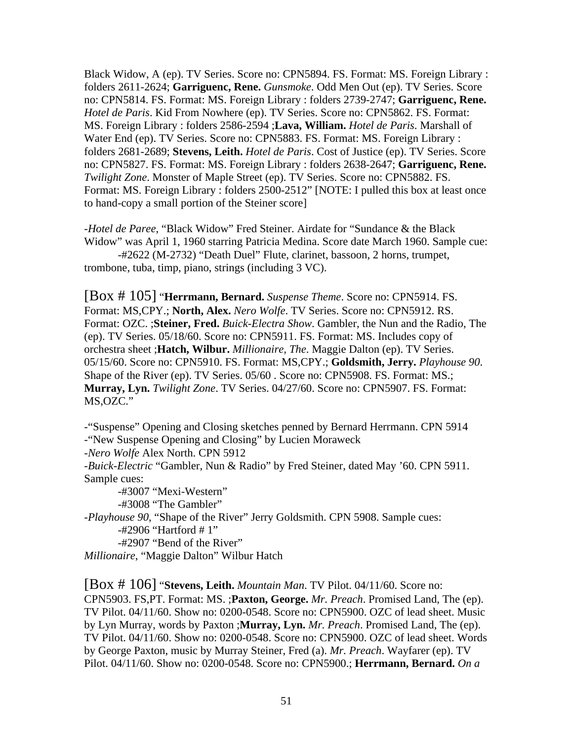Black Widow, A (ep). TV Series. Score no: CPN5894. FS. Format: MS. Foreign Library : folders 2611-2624; **Garriguenc, Rene.** *Gunsmoke*. Odd Men Out (ep). TV Series. Score no: CPN5814. FS. Format: MS. Foreign Library : folders 2739-2747; **Garriguenc, Rene.** *Hotel de Paris*. Kid From Nowhere (ep). TV Series. Score no: CPN5862. FS. Format: MS. Foreign Library : folders 2586-2594 ;**Lava, William.** *Hotel de Paris*. Marshall of Water End (ep). TV Series. Score no: CPN5883. FS. Format: MS. Foreign Library : folders 2681-2689; **Stevens, Leith.** *Hotel de Paris*. Cost of Justice (ep). TV Series. Score no: CPN5827. FS. Format: MS. Foreign Library : folders 2638-2647; **Garriguenc, Rene.** *Twilight Zone*. Monster of Maple Street (ep). TV Series. Score no: CPN5882. FS. Format: MS. Foreign Library : folders 2500-2512" [NOTE: I pulled this box at least once to hand-copy a small portion of the Steiner score]

-*Hotel de Paree*, "Black Widow" Fred Steiner. Airdate for "Sundance & the Black Widow" was April 1, 1960 starring Patricia Medina. Score date March 1960. Sample cue:
-#2622 (M-2732) "Death Duel" Flute, clarinet, bassoon, 2 horns, trumpet, trombone, tuba, timp, piano, strings (including 3 VC).

[Box # 105] "**Herrmann, Bernard.** *Suspense Theme*. Score no: CPN5914. FS. Format: MS,CPY.; **North, Alex.** *Nero Wolfe*. TV Series. Score no: CPN5912. RS. Format: OZC. ;**Steiner, Fred.** *Buick-Electra Show*. Gambler, the Nun and the Radio, The (ep). TV Series. 05/18/60. Score no: CPN5911. FS. Format: MS. Includes copy of orchestra sheet ;**Hatch, Wilbur.** *Millionaire, The*. Maggie Dalton (ep). TV Series. 05/15/60. Score no: CPN5910. FS. Format: MS,CPY.; **Goldsmith, Jerry.** *Playhouse 90*. Shape of the River (ep). TV Series. 05/60 . Score no: CPN5908. FS. Format: MS.; **Murray, Lyn.** *Twilight Zone*. TV Series. 04/27/60. Score no: CPN5907. FS. Format: MS,OZC."

-"Suspense" Opening and Closing sketches penned by Bernard Herrmann. CPN 5914
-"New Suspense Opening and Closing" by Lucien Moraweck
-*Nero Wolfe* Alex North. CPN 5912
-*Buick-Electric* "Gambler, Nun & Radio" by Fred Steiner, dated May '60. CPN 5911. Sample cues:
-#3007 "Mexi-Western"
-#3008 "The Gambler"
-*Playhouse 90*, "Shape of the River" Jerry Goldsmith. CPN 5908. Sample cues:
-#2906 "Hartford # 1"
-#2907 "Bend of the River"
*Millionaire*, "Maggie Dalton" Wilbur Hatch

[Box # 106] "**Stevens, Leith.** *Mountain Man*. TV Pilot. 04/11/60. Score no: CPN5903. FS,PT. Format: MS. ;**Paxton, George.** *Mr. Preach*. Promised Land, The (ep). TV Pilot. 04/11/60. Show no: 0200-0548. Score no: CPN5900. OZC of lead sheet. Music by Lyn Murray, words by Paxton ;**Murray, Lyn.** *Mr. Preach*. Promised Land, The (ep). TV Pilot. 04/11/60. Show no: 0200-0548. Score no: CPN5900. OZC of lead sheet. Words by George Paxton, music by Murray Steiner, Fred (a). *Mr. Preach*. Wayfarer (ep). TV Pilot. 04/11/60. Show no: 0200-0548. Score no: CPN5900.; **Herrmann, Bernard.** *On a*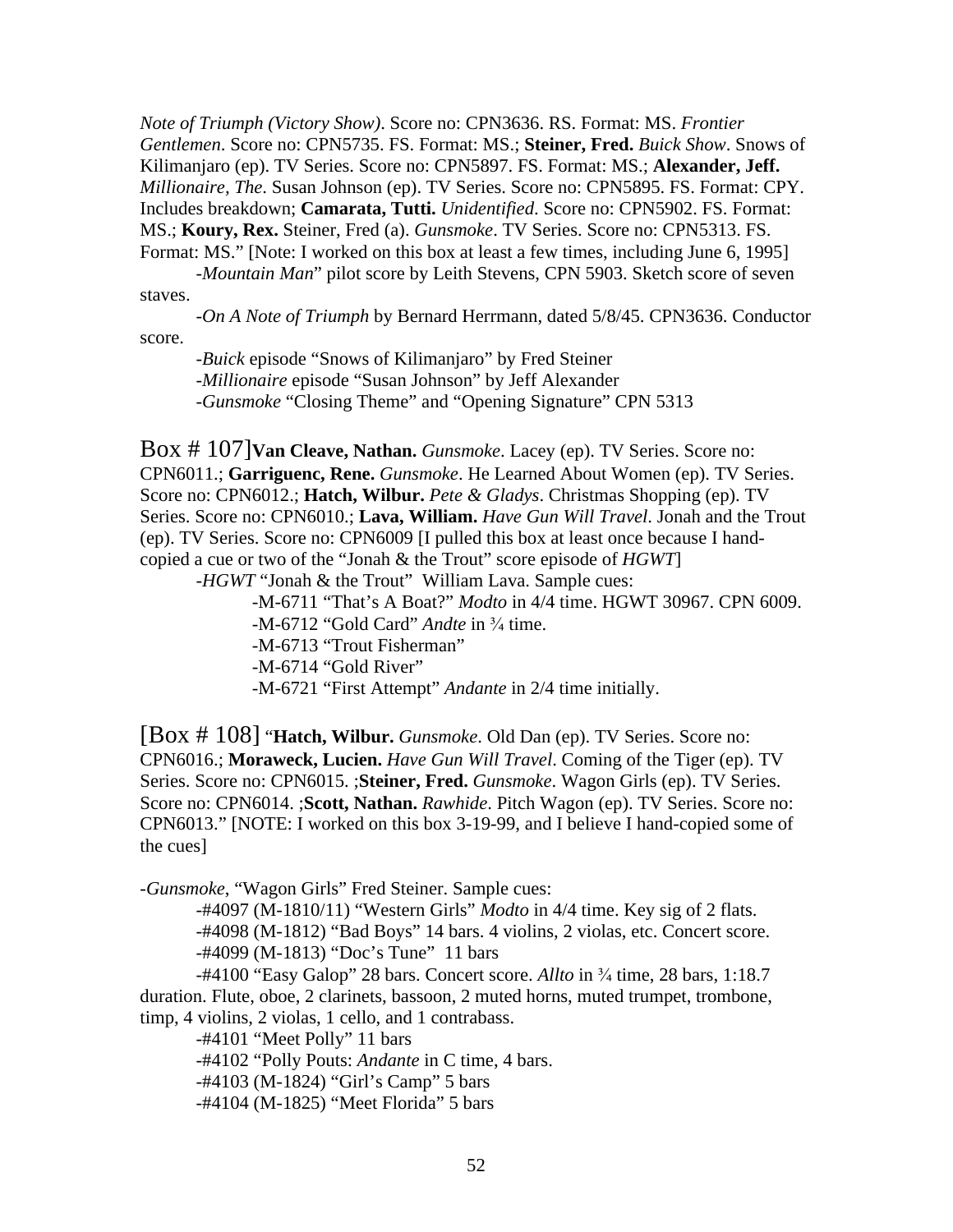*Note of Triumph (Victory Show)*. Score no: CPN3636. RS. Format: MS. *Frontier Gentlemen*. Score no: CPN5735. FS. Format: MS.; **Steiner, Fred.** *Buick Show*. Snows of Kilimanjaro (ep). TV Series. Score no: CPN5897. FS. Format: MS.; **Alexander, Jeff.** *Millionaire, The*. Susan Johnson (ep). TV Series. Score no: CPN5895. FS. Format: CPY. Includes breakdown; **Camarata, Tutti.** *Unidentified*. Score no: CPN5902. FS. Format: MS.; **Koury, Rex.** Steiner, Fred (a). *Gunsmoke*. TV Series. Score no: CPN5313. FS. Format: MS." [Note: I worked on this box at least a few times, including June 6, 1995]

-*Mountain Man*" pilot score by Leith Stevens, CPN 5903. Sketch score of seven staves.

-*On A Note of Triumph* by Bernard Herrmann, dated 5/8/45. CPN3636. Conductor score.

-*Buick* episode "Snows of Kilimanjaro" by Fred Steiner

-*Millionaire* episode "Susan Johnson" by Jeff Alexander

-*Gunsmoke* "Closing Theme" and "Opening Signature" CPN 5313

Box # 107]**Van Cleave, Nathan.** *Gunsmoke*. Lacey (ep). TV Series. Score no: CPN6011.; **Garriguenc, Rene.** *Gunsmoke*. He Learned About Women (ep). TV Series. Score no: CPN6012.; **Hatch, Wilbur.** *Pete & Gladys*. Christmas Shopping (ep). TV Series. Score no: CPN6010.; **Lava, William.** *Have Gun Will Travel*. Jonah and the Trout (ep). TV Series. Score no: CPN6009 [I pulled this box at least once because I hand-copied a cue or two of the "Jonah & the Trout" score episode of *HGWT*]

-*HGWT* "Jonah & the Trout" William Lava. Sample cues:

-M-6711 "That's A Boat?" *Modto* in 4/4 time. HGWT 30967. CPN 6009.

-M-6712 "Gold Card" *Andte* in ¾ time.

-M-6713 "Trout Fisherman"

-M-6714 "Gold River"

-M-6721 "First Attempt" *Andante* in 2/4 time initially.

[Box # 108] "**Hatch, Wilbur.** *Gunsmoke*. Old Dan (ep). TV Series. Score no: CPN6016.; **Moraweck, Lucien.** *Have Gun Will Travel*. Coming of the Tiger (ep). TV Series. Score no: CPN6015. ;**Steiner, Fred.** *Gunsmoke*. Wagon Girls (ep). TV Series. Score no: CPN6014. ;**Scott, Nathan.** *Rawhide*. Pitch Wagon (ep). TV Series. Score no: CPN6013." [NOTE: I worked on this box 3-19-99, and I believe I hand-copied some of the cues]

-*Gunsmoke*, "Wagon Girls" Fred Steiner. Sample cues:

-#4097 (M-1810/11) "Western Girls" *Modto* in 4/4 time. Key sig of 2 flats.

-#4098 (M-1812) "Bad Boys" 14 bars. 4 violins, 2 violas, etc. Concert score.

-#4099 (M-1813) "Doc's Tune" 11 bars

-#4100 "Easy Galop" 28 bars. Concert score. *Allto* in ¾ time, 28 bars, 1:18.7 duration. Flute, oboe, 2 clarinets, bassoon, 2 muted horns, muted trumpet, trombone, timp, 4 violins, 2 violas, 1 cello, and 1 contrabass.

-#4101 "Meet Polly" 11 bars

-#4102 "Polly Pouts: *Andante* in C time, 4 bars.

-#4103 (M-1824) "Girl's Camp" 5 bars

-#4104 (M-1825) "Meet Florida" 5 bars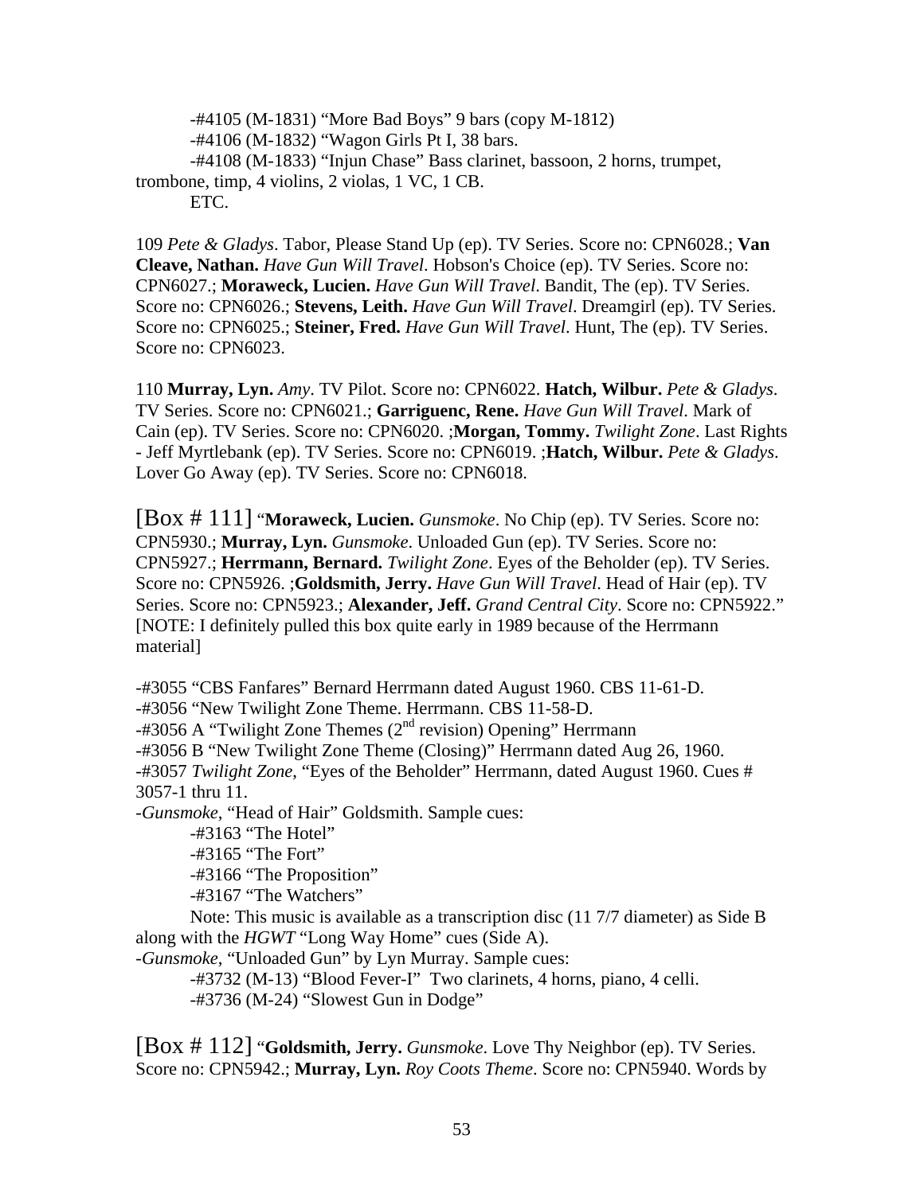-#4105 (M-1831) "More Bad Boys" 9 bars (copy M-1812)
-#4106 (M-1832) "Wagon Girls Pt I, 38 bars.
-#4108 (M-1833) "Injun Chase" Bass clarinet, bassoon, 2 horns, trumpet, trombone, timp, 4 violins, 2 violas, 1 VC, 1 CB.
ETC.

109 *Pete & Gladys*. Tabor, Please Stand Up (ep). TV Series. Score no: CPN6028.; **Van Cleave, Nathan.** *Have Gun Will Travel*. Hobson's Choice (ep). TV Series. Score no: CPN6027.; **Moraweck, Lucien.** *Have Gun Will Travel*. Bandit, The (ep). TV Series. Score no: CPN6026.; **Stevens, Leith.** *Have Gun Will Travel*. Dreamgirl (ep). TV Series. Score no: CPN6025.; **Steiner, Fred.** *Have Gun Will Travel*. Hunt, The (ep). TV Series. Score no: CPN6023.

110 **Murray, Lyn.** *Amy*. TV Pilot. Score no: CPN6022. **Hatch, Wilbur.** *Pete & Gladys*. TV Series. Score no: CPN6021.; **Garriguenc, Rene.** *Have Gun Will Travel*. Mark of Cain (ep). TV Series. Score no: CPN6020. ;**Morgan, Tommy.** *Twilight Zone*. Last Rights - Jeff Myrtlebank (ep). TV Series. Score no: CPN6019. ;**Hatch, Wilbur.** *Pete & Gladys*. Lover Go Away (ep). TV Series. Score no: CPN6018.

[Box # 111] "**Moraweck, Lucien.** *Gunsmoke*. No Chip (ep). TV Series. Score no: CPN5930.; **Murray, Lyn.** *Gunsmoke*. Unloaded Gun (ep). TV Series. Score no: CPN5927.; **Herrmann, Bernard.** *Twilight Zone*. Eyes of the Beholder (ep). TV Series. Score no: CPN5926. ;**Goldsmith, Jerry.** *Have Gun Will Travel*. Head of Hair (ep). TV Series. Score no: CPN5923.; **Alexander, Jeff.** *Grand Central City*. Score no: CPN5922." [NOTE: I definitely pulled this box quite early in 1989 because of the Herrmann material]

-#3055 "CBS Fanfares" Bernard Herrmann dated August 1960. CBS 11-61-D.
-#3056 "New Twilight Zone Theme. Herrmann. CBS 11-58-D.
-#3056 A "Twilight Zone Themes (2nd revision) Opening" Herrmann
-#3056 B "New Twilight Zone Theme (Closing)" Herrmann dated Aug 26, 1960.
-#3057 *Twilight Zone*, "Eyes of the Beholder" Herrmann, dated August 1960. Cues # 3057-1 thru 11.
-*Gunsmoke*, "Head of Hair" Goldsmith. Sample cues:
-#3163 "The Hotel"
-#3165 "The Fort"
-#3166 "The Proposition"
-#3167 "The Watchers"
Note: This music is available as a transcription disc (11 7/7 diameter) as Side B along with the *HGWT* "Long Way Home" cues (Side A).
-*Gunsmoke*, "Unloaded Gun" by Lyn Murray. Sample cues:
-#3732 (M-13) "Blood Fever-I" Two clarinets, 4 horns, piano, 4 celli.
-#3736 (M-24) "Slowest Gun in Dodge"

[Box # 112] "**Goldsmith, Jerry.** *Gunsmoke*. Love Thy Neighbor (ep). TV Series. Score no: CPN5942.; **Murray, Lyn.** *Roy Coots Theme*. Score no: CPN5940. Words by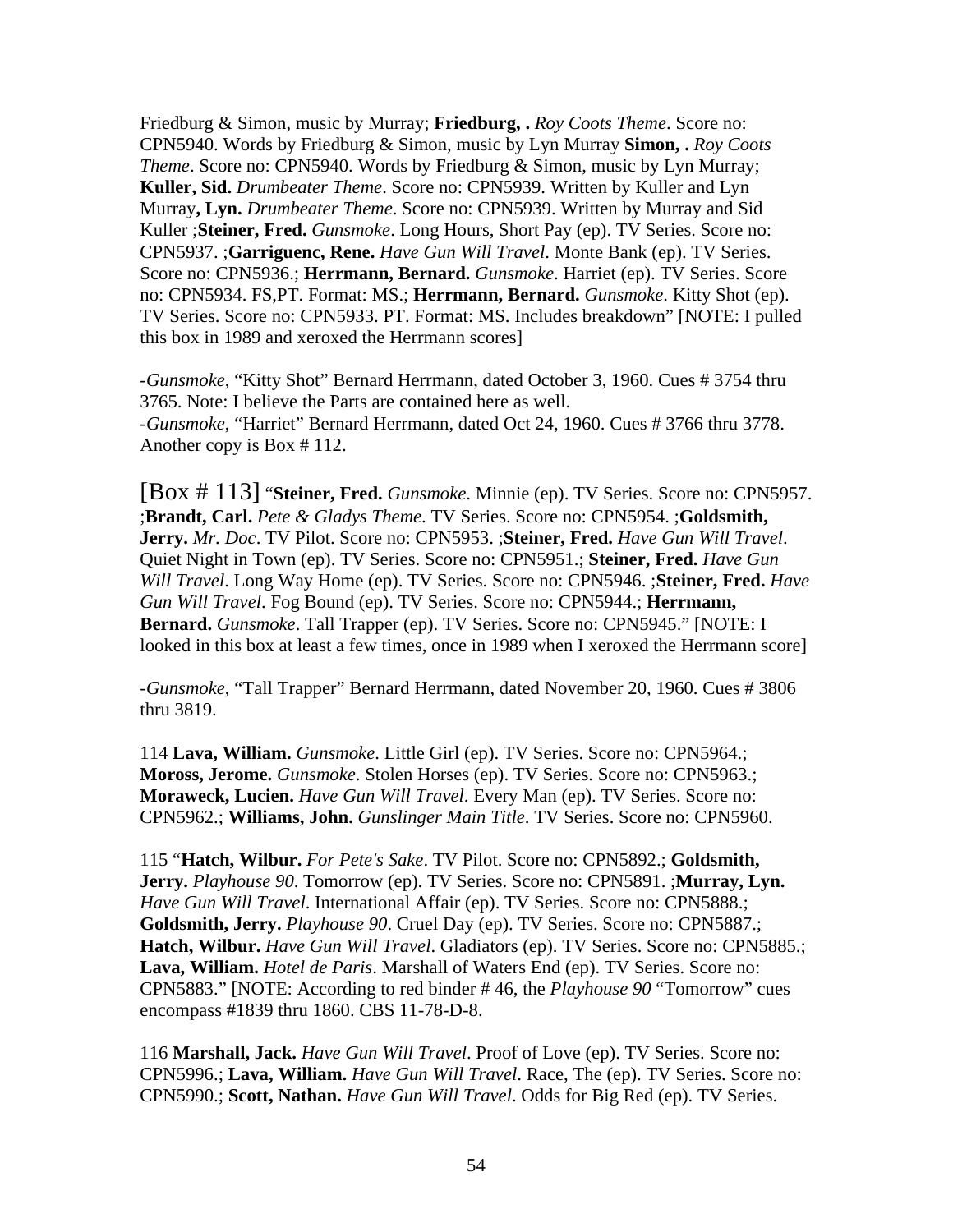Friedburg & Simon, music by Murray; **Friedburg, .** *Roy Coots Theme*. Score no: CPN5940. Words by Friedburg & Simon, music by Lyn Murray **Simon, .** *Roy Coots Theme*. Score no: CPN5940. Words by Friedburg & Simon, music by Lyn Murray; **Kuller, Sid.** *Drumbeater Theme*. Score no: CPN5939. Written by Kuller and Lyn Murray**, Lyn.** *Drumbeater Theme*. Score no: CPN5939. Written by Murray and Sid Kuller ;**Steiner, Fred.** *Gunsmoke*. Long Hours, Short Pay (ep). TV Series. Score no: CPN5937. ;**Garriguenc, Rene.** *Have Gun Will Travel*. Monte Bank (ep). TV Series. Score no: CPN5936.; **Herrmann, Bernard.** *Gunsmoke*. Harriet (ep). TV Series. Score no: CPN5934. FS,PT. Format: MS.; **Herrmann, Bernard.** *Gunsmoke*. Kitty Shot (ep). TV Series. Score no: CPN5933. PT. Format: MS. Includes breakdown" [NOTE: I pulled this box in 1989 and xeroxed the Herrmann scores]

-*Gunsmoke*, "Kitty Shot" Bernard Herrmann, dated October 3, 1960. Cues # 3754 thru 3765. Note: I believe the Parts are contained here as well.
-*Gunsmoke*, "Harriet" Bernard Herrmann, dated Oct 24, 1960. Cues # 3766 thru 3778. Another copy is Box # 112.

[Box # 113] "**Steiner, Fred.** *Gunsmoke*. Minnie (ep). TV Series. Score no: CPN5957. ;**Brandt, Carl.** *Pete & Gladys Theme*. TV Series. Score no: CPN5954. ;**Goldsmith, Jerry.** *Mr. Doc*. TV Pilot. Score no: CPN5953. ;**Steiner, Fred.** *Have Gun Will Travel*. Quiet Night in Town (ep). TV Series. Score no: CPN5951.; **Steiner, Fred.** *Have Gun Will Travel*. Long Way Home (ep). TV Series. Score no: CPN5946. ;**Steiner, Fred.** *Have Gun Will Travel*. Fog Bound (ep). TV Series. Score no: CPN5944.; **Herrmann, Bernard.** *Gunsmoke*. Tall Trapper (ep). TV Series. Score no: CPN5945." [NOTE: I looked in this box at least a few times, once in 1989 when I xeroxed the Herrmann score]

-*Gunsmoke*, "Tall Trapper" Bernard Herrmann, dated November 20, 1960. Cues # 3806 thru 3819.

114 **Lava, William.** *Gunsmoke*. Little Girl (ep). TV Series. Score no: CPN5964.; **Moross, Jerome.** *Gunsmoke*. Stolen Horses (ep). TV Series. Score no: CPN5963.; **Moraweck, Lucien.** *Have Gun Will Travel*. Every Man (ep). TV Series. Score no: CPN5962.; **Williams, John.** *Gunslinger Main Title*. TV Series. Score no: CPN5960.

115 "**Hatch, Wilbur.** *For Pete's Sake*. TV Pilot. Score no: CPN5892.; **Goldsmith, Jerry.** *Playhouse 90*. Tomorrow (ep). TV Series. Score no: CPN5891. ;**Murray, Lyn.** *Have Gun Will Travel*. International Affair (ep). TV Series. Score no: CPN5888.; **Goldsmith, Jerry.** *Playhouse 90*. Cruel Day (ep). TV Series. Score no: CPN5887.; **Hatch, Wilbur.** *Have Gun Will Travel*. Gladiators (ep). TV Series. Score no: CPN5885.; **Lava, William.** *Hotel de Paris*. Marshall of Waters End (ep). TV Series. Score no: CPN5883." [NOTE: According to red binder # 46, the *Playhouse 90* "Tomorrow" cues encompass #1839 thru 1860. CBS 11-78-D-8.

116 **Marshall, Jack.** *Have Gun Will Travel*. Proof of Love (ep). TV Series. Score no: CPN5996.; **Lava, William.** *Have Gun Will Travel*. Race, The (ep). TV Series. Score no: CPN5990.; **Scott, Nathan.** *Have Gun Will Travel*. Odds for Big Red (ep). TV Series.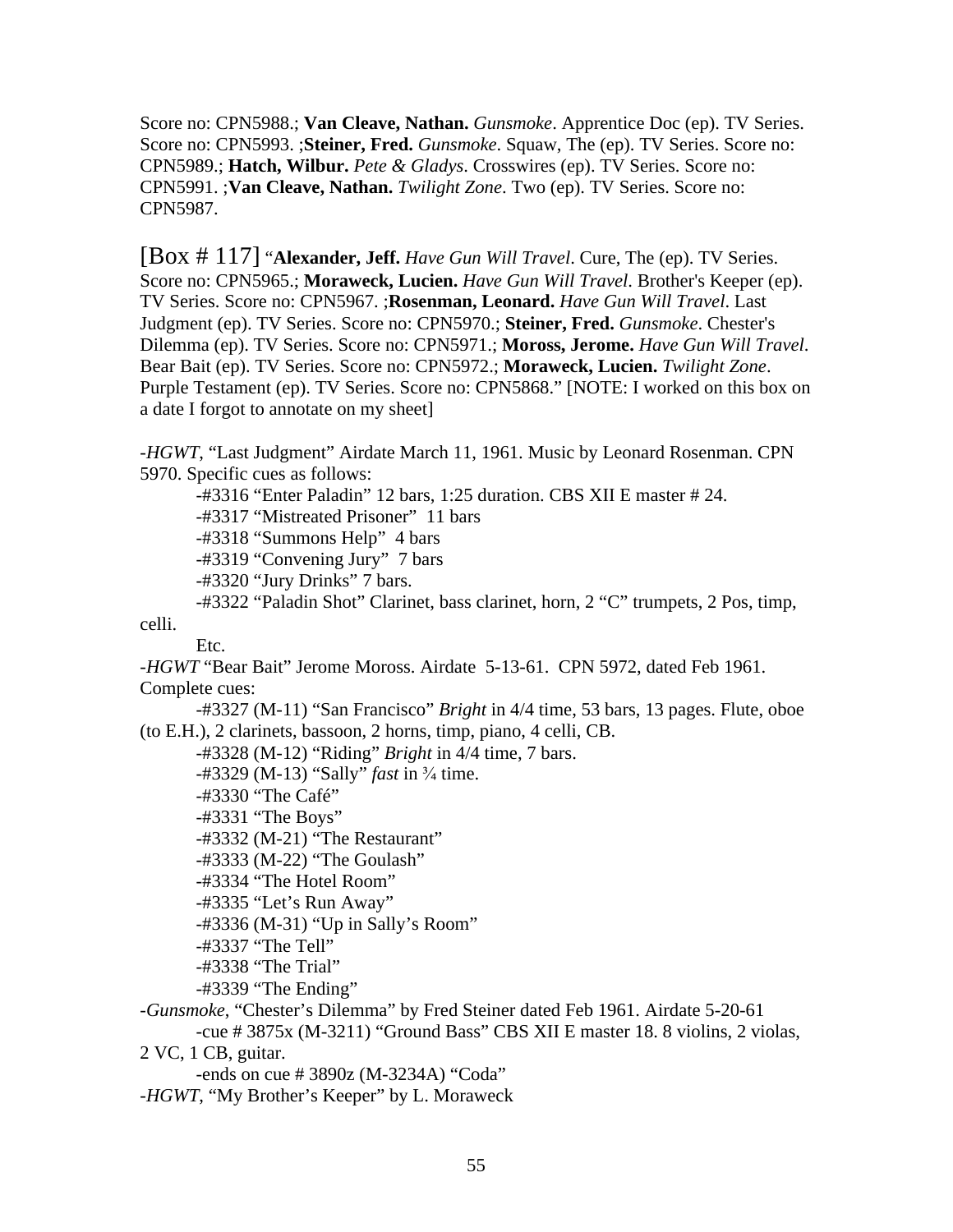Score no: CPN5988.; **Van Cleave, Nathan.** *Gunsmoke*. Apprentice Doc (ep). TV Series. Score no: CPN5993. ;**Steiner, Fred.** *Gunsmoke*. Squaw, The (ep). TV Series. Score no: CPN5989.; **Hatch, Wilbur.** *Pete & Gladys*. Crosswires (ep). TV Series. Score no: CPN5991. ;**Van Cleave, Nathan.** *Twilight Zone*. Two (ep). TV Series. Score no: CPN5987.

[Box # 117] "**Alexander, Jeff.** *Have Gun Will Travel*. Cure, The (ep). TV Series. Score no: CPN5965.; **Moraweck, Lucien.** *Have Gun Will Travel*. Brother's Keeper (ep). TV Series. Score no: CPN5967. ;**Rosenman, Leonard.** *Have Gun Will Travel*. Last Judgment (ep). TV Series. Score no: CPN5970.; **Steiner, Fred.** *Gunsmoke*. Chester's Dilemma (ep). TV Series. Score no: CPN5971.; **Moross, Jerome.** *Have Gun Will Travel*. Bear Bait (ep). TV Series. Score no: CPN5972.; **Moraweck, Lucien.** *Twilight Zone*. Purple Testament (ep). TV Series. Score no: CPN5868." [NOTE: I worked on this box on a date I forgot to annotate on my sheet]

-*HGWT*, "Last Judgment" Airdate March 11, 1961. Music by Leonard Rosenman. CPN 5970. Specific cues as follows:

-#3316 "Enter Paladin" 12 bars, 1:25 duration. CBS XII E master # 24.
-#3317 "Mistreated Prisoner" 11 bars
-#3318 "Summons Help" 4 bars
-#3319 "Convening Jury" 7 bars
-#3320 "Jury Drinks" 7 bars.
-#3322 "Paladin Shot" Clarinet, bass clarinet, horn, 2 "C" trumpets, 2 Pos, timp, celli.
Etc.

-*HGWT* "Bear Bait" Jerome Moross. Airdate 5-13-61. CPN 5972, dated Feb 1961. Complete cues:

-#3327 (M-11) "San Francisco" *Bright* in 4/4 time, 53 bars, 13 pages. Flute, oboe (to E.H.), 2 clarinets, bassoon, 2 horns, timp, piano, 4 celli, CB.
-#3328 (M-12) "Riding" *Bright* in 4/4 time, 7 bars.
-#3329 (M-13) "Sally" *fast* in ¾ time.
-#3330 "The Café"
-#3331 "The Boys"
-#3332 (M-21) "The Restaurant"
-#3333 (M-22) "The Goulash"
-#3334 "The Hotel Room"
-#3335 "Let's Run Away"
-#3336 (M-31) "Up in Sally's Room"
-#3337 "The Tell"
-#3338 "The Trial"
-#3339 "The Ending"

-*Gunsmoke*, "Chester's Dilemma" by Fred Steiner dated Feb 1961. Airdate 5-20-61

-cue # 3875x (M-3211) "Ground Bass" CBS XII E master 18. 8 violins, 2 violas, 2 VC, 1 CB, guitar.
-ends on cue # 3890z (M-3234A) "Coda"

-*HGWT*, "My Brother's Keeper" by L. Moraweck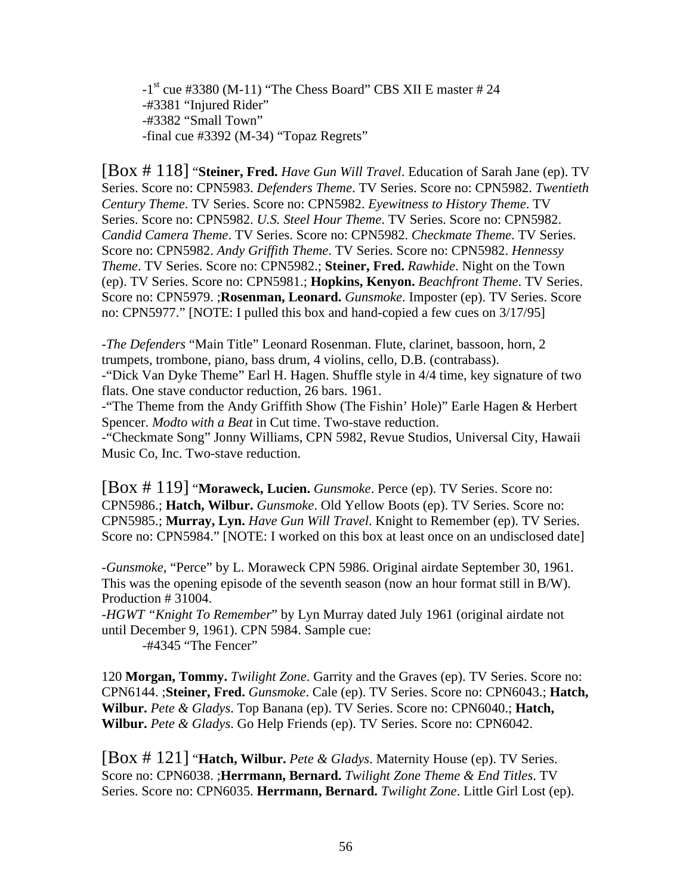-1st cue #3380 (M-11) "The Chess Board" CBS XII E master # 24
-#3381 "Injured Rider"
-#3382 "Small Town"
-final cue #3392 (M-34) "Topaz Regrets"

[Box # 118] "**Steiner, Fred.** *Have Gun Will Travel*. Education of Sarah Jane (ep). TV Series. Score no: CPN5983. *Defenders Theme*. TV Series. Score no: CPN5982. *Twentieth Century Theme*. TV Series. Score no: CPN5982. *Eyewitness to History Theme*. TV Series. Score no: CPN5982. *U.S. Steel Hour Theme*. TV Series. Score no: CPN5982. *Candid Camera Theme*. TV Series. Score no: CPN5982. *Checkmate Theme*. TV Series. Score no: CPN5982. *Andy Griffith Theme*. TV Series. Score no: CPN5982. *Hennessy Theme*. TV Series. Score no: CPN5982.; **Steiner, Fred.** *Rawhide*. Night on the Town (ep). TV Series. Score no: CPN5981.; **Hopkins, Kenyon.** *Beachfront Theme*. TV Series. Score no: CPN5979. ;**Rosenman, Leonard.** *Gunsmoke*. Imposter (ep). TV Series. Score no: CPN5977." [NOTE: I pulled this box and hand-copied a few cues on 3/17/95]

-*The Defenders* "Main Title" Leonard Rosenman. Flute, clarinet, bassoon, horn, 2 trumpets, trombone, piano, bass drum, 4 violins, cello, D.B. (contrabass).
-"Dick Van Dyke Theme" Earl H. Hagen. Shuffle style in 4/4 time, key signature of two flats. One stave conductor reduction, 26 bars. 1961.
-"The Theme from the Andy Griffith Show (The Fishin' Hole)" Earle Hagen & Herbert Spencer. *Modto with a Beat* in Cut time. Two-stave reduction.
-"Checkmate Song" Jonny Williams, CPN 5982, Revue Studios, Universal City, Hawaii Music Co, Inc. Two-stave reduction.

[Box # 119] "**Moraweck, Lucien.** *Gunsmoke*. Perce (ep). TV Series. Score no: CPN5986.; **Hatch, Wilbur.** *Gunsmoke*. Old Yellow Boots (ep). TV Series. Score no: CPN5985.; **Murray, Lyn.** *Have Gun Will Travel*. Knight to Remember (ep). TV Series. Score no: CPN5984." [NOTE: I worked on this box at least once on an undisclosed date]

-*Gunsmoke*, "Perce" by L. Moraweck CPN 5986. Original airdate September 30, 1961. This was the opening episode of the seventh season (now an hour format still in B/W). Production # 31004.
-*HGWT "Knight To Remember*" by Lyn Murray dated July 1961 (original airdate not until December 9, 1961). CPN 5984. Sample cue:
-#4345 "The Fencer"

120 **Morgan, Tommy.** *Twilight Zone*. Garrity and the Graves (ep). TV Series. Score no: CPN6144. ;**Steiner, Fred.** *Gunsmoke*. Cale (ep). TV Series. Score no: CPN6043.; **Hatch, Wilbur.** *Pete & Gladys*. Top Banana (ep). TV Series. Score no: CPN6040.; **Hatch, Wilbur.** *Pete & Gladys*. Go Help Friends (ep). TV Series. Score no: CPN6042.

[Box # 121] "**Hatch, Wilbur.** *Pete & Gladys*. Maternity House (ep). TV Series. Score no: CPN6038. ;**Herrmann, Bernard.** *Twilight Zone Theme & End Titles*. TV Series. Score no: CPN6035. **Herrmann, Bernard.** *Twilight Zone*. Little Girl Lost (ep).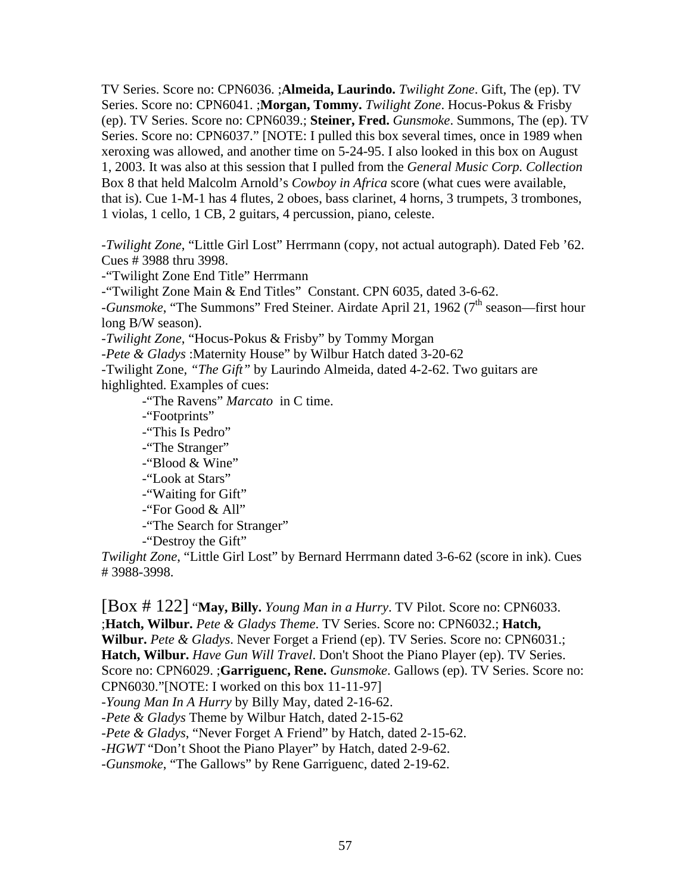TV Series. Score no: CPN6036. ;**Almeida, Laurindo.** *Twilight Zone*. Gift, The (ep). TV Series. Score no: CPN6041. ;**Morgan, Tommy.** *Twilight Zone*. Hocus-Pokus & Frisby (ep). TV Series. Score no: CPN6039.; **Steiner, Fred.** *Gunsmoke*. Summons, The (ep). TV Series. Score no: CPN6037." [NOTE: I pulled this box several times, once in 1989 when xeroxing was allowed, and another time on 5-24-95. I also looked in this box on August 1, 2003. It was also at this session that I pulled from the *General Music Corp. Collection* Box 8 that held Malcolm Arnold's *Cowboy in Africa* score (what cues were available, that is). Cue 1-M-1 has 4 flutes, 2 oboes, bass clarinet, 4 horns, 3 trumpets, 3 trombones, 1 violas, 1 cello, 1 CB, 2 guitars, 4 percussion, piano, celeste.

-*Twilight Zone*, "Little Girl Lost" Herrmann (copy, not actual autograph). Dated Feb '62. Cues # 3988 thru 3998.
-"Twilight Zone End Title" Herrmann
-"Twilight Zone Main & End Titles" Constant. CPN 6035, dated 3-6-62.
-*Gunsmoke*, "The Summons" Fred Steiner. Airdate April 21, 1962 (7th season—first hour long B/W season).
-*Twilight Zone*, "Hocus-Pokus & Frisby" by Tommy Morgan
-*Pete & Gladys* :Maternity House" by Wilbur Hatch dated 3-20-62
-Twilight Zone, *"The Gift"* by Laurindo Almeida, dated 4-2-62. Two guitars are highlighted. Examples of cues:

- -"The Ravens" *Marcato* in C time.
- -"Footprints"
- -"This Is Pedro"
- -"The Stranger"
- -"Blood & Wine"
- -"Look at Stars"
- -"Waiting for Gift"
- -"For Good & All"
- -"The Search for Stranger"
- -"Destroy the Gift"

*Twilight Zone*, "Little Girl Lost" by Bernard Herrmann dated 3-6-62 (score in ink). Cues # 3988-3998.

[Box # 122] "**May, Billy.** *Young Man in a Hurry*. TV Pilot. Score no: CPN6033. ;**Hatch, Wilbur.** *Pete & Gladys Theme*. TV Series. Score no: CPN6032.; **Hatch, Wilbur.** *Pete & Gladys*. Never Forget a Friend (ep). TV Series. Score no: CPN6031.; **Hatch, Wilbur.** *Have Gun Will Travel*. Don't Shoot the Piano Player (ep). TV Series. Score no: CPN6029. ;**Garriguenc, Rene.** *Gunsmoke*. Gallows (ep). TV Series. Score no: CPN6030."[NOTE: I worked on this box 11-11-97]
-*Young Man In A Hurry* by Billy May, dated 2-16-62.
-*Pete & Gladys* Theme by Wilbur Hatch, dated 2-15-62
-*Pete & Gladys*, "Never Forget A Friend" by Hatch, dated 2-15-62.
-*HGWT* "Don't Shoot the Piano Player" by Hatch, dated 2-9-62.
-*Gunsmoke*, "The Gallows" by Rene Garriguenc, dated 2-19-62.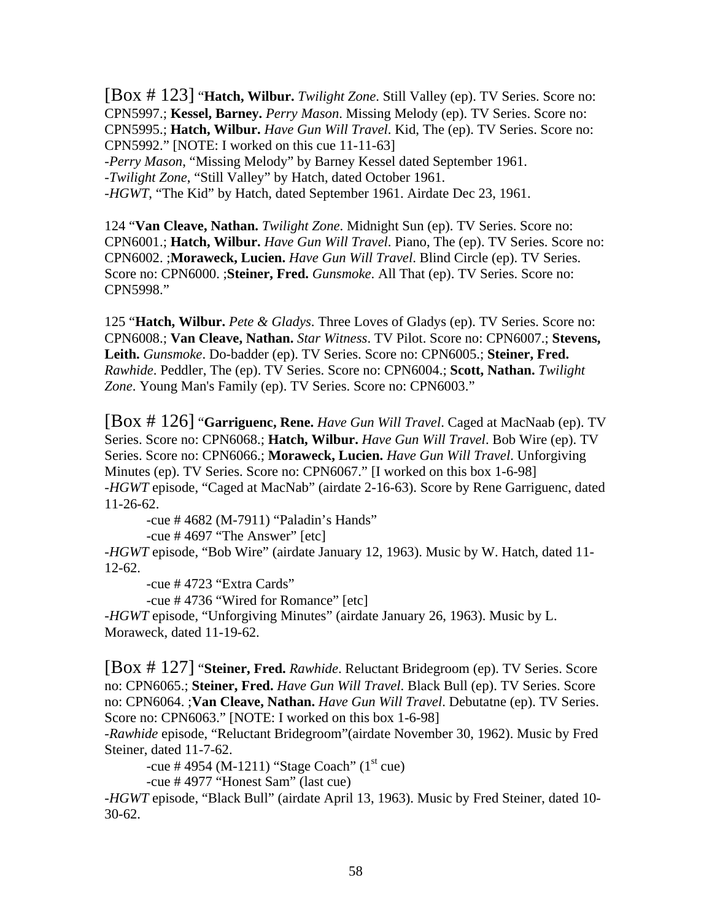[Box # 123] "**Hatch, Wilbur.** *Twilight Zone*. Still Valley (ep). TV Series. Score no: CPN5997.; **Kessel, Barney.** *Perry Mason*. Missing Melody (ep). TV Series. Score no: CPN5995.; **Hatch, Wilbur.** *Have Gun Will Travel*. Kid, The (ep). TV Series. Score no: CPN5992." [NOTE: I worked on this cue 11-11-63]
-*Perry Mason*, "Missing Melody" by Barney Kessel dated September 1961.
-*Twilight Zone*, "Still Valley" by Hatch, dated October 1961.
-*HGWT*, "The Kid" by Hatch, dated September 1961. Airdate Dec 23, 1961.

124 "**Van Cleave, Nathan.** *Twilight Zone*. Midnight Sun (ep). TV Series. Score no: CPN6001.; **Hatch, Wilbur.** *Have Gun Will Travel*. Piano, The (ep). TV Series. Score no: CPN6002. ;**Moraweck, Lucien.** *Have Gun Will Travel*. Blind Circle (ep). TV Series. Score no: CPN6000. ;**Steiner, Fred.** *Gunsmoke*. All That (ep). TV Series. Score no: CPN5998."

125 "**Hatch, Wilbur.** *Pete & Gladys*. Three Loves of Gladys (ep). TV Series. Score no: CPN6008.; **Van Cleave, Nathan.** *Star Witness*. TV Pilot. Score no: CPN6007.; **Stevens, Leith.** *Gunsmoke*. Do-badder (ep). TV Series. Score no: CPN6005.; **Steiner, Fred.** *Rawhide*. Peddler, The (ep). TV Series. Score no: CPN6004.; **Scott, Nathan.** *Twilight Zone*. Young Man's Family (ep). TV Series. Score no: CPN6003."

[Box # 126] "**Garriguenc, Rene.** *Have Gun Will Travel*. Caged at MacNaab (ep). TV Series. Score no: CPN6068.; **Hatch, Wilbur.** *Have Gun Will Travel*. Bob Wire (ep). TV Series. Score no: CPN6066.; **Moraweck, Lucien.** *Have Gun Will Travel*. Unforgiving Minutes (ep). TV Series. Score no: CPN6067." [I worked on this box 1-6-98]
-*HGWT* episode, "Caged at MacNab" (airdate 2-16-63). Score by Rene Garriguenc, dated 11-26-62.
    -cue # 4682 (M-7911) "Paladin's Hands"
    -cue # 4697 "The Answer" [etc]
-*HGWT* episode, "Bob Wire" (airdate January 12, 1963). Music by W. Hatch, dated 11-12-62.
    -cue # 4723 "Extra Cards"
    -cue # 4736 "Wired for Romance" [etc]
-*HGWT* episode, "Unforgiving Minutes" (airdate January 26, 1963). Music by L. Moraweck, dated 11-19-62.

[Box # 127] "**Steiner, Fred.** *Rawhide*. Reluctant Bridegroom (ep). TV Series. Score no: CPN6065.; **Steiner, Fred.** *Have Gun Will Travel*. Black Bull (ep). TV Series. Score no: CPN6064. ;**Van Cleave, Nathan.** *Have Gun Will Travel*. Debutatne (ep). TV Series. Score no: CPN6063." [NOTE: I worked on this box 1-6-98]
-*Rawhide* episode, "Reluctant Bridegroom"(airdate November 30, 1962). Music by Fred Steiner, dated 11-7-62.
    -cue # 4954 (M-1211) "Stage Coach" (1st cue)
    -cue # 4977 "Honest Sam" (last cue)
-*HGWT* episode, "Black Bull" (airdate April 13, 1963). Music by Fred Steiner, dated 10-30-62.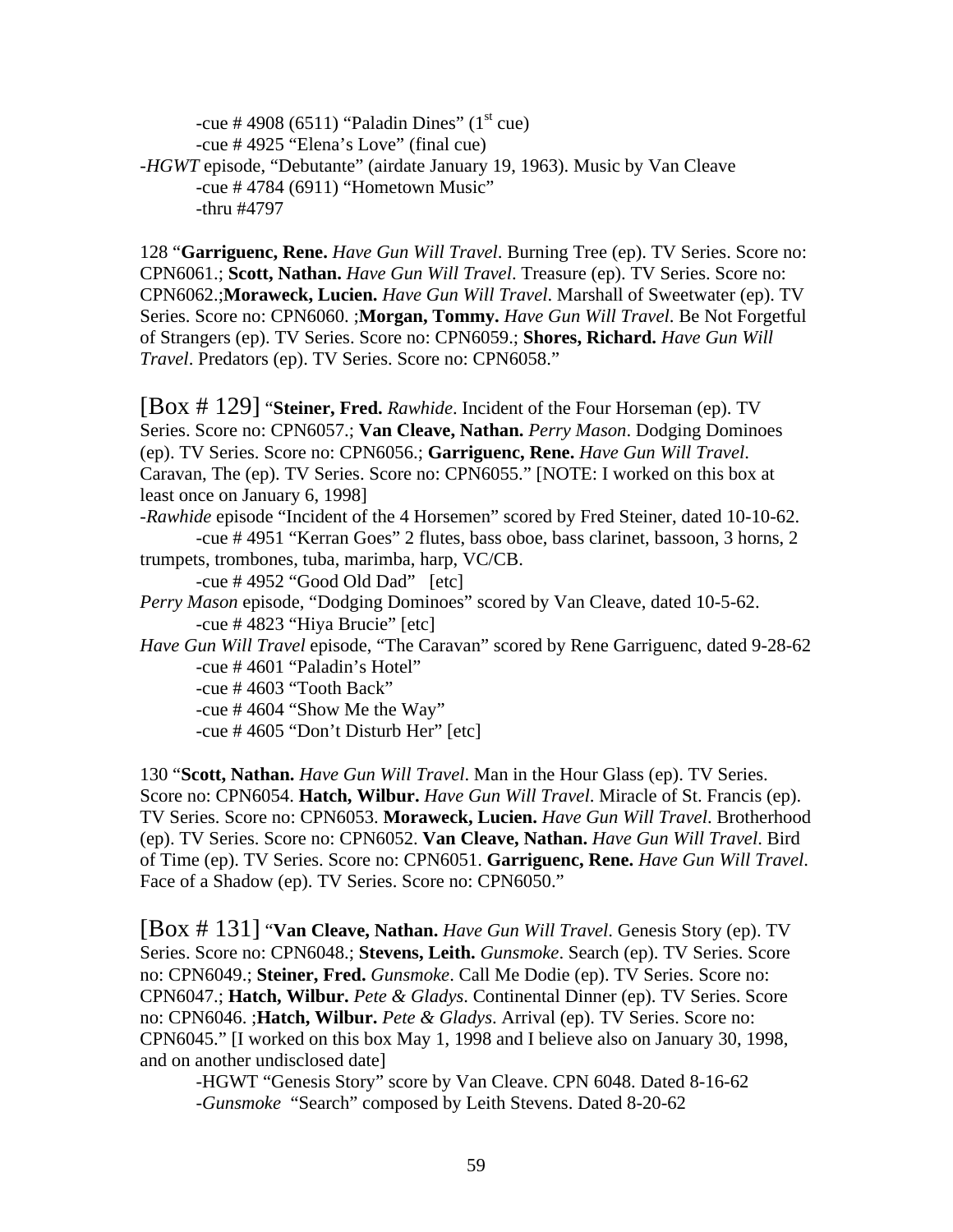-cue # 4908 (6511) "Paladin Dines" (1st cue)
-cue # 4925 "Elena's Love" (final cue)

-*HGWT* episode, "Debutante" (airdate January 19, 1963). Music by Van Cleave
-cue # 4784 (6911) "Hometown Music"
-thru #4797

128 "**Garriguenc, Rene.** *Have Gun Will Travel*. Burning Tree (ep). TV Series. Score no: CPN6061.; **Scott, Nathan.** *Have Gun Will Travel*. Treasure (ep). TV Series. Score no: CPN6062.;**Moraweck, Lucien.** *Have Gun Will Travel*. Marshall of Sweetwater (ep). TV Series. Score no: CPN6060. ;**Morgan, Tommy.** *Have Gun Will Travel*. Be Not Forgetful of Strangers (ep). TV Series. Score no: CPN6059.; **Shores, Richard.** *Have Gun Will Travel*. Predators (ep). TV Series. Score no: CPN6058."

[Box # 129] "**Steiner, Fred.** *Rawhide*. Incident of the Four Horseman (ep). TV Series. Score no: CPN6057.; **Van Cleave, Nathan.** *Perry Mason*. Dodging Dominoes (ep). TV Series. Score no: CPN6056.; **Garriguenc, Rene.** *Have Gun Will Travel*. Caravan, The (ep). TV Series. Score no: CPN6055." [NOTE: I worked on this box at least once on January 6, 1998]

-*Rawhide* episode "Incident of the 4 Horsemen" scored by Fred Steiner, dated 10-10-62.
-cue # 4951 "Kerran Goes" 2 flutes, bass oboe, bass clarinet, bassoon, 3 horns, 2 trumpets, trombones, tuba, marimba, harp, VC/CB.
-cue # 4952 "Good Old Dad" [etc]

*Perry Mason* episode, "Dodging Dominoes" scored by Van Cleave, dated 10-5-62.
-cue # 4823 "Hiya Brucie" [etc]

*Have Gun Will Travel* episode, "The Caravan" scored by Rene Garriguenc, dated 9-28-62
-cue # 4601 "Paladin's Hotel"
-cue # 4603 "Tooth Back"
-cue # 4604 "Show Me the Way"
-cue # 4605 "Don't Disturb Her" [etc]

130 "**Scott, Nathan.** *Have Gun Will Travel*. Man in the Hour Glass (ep). TV Series. Score no: CPN6054. **Hatch, Wilbur.** *Have Gun Will Travel*. Miracle of St. Francis (ep). TV Series. Score no: CPN6053. **Moraweck, Lucien.** *Have Gun Will Travel*. Brotherhood (ep). TV Series. Score no: CPN6052. **Van Cleave, Nathan.** *Have Gun Will Travel*. Bird of Time (ep). TV Series. Score no: CPN6051. **Garriguenc, Rene.** *Have Gun Will Travel*. Face of a Shadow (ep). TV Series. Score no: CPN6050."

[Box # 131] "**Van Cleave, Nathan.** *Have Gun Will Travel*. Genesis Story (ep). TV Series. Score no: CPN6048.; **Stevens, Leith.** *Gunsmoke*. Search (ep). TV Series. Score no: CPN6049.; **Steiner, Fred.** *Gunsmoke*. Call Me Dodie (ep). TV Series. Score no: CPN6047.; **Hatch, Wilbur.** *Pete & Gladys*. Continental Dinner (ep). TV Series. Score no: CPN6046. ;**Hatch, Wilbur.** *Pete & Gladys*. Arrival (ep). TV Series. Score no: CPN6045." [I worked on this box May 1, 1998 and I believe also on January 30, 1998, and on another undisclosed date]

-HGWT "Genesis Story" score by Van Cleave. CPN 6048. Dated 8-16-62
-*Gunsmoke* "Search" composed by Leith Stevens. Dated 8-20-62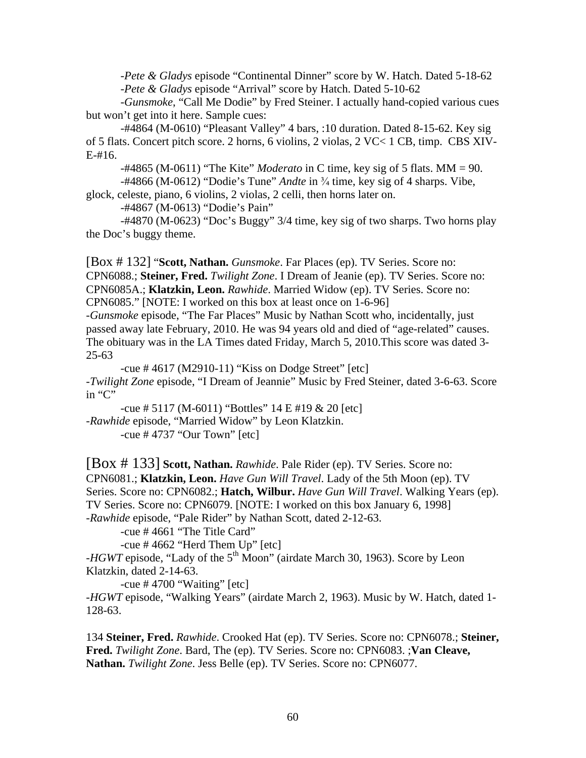-*Pete & Gladys* episode "Continental Dinner" score by W. Hatch. Dated 5-18-62

-*Pete & Gladys* episode "Arrival" score by Hatch. Dated 5-10-62

-*Gunsmoke*, "Call Me Dodie" by Fred Steiner. I actually hand-copied various cues but won't get into it here. Sample cues:

-#4864 (M-0610) "Pleasant Valley" 4 bars, :10 duration. Dated 8-15-62. Key sig of 5 flats. Concert pitch score. 2 horns, 6 violins, 2 violas, 2 VC< 1 CB, timp. CBS XIV-E-#16.

-#4865 (M-0611) "The Kite" *Moderato* in C time, key sig of 5 flats. MM = 90.

-#4866 (M-0612) "Dodie's Tune" *Andte* in ¾ time, key sig of 4 sharps. Vibe, glock, celeste, piano, 6 violins, 2 violas, 2 celli, then horns later on.

-#4867 (M-0613) "Dodie's Pain"

-#4870 (M-0623) "Doc's Buggy" 3/4 time, key sig of two sharps. Two horns play the Doc's buggy theme.

[Box # 132] "**Scott, Nathan.** *Gunsmoke*. Far Places (ep). TV Series. Score no: CPN6088.; **Steiner, Fred.** *Twilight Zone*. I Dream of Jeanie (ep). TV Series. Score no: CPN6085A.; **Klatzkin, Leon.** *Rawhide*. Married Widow (ep). TV Series. Score no: CPN6085." [NOTE: I worked on this box at least once on 1-6-96]

-*Gunsmoke* episode, "The Far Places" Music by Nathan Scott who, incidentally, just passed away late February, 2010. He was 94 years old and died of "age-related" causes. The obituary was in the LA Times dated Friday, March 5, 2010.This score was dated 3-25-63

-cue # 4617 (M2910-11) "Kiss on Dodge Street" [etc]

-*Twilight Zone* episode, "I Dream of Jeannie" Music by Fred Steiner, dated 3-6-63. Score in "C"

-cue # 5117 (M-6011) "Bottles" 14 E #19 & 20 [etc]

-*Rawhide* episode, "Married Widow" by Leon Klatzkin.

-cue # 4737 "Our Town" [etc]

[Box # 133] **Scott, Nathan.** *Rawhide*. Pale Rider (ep). TV Series. Score no: CPN6081.; **Klatzkin, Leon.** *Have Gun Will Travel*. Lady of the 5th Moon (ep). TV Series. Score no: CPN6082.; **Hatch, Wilbur.** *Have Gun Will Travel*. Walking Years (ep). TV Series. Score no: CPN6079. [NOTE: I worked on this box January 6, 1998]

-*Rawhide* episode, "Pale Rider" by Nathan Scott, dated 2-12-63.

-cue # 4661 "The Title Card"

-cue # 4662 "Herd Them Up" [etc]

-*HGWT* episode, "Lady of the 5th Moon" (airdate March 30, 1963). Score by Leon Klatzkin, dated 2-14-63.

-cue # 4700 "Waiting" [etc]

-*HGWT* episode, "Walking Years" (airdate March 2, 1963). Music by W. Hatch, dated 1-128-63.

134 **Steiner, Fred.** *Rawhide*. Crooked Hat (ep). TV Series. Score no: CPN6078.; **Steiner, Fred.** *Twilight Zone*. Bard, The (ep). TV Series. Score no: CPN6083. ;**Van Cleave, Nathan.** *Twilight Zone*. Jess Belle (ep). TV Series. Score no: CPN6077.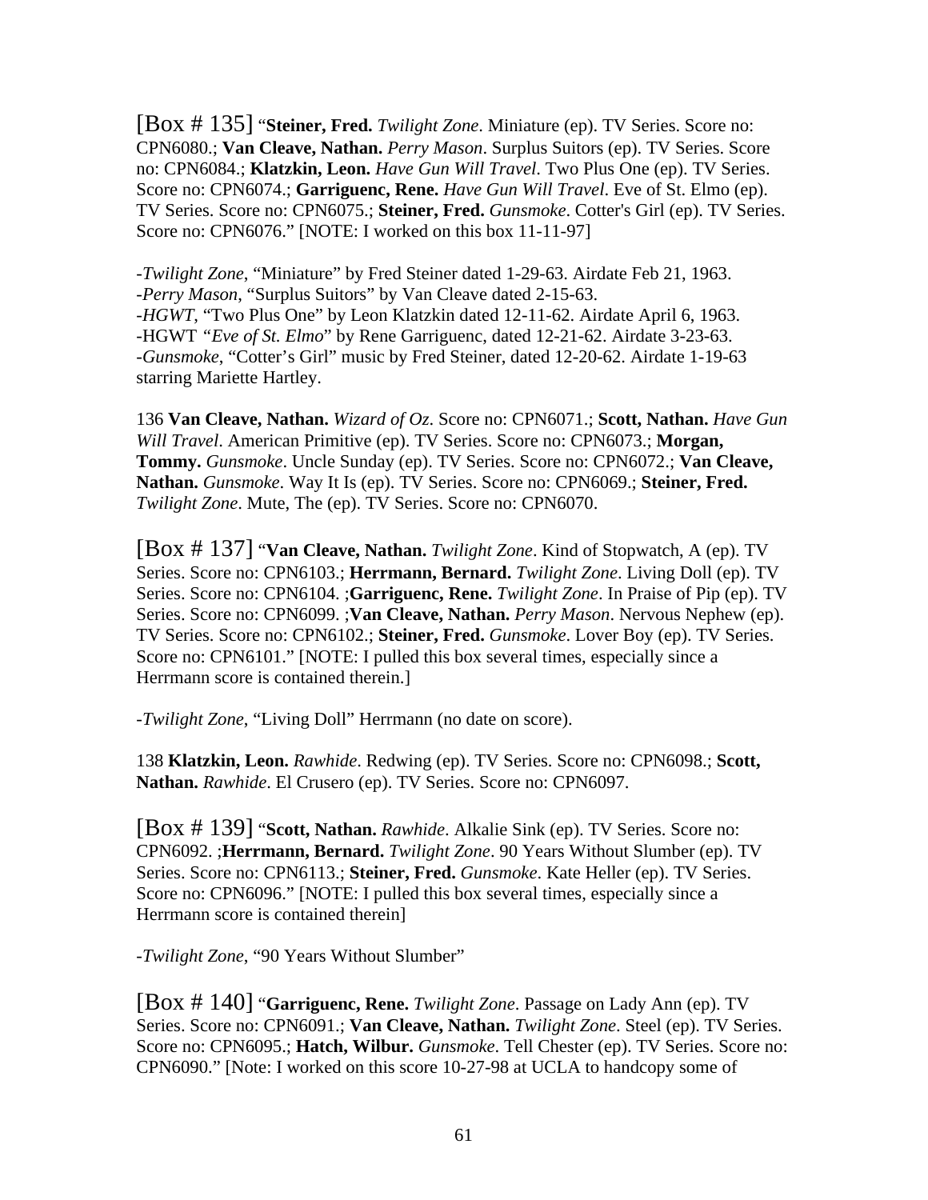[Box # 135] "**Steiner, Fred.** *Twilight Zone*. Miniature (ep). TV Series. Score no: CPN6080.; **Van Cleave, Nathan.** *Perry Mason*. Surplus Suitors (ep). TV Series. Score no: CPN6084.; **Klatzkin, Leon.** *Have Gun Will Travel*. Two Plus One (ep). TV Series. Score no: CPN6074.; **Garriguenc, Rene.** *Have Gun Will Travel*. Eve of St. Elmo (ep). TV Series. Score no: CPN6075.; **Steiner, Fred.** *Gunsmoke*. Cotter's Girl (ep). TV Series. Score no: CPN6076." [NOTE: I worked on this box 11-11-97]

-*Twilight Zone*, "Miniature" by Fred Steiner dated 1-29-63. Airdate Feb 21, 1963.
-*Perry Mason*, "Surplus Suitors" by Van Cleave dated 2-15-63.
-*HGWT*, "Two Plus One" by Leon Klatzkin dated 12-11-62. Airdate April 6, 1963.
-HGWT "*Eve of St. Elmo*" by Rene Garriguenc, dated 12-21-62. Airdate 3-23-63.
-*Gunsmoke*, "Cotter's Girl" music by Fred Steiner, dated 12-20-62. Airdate 1-19-63 starring Mariette Hartley.

136 **Van Cleave, Nathan.** *Wizard of Oz*. Score no: CPN6071.; **Scott, Nathan.** *Have Gun Will Travel*. American Primitive (ep). TV Series. Score no: CPN6073.; **Morgan, Tommy.** *Gunsmoke*. Uncle Sunday (ep). TV Series. Score no: CPN6072.; **Van Cleave, Nathan.** *Gunsmoke*. Way It Is (ep). TV Series. Score no: CPN6069.; **Steiner, Fred.** *Twilight Zone*. Mute, The (ep). TV Series. Score no: CPN6070.

[Box # 137] "**Van Cleave, Nathan.** *Twilight Zone*. Kind of Stopwatch, A (ep). TV Series. Score no: CPN6103.; **Herrmann, Bernard.** *Twilight Zone*. Living Doll (ep). TV Series. Score no: CPN6104. ;**Garriguenc, Rene.** *Twilight Zone*. In Praise of Pip (ep). TV Series. Score no: CPN6099. ;**Van Cleave, Nathan.** *Perry Mason*. Nervous Nephew (ep). TV Series. Score no: CPN6102.; **Steiner, Fred.** *Gunsmoke*. Lover Boy (ep). TV Series. Score no: CPN6101." [NOTE: I pulled this box several times, especially since a Herrmann score is contained therein.]

-*Twilight Zone*, "Living Doll" Herrmann (no date on score).

138 **Klatzkin, Leon.** *Rawhide*. Redwing (ep). TV Series. Score no: CPN6098.; **Scott, Nathan.** *Rawhide*. El Crusero (ep). TV Series. Score no: CPN6097.

[Box # 139] "**Scott, Nathan.** *Rawhide*. Alkalie Sink (ep). TV Series. Score no: CPN6092. ;**Herrmann, Bernard.** *Twilight Zone*. 90 Years Without Slumber (ep). TV Series. Score no: CPN6113.; **Steiner, Fred.** *Gunsmoke*. Kate Heller (ep). TV Series. Score no: CPN6096." [NOTE: I pulled this box several times, especially since a Herrmann score is contained therein]

-*Twilight Zone*, "90 Years Without Slumber"

[Box # 140] "**Garriguenc, Rene.** *Twilight Zone*. Passage on Lady Ann (ep). TV Series. Score no: CPN6091.; **Van Cleave, Nathan.** *Twilight Zone*. Steel (ep). TV Series. Score no: CPN6095.; **Hatch, Wilbur.** *Gunsmoke*. Tell Chester (ep). TV Series. Score no: CPN6090." [Note: I worked on this score 10-27-98 at UCLA to handcopy some of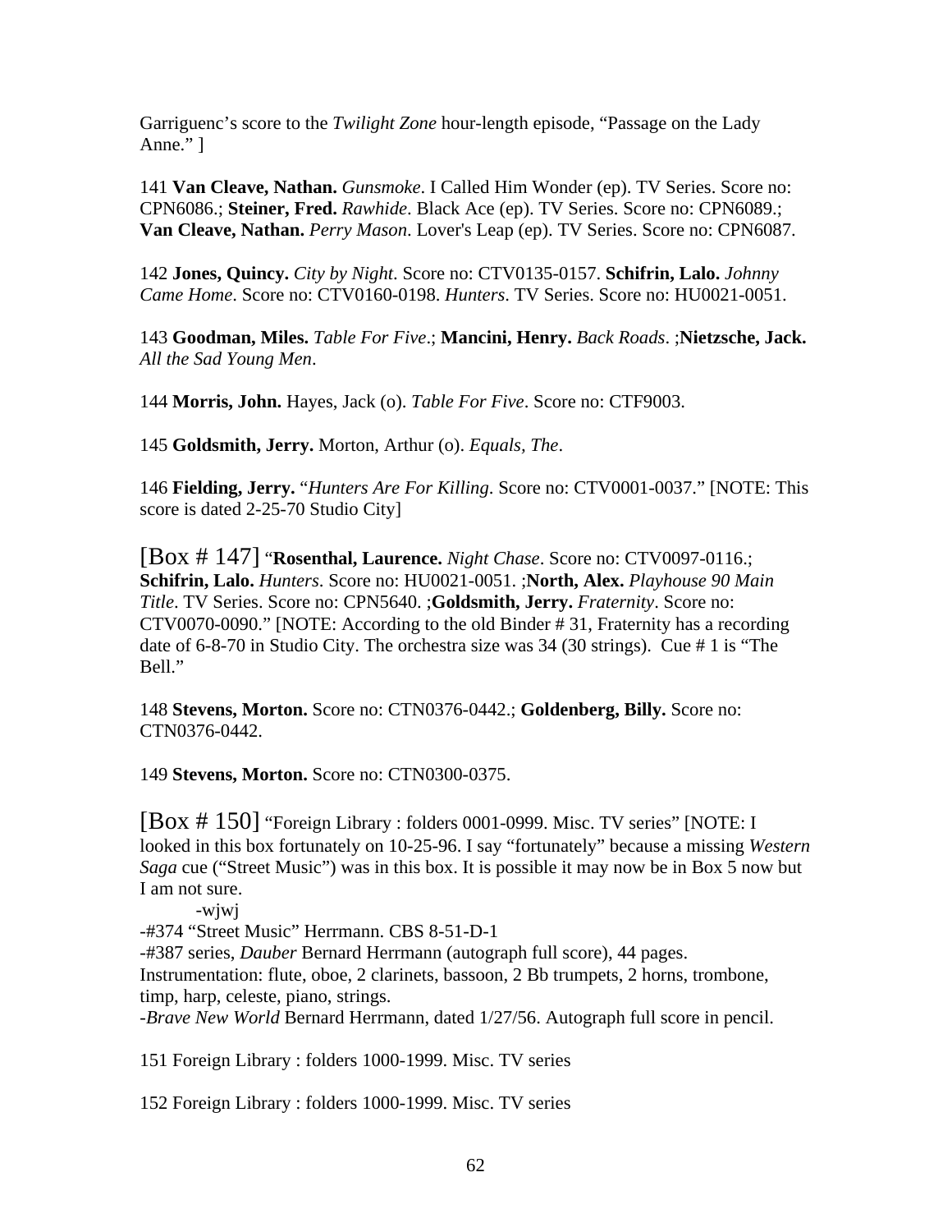Garriguenc's score to the *Twilight Zone* hour-length episode, "Passage on the Lady Anne." ]

141 **Van Cleave, Nathan.** *Gunsmoke*. I Called Him Wonder (ep). TV Series. Score no: CPN6086.; **Steiner, Fred.** *Rawhide*. Black Ace (ep). TV Series. Score no: CPN6089.; **Van Cleave, Nathan.** *Perry Mason*. Lover's Leap (ep). TV Series. Score no: CPN6087.

142 **Jones, Quincy.** *City by Night*. Score no: CTV0135-0157. **Schifrin, Lalo.** *Johnny Came Home*. Score no: CTV0160-0198. *Hunters*. TV Series. Score no: HU0021-0051.

143 **Goodman, Miles.** *Table For Five*.; **Mancini, Henry.** *Back Roads*. ;**Nietzsche, Jack.** *All the Sad Young Men*.

144 **Morris, John.** Hayes, Jack (o). *Table For Five*. Score no: CTF9003.

145 **Goldsmith, Jerry.** Morton, Arthur (o). *Equals, The*.

146 **Fielding, Jerry.** "*Hunters Are For Killing*. Score no: CTV0001-0037." [NOTE: This score is dated 2-25-70 Studio City]

[Box # 147] "**Rosenthal, Laurence.** *Night Chase*. Score no: CTV0097-0116.; **Schifrin, Lalo.** *Hunters*. Score no: HU0021-0051. ;**North, Alex.** *Playhouse 90 Main Title*. TV Series. Score no: CPN5640. ;**Goldsmith, Jerry.** *Fraternity*. Score no: CTV0070-0090." [NOTE: According to the old Binder # 31, Fraternity has a recording date of 6-8-70 in Studio City. The orchestra size was 34 (30 strings). Cue # 1 is "The Bell."

148 **Stevens, Morton.** Score no: CTN0376-0442.; **Goldenberg, Billy.** Score no: CTN0376-0442.

149 **Stevens, Morton.** Score no: CTN0300-0375.

[Box # 150] "Foreign Library : folders 0001-0999. Misc. TV series" [NOTE: I looked in this box fortunately on 10-25-96. I say "fortunately" because a missing *Western Saga* cue ("Street Music") was in this box. It is possible it may now be in Box 5 now but I am not sure.

-wjwj

-#374 "Street Music" Herrmann. CBS 8-51-D-1

-#387 series, *Dauber* Bernard Herrmann (autograph full score), 44 pages. Instrumentation: flute, oboe, 2 clarinets, bassoon, 2 Bb trumpets, 2 horns, trombone, timp, harp, celeste, piano, strings.

-*Brave New World* Bernard Herrmann, dated 1/27/56. Autograph full score in pencil.

151 Foreign Library : folders 1000-1999. Misc. TV series

152 Foreign Library : folders 1000-1999. Misc. TV series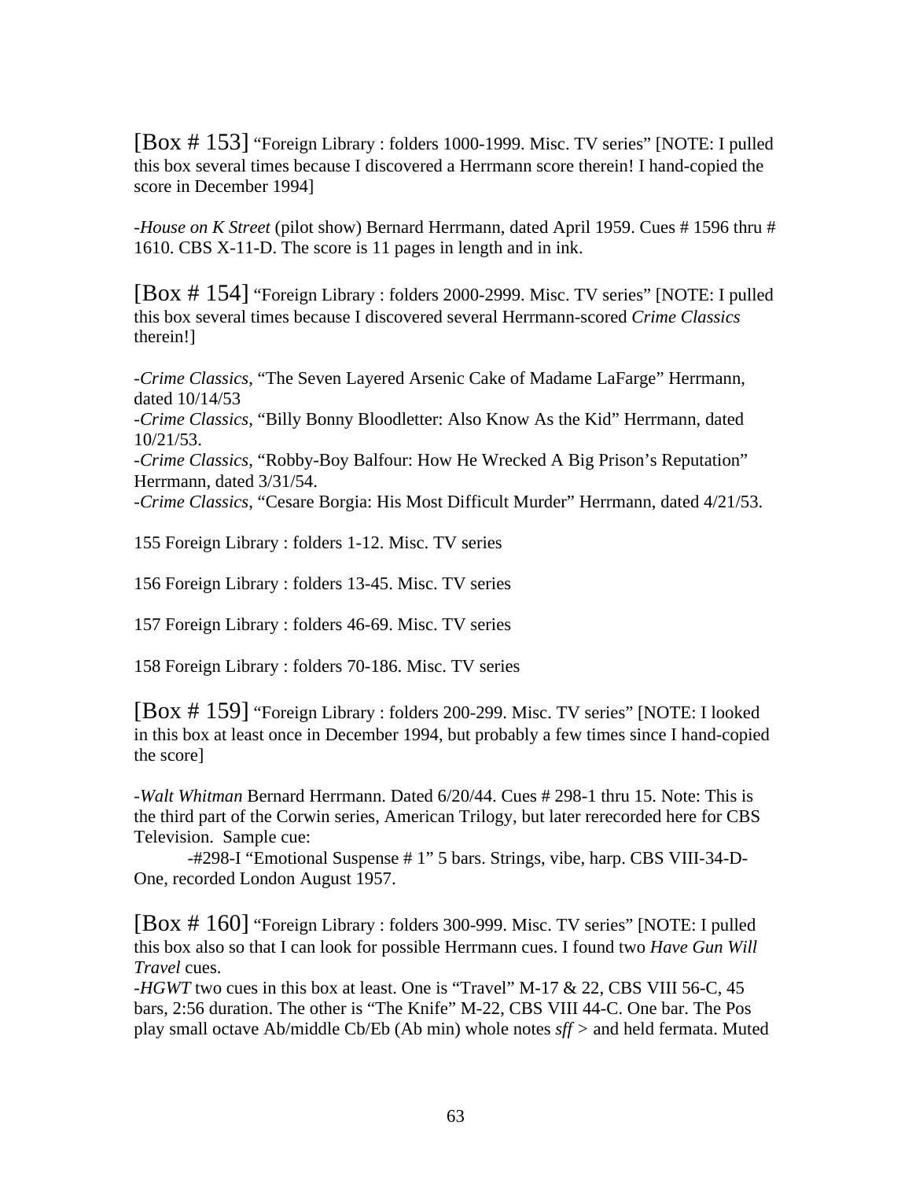[Box # 153] "Foreign Library : folders 1000-1999. Misc. TV series" [NOTE: I pulled this box several times because I discovered a Herrmann score therein! I hand-copied the score in December 1994]

-*House on K Street* (pilot show) Bernard Herrmann, dated April 1959. Cues # 1596 thru # 1610. CBS X-11-D. The score is 11 pages in length and in ink.

[Box # 154] "Foreign Library : folders 2000-2999. Misc. TV series" [NOTE: I pulled this box several times because I discovered several Herrmann-scored *Crime Classics* therein!]

-*Crime Classics*, "The Seven Layered Arsenic Cake of Madame LaFarge" Herrmann, dated 10/14/53
-*Crime Classics*, "Billy Bonny Bloodletter: Also Know As the Kid" Herrmann, dated 10/21/53.
-*Crime Classics*, "Robby-Boy Balfour: How He Wrecked A Big Prison's Reputation" Herrmann, dated 3/31/54.
-*Crime Classics*, "Cesare Borgia: His Most Difficult Murder" Herrmann, dated 4/21/53.

155 Foreign Library : folders 1-12. Misc. TV series

156 Foreign Library : folders 13-45. Misc. TV series

157 Foreign Library : folders 46-69. Misc. TV series

158 Foreign Library : folders 70-186. Misc. TV series

[Box # 159] "Foreign Library : folders 200-299. Misc. TV series" [NOTE: I looked in this box at least once in December 1994, but probably a few times since I hand-copied the score]

-*Walt Whitman* Bernard Herrmann. Dated 6/20/44. Cues # 298-1 thru 15. Note: This is the third part of the Corwin series, American Trilogy, but later rerecorded here for CBS Television. Sample cue:

-#298-I "Emotional Suspense # 1" 5 bars. Strings, vibe, harp. CBS VIII-34-D-One, recorded London August 1957.

[Box # 160] "Foreign Library : folders 300-999. Misc. TV series" [NOTE: I pulled this box also so that I can look for possible Herrmann cues. I found two *Have Gun Will Travel* cues.
-*HGWT* two cues in this box at least. One is "Travel" M-17 & 22, CBS VIII 56-C, 45 bars, 2:56 duration. The other is "The Knife" M-22, CBS VIII 44-C. One bar. The Pos play small octave Ab/middle Cb/Eb (Ab min) whole notes *sff* > and held fermata. Muted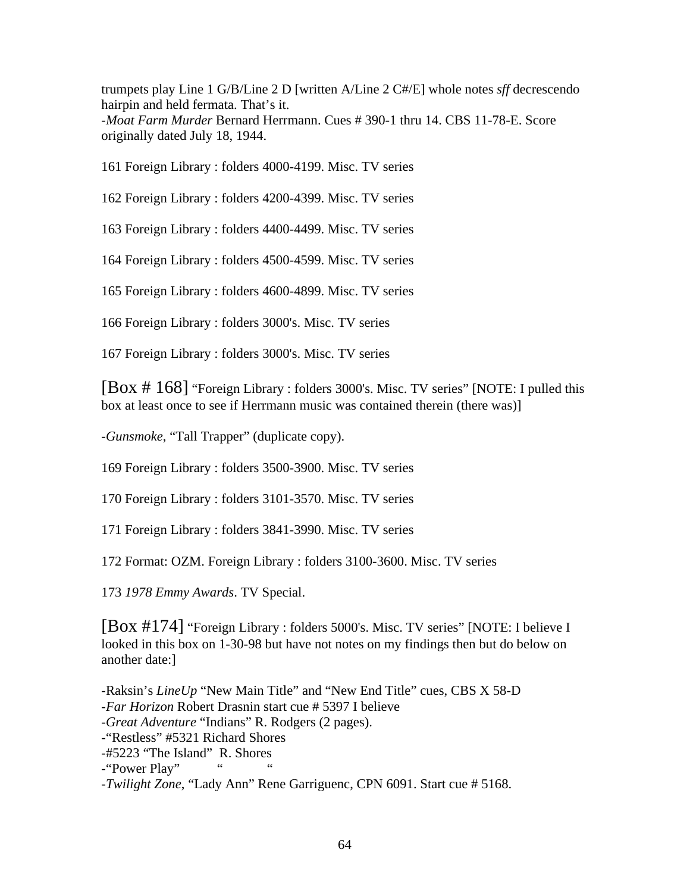trumpets play Line 1 G/B/Line 2 D [written A/Line 2 C#/E] whole notes *sff* decrescendo hairpin and held fermata. That's it.
-*Moat Farm Murder* Bernard Herrmann. Cues # 390-1 thru 14. CBS 11-78-E. Score originally dated July 18, 1944.

161 Foreign Library : folders 4000-4199. Misc. TV series

162 Foreign Library : folders 4200-4399. Misc. TV series

163 Foreign Library : folders 4400-4499. Misc. TV series

164 Foreign Library : folders 4500-4599. Misc. TV series

165 Foreign Library : folders 4600-4899. Misc. TV series

166 Foreign Library : folders 3000's. Misc. TV series

167 Foreign Library : folders 3000's. Misc. TV series

[Box # 168] "Foreign Library : folders 3000's. Misc. TV series" [NOTE: I pulled this box at least once to see if Herrmann music was contained therein (there was)]

-*Gunsmoke*, "Tall Trapper" (duplicate copy).

169 Foreign Library : folders 3500-3900. Misc. TV series

170 Foreign Library : folders 3101-3570. Misc. TV series

171 Foreign Library : folders 3841-3990. Misc. TV series

172 Format: OZM. Foreign Library : folders 3100-3600. Misc. TV series

173 *1978 Emmy Awards*. TV Special.

[Box #174] "Foreign Library : folders 5000's. Misc. TV series" [NOTE: I believe I looked in this box on 1-30-98 but have not notes on my findings then but do below on another date:]

-Raksin's *LineUp* "New Main Title" and "New End Title" cues, CBS X 58-D
-*Far Horizon* Robert Drasnin start cue # 5397 I believe
-*Great Adventure* "Indians" R. Rodgers (2 pages).
-"Restless" #5321 Richard Shores
-#5223 "The Island" R. Shores
-"Power Play" " "
-*Twilight Zone*, "Lady Ann" Rene Garriguenc, CPN 6091. Start cue # 5168.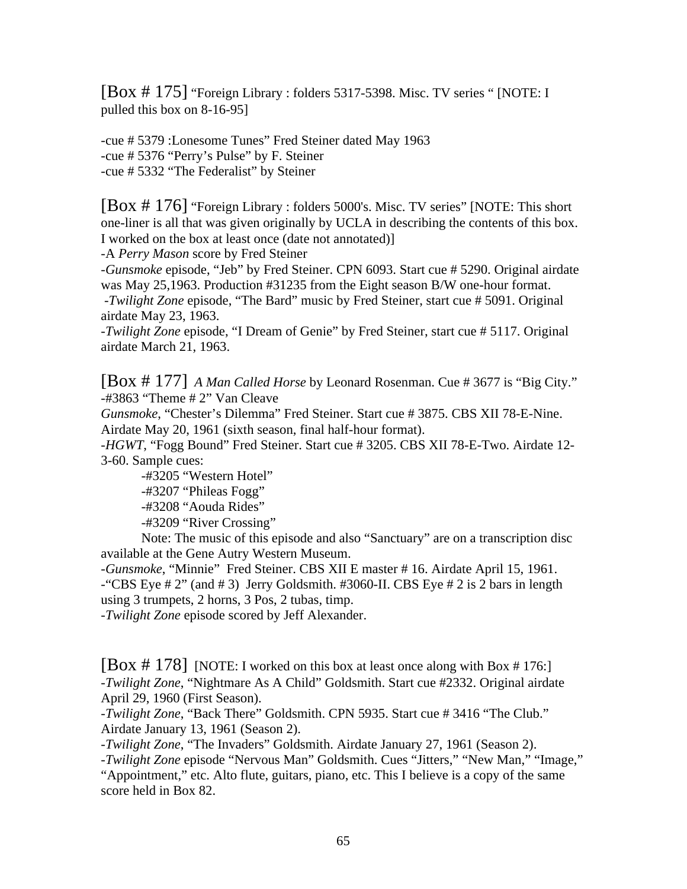[Box # 175] "Foreign Library : folders 5317-5398. Misc. TV series " [NOTE: I pulled this box on 8-16-95]

-cue # 5379 :Lonesome Tunes" Fred Steiner dated May 1963
-cue # 5376 "Perry's Pulse" by F. Steiner
-cue # 5332 "The Federalist" by Steiner

[Box # 176] "Foreign Library : folders 5000's. Misc. TV series" [NOTE: This short one-liner is all that was given originally by UCLA in describing the contents of this box. I worked on the box at least once (date not annotated)]
-A *Perry Mason* score by Fred Steiner
-*Gunsmoke* episode, "Jeb" by Fred Steiner. CPN 6093. Start cue # 5290. Original airdate was May 25,1963. Production #31235 from the Eight season B/W one-hour format.
-*Twilight Zone* episode, "The Bard" music by Fred Steiner, start cue # 5091. Original airdate May 23, 1963.
-*Twilight Zone* episode, "I Dream of Genie" by Fred Steiner, start cue # 5117. Original airdate March 21, 1963.

[Box # 177] *A Man Called Horse* by Leonard Rosenman. Cue # 3677 is "Big City."
-#3863 "Theme # 2" Van Cleave
*Gunsmoke*, "Chester's Dilemma" Fred Steiner. Start cue # 3875. CBS XII 78-E-Nine. Airdate May 20, 1961 (sixth season, final half-hour format).
-*HGWT*, "Fogg Bound" Fred Steiner. Start cue # 3205. CBS XII 78-E-Two. Airdate 12-3-60. Sample cues:

- -#3205 "Western Hotel"
- -#3207 "Phileas Fogg"
- -#3208 "Aouda Rides"
- -#3209 "River Crossing"

Note: The music of this episode and also "Sanctuary" are on a transcription disc available at the Gene Autry Western Museum.
-*Gunsmoke*, "Minnie" Fred Steiner. CBS XII E master # 16. Airdate April 15, 1961.
-"CBS Eye # 2" (and # 3) Jerry Goldsmith. #3060-II. CBS Eye # 2 is 2 bars in length using 3 trumpets, 2 horns, 3 Pos, 2 tubas, timp.
-*Twilight Zone* episode scored by Jeff Alexander.

[Box # 178] [NOTE: I worked on this box at least once along with Box # 176:]
-*Twilight Zone*, "Nightmare As A Child" Goldsmith. Start cue #2332. Original airdate April 29, 1960 (First Season).
-*Twilight Zone*, "Back There" Goldsmith. CPN 5935. Start cue # 3416 "The Club." Airdate January 13, 1961 (Season 2).
-*Twilight Zone*, "The Invaders" Goldsmith. Airdate January 27, 1961 (Season 2).
-*Twilight Zone* episode "Nervous Man" Goldsmith. Cues "Jitters," "New Man," "Image," "Appointment," etc. Alto flute, guitars, piano, etc. This I believe is a copy of the same score held in Box 82.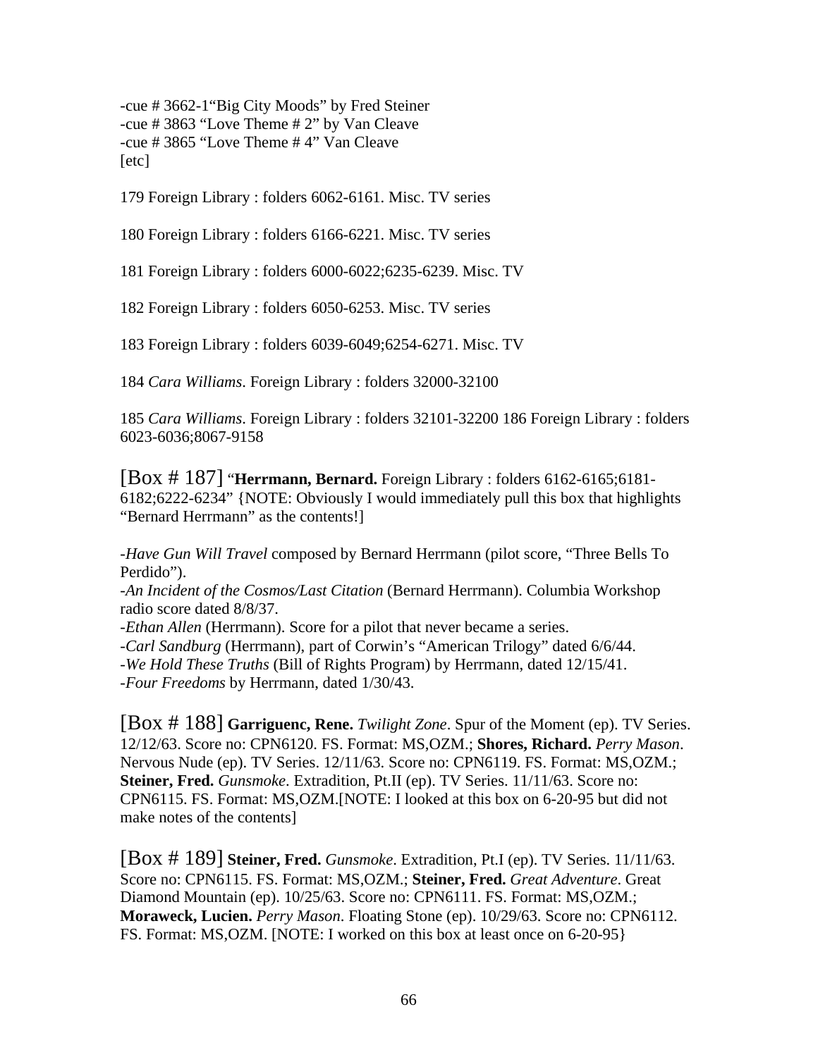-cue # 3662-1“Big City Moods” by Fred Steiner
-cue # 3863 “Love Theme # 2” by Van Cleave
-cue # 3865 “Love Theme # 4” Van Cleave
[etc]

179 Foreign Library : folders 6062-6161. Misc. TV series

180 Foreign Library : folders 6166-6221. Misc. TV series

181 Foreign Library : folders 6000-6022;6235-6239. Misc. TV

182 Foreign Library : folders 6050-6253. Misc. TV series

183 Foreign Library : folders 6039-6049;6254-6271. Misc. TV

184 *Cara Williams*. Foreign Library : folders 32000-32100

185 *Cara Williams*. Foreign Library : folders 32101-32200 186 Foreign Library : folders 6023-6036;8067-9158

[Box # 187] “**Herrmann, Bernard.** Foreign Library : folders 6162-6165;6181-6182;6222-6234” {NOTE: Obviously I would immediately pull this box that highlights “Bernard Herrmann” as the contents!]

-*Have Gun Will Travel* composed by Bernard Herrmann (pilot score, “Three Bells To Perdido”).
-*An Incident of the Cosmos/Last Citation* (Bernard Herrmann). Columbia Workshop radio score dated 8/8/37.
-*Ethan Allen* (Herrmann). Score for a pilot that never became a series.
-*Carl Sandburg* (Herrmann), part of Corwin’s “American Trilogy” dated 6/6/44.
-*We Hold These Truths* (Bill of Rights Program) by Herrmann, dated 12/15/41.
-*Four Freedoms* by Herrmann, dated 1/30/43.

[Box # 188] **Garriguenc, Rene.** *Twilight Zone*. Spur of the Moment (ep). TV Series. 12/12/63. Score no: CPN6120. FS. Format: MS,OZM.; **Shores, Richard.** *Perry Mason*. Nervous Nude (ep). TV Series. 12/11/63. Score no: CPN6119. FS. Format: MS,OZM.; **Steiner, Fred.** *Gunsmoke*. Extradition, Pt.II (ep). TV Series. 11/11/63. Score no: CPN6115. FS. Format: MS,OZM.[NOTE: I looked at this box on 6-20-95 but did not make notes of the contents]

[Box # 189] **Steiner, Fred.** *Gunsmoke*. Extradition, Pt.I (ep). TV Series. 11/11/63. Score no: CPN6115. FS. Format: MS,OZM.; **Steiner, Fred.** *Great Adventure*. Great Diamond Mountain (ep). 10/25/63. Score no: CPN6111. FS. Format: MS,OZM.; **Moraweck, Lucien.** *Perry Mason*. Floating Stone (ep). 10/29/63. Score no: CPN6112. FS. Format: MS,OZM. [NOTE: I worked on this box at least once on 6-20-95}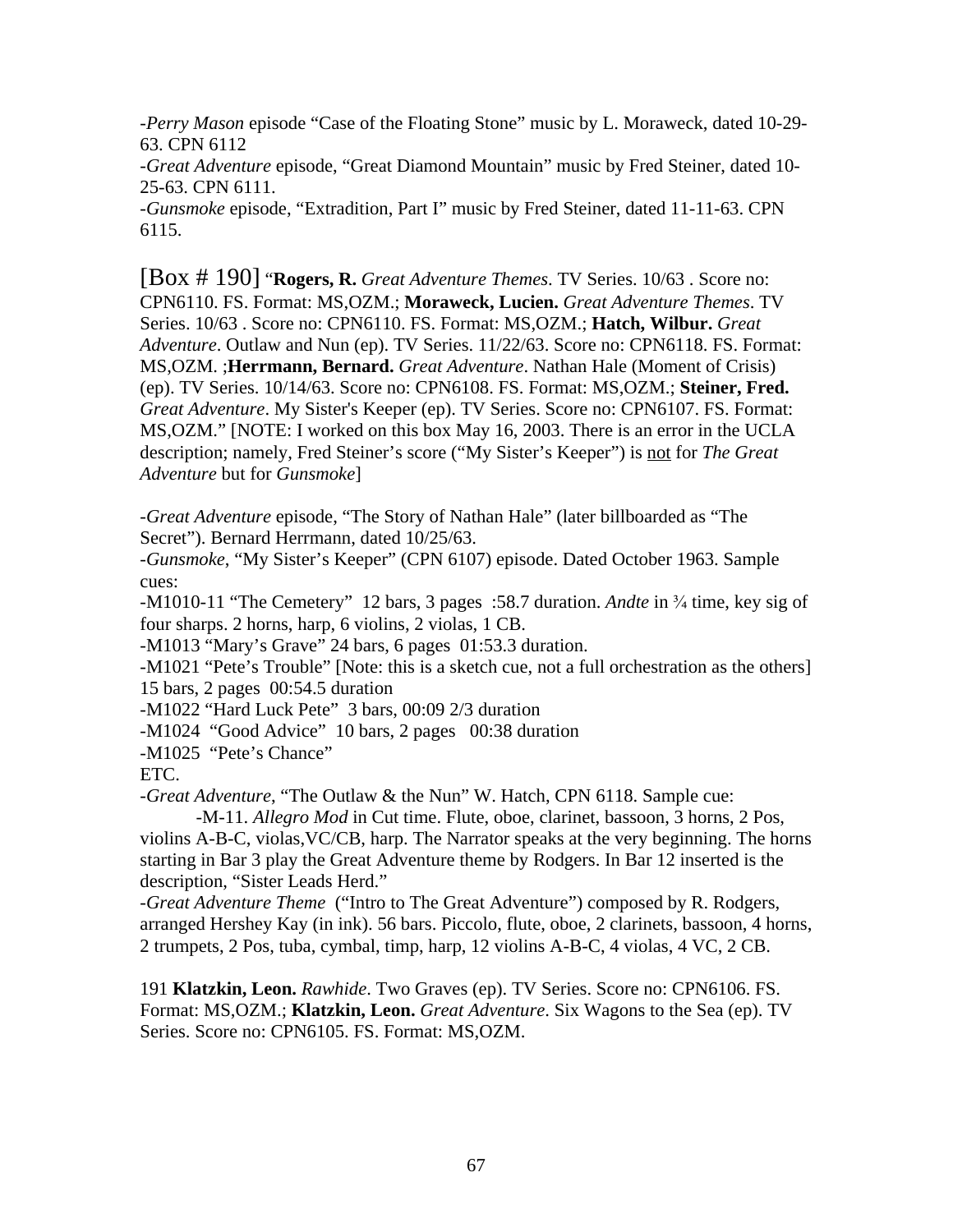-*Perry Mason* episode "Case of the Floating Stone" music by L. Moraweck, dated 10-29-63. CPN 6112

-*Great Adventure* episode, "Great Diamond Mountain" music by Fred Steiner, dated 10-25-63. CPN 6111.

-*Gunsmoke* episode, "Extradition, Part I" music by Fred Steiner, dated 11-11-63. CPN 6115.

[Box # 190] "**Rogers, R.** *Great Adventure Themes*. TV Series. 10/63 . Score no: CPN6110. FS. Format: MS,OZM.; **Moraweck, Lucien.** *Great Adventure Themes*. TV Series. 10/63 . Score no: CPN6110. FS. Format: MS,OZM.; **Hatch, Wilbur.** *Great Adventure*. Outlaw and Nun (ep). TV Series. 11/22/63. Score no: CPN6118. FS. Format: MS,OZM. ;**Herrmann, Bernard.** *Great Adventure*. Nathan Hale (Moment of Crisis) (ep). TV Series. 10/14/63. Score no: CPN6108. FS. Format: MS,OZM.; **Steiner, Fred.** *Great Adventure*. My Sister's Keeper (ep). TV Series. Score no: CPN6107. FS. Format: MS,OZM." [NOTE: I worked on this box May 16, 2003. There is an error in the UCLA description; namely, Fred Steiner's score ("My Sister's Keeper") is <u>not</u> for *The Great Adventure* but for *Gunsmoke*]

-*Great Adventure* episode, "The Story of Nathan Hale" (later billboarded as "The Secret"). Bernard Herrmann, dated 10/25/63.

-*Gunsmoke*, "My Sister's Keeper" (CPN 6107) episode. Dated October 1963. Sample cues:

-M1010-11 "The Cemetery" 12 bars, 3 pages :58.7 duration. *Andte* in ¾ time, key sig of four sharps. 2 horns, harp, 6 violins, 2 violas, 1 CB.

-M1013 "Mary's Grave" 24 bars, 6 pages 01:53.3 duration.

-M1021 "Pete's Trouble" [Note: this is a sketch cue, not a full orchestration as the others] 15 bars, 2 pages 00:54.5 duration

-M1022 "Hard Luck Pete" 3 bars, 00:09 2/3 duration

-M1024 "Good Advice" 10 bars, 2 pages 00:38 duration

-M1025 "Pete's Chance"

ETC.

-*Great Adventure*, "The Outlaw & the Nun" W. Hatch, CPN 6118. Sample cue:

-M-11. *Allegro Mod* in Cut time. Flute, oboe, clarinet, bassoon, 3 horns, 2 Pos, violins A-B-C, violas,VC/CB, harp. The Narrator speaks at the very beginning. The horns starting in Bar 3 play the Great Adventure theme by Rodgers. In Bar 12 inserted is the description, "Sister Leads Herd."

-*Great Adventure Theme* ("Intro to The Great Adventure") composed by R. Rodgers, arranged Hershey Kay (in ink). 56 bars. Piccolo, flute, oboe, 2 clarinets, bassoon, 4 horns, 2 trumpets, 2 Pos, tuba, cymbal, timp, harp, 12 violins A-B-C, 4 violas, 4 VC, 2 CB.

191 **Klatzkin, Leon.** *Rawhide*. Two Graves (ep). TV Series. Score no: CPN6106. FS. Format: MS,OZM.; **Klatzkin, Leon.** *Great Adventure*. Six Wagons to the Sea (ep). TV Series. Score no: CPN6105. FS. Format: MS,OZM.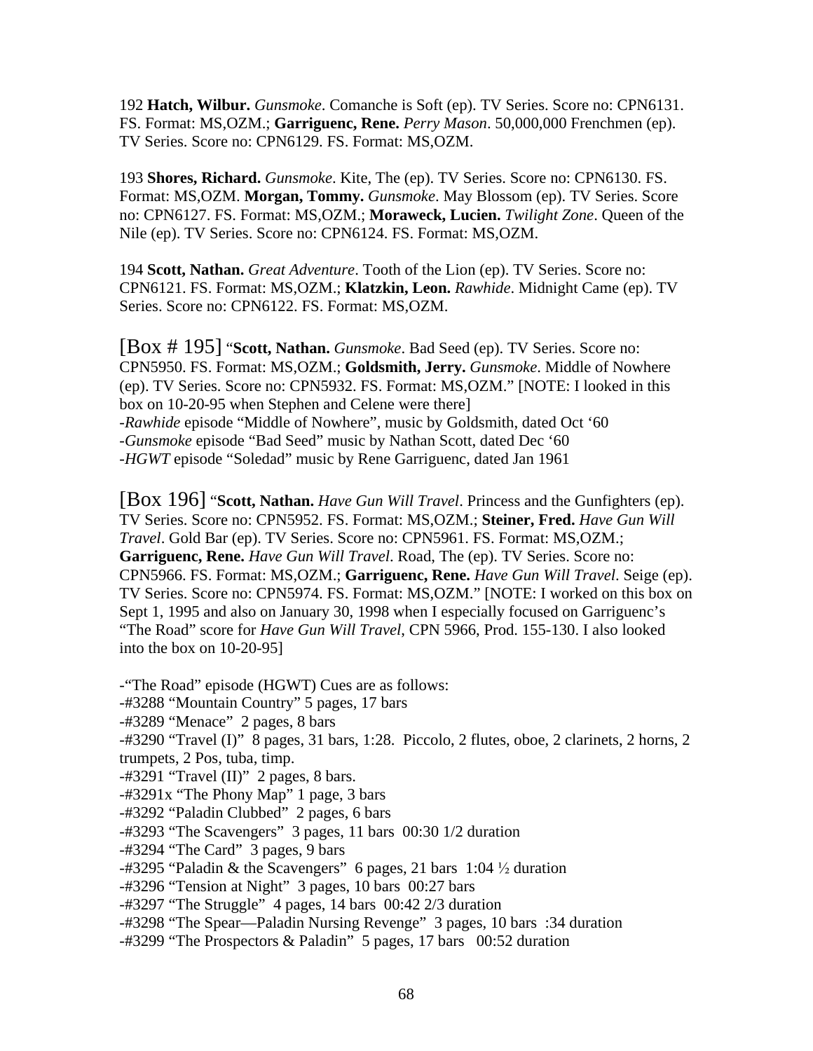192 **Hatch, Wilbur.** *Gunsmoke*. Comanche is Soft (ep). TV Series. Score no: CPN6131. FS. Format: MS,OZM.; **Garriguenc, Rene.** *Perry Mason*. 50,000,000 Frenchmen (ep). TV Series. Score no: CPN6129. FS. Format: MS,OZM.

193 **Shores, Richard.** *Gunsmoke*. Kite, The (ep). TV Series. Score no: CPN6130. FS. Format: MS,OZM. **Morgan, Tommy.** *Gunsmoke*. May Blossom (ep). TV Series. Score no: CPN6127. FS. Format: MS,OZM.; **Moraweck, Lucien.** *Twilight Zone*. Queen of the Nile (ep). TV Series. Score no: CPN6124. FS. Format: MS,OZM.

194 **Scott, Nathan.** *Great Adventure*. Tooth of the Lion (ep). TV Series. Score no: CPN6121. FS. Format: MS,OZM.; **Klatzkin, Leon.** *Rawhide*. Midnight Came (ep). TV Series. Score no: CPN6122. FS. Format: MS,OZM.

[Box # 195] "**Scott, Nathan.** *Gunsmoke*. Bad Seed (ep). TV Series. Score no: CPN5950. FS. Format: MS,OZM.; **Goldsmith, Jerry.** *Gunsmoke*. Middle of Nowhere (ep). TV Series. Score no: CPN5932. FS. Format: MS,OZM." [NOTE: I looked in this box on 10-20-95 when Stephen and Celene were there]
-*Rawhide* episode "Middle of Nowhere", music by Goldsmith, dated Oct '60
-*Gunsmoke* episode "Bad Seed" music by Nathan Scott, dated Dec '60
-*HGWT* episode "Soledad" music by Rene Garriguenc, dated Jan 1961

[Box 196] "**Scott, Nathan.** *Have Gun Will Travel*. Princess and the Gunfighters (ep). TV Series. Score no: CPN5952. FS. Format: MS,OZM.; **Steiner, Fred.** *Have Gun Will Travel*. Gold Bar (ep). TV Series. Score no: CPN5961. FS. Format: MS,OZM.; **Garriguenc, Rene.** *Have Gun Will Travel*. Road, The (ep). TV Series. Score no: CPN5966. FS. Format: MS,OZM.; **Garriguenc, Rene.** *Have Gun Will Travel*. Seige (ep). TV Series. Score no: CPN5974. FS. Format: MS,OZM." [NOTE: I worked on this box on Sept 1, 1995 and also on January 30, 1998 when I especially focused on Garriguenc's "The Road" score for *Have Gun Will Travel*, CPN 5966, Prod. 155-130. I also looked into the box on 10-20-95]

-"The Road" episode (HGWT) Cues are as follows:
-#3288 "Mountain Country" 5 pages, 17 bars
-#3289 "Menace" 2 pages, 8 bars
-#3290 "Travel (I)" 8 pages, 31 bars, 1:28. Piccolo, 2 flutes, oboe, 2 clarinets, 2 horns, 2 trumpets, 2 Pos, tuba, timp.
-#3291 "Travel (II)" 2 pages, 8 bars.
-#3291x "The Phony Map" 1 page, 3 bars
-#3292 "Paladin Clubbed" 2 pages, 6 bars
-#3293 "The Scavengers" 3 pages, 11 bars 00:30 1/2 duration
-#3294 "The Card" 3 pages, 9 bars
-#3295 "Paladin & the Scavengers" 6 pages, 21 bars 1:04 ½ duration
-#3296 "Tension at Night" 3 pages, 10 bars 00:27 bars
-#3297 "The Struggle" 4 pages, 14 bars 00:42 2/3 duration
-#3298 "The Spear—Paladin Nursing Revenge" 3 pages, 10 bars :34 duration
-#3299 "The Prospectors & Paladin" 5 pages, 17 bars 00:52 duration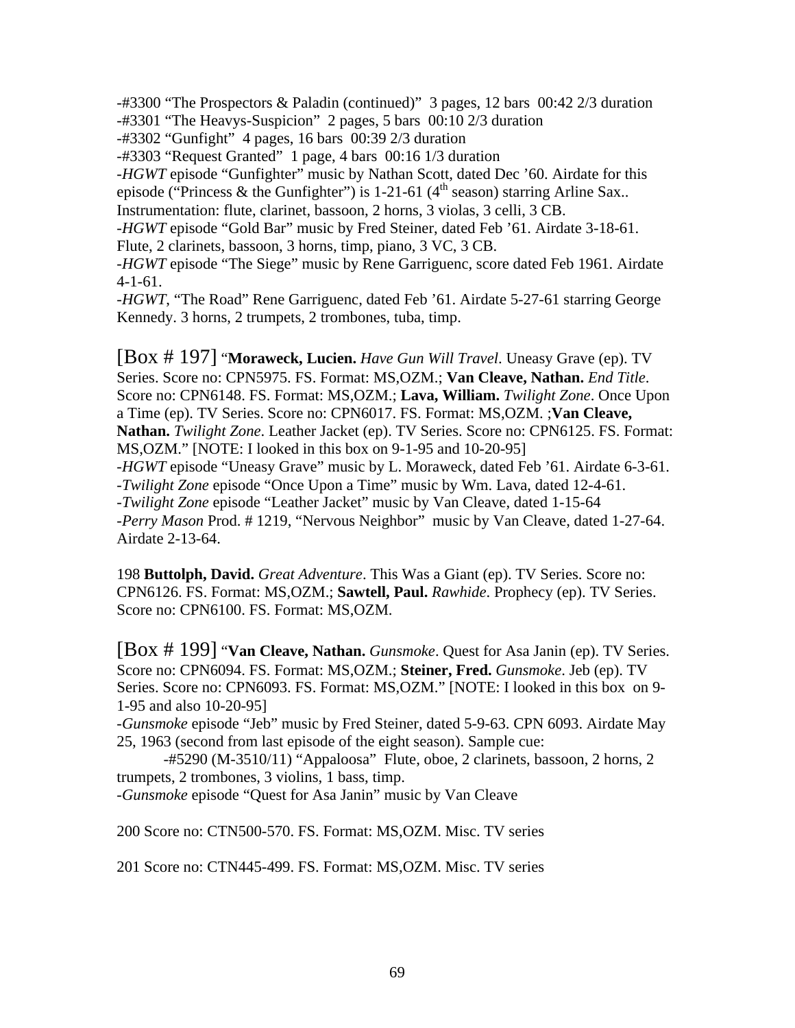-#3300 “The Prospectors & Paladin (continued)” 3 pages, 12 bars 00:42 2/3 duration
-#3301 “The Heavys-Suspicion” 2 pages, 5 bars 00:10 2/3 duration
-#3302 “Gunfight” 4 pages, 16 bars 00:39 2/3 duration
-#3303 “Request Granted” 1 page, 4 bars 00:16 1/3 duration
-*HGWT* episode “Gunfighter” music by Nathan Scott, dated Dec ’60. Airdate for this episode (“Princess & the Gunfighter”) is 1-21-61 (4th season) starring Arline Sax.. Instrumentation: flute, clarinet, bassoon, 2 horns, 3 violas, 3 celli, 3 CB.
-*HGWT* episode “Gold Bar” music by Fred Steiner, dated Feb ’61. Airdate 3-18-61. Flute, 2 clarinets, bassoon, 3 horns, timp, piano, 3 VC, 3 CB.
-*HGWT* episode “The Siege” music by Rene Garriguenc, score dated Feb 1961. Airdate 4-1-61.
-*HGWT*, “The Road” Rene Garriguenc, dated Feb ’61. Airdate 5-27-61 starring George Kennedy. 3 horns, 2 trumpets, 2 trombones, tuba, timp.

[Box # 197] “**Moraweck, Lucien.** *Have Gun Will Travel*. Uneasy Grave (ep). TV Series. Score no: CPN5975. FS. Format: MS,OZM.; **Van Cleave, Nathan.** *End Title*. Score no: CPN6148. FS. Format: MS,OZM.; **Lava, William.** *Twilight Zone*. Once Upon a Time (ep). TV Series. Score no: CPN6017. FS. Format: MS,OZM. ;**Van Cleave, Nathan.** *Twilight Zone*. Leather Jacket (ep). TV Series. Score no: CPN6125. FS. Format: MS,OZM.” [NOTE: I looked in this box on 9-1-95 and 10-20-95]
-*HGWT* episode “Uneasy Grave” music by L. Moraweck, dated Feb ’61. Airdate 6-3-61.
-*Twilight Zone* episode “Once Upon a Time” music by Wm. Lava, dated 12-4-61.
-*Twilight Zone* episode “Leather Jacket” music by Van Cleave, dated 1-15-64
-*Perry Mason* Prod. # 1219, “Nervous Neighbor” music by Van Cleave, dated 1-27-64. Airdate 2-13-64.

198 **Buttolph, David.** *Great Adventure*. This Was a Giant (ep). TV Series. Score no: CPN6126. FS. Format: MS,OZM.; **Sawtell, Paul.** *Rawhide*. Prophecy (ep). TV Series. Score no: CPN6100. FS. Format: MS,OZM.

[Box # 199] “**Van Cleave, Nathan.** *Gunsmoke*. Quest for Asa Janin (ep). TV Series. Score no: CPN6094. FS. Format: MS,OZM.; **Steiner, Fred.** *Gunsmoke*. Jeb (ep). TV Series. Score no: CPN6093. FS. Format: MS,OZM.” [NOTE: I looked in this box on 9-1-95 and also 10-20-95]
-*Gunsmoke* episode “Jeb” music by Fred Steiner, dated 5-9-63. CPN 6093. Airdate May 25, 1963 (second from last episode of the eight season). Sample cue:
    -#5290 (M-3510/11) “Appaloosa” Flute, oboe, 2 clarinets, bassoon, 2 horns, 2 trumpets, 2 trombones, 3 violins, 1 bass, timp.
-*Gunsmoke* episode “Quest for Asa Janin” music by Van Cleave

200 Score no: CTN500-570. FS. Format: MS,OZM. Misc. TV series

201 Score no: CTN445-499. FS. Format: MS,OZM. Misc. TV series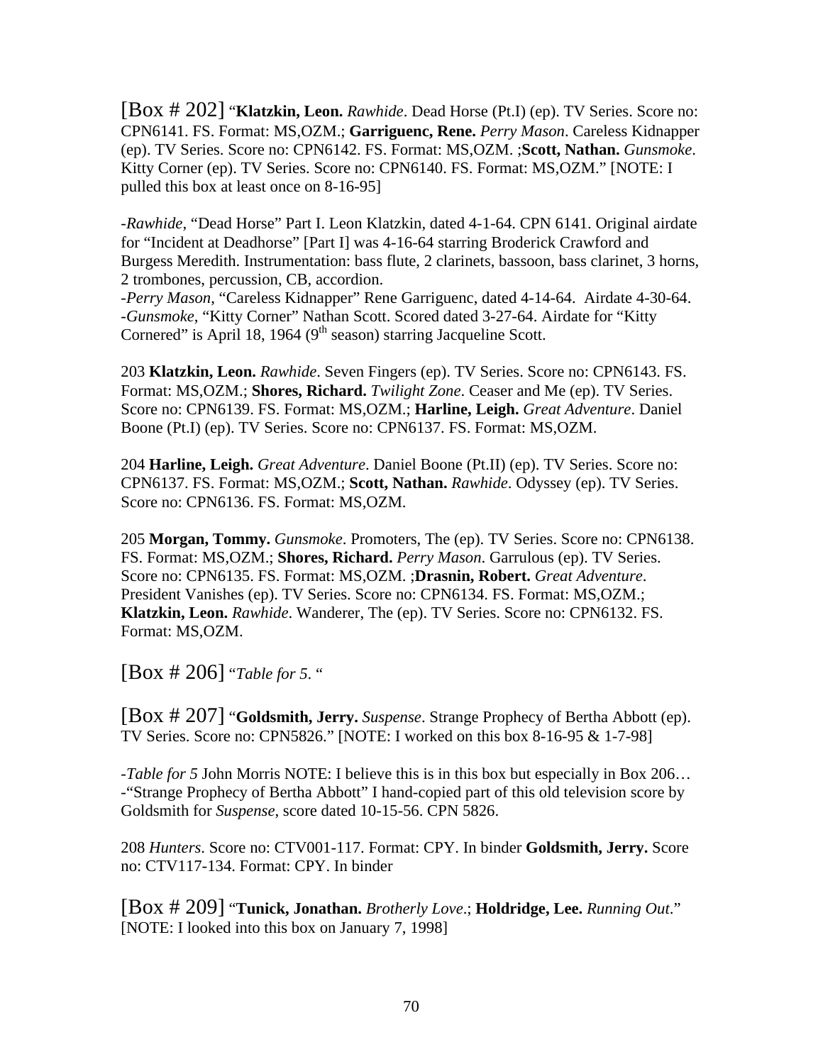[Box # 202] "**Klatzkin, Leon.** *Rawhide*. Dead Horse (Pt.I) (ep). TV Series. Score no: CPN6141. FS. Format: MS,OZM.; **Garriguenc, Rene.** *Perry Mason*. Careless Kidnapper (ep). TV Series. Score no: CPN6142. FS. Format: MS,OZM. ;**Scott, Nathan.** *Gunsmoke*. Kitty Corner (ep). TV Series. Score no: CPN6140. FS. Format: MS,OZM." [NOTE: I pulled this box at least once on 8-16-95]

-*Rawhide*, "Dead Horse" Part I. Leon Klatzkin, dated 4-1-64. CPN 6141. Original airdate for "Incident at Deadhorse" [Part I] was 4-16-64 starring Broderick Crawford and Burgess Meredith. Instrumentation: bass flute, 2 clarinets, bassoon, bass clarinet, 3 horns, 2 trombones, percussion, CB, accordion.
-*Perry Mason*, "Careless Kidnapper" Rene Garriguenc, dated 4-14-64. Airdate 4-30-64.
-*Gunsmoke*, "Kitty Corner" Nathan Scott. Scored dated 3-27-64. Airdate for "Kitty Cornered" is April 18, 1964 (9th season) starring Jacqueline Scott.

203 **Klatzkin, Leon.** *Rawhide*. Seven Fingers (ep). TV Series. Score no: CPN6143. FS. Format: MS,OZM.; **Shores, Richard.** *Twilight Zone*. Ceaser and Me (ep). TV Series. Score no: CPN6139. FS. Format: MS,OZM.; **Harline, Leigh.** *Great Adventure*. Daniel Boone (Pt.I) (ep). TV Series. Score no: CPN6137. FS. Format: MS,OZM.

204 **Harline, Leigh.** *Great Adventure*. Daniel Boone (Pt.II) (ep). TV Series. Score no: CPN6137. FS. Format: MS,OZM.; **Scott, Nathan.** *Rawhide*. Odyssey (ep). TV Series. Score no: CPN6136. FS. Format: MS,OZM.

205 **Morgan, Tommy.** *Gunsmoke*. Promoters, The (ep). TV Series. Score no: CPN6138. FS. Format: MS,OZM.; **Shores, Richard.** *Perry Mason*. Garrulous (ep). TV Series. Score no: CPN6135. FS. Format: MS,OZM. ;**Drasnin, Robert.** *Great Adventure*. President Vanishes (ep). TV Series. Score no: CPN6134. FS. Format: MS,OZM.; **Klatzkin, Leon.** *Rawhide*. Wanderer, The (ep). TV Series. Score no: CPN6132. FS. Format: MS,OZM.

[Box # 206] "*Table for 5*. "

[Box # 207] "**Goldsmith, Jerry.** *Suspense*. Strange Prophecy of Bertha Abbott (ep). TV Series. Score no: CPN5826." [NOTE: I worked on this box 8-16-95 & 1-7-98]

-*Table for 5* John Morris NOTE: I believe this is in this box but especially in Box 206…
-"Strange Prophecy of Bertha Abbott" I hand-copied part of this old television score by Goldsmith for *Suspense*, score dated 10-15-56. CPN 5826.

208 *Hunters*. Score no: CTV001-117. Format: CPY. In binder **Goldsmith, Jerry.** Score no: CTV117-134. Format: CPY. In binder

[Box # 209] "**Tunick, Jonathan.** *Brotherly Love*.; **Holdridge, Lee.** *Running Out*." [NOTE: I looked into this box on January 7, 1998]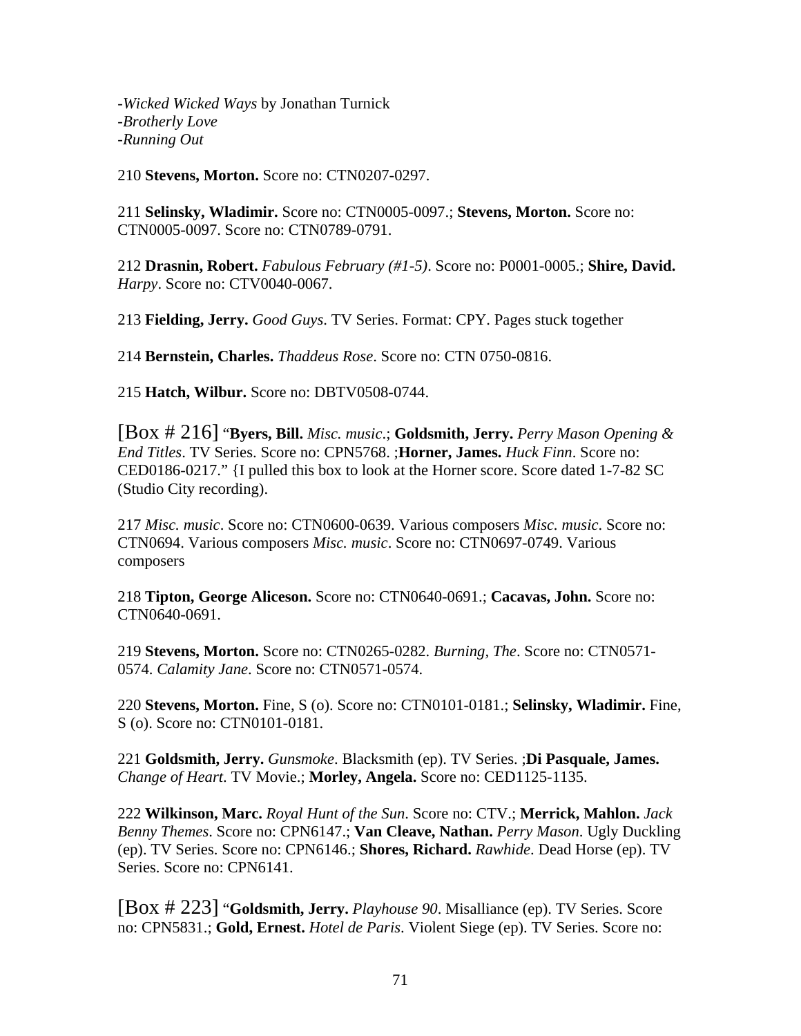-*Wicked Wicked Ways* by Jonathan Turnick
-*Brotherly Love*
-*Running Out*

210 **Stevens, Morton.** Score no: CTN0207-0297.

211 **Selinsky, Wladimir.** Score no: CTN0005-0097.; **Stevens, Morton.** Score no: CTN0005-0097. Score no: CTN0789-0791.

212 **Drasnin, Robert.** *Fabulous February (#1-5)*. Score no: P0001-0005.; **Shire, David.** *Harpy*. Score no: CTV0040-0067.

213 **Fielding, Jerry.** *Good Guys*. TV Series. Format: CPY. Pages stuck together

214 **Bernstein, Charles.** *Thaddeus Rose*. Score no: CTN 0750-0816.

215 **Hatch, Wilbur.** Score no: DBTV0508-0744.

[Box # 216] "**Byers, Bill.** *Misc. music*.; **Goldsmith, Jerry.** *Perry Mason Opening & End Titles*. TV Series. Score no: CPN5768. ;**Horner, James.** *Huck Finn*. Score no: CED0186-0217." {I pulled this box to look at the Horner score. Score dated 1-7-82 SC (Studio City recording).

217 *Misc. music*. Score no: CTN0600-0639. Various composers *Misc. music*. Score no: CTN0694. Various composers *Misc. music*. Score no: CTN0697-0749. Various composers

218 **Tipton, George Aliceson.** Score no: CTN0640-0691.; **Cacavas, John.** Score no: CTN0640-0691.

219 **Stevens, Morton.** Score no: CTN0265-0282. *Burning, The*. Score no: CTN0571-0574. *Calamity Jane*. Score no: CTN0571-0574.

220 **Stevens, Morton.** Fine, S (o). Score no: CTN0101-0181.; **Selinsky, Wladimir.** Fine, S (o). Score no: CTN0101-0181.

221 **Goldsmith, Jerry.** *Gunsmoke*. Blacksmith (ep). TV Series. ;**Di Pasquale, James.** *Change of Heart*. TV Movie.; **Morley, Angela.** Score no: CED1125-1135.

222 **Wilkinson, Marc.** *Royal Hunt of the Sun*. Score no: CTV.; **Merrick, Mahlon.** *Jack Benny Themes*. Score no: CPN6147.; **Van Cleave, Nathan.** *Perry Mason*. Ugly Duckling (ep). TV Series. Score no: CPN6146.; **Shores, Richard.** *Rawhide*. Dead Horse (ep). TV Series. Score no: CPN6141.

[Box # 223] "**Goldsmith, Jerry.** *Playhouse 90*. Misalliance (ep). TV Series. Score no: CPN5831.; **Gold, Ernest.** *Hotel de Paris*. Violent Siege (ep). TV Series. Score no: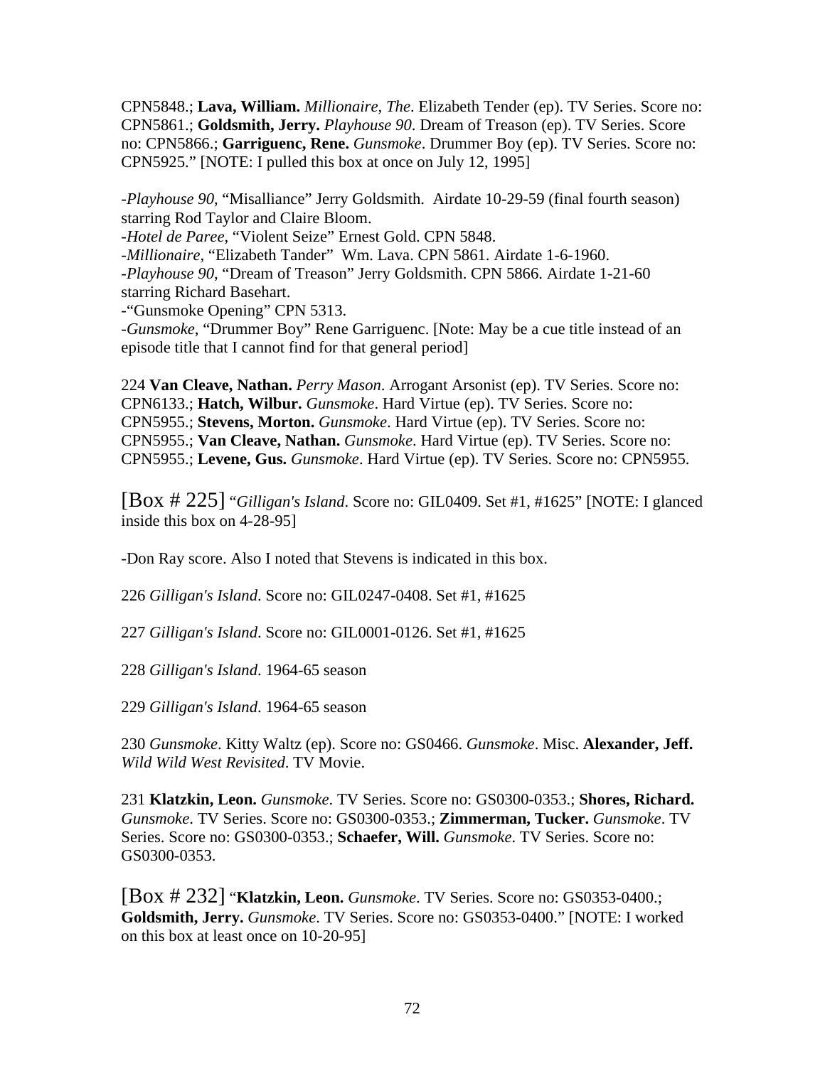CPN5848.; **Lava, William.** *Millionaire, The*. Elizabeth Tender (ep). TV Series. Score no: CPN5861.; **Goldsmith, Jerry.** *Playhouse 90*. Dream of Treason (ep). TV Series. Score no: CPN5866.; **Garriguenc, Rene.** *Gunsmoke*. Drummer Boy (ep). TV Series. Score no: CPN5925." [NOTE: I pulled this box at once on July 12, 1995]

-*Playhouse 90*, "Misalliance" Jerry Goldsmith. Airdate 10-29-59 (final fourth season) starring Rod Taylor and Claire Bloom.
-*Hotel de Paree*, "Violent Seize" Ernest Gold. CPN 5848.
-*Millionaire*, "Elizabeth Tander" Wm. Lava. CPN 5861. Airdate 1-6-1960.
-*Playhouse 90*, "Dream of Treason" Jerry Goldsmith. CPN 5866. Airdate 1-21-60 starring Richard Basehart.
-"Gunsmoke Opening" CPN 5313.
-*Gunsmoke*, "Drummer Boy" Rene Garriguenc. [Note: May be a cue title instead of an episode title that I cannot find for that general period]

224 **Van Cleave, Nathan.** *Perry Mason*. Arrogant Arsonist (ep). TV Series. Score no: CPN6133.; **Hatch, Wilbur.** *Gunsmoke*. Hard Virtue (ep). TV Series. Score no: CPN5955.; **Stevens, Morton.** *Gunsmoke*. Hard Virtue (ep). TV Series. Score no: CPN5955.; **Van Cleave, Nathan.** *Gunsmoke*. Hard Virtue (ep). TV Series. Score no: CPN5955.; **Levene, Gus.** *Gunsmoke*. Hard Virtue (ep). TV Series. Score no: CPN5955.

[Box # 225] "*Gilligan's Island*. Score no: GIL0409. Set #1, #1625" [NOTE: I glanced inside this box on 4-28-95]

-Don Ray score. Also I noted that Stevens is indicated in this box.

226 *Gilligan's Island*. Score no: GIL0247-0408. Set #1, #1625

227 *Gilligan's Island*. Score no: GIL0001-0126. Set #1, #1625

228 *Gilligan's Island*. 1964-65 season

229 *Gilligan's Island*. 1964-65 season

230 *Gunsmoke*. Kitty Waltz (ep). Score no: GS0466. *Gunsmoke*. Misc. **Alexander, Jeff.** *Wild Wild West Revisited*. TV Movie.

231 **Klatzkin, Leon.** *Gunsmoke*. TV Series. Score no: GS0300-0353.; **Shores, Richard.** *Gunsmoke*. TV Series. Score no: GS0300-0353.; **Zimmerman, Tucker.** *Gunsmoke*. TV Series. Score no: GS0300-0353.; **Schaefer, Will.** *Gunsmoke*. TV Series. Score no: GS0300-0353.

[Box # 232] "**Klatzkin, Leon.** *Gunsmoke*. TV Series. Score no: GS0353-0400.; **Goldsmith, Jerry.** *Gunsmoke*. TV Series. Score no: GS0353-0400." [NOTE: I worked on this box at least once on 10-20-95]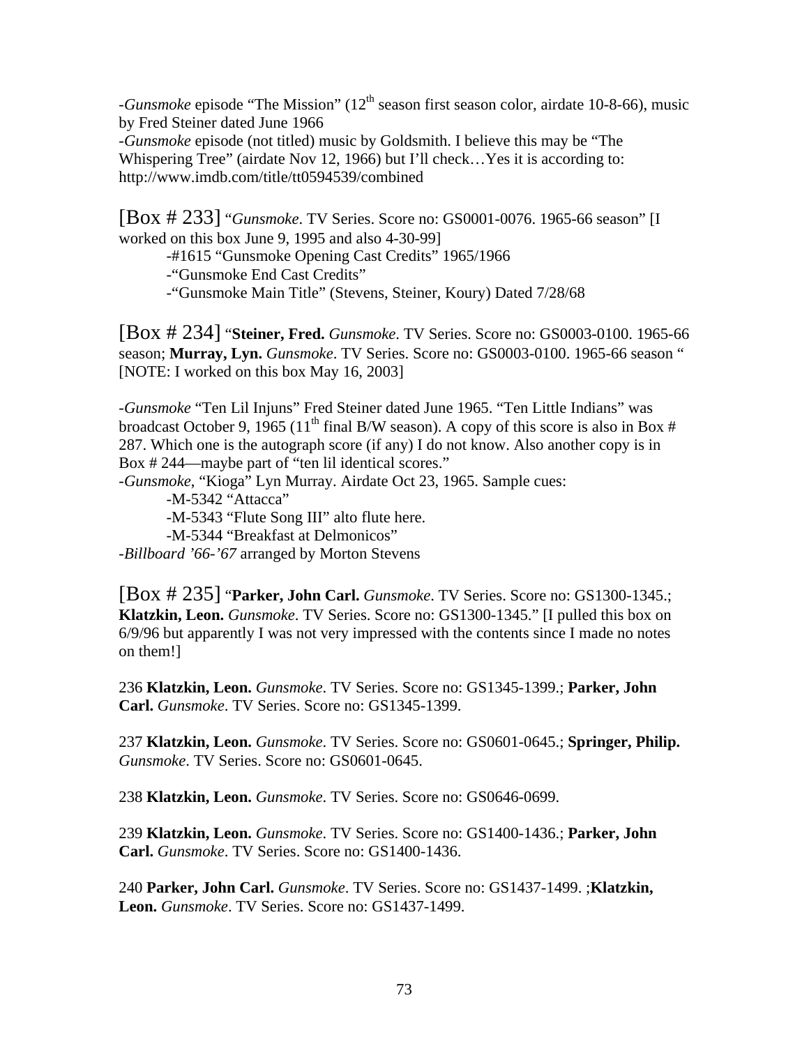-*Gunsmoke* episode "The Mission" (12th season first season color, airdate 10-8-66), music by Fred Steiner dated June 1966

-*Gunsmoke* episode (not titled) music by Goldsmith. I believe this may be "The Whispering Tree" (airdate Nov 12, 1966) but I'll check…Yes it is according to: http://www.imdb.com/title/tt0594539/combined

[Box # 233] "*Gunsmoke*. TV Series. Score no: GS0001-0076. 1965-66 season" [I worked on this box June 9, 1995 and also 4-30-99]

- -#1615 "Gunsmoke Opening Cast Credits" 1965/1966
- -"Gunsmoke End Cast Credits"
- -"Gunsmoke Main Title" (Stevens, Steiner, Koury) Dated 7/28/68

[Box # 234] "**Steiner, Fred.** *Gunsmoke*. TV Series. Score no: GS0003-0100. 1965-66 season; **Murray, Lyn.** *Gunsmoke*. TV Series. Score no: GS0003-0100. 1965-66 season " [NOTE: I worked on this box May 16, 2003]

-*Gunsmoke* "Ten Lil Injuns" Fred Steiner dated June 1965. "Ten Little Indians" was broadcast October 9, 1965 (11th final B/W season). A copy of this score is also in Box # 287. Which one is the autograph score (if any) I do not know. Also another copy is in Box # 244—maybe part of "ten lil identical scores."

-*Gunsmoke*, "Kioga" Lyn Murray. Airdate Oct 23, 1965. Sample cues:

- -M-5342 "Attacca"
- -M-5343 "Flute Song III" alto flute here.
- -M-5344 "Breakfast at Delmonicos"

-*Billboard '66-'67* arranged by Morton Stevens

[Box # 235] "**Parker, John Carl.** *Gunsmoke*. TV Series. Score no: GS1300-1345.; **Klatzkin, Leon.** *Gunsmoke*. TV Series. Score no: GS1300-1345." [I pulled this box on 6/9/96 but apparently I was not very impressed with the contents since I made no notes on them!]

236 **Klatzkin, Leon.** *Gunsmoke*. TV Series. Score no: GS1345-1399.; **Parker, John Carl.** *Gunsmoke*. TV Series. Score no: GS1345-1399.

237 **Klatzkin, Leon.** *Gunsmoke*. TV Series. Score no: GS0601-0645.; **Springer, Philip.** *Gunsmoke*. TV Series. Score no: GS0601-0645.

238 **Klatzkin, Leon.** *Gunsmoke*. TV Series. Score no: GS0646-0699.

239 **Klatzkin, Leon.** *Gunsmoke*. TV Series. Score no: GS1400-1436.; **Parker, John Carl.** *Gunsmoke*. TV Series. Score no: GS1400-1436.

240 **Parker, John Carl.** *Gunsmoke*. TV Series. Score no: GS1437-1499. ;**Klatzkin, Leon.** *Gunsmoke*. TV Series. Score no: GS1437-1499.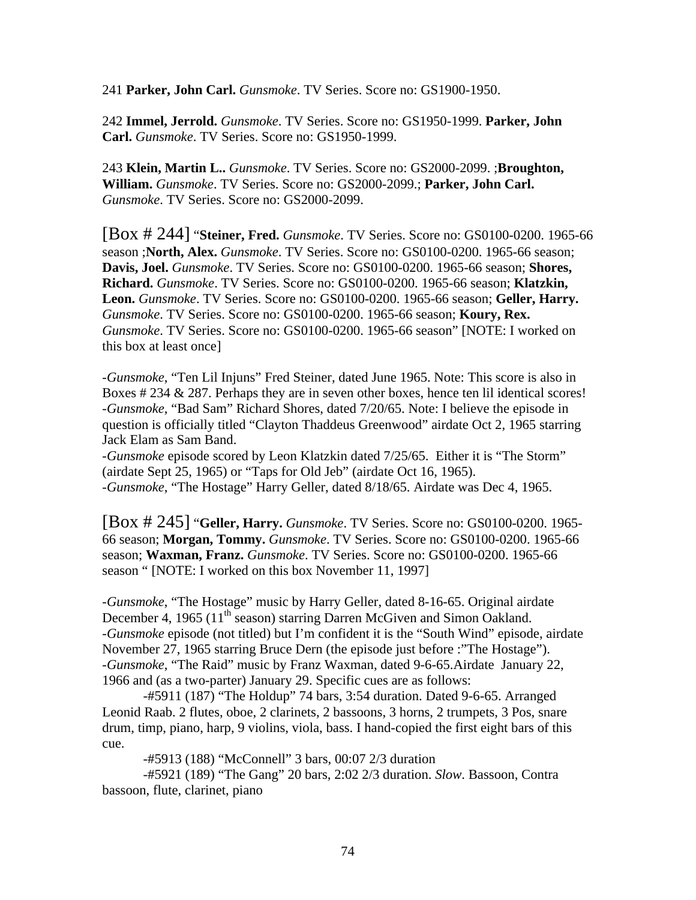241 **Parker, John Carl.** *Gunsmoke*. TV Series. Score no: GS1900-1950.

242 **Immel, Jerrold.** *Gunsmoke*. TV Series. Score no: GS1950-1999. **Parker, John Carl.** *Gunsmoke*. TV Series. Score no: GS1950-1999.

243 **Klein, Martin L..** *Gunsmoke*. TV Series. Score no: GS2000-2099. ;**Broughton, William.** *Gunsmoke*. TV Series. Score no: GS2000-2099.; **Parker, John Carl.** *Gunsmoke*. TV Series. Score no: GS2000-2099.

[Box # 244] "**Steiner, Fred.** *Gunsmoke*. TV Series. Score no: GS0100-0200. 1965-66 season ;**North, Alex.** *Gunsmoke*. TV Series. Score no: GS0100-0200. 1965-66 season; **Davis, Joel.** *Gunsmoke*. TV Series. Score no: GS0100-0200. 1965-66 season; **Shores, Richard.** *Gunsmoke*. TV Series. Score no: GS0100-0200. 1965-66 season; **Klatzkin, Leon.** *Gunsmoke*. TV Series. Score no: GS0100-0200. 1965-66 season; **Geller, Harry.** *Gunsmoke*. TV Series. Score no: GS0100-0200. 1965-66 season; **Koury, Rex.** *Gunsmoke*. TV Series. Score no: GS0100-0200. 1965-66 season" [NOTE: I worked on this box at least once]

-*Gunsmoke*, "Ten Lil Injuns" Fred Steiner, dated June 1965. Note: This score is also in Boxes # 234 & 287. Perhaps they are in seven other boxes, hence ten lil identical scores!
-*Gunsmoke*, "Bad Sam" Richard Shores, dated 7/20/65. Note: I believe the episode in question is officially titled "Clayton Thaddeus Greenwood" airdate Oct 2, 1965 starring Jack Elam as Sam Band.
-*Gunsmoke* episode scored by Leon Klatzkin dated 7/25/65. Either it is "The Storm" (airdate Sept 25, 1965) or "Taps for Old Jeb" (airdate Oct 16, 1965).
-*Gunsmoke*, "The Hostage" Harry Geller, dated 8/18/65. Airdate was Dec 4, 1965.

[Box # 245] "**Geller, Harry.** *Gunsmoke*. TV Series. Score no: GS0100-0200. 1965-66 season; **Morgan, Tommy.** *Gunsmoke*. TV Series. Score no: GS0100-0200. 1965-66 season; **Waxman, Franz.** *Gunsmoke*. TV Series. Score no: GS0100-0200. 1965-66 season " [NOTE: I worked on this box November 11, 1997]

-*Gunsmoke*, "The Hostage" music by Harry Geller, dated 8-16-65. Original airdate December 4, 1965 (11th season) starring Darren McGiven and Simon Oakland.
-*Gunsmoke* episode (not titled) but I'm confident it is the "South Wind" episode, airdate November 27, 1965 starring Bruce Dern (the episode just before :"The Hostage").
-*Gunsmoke*, "The Raid" music by Franz Waxman, dated 9-6-65.Airdate January 22, 1966 and (as a two-parter) January 29. Specific cues are as follows:

-#5911 (187) "The Holdup" 74 bars, 3:54 duration. Dated 9-6-65. Arranged Leonid Raab. 2 flutes, oboe, 2 clarinets, 2 bassoons, 3 horns, 2 trumpets, 3 Pos, snare drum, timp, piano, harp, 9 violins, viola, bass. I hand-copied the first eight bars of this cue.

-#5913 (188) "McConnell" 3 bars, 00:07 2/3 duration

-#5921 (189) "The Gang" 20 bars, 2:02 2/3 duration. *Slow*. Bassoon, Contra bassoon, flute, clarinet, piano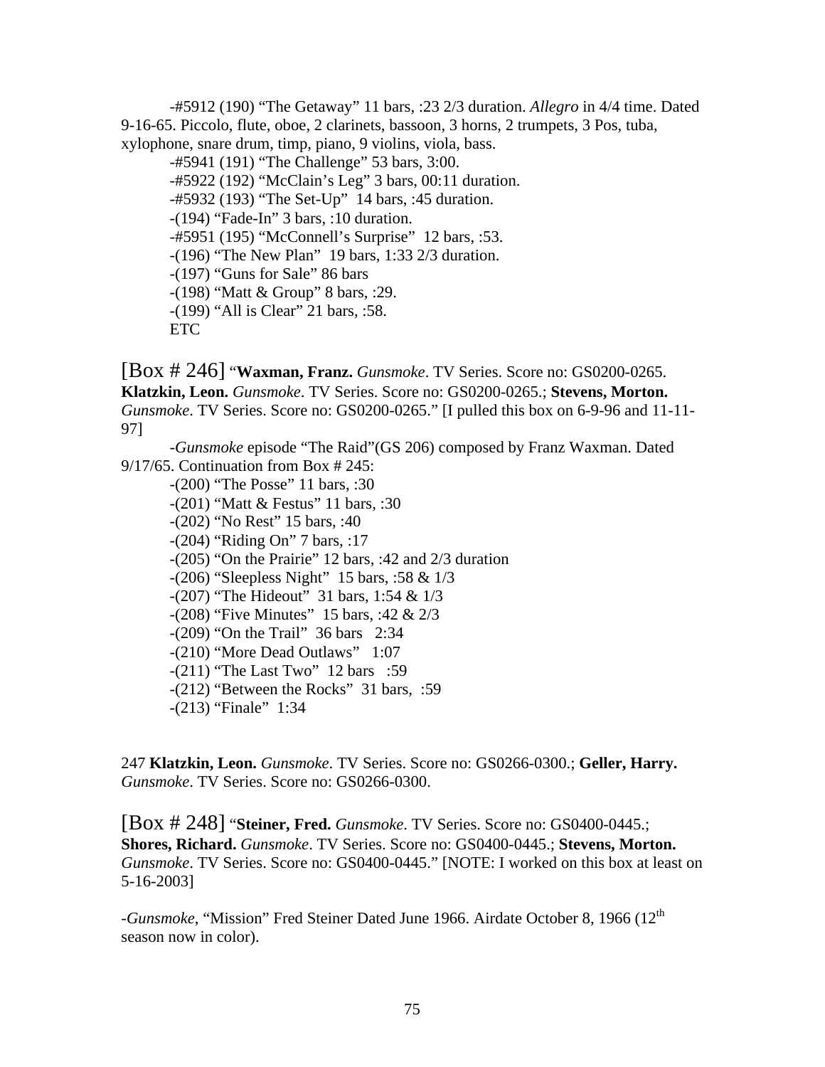-#5912 (190) "The Getaway" 11 bars, :23 2/3 duration. *Allegro* in 4/4 time. Dated 9-16-65. Piccolo, flute, oboe, 2 clarinets, bassoon, 3 horns, 2 trumpets, 3 Pos, tuba, xylophone, snare drum, timp, piano, 9 violins, viola, bass.

-#5941 (191) "The Challenge" 53 bars, 3:00.

-#5922 (192) "McClain's Leg" 3 bars, 00:11 duration.

-#5932 (193) "The Set-Up" 14 bars, :45 duration.

-(194) "Fade-In" 3 bars, :10 duration.

-#5951 (195) "McConnell's Surprise" 12 bars, :53.

-(196) "The New Plan" 19 bars, 1:33 2/3 duration.

-(197) "Guns for Sale" 86 bars

-(198) "Matt & Group" 8 bars, :29.

-(199) "All is Clear" 21 bars, :58.

ETC

[Box # 246] "**Waxman, Franz.** *Gunsmoke*. TV Series. Score no: GS0200-0265. **Klatzkin, Leon.** *Gunsmoke*. TV Series. Score no: GS0200-0265.; **Stevens, Morton.** *Gunsmoke*. TV Series. Score no: GS0200-0265." [I pulled this box on 6-9-96 and 11-11-97]

-*Gunsmoke* episode "The Raid"(GS 206) composed by Franz Waxman. Dated 9/17/65. Continuation from Box # 245:

-(200) "The Posse" 11 bars, :30

-(201) "Matt & Festus" 11 bars, :30

-(202) "No Rest" 15 bars, :40

-(204) "Riding On" 7 bars, :17

-(205) "On the Prairie" 12 bars, :42 and 2/3 duration

-(206) "Sleepless Night" 15 bars, :58 & 1/3

-(207) "The Hideout" 31 bars, 1:54 & 1/3

-(208) "Five Minutes" 15 bars, :42 & 2/3

-(209) "On the Trail" 36 bars 2:34

-(210) "More Dead Outlaws" 1:07

-(211) "The Last Two" 12 bars :59

-(212) "Between the Rocks" 31 bars, :59

-(213) "Finale" 1:34

247 **Klatzkin, Leon.** *Gunsmoke*. TV Series. Score no: GS0266-0300.; **Geller, Harry.** *Gunsmoke*. TV Series. Score no: GS0266-0300.

[Box # 248] "**Steiner, Fred.** *Gunsmoke*. TV Series. Score no: GS0400-0445.; **Shores, Richard.** *Gunsmoke*. TV Series. Score no: GS0400-0445.; **Stevens, Morton.** *Gunsmoke*. TV Series. Score no: GS0400-0445." [NOTE: I worked on this box at least on 5-16-2003]

-*Gunsmoke*, "Mission" Fred Steiner Dated June 1966. Airdate October 8, 1966 (12th season now in color).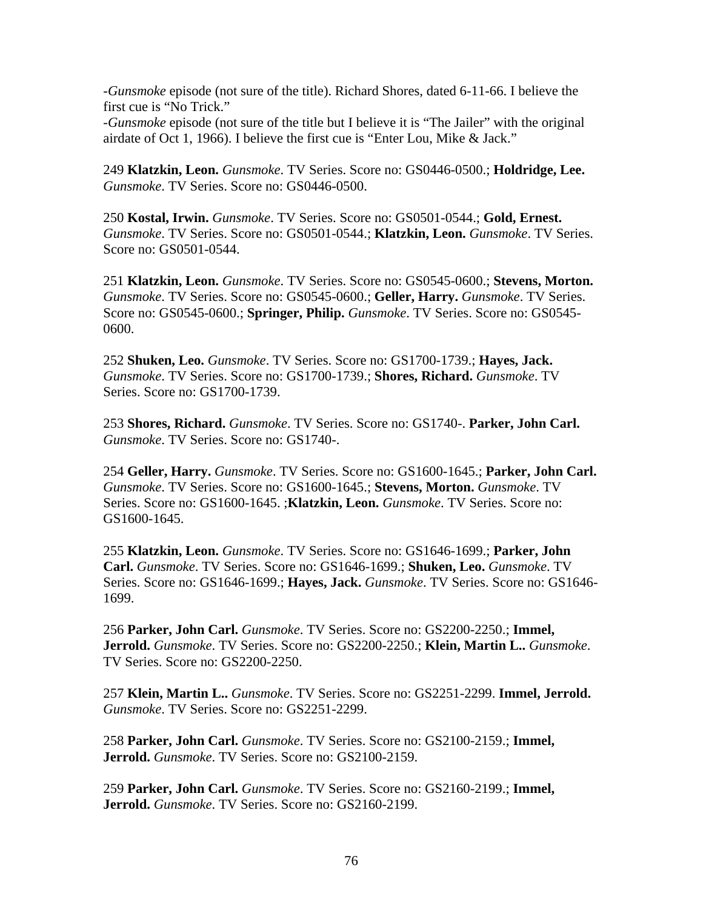-*Gunsmoke* episode (not sure of the title). Richard Shores, dated 6-11-66. I believe the first cue is "No Trick."
-*Gunsmoke* episode (not sure of the title but I believe it is "The Jailer" with the original airdate of Oct 1, 1966). I believe the first cue is "Enter Lou, Mike & Jack."

249 **Klatzkin, Leon.** *Gunsmoke*. TV Series. Score no: GS0446-0500.; **Holdridge, Lee.** *Gunsmoke*. TV Series. Score no: GS0446-0500.

250 **Kostal, Irwin.** *Gunsmoke*. TV Series. Score no: GS0501-0544.; **Gold, Ernest.** *Gunsmoke*. TV Series. Score no: GS0501-0544.; **Klatzkin, Leon.** *Gunsmoke*. TV Series. Score no: GS0501-0544.

251 **Klatzkin, Leon.** *Gunsmoke*. TV Series. Score no: GS0545-0600.; **Stevens, Morton.** *Gunsmoke*. TV Series. Score no: GS0545-0600.; **Geller, Harry.** *Gunsmoke*. TV Series. Score no: GS0545-0600.; **Springer, Philip.** *Gunsmoke*. TV Series. Score no: GS0545-0600.

252 **Shuken, Leo.** *Gunsmoke*. TV Series. Score no: GS1700-1739.; **Hayes, Jack.** *Gunsmoke*. TV Series. Score no: GS1700-1739.; **Shores, Richard.** *Gunsmoke*. TV Series. Score no: GS1700-1739.

253 **Shores, Richard.** *Gunsmoke*. TV Series. Score no: GS1740-. **Parker, John Carl.** *Gunsmoke*. TV Series. Score no: GS1740-.

254 **Geller, Harry.** *Gunsmoke*. TV Series. Score no: GS1600-1645.; **Parker, John Carl.** *Gunsmoke*. TV Series. Score no: GS1600-1645.; **Stevens, Morton.** *Gunsmoke*. TV Series. Score no: GS1600-1645. ;**Klatzkin, Leon.** *Gunsmoke*. TV Series. Score no: GS1600-1645.

255 **Klatzkin, Leon.** *Gunsmoke*. TV Series. Score no: GS1646-1699.; **Parker, John Carl.** *Gunsmoke*. TV Series. Score no: GS1646-1699.; **Shuken, Leo.** *Gunsmoke*. TV Series. Score no: GS1646-1699.; **Hayes, Jack.** *Gunsmoke*. TV Series. Score no: GS1646-1699.

256 **Parker, John Carl.** *Gunsmoke*. TV Series. Score no: GS2200-2250.; **Immel, Jerrold.** *Gunsmoke*. TV Series. Score no: GS2200-2250.; **Klein, Martin L..** *Gunsmoke*. TV Series. Score no: GS2200-2250.

257 **Klein, Martin L..** *Gunsmoke*. TV Series. Score no: GS2251-2299. **Immel, Jerrold.** *Gunsmoke*. TV Series. Score no: GS2251-2299.

258 **Parker, John Carl.** *Gunsmoke*. TV Series. Score no: GS2100-2159.; **Immel, Jerrold.** *Gunsmoke*. TV Series. Score no: GS2100-2159.

259 **Parker, John Carl.** *Gunsmoke*. TV Series. Score no: GS2160-2199.; **Immel, Jerrold.** *Gunsmoke*. TV Series. Score no: GS2160-2199.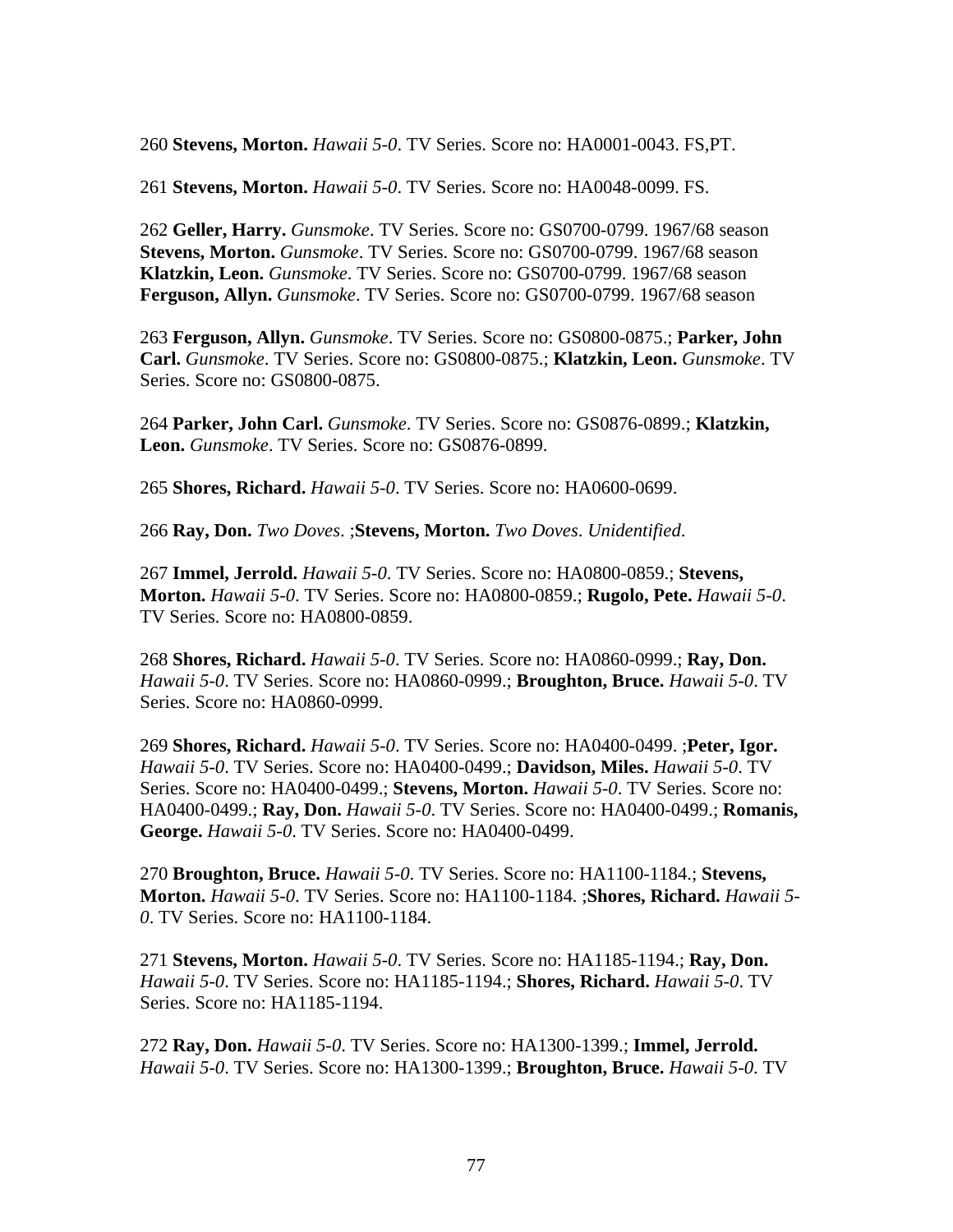260 **Stevens, Morton.** *Hawaii 5-0*. TV Series. Score no: HA0001-0043. FS,PT.

261 **Stevens, Morton.** *Hawaii 5-0*. TV Series. Score no: HA0048-0099. FS.

262 **Geller, Harry.** *Gunsmoke*. TV Series. Score no: GS0700-0799. 1967/68 season
**Stevens, Morton.** *Gunsmoke*. TV Series. Score no: GS0700-0799. 1967/68 season
**Klatzkin, Leon.** *Gunsmoke*. TV Series. Score no: GS0700-0799. 1967/68 season
**Ferguson, Allyn.** *Gunsmoke*. TV Series. Score no: GS0700-0799. 1967/68 season

263 **Ferguson, Allyn.** *Gunsmoke*. TV Series. Score no: GS0800-0875.; **Parker, John Carl.** *Gunsmoke*. TV Series. Score no: GS0800-0875.; **Klatzkin, Leon.** *Gunsmoke*. TV Series. Score no: GS0800-0875.

264 **Parker, John Carl.** *Gunsmoke*. TV Series. Score no: GS0876-0899.; **Klatzkin, Leon.** *Gunsmoke*. TV Series. Score no: GS0876-0899.

265 **Shores, Richard.** *Hawaii 5-0*. TV Series. Score no: HA0600-0699.

266 **Ray, Don.** *Two Doves*. ;**Stevens, Morton.** *Two Doves. Unidentified.*

267 **Immel, Jerrold.** *Hawaii 5-0*. TV Series. Score no: HA0800-0859.; **Stevens, Morton.** *Hawaii 5-0*. TV Series. Score no: HA0800-0859.; **Rugolo, Pete.** *Hawaii 5-0*. TV Series. Score no: HA0800-0859.

268 **Shores, Richard.** *Hawaii 5-0*. TV Series. Score no: HA0860-0999.; **Ray, Don.** *Hawaii 5-0*. TV Series. Score no: HA0860-0999.; **Broughton, Bruce.** *Hawaii 5-0*. TV Series. Score no: HA0860-0999.

269 **Shores, Richard.** *Hawaii 5-0*. TV Series. Score no: HA0400-0499. ;**Peter, Igor.** *Hawaii 5-0*. TV Series. Score no: HA0400-0499.; **Davidson, Miles.** *Hawaii 5-0*. TV Series. Score no: HA0400-0499.; **Stevens, Morton.** *Hawaii 5-0*. TV Series. Score no: HA0400-0499.; **Ray, Don.** *Hawaii 5-0*. TV Series. Score no: HA0400-0499.; **Romanis, George.** *Hawaii 5-0*. TV Series. Score no: HA0400-0499.

270 **Broughton, Bruce.** *Hawaii 5-0*. TV Series. Score no: HA1100-1184.; **Stevens, Morton.** *Hawaii 5-0*. TV Series. Score no: HA1100-1184. ;**Shores, Richard.** *Hawaii 5-0*. TV Series. Score no: HA1100-1184.

271 **Stevens, Morton.** *Hawaii 5-0*. TV Series. Score no: HA1185-1194.; **Ray, Don.** *Hawaii 5-0*. TV Series. Score no: HA1185-1194.; **Shores, Richard.** *Hawaii 5-0*. TV Series. Score no: HA1185-1194.

272 **Ray, Don.** *Hawaii 5-0*. TV Series. Score no: HA1300-1399.; **Immel, Jerrold.** *Hawaii 5-0*. TV Series. Score no: HA1300-1399.; **Broughton, Bruce.** *Hawaii 5-0*. TV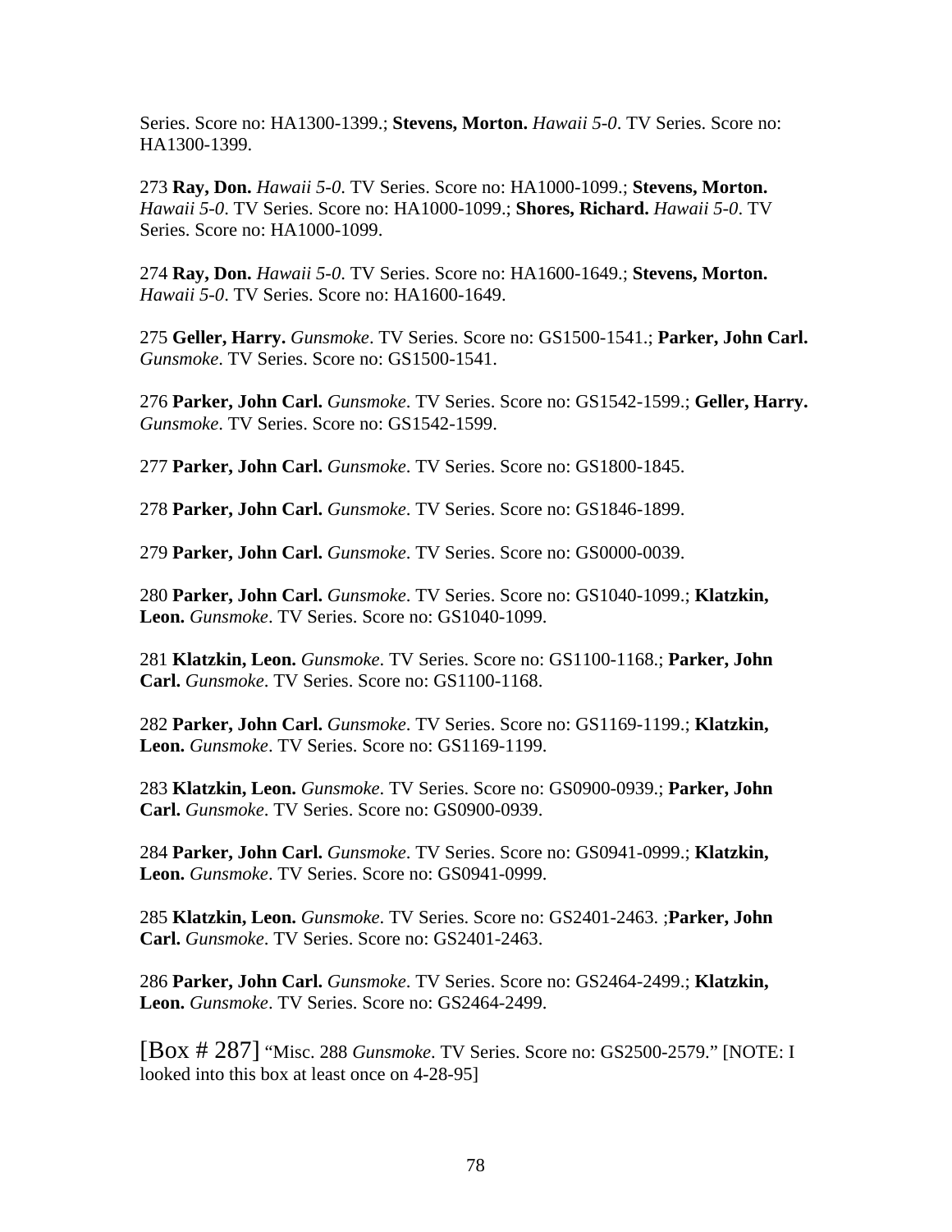Series. Score no: HA1300-1399.; **Stevens, Morton.** *Hawaii 5-0*. TV Series. Score no: HA1300-1399.

273 **Ray, Don.** *Hawaii 5-0*. TV Series. Score no: HA1000-1099.; **Stevens, Morton.** *Hawaii 5-0*. TV Series. Score no: HA1000-1099.; **Shores, Richard.** *Hawaii 5-0*. TV Series. Score no: HA1000-1099.

274 **Ray, Don.** *Hawaii 5-0*. TV Series. Score no: HA1600-1649.; **Stevens, Morton.** *Hawaii 5-0*. TV Series. Score no: HA1600-1649.

275 **Geller, Harry.** *Gunsmoke*. TV Series. Score no: GS1500-1541.; **Parker, John Carl.** *Gunsmoke*. TV Series. Score no: GS1500-1541.

276 **Parker, John Carl.** *Gunsmoke*. TV Series. Score no: GS1542-1599.; **Geller, Harry.** *Gunsmoke*. TV Series. Score no: GS1542-1599.

277 **Parker, John Carl.** *Gunsmoke*. TV Series. Score no: GS1800-1845.

278 **Parker, John Carl.** *Gunsmoke*. TV Series. Score no: GS1846-1899.

279 **Parker, John Carl.** *Gunsmoke*. TV Series. Score no: GS0000-0039.

280 **Parker, John Carl.** *Gunsmoke*. TV Series. Score no: GS1040-1099.; **Klatzkin, Leon.** *Gunsmoke*. TV Series. Score no: GS1040-1099.

281 **Klatzkin, Leon.** *Gunsmoke*. TV Series. Score no: GS1100-1168.; **Parker, John Carl.** *Gunsmoke*. TV Series. Score no: GS1100-1168.

282 **Parker, John Carl.** *Gunsmoke*. TV Series. Score no: GS1169-1199.; **Klatzkin, Leon.** *Gunsmoke*. TV Series. Score no: GS1169-1199.

283 **Klatzkin, Leon.** *Gunsmoke*. TV Series. Score no: GS0900-0939.; **Parker, John Carl.** *Gunsmoke*. TV Series. Score no: GS0900-0939.

284 **Parker, John Carl.** *Gunsmoke*. TV Series. Score no: GS0941-0999.; **Klatzkin, Leon.** *Gunsmoke*. TV Series. Score no: GS0941-0999.

285 **Klatzkin, Leon.** *Gunsmoke*. TV Series. Score no: GS2401-2463. ;**Parker, John Carl.** *Gunsmoke*. TV Series. Score no: GS2401-2463.

286 **Parker, John Carl.** *Gunsmoke*. TV Series. Score no: GS2464-2499.; **Klatzkin, Leon.** *Gunsmoke*. TV Series. Score no: GS2464-2499.

[Box # 287] "Misc. 288 *Gunsmoke*. TV Series. Score no: GS2500-2579." [NOTE: I looked into this box at least once on 4-28-95]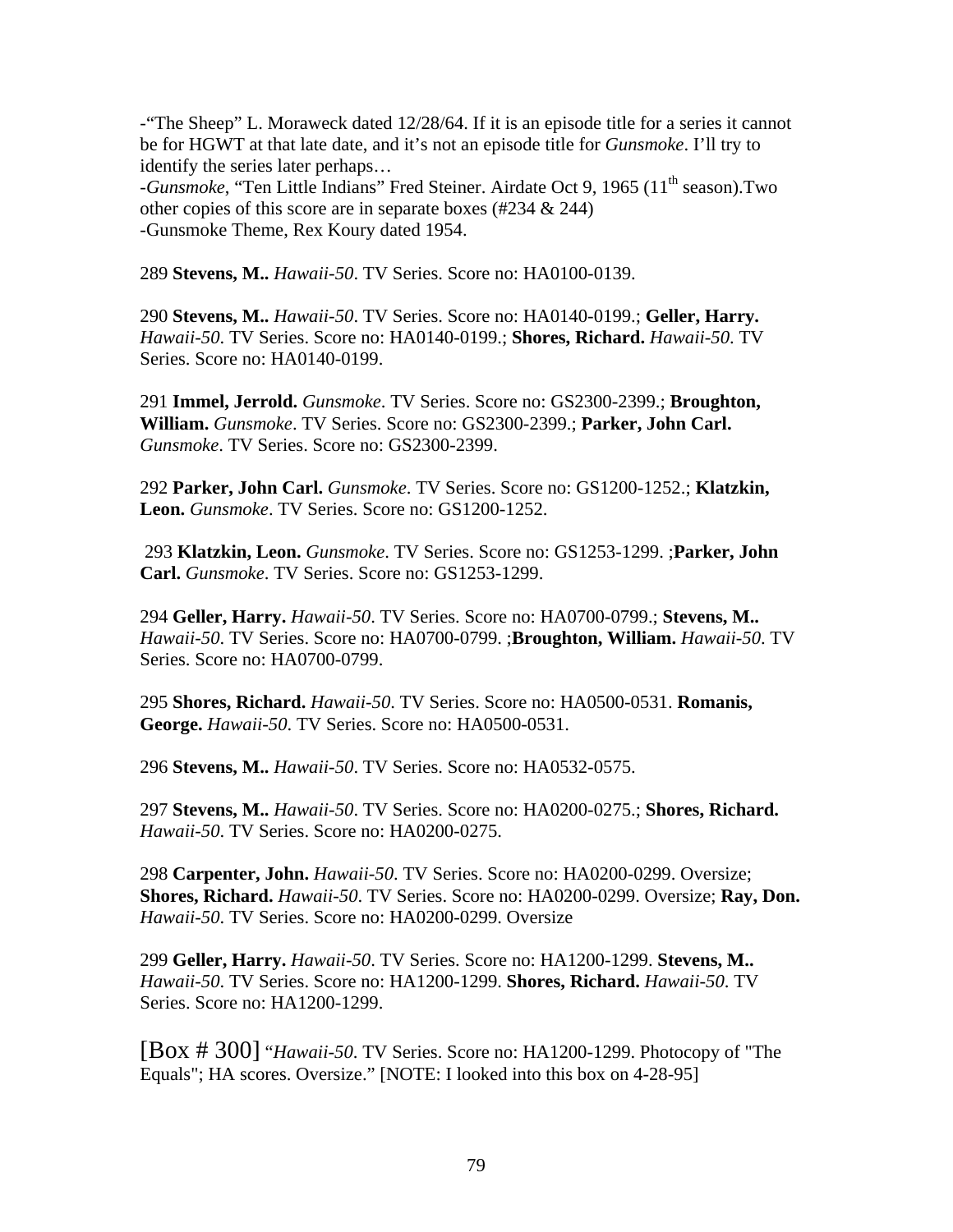-“The Sheep” L. Moraweck dated 12/28/64. If it is an episode title for a series it cannot be for HGWT at that late date, and it’s not an episode title for *Gunsmoke*. I’ll try to identify the series later perhaps…
-*Gunsmoke*, “Ten Little Indians” Fred Steiner. Airdate Oct 9, 1965 (11th season).Two other copies of this score are in separate boxes (#234 & 244)
-Gunsmoke Theme, Rex Koury dated 1954.

289 **Stevens, M..** *Hawaii-50*. TV Series. Score no: HA0100-0139.

290 **Stevens, M..** *Hawaii-50*. TV Series. Score no: HA0140-0199.; **Geller, Harry.** *Hawaii-50*. TV Series. Score no: HA0140-0199.; **Shores, Richard.** *Hawaii-50*. TV Series. Score no: HA0140-0199.

291 **Immel, Jerrold.** *Gunsmoke*. TV Series. Score no: GS2300-2399.; **Broughton, William.** *Gunsmoke*. TV Series. Score no: GS2300-2399.; **Parker, John Carl.** *Gunsmoke*. TV Series. Score no: GS2300-2399.

292 **Parker, John Carl.** *Gunsmoke*. TV Series. Score no: GS1200-1252.; **Klatzkin, Leon.** *Gunsmoke*. TV Series. Score no: GS1200-1252.

293 **Klatzkin, Leon.** *Gunsmoke*. TV Series. Score no: GS1253-1299. ;**Parker, John Carl.** *Gunsmoke*. TV Series. Score no: GS1253-1299.

294 **Geller, Harry.** *Hawaii-50*. TV Series. Score no: HA0700-0799.; **Stevens, M..** *Hawaii-50*. TV Series. Score no: HA0700-0799. ;**Broughton, William.** *Hawaii-50*. TV Series. Score no: HA0700-0799.

295 **Shores, Richard.** *Hawaii-50*. TV Series. Score no: HA0500-0531. **Romanis, George.** *Hawaii-50*. TV Series. Score no: HA0500-0531.

296 **Stevens, M..** *Hawaii-50*. TV Series. Score no: HA0532-0575.

297 **Stevens, M..** *Hawaii-50*. TV Series. Score no: HA0200-0275.; **Shores, Richard.** *Hawaii-50*. TV Series. Score no: HA0200-0275.

298 **Carpenter, John.** *Hawaii-50*. TV Series. Score no: HA0200-0299. Oversize; **Shores, Richard.** *Hawaii-50*. TV Series. Score no: HA0200-0299. Oversize; **Ray, Don.** *Hawaii-50*. TV Series. Score no: HA0200-0299. Oversize

299 **Geller, Harry.** *Hawaii-50*. TV Series. Score no: HA1200-1299. **Stevens, M..** *Hawaii-50*. TV Series. Score no: HA1200-1299. **Shores, Richard.** *Hawaii-50*. TV Series. Score no: HA1200-1299.

[Box # 300] “*Hawaii-50*. TV Series. Score no: HA1200-1299. Photocopy of "The Equals"; HA scores. Oversize.” [NOTE: I looked into this box on 4-28-95]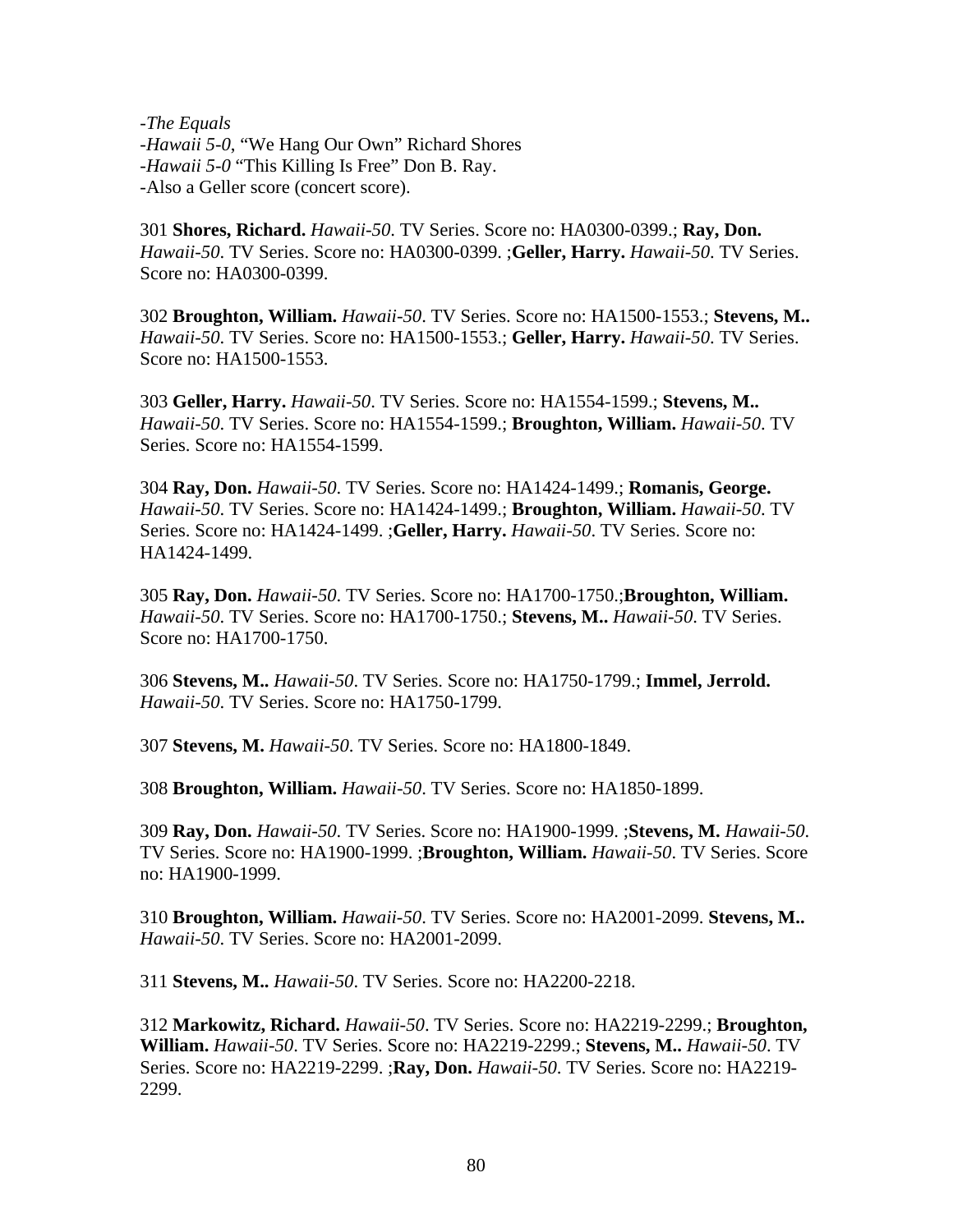-*The Equals*
-*Hawaii 5-0*, “We Hang Our Own” Richard Shores
-*Hawaii 5-0* “This Killing Is Free” Don B. Ray.
-Also a Geller score (concert score).

301 **Shores, Richard.** *Hawaii-50*. TV Series. Score no: HA0300-0399.; **Ray, Don.** *Hawaii-50*. TV Series. Score no: HA0300-0399. ;**Geller, Harry.** *Hawaii-50*. TV Series. Score no: HA0300-0399.

302 **Broughton, William.** *Hawaii-50*. TV Series. Score no: HA1500-1553.; **Stevens, M..** *Hawaii-50*. TV Series. Score no: HA1500-1553.; **Geller, Harry.** *Hawaii-50*. TV Series. Score no: HA1500-1553.

303 **Geller, Harry.** *Hawaii-50*. TV Series. Score no: HA1554-1599.; **Stevens, M..** *Hawaii-50*. TV Series. Score no: HA1554-1599.; **Broughton, William.** *Hawaii-50*. TV Series. Score no: HA1554-1599.

304 **Ray, Don.** *Hawaii-50*. TV Series. Score no: HA1424-1499.; **Romanis, George.** *Hawaii-50*. TV Series. Score no: HA1424-1499.; **Broughton, William.** *Hawaii-50*. TV Series. Score no: HA1424-1499. ;**Geller, Harry.** *Hawaii-50*. TV Series. Score no: HA1424-1499.

305 **Ray, Don.** *Hawaii-50*. TV Series. Score no: HA1700-1750.;**Broughton, William.** *Hawaii-50*. TV Series. Score no: HA1700-1750.; **Stevens, M..** *Hawaii-50*. TV Series. Score no: HA1700-1750.

306 **Stevens, M..** *Hawaii-50*. TV Series. Score no: HA1750-1799.; **Immel, Jerrold.** *Hawaii-50*. TV Series. Score no: HA1750-1799.

307 **Stevens, M.** *Hawaii-50*. TV Series. Score no: HA1800-1849.

308 **Broughton, William.** *Hawaii-50*. TV Series. Score no: HA1850-1899.

309 **Ray, Don.** *Hawaii-50*. TV Series. Score no: HA1900-1999. ;**Stevens, M.** *Hawaii-50*. TV Series. Score no: HA1900-1999. ;**Broughton, William.** *Hawaii-50*. TV Series. Score no: HA1900-1999.

310 **Broughton, William.** *Hawaii-50*. TV Series. Score no: HA2001-2099. **Stevens, M..** *Hawaii-50*. TV Series. Score no: HA2001-2099.

311 **Stevens, M..** *Hawaii-50*. TV Series. Score no: HA2200-2218.

312 **Markowitz, Richard.** *Hawaii-50*. TV Series. Score no: HA2219-2299.; **Broughton, William.** *Hawaii-50*. TV Series. Score no: HA2219-2299.; **Stevens, M..** *Hawaii-50*. TV Series. Score no: HA2219-2299. ;**Ray, Don.** *Hawaii-50*. TV Series. Score no: HA2219-2299.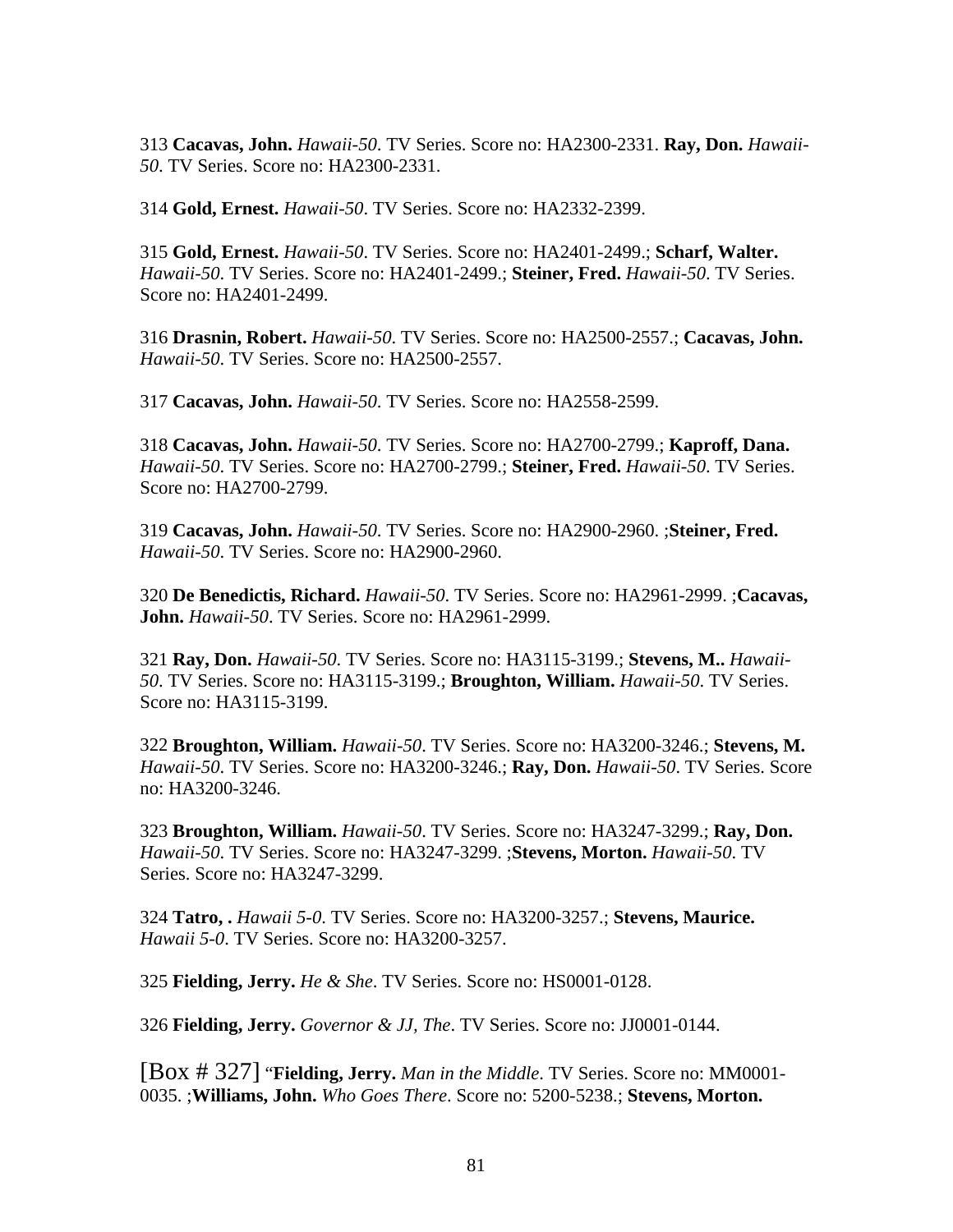313 **Cacavas, John.** *Hawaii-50*. TV Series. Score no: HA2300-2331. **Ray, Don.** *Hawaii-50*. TV Series. Score no: HA2300-2331.

314 **Gold, Ernest.** *Hawaii-50*. TV Series. Score no: HA2332-2399.

315 **Gold, Ernest.** *Hawaii-50*. TV Series. Score no: HA2401-2499.; **Scharf, Walter.** *Hawaii-50*. TV Series. Score no: HA2401-2499.; **Steiner, Fred.** *Hawaii-50*. TV Series. Score no: HA2401-2499.

316 **Drasnin, Robert.** *Hawaii-50*. TV Series. Score no: HA2500-2557.; **Cacavas, John.** *Hawaii-50*. TV Series. Score no: HA2500-2557.

317 **Cacavas, John.** *Hawaii-50*. TV Series. Score no: HA2558-2599.

318 **Cacavas, John.** *Hawaii-50*. TV Series. Score no: HA2700-2799.; **Kaproff, Dana.** *Hawaii-50*. TV Series. Score no: HA2700-2799.; **Steiner, Fred.** *Hawaii-50*. TV Series. Score no: HA2700-2799.

319 **Cacavas, John.** *Hawaii-50*. TV Series. Score no: HA2900-2960. ;**Steiner, Fred.** *Hawaii-50*. TV Series. Score no: HA2900-2960.

320 **De Benedictis, Richard.** *Hawaii-50*. TV Series. Score no: HA2961-2999. ;**Cacavas, John.** *Hawaii-50*. TV Series. Score no: HA2961-2999.

321 **Ray, Don.** *Hawaii-50*. TV Series. Score no: HA3115-3199.; **Stevens, M..** *Hawaii-50*. TV Series. Score no: HA3115-3199.; **Broughton, William.** *Hawaii-50*. TV Series. Score no: HA3115-3199.

322 **Broughton, William.** *Hawaii-50*. TV Series. Score no: HA3200-3246.; **Stevens, M.** *Hawaii-50*. TV Series. Score no: HA3200-3246.; **Ray, Don.** *Hawaii-50*. TV Series. Score no: HA3200-3246.

323 **Broughton, William.** *Hawaii-50*. TV Series. Score no: HA3247-3299.; **Ray, Don.** *Hawaii-50*. TV Series. Score no: HA3247-3299. ;**Stevens, Morton.** *Hawaii-50*. TV Series. Score no: HA3247-3299.

324 **Tatro, .** *Hawaii 5-0*. TV Series. Score no: HA3200-3257.; **Stevens, Maurice.** *Hawaii 5-0*. TV Series. Score no: HA3200-3257.

325 **Fielding, Jerry.** *He & She*. TV Series. Score no: HS0001-0128.

326 **Fielding, Jerry.** *Governor & JJ, The*. TV Series. Score no: JJ0001-0144.

[Box # 327] "**Fielding, Jerry.** *Man in the Middle*. TV Series. Score no: MM0001-0035. ;**Williams, John.** *Who Goes There*. Score no: 5200-5238.; **Stevens, Morton.**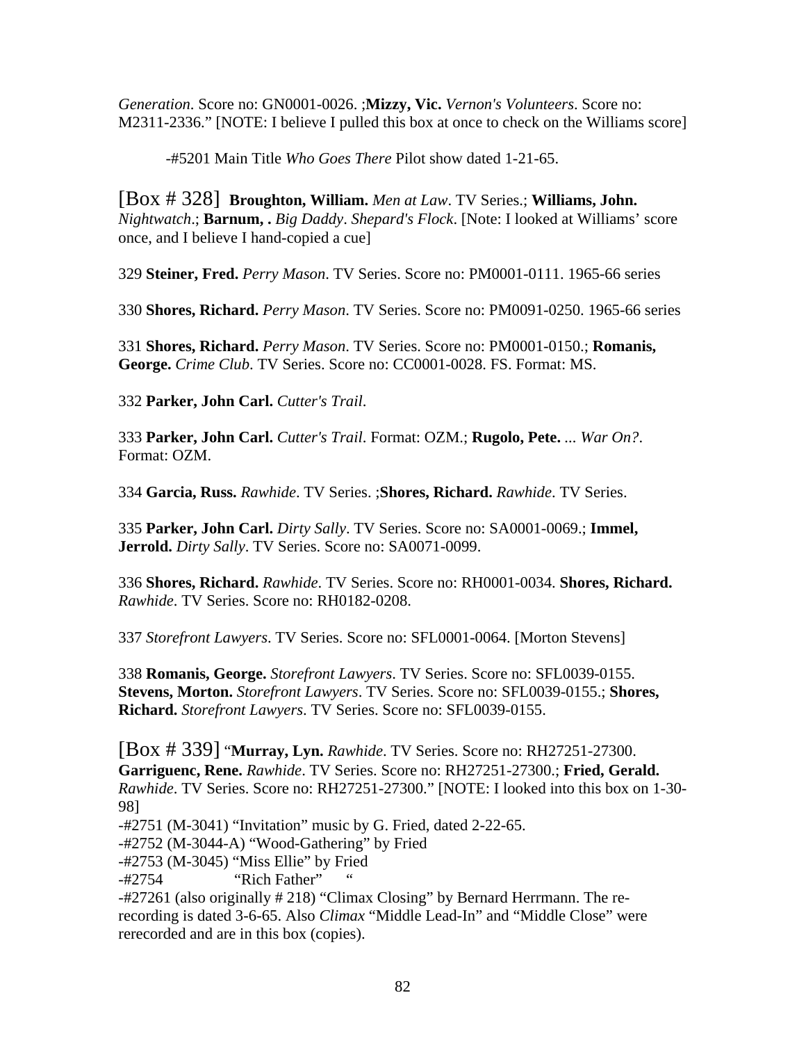*Generation*. Score no: GN0001-0026. ;**Mizzy, Vic.** *Vernon's Volunteers*. Score no: M2311-2336." [NOTE: I believe I pulled this box at once to check on the Williams score]

-#5201 Main Title *Who Goes There* Pilot show dated 1-21-65.

[Box # 328] **Broughton, William.** *Men at Law*. TV Series.; **Williams, John.** *Nightwatch*.; **Barnum, .** *Big Daddy*. *Shepard's Flock*. [Note: I looked at Williams' score once, and I believe I hand-copied a cue]

329 **Steiner, Fred.** *Perry Mason*. TV Series. Score no: PM0001-0111. 1965-66 series

330 **Shores, Richard.** *Perry Mason*. TV Series. Score no: PM0091-0250. 1965-66 series

331 **Shores, Richard.** *Perry Mason*. TV Series. Score no: PM0001-0150.; **Romanis, George.** *Crime Club*. TV Series. Score no: CC0001-0028. FS. Format: MS.

332 **Parker, John Carl.** *Cutter's Trail*.

333 **Parker, John Carl.** *Cutter's Trail*. Format: OZM.; **Rugolo, Pete.** ... *War On?*. Format: OZM.

334 **Garcia, Russ.** *Rawhide*. TV Series. ;**Shores, Richard.** *Rawhide*. TV Series.

335 **Parker, John Carl.** *Dirty Sally*. TV Series. Score no: SA0001-0069.; **Immel, Jerrold.** *Dirty Sally*. TV Series. Score no: SA0071-0099.

336 **Shores, Richard.** *Rawhide*. TV Series. Score no: RH0001-0034. **Shores, Richard.** *Rawhide*. TV Series. Score no: RH0182-0208.

337 *Storefront Lawyers*. TV Series. Score no: SFL0001-0064. [Morton Stevens]

338 **Romanis, George.** *Storefront Lawyers*. TV Series. Score no: SFL0039-0155. **Stevens, Morton.** *Storefront Lawyers*. TV Series. Score no: SFL0039-0155.; **Shores, Richard.** *Storefront Lawyers*. TV Series. Score no: SFL0039-0155.

[Box # 339] "**Murray, Lyn.** *Rawhide*. TV Series. Score no: RH27251-27300. **Garriguenc, Rene.** *Rawhide*. TV Series. Score no: RH27251-27300.; **Fried, Gerald.** *Rawhide*. TV Series. Score no: RH27251-27300." [NOTE: I looked into this box on 1-30-98]

-#2751 (M-3041) "Invitation" music by G. Fried, dated 2-22-65.
-#2752 (M-3044-A) "Wood-Gathering" by Fried
-#2753 (M-3045) "Miss Ellie" by Fried
-#2754 "Rich Father" "
-#27261 (also originally # 218) "Climax Closing" by Bernard Herrmann. The re-recording is dated 3-6-65. Also *Climax* "Middle Lead-In" and "Middle Close" were rerecorded and are in this box (copies).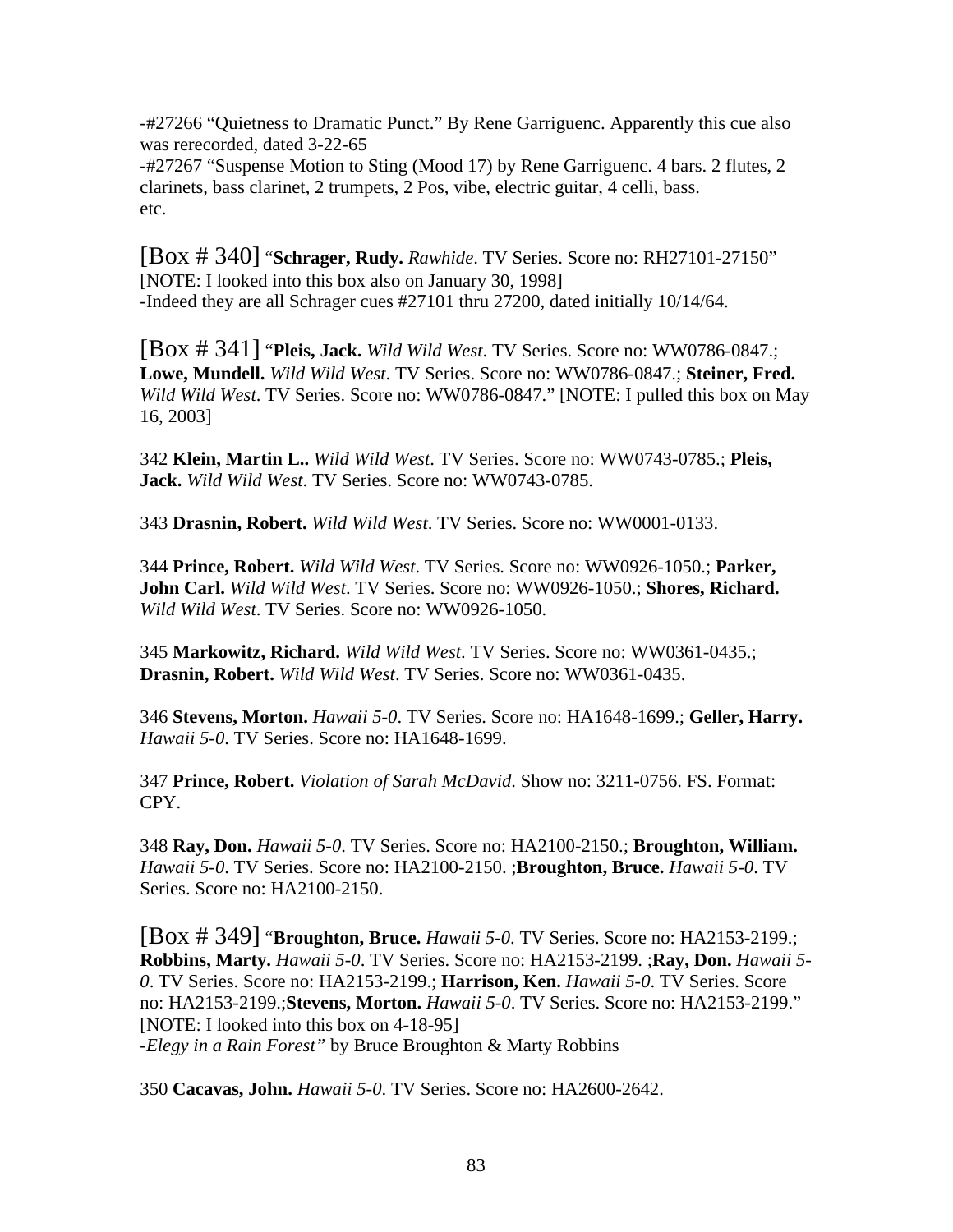-#27266 "Quietness to Dramatic Punct." By Rene Garriguenc. Apparently this cue also was rerecorded, dated 3-22-65
-#27267 "Suspense Motion to Sting (Mood 17) by Rene Garriguenc. 4 bars. 2 flutes, 2 clarinets, bass clarinet, 2 trumpets, 2 Pos, vibe, electric guitar, 4 celli, bass.
etc.

[Box # 340] "**Schrager, Rudy.** *Rawhide*. TV Series. Score no: RH27101-27150"
[NOTE: I looked into this box also on January 30, 1998]
-Indeed they are all Schrager cues #27101 thru 27200, dated initially 10/14/64.

[Box # 341] "**Pleis, Jack.** *Wild Wild West*. TV Series. Score no: WW0786-0847.; **Lowe, Mundell.** *Wild Wild West*. TV Series. Score no: WW0786-0847.; **Steiner, Fred.** *Wild Wild West*. TV Series. Score no: WW0786-0847." [NOTE: I pulled this box on May 16, 2003]

342 **Klein, Martin L..** *Wild Wild West*. TV Series. Score no: WW0743-0785.; **Pleis, Jack.** *Wild Wild West*. TV Series. Score no: WW0743-0785.

343 **Drasnin, Robert.** *Wild Wild West*. TV Series. Score no: WW0001-0133.

344 **Prince, Robert.** *Wild Wild West*. TV Series. Score no: WW0926-1050.; **Parker, John Carl.** *Wild Wild West*. TV Series. Score no: WW0926-1050.; **Shores, Richard.** *Wild Wild West*. TV Series. Score no: WW0926-1050.

345 **Markowitz, Richard.** *Wild Wild West*. TV Series. Score no: WW0361-0435.; **Drasnin, Robert.** *Wild Wild West*. TV Series. Score no: WW0361-0435.

346 **Stevens, Morton.** *Hawaii 5-0*. TV Series. Score no: HA1648-1699.; **Geller, Harry.** *Hawaii 5-0*. TV Series. Score no: HA1648-1699.

347 **Prince, Robert.** *Violation of Sarah McDavid*. Show no: 3211-0756. FS. Format: CPY.

348 **Ray, Don.** *Hawaii 5-0*. TV Series. Score no: HA2100-2150.; **Broughton, William.** *Hawaii 5-0*. TV Series. Score no: HA2100-2150. ;**Broughton, Bruce.** *Hawaii 5-0*. TV Series. Score no: HA2100-2150.

[Box # 349] "**Broughton, Bruce.** *Hawaii 5-0*. TV Series. Score no: HA2153-2199.; **Robbins, Marty.** *Hawaii 5-0*. TV Series. Score no: HA2153-2199. ;**Ray, Don.** *Hawaii 5-0*. TV Series. Score no: HA2153-2199.; **Harrison, Ken.** *Hawaii 5-0*. TV Series. Score no: HA2153-2199.;**Stevens, Morton.** *Hawaii 5-0*. TV Series. Score no: HA2153-2199."
[NOTE: I looked into this box on 4-18-95]
-*Elegy in a Rain Forest"* by Bruce Broughton & Marty Robbins

350 **Cacavas, John.** *Hawaii 5-0*. TV Series. Score no: HA2600-2642.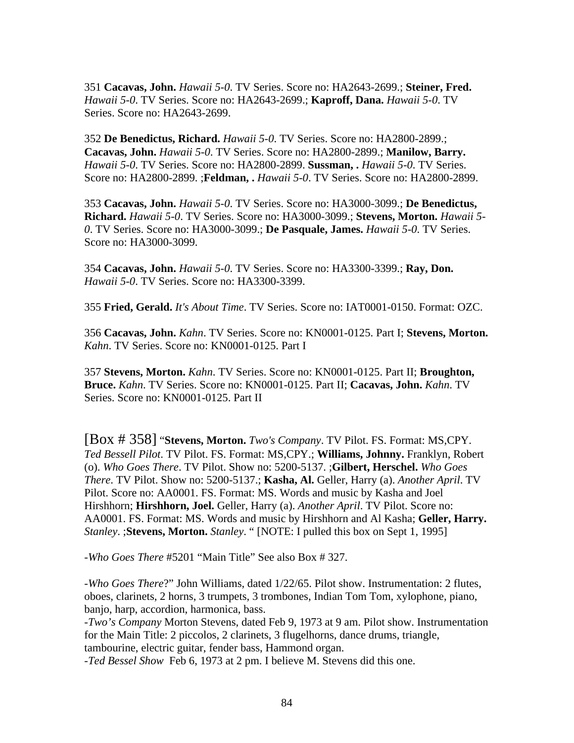351 **Cacavas, John.** *Hawaii 5-0*. TV Series. Score no: HA2643-2699.; **Steiner, Fred.** *Hawaii 5-0*. TV Series. Score no: HA2643-2699.; **Kaproff, Dana.** *Hawaii 5-0*. TV Series. Score no: HA2643-2699.

352 **De Benedictus, Richard.** *Hawaii 5-0*. TV Series. Score no: HA2800-2899.; **Cacavas, John.** *Hawaii 5-0*. TV Series. Score no: HA2800-2899.; **Manilow, Barry.** *Hawaii 5-0*. TV Series. Score no: HA2800-2899. **Sussman, .** *Hawaii 5-0*. TV Series. Score no: HA2800-2899. ;**Feldman, .** *Hawaii 5-0*. TV Series. Score no: HA2800-2899.

353 **Cacavas, John.** *Hawaii 5-0*. TV Series. Score no: HA3000-3099.; **De Benedictus, Richard.** *Hawaii 5-0*. TV Series. Score no: HA3000-3099.; **Stevens, Morton.** *Hawaii 5-0*. TV Series. Score no: HA3000-3099.; **De Pasquale, James.** *Hawaii 5-0*. TV Series. Score no: HA3000-3099.

354 **Cacavas, John.** *Hawaii 5-0*. TV Series. Score no: HA3300-3399.; **Ray, Don.** *Hawaii 5-0*. TV Series. Score no: HA3300-3399.

355 **Fried, Gerald.** *It's About Time*. TV Series. Score no: IAT0001-0150. Format: OZC.

356 **Cacavas, John.** *Kahn*. TV Series. Score no: KN0001-0125. Part I; **Stevens, Morton.** *Kahn*. TV Series. Score no: KN0001-0125. Part I

357 **Stevens, Morton.** *Kahn*. TV Series. Score no: KN0001-0125. Part II; **Broughton, Bruce.** *Kahn*. TV Series. Score no: KN0001-0125. Part II; **Cacavas, John.** *Kahn*. TV Series. Score no: KN0001-0125. Part II

[Box # 358] "**Stevens, Morton.** *Two's Company*. TV Pilot. FS. Format: MS,CPY. *Ted Bessell Pilot*. TV Pilot. FS. Format: MS,CPY.; **Williams, Johnny.** Franklyn, Robert (o). *Who Goes There*. TV Pilot. Show no: 5200-5137. ;**Gilbert, Herschel.** *Who Goes There*. TV Pilot. Show no: 5200-5137.; **Kasha, Al.** Geller, Harry (a). *Another April*. TV Pilot. Score no: AA0001. FS. Format: MS. Words and music by Kasha and Joel Hirshhorn; **Hirshhorn, Joel.** Geller, Harry (a). *Another April*. TV Pilot. Score no: AA0001. FS. Format: MS. Words and music by Hirshhorn and Al Kasha; **Geller, Harry.** *Stanley*. ;**Stevens, Morton.** *Stanley*. " [NOTE: I pulled this box on Sept 1, 1995]

-*Who Goes There* #5201 "Main Title" See also Box # 327.

-*Who Goes There*?" John Williams, dated 1/22/65. Pilot show. Instrumentation: 2 flutes, oboes, clarinets, 2 horns, 3 trumpets, 3 trombones, Indian Tom Tom, xylophone, piano, banjo, harp, accordion, harmonica, bass.
-*Two's Company* Morton Stevens, dated Feb 9, 1973 at 9 am. Pilot show. Instrumentation for the Main Title: 2 piccolos, 2 clarinets, 3 flugelhorns, dance drums, triangle, tambourine, electric guitar, fender bass, Hammond organ.
-*Ted Bessel Show* Feb 6, 1973 at 2 pm. I believe M. Stevens did this one.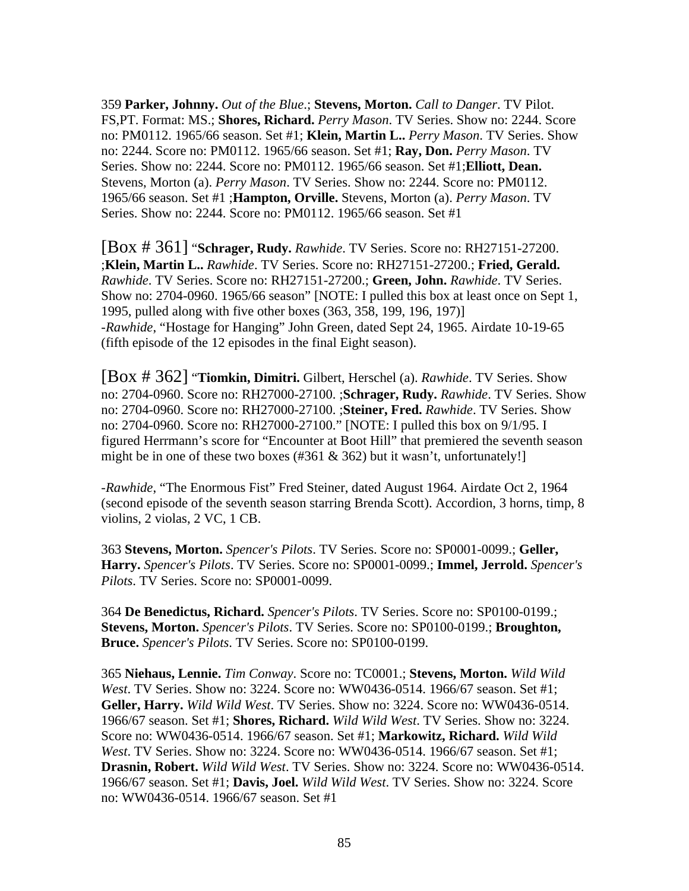359 **Parker, Johnny.** *Out of the Blue*.; **Stevens, Morton.** *Call to Danger*. TV Pilot. FS,PT. Format: MS.; **Shores, Richard.** *Perry Mason*. TV Series. Show no: 2244. Score no: PM0112. 1965/66 season. Set #1; **Klein, Martin L..** *Perry Mason*. TV Series. Show no: 2244. Score no: PM0112. 1965/66 season. Set #1; **Ray, Don.** *Perry Mason*. TV Series. Show no: 2244. Score no: PM0112. 1965/66 season. Set #1;**Elliott, Dean.** Stevens, Morton (a). *Perry Mason*. TV Series. Show no: 2244. Score no: PM0112. 1965/66 season. Set #1 ;**Hampton, Orville.** Stevens, Morton (a). *Perry Mason*. TV Series. Show no: 2244. Score no: PM0112. 1965/66 season. Set #1

[Box # 361] "**Schrager, Rudy.** *Rawhide*. TV Series. Score no: RH27151-27200. ;**Klein, Martin L..** *Rawhide*. TV Series. Score no: RH27151-27200.; **Fried, Gerald.** *Rawhide*. TV Series. Score no: RH27151-27200.; **Green, John.** *Rawhide*. TV Series. Show no: 2704-0960. 1965/66 season" [NOTE: I pulled this box at least once on Sept 1, 1995, pulled along with five other boxes (363, 358, 199, 196, 197)]
-*Rawhide*, "Hostage for Hanging" John Green, dated Sept 24, 1965. Airdate 10-19-65 (fifth episode of the 12 episodes in the final Eight season).

[Box # 362] "**Tiomkin, Dimitri.** Gilbert, Herschel (a). *Rawhide*. TV Series. Show no: 2704-0960. Score no: RH27000-27100. ;**Schrager, Rudy.** *Rawhide*. TV Series. Show no: 2704-0960. Score no: RH27000-27100. ;**Steiner, Fred.** *Rawhide*. TV Series. Show no: 2704-0960. Score no: RH27000-27100." [NOTE: I pulled this box on 9/1/95. I figured Herrmann's score for "Encounter at Boot Hill" that premiered the seventh season might be in one of these two boxes (#361 & 362) but it wasn't, unfortunately!]

-*Rawhide*, "The Enormous Fist" Fred Steiner, dated August 1964. Airdate Oct 2, 1964 (second episode of the seventh season starring Brenda Scott). Accordion, 3 horns, timp, 8 violins, 2 violas, 2 VC, 1 CB.

363 **Stevens, Morton.** *Spencer's Pilots*. TV Series. Score no: SP0001-0099.; **Geller, Harry.** *Spencer's Pilots*. TV Series. Score no: SP0001-0099.; **Immel, Jerrold.** *Spencer's Pilots*. TV Series. Score no: SP0001-0099.

364 **De Benedictus, Richard.** *Spencer's Pilots*. TV Series. Score no: SP0100-0199.; **Stevens, Morton.** *Spencer's Pilots*. TV Series. Score no: SP0100-0199.; **Broughton, Bruce.** *Spencer's Pilots*. TV Series. Score no: SP0100-0199.

365 **Niehaus, Lennie.** *Tim Conway*. Score no: TC0001.; **Stevens, Morton.** *Wild Wild West*. TV Series. Show no: 3224. Score no: WW0436-0514. 1966/67 season. Set #1; **Geller, Harry.** *Wild Wild West*. TV Series. Show no: 3224. Score no: WW0436-0514. 1966/67 season. Set #1; **Shores, Richard.** *Wild Wild West*. TV Series. Show no: 3224. Score no: WW0436-0514. 1966/67 season. Set #1; **Markowitz, Richard.** *Wild Wild West*. TV Series. Show no: 3224. Score no: WW0436-0514. 1966/67 season. Set #1; **Drasnin, Robert.** *Wild Wild West*. TV Series. Show no: 3224. Score no: WW0436-0514. 1966/67 season. Set #1; **Davis, Joel.** *Wild Wild West*. TV Series. Show no: 3224. Score no: WW0436-0514. 1966/67 season. Set #1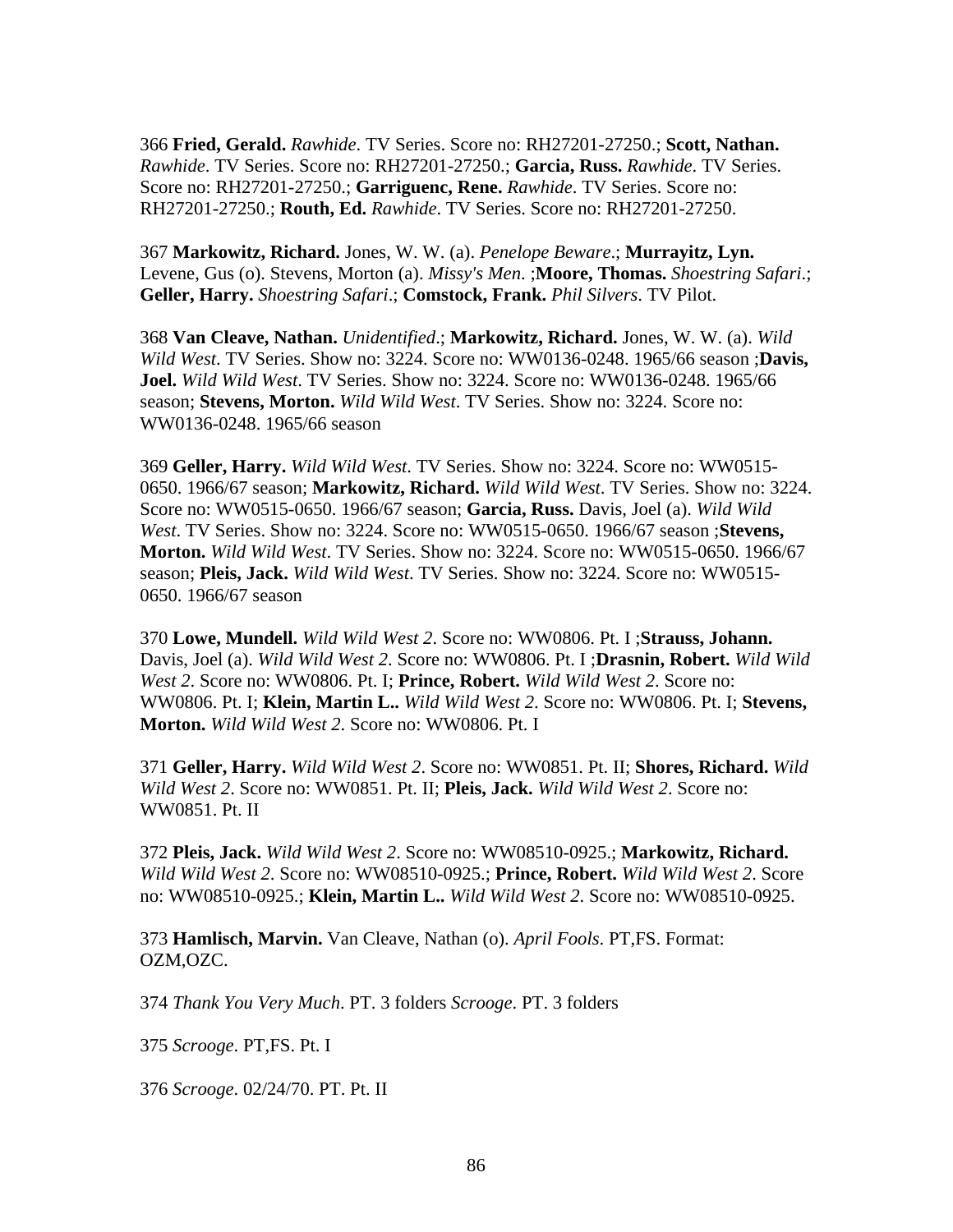366 **Fried, Gerald.** *Rawhide*. TV Series. Score no: RH27201-27250.; **Scott, Nathan.** *Rawhide*. TV Series. Score no: RH27201-27250.; **Garcia, Russ.** *Rawhide*. TV Series. Score no: RH27201-27250.; **Garriguenc, Rene.** *Rawhide*. TV Series. Score no: RH27201-27250.; **Routh, Ed.** *Rawhide*. TV Series. Score no: RH27201-27250.

367 **Markowitz, Richard.** Jones, W. W. (a). *Penelope Beware*.; **Murrayitz, Lyn.** Levene, Gus (o). Stevens, Morton (a). *Missy's Men*. ;**Moore, Thomas.** *Shoestring Safari*.; **Geller, Harry.** *Shoestring Safari*.; **Comstock, Frank.** *Phil Silvers*. TV Pilot.

368 **Van Cleave, Nathan.** *Unidentified*.; **Markowitz, Richard.** Jones, W. W. (a). *Wild Wild West*. TV Series. Show no: 3224. Score no: WW0136-0248. 1965/66 season ;**Davis, Joel.** *Wild Wild West*. TV Series. Show no: 3224. Score no: WW0136-0248. 1965/66 season; **Stevens, Morton.** *Wild Wild West*. TV Series. Show no: 3224. Score no: WW0136-0248. 1965/66 season

369 **Geller, Harry.** *Wild Wild West*. TV Series. Show no: 3224. Score no: WW0515-0650. 1966/67 season; **Markowitz, Richard.** *Wild Wild West*. TV Series. Show no: 3224. Score no: WW0515-0650. 1966/67 season; **Garcia, Russ.** Davis, Joel (a). *Wild Wild West*. TV Series. Show no: 3224. Score no: WW0515-0650. 1966/67 season ;**Stevens, Morton.** *Wild Wild West*. TV Series. Show no: 3224. Score no: WW0515-0650. 1966/67 season; **Pleis, Jack.** *Wild Wild West*. TV Series. Show no: 3224. Score no: WW0515-0650. 1966/67 season

370 **Lowe, Mundell.** *Wild Wild West 2*. Score no: WW0806. Pt. I ;**Strauss, Johann.** Davis, Joel (a). *Wild Wild West 2*. Score no: WW0806. Pt. I ;**Drasnin, Robert.** *Wild Wild West 2*. Score no: WW0806. Pt. I; **Prince, Robert.** *Wild Wild West 2*. Score no: WW0806. Pt. I; **Klein, Martin L..** *Wild Wild West 2*. Score no: WW0806. Pt. I; **Stevens, Morton.** *Wild Wild West 2*. Score no: WW0806. Pt. I

371 **Geller, Harry.** *Wild Wild West 2*. Score no: WW0851. Pt. II; **Shores, Richard.** *Wild Wild West 2*. Score no: WW0851. Pt. II; **Pleis, Jack.** *Wild Wild West 2*. Score no: WW0851. Pt. II

372 **Pleis, Jack.** *Wild Wild West 2*. Score no: WW08510-0925.; **Markowitz, Richard.** *Wild Wild West 2*. Score no: WW08510-0925.; **Prince, Robert.** *Wild Wild West 2*. Score no: WW08510-0925.; **Klein, Martin L..** *Wild Wild West 2*. Score no: WW08510-0925.

373 **Hamlisch, Marvin.** Van Cleave, Nathan (o). *April Fools*. PT,FS. Format: OZM,OZC.

374 *Thank You Very Much*. PT. 3 folders *Scrooge*. PT. 3 folders

375 *Scrooge*. PT,FS. Pt. I

376 *Scrooge*. 02/24/70. PT. Pt. II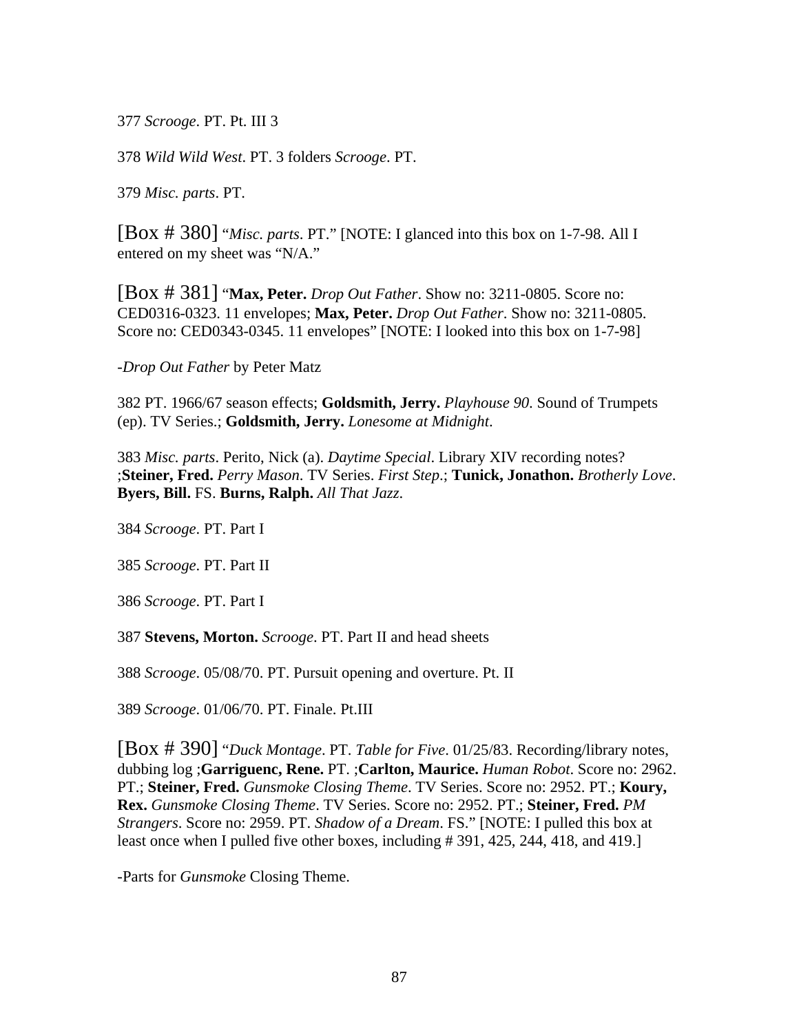377 *Scrooge*. PT. Pt. III 3

378 *Wild Wild West*. PT. 3 folders *Scrooge*. PT.

379 *Misc. parts*. PT.

[Box # 380] "*Misc. parts*. PT." [NOTE: I glanced into this box on 1-7-98. All I entered on my sheet was "N/A."

[Box # 381] "**Max, Peter.** *Drop Out Father*. Show no: 3211-0805. Score no: CED0316-0323. 11 envelopes; **Max, Peter.** *Drop Out Father*. Show no: 3211-0805. Score no: CED0343-0345. 11 envelopes" [NOTE: I looked into this box on 1-7-98]

-*Drop Out Father* by Peter Matz

382 PT. 1966/67 season effects; **Goldsmith, Jerry.** *Playhouse 90*. Sound of Trumpets (ep). TV Series.; **Goldsmith, Jerry.** *Lonesome at Midnight*.

383 *Misc. parts*. Perito, Nick (a). *Daytime Special*. Library XIV recording notes? ;**Steiner, Fred.** *Perry Mason*. TV Series. *First Step*.; **Tunick, Jonathon.** *Brotherly Love*. **Byers, Bill.** FS. **Burns, Ralph.** *All That Jazz*.

384 *Scrooge*. PT. Part I

385 *Scrooge*. PT. Part II

386 *Scrooge*. PT. Part I

387 **Stevens, Morton.** *Scrooge*. PT. Part II and head sheets

388 *Scrooge*. 05/08/70. PT. Pursuit opening and overture. Pt. II

389 *Scrooge*. 01/06/70. PT. Finale. Pt.III

[Box # 390] "*Duck Montage*. PT. *Table for Five*. 01/25/83. Recording/library notes, dubbing log ;**Garriguenc, Rene.** PT. ;**Carlton, Maurice.** *Human Robot*. Score no: 2962. PT.; **Steiner, Fred.** *Gunsmoke Closing Theme*. TV Series. Score no: 2952. PT.; **Koury, Rex.** *Gunsmoke Closing Theme*. TV Series. Score no: 2952. PT.; **Steiner, Fred.** *PM Strangers*. Score no: 2959. PT. *Shadow of a Dream*. FS." [NOTE: I pulled this box at least once when I pulled five other boxes, including # 391, 425, 244, 418, and 419.]

-Parts for *Gunsmoke* Closing Theme.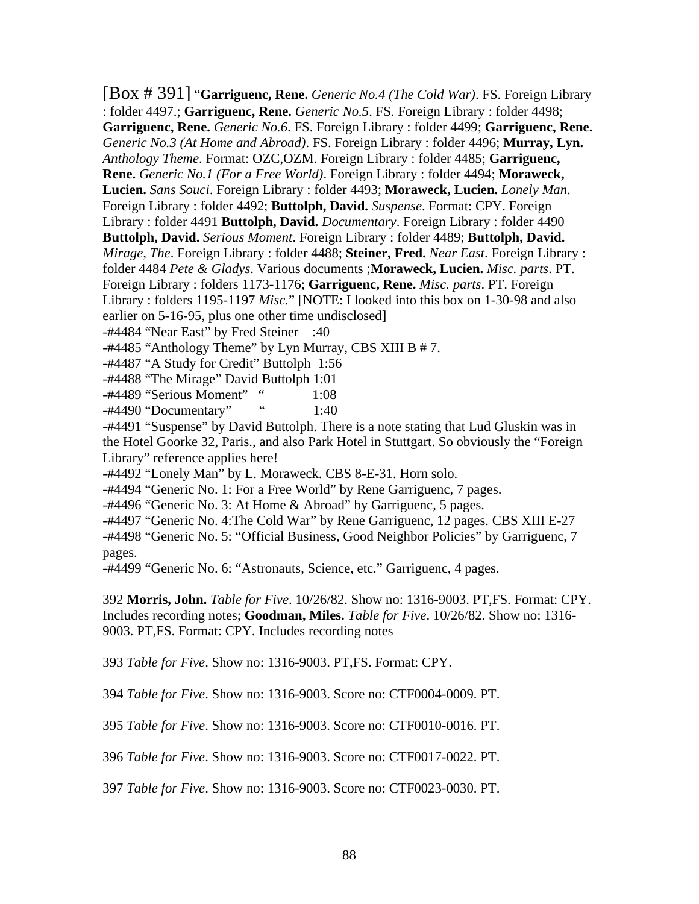[Box # 391] "**Garriguenc, Rene.** *Generic No.4 (The Cold War)*. FS. Foreign Library : folder 4497.; **Garriguenc, Rene.** *Generic No.5*. FS. Foreign Library : folder 4498; **Garriguenc, Rene.** *Generic No.6*. FS. Foreign Library : folder 4499; **Garriguenc, Rene.** *Generic No.3 (At Home and Abroad)*. FS. Foreign Library : folder 4496; **Murray, Lyn.** *Anthology Theme*. Format: OZC,OZM. Foreign Library : folder 4485; **Garriguenc, Rene.** *Generic No.1 (For a Free World)*. Foreign Library : folder 4494; **Moraweck, Lucien.** *Sans Souci*. Foreign Library : folder 4493; **Moraweck, Lucien.** *Lonely Man*. Foreign Library : folder 4492; **Buttolph, David.** *Suspense*. Format: CPY. Foreign Library : folder 4491 **Buttolph, David.** *Documentary*. Foreign Library : folder 4490 **Buttolph, David.** *Serious Moment*. Foreign Library : folder 4489; **Buttolph, David.** *Mirage, The*. Foreign Library : folder 4488; **Steiner, Fred.** *Near East*. Foreign Library : folder 4484 *Pete & Gladys*. Various documents ;**Moraweck, Lucien.** *Misc. parts*. PT. Foreign Library : folders 1173-1176; **Garriguenc, Rene.** *Misc. parts*. PT. Foreign Library : folders 1195-1197 *Misc.*" [NOTE: I looked into this box on 1-30-98 and also earlier on 5-16-95, plus one other time undisclosed]

-#4484 "Near East" by Fred Steiner :40
-#4485 "Anthology Theme" by Lyn Murray, CBS XIII B # 7.
-#4487 "A Study for Credit" Buttolph 1:56
-#4488 "The Mirage" David Buttolph 1:01
-#4489 "Serious Moment" " 1:08
-#4490 "Documentary" " 1:40
-#4491 "Suspense" by David Buttolph. There is a note stating that Lud Gluskin was in the Hotel Goorke 32, Paris., and also Park Hotel in Stuttgart. So obviously the "Foreign Library" reference applies here!
-#4492 "Lonely Man" by L. Moraweck. CBS 8-E-31. Horn solo.
-#4494 "Generic No. 1: For a Free World" by Rene Garriguenc, 7 pages.
-#4496 "Generic No. 3: At Home & Abroad" by Garriguenc, 5 pages.
-#4497 "Generic No. 4:The Cold War" by Rene Garriguenc, 12 pages. CBS XIII E-27
-#4498 "Generic No. 5: "Official Business, Good Neighbor Policies" by Garriguenc, 7 pages.
-#4499 "Generic No. 6: "Astronauts, Science, etc." Garriguenc, 4 pages.

392 **Morris, John.** *Table for Five*. 10/26/82. Show no: 1316-9003. PT,FS. Format: CPY. Includes recording notes; **Goodman, Miles.** *Table for Five*. 10/26/82. Show no: 1316-9003. PT,FS. Format: CPY. Includes recording notes

393 *Table for Five*. Show no: 1316-9003. PT,FS. Format: CPY.

394 *Table for Five*. Show no: 1316-9003. Score no: CTF0004-0009. PT.

395 *Table for Five*. Show no: 1316-9003. Score no: CTF0010-0016. PT.

396 *Table for Five*. Show no: 1316-9003. Score no: CTF0017-0022. PT.

397 *Table for Five*. Show no: 1316-9003. Score no: CTF0023-0030. PT.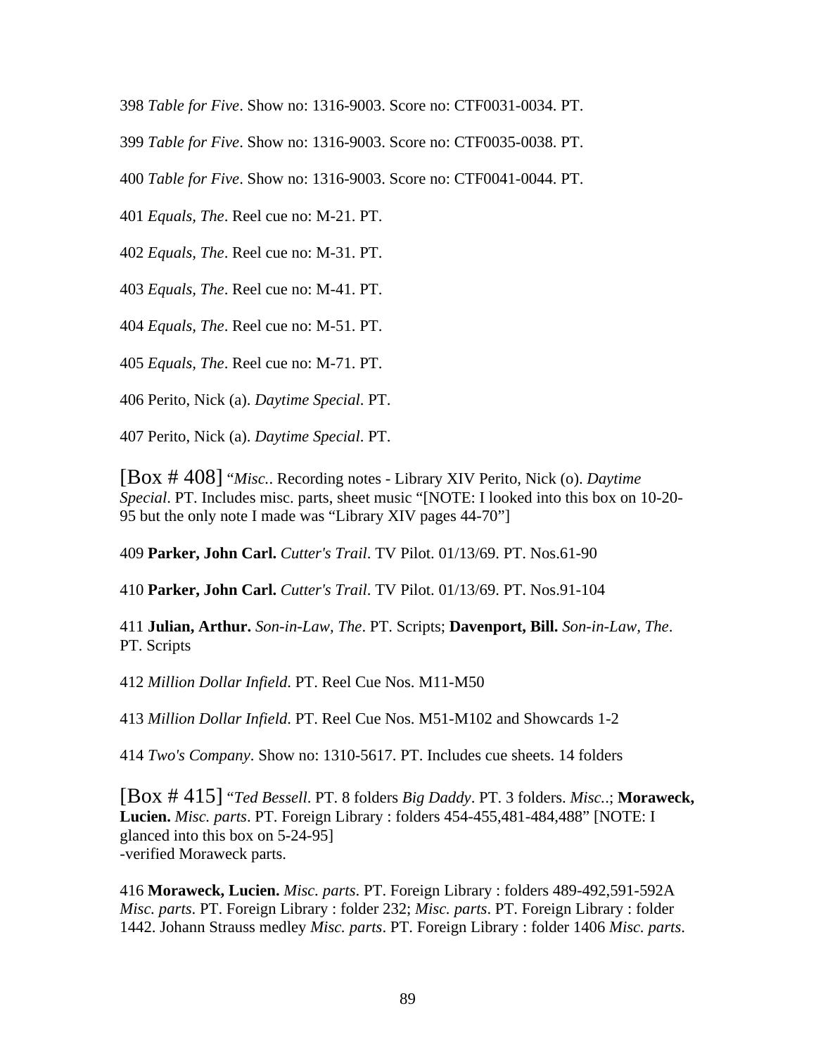398 *Table for Five*. Show no: 1316-9003. Score no: CTF0031-0034. PT.

399 *Table for Five*. Show no: 1316-9003. Score no: CTF0035-0038. PT.

400 *Table for Five*. Show no: 1316-9003. Score no: CTF0041-0044. PT.

401 *Equals, The*. Reel cue no: M-21. PT.

402 *Equals, The*. Reel cue no: M-31. PT.

403 *Equals, The*. Reel cue no: M-41. PT.

404 *Equals, The*. Reel cue no: M-51. PT.

405 *Equals, The*. Reel cue no: M-71. PT.

406 Perito, Nick (a). *Daytime Special*. PT.

407 Perito, Nick (a). *Daytime Special*. PT.

[Box # 408] "*Misc.*. Recording notes - Library XIV Perito, Nick (o). *Daytime Special*. PT. Includes misc. parts, sheet music "[NOTE: I looked into this box on 10-20-95 but the only note I made was "Library XIV pages 44-70"]

409 **Parker, John Carl.** *Cutter's Trail*. TV Pilot. 01/13/69. PT. Nos.61-90

410 **Parker, John Carl.** *Cutter's Trail*. TV Pilot. 01/13/69. PT. Nos.91-104

411 **Julian, Arthur.** *Son-in-Law, The*. PT. Scripts; **Davenport, Bill.** *Son-in-Law, The*. PT. Scripts

412 *Million Dollar Infield*. PT. Reel Cue Nos. M11-M50

413 *Million Dollar Infield*. PT. Reel Cue Nos. M51-M102 and Showcards 1-2

414 *Two's Company*. Show no: 1310-5617. PT. Includes cue sheets. 14 folders

[Box # 415] "*Ted Bessell*. PT. 8 folders *Big Daddy*. PT. 3 folders. *Misc.*.; **Moraweck, Lucien.** *Misc. parts*. PT. Foreign Library : folders 454-455,481-484,488" [NOTE: I glanced into this box on 5-24-95]
-verified Moraweck parts.

416 **Moraweck, Lucien.** *Misc. parts*. PT. Foreign Library : folders 489-492,591-592A *Misc. parts*. PT. Foreign Library : folder 232; *Misc. parts*. PT. Foreign Library : folder 1442. Johann Strauss medley *Misc. parts*. PT. Foreign Library : folder 1406 *Misc. parts*.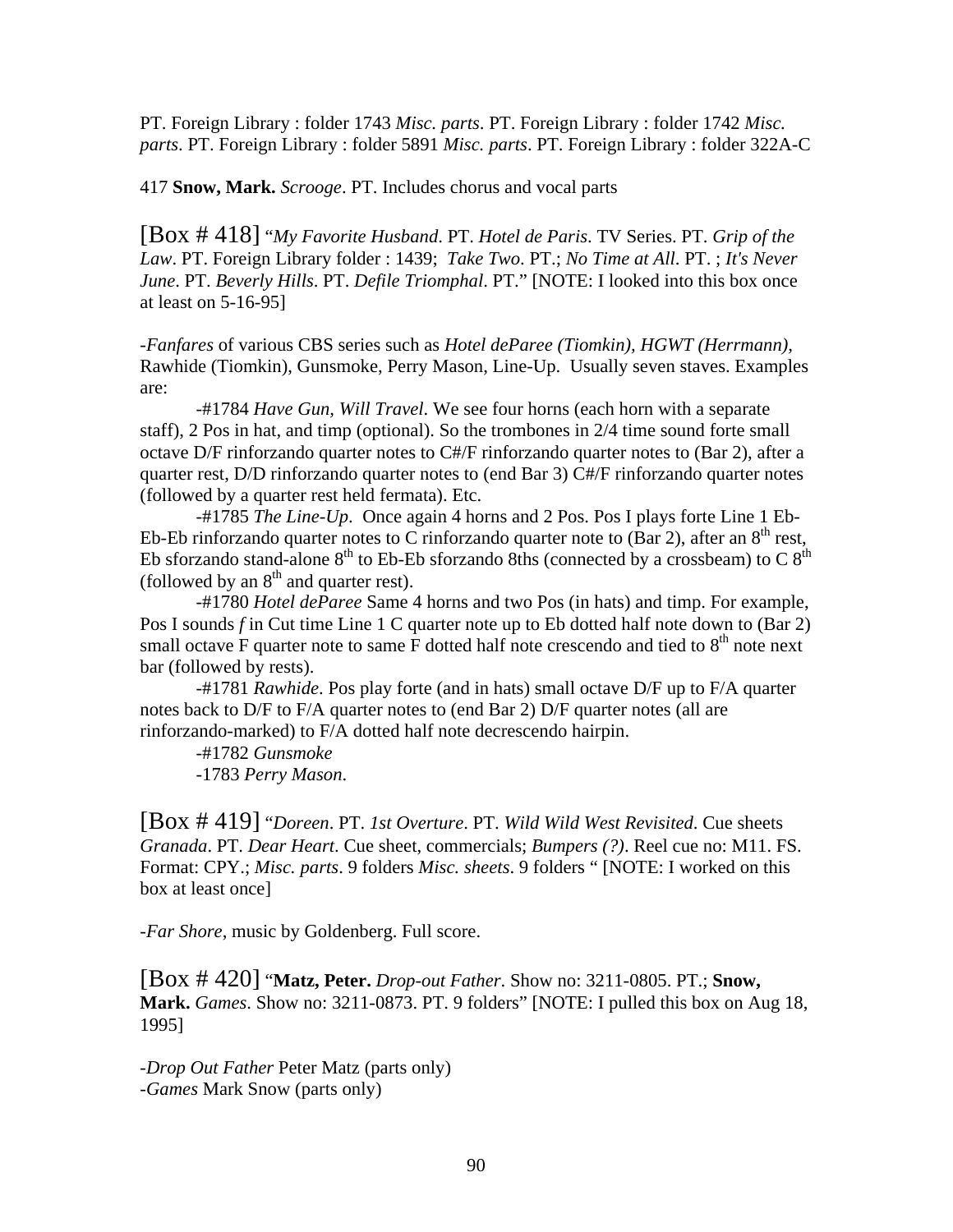PT. Foreign Library : folder 1743 *Misc. parts*. PT. Foreign Library : folder 1742 *Misc. parts*. PT. Foreign Library : folder 5891 *Misc. parts*. PT. Foreign Library : folder 322A-C

417 **Snow, Mark.** *Scrooge*. PT. Includes chorus and vocal parts

[Box # 418] "*My Favorite Husband*. PT. *Hotel de Paris*. TV Series. PT. *Grip of the Law*. PT. Foreign Library folder : 1439; *Take Two*. PT.; *No Time at All*. PT. ; *It's Never June*. PT. *Beverly Hills*. PT. *Defile Triomphal*. PT." [NOTE: I looked into this box once at least on 5-16-95]

-*Fanfares* of various CBS series such as *Hotel deParee (Tiomkin), HGWT (Herrmann),* Rawhide (Tiomkin), Gunsmoke, Perry Mason, Line-Up. Usually seven staves. Examples are:

-#1784 *Have Gun, Will Travel*. We see four horns (each horn with a separate staff), 2 Pos in hat, and timp (optional). So the trombones in 2/4 time sound forte small octave D/F rinforzando quarter notes to C#/F rinforzando quarter notes to (Bar 2), after a quarter rest, D/D rinforzando quarter notes to (end Bar 3) C#/F rinforzando quarter notes (followed by a quarter rest held fermata). Etc.

-#1785 *The Line-Up*. Once again 4 horns and 2 Pos. Pos I plays forte Line 1 Eb-Eb-Eb rinforzando quarter notes to C rinforzando quarter note to (Bar 2), after an 8th rest, Eb sforzando stand-alone 8th to Eb-Eb sforzando 8ths (connected by a crossbeam) to C 8th (followed by an 8th and quarter rest).

-#1780 *Hotel deParee* Same 4 horns and two Pos (in hats) and timp. For example, Pos I sounds *f* in Cut time Line 1 C quarter note up to Eb dotted half note down to (Bar 2) small octave F quarter note to same F dotted half note crescendo and tied to 8th note next bar (followed by rests).

-#1781 *Rawhide*. Pos play forte (and in hats) small octave D/F up to F/A quarter notes back to D/F to F/A quarter notes to (end Bar 2) D/F quarter notes (all are rinforzando-marked) to F/A dotted half note decrescendo hairpin.

-#1782 *Gunsmoke*

-1783 *Perry Mason*.

[Box # 419] "*Doreen*. PT. *1st Overture*. PT. *Wild Wild West Revisited*. Cue sheets *Granada*. PT. *Dear Heart*. Cue sheet, commercials; *Bumpers (?)*. Reel cue no: M11. FS. Format: CPY.; *Misc. parts*. 9 folders *Misc. sheets*. 9 folders " [NOTE: I worked on this box at least once]

-*Far Shore*, music by Goldenberg. Full score.

[Box # 420] "**Matz, Peter.** *Drop-out Father*. Show no: 3211-0805. PT.; **Snow, Mark.** *Games*. Show no: 3211-0873. PT. 9 folders" [NOTE: I pulled this box on Aug 18, 1995]

-*Drop Out Father* Peter Matz (parts only)
-*Games* Mark Snow (parts only)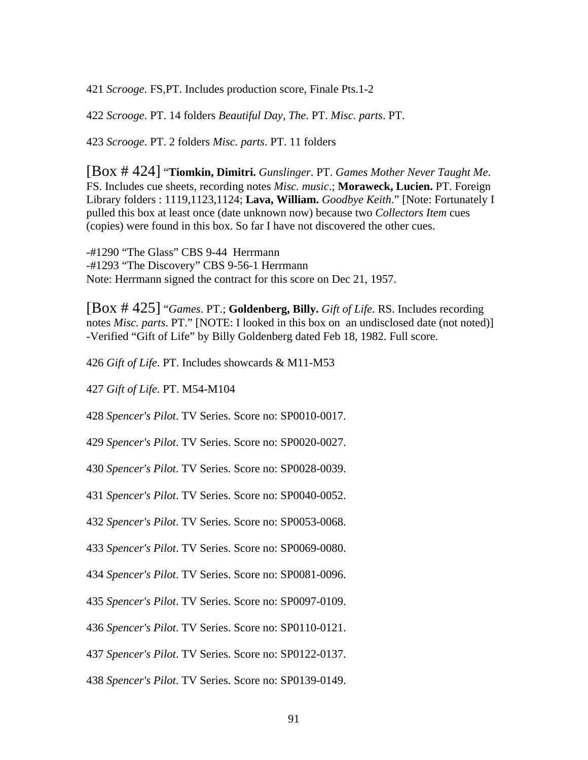421 *Scrooge*. FS,PT. Includes production score, Finale Pts.1-2

422 *Scrooge*. PT. 14 folders *Beautiful Day, The*. PT. *Misc. parts*. PT.

423 *Scrooge*. PT. 2 folders *Misc. parts*. PT. 11 folders

[Box # 424] "**Tiomkin, Dimitri.** *Gunslinger*. PT. *Games Mother Never Taught Me*. FS. Includes cue sheets, recording notes *Misc. music*.; **Moraweck, Lucien.** PT. Foreign Library folders : 1119,1123,1124; **Lava, William.** *Goodbye Keith*." [Note: Fortunately I pulled this box at least once (date unknown now) because two *Collectors Item* cues (copies) were found in this box. So far I have not discovered the other cues.

-#1290 "The Glass" CBS 9-44 Herrmann
-#1293 "The Discovery" CBS 9-56-1 Herrmann
Note: Herrmann signed the contract for this score on Dec 21, 1957.

[Box # 425] "*Games*. PT.; **Goldenberg, Billy.** *Gift of Life*. RS. Includes recording notes *Misc. parts*. PT." [NOTE: I looked in this box on an undisclosed date (not noted)]
-Verified "Gift of Life" by Billy Goldenberg dated Feb 18, 1982. Full score.

426 *Gift of Life*. PT. Includes showcards & M11-M53

427 *Gift of Life*. PT. M54-M104

428 *Spencer's Pilot*. TV Series. Score no: SP0010-0017.

429 *Spencer's Pilot*. TV Series. Score no: SP0020-0027.

430 *Spencer's Pilot*. TV Series. Score no: SP0028-0039.

431 *Spencer's Pilot*. TV Series. Score no: SP0040-0052.

432 *Spencer's Pilot*. TV Series. Score no: SP0053-0068.

433 *Spencer's Pilot*. TV Series. Score no: SP0069-0080.

434 *Spencer's Pilot*. TV Series. Score no: SP0081-0096.

435 *Spencer's Pilot*. TV Series. Score no: SP0097-0109.

436 *Spencer's Pilot*. TV Series. Score no: SP0110-0121.

437 *Spencer's Pilot*. TV Series. Score no: SP0122-0137.

438 *Spencer's Pilot*. TV Series. Score no: SP0139-0149.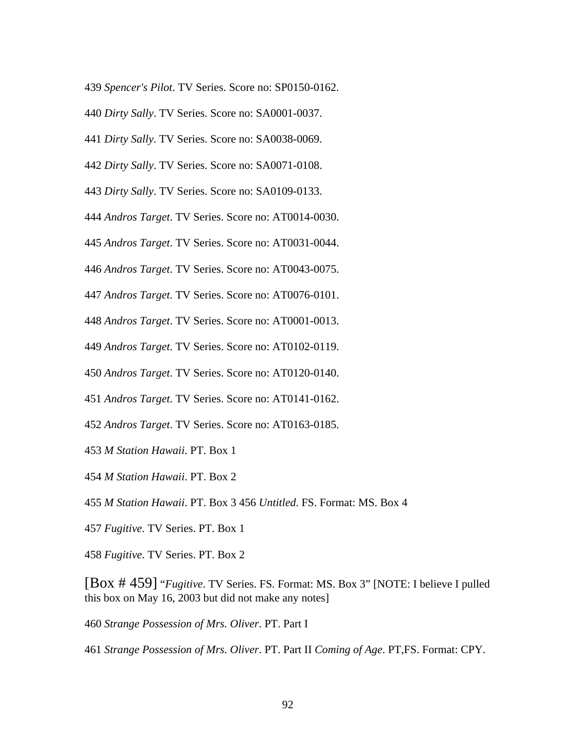439 *Spencer's Pilot*. TV Series. Score no: SP0150-0162.

440 *Dirty Sally*. TV Series. Score no: SA0001-0037.

441 *Dirty Sally*. TV Series. Score no: SA0038-0069.

442 *Dirty Sally*. TV Series. Score no: SA0071-0108.

443 *Dirty Sally*. TV Series. Score no: SA0109-0133.

444 *Andros Target*. TV Series. Score no: AT0014-0030.

445 *Andros Target*. TV Series. Score no: AT0031-0044.

446 *Andros Target*. TV Series. Score no: AT0043-0075.

447 *Andros Target*. TV Series. Score no: AT0076-0101.

448 *Andros Target*. TV Series. Score no: AT0001-0013.

449 *Andros Target*. TV Series. Score no: AT0102-0119.

450 *Andros Target*. TV Series. Score no: AT0120-0140.

451 *Andros Target*. TV Series. Score no: AT0141-0162.

452 *Andros Target*. TV Series. Score no: AT0163-0185.

453 *M Station Hawaii*. PT. Box 1

454 *M Station Hawaii*. PT. Box 2

455 *M Station Hawaii*. PT. Box 3 456 *Untitled*. FS. Format: MS. Box 4

457 *Fugitive*. TV Series. PT. Box 1

458 *Fugitive*. TV Series. PT. Box 2

[Box # 459] "*Fugitive*. TV Series. FS. Format: MS. Box 3" [NOTE: I believe I pulled this box on May 16, 2003 but did not make any notes]

460 *Strange Possession of Mrs. Oliver*. PT. Part I

461 *Strange Possession of Mrs. Oliver*. PT. Part II *Coming of Age*. PT,FS. Format: CPY.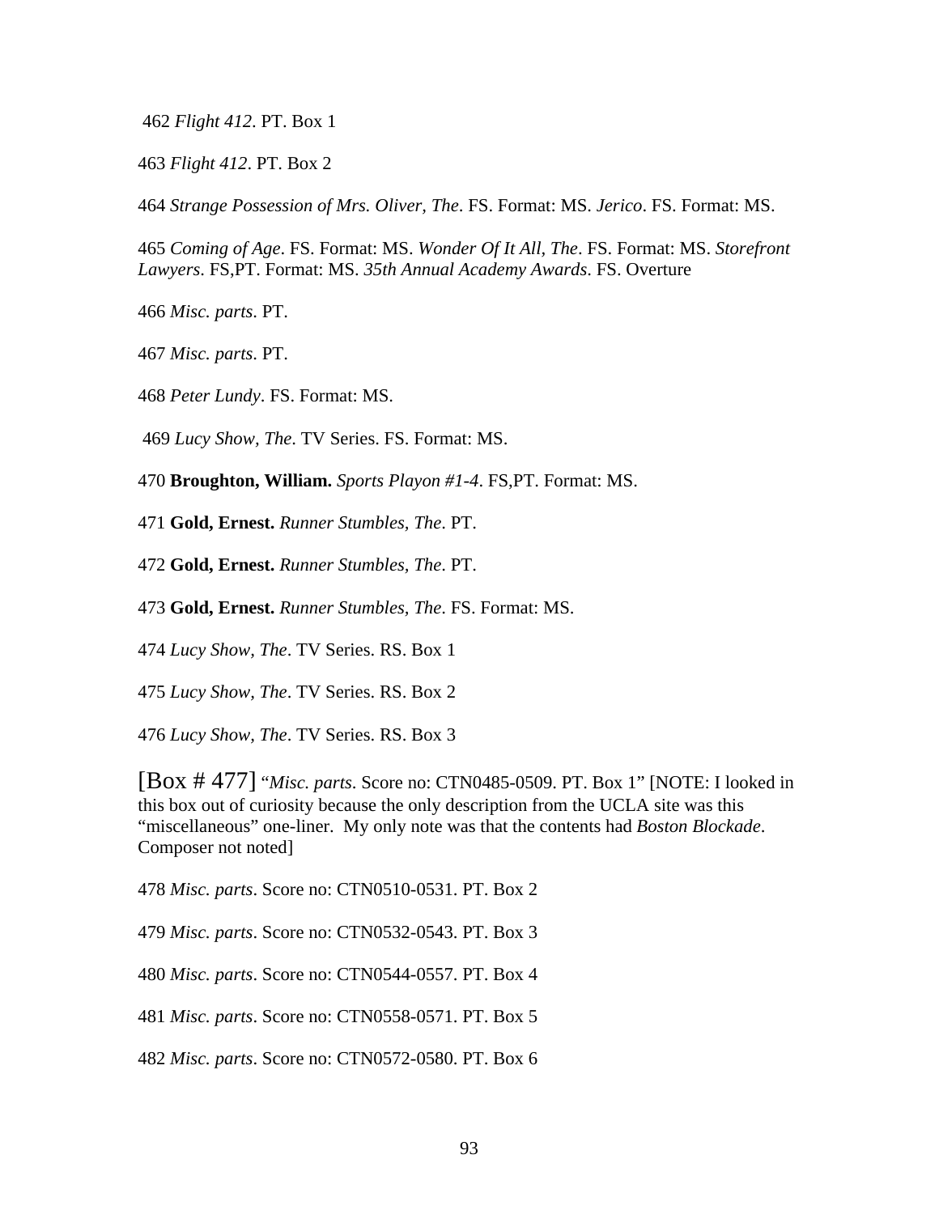462 *Flight 412*. PT. Box 1

463 *Flight 412*. PT. Box 2

464 *Strange Possession of Mrs. Oliver, The*. FS. Format: MS. *Jerico*. FS. Format: MS.

465 *Coming of Age*. FS. Format: MS. *Wonder Of It All, The*. FS. Format: MS. *Storefront Lawyers*. FS,PT. Format: MS. *35th Annual Academy Awards*. FS. Overture

466 *Misc. parts*. PT.

467 *Misc. parts*. PT.

468 *Peter Lundy*. FS. Format: MS.

469 *Lucy Show, The*. TV Series. FS. Format: MS.

470 **Broughton, William.** *Sports Playon #1-4*. FS,PT. Format: MS.

471 **Gold, Ernest.** *Runner Stumbles, The*. PT.

472 **Gold, Ernest.** *Runner Stumbles, The*. PT.

473 **Gold, Ernest.** *Runner Stumbles, The*. FS. Format: MS.

474 *Lucy Show, The*. TV Series. RS. Box 1

475 *Lucy Show, The*. TV Series. RS. Box 2

476 *Lucy Show, The*. TV Series. RS. Box 3

[Box # 477] "*Misc. parts*. Score no: CTN0485-0509. PT. Box 1" [NOTE: I looked in this box out of curiosity because the only description from the UCLA site was this "miscellaneous" one-liner. My only note was that the contents had *Boston Blockade*. Composer not noted]

478 *Misc. parts*. Score no: CTN0510-0531. PT. Box 2

479 *Misc. parts*. Score no: CTN0532-0543. PT. Box 3

480 *Misc. parts*. Score no: CTN0544-0557. PT. Box 4

481 *Misc. parts*. Score no: CTN0558-0571. PT. Box 5

482 *Misc. parts*. Score no: CTN0572-0580. PT. Box 6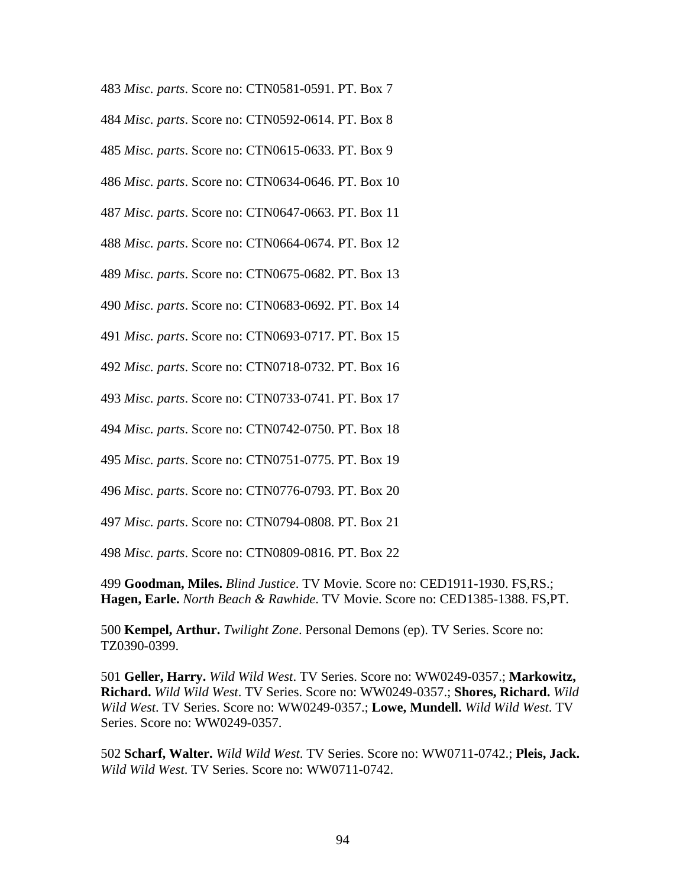483 *Misc. parts*. Score no: CTN0581-0591. PT. Box 7

484 *Misc. parts*. Score no: CTN0592-0614. PT. Box 8

485 *Misc. parts*. Score no: CTN0615-0633. PT. Box 9

486 *Misc. parts*. Score no: CTN0634-0646. PT. Box 10

487 *Misc. parts*. Score no: CTN0647-0663. PT. Box 11

488 *Misc. parts*. Score no: CTN0664-0674. PT. Box 12

489 *Misc. parts*. Score no: CTN0675-0682. PT. Box 13

490 *Misc. parts*. Score no: CTN0683-0692. PT. Box 14

491 *Misc. parts*. Score no: CTN0693-0717. PT. Box 15

492 *Misc. parts*. Score no: CTN0718-0732. PT. Box 16

493 *Misc. parts*. Score no: CTN0733-0741. PT. Box 17

494 *Misc. parts*. Score no: CTN0742-0750. PT. Box 18

495 *Misc. parts*. Score no: CTN0751-0775. PT. Box 19

496 *Misc. parts*. Score no: CTN0776-0793. PT. Box 20

497 *Misc. parts*. Score no: CTN0794-0808. PT. Box 21

498 *Misc. parts*. Score no: CTN0809-0816. PT. Box 22

499 **Goodman, Miles.** *Blind Justice*. TV Movie. Score no: CED1911-1930. FS,RS.; **Hagen, Earle.** *North Beach & Rawhide*. TV Movie. Score no: CED1385-1388. FS,PT.

500 **Kempel, Arthur.** *Twilight Zone*. Personal Demons (ep). TV Series. Score no: TZ0390-0399.

501 **Geller, Harry.** *Wild Wild West*. TV Series. Score no: WW0249-0357.; **Markowitz, Richard.** *Wild Wild West*. TV Series. Score no: WW0249-0357.; **Shores, Richard.** *Wild Wild West*. TV Series. Score no: WW0249-0357.; **Lowe, Mundell.** *Wild Wild West*. TV Series. Score no: WW0249-0357.

502 **Scharf, Walter.** *Wild Wild West*. TV Series. Score no: WW0711-0742.; **Pleis, Jack.** *Wild Wild West*. TV Series. Score no: WW0711-0742.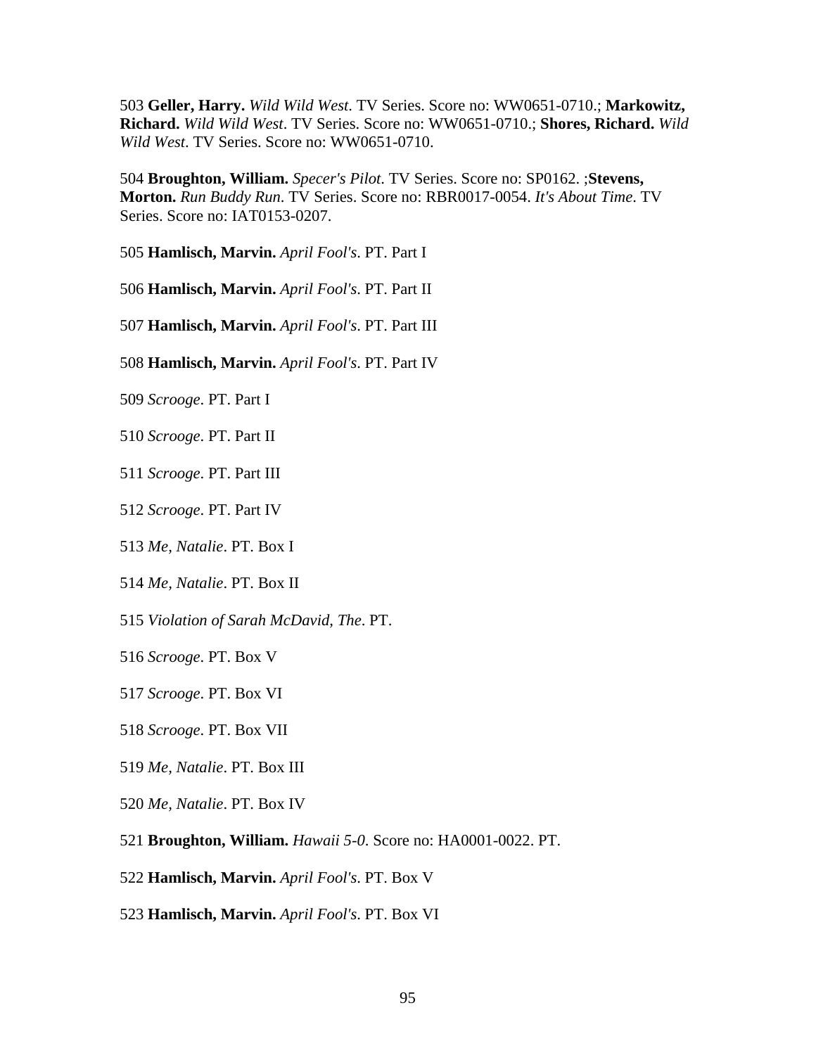503 **Geller, Harry.** *Wild Wild West*. TV Series. Score no: WW0651-0710.; **Markowitz, Richard.** *Wild Wild West*. TV Series. Score no: WW0651-0710.; **Shores, Richard.** *Wild Wild West*. TV Series. Score no: WW0651-0710.

504 **Broughton, William.** *Specer's Pilot*. TV Series. Score no: SP0162. ;**Stevens, Morton.** *Run Buddy Run*. TV Series. Score no: RBR0017-0054. *It's About Time*. TV Series. Score no: IAT0153-0207.

505 **Hamlisch, Marvin.** *April Fool's*. PT. Part I

506 **Hamlisch, Marvin.** *April Fool's*. PT. Part II

507 **Hamlisch, Marvin.** *April Fool's*. PT. Part III

508 **Hamlisch, Marvin.** *April Fool's*. PT. Part IV

509 *Scrooge*. PT. Part I

510 *Scrooge*. PT. Part II

511 *Scrooge*. PT. Part III

512 *Scrooge*. PT. Part IV

513 *Me, Natalie*. PT. Box I

514 *Me, Natalie*. PT. Box II

515 *Violation of Sarah McDavid, The*. PT.

516 *Scrooge*. PT. Box V

517 *Scrooge*. PT. Box VI

518 *Scrooge*. PT. Box VII

519 *Me, Natalie*. PT. Box III

520 *Me, Natalie*. PT. Box IV

521 **Broughton, William.** *Hawaii 5-0*. Score no: HA0001-0022. PT.

522 **Hamlisch, Marvin.** *April Fool's*. PT. Box V

523 **Hamlisch, Marvin.** *April Fool's*. PT. Box VI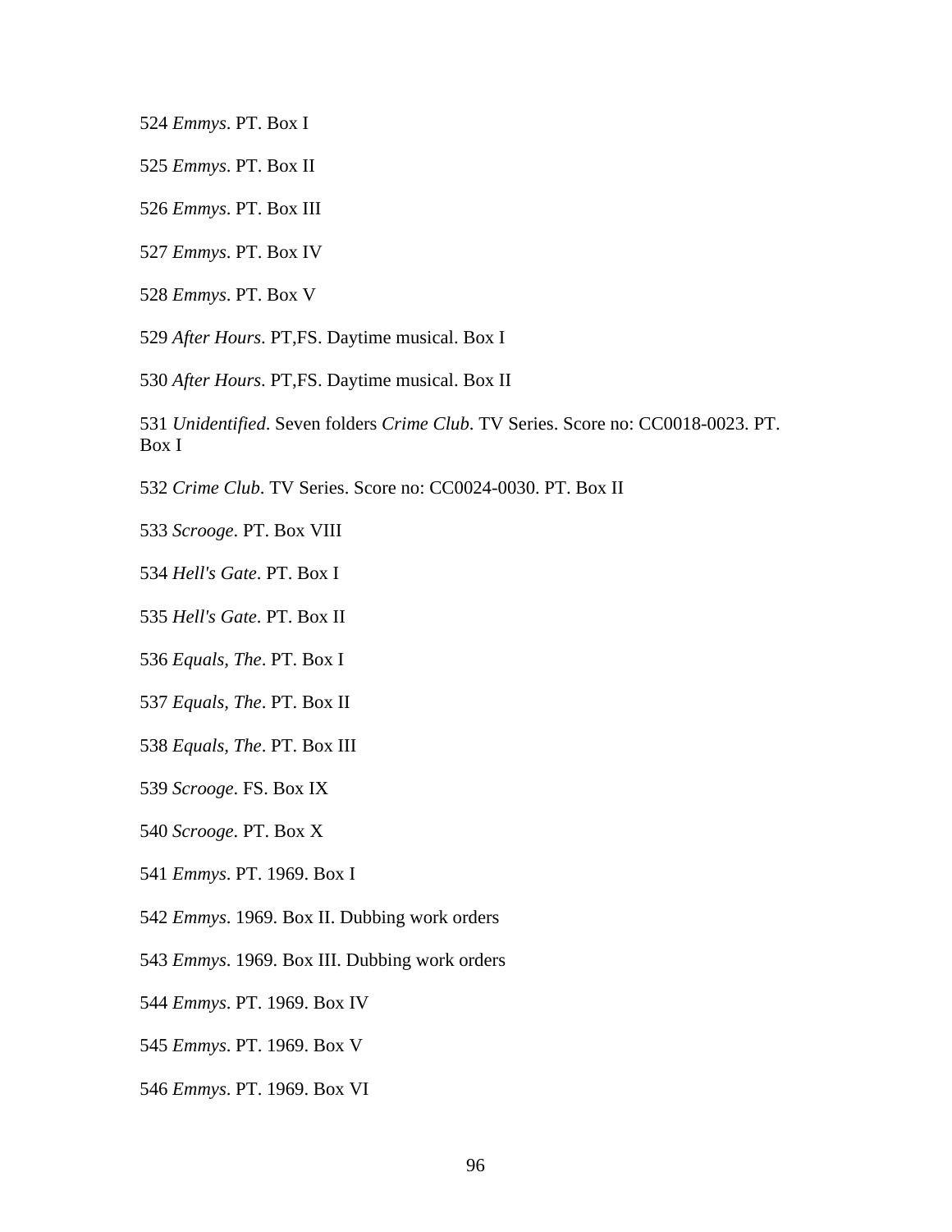524 *Emmys*. PT. Box I

525 *Emmys*. PT. Box II

526 *Emmys*. PT. Box III

527 *Emmys*. PT. Box IV

528 *Emmys*. PT. Box V

529 *After Hours*. PT,FS. Daytime musical. Box I

530 *After Hours*. PT,FS. Daytime musical. Box II

531 *Unidentified*. Seven folders *Crime Club*. TV Series. Score no: CC0018-0023. PT. Box I

532 *Crime Club*. TV Series. Score no: CC0024-0030. PT. Box II

533 *Scrooge*. PT. Box VIII

534 *Hell's Gate*. PT. Box I

535 *Hell's Gate*. PT. Box II

536 *Equals, The*. PT. Box I

537 *Equals, The*. PT. Box II

538 *Equals, The*. PT. Box III

539 *Scrooge*. FS. Box IX

540 *Scrooge*. PT. Box X

541 *Emmys*. PT. 1969. Box I

542 *Emmys*. 1969. Box II. Dubbing work orders

543 *Emmys*. 1969. Box III. Dubbing work orders

544 *Emmys*. PT. 1969. Box IV

545 *Emmys*. PT. 1969. Box V

546 *Emmys*. PT. 1969. Box VI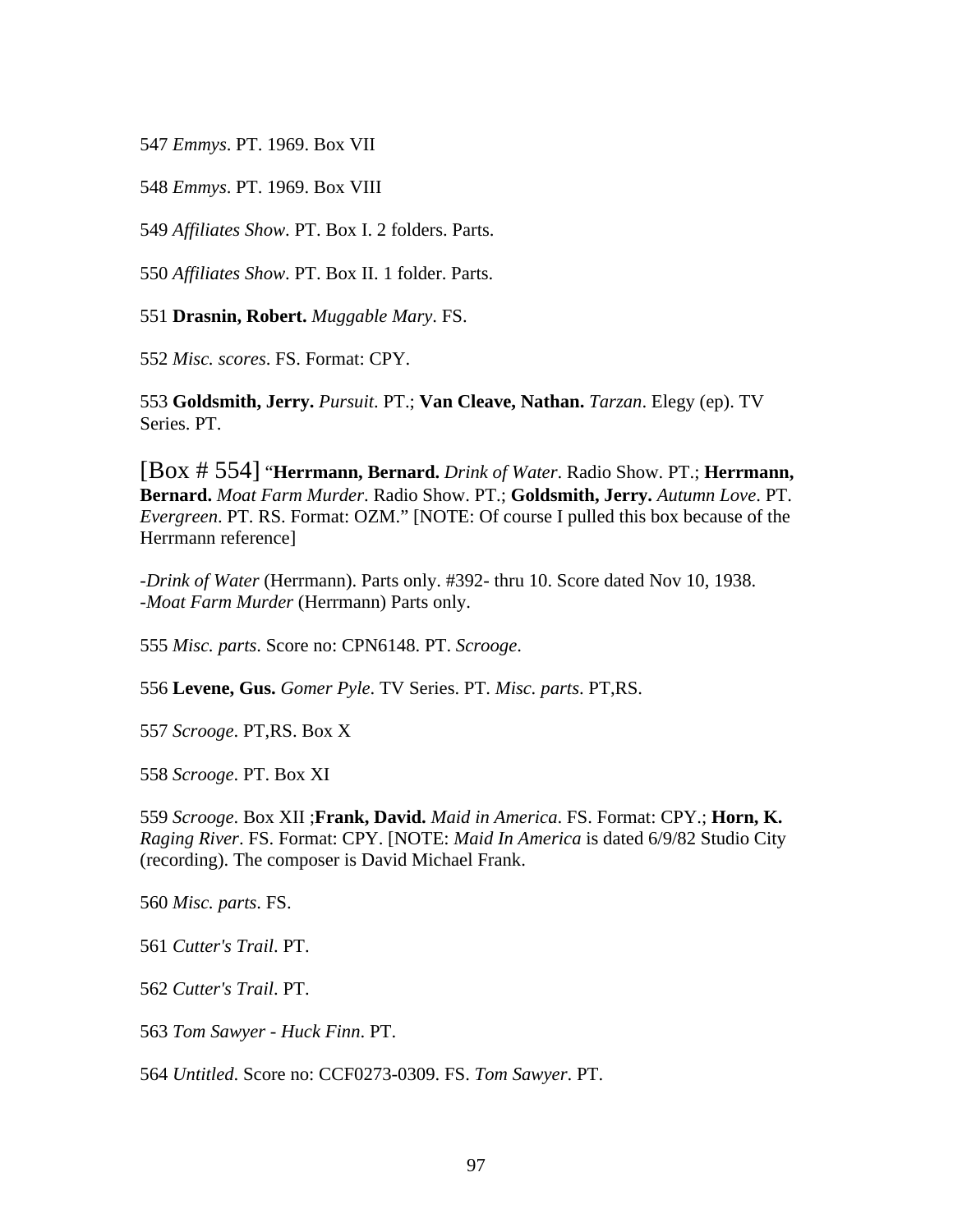547 *Emmys*. PT. 1969. Box VII

548 *Emmys*. PT. 1969. Box VIII

549 *Affiliates Show*. PT. Box I. 2 folders. Parts.

550 *Affiliates Show*. PT. Box II. 1 folder. Parts.

551 **Drasnin, Robert.** *Muggable Mary*. FS.

552 *Misc. scores*. FS. Format: CPY.

553 **Goldsmith, Jerry.** *Pursuit*. PT.; **Van Cleave, Nathan.** *Tarzan*. Elegy (ep). TV Series. PT.

[Box # 554] "**Herrmann, Bernard.** *Drink of Water*. Radio Show. PT.; **Herrmann, Bernard.** *Moat Farm Murder*. Radio Show. PT.; **Goldsmith, Jerry.** *Autumn Love*. PT. *Evergreen*. PT. RS. Format: OZM." [NOTE: Of course I pulled this box because of the Herrmann reference]

-*Drink of Water* (Herrmann). Parts only. #392- thru 10. Score dated Nov 10, 1938.
-*Moat Farm Murder* (Herrmann) Parts only.

555 *Misc. parts*. Score no: CPN6148. PT. *Scrooge*.

556 **Levene, Gus.** *Gomer Pyle*. TV Series. PT. *Misc. parts*. PT,RS.

557 *Scrooge*. PT,RS. Box X

558 *Scrooge*. PT. Box XI

559 *Scrooge*. Box XII ;**Frank, David.** *Maid in America*. FS. Format: CPY.; **Horn, K.** *Raging River*. FS. Format: CPY. [NOTE: *Maid In America* is dated 6/9/82 Studio City (recording). The composer is David Michael Frank.

560 *Misc. parts*. FS.

561 *Cutter's Trail*. PT.

562 *Cutter's Trail*. PT.

563 *Tom Sawyer - Huck Finn*. PT.

564 *Untitled*. Score no: CCF0273-0309. FS. *Tom Sawyer*. PT.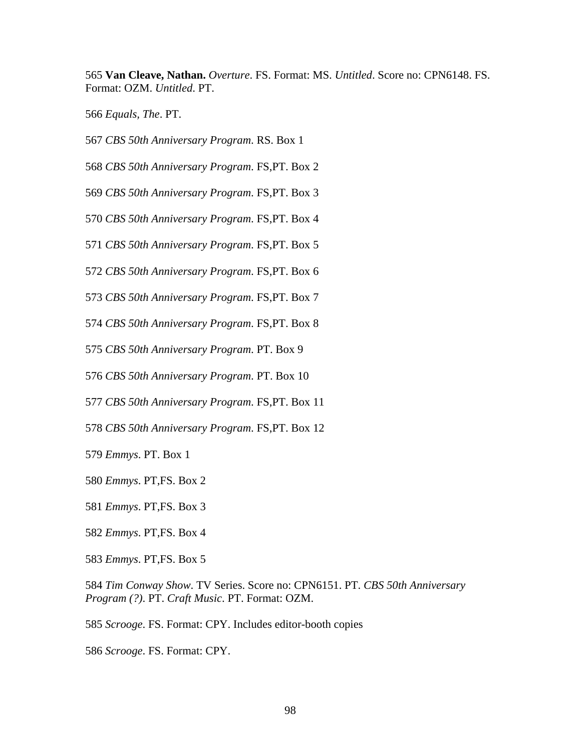565 **Van Cleave, Nathan.** *Overture*. FS. Format: MS. *Untitled*. Score no: CPN6148. FS. Format: OZM. *Untitled*. PT.

566 *Equals, The*. PT.

567 *CBS 50th Anniversary Program*. RS. Box 1

568 *CBS 50th Anniversary Program*. FS,PT. Box 2

569 *CBS 50th Anniversary Program*. FS,PT. Box 3

570 *CBS 50th Anniversary Program*. FS,PT. Box 4

571 *CBS 50th Anniversary Program*. FS,PT. Box 5

572 *CBS 50th Anniversary Program*. FS,PT. Box 6

573 *CBS 50th Anniversary Program*. FS,PT. Box 7

574 *CBS 50th Anniversary Program*. FS,PT. Box 8

575 *CBS 50th Anniversary Program*. PT. Box 9

576 *CBS 50th Anniversary Program*. PT. Box 10

577 *CBS 50th Anniversary Program*. FS,PT. Box 11

578 *CBS 50th Anniversary Program*. FS,PT. Box 12

579 *Emmys*. PT. Box 1

580 *Emmys*. PT,FS. Box 2

581 *Emmys*. PT,FS. Box 3

582 *Emmys*. PT,FS. Box 4

583 *Emmys*. PT,FS. Box 5

584 *Tim Conway Show*. TV Series. Score no: CPN6151. PT. *CBS 50th Anniversary Program (?)*. PT. *Craft Music*. PT. Format: OZM.

585 *Scrooge*. FS. Format: CPY. Includes editor-booth copies

586 *Scrooge*. FS. Format: CPY.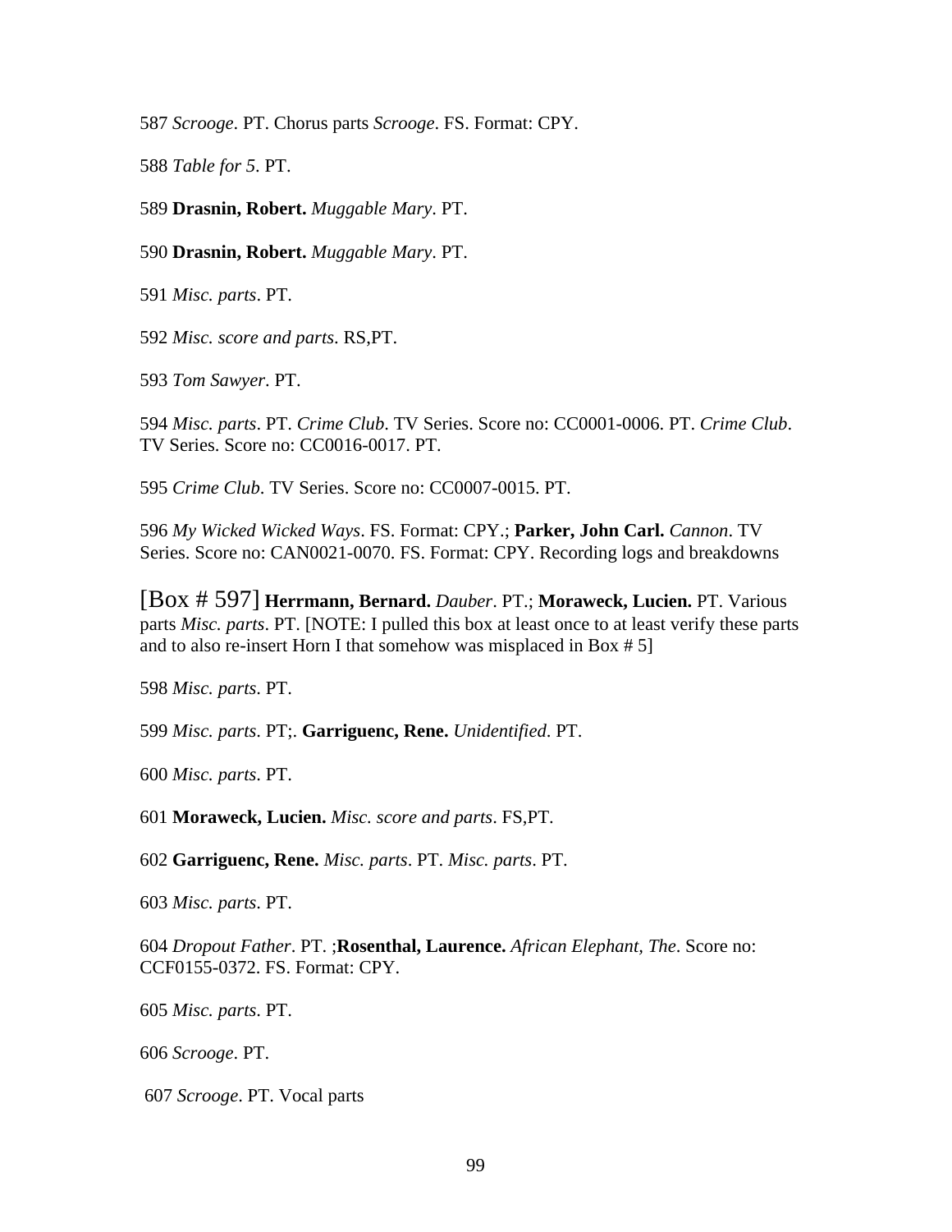587 *Scrooge*. PT. Chorus parts *Scrooge*. FS. Format: CPY.

588 *Table for 5*. PT.

589 **Drasnin, Robert.** *Muggable Mary*. PT.

590 **Drasnin, Robert.** *Muggable Mary*. PT.

591 *Misc. parts*. PT.

592 *Misc. score and parts*. RS,PT.

593 *Tom Sawyer*. PT.

594 *Misc. parts*. PT. *Crime Club*. TV Series. Score no: CC0001-0006. PT. *Crime Club*. TV Series. Score no: CC0016-0017. PT.

595 *Crime Club*. TV Series. Score no: CC0007-0015. PT.

596 *My Wicked Wicked Ways*. FS. Format: CPY.; **Parker, John Carl.** *Cannon*. TV Series. Score no: CAN0021-0070. FS. Format: CPY. Recording logs and breakdowns

[Box # 597] **Herrmann, Bernard.** *Dauber*. PT.; **Moraweck, Lucien.** PT. Various parts *Misc. parts*. PT. [NOTE: I pulled this box at least once to at least verify these parts and to also re-insert Horn I that somehow was misplaced in Box # 5]

598 *Misc. parts*. PT.

599 *Misc. parts*. PT;. **Garriguenc, Rene.** *Unidentified*. PT.

600 *Misc. parts*. PT.

601 **Moraweck, Lucien.** *Misc. score and parts*. FS,PT.

602 **Garriguenc, Rene.** *Misc. parts*. PT. *Misc. parts*. PT.

603 *Misc. parts*. PT.

604 *Dropout Father*. PT. ;**Rosenthal, Laurence.** *African Elephant, The*. Score no: CCF0155-0372. FS. Format: CPY.

605 *Misc. parts*. PT.

606 *Scrooge*. PT.

607 *Scrooge*. PT. Vocal parts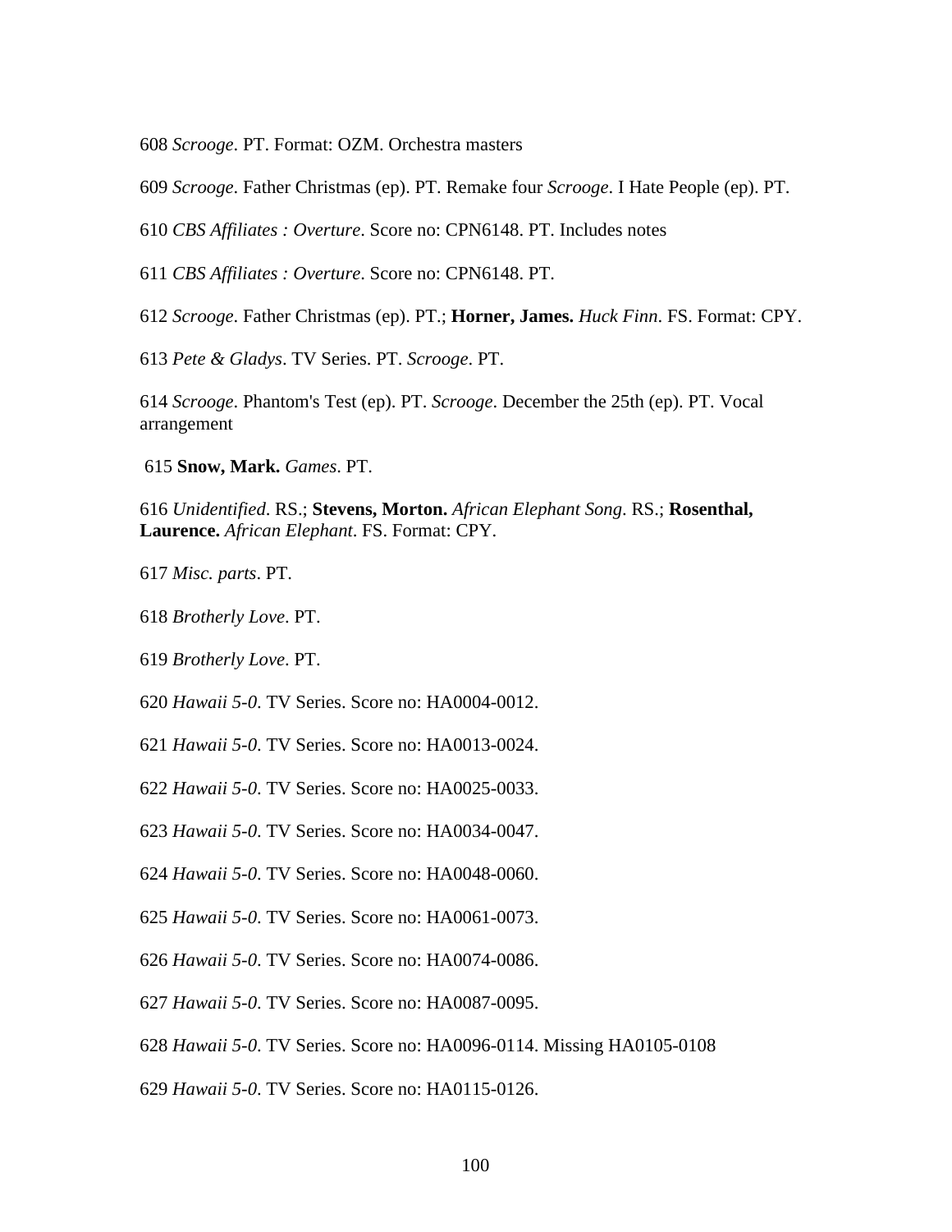608 *Scrooge*. PT. Format: OZM. Orchestra masters

609 *Scrooge*. Father Christmas (ep). PT. Remake four *Scrooge*. I Hate People (ep). PT.

610 *CBS Affiliates : Overture*. Score no: CPN6148. PT. Includes notes

611 *CBS Affiliates : Overture*. Score no: CPN6148. PT.

612 *Scrooge*. Father Christmas (ep). PT.; **Horner, James.** *Huck Finn*. FS. Format: CPY.

613 *Pete & Gladys*. TV Series. PT. *Scrooge*. PT.

614 *Scrooge*. Phantom's Test (ep). PT. *Scrooge*. December the 25th (ep). PT. Vocal arrangement

615 **Snow, Mark.** *Games*. PT.

616 *Unidentified*. RS.; **Stevens, Morton.** *African Elephant Song*. RS.; **Rosenthal, Laurence.** *African Elephant*. FS. Format: CPY.

617 *Misc. parts*. PT.

618 *Brotherly Love*. PT.

619 *Brotherly Love*. PT.

620 *Hawaii 5-0*. TV Series. Score no: HA0004-0012.

621 *Hawaii 5-0*. TV Series. Score no: HA0013-0024.

622 *Hawaii 5-0*. TV Series. Score no: HA0025-0033.

623 *Hawaii 5-0*. TV Series. Score no: HA0034-0047.

624 *Hawaii 5-0*. TV Series. Score no: HA0048-0060.

625 *Hawaii 5-0*. TV Series. Score no: HA0061-0073.

626 *Hawaii 5-0*. TV Series. Score no: HA0074-0086.

627 *Hawaii 5-0*. TV Series. Score no: HA0087-0095.

628 *Hawaii 5-0*. TV Series. Score no: HA0096-0114. Missing HA0105-0108

629 *Hawaii 5-0*. TV Series. Score no: HA0115-0126.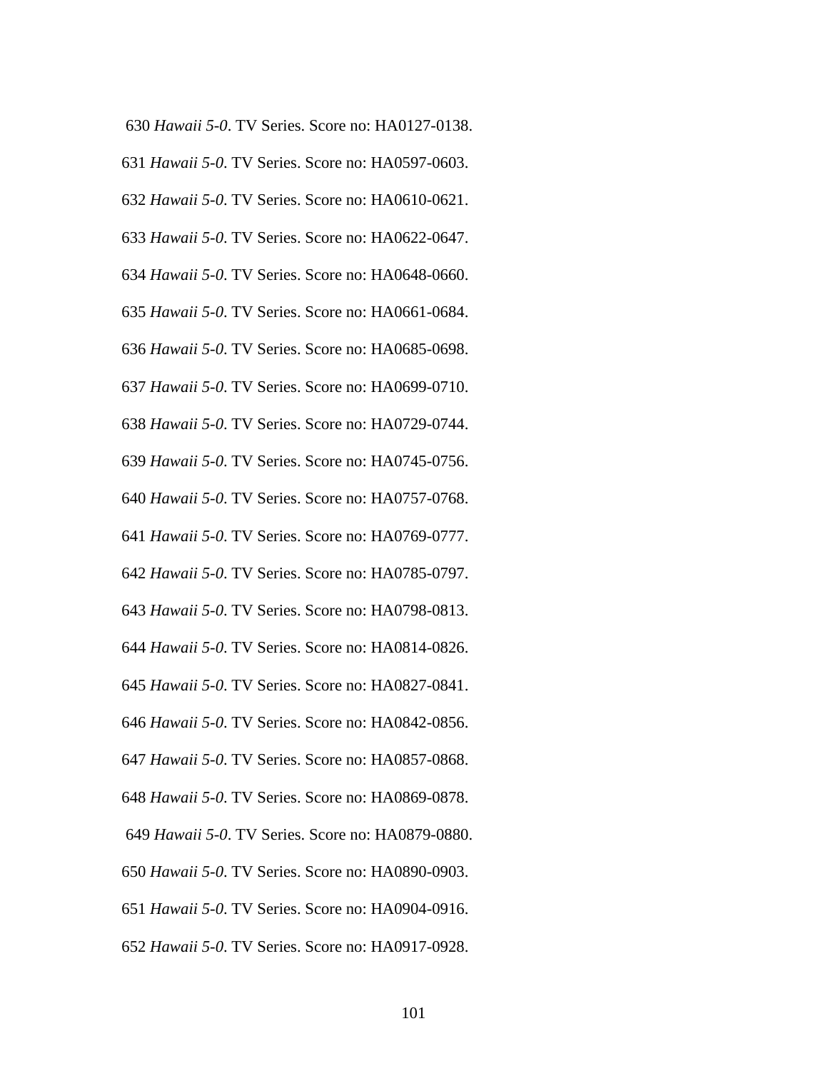630 *Hawaii 5-0*. TV Series. Score no: HA0127-0138.

631 *Hawaii 5-0*. TV Series. Score no: HA0597-0603.

632 *Hawaii 5-0*. TV Series. Score no: HA0610-0621.

633 *Hawaii 5-0*. TV Series. Score no: HA0622-0647.

634 *Hawaii 5-0*. TV Series. Score no: HA0648-0660.

635 *Hawaii 5-0*. TV Series. Score no: HA0661-0684.

636 *Hawaii 5-0*. TV Series. Score no: HA0685-0698.

637 *Hawaii 5-0*. TV Series. Score no: HA0699-0710.

638 *Hawaii 5-0*. TV Series. Score no: HA0729-0744.

639 *Hawaii 5-0*. TV Series. Score no: HA0745-0756.

640 *Hawaii 5-0*. TV Series. Score no: HA0757-0768.

641 *Hawaii 5-0*. TV Series. Score no: HA0769-0777.

642 *Hawaii 5-0*. TV Series. Score no: HA0785-0797.

643 *Hawaii 5-0*. TV Series. Score no: HA0798-0813.

644 *Hawaii 5-0*. TV Series. Score no: HA0814-0826.

645 *Hawaii 5-0*. TV Series. Score no: HA0827-0841.

646 *Hawaii 5-0*. TV Series. Score no: HA0842-0856.

647 *Hawaii 5-0*. TV Series. Score no: HA0857-0868.

648 *Hawaii 5-0*. TV Series. Score no: HA0869-0878.

649 *Hawaii 5-0*. TV Series. Score no: HA0879-0880.

650 *Hawaii 5-0*. TV Series. Score no: HA0890-0903.

651 *Hawaii 5-0*. TV Series. Score no: HA0904-0916.

652 *Hawaii 5-0*. TV Series. Score no: HA0917-0928.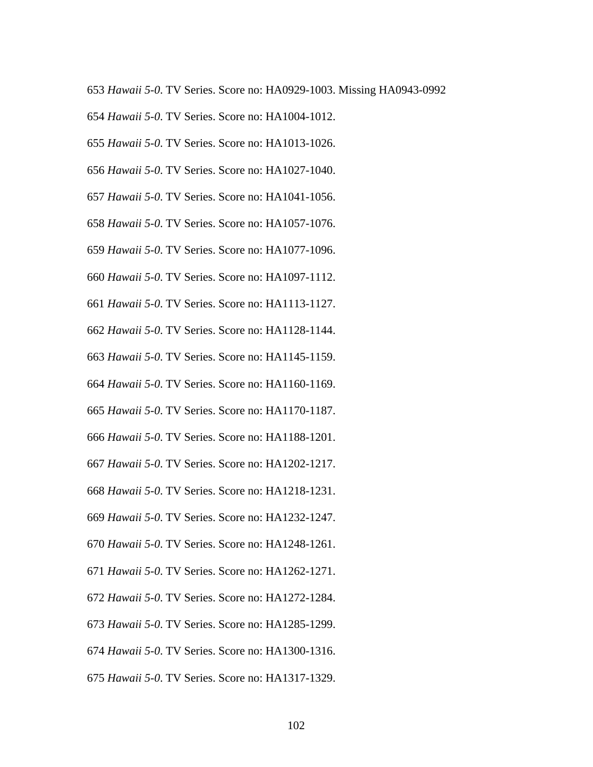653 *Hawaii 5-0*. TV Series. Score no: HA0929-1003. Missing HA0943-0992

654 *Hawaii 5-0*. TV Series. Score no: HA1004-1012.

655 *Hawaii 5-0*. TV Series. Score no: HA1013-1026.

656 *Hawaii 5-0*. TV Series. Score no: HA1027-1040.

657 *Hawaii 5-0*. TV Series. Score no: HA1041-1056.

658 *Hawaii 5-0*. TV Series. Score no: HA1057-1076.

659 *Hawaii 5-0*. TV Series. Score no: HA1077-1096.

660 *Hawaii 5-0*. TV Series. Score no: HA1097-1112.

661 *Hawaii 5-0*. TV Series. Score no: HA1113-1127.

662 *Hawaii 5-0*. TV Series. Score no: HA1128-1144.

663 *Hawaii 5-0*. TV Series. Score no: HA1145-1159.

664 *Hawaii 5-0*. TV Series. Score no: HA1160-1169.

665 *Hawaii 5-0*. TV Series. Score no: HA1170-1187.

666 *Hawaii 5-0*. TV Series. Score no: HA1188-1201.

667 *Hawaii 5-0*. TV Series. Score no: HA1202-1217.

668 *Hawaii 5-0*. TV Series. Score no: HA1218-1231.

669 *Hawaii 5-0*. TV Series. Score no: HA1232-1247.

670 *Hawaii 5-0*. TV Series. Score no: HA1248-1261.

671 *Hawaii 5-0*. TV Series. Score no: HA1262-1271.

672 *Hawaii 5-0*. TV Series. Score no: HA1272-1284.

673 *Hawaii 5-0*. TV Series. Score no: HA1285-1299.

674 *Hawaii 5-0*. TV Series. Score no: HA1300-1316.

675 *Hawaii 5-0*. TV Series. Score no: HA1317-1329.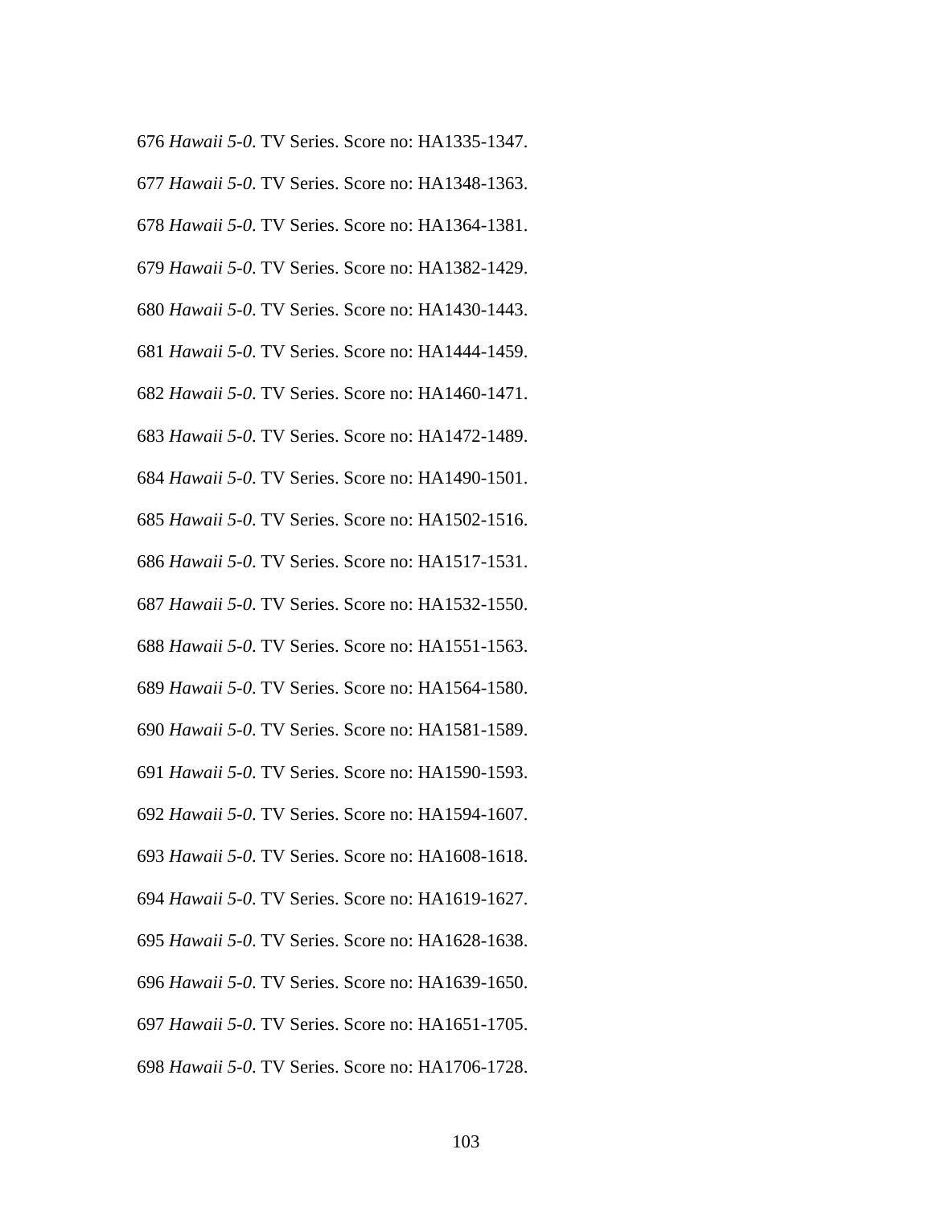676 *Hawaii 5-0*. TV Series. Score no: HA1335-1347.

677 *Hawaii 5-0*. TV Series. Score no: HA1348-1363.

678 *Hawaii 5-0*. TV Series. Score no: HA1364-1381.

679 *Hawaii 5-0*. TV Series. Score no: HA1382-1429.

680 *Hawaii 5-0*. TV Series. Score no: HA1430-1443.

681 *Hawaii 5-0*. TV Series. Score no: HA1444-1459.

682 *Hawaii 5-0*. TV Series. Score no: HA1460-1471.

683 *Hawaii 5-0*. TV Series. Score no: HA1472-1489.

684 *Hawaii 5-0*. TV Series. Score no: HA1490-1501.

685 *Hawaii 5-0*. TV Series. Score no: HA1502-1516.

686 *Hawaii 5-0*. TV Series. Score no: HA1517-1531.

687 *Hawaii 5-0*. TV Series. Score no: HA1532-1550.

688 *Hawaii 5-0*. TV Series. Score no: HA1551-1563.

689 *Hawaii 5-0*. TV Series. Score no: HA1564-1580.

690 *Hawaii 5-0*. TV Series. Score no: HA1581-1589.

691 *Hawaii 5-0*. TV Series. Score no: HA1590-1593.

692 *Hawaii 5-0*. TV Series. Score no: HA1594-1607.

693 *Hawaii 5-0*. TV Series. Score no: HA1608-1618.

694 *Hawaii 5-0*. TV Series. Score no: HA1619-1627.

695 *Hawaii 5-0*. TV Series. Score no: HA1628-1638.

696 *Hawaii 5-0*. TV Series. Score no: HA1639-1650.

697 *Hawaii 5-0*. TV Series. Score no: HA1651-1705.

698 *Hawaii 5-0*. TV Series. Score no: HA1706-1728.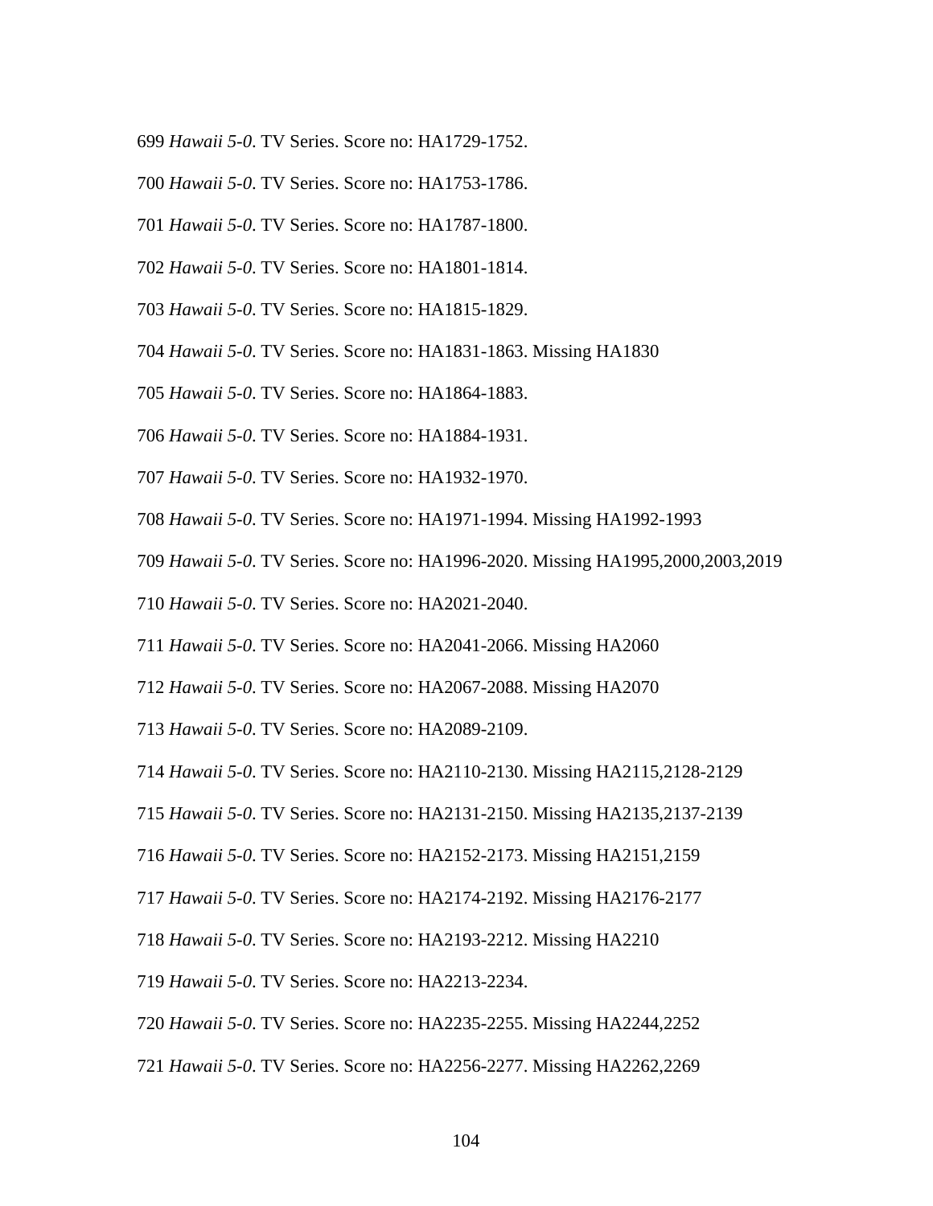699 *Hawaii 5-0*. TV Series. Score no: HA1729-1752.

700 *Hawaii 5-0*. TV Series. Score no: HA1753-1786.

701 *Hawaii 5-0*. TV Series. Score no: HA1787-1800.

702 *Hawaii 5-0*. TV Series. Score no: HA1801-1814.

703 *Hawaii 5-0*. TV Series. Score no: HA1815-1829.

704 *Hawaii 5-0*. TV Series. Score no: HA1831-1863. Missing HA1830

705 *Hawaii 5-0*. TV Series. Score no: HA1864-1883.

706 *Hawaii 5-0*. TV Series. Score no: HA1884-1931.

707 *Hawaii 5-0*. TV Series. Score no: HA1932-1970.

708 *Hawaii 5-0*. TV Series. Score no: HA1971-1994. Missing HA1992-1993

709 *Hawaii 5-0*. TV Series. Score no: HA1996-2020. Missing HA1995,2000,2003,2019

710 *Hawaii 5-0*. TV Series. Score no: HA2021-2040.

711 *Hawaii 5-0*. TV Series. Score no: HA2041-2066. Missing HA2060

712 *Hawaii 5-0*. TV Series. Score no: HA2067-2088. Missing HA2070

713 *Hawaii 5-0*. TV Series. Score no: HA2089-2109.

714 *Hawaii 5-0*. TV Series. Score no: HA2110-2130. Missing HA2115,2128-2129

715 *Hawaii 5-0*. TV Series. Score no: HA2131-2150. Missing HA2135,2137-2139

716 *Hawaii 5-0*. TV Series. Score no: HA2152-2173. Missing HA2151,2159

717 *Hawaii 5-0*. TV Series. Score no: HA2174-2192. Missing HA2176-2177

718 *Hawaii 5-0*. TV Series. Score no: HA2193-2212. Missing HA2210

719 *Hawaii 5-0*. TV Series. Score no: HA2213-2234.

720 *Hawaii 5-0*. TV Series. Score no: HA2235-2255. Missing HA2244,2252

721 *Hawaii 5-0*. TV Series. Score no: HA2256-2277. Missing HA2262,2269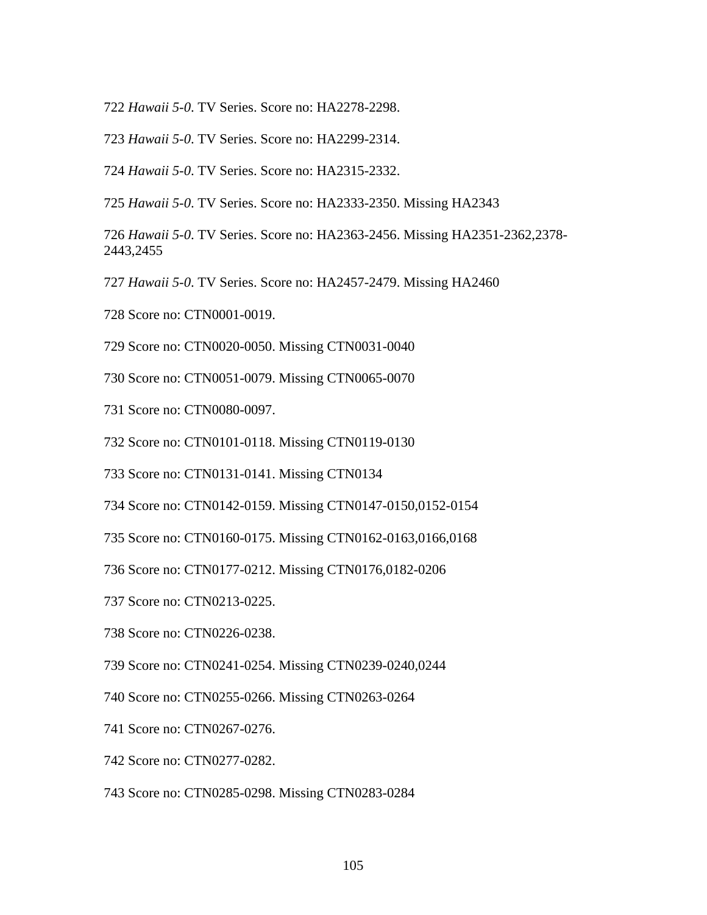722 *Hawaii 5-0*. TV Series. Score no: HA2278-2298.

723 *Hawaii 5-0*. TV Series. Score no: HA2299-2314.

724 *Hawaii 5-0*. TV Series. Score no: HA2315-2332.

725 *Hawaii 5-0*. TV Series. Score no: HA2333-2350. Missing HA2343

726 *Hawaii 5-0*. TV Series. Score no: HA2363-2456. Missing HA2351-2362,2378-2443,2455

727 *Hawaii 5-0*. TV Series. Score no: HA2457-2479. Missing HA2460

728 Score no: CTN0001-0019.

729 Score no: CTN0020-0050. Missing CTN0031-0040

730 Score no: CTN0051-0079. Missing CTN0065-0070

731 Score no: CTN0080-0097.

732 Score no: CTN0101-0118. Missing CTN0119-0130

733 Score no: CTN0131-0141. Missing CTN0134

734 Score no: CTN0142-0159. Missing CTN0147-0150,0152-0154

735 Score no: CTN0160-0175. Missing CTN0162-0163,0166,0168

736 Score no: CTN0177-0212. Missing CTN0176,0182-0206

737 Score no: CTN0213-0225.

738 Score no: CTN0226-0238.

739 Score no: CTN0241-0254. Missing CTN0239-0240,0244

740 Score no: CTN0255-0266. Missing CTN0263-0264

741 Score no: CTN0267-0276.

742 Score no: CTN0277-0282.

743 Score no: CTN0285-0298. Missing CTN0283-0284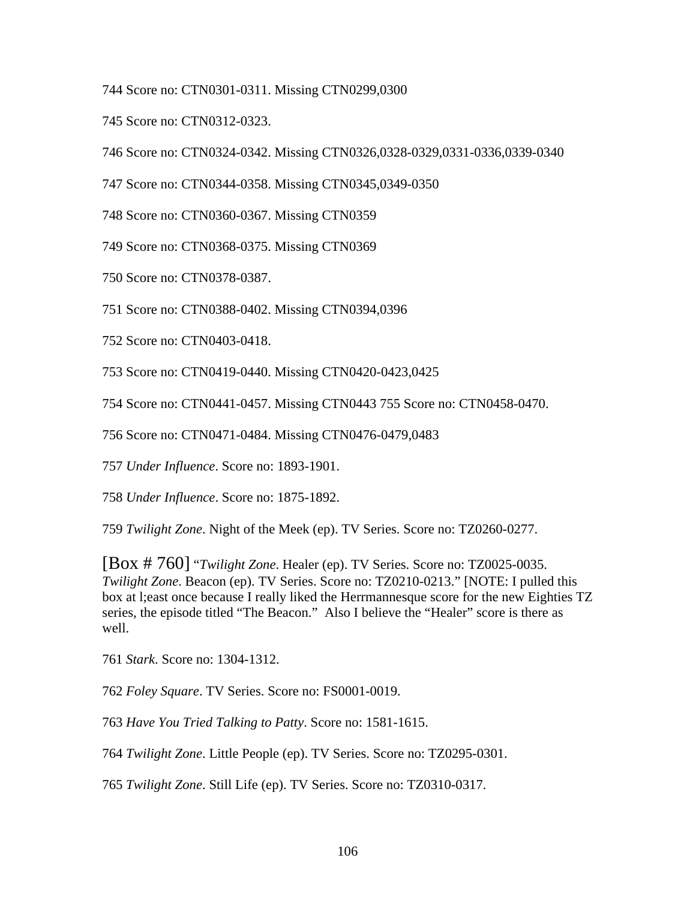744 Score no: CTN0301-0311. Missing CTN0299,0300

745 Score no: CTN0312-0323.

746 Score no: CTN0324-0342. Missing CTN0326,0328-0329,0331-0336,0339-0340

747 Score no: CTN0344-0358. Missing CTN0345,0349-0350

748 Score no: CTN0360-0367. Missing CTN0359

749 Score no: CTN0368-0375. Missing CTN0369

750 Score no: CTN0378-0387.

751 Score no: CTN0388-0402. Missing CTN0394,0396

752 Score no: CTN0403-0418.

753 Score no: CTN0419-0440. Missing CTN0420-0423,0425

754 Score no: CTN0441-0457. Missing CTN0443 755 Score no: CTN0458-0470.

756 Score no: CTN0471-0484. Missing CTN0476-0479,0483

757 *Under Influence*. Score no: 1893-1901.

758 *Under Influence*. Score no: 1875-1892.

759 *Twilight Zone*. Night of the Meek (ep). TV Series. Score no: TZ0260-0277.

[Box # 760] "*Twilight Zone*. Healer (ep). TV Series. Score no: TZ0025-0035. *Twilight Zone*. Beacon (ep). TV Series. Score no: TZ0210-0213." [NOTE: I pulled this box at l;east once because I really liked the Herrmannesque score for the new Eighties TZ series, the episode titled "The Beacon." Also I believe the "Healer" score is there as well.

761 *Stark*. Score no: 1304-1312.

762 *Foley Square*. TV Series. Score no: FS0001-0019.

763 *Have You Tried Talking to Patty*. Score no: 1581-1615.

764 *Twilight Zone*. Little People (ep). TV Series. Score no: TZ0295-0301.

765 *Twilight Zone*. Still Life (ep). TV Series. Score no: TZ0310-0317.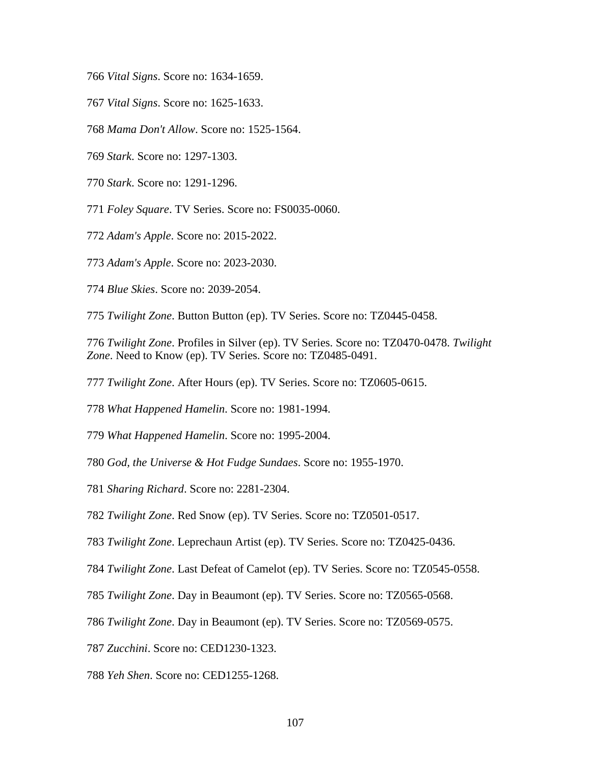766 *Vital Signs*. Score no: 1634-1659.

767 *Vital Signs*. Score no: 1625-1633.

768 *Mama Don't Allow*. Score no: 1525-1564.

769 *Stark*. Score no: 1297-1303.

770 *Stark*. Score no: 1291-1296.

771 *Foley Square*. TV Series. Score no: FS0035-0060.

772 *Adam's Apple*. Score no: 2015-2022.

773 *Adam's Apple*. Score no: 2023-2030.

774 *Blue Skies*. Score no: 2039-2054.

775 *Twilight Zone*. Button Button (ep). TV Series. Score no: TZ0445-0458.

776 *Twilight Zone*. Profiles in Silver (ep). TV Series. Score no: TZ0470-0478. *Twilight Zone*. Need to Know (ep). TV Series. Score no: TZ0485-0491.

777 *Twilight Zone*. After Hours (ep). TV Series. Score no: TZ0605-0615.

778 *What Happened Hamelin*. Score no: 1981-1994.

779 *What Happened Hamelin*. Score no: 1995-2004.

780 *God, the Universe & Hot Fudge Sundaes*. Score no: 1955-1970.

781 *Sharing Richard*. Score no: 2281-2304.

782 *Twilight Zone*. Red Snow (ep). TV Series. Score no: TZ0501-0517.

783 *Twilight Zone*. Leprechaun Artist (ep). TV Series. Score no: TZ0425-0436.

784 *Twilight Zone*. Last Defeat of Camelot (ep). TV Series. Score no: TZ0545-0558.

785 *Twilight Zone*. Day in Beaumont (ep). TV Series. Score no: TZ0565-0568.

786 *Twilight Zone*. Day in Beaumont (ep). TV Series. Score no: TZ0569-0575.

787 *Zucchini*. Score no: CED1230-1323.

788 *Yeh Shen*. Score no: CED1255-1268.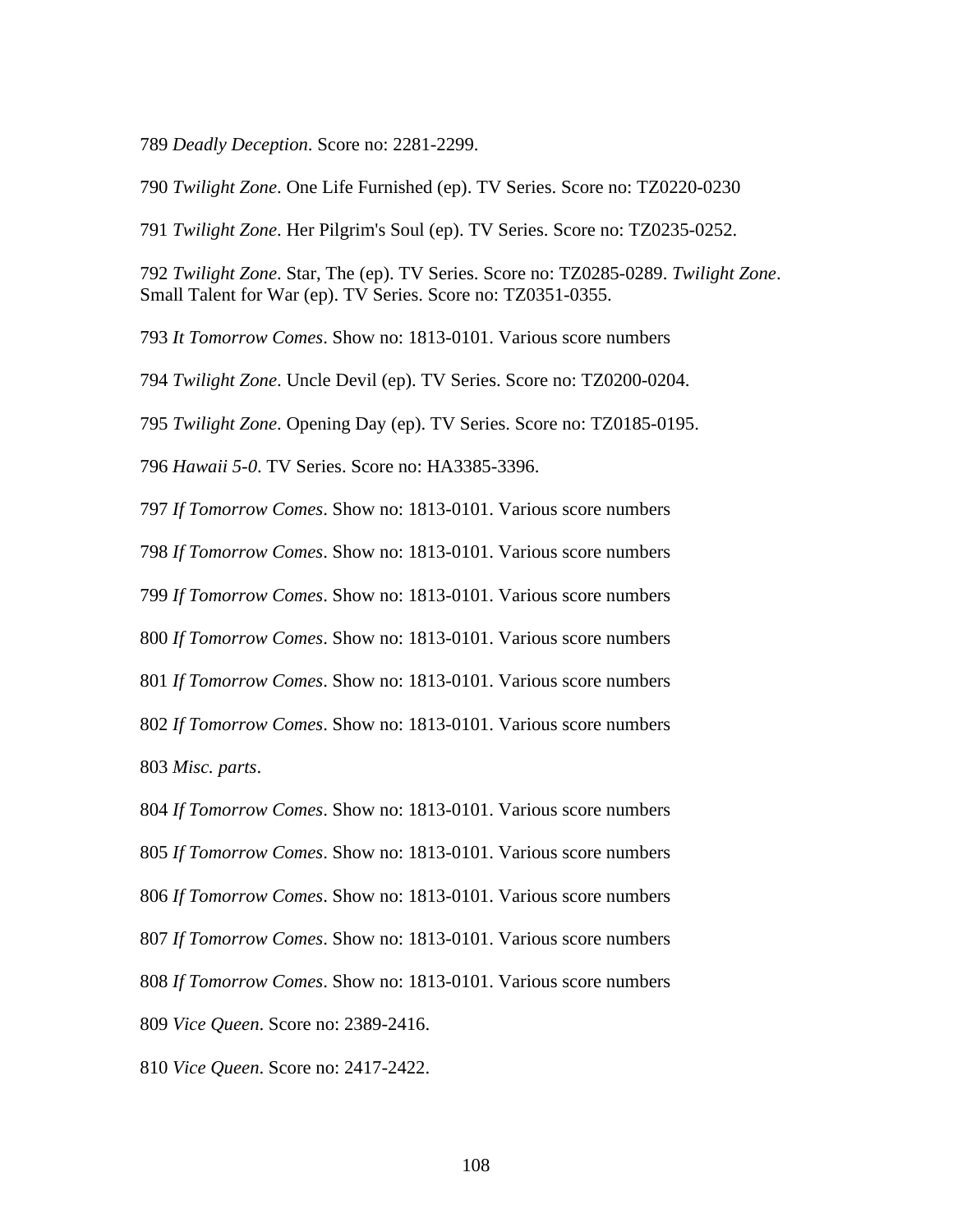789 *Deadly Deception*. Score no: 2281-2299.

790 *Twilight Zone*. One Life Furnished (ep). TV Series. Score no: TZ0220-0230

791 *Twilight Zone*. Her Pilgrim's Soul (ep). TV Series. Score no: TZ0235-0252.

792 *Twilight Zone*. Star, The (ep). TV Series. Score no: TZ0285-0289. *Twilight Zone*. Small Talent for War (ep). TV Series. Score no: TZ0351-0355.

793 *It Tomorrow Comes*. Show no: 1813-0101. Various score numbers

794 *Twilight Zone*. Uncle Devil (ep). TV Series. Score no: TZ0200-0204.

795 *Twilight Zone*. Opening Day (ep). TV Series. Score no: TZ0185-0195.

796 *Hawaii 5-0*. TV Series. Score no: HA3385-3396.

797 *If Tomorrow Comes*. Show no: 1813-0101. Various score numbers

798 *If Tomorrow Comes*. Show no: 1813-0101. Various score numbers

799 *If Tomorrow Comes*. Show no: 1813-0101. Various score numbers

800 *If Tomorrow Comes*. Show no: 1813-0101. Various score numbers

801 *If Tomorrow Comes*. Show no: 1813-0101. Various score numbers

802 *If Tomorrow Comes*. Show no: 1813-0101. Various score numbers

803 *Misc. parts*.

804 *If Tomorrow Comes*. Show no: 1813-0101. Various score numbers

805 *If Tomorrow Comes*. Show no: 1813-0101. Various score numbers

806 *If Tomorrow Comes*. Show no: 1813-0101. Various score numbers

807 *If Tomorrow Comes*. Show no: 1813-0101. Various score numbers

808 *If Tomorrow Comes*. Show no: 1813-0101. Various score numbers

809 *Vice Queen*. Score no: 2389-2416.

810 *Vice Queen*. Score no: 2417-2422.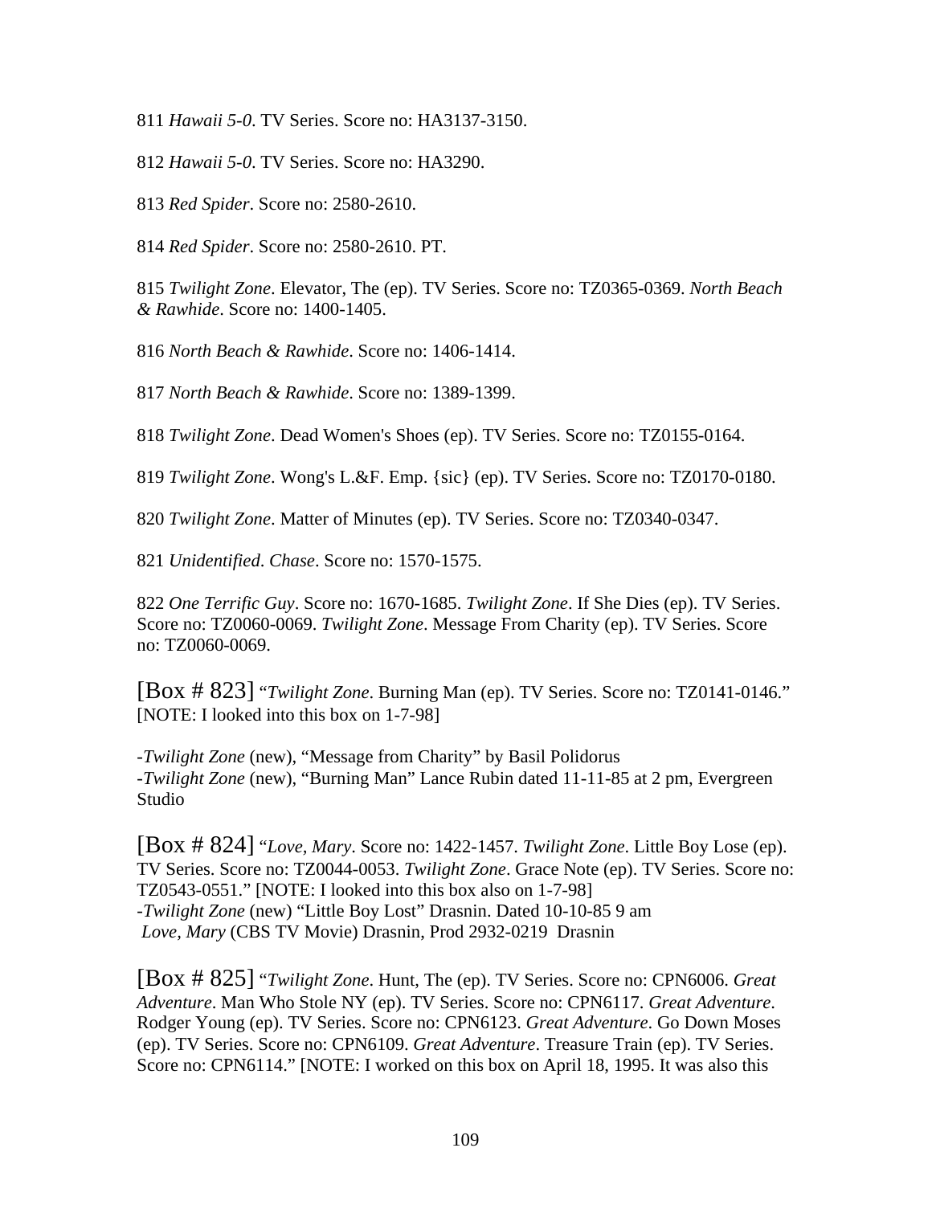811 *Hawaii 5-0*. TV Series. Score no: HA3137-3150.

812 *Hawaii 5-0*. TV Series. Score no: HA3290.

813 *Red Spider*. Score no: 2580-2610.

814 *Red Spider*. Score no: 2580-2610. PT.

815 *Twilight Zone*. Elevator, The (ep). TV Series. Score no: TZ0365-0369. *North Beach & Rawhide*. Score no: 1400-1405.

816 *North Beach & Rawhide*. Score no: 1406-1414.

817 *North Beach & Rawhide*. Score no: 1389-1399.

818 *Twilight Zone*. Dead Women's Shoes (ep). TV Series. Score no: TZ0155-0164.

819 *Twilight Zone*. Wong's L.&F. Emp. {sic} (ep). TV Series. Score no: TZ0170-0180.

820 *Twilight Zone*. Matter of Minutes (ep). TV Series. Score no: TZ0340-0347.

821 *Unidentified*. *Chase*. Score no: 1570-1575.

822 *One Terrific Guy*. Score no: 1670-1685. *Twilight Zone*. If She Dies (ep). TV Series. Score no: TZ0060-0069. *Twilight Zone*. Message From Charity (ep). TV Series. Score no: TZ0060-0069.

[Box # 823] "*Twilight Zone*. Burning Man (ep). TV Series. Score no: TZ0141-0146." [NOTE: I looked into this box on 1-7-98]

-*Twilight Zone* (new), "Message from Charity" by Basil Polidorus
-*Twilight Zone* (new), "Burning Man" Lance Rubin dated 11-11-85 at 2 pm, Evergreen Studio

[Box # 824] "*Love, Mary*. Score no: 1422-1457. *Twilight Zone*. Little Boy Lose (ep). TV Series. Score no: TZ0044-0053. *Twilight Zone*. Grace Note (ep). TV Series. Score no: TZ0543-0551." [NOTE: I looked into this box also on 1-7-98]
-*Twilight Zone* (new) "Little Boy Lost" Drasnin. Dated 10-10-85 9 am
*Love, Mary* (CBS TV Movie) Drasnin, Prod 2932-0219 Drasnin

[Box # 825] "*Twilight Zone*. Hunt, The (ep). TV Series. Score no: CPN6006. *Great Adventure*. Man Who Stole NY (ep). TV Series. Score no: CPN6117. *Great Adventure*. Rodger Young (ep). TV Series. Score no: CPN6123. *Great Adventure*. Go Down Moses (ep). TV Series. Score no: CPN6109. *Great Adventure*. Treasure Train (ep). TV Series. Score no: CPN6114." [NOTE: I worked on this box on April 18, 1995. It was also this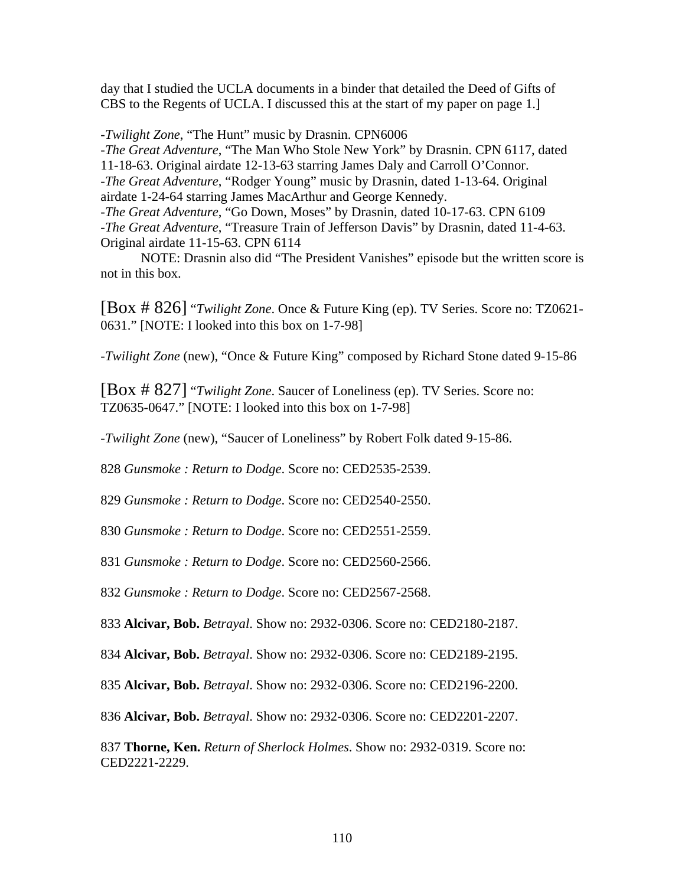day that I studied the UCLA documents in a binder that detailed the Deed of Gifts of CBS to the Regents of UCLA. I discussed this at the start of my paper on page 1.]

-*Twilight Zone*, "The Hunt" music by Drasnin. CPN6006
-*The Great Adventure*, "The Man Who Stole New York" by Drasnin. CPN 6117, dated 11-18-63. Original airdate 12-13-63 starring James Daly and Carroll O'Connor.
-*The Great Adventure*, "Rodger Young" music by Drasnin, dated 1-13-64. Original airdate 1-24-64 starring James MacArthur and George Kennedy.
-*The Great Adventure*, "Go Down, Moses" by Drasnin, dated 10-17-63. CPN 6109
-*The Great Adventure*, "Treasure Train of Jefferson Davis" by Drasnin, dated 11-4-63. Original airdate 11-15-63. CPN 6114

NOTE: Drasnin also did "The President Vanishes" episode but the written score is not in this box.

[Box # 826] "*Twilight Zone*. Once & Future King (ep). TV Series. Score no: TZ0621-0631." [NOTE: I looked into this box on 1-7-98]

-*Twilight Zone* (new), "Once & Future King" composed by Richard Stone dated 9-15-86

[Box # 827] "*Twilight Zone*. Saucer of Loneliness (ep). TV Series. Score no: TZ0635-0647." [NOTE: I looked into this box on 1-7-98]

-*Twilight Zone* (new), "Saucer of Loneliness" by Robert Folk dated 9-15-86.

828 *Gunsmoke : Return to Dodge*. Score no: CED2535-2539.

829 *Gunsmoke : Return to Dodge*. Score no: CED2540-2550.

830 *Gunsmoke : Return to Dodge*. Score no: CED2551-2559.

831 *Gunsmoke : Return to Dodge*. Score no: CED2560-2566.

832 *Gunsmoke : Return to Dodge*. Score no: CED2567-2568.

833 **Alcivar, Bob.** *Betrayal*. Show no: 2932-0306. Score no: CED2180-2187.

834 **Alcivar, Bob.** *Betrayal*. Show no: 2932-0306. Score no: CED2189-2195.

835 **Alcivar, Bob.** *Betrayal*. Show no: 2932-0306. Score no: CED2196-2200.

836 **Alcivar, Bob.** *Betrayal*. Show no: 2932-0306. Score no: CED2201-2207.

837 **Thorne, Ken.** *Return of Sherlock Holmes*. Show no: 2932-0319. Score no: CED2221-2229.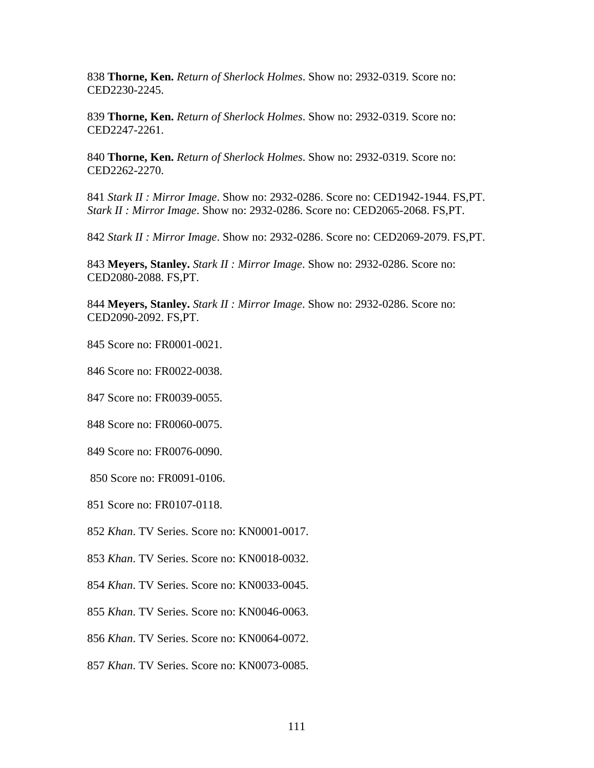838 **Thorne, Ken.** *Return of Sherlock Holmes*. Show no: 2932-0319. Score no: CED2230-2245.

839 **Thorne, Ken.** *Return of Sherlock Holmes*. Show no: 2932-0319. Score no: CED2247-2261.

840 **Thorne, Ken.** *Return of Sherlock Holmes*. Show no: 2932-0319. Score no: CED2262-2270.

841 *Stark II : Mirror Image*. Show no: 2932-0286. Score no: CED1942-1944. FS,PT. *Stark II : Mirror Image*. Show no: 2932-0286. Score no: CED2065-2068. FS,PT.

842 *Stark II : Mirror Image*. Show no: 2932-0286. Score no: CED2069-2079. FS,PT.

843 **Meyers, Stanley.** *Stark II : Mirror Image*. Show no: 2932-0286. Score no: CED2080-2088. FS,PT.

844 **Meyers, Stanley.** *Stark II : Mirror Image*. Show no: 2932-0286. Score no: CED2090-2092. FS,PT.

845 Score no: FR0001-0021.

846 Score no: FR0022-0038.

847 Score no: FR0039-0055.

848 Score no: FR0060-0075.

849 Score no: FR0076-0090.

850 Score no: FR0091-0106.

851 Score no: FR0107-0118.

852 *Khan*. TV Series. Score no: KN0001-0017.

853 *Khan*. TV Series. Score no: KN0018-0032.

854 *Khan*. TV Series. Score no: KN0033-0045.

855 *Khan*. TV Series. Score no: KN0046-0063.

856 *Khan*. TV Series. Score no: KN0064-0072.

857 *Khan*. TV Series. Score no: KN0073-0085.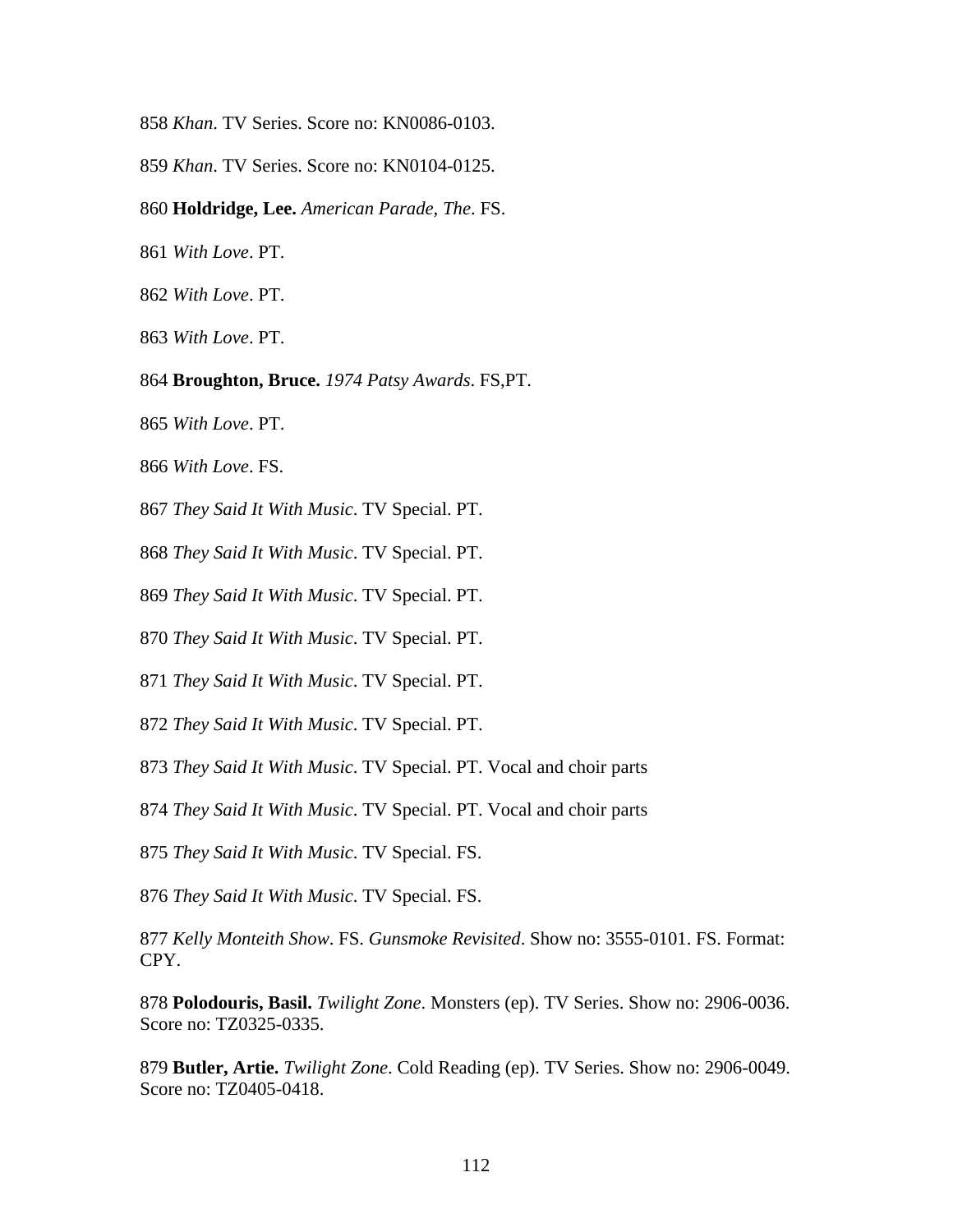858 *Khan*. TV Series. Score no: KN0086-0103.

859 *Khan*. TV Series. Score no: KN0104-0125.

860 **Holdridge, Lee.** *American Parade, The*. FS.

861 *With Love*. PT.

862 *With Love*. PT.

863 *With Love*. PT.

864 **Broughton, Bruce.** *1974 Patsy Awards*. FS,PT.

865 *With Love*. PT.

866 *With Love*. FS.

867 *They Said It With Music*. TV Special. PT.

868 *They Said It With Music*. TV Special. PT.

869 *They Said It With Music*. TV Special. PT.

870 *They Said It With Music*. TV Special. PT.

871 *They Said It With Music*. TV Special. PT.

872 *They Said It With Music*. TV Special. PT.

873 *They Said It With Music*. TV Special. PT. Vocal and choir parts

874 *They Said It With Music*. TV Special. PT. Vocal and choir parts

875 *They Said It With Music*. TV Special. FS.

876 *They Said It With Music*. TV Special. FS.

877 *Kelly Monteith Show*. FS. *Gunsmoke Revisited*. Show no: 3555-0101. FS. Format: CPY.

878 **Polodouris, Basil.** *Twilight Zone*. Monsters (ep). TV Series. Show no: 2906-0036. Score no: TZ0325-0335.

879 **Butler, Artie.** *Twilight Zone*. Cold Reading (ep). TV Series. Show no: 2906-0049. Score no: TZ0405-0418.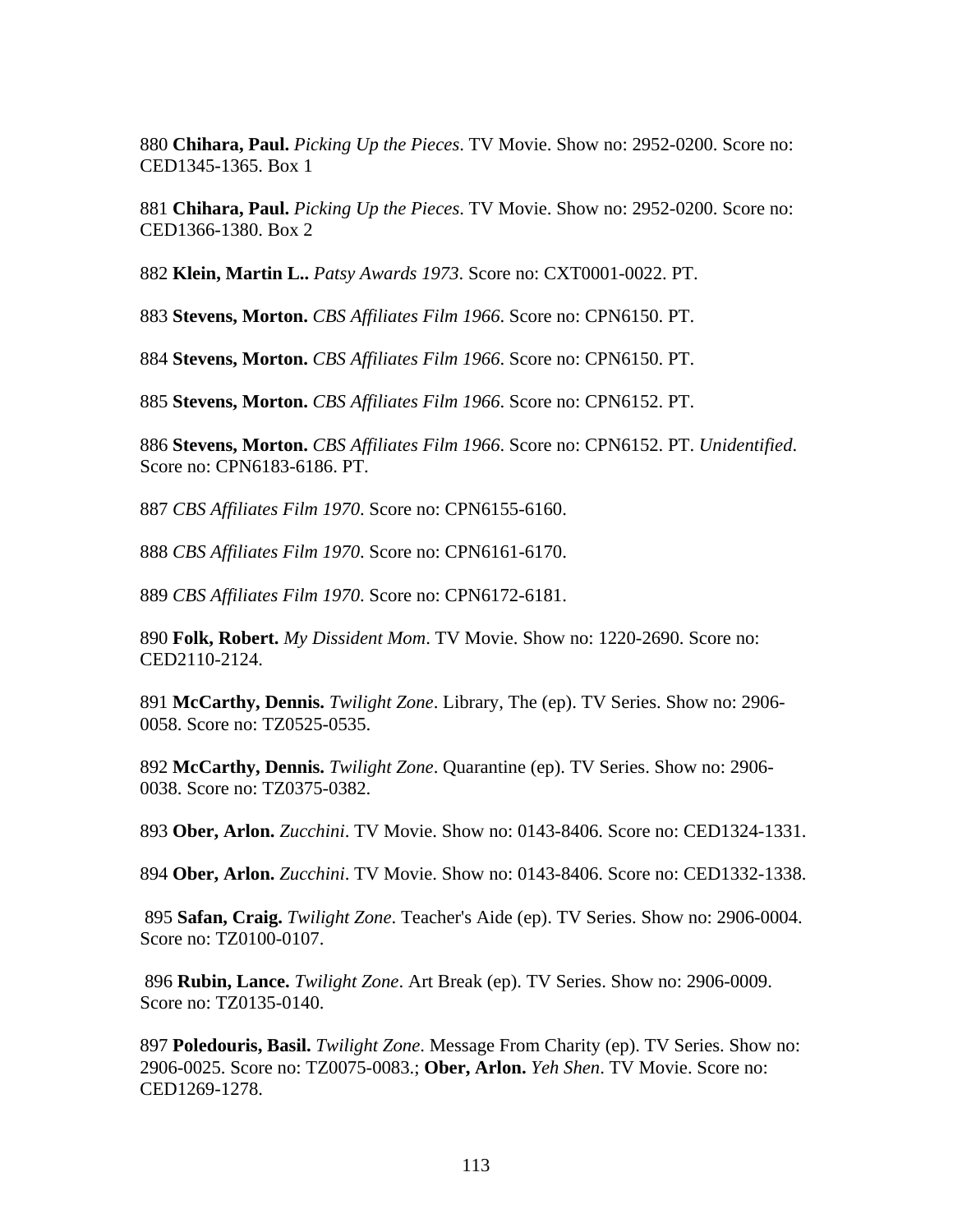880 **Chihara, Paul.** *Picking Up the Pieces*. TV Movie. Show no: 2952-0200. Score no: CED1345-1365. Box 1

881 **Chihara, Paul.** *Picking Up the Pieces*. TV Movie. Show no: 2952-0200. Score no: CED1366-1380. Box 2

882 **Klein, Martin L..** *Patsy Awards 1973*. Score no: CXT0001-0022. PT.

883 **Stevens, Morton.** *CBS Affiliates Film 1966*. Score no: CPN6150. PT.

884 **Stevens, Morton.** *CBS Affiliates Film 1966*. Score no: CPN6150. PT.

885 **Stevens, Morton.** *CBS Affiliates Film 1966*. Score no: CPN6152. PT.

886 **Stevens, Morton.** *CBS Affiliates Film 1966*. Score no: CPN6152. PT. *Unidentified*. Score no: CPN6183-6186. PT.

887 *CBS Affiliates Film 1970*. Score no: CPN6155-6160.

888 *CBS Affiliates Film 1970*. Score no: CPN6161-6170.

889 *CBS Affiliates Film 1970*. Score no: CPN6172-6181.

890 **Folk, Robert.** *My Dissident Mom*. TV Movie. Show no: 1220-2690. Score no: CED2110-2124.

891 **McCarthy, Dennis.** *Twilight Zone*. Library, The (ep). TV Series. Show no: 2906-0058. Score no: TZ0525-0535.

892 **McCarthy, Dennis.** *Twilight Zone*. Quarantine (ep). TV Series. Show no: 2906-0038. Score no: TZ0375-0382.

893 **Ober, Arlon.** *Zucchini*. TV Movie. Show no: 0143-8406. Score no: CED1324-1331.

894 **Ober, Arlon.** *Zucchini*. TV Movie. Show no: 0143-8406. Score no: CED1332-1338.

895 **Safan, Craig.** *Twilight Zone*. Teacher's Aide (ep). TV Series. Show no: 2906-0004. Score no: TZ0100-0107.

896 **Rubin, Lance.** *Twilight Zone*. Art Break (ep). TV Series. Show no: 2906-0009. Score no: TZ0135-0140.

897 **Poledouris, Basil.** *Twilight Zone*. Message From Charity (ep). TV Series. Show no: 2906-0025. Score no: TZ0075-0083.; **Ober, Arlon.** *Yeh Shen*. TV Movie. Score no: CED1269-1278.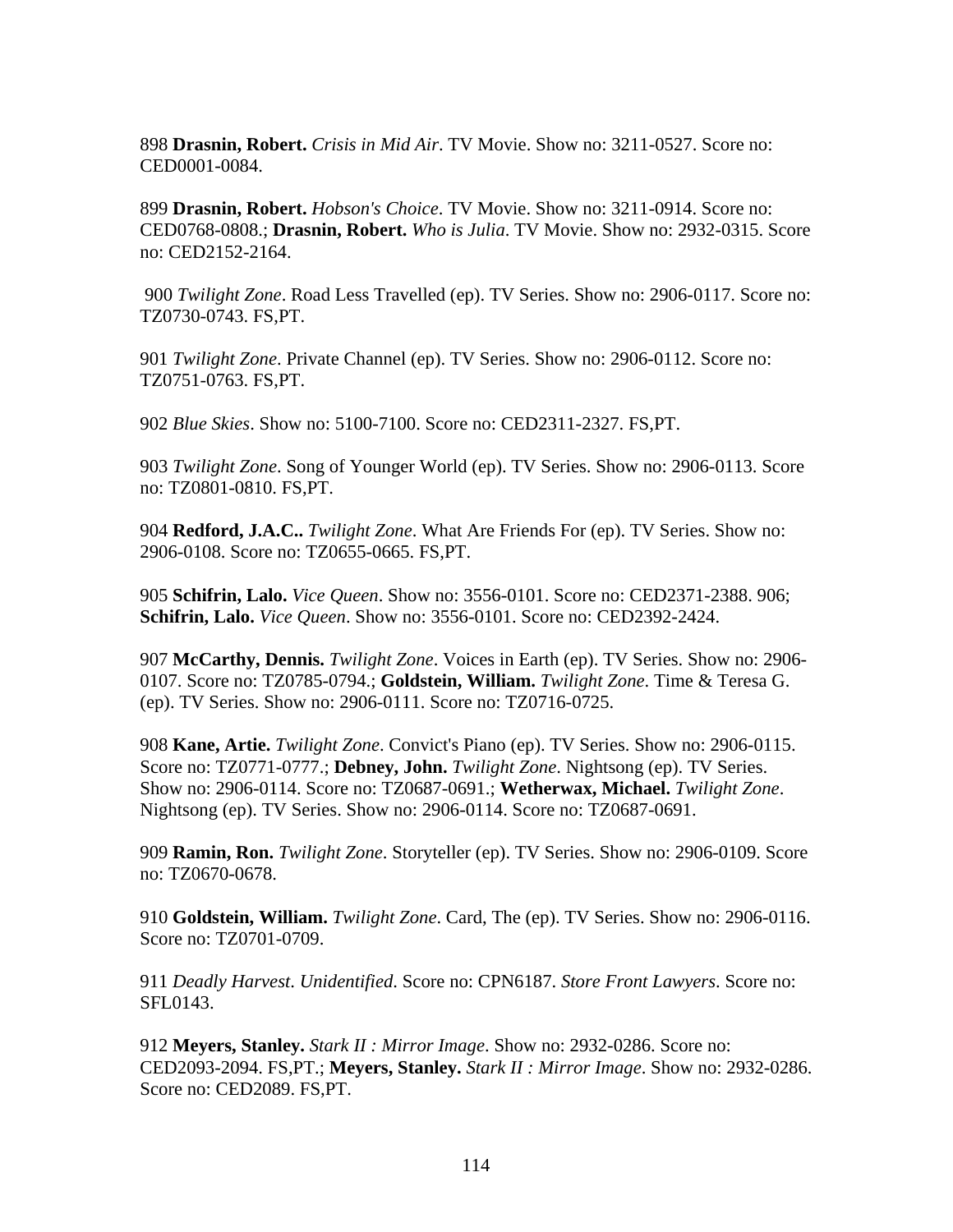898 **Drasnin, Robert.** *Crisis in Mid Air*. TV Movie. Show no: 3211-0527. Score no: CED0001-0084.

899 **Drasnin, Robert.** *Hobson's Choice*. TV Movie. Show no: 3211-0914. Score no: CED0768-0808.; **Drasnin, Robert.** *Who is Julia*. TV Movie. Show no: 2932-0315. Score no: CED2152-2164.

900 *Twilight Zone*. Road Less Travelled (ep). TV Series. Show no: 2906-0117. Score no: TZ0730-0743. FS,PT.

901 *Twilight Zone*. Private Channel (ep). TV Series. Show no: 2906-0112. Score no: TZ0751-0763. FS,PT.

902 *Blue Skies*. Show no: 5100-7100. Score no: CED2311-2327. FS,PT.

903 *Twilight Zone*. Song of Younger World (ep). TV Series. Show no: 2906-0113. Score no: TZ0801-0810. FS,PT.

904 **Redford, J.A.C..** *Twilight Zone*. What Are Friends For (ep). TV Series. Show no: 2906-0108. Score no: TZ0655-0665. FS,PT.

905 **Schifrin, Lalo.** *Vice Queen*. Show no: 3556-0101. Score no: CED2371-2388. 906; **Schifrin, Lalo.** *Vice Queen*. Show no: 3556-0101. Score no: CED2392-2424.

907 **McCarthy, Dennis.** *Twilight Zone*. Voices in Earth (ep). TV Series. Show no: 2906-0107. Score no: TZ0785-0794.; **Goldstein, William.** *Twilight Zone*. Time & Teresa G. (ep). TV Series. Show no: 2906-0111. Score no: TZ0716-0725.

908 **Kane, Artie.** *Twilight Zone*. Convict's Piano (ep). TV Series. Show no: 2906-0115. Score no: TZ0771-0777.; **Debney, John.** *Twilight Zone*. Nightsong (ep). TV Series. Show no: 2906-0114. Score no: TZ0687-0691.; **Wetherwax, Michael.** *Twilight Zone*. Nightsong (ep). TV Series. Show no: 2906-0114. Score no: TZ0687-0691.

909 **Ramin, Ron.** *Twilight Zone*. Storyteller (ep). TV Series. Show no: 2906-0109. Score no: TZ0670-0678.

910 **Goldstein, William.** *Twilight Zone*. Card, The (ep). TV Series. Show no: 2906-0116. Score no: TZ0701-0709.

911 *Deadly Harvest*. *Unidentified*. Score no: CPN6187. *Store Front Lawyers*. Score no: SFL0143.

912 **Meyers, Stanley.** *Stark II : Mirror Image*. Show no: 2932-0286. Score no: CED2093-2094. FS,PT.; **Meyers, Stanley.** *Stark II : Mirror Image*. Show no: 2932-0286. Score no: CED2089. FS,PT.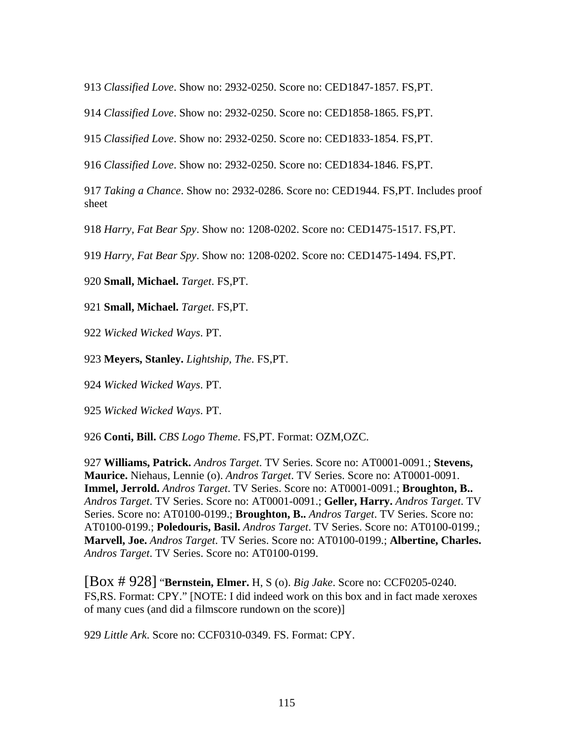913 *Classified Love*. Show no: 2932-0250. Score no: CED1847-1857. FS,PT.

914 *Classified Love*. Show no: 2932-0250. Score no: CED1858-1865. FS,PT.

915 *Classified Love*. Show no: 2932-0250. Score no: CED1833-1854. FS,PT.

916 *Classified Love*. Show no: 2932-0250. Score no: CED1834-1846. FS,PT.

917 *Taking a Chance*. Show no: 2932-0286. Score no: CED1944. FS,PT. Includes proof sheet

918 *Harry, Fat Bear Spy*. Show no: 1208-0202. Score no: CED1475-1517. FS,PT.

919 *Harry, Fat Bear Spy*. Show no: 1208-0202. Score no: CED1475-1494. FS,PT.

920 **Small, Michael.** *Target*. FS,PT.

921 **Small, Michael.** *Target*. FS,PT.

922 *Wicked Wicked Ways*. PT.

923 **Meyers, Stanley.** *Lightship, The*. FS,PT.

924 *Wicked Wicked Ways*. PT.

925 *Wicked Wicked Ways*. PT.

926 **Conti, Bill.** *CBS Logo Theme*. FS,PT. Format: OZM,OZC.

927 **Williams, Patrick.** *Andros Target*. TV Series. Score no: AT0001-0091.; **Stevens, Maurice.** Niehaus, Lennie (o). *Andros Target*. TV Series. Score no: AT0001-0091. **Immel, Jerrold.** *Andros Target*. TV Series. Score no: AT0001-0091.; **Broughton, B..** *Andros Target*. TV Series. Score no: AT0001-0091.; **Geller, Harry.** *Andros Target*. TV Series. Score no: AT0100-0199.; **Broughton, B..** *Andros Target*. TV Series. Score no: AT0100-0199.; **Poledouris, Basil.** *Andros Target*. TV Series. Score no: AT0100-0199.; **Marvell, Joe.** *Andros Target*. TV Series. Score no: AT0100-0199.; **Albertine, Charles.** *Andros Target*. TV Series. Score no: AT0100-0199.

[Box # 928] "**Bernstein, Elmer.** H, S (o). *Big Jake*. Score no: CCF0205-0240. FS,RS. Format: CPY." [NOTE: I did indeed work on this box and in fact made xeroxes of many cues (and did a filmscore rundown on the score)]

929 *Little Ark*. Score no: CCF0310-0349. FS. Format: CPY.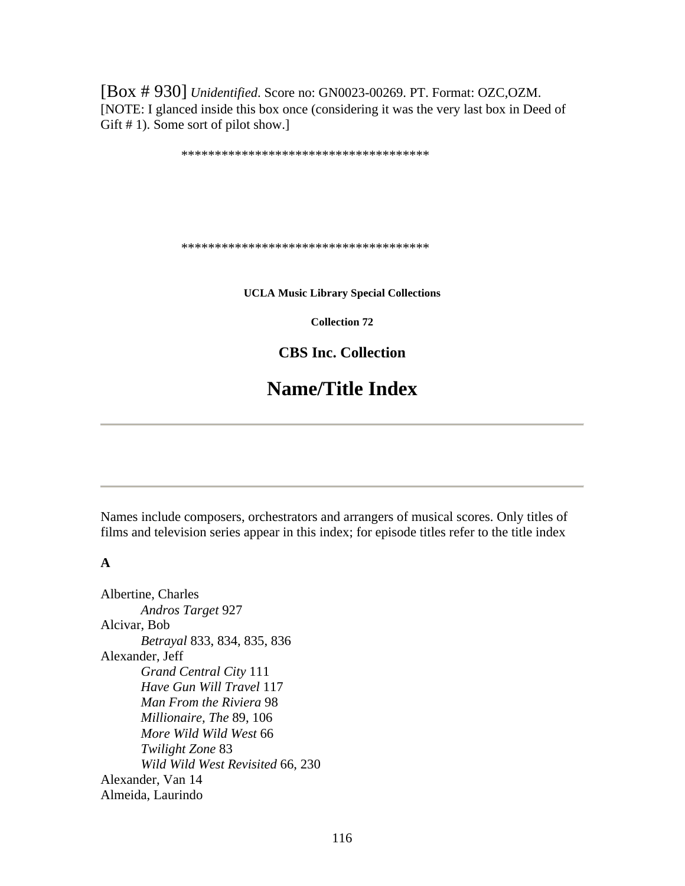[Box # 930] *Unidentified*. Score no: GN0023-00269. PT. Format: OZC,OZM. [NOTE: I glanced inside this box once (considering it was the very last box in Deed of Gift # 1). Some sort of pilot show.]

*************************************

*************************************

**UCLA Music Library Special Collections**

**Collection 72**

### CBS Inc. Collection

## Name/Title Index

---

---

Names include composers, orchestrators and arrangers of musical scores. Only titles of films and television series appear in this index; for episode titles refer to the title index

**A**

Albertine, Charles
&nbsp;&nbsp;&nbsp;&nbsp;*Andros Target* 927
Alcivar, Bob
&nbsp;&nbsp;&nbsp;&nbsp;*Betrayal* 833, 834, 835, 836
Alexander, Jeff
&nbsp;&nbsp;&nbsp;&nbsp;*Grand Central City* 111
&nbsp;&nbsp;&nbsp;&nbsp;*Have Gun Will Travel* 117
&nbsp;&nbsp;&nbsp;&nbsp;*Man From the Riviera* 98
&nbsp;&nbsp;&nbsp;&nbsp;*Millionaire, The* 89, 106
&nbsp;&nbsp;&nbsp;&nbsp;*More Wild Wild West* 66
&nbsp;&nbsp;&nbsp;&nbsp;*Twilight Zone* 83
&nbsp;&nbsp;&nbsp;&nbsp;*Wild Wild West Revisited* 66, 230
Alexander, Van 14
Almeida, Laurindo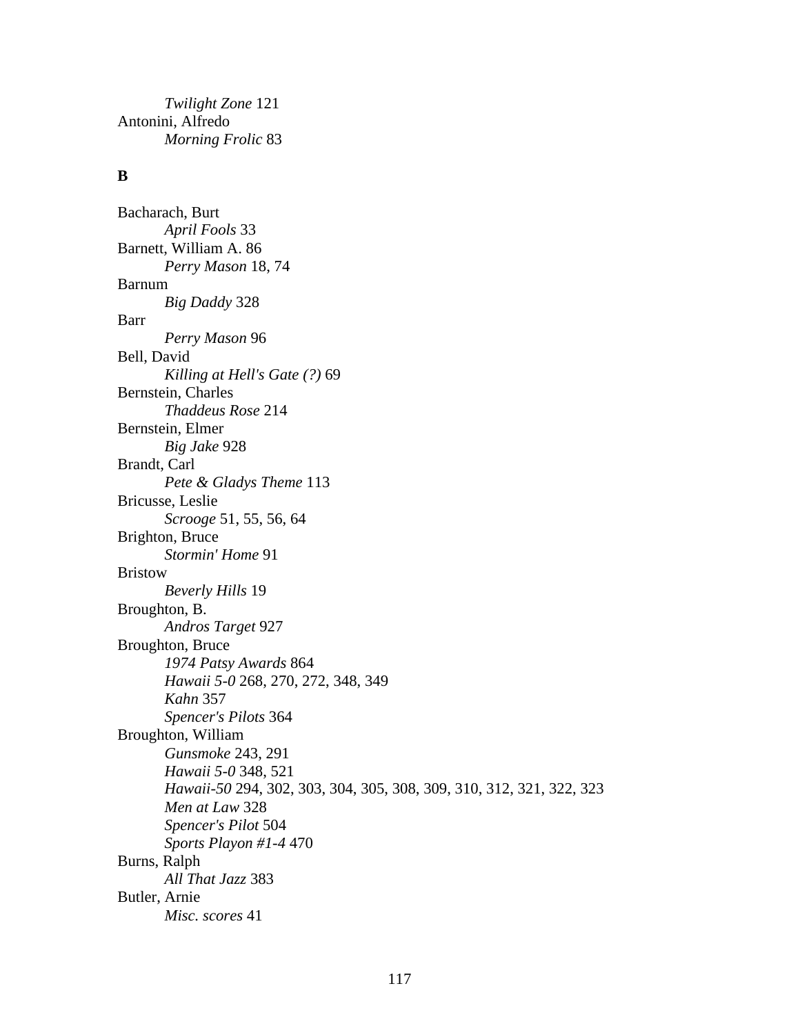*Twilight Zone* 121

Antonini, Alfredo

*Morning Frolic* 83

**B**

Bacharach, Burt

*April Fools* 33

Barnett, William A. 86

*Perry Mason* 18, 74

Barnum

*Big Daddy* 328

Barr

*Perry Mason* 96

Bell, David

*Killing at Hell's Gate (?)* 69

Bernstein, Charles

*Thaddeus Rose* 214

Bernstein, Elmer

*Big Jake* 928

Brandt, Carl

*Pete & Gladys Theme* 113

Bricusse, Leslie

*Scrooge* 51, 55, 56, 64

Brighton, Bruce

*Stormin' Home* 91

Bristow

*Beverly Hills* 19

Broughton, B.

*Andros Target* 927

Broughton, Bruce

*1974 Patsy Awards* 864

*Hawaii 5-0* 268, 270, 272, 348, 349

*Kahn* 357

*Spencer's Pilots* 364

Broughton, William

*Gunsmoke* 243, 291

*Hawaii 5-0* 348, 521

*Hawaii-50* 294, 302, 303, 304, 305, 308, 309, 310, 312, 321, 322, 323

*Men at Law* 328

*Spencer's Pilot* 504

*Sports Playon #1-4* 470

Burns, Ralph

*All That Jazz* 383

Butler, Arnie

*Misc. scores* 41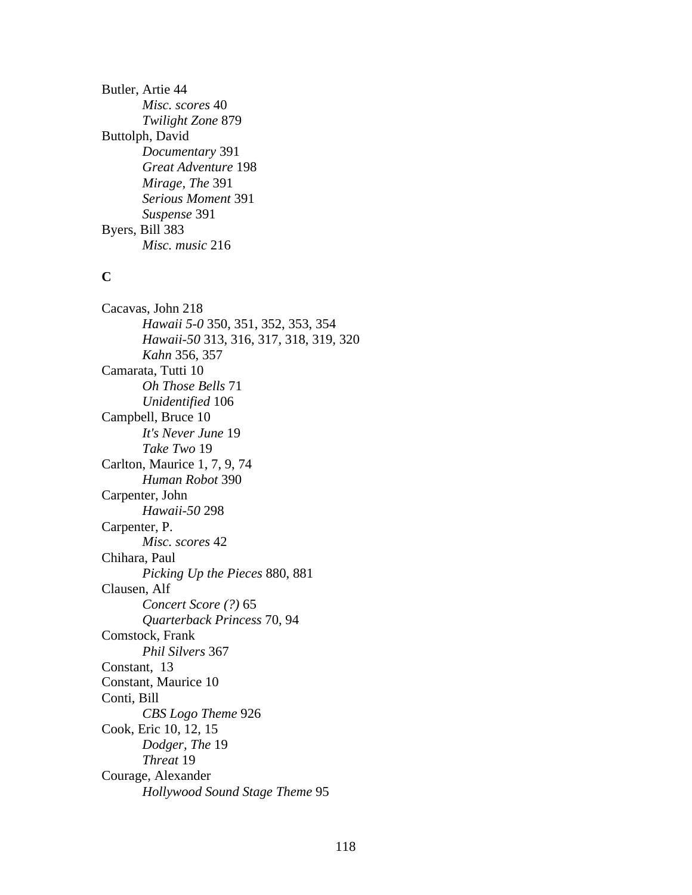Butler, Artie 44
    *Misc. scores* 40
    *Twilight Zone* 879
Buttolph, David
    *Documentary* 391
    *Great Adventure* 198
    *Mirage, The* 391
    *Serious Moment* 391
    *Suspense* 391
Byers, Bill 383
    *Misc. music* 216

**C**

Cacavas, John 218
    *Hawaii 5-0* 350, 351, 352, 353, 354
    *Hawaii-50* 313, 316, 317, 318, 319, 320
    *Kahn* 356, 357
Camarata, Tutti 10
    *Oh Those Bells* 71
    *Unidentified* 106
Campbell, Bruce 10
    *It's Never June* 19
    *Take Two* 19
Carlton, Maurice 1, 7, 9, 74
    *Human Robot* 390
Carpenter, John
    *Hawaii-50* 298
Carpenter, P.
    *Misc. scores* 42
Chihara, Paul
    *Picking Up the Pieces* 880, 881
Clausen, Alf
    *Concert Score (?)* 65
    *Quarterback Princess* 70, 94
Comstock, Frank
    *Phil Silvers* 367
Constant,  13
Constant, Maurice 10
Conti, Bill
    *CBS Logo Theme* 926
Cook, Eric 10, 12, 15
    *Dodger, The* 19
    *Threat* 19
Courage, Alexander
    *Hollywood Sound Stage Theme* 95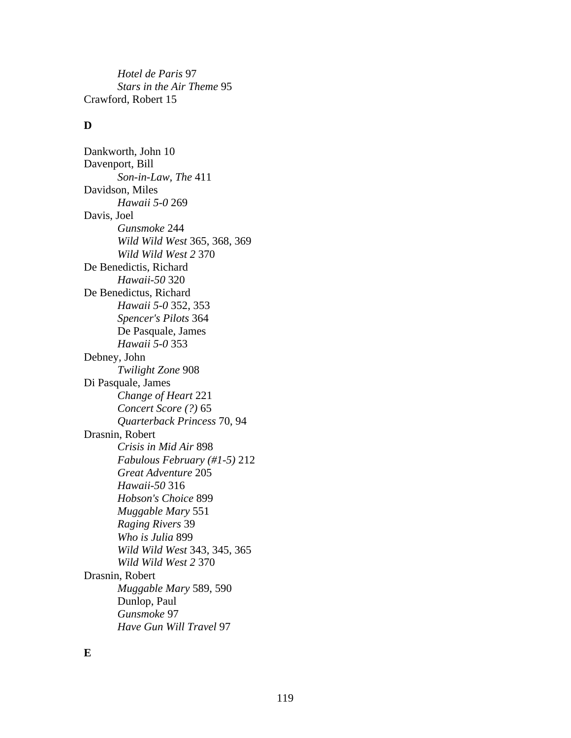*Hotel de Paris* 97
*Stars in the Air Theme* 95
Crawford, Robert 15

**D**

Dankworth, John 10
Davenport, Bill
*Son-in-Law, The* 411
Davidson, Miles
*Hawaii 5-0* 269
Davis, Joel
*Gunsmoke* 244
*Wild Wild West* 365, 368, 369
*Wild Wild West 2* 370
De Benedictis, Richard
*Hawaii-50* 320
De Benedictus, Richard
*Hawaii 5-0* 352, 353
*Spencer's Pilots* 364
De Pasquale, James
*Hawaii 5-0* 353
Debney, John
*Twilight Zone* 908
Di Pasquale, James
*Change of Heart* 221
*Concert Score (?)* 65
*Quarterback Princess* 70, 94
Drasnin, Robert
*Crisis in Mid Air* 898
*Fabulous February (#1-5)* 212
*Great Adventure* 205
*Hawaii-50* 316
*Hobson's Choice* 899
*Muggable Mary* 551
*Raging Rivers* 39
*Who is Julia* 899
*Wild Wild West* 343, 345, 365
*Wild Wild West 2* 370
Drasnin, Robert
*Muggable Mary* 589, 590
Dunlop, Paul
*Gunsmoke* 97
*Have Gun Will Travel* 97

**E**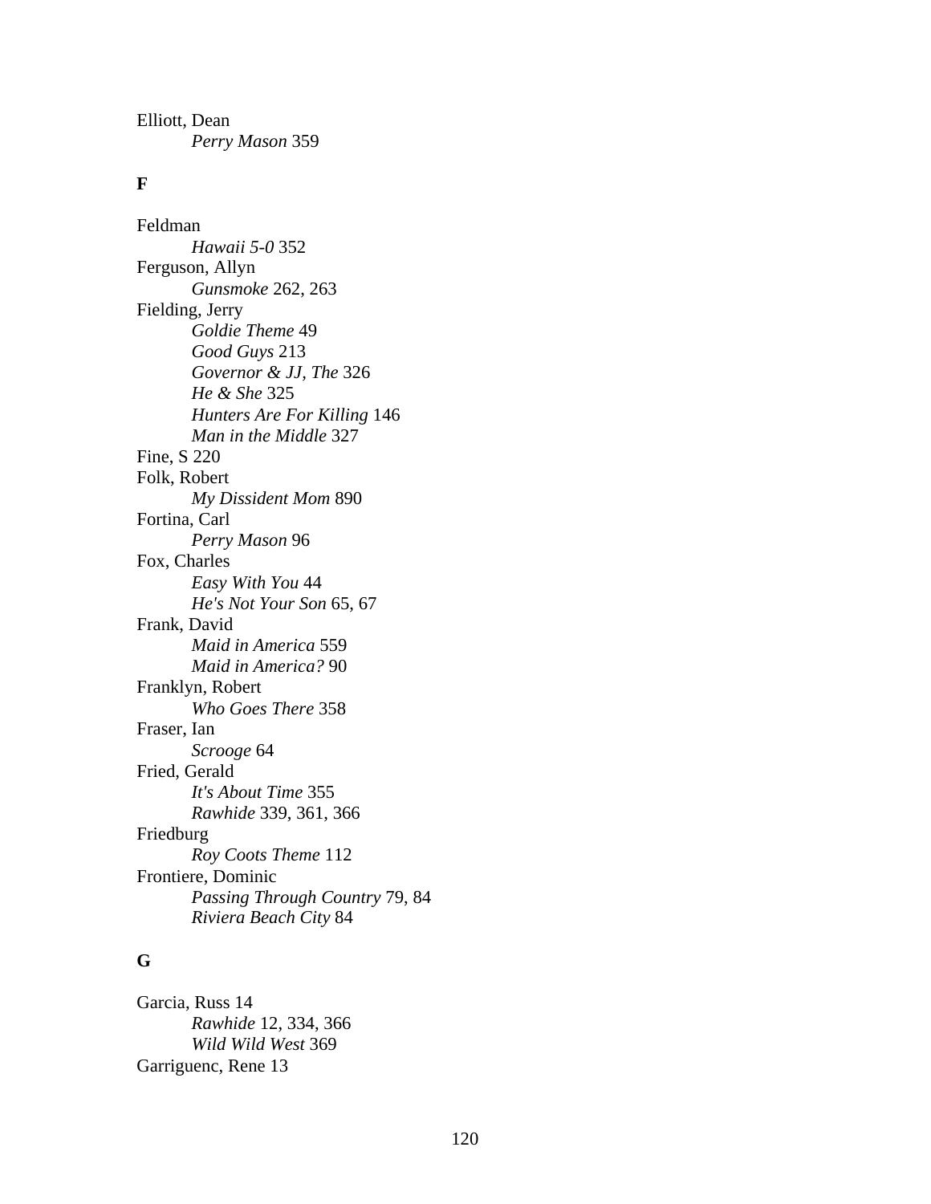Elliott, Dean
    *Perry Mason* 359

**F**

Feldman
    *Hawaii 5-0* 352
Ferguson, Allyn
    *Gunsmoke* 262, 263
Fielding, Jerry
    *Goldie Theme* 49
    *Good Guys* 213
    *Governor & JJ, The* 326
    *He & She* 325
    *Hunters Are For Killing* 146
    *Man in the Middle* 327
Fine, S 220
Folk, Robert
    *My Dissident Mom* 890
Fortina, Carl
    *Perry Mason* 96
Fox, Charles
    *Easy With You* 44
    *He's Not Your Son* 65, 67
Frank, David
    *Maid in America* 559
    *Maid in America?* 90
Franklyn, Robert
    *Who Goes There* 358
Fraser, Ian
    *Scrooge* 64
Fried, Gerald
    *It's About Time* 355
    *Rawhide* 339, 361, 366
Friedburg
    *Roy Coots Theme* 112
Frontiere, Dominic
    *Passing Through Country* 79, 84
    *Riviera Beach City* 84

**G**

Garcia, Russ 14
    *Rawhide* 12, 334, 366
    *Wild Wild West* 369
Garriguenc, Rene 13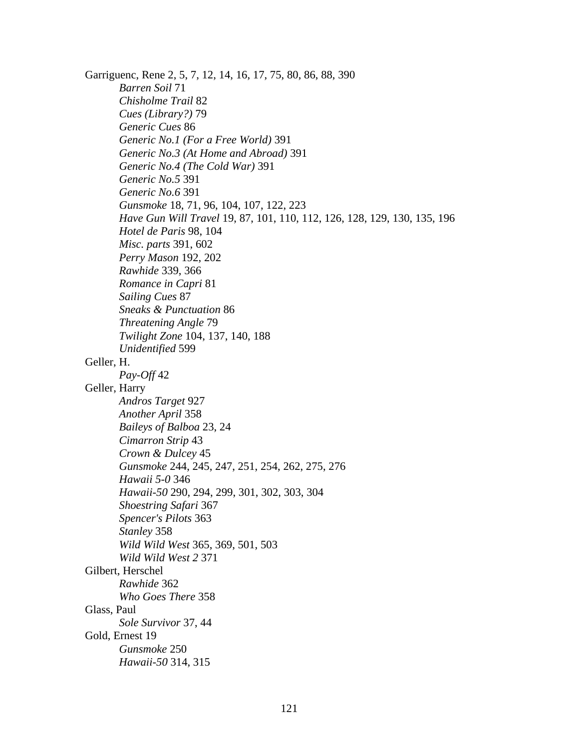Garriguenc, Rene 2, 5, 7, 12, 14, 16, 17, 75, 80, 86, 88, 390

*Barren Soil* 71
*Chisholme Trail* 82
*Cues (Library?)* 79
*Generic Cues* 86
*Generic No.1 (For a Free World)* 391
*Generic No.3 (At Home and Abroad)* 391
*Generic No.4 (The Cold War)* 391
*Generic No.5* 391
*Generic No.6* 391
*Gunsmoke* 18, 71, 96, 104, 107, 122, 223
*Have Gun Will Travel* 19, 87, 101, 110, 112, 126, 128, 129, 130, 135, 196
*Hotel de Paris* 98, 104
*Misc. parts* 391, 602
*Perry Mason* 192, 202
*Rawhide* 339, 366
*Romance in Capri* 81
*Sailing Cues* 87
*Sneaks & Punctuation* 86
*Threatening Angle* 79
*Twilight Zone* 104, 137, 140, 188
*Unidentified* 599

Geller, H.

*Pay-Off* 42

Geller, Harry

*Andros Target* 927
*Another April* 358
*Baileys of Balboa* 23, 24
*Cimarron Strip* 43
*Crown & Dulcey* 45
*Gunsmoke* 244, 245, 247, 251, 254, 262, 275, 276
*Hawaii 5-0* 346
*Hawaii-50* 290, 294, 299, 301, 302, 303, 304
*Shoestring Safari* 367
*Spencer's Pilots* 363
*Stanley* 358
*Wild Wild West* 365, 369, 501, 503
*Wild Wild West 2* 371

Gilbert, Herschel

*Rawhide* 362
*Who Goes There* 358

Glass, Paul

*Sole Survivor* 37, 44

Gold, Ernest 19

*Gunsmoke* 250
*Hawaii-50* 314, 315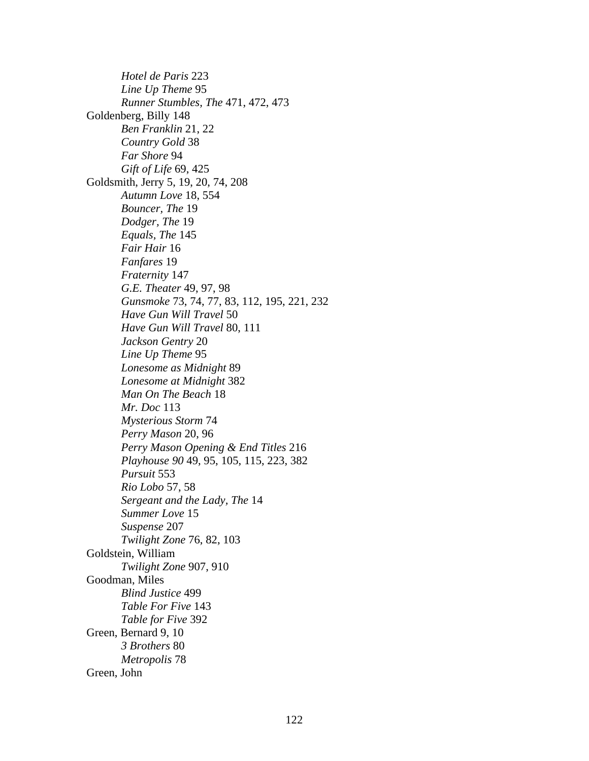*Hotel de Paris* 223
*Line Up Theme* 95
*Runner Stumbles, The* 471, 472, 473

Goldenberg, Billy 148
*Ben Franklin* 21, 22
*Country Gold* 38
*Far Shore* 94
*Gift of Life* 69, 425

Goldsmith, Jerry 5, 19, 20, 74, 208
*Autumn Love* 18, 554
*Bouncer, The* 19
*Dodger, The* 19
*Equals, The* 145
*Fair Hair* 16
*Fanfares* 19
*Fraternity* 147
*G.E. Theater* 49, 97, 98
*Gunsmoke* 73, 74, 77, 83, 112, 195, 221, 232
*Have Gun Will Travel* 50
*Have Gun Will Travel* 80, 111
*Jackson Gentry* 20
*Line Up Theme* 95
*Lonesome as Midnight* 89
*Lonesome at Midnight* 382
*Man On The Beach* 18
*Mr. Doc* 113
*Mysterious Storm* 74
*Perry Mason* 20, 96
*Perry Mason Opening & End Titles* 216
*Playhouse 90* 49, 95, 105, 115, 223, 382
*Pursuit* 553
*Rio Lobo* 57, 58
*Sergeant and the Lady, The* 14
*Summer Love* 15
*Suspense* 207
*Twilight Zone* 76, 82, 103

Goldstein, William
*Twilight Zone* 907, 910

Goodman, Miles
*Blind Justice* 499
*Table For Five* 143
*Table for Five* 392

Green, Bernard 9, 10
*3 Brothers* 80
*Metropolis* 78

Green, John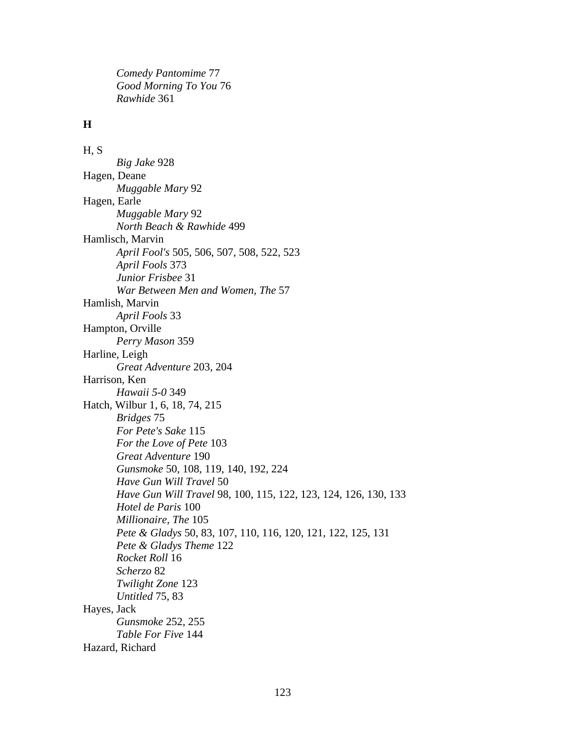*Comedy Pantomime* 77
*Good Morning To You* 76
*Rawhide* 361

**H**

H, S
*Big Jake* 928
Hagen, Deane
*Muggable Mary* 92
Hagen, Earle
*Muggable Mary* 92
*North Beach & Rawhide* 499
Hamlisch, Marvin
*April Fool's* 505, 506, 507, 508, 522, 523
*April Fools* 373
*Junior Frisbee* 31
*War Between Men and Women, The* 57
Hamlish, Marvin
*April Fools* 33
Hampton, Orville
*Perry Mason* 359
Harline, Leigh
*Great Adventure* 203, 204
Harrison, Ken
*Hawaii 5-0* 349
Hatch, Wilbur 1, 6, 18, 74, 215
*Bridges* 75
*For Pete's Sake* 115
*For the Love of Pete* 103
*Great Adventure* 190
*Gunsmoke* 50, 108, 119, 140, 192, 224
*Have Gun Will Travel* 50
*Have Gun Will Travel* 98, 100, 115, 122, 123, 124, 126, 130, 133
*Hotel de Paris* 100
*Millionaire, The* 105
*Pete & Gladys* 50, 83, 107, 110, 116, 120, 121, 122, 125, 131
*Pete & Gladys Theme* 122
*Rocket Roll* 16
*Scherzo* 82
*Twilight Zone* 123
*Untitled* 75, 83
Hayes, Jack
*Gunsmoke* 252, 255
*Table For Five* 144
Hazard, Richard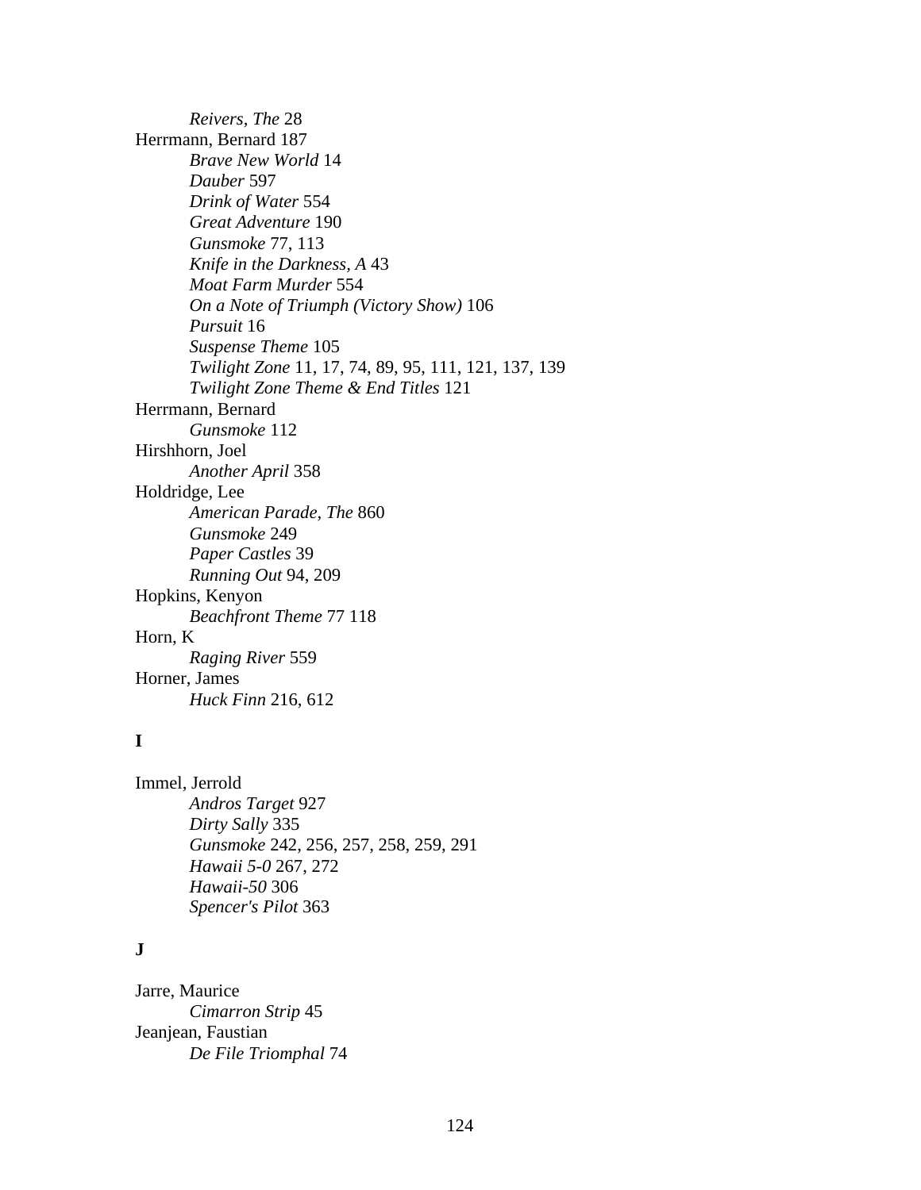*Reivers, The* 28

Herrmann, Bernard 187

*Brave New World* 14
*Dauber* 597
*Drink of Water* 554
*Great Adventure* 190
*Gunsmoke* 77, 113
*Knife in the Darkness, A* 43
*Moat Farm Murder* 554
*On a Note of Triumph (Victory Show)* 106
*Pursuit* 16
*Suspense Theme* 105
*Twilight Zone* 11, 17, 74, 89, 95, 111, 121, 137, 139
*Twilight Zone Theme & End Titles* 121

Herrmann, Bernard

*Gunsmoke* 112

Hirshhorn, Joel

*Another April* 358

Holdridge, Lee

*American Parade, The* 860
*Gunsmoke* 249
*Paper Castles* 39
*Running Out* 94, 209

Hopkins, Kenyon

*Beachfront Theme* 77 118

Horn, K

*Raging River* 559

Horner, James

*Huck Finn* 216, 612

**I**

Immel, Jerrold

*Andros Target* 927
*Dirty Sally* 335
*Gunsmoke* 242, 256, 257, 258, 259, 291
*Hawaii 5-0* 267, 272
*Hawaii-50* 306
*Spencer's Pilot* 363

**J**

Jarre, Maurice

*Cimarron Strip* 45

Jeanjean, Faustian

*De File Triomphal* 74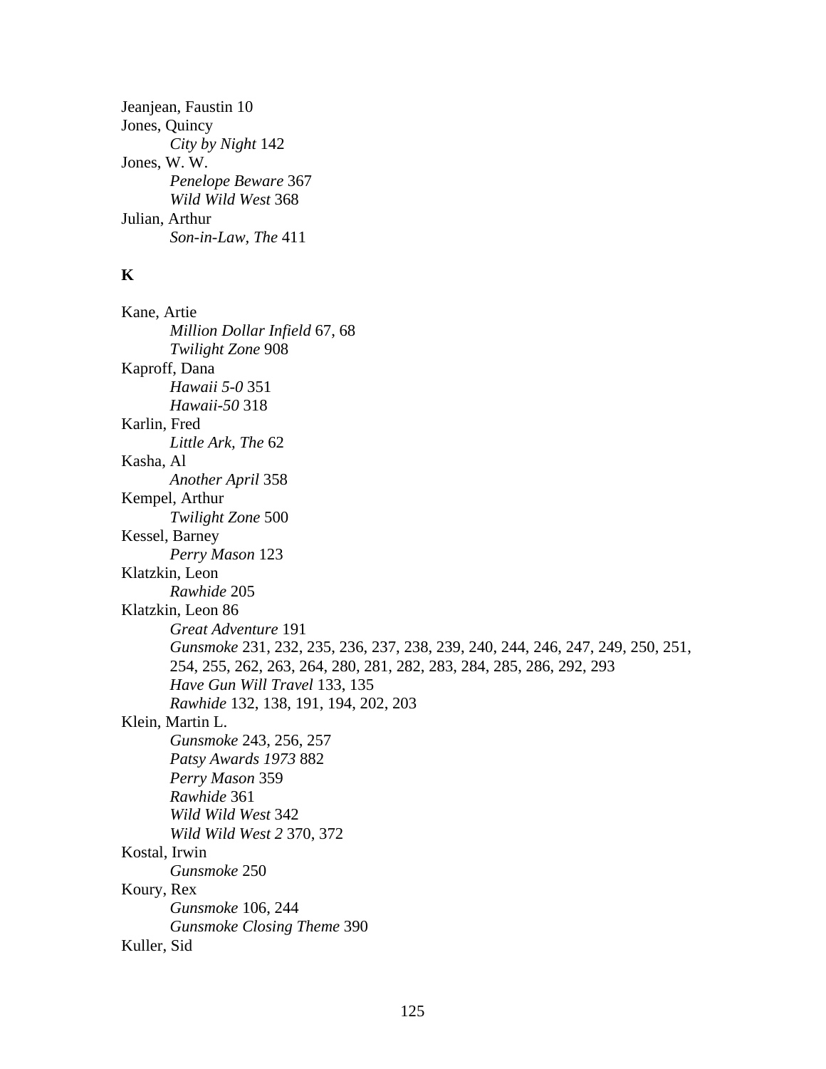Jeanjean, Faustin 10
Jones, Quincy
    *City by Night* 142
Jones, W. W.
    *Penelope Beware* 367
    *Wild Wild West* 368
Julian, Arthur
    *Son-in-Law, The* 411

**K**

Kane, Artie
    *Million Dollar Infield* 67, 68
    *Twilight Zone* 908
Kaproff, Dana
    *Hawaii 5-0* 351
    *Hawaii-50* 318
Karlin, Fred
    *Little Ark, The* 62
Kasha, Al
    *Another April* 358
Kempel, Arthur
    *Twilight Zone* 500
Kessel, Barney
    *Perry Mason* 123
Klatzkin, Leon
    *Rawhide* 205
Klatzkin, Leon 86
    *Great Adventure* 191
    *Gunsmoke* 231, 232, 235, 236, 237, 238, 239, 240, 244, 246, 247, 249, 250, 251, 254, 255, 262, 263, 264, 280, 281, 282, 283, 284, 285, 286, 292, 293
    *Have Gun Will Travel* 133, 135
    *Rawhide* 132, 138, 191, 194, 202, 203
Klein, Martin L.
    *Gunsmoke* 243, 256, 257
    *Patsy Awards 1973* 882
    *Perry Mason* 359
    *Rawhide* 361
    *Wild Wild West* 342
    *Wild Wild West 2* 370, 372
Kostal, Irwin
    *Gunsmoke* 250
Koury, Rex
    *Gunsmoke* 106, 244
    *Gunsmoke Closing Theme* 390
Kuller, Sid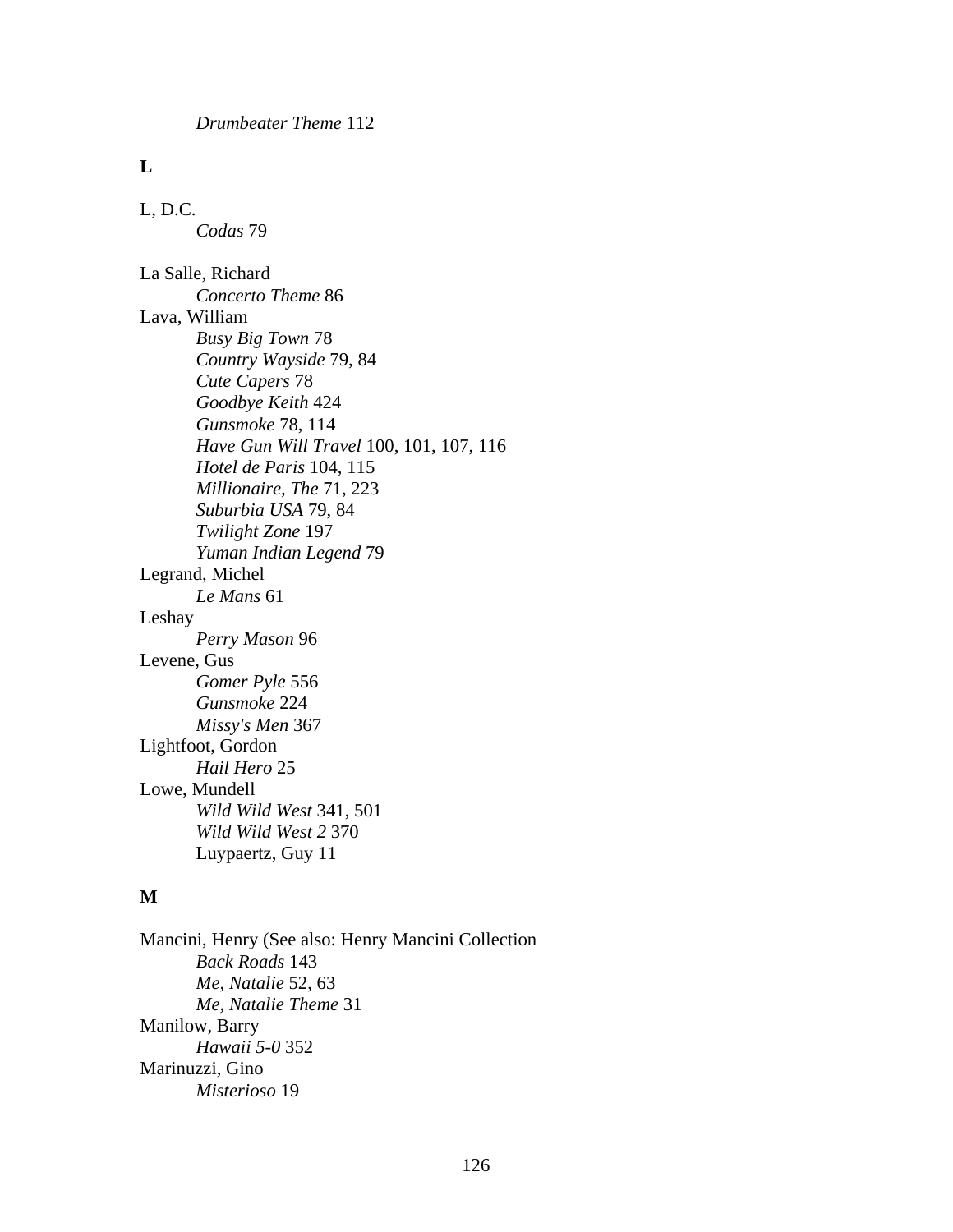*Drumbeater Theme* 112

**L**

L, D.C.
  *Codas* 79

La Salle, Richard
  *Concerto Theme* 86
Lava, William
  *Busy Big Town* 78
  *Country Wayside* 79, 84
  *Cute Capers* 78
  *Goodbye Keith* 424
  *Gunsmoke* 78, 114
  *Have Gun Will Travel* 100, 101, 107, 116
  *Hotel de Paris* 104, 115
  *Millionaire, The* 71, 223
  *Suburbia USA* 79, 84
  *Twilight Zone* 197
  *Yuman Indian Legend* 79
Legrand, Michel
  *Le Mans* 61
Leshay
  *Perry Mason* 96
Levene, Gus
  *Gomer Pyle* 556
  *Gunsmoke* 224
  *Missy's Men* 367
Lightfoot, Gordon
  *Hail Hero* 25
Lowe, Mundell
  *Wild Wild West* 341, 501
  *Wild Wild West 2* 370
  Luypaertz, Guy 11

**M**

Mancini, Henry (See also: Henry Mancini Collection
  *Back Roads* 143
  *Me, Natalie* 52, 63
  *Me, Natalie Theme* 31
Manilow, Barry
  *Hawaii 5-0* 352
Marinuzzi, Gino
  *Misterioso* 19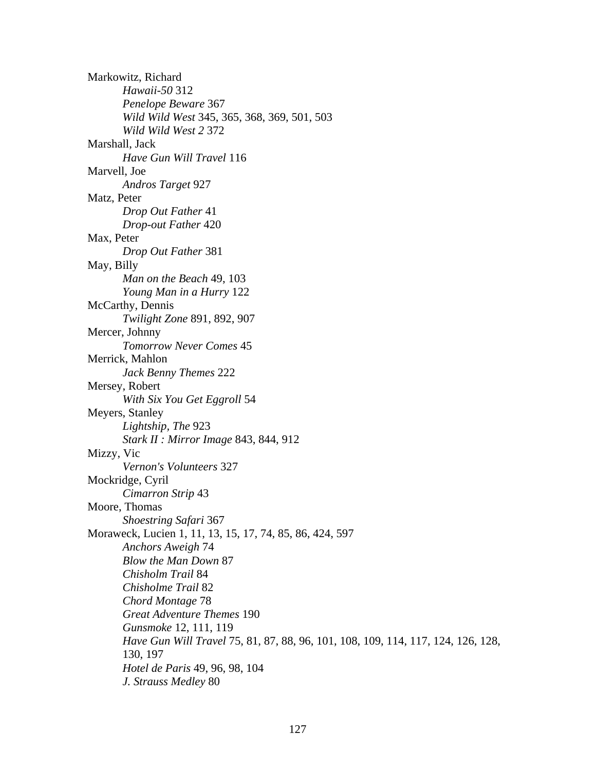Markowitz, Richard
- *Hawaii-50* 312
- *Penelope Beware* 367
- *Wild Wild West* 345, 365, 368, 369, 501, 503
- *Wild Wild West 2* 372

Marshall, Jack
- *Have Gun Will Travel* 116

Marvell, Joe
- *Andros Target* 927

Matz, Peter
- *Drop Out Father* 41
- *Drop-out Father* 420

Max, Peter
- *Drop Out Father* 381

May, Billy
- *Man on the Beach* 49, 103
- *Young Man in a Hurry* 122

McCarthy, Dennis
- *Twilight Zone* 891, 892, 907

Mercer, Johnny
- *Tomorrow Never Comes* 45

Merrick, Mahlon
- *Jack Benny Themes* 222

Mersey, Robert
- *With Six You Get Eggroll* 54

Meyers, Stanley
- *Lightship, The* 923
- *Stark II : Mirror Image* 843, 844, 912

Mizzy, Vic
- *Vernon's Volunteers* 327

Mockridge, Cyril
- *Cimarron Strip* 43

Moore, Thomas
- *Shoestring Safari* 367

Moraweck, Lucien 1, 11, 13, 15, 17, 74, 85, 86, 424, 597
- *Anchors Aweigh* 74
- *Blow the Man Down* 87
- *Chisholm Trail* 84
- *Chisholme Trail* 82
- *Chord Montage* 78
- *Great Adventure Themes* 190
- *Gunsmoke* 12, 111, 119
- *Have Gun Will Travel* 75, 81, 87, 88, 96, 101, 108, 109, 114, 117, 124, 126, 128, 130, 197
- *Hotel de Paris* 49, 96, 98, 104
- *J. Strauss Medley* 80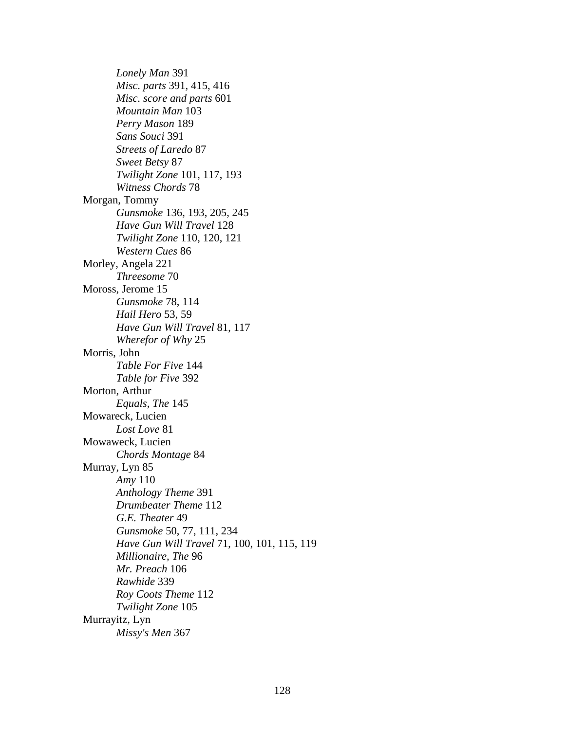*Lonely Man* 391
*Misc. parts* 391, 415, 416
*Misc. score and parts* 601
*Mountain Man* 103
*Perry Mason* 189
*Sans Souci* 391
*Streets of Laredo* 87
*Sweet Betsy* 87
*Twilight Zone* 101, 117, 193
*Witness Chords* 78

Morgan, Tommy
*Gunsmoke* 136, 193, 205, 245
*Have Gun Will Travel* 128
*Twilight Zone* 110, 120, 121
*Western Cues* 86

Morley, Angela 221
*Threesome* 70

Moross, Jerome 15
*Gunsmoke* 78, 114
*Hail Hero* 53, 59
*Have Gun Will Travel* 81, 117
*Wherefor of Why* 25

Morris, John
*Table For Five* 144
*Table for Five* 392

Morton, Arthur
*Equals, The* 145

Mowareck, Lucien
*Lost Love* 81

Mowaweck, Lucien
*Chords Montage* 84

Murray, Lyn 85
*Amy* 110
*Anthology Theme* 391
*Drumbeater Theme* 112
*G.E. Theater* 49
*Gunsmoke* 50, 77, 111, 234
*Have Gun Will Travel* 71, 100, 101, 115, 119
*Millionaire, The* 96
*Mr. Preach* 106
*Rawhide* 339
*Roy Coots Theme* 112
*Twilight Zone* 105

Murrayitz, Lyn
*Missy's Men* 367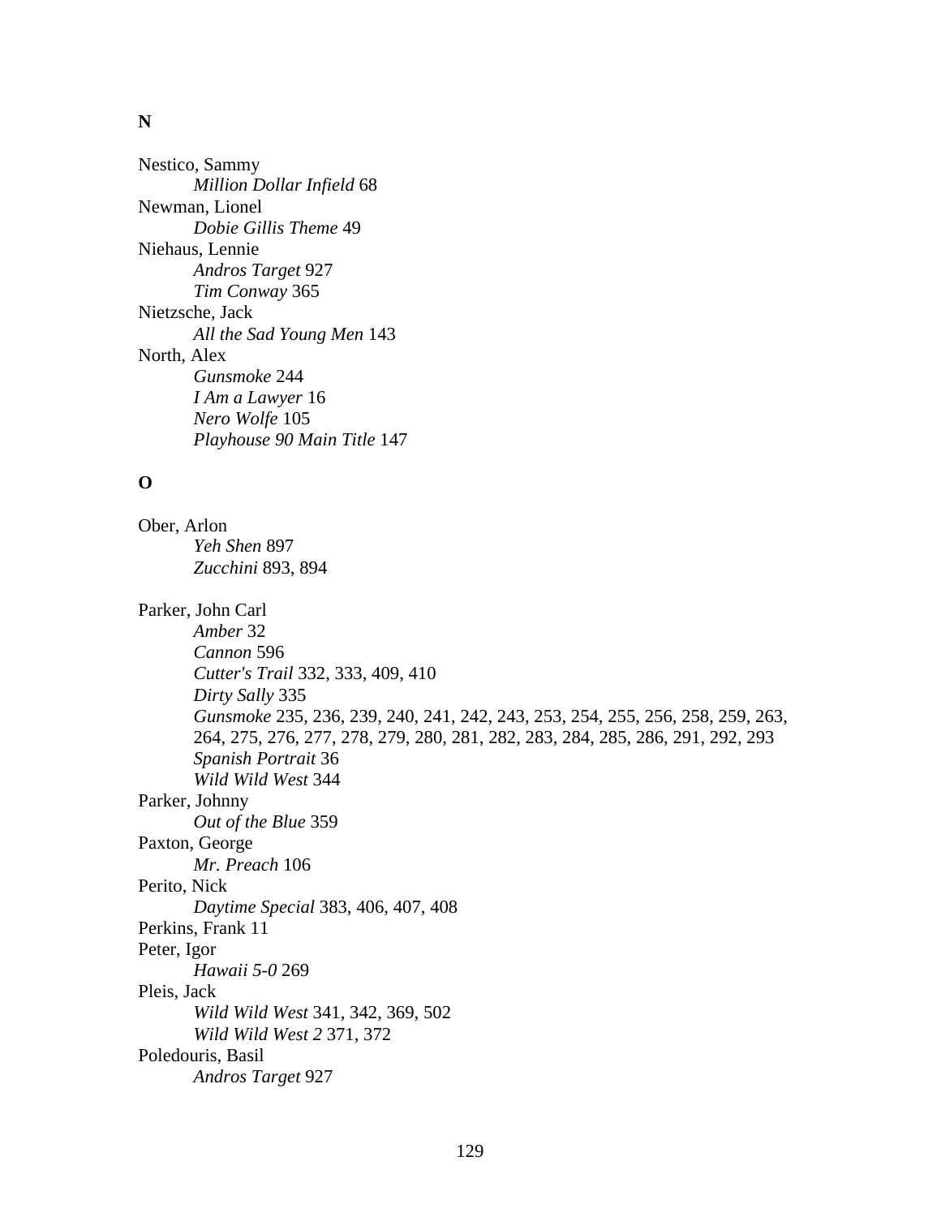**N**

Nestico, Sammy
    *Million Dollar Infield* 68
Newman, Lionel
    *Dobie Gillis Theme* 49
Niehaus, Lennie
    *Andros Target* 927
    *Tim Conway* 365
Nietzsche, Jack
    *All the Sad Young Men* 143
North, Alex
    *Gunsmoke* 244
    *I Am a Lawyer* 16
    *Nero Wolfe* 105
    *Playhouse 90 Main Title* 147

**O**

Ober, Arlon
    *Yeh Shen* 897
    *Zucchini* 893, 894

Parker, John Carl
    *Amber* 32
    *Cannon* 596
    *Cutter's Trail* 332, 333, 409, 410
    *Dirty Sally* 335
    *Gunsmoke* 235, 236, 239, 240, 241, 242, 243, 253, 254, 255, 256, 258, 259, 263, 264, 275, 276, 277, 278, 279, 280, 281, 282, 283, 284, 285, 286, 291, 292, 293
    *Spanish Portrait* 36
    *Wild Wild West* 344
Parker, Johnny
    *Out of the Blue* 359
Paxton, George
    *Mr. Preach* 106
Perito, Nick
    *Daytime Special* 383, 406, 407, 408
Perkins, Frank 11
Peter, Igor
    *Hawaii 5-0* 269
Pleis, Jack
    *Wild Wild West* 341, 342, 369, 502
    *Wild Wild West 2* 371, 372
Poledouris, Basil
    *Andros Target* 927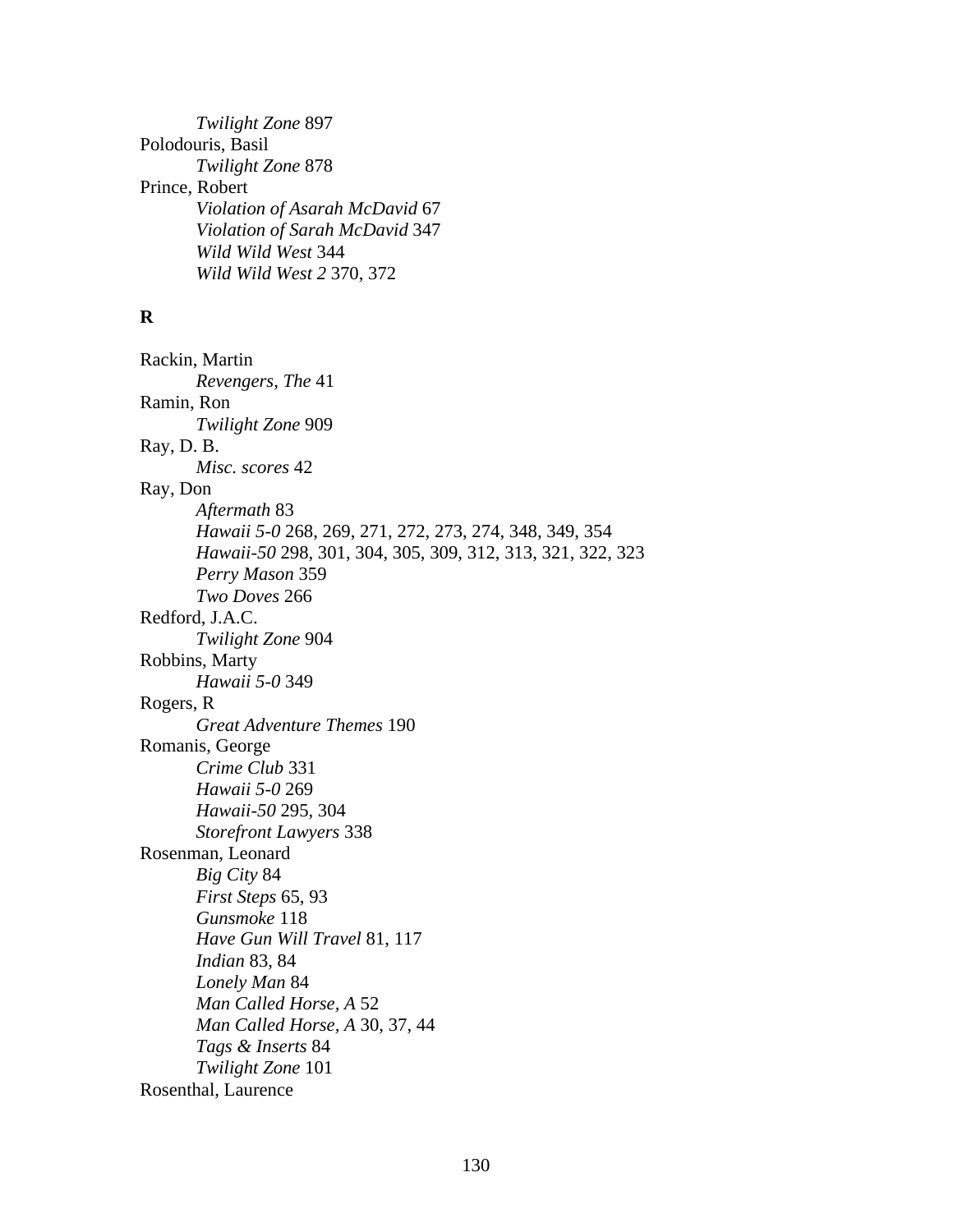*Twilight Zone* 897

Polodouris, Basil

*Twilight Zone* 878

Prince, Robert

*Violation of Asarah McDavid* 67

*Violation of Sarah McDavid* 347

*Wild Wild West* 344

*Wild Wild West 2* 370, 372

**R**

Rackin, Martin

*Revengers, The* 41

Ramin, Ron

*Twilight Zone* 909

Ray, D. B.

*Misc. scores* 42

Ray, Don

*Aftermath* 83

*Hawaii 5-0* 268, 269, 271, 272, 273, 274, 348, 349, 354

*Hawaii-50* 298, 301, 304, 305, 309, 312, 313, 321, 322, 323

*Perry Mason* 359

*Two Doves* 266

Redford, J.A.C.

*Twilight Zone* 904

Robbins, Marty

*Hawaii 5-0* 349

Rogers, R

*Great Adventure Themes* 190

Romanis, George

*Crime Club* 331

*Hawaii 5-0* 269

*Hawaii-50* 295, 304

*Storefront Lawyers* 338

Rosenman, Leonard

*Big City* 84

*First Steps* 65, 93

*Gunsmoke* 118

*Have Gun Will Travel* 81, 117

*Indian* 83, 84

*Lonely Man* 84

*Man Called Horse, A* 52

*Man Called Horse, A* 30, 37, 44

*Tags & Inserts* 84

*Twilight Zone* 101

Rosenthal, Laurence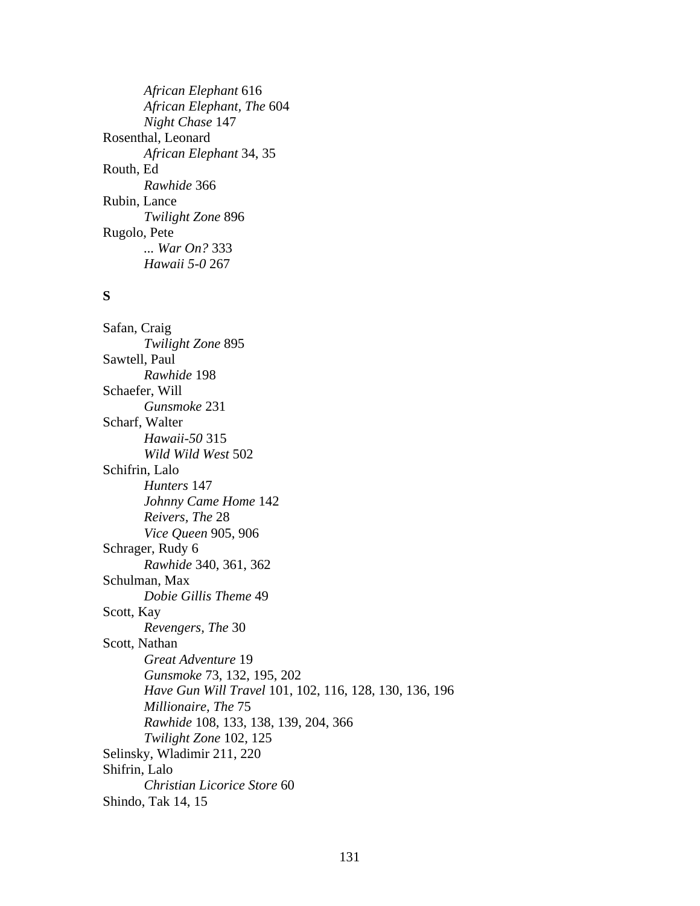*African Elephant* 616
*African Elephant, The* 604
*Night Chase* 147

Rosenthal, Leonard
*African Elephant* 34, 35

Routh, Ed
*Rawhide* 366

Rubin, Lance
*Twilight Zone* 896

Rugolo, Pete
*... War On?* 333
*Hawaii 5-0* 267

**S**

Safan, Craig
*Twilight Zone* 895

Sawtell, Paul
*Rawhide* 198

Schaefer, Will
*Gunsmoke* 231

Scharf, Walter
*Hawaii-50* 315
*Wild Wild West* 502

Schifrin, Lalo
*Hunters* 147
*Johnny Came Home* 142
*Reivers, The* 28
*Vice Queen* 905, 906

Schrager, Rudy 6
*Rawhide* 340, 361, 362

Schulman, Max
*Dobie Gillis Theme* 49

Scott, Kay
*Revengers, The* 30

Scott, Nathan
*Great Adventure* 19
*Gunsmoke* 73, 132, 195, 202
*Have Gun Will Travel* 101, 102, 116, 128, 130, 136, 196
*Millionaire, The* 75
*Rawhide* 108, 133, 138, 139, 204, 366
*Twilight Zone* 102, 125

Selinsky, Wladimir 211, 220

Shifrin, Lalo
*Christian Licorice Store* 60

Shindo, Tak 14, 15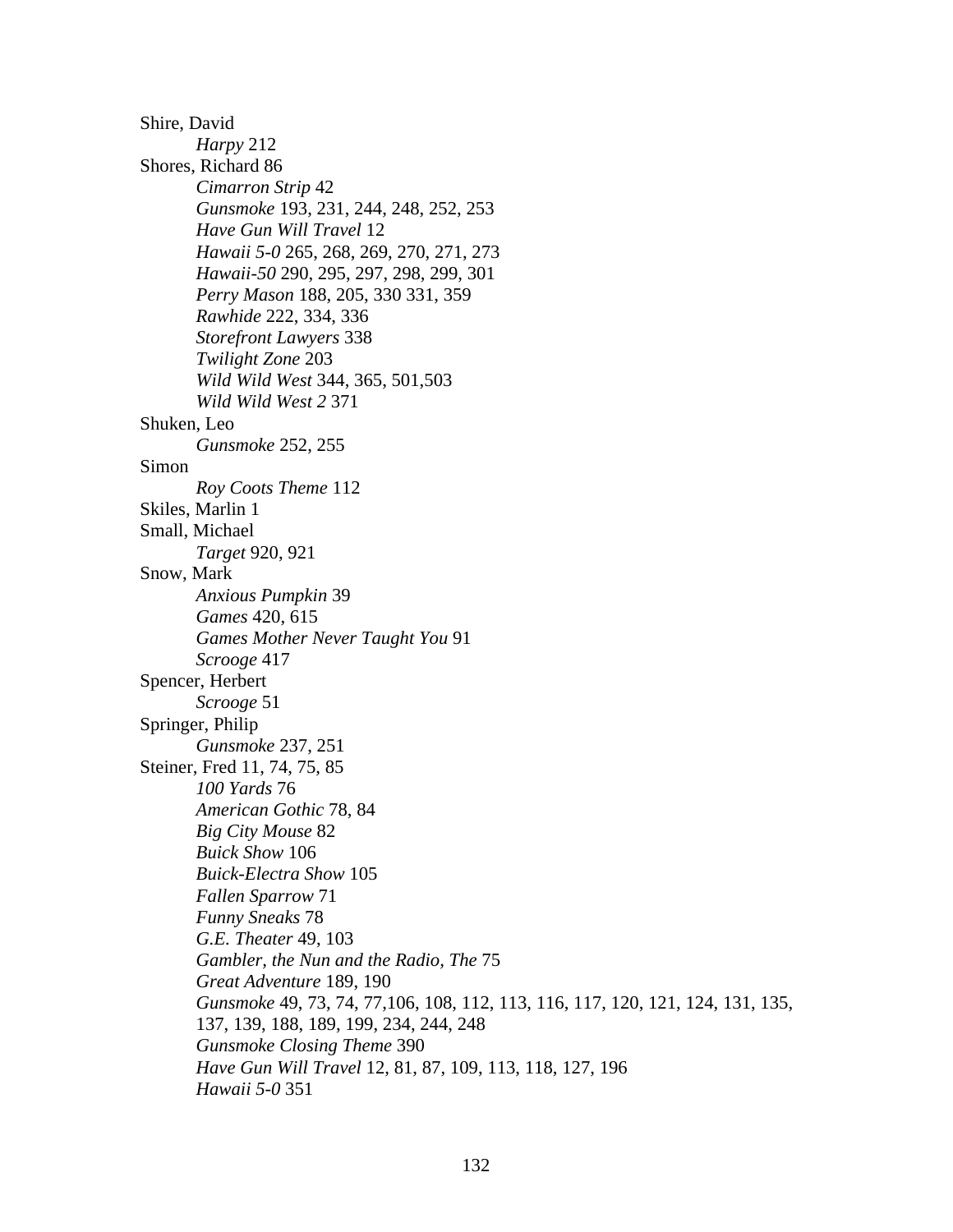Shire, David
    *Harpy* 212
Shores, Richard 86
    *Cimarron Strip* 42
    *Gunsmoke* 193, 231, 244, 248, 252, 253
    *Have Gun Will Travel* 12
    *Hawaii 5-0* 265, 268, 269, 270, 271, 273
    *Hawaii-50* 290, 295, 297, 298, 299, 301
    *Perry Mason* 188, 205, 330 331, 359
    *Rawhide* 222, 334, 336
    *Storefront Lawyers* 338
    *Twilight Zone* 203
    *Wild Wild West* 344, 365, 501,503
    *Wild Wild West 2* 371
Shuken, Leo
    *Gunsmoke* 252, 255
Simon
    *Roy Coots Theme* 112
Skiles, Marlin 1
Small, Michael
    *Target* 920, 921
Snow, Mark
    *Anxious Pumpkin* 39
    *Games* 420, 615
    *Games Mother Never Taught You* 91
    *Scrooge* 417
Spencer, Herbert
    *Scrooge* 51
Springer, Philip
    *Gunsmoke* 237, 251
Steiner, Fred 11, 74, 75, 85
    *100 Yards* 76
    *American Gothic* 78, 84
    *Big City Mouse* 82
    *Buick Show* 106
    *Buick-Electra Show* 105
    *Fallen Sparrow* 71
    *Funny Sneaks* 78
    *G.E. Theater* 49, 103
    *Gambler, the Nun and the Radio, The* 75
    *Great Adventure* 189, 190
    *Gunsmoke* 49, 73, 74, 77,106, 108, 112, 113, 116, 117, 120, 121, 124, 131, 135, 137, 139, 188, 189, 199, 234, 244, 248
    *Gunsmoke Closing Theme* 390
    *Have Gun Will Travel* 12, 81, 87, 109, 113, 118, 127, 196
    *Hawaii 5-0* 351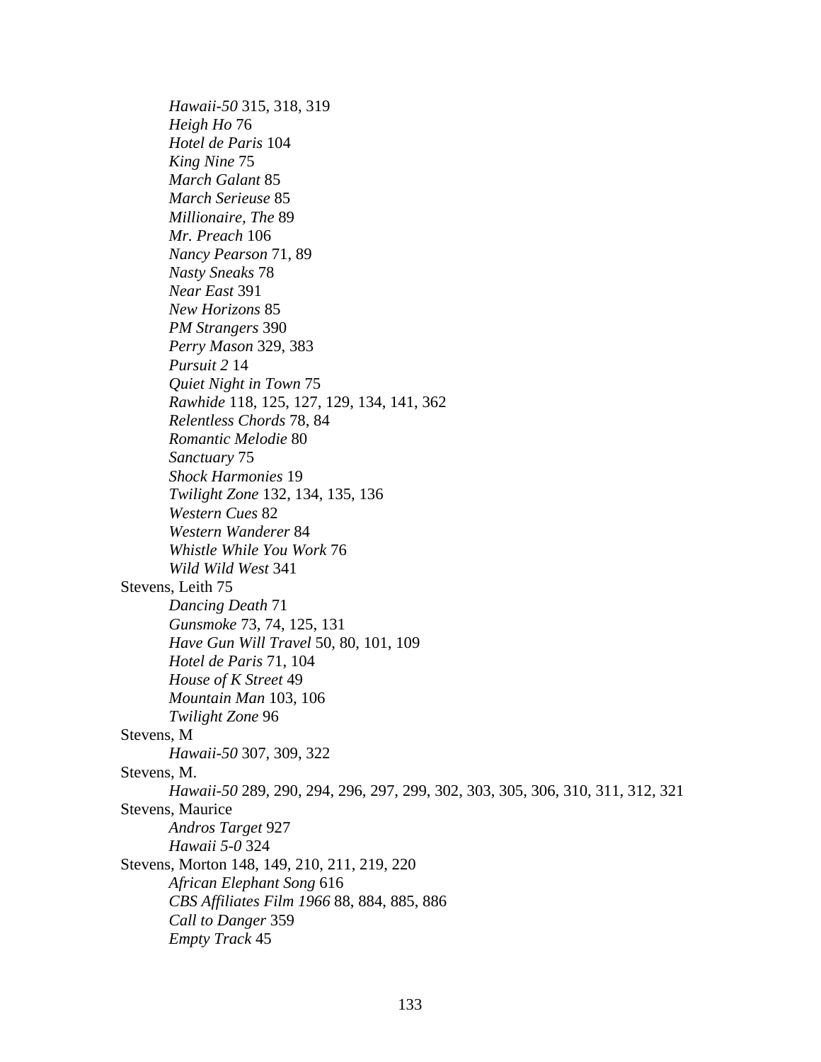*Hawaii-50* 315, 318, 319
*Heigh Ho* 76
*Hotel de Paris* 104
*King Nine* 75
*March Galant* 85
*March Serieuse* 85
*Millionaire, The* 89
*Mr. Preach* 106
*Nancy Pearson* 71, 89
*Nasty Sneaks* 78
*Near East* 391
*New Horizons* 85
*PM Strangers* 390
*Perry Mason* 329, 383
*Pursuit 2* 14
*Quiet Night in Town* 75
*Rawhide* 118, 125, 127, 129, 134, 141, 362
*Relentless Chords* 78, 84
*Romantic Melodie* 80
*Sanctuary* 75
*Shock Harmonies* 19
*Twilight Zone* 132, 134, 135, 136
*Western Cues* 82
*Western Wanderer* 84
*Whistle While You Work* 76
*Wild Wild West* 341

Stevens, Leith 75
*Dancing Death* 71
*Gunsmoke* 73, 74, 125, 131
*Have Gun Will Travel* 50, 80, 101, 109
*Hotel de Paris* 71, 104
*House of K Street* 49
*Mountain Man* 103, 106
*Twilight Zone* 96

Stevens, M
*Hawaii-50* 307, 309, 322

Stevens, M.
*Hawaii-50* 289, 290, 294, 296, 297, 299, 302, 303, 305, 306, 310, 311, 312, 321

Stevens, Maurice
*Andros Target* 927
*Hawaii 5-0* 324

Stevens, Morton 148, 149, 210, 211, 219, 220
*African Elephant Song* 616
*CBS Affiliates Film 1966* 88, 884, 885, 886
*Call to Danger* 359
*Empty Track* 45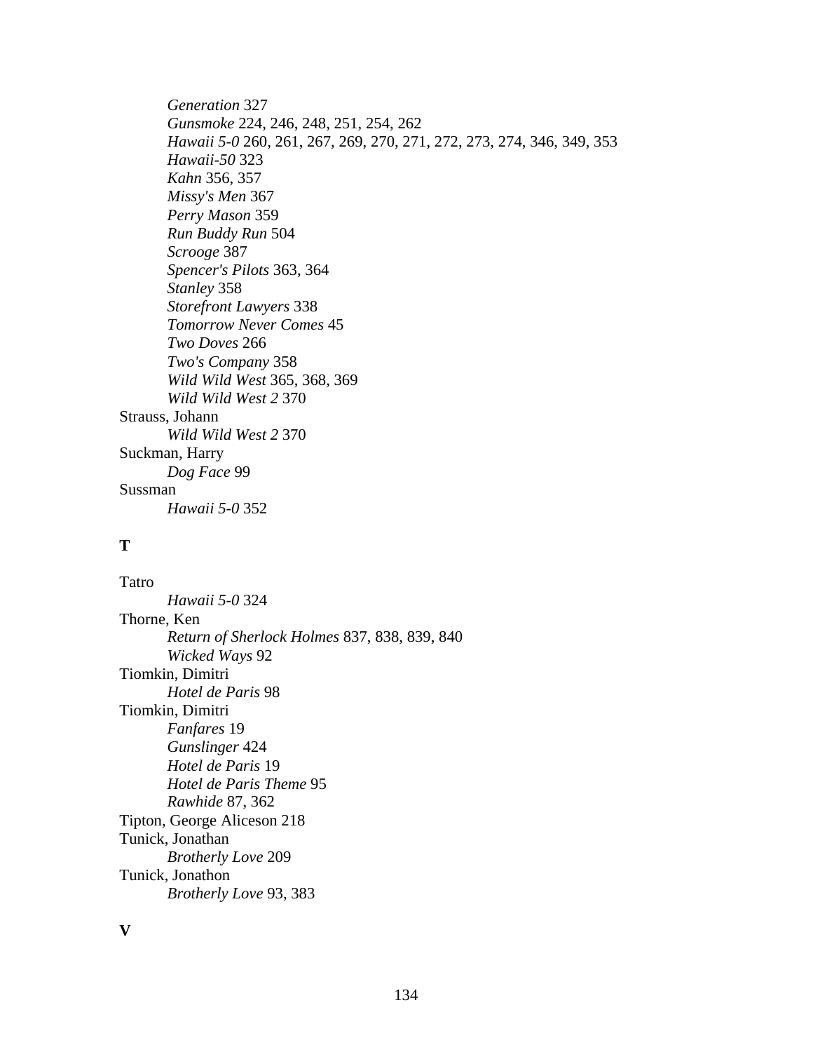*Generation* 327
*Gunsmoke* 224, 246, 248, 251, 254, 262
*Hawaii 5-0* 260, 261, 267, 269, 270, 271, 272, 273, 274, 346, 349, 353
*Hawaii-50* 323
*Kahn* 356, 357
*Missy's Men* 367
*Perry Mason* 359
*Run Buddy Run* 504
*Scrooge* 387
*Spencer's Pilots* 363, 364
*Stanley* 358
*Storefront Lawyers* 338
*Tomorrow Never Comes* 45
*Two Doves* 266
*Two's Company* 358
*Wild Wild West* 365, 368, 369
*Wild Wild West 2* 370

Strauss, Johann
*Wild Wild West 2* 370

Suckman, Harry
*Dog Face* 99

Sussman
*Hawaii 5-0* 352

**T**

Tatro
*Hawaii 5-0* 324

Thorne, Ken
*Return of Sherlock Holmes* 837, 838, 839, 840
*Wicked Ways* 92

Tiomkin, Dimitri
*Hotel de Paris* 98

Tiomkin, Dimitri
*Fanfares* 19
*Gunslinger* 424
*Hotel de Paris* 19
*Hotel de Paris Theme* 95
*Rawhide* 87, 362

Tipton, George Aliceson 218

Tunick, Jonathan
*Brotherly Love* 209

Tunick, Jonathon
*Brotherly Love* 93, 383

**V**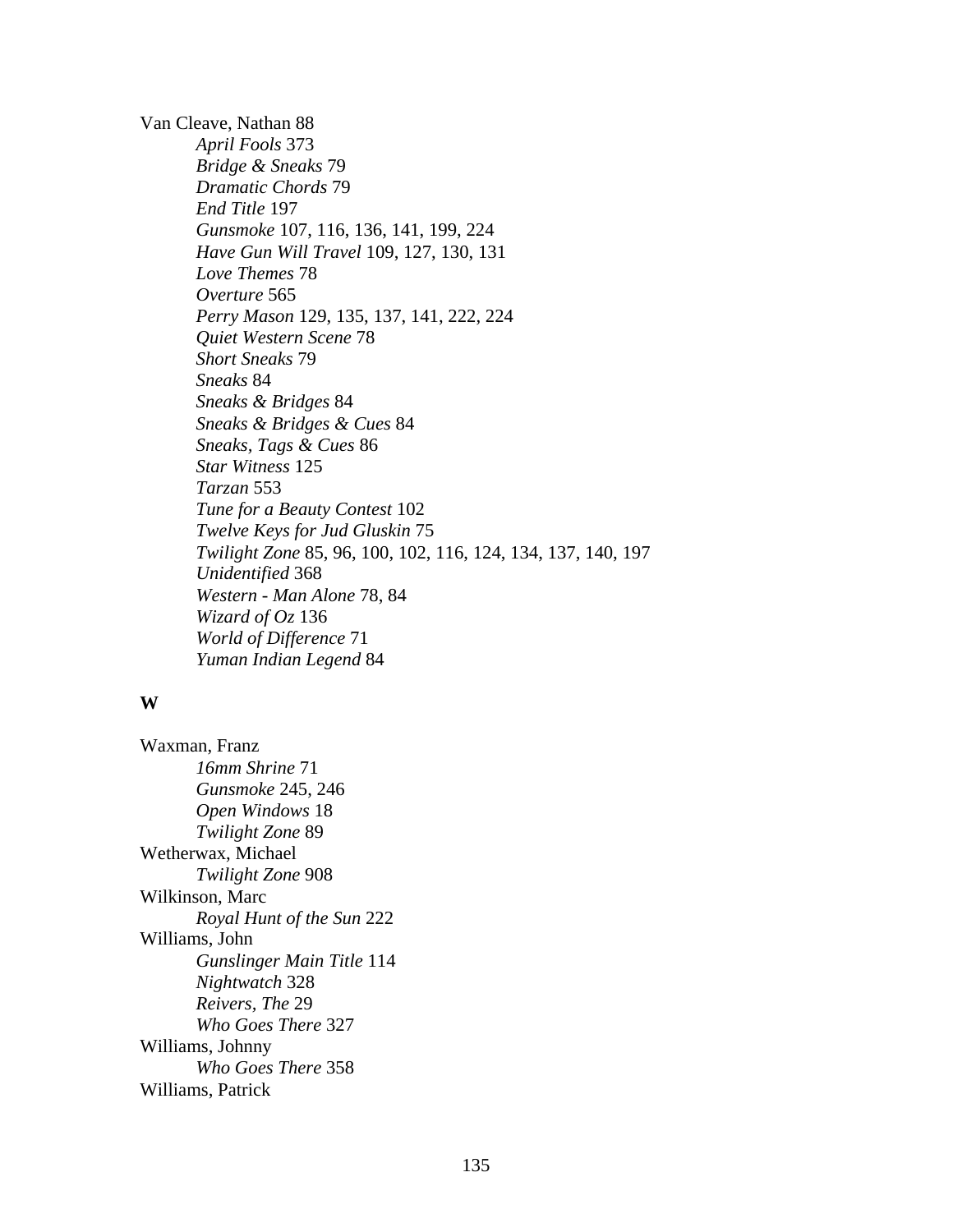Van Cleave, Nathan 88

- *April Fools* 373
- *Bridge & Sneaks* 79
- *Dramatic Chords* 79
- *End Title* 197
- *Gunsmoke* 107, 116, 136, 141, 199, 224
- *Have Gun Will Travel* 109, 127, 130, 131
- *Love Themes* 78
- *Overture* 565
- *Perry Mason* 129, 135, 137, 141, 222, 224
- *Quiet Western Scene* 78
- *Short Sneaks* 79
- *Sneaks* 84
- *Sneaks & Bridges* 84
- *Sneaks & Bridges & Cues* 84
- *Sneaks, Tags & Cues* 86
- *Star Witness* 125
- *Tarzan* 553
- *Tune for a Beauty Contest* 102
- *Twelve Keys for Jud Gluskin* 75
- *Twilight Zone* 85, 96, 100, 102, 116, 124, 134, 137, 140, 197
- *Unidentified* 368
- *Western - Man Alone* 78, 84
- *Wizard of Oz* 136
- *World of Difference* 71
- *Yuman Indian Legend* 84

**W**

Waxman, Franz

- *16mm Shrine* 71
- *Gunsmoke* 245, 246
- *Open Windows* 18
- *Twilight Zone* 89

Wetherwax, Michael

- *Twilight Zone* 908

Wilkinson, Marc

- *Royal Hunt of the Sun* 222

Williams, John

- *Gunslinger Main Title* 114
- *Nightwatch* 328
- *Reivers, The* 29
- *Who Goes There* 327

Williams, Johnny

- *Who Goes There* 358

Williams, Patrick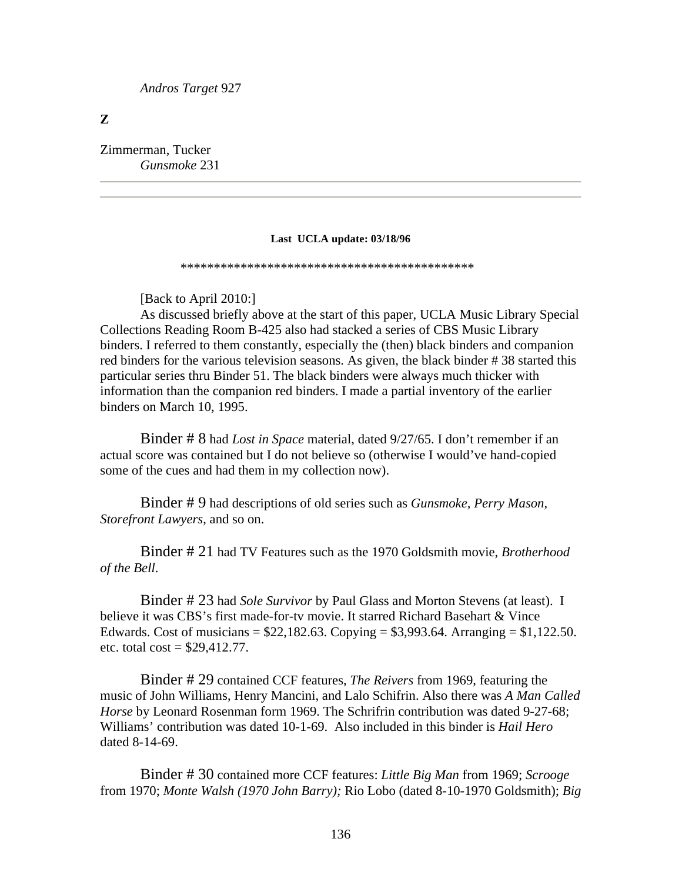*Andros Target* 927

**Z**

Zimmerman, Tucker
*Gunsmoke* 231

---

---

**Last UCLA update: 03/18/96**

*********************************************

[Back to April 2010:]

As discussed briefly above at the start of this paper, UCLA Music Library Special Collections Reading Room B-425 also had stacked a series of CBS Music Library binders. I referred to them constantly, especially the (then) black binders and companion red binders for the various television seasons. As given, the black binder # 38 started this particular series thru Binder 51. The black binders were always much thicker with information than the companion red binders. I made a partial inventory of the earlier binders on March 10, 1995.

Binder # 8 had *Lost in Space* material, dated 9/27/65. I don't remember if an actual score was contained but I do not believe so (otherwise I would've hand-copied some of the cues and had them in my collection now).

Binder # 9 had descriptions of old series such as *Gunsmoke, Perry Mason, Storefront Lawyers*, and so on.

Binder # 21 had TV Features such as the 1970 Goldsmith movie, *Brotherhood of the Bell.*

Binder # 23 had *Sole Survivor* by Paul Glass and Morton Stevens (at least). I believe it was CBS's first made-for-tv movie. It starred Richard Basehart & Vince Edwards. Cost of musicians = $22,182.63. Copying = $3,993.64. Arranging = $1,122.50. etc. total cost = $29,412.77.

Binder # 29 contained CCF features, *The Reivers* from 1969, featuring the music of John Williams, Henry Mancini, and Lalo Schifrin. Also there was *A Man Called Horse* by Leonard Rosenman form 1969. The Schrifrin contribution was dated 9-27-68; Williams' contribution was dated 10-1-69. Also included in this binder is *Hail Hero* dated 8-14-69.

Binder # 30 contained more CCF features: *Little Big Man* from 1969; *Scrooge* from 1970; *Monte Walsh (1970 John Barry);* Rio Lobo (dated 8-10-1970 Goldsmith); *Big*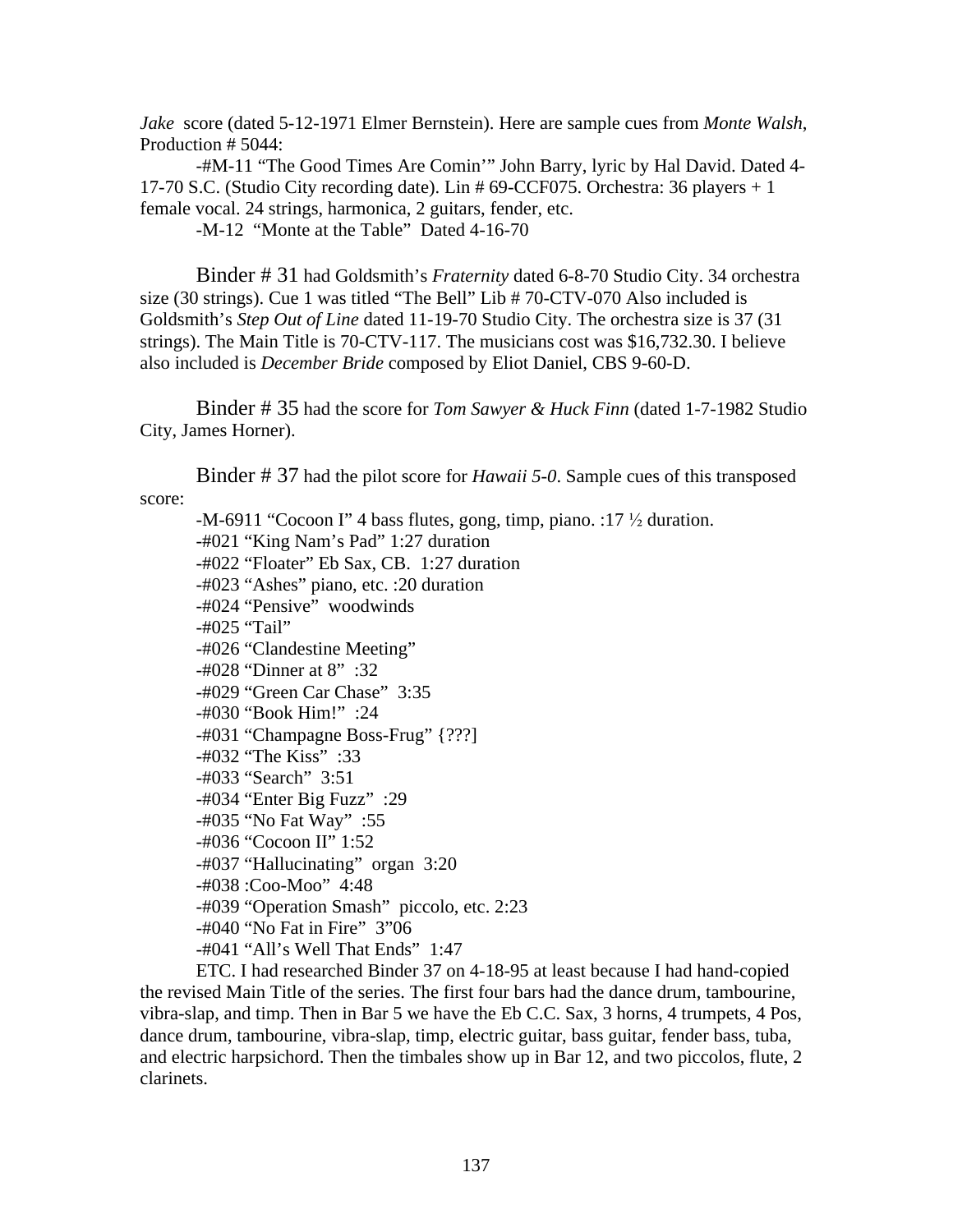*Jake* score (dated 5-12-1971 Elmer Bernstein). Here are sample cues from *Monte Walsh*, Production # 5044:

-#M-11 "The Good Times Are Comin'" John Barry, lyric by Hal David. Dated 4-17-70 S.C. (Studio City recording date). Lin # 69-CCF075. Orchestra: 36 players + 1 female vocal. 24 strings, harmonica, 2 guitars, fender, etc.

-M-12 "Monte at the Table" Dated 4-16-70

Binder # 31 had Goldsmith's *Fraternity* dated 6-8-70 Studio City. 34 orchestra size (30 strings). Cue 1 was titled "The Bell" Lib # 70-CTV-070 Also included is Goldsmith's *Step Out of Line* dated 11-19-70 Studio City. The orchestra size is 37 (31 strings). The Main Title is 70-CTV-117. The musicians cost was $16,732.30. I believe also included is *December Bride* composed by Eliot Daniel, CBS 9-60-D.

Binder # 35 had the score for *Tom Sawyer & Huck Finn* (dated 1-7-1982 Studio City, James Horner).

Binder # 37 had the pilot score for *Hawaii 5-0*. Sample cues of this transposed score:

-M-6911 "Cocoon I" 4 bass flutes, gong, timp, piano. :17 ½ duration.
-#021 "King Nam's Pad" 1:27 duration
-#022 "Floater" Eb Sax, CB. 1:27 duration
-#023 "Ashes" piano, etc. :20 duration
-#024 "Pensive" woodwinds
-#025 "Tail"
-#026 "Clandestine Meeting"
-#028 "Dinner at 8" :32
-#029 "Green Car Chase" 3:35
-#030 "Book Him!" :24
-#031 "Champagne Boss-Frug" {???]
-#032 "The Kiss" :33
-#033 "Search" 3:51
-#034 "Enter Big Fuzz" :29
-#035 "No Fat Way" :55
-#036 "Cocoon II" 1:52
-#037 "Hallucinating" organ 3:20
-#038 :Coo-Moo" 4:48
-#039 "Operation Smash" piccolo, etc. 2:23
-#040 "No Fat in Fire" 3"06
-#041 "All's Well That Ends" 1:47

ETC. I had researched Binder 37 on 4-18-95 at least because I had hand-copied the revised Main Title of the series. The first four bars had the dance drum, tambourine, vibra-slap, and timp. Then in Bar 5 we have the Eb C.C. Sax, 3 horns, 4 trumpets, 4 Pos, dance drum, tambourine, vibra-slap, timp, electric guitar, bass guitar, fender bass, tuba, and electric harpsichord. Then the timbales show up in Bar 12, and two piccolos, flute, 2 clarinets.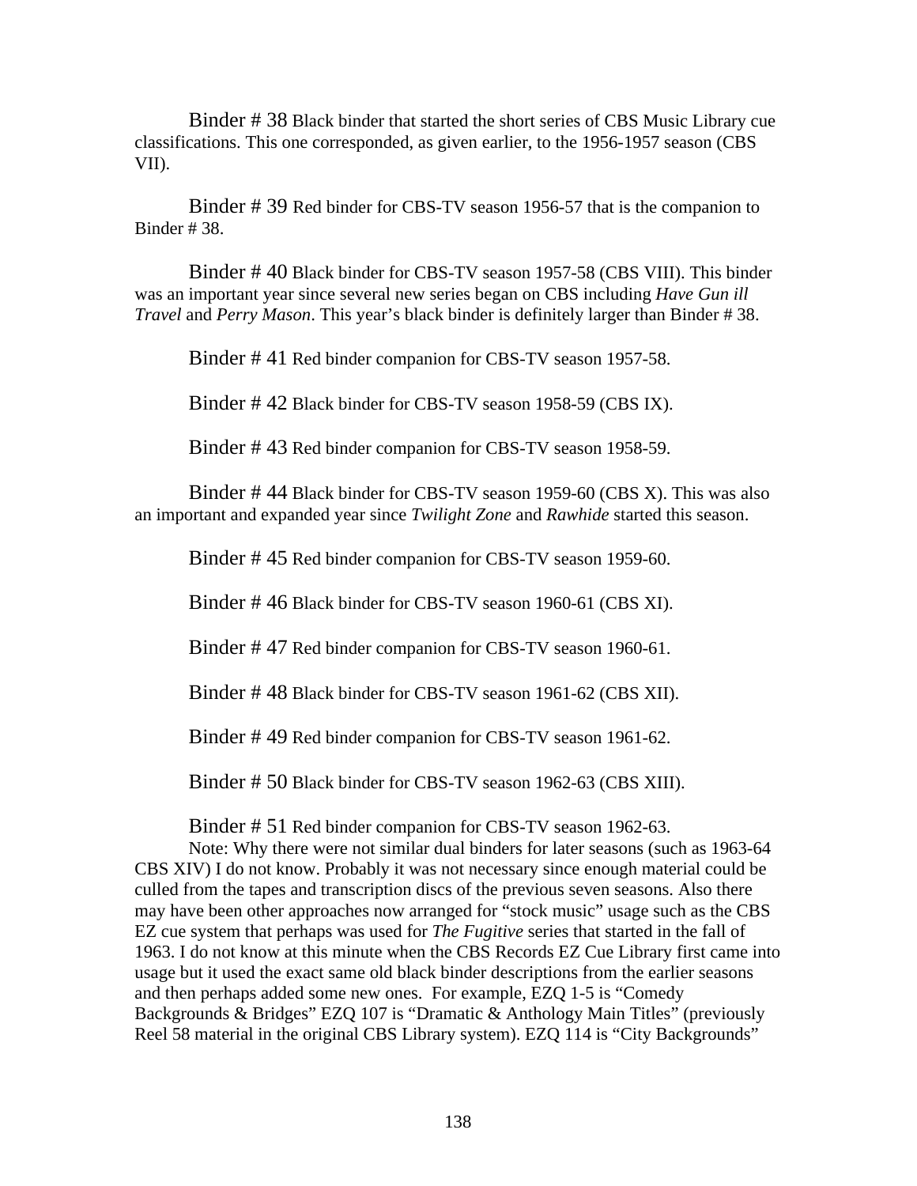Binder # 38 Black binder that started the short series of CBS Music Library cue classifications. This one corresponded, as given earlier, to the 1956-1957 season (CBS VII).

Binder # 39 Red binder for CBS-TV season 1956-57 that is the companion to Binder # 38.

Binder # 40 Black binder for CBS-TV season 1957-58 (CBS VIII). This binder was an important year since several new series began on CBS including *Have Gun ill Travel* and *Perry Mason*. This year's black binder is definitely larger than Binder # 38.

Binder # 41 Red binder companion for CBS-TV season 1957-58.

Binder # 42 Black binder for CBS-TV season 1958-59 (CBS IX).

Binder # 43 Red binder companion for CBS-TV season 1958-59.

Binder # 44 Black binder for CBS-TV season 1959-60 (CBS X). This was also an important and expanded year since *Twilight Zone* and *Rawhide* started this season.

Binder # 45 Red binder companion for CBS-TV season 1959-60.

Binder # 46 Black binder for CBS-TV season 1960-61 (CBS XI).

Binder # 47 Red binder companion for CBS-TV season 1960-61.

Binder # 48 Black binder for CBS-TV season 1961-62 (CBS XII).

Binder # 49 Red binder companion for CBS-TV season 1961-62.

Binder # 50 Black binder for CBS-TV season 1962-63 (CBS XIII).

Binder # 51 Red binder companion for CBS-TV season 1962-63.

Note: Why there were not similar dual binders for later seasons (such as 1963-64 CBS XIV) I do not know. Probably it was not necessary since enough material could be culled from the tapes and transcription discs of the previous seven seasons. Also there may have been other approaches now arranged for "stock music" usage such as the CBS EZ cue system that perhaps was used for *The Fugitive* series that started in the fall of 1963. I do not know at this minute when the CBS Records EZ Cue Library first came into usage but it used the exact same old black binder descriptions from the earlier seasons and then perhaps added some new ones. For example, EZQ 1-5 is "Comedy Backgrounds & Bridges" EZQ 107 is "Dramatic & Anthology Main Titles" (previously Reel 58 material in the original CBS Library system). EZQ 114 is "City Backgrounds"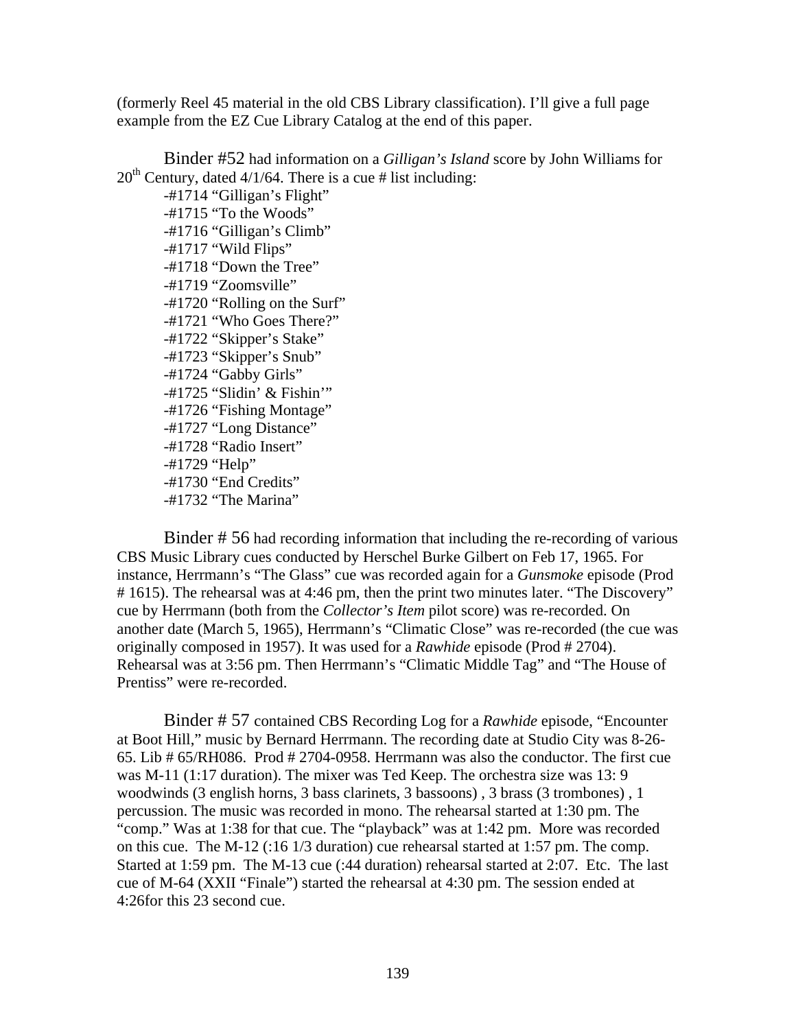(formerly Reel 45 material in the old CBS Library classification). I'll give a full page example from the EZ Cue Library Catalog at the end of this paper.

Binder #52 had information on a *Gilligan's Island* score by John Williams for 20th Century, dated 4/1/64. There is a cue # list including:

- -#1714 "Gilligan's Flight"
- -#1715 "To the Woods"
- -#1716 "Gilligan's Climb"
- -#1717 "Wild Flips"
- -#1718 "Down the Tree"
- -#1719 "Zoomsville"
- -#1720 "Rolling on the Surf"
- -#1721 "Who Goes There?"
- -#1722 "Skipper's Stake"
- -#1723 "Skipper's Snub"
- -#1724 "Gabby Girls"
- -#1725 "Slidin' & Fishin'"
- -#1726 "Fishing Montage"
- -#1727 "Long Distance"
- -#1728 "Radio Insert"
- -#1729 "Help"
- -#1730 "End Credits"
- -#1732 "The Marina"

Binder # 56 had recording information that including the re-recording of various CBS Music Library cues conducted by Herschel Burke Gilbert on Feb 17, 1965. For instance, Herrmann's "The Glass" cue was recorded again for a *Gunsmoke* episode (Prod # 1615). The rehearsal was at 4:46 pm, then the print two minutes later. "The Discovery" cue by Herrmann (both from the *Collector's Item* pilot score) was re-recorded. On another date (March 5, 1965), Herrmann's "Climatic Close" was re-recorded (the cue was originally composed in 1957). It was used for a *Rawhide* episode (Prod # 2704). Rehearsal was at 3:56 pm. Then Herrmann's "Climatic Middle Tag" and "The House of Prentiss" were re-recorded.

Binder # 57 contained CBS Recording Log for a *Rawhide* episode, "Encounter at Boot Hill," music by Bernard Herrmann. The recording date at Studio City was 8-26-65. Lib # 65/RH086. Prod # 2704-0958. Herrmann was also the conductor. The first cue was M-11 (1:17 duration). The mixer was Ted Keep. The orchestra size was 13: 9 woodwinds (3 english horns, 3 bass clarinets, 3 bassoons) , 3 brass (3 trombones) , 1 percussion. The music was recorded in mono. The rehearsal started at 1:30 pm. The "comp." Was at 1:38 for that cue. The "playback" was at 1:42 pm. More was recorded on this cue. The M-12 (:16 1/3 duration) cue rehearsal started at 1:57 pm. The comp. Started at 1:59 pm. The M-13 cue (:44 duration) rehearsal started at 2:07. Etc. The last cue of M-64 (XXII "Finale") started the rehearsal at 4:30 pm. The session ended at 4:26for this 23 second cue.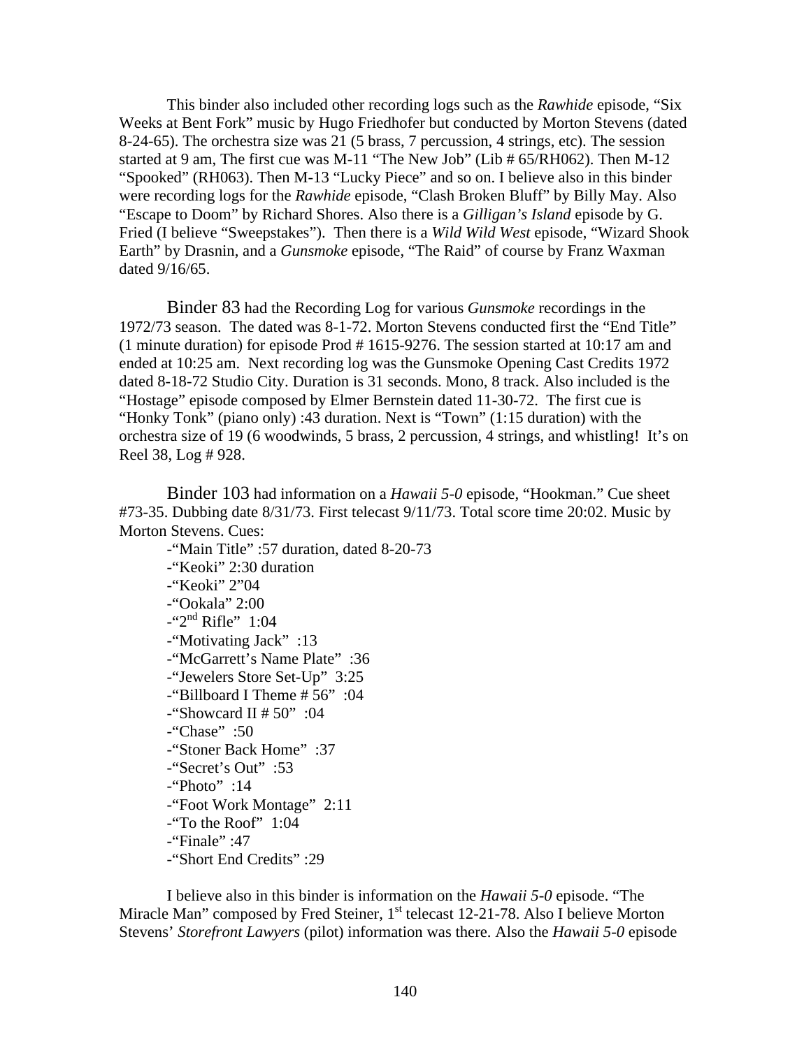This binder also included other recording logs such as the *Rawhide* episode, "Six Weeks at Bent Fork" music by Hugo Friedhofer but conducted by Morton Stevens (dated 8-24-65). The orchestra size was 21 (5 brass, 7 percussion, 4 strings, etc). The session started at 9 am, The first cue was M-11 "The New Job" (Lib # 65/RH062). Then M-12 "Spooked" (RH063). Then M-13 "Lucky Piece" and so on. I believe also in this binder were recording logs for the *Rawhide* episode, "Clash Broken Bluff" by Billy May. Also "Escape to Doom" by Richard Shores. Also there is a *Gilligan's Island* episode by G. Fried (I believe "Sweepstakes"). Then there is a *Wild Wild West* episode, "Wizard Shook Earth" by Drasnin, and a *Gunsmoke* episode, "The Raid" of course by Franz Waxman dated 9/16/65.

Binder 83 had the Recording Log for various *Gunsmoke* recordings in the 1972/73 season. The dated was 8-1-72. Morton Stevens conducted first the "End Title" (1 minute duration) for episode Prod # 1615-9276. The session started at 10:17 am and ended at 10:25 am. Next recording log was the Gunsmoke Opening Cast Credits 1972 dated 8-18-72 Studio City. Duration is 31 seconds. Mono, 8 track. Also included is the "Hostage" episode composed by Elmer Bernstein dated 11-30-72. The first cue is "Honky Tonk" (piano only) :43 duration. Next is "Town" (1:15 duration) with the orchestra size of 19 (6 woodwinds, 5 brass, 2 percussion, 4 strings, and whistling! It's on Reel 38, Log # 928.

Binder 103 had information on a *Hawaii 5-0* episode, "Hookman." Cue sheet #73-35. Dubbing date 8/31/73. First telecast 9/11/73. Total score time 20:02. Music by Morton Stevens. Cues:

-"Main Title" :57 duration, dated 8-20-73
-"Keoki" 2:30 duration
-"Keoki" 2"04
-"Ookala" 2:00
-"2nd Rifle" 1:04
-"Motivating Jack" :13
-"McGarrett's Name Plate" :36
-"Jewelers Store Set-Up" 3:25
-"Billboard I Theme # 56" :04
-"Showcard II # 50" :04
-"Chase" :50
-"Stoner Back Home" :37
-"Secret's Out" :53
-"Photo" :14
-"Foot Work Montage" 2:11
-"To the Roof" 1:04
-"Finale" :47
-"Short End Credits" :29

I believe also in this binder is information on the *Hawaii 5-0* episode. "The Miracle Man" composed by Fred Steiner, 1st telecast 12-21-78. Also I believe Morton Stevens' *Storefront Lawyers* (pilot) information was there. Also the *Hawaii 5-0* episode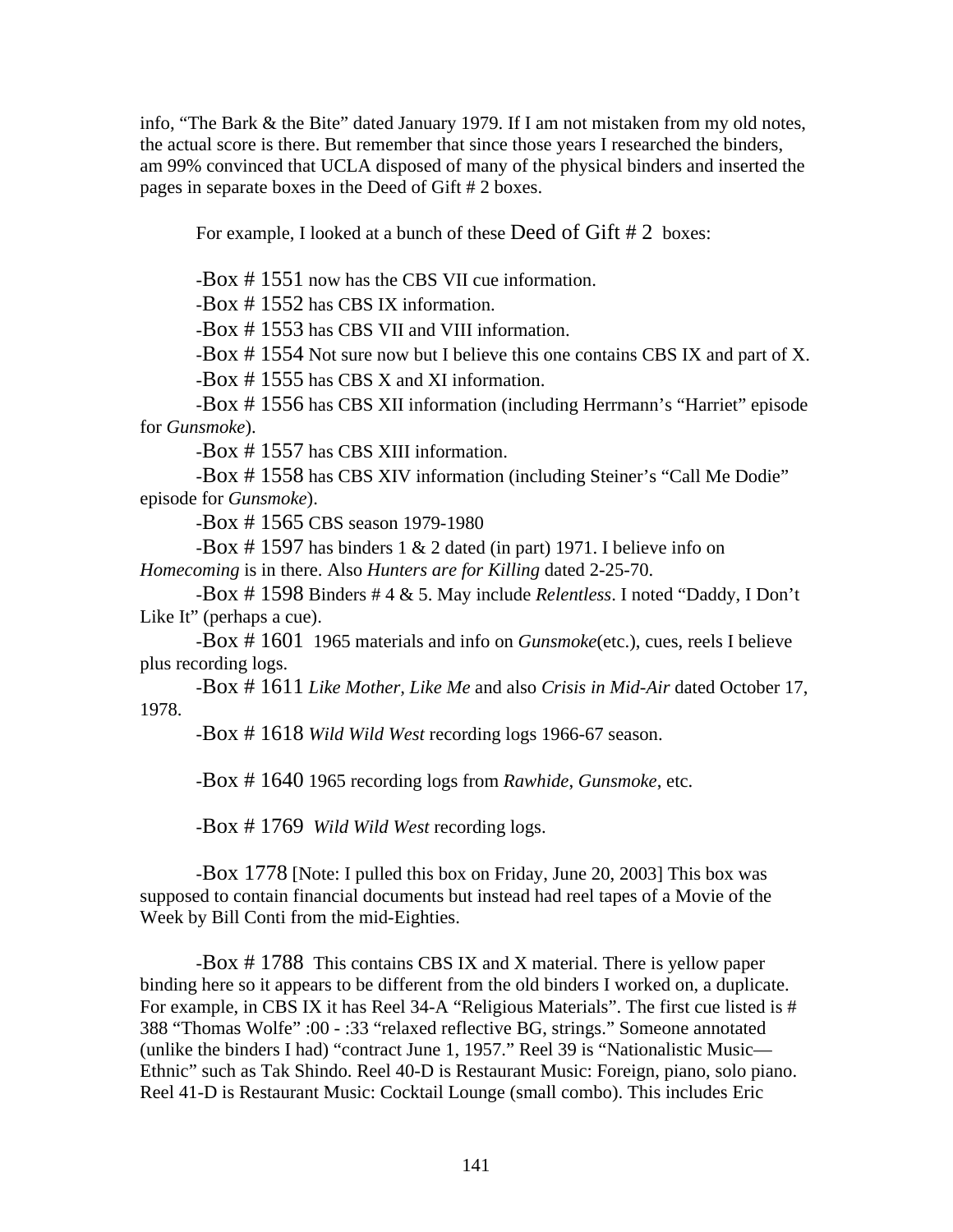info, "The Bark & the Bite" dated January 1979. If I am not mistaken from my old notes, the actual score is there. But remember that since those years I researched the binders, am 99% convinced that UCLA disposed of many of the physical binders and inserted the pages in separate boxes in the Deed of Gift # 2 boxes.

For example, I looked at a bunch of these Deed of Gift # 2 boxes:

-Box # 1551 now has the CBS VII cue information.

-Box # 1552 has CBS IX information.

-Box # 1553 has CBS VII and VIII information.

-Box # 1554 Not sure now but I believe this one contains CBS IX and part of X.

-Box # 1555 has CBS X and XI information.

-Box # 1556 has CBS XII information (including Herrmann's "Harriet" episode for *Gunsmoke*).

-Box # 1557 has CBS XIII information.

-Box # 1558 has CBS XIV information (including Steiner's "Call Me Dodie" episode for *Gunsmoke*).

-Box # 1565 CBS season 1979-1980

-Box # 1597 has binders 1 & 2 dated (in part) 1971. I believe info on *Homecoming* is in there. Also *Hunters are for Killing* dated 2-25-70.

-Box # 1598 Binders # 4 & 5. May include *Relentless*. I noted "Daddy, I Don't Like It" (perhaps a cue).

-Box # 1601 1965 materials and info on *Gunsmoke*(etc.), cues, reels I believe plus recording logs.

-Box # 1611 *Like Mother, Like Me* and also *Crisis in Mid-Air* dated October 17, 1978.

-Box # 1618 *Wild Wild West* recording logs 1966-67 season.

-Box # 1640 1965 recording logs from *Rawhide*, *Gunsmoke*, etc.

-Box # 1769 *Wild Wild West* recording logs.

-Box 1778 [Note: I pulled this box on Friday, June 20, 2003] This box was supposed to contain financial documents but instead had reel tapes of a Movie of the Week by Bill Conti from the mid-Eighties.

-Box # 1788 This contains CBS IX and X material. There is yellow paper binding here so it appears to be different from the old binders I worked on, a duplicate. For example, in CBS IX it has Reel 34-A "Religious Materials". The first cue listed is # 388 "Thomas Wolfe" :00 - :33 "relaxed reflective BG, strings." Someone annotated (unlike the binders I had) "contract June 1, 1957." Reel 39 is "Nationalistic Music—Ethnic" such as Tak Shindo. Reel 40-D is Restaurant Music: Foreign, piano, solo piano. Reel 41-D is Restaurant Music: Cocktail Lounge (small combo). This includes Eric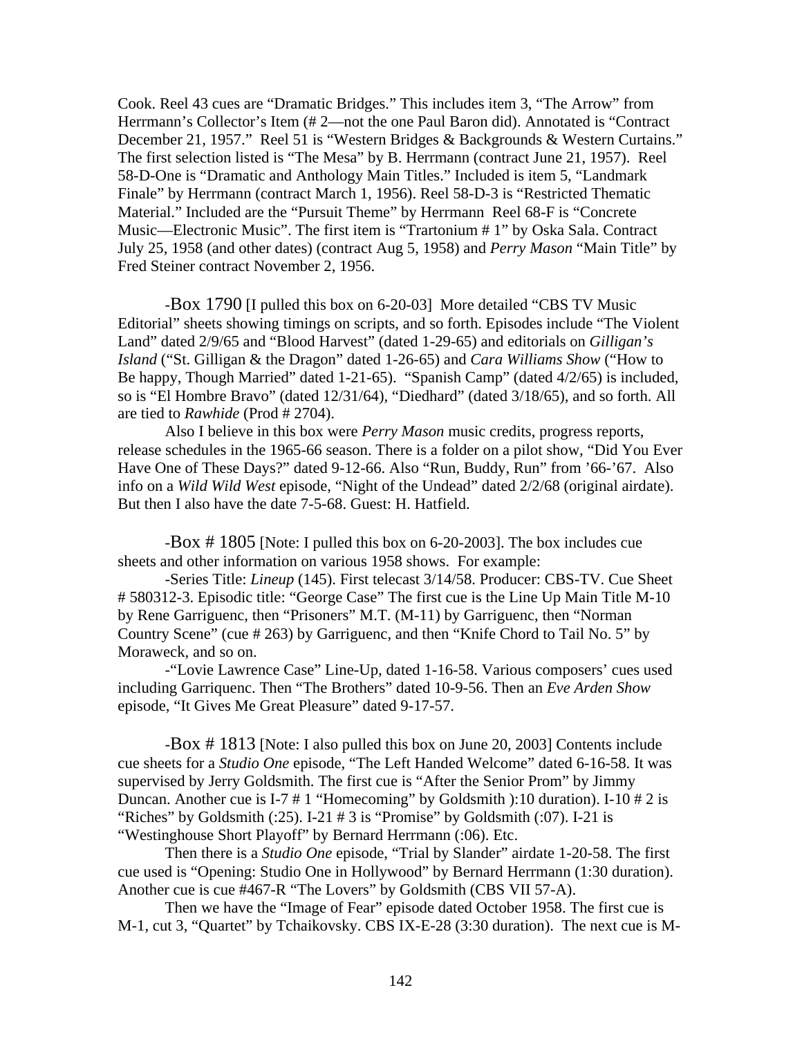Cook. Reel 43 cues are "Dramatic Bridges." This includes item 3, "The Arrow" from Herrmann's Collector's Item (# 2—not the one Paul Baron did). Annotated is "Contract December 21, 1957." Reel 51 is "Western Bridges & Backgrounds & Western Curtains." The first selection listed is "The Mesa" by B. Herrmann (contract June 21, 1957). Reel 58-D-One is "Dramatic and Anthology Main Titles." Included is item 5, "Landmark Finale" by Herrmann (contract March 1, 1956). Reel 58-D-3 is "Restricted Thematic Material." Included are the "Pursuit Theme" by Herrmann Reel 68-F is "Concrete Music—Electronic Music". The first item is "Trartonium # 1" by Oska Sala. Contract July 25, 1958 (and other dates) (contract Aug 5, 1958) and *Perry Mason* "Main Title" by Fred Steiner contract November 2, 1956.

-Box 1790 [I pulled this box on 6-20-03] More detailed "CBS TV Music Editorial" sheets showing timings on scripts, and so forth. Episodes include "The Violent Land" dated 2/9/65 and "Blood Harvest" (dated 1-29-65) and editorials on *Gilligan's Island* ("St. Gilligan & the Dragon" dated 1-26-65) and *Cara Williams Show* ("How to Be happy, Though Married" dated 1-21-65). "Spanish Camp" (dated 4/2/65) is included, so is "El Hombre Bravo" (dated 12/31/64), "Diedhard" (dated 3/18/65), and so forth. All are tied to *Rawhide* (Prod # 2704).

Also I believe in this box were *Perry Mason* music credits, progress reports, release schedules in the 1965-66 season. There is a folder on a pilot show, "Did You Ever Have One of These Days?" dated 9-12-66. Also "Run, Buddy, Run" from '66-'67. Also info on a *Wild Wild West* episode, "Night of the Undead" dated 2/2/68 (original airdate). But then I also have the date 7-5-68. Guest: H. Hatfield.

-Box # 1805 [Note: I pulled this box on 6-20-2003]. The box includes cue sheets and other information on various 1958 shows. For example:

-Series Title: *Lineup* (145). First telecast 3/14/58. Producer: CBS-TV. Cue Sheet # 580312-3. Episodic title: "George Case" The first cue is the Line Up Main Title M-10 by Rene Garriguenc, then "Prisoners" M.T. (M-11) by Garriguenc, then "Norman Country Scene" (cue # 263) by Garriguenc, and then "Knife Chord to Tail No. 5" by Moraweck, and so on.

-"Lovie Lawrence Case" Line-Up, dated 1-16-58. Various composers' cues used including Garriquenc. Then "The Brothers" dated 10-9-56. Then an *Eve Arden Show* episode, "It Gives Me Great Pleasure" dated 9-17-57.

-Box # 1813 [Note: I also pulled this box on June 20, 2003] Contents include cue sheets for a *Studio One* episode, "The Left Handed Welcome" dated 6-16-58. It was supervised by Jerry Goldsmith. The first cue is "After the Senior Prom" by Jimmy Duncan. Another cue is I-7 # 1 "Homecoming" by Goldsmith ):10 duration). I-10 # 2 is "Riches" by Goldsmith (:25). I-21 # 3 is "Promise" by Goldsmith (:07). I-21 is "Westinghouse Short Playoff" by Bernard Herrmann (:06). Etc.

Then there is a *Studio One* episode, "Trial by Slander" airdate 1-20-58. The first cue used is "Opening: Studio One in Hollywood" by Bernard Herrmann (1:30 duration). Another cue is cue #467-R "The Lovers" by Goldsmith (CBS VII 57-A).

Then we have the "Image of Fear" episode dated October 1958. The first cue is M-1, cut 3, "Quartet" by Tchaikovsky. CBS IX-E-28 (3:30 duration). The next cue is M-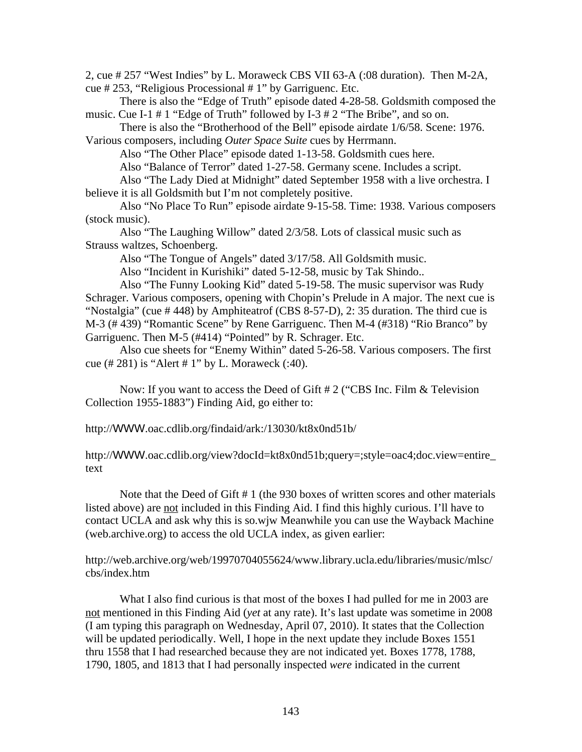2, cue # 257 "West Indies" by L. Moraweck CBS VII 63-A (:08 duration). Then M-2A, cue # 253, "Religious Processional # 1" by Garriguenc. Etc.

There is also the "Edge of Truth" episode dated 4-28-58. Goldsmith composed the music. Cue I-1 # 1 "Edge of Truth" followed by I-3 # 2 "The Bribe", and so on.

There is also the "Brotherhood of the Bell" episode airdate 1/6/58. Scene: 1976. Various composers, including *Outer Space Suite* cues by Herrmann.

Also "The Other Place" episode dated 1-13-58. Goldsmith cues here.

Also "Balance of Terror" dated 1-27-58. Germany scene. Includes a script.

Also "The Lady Died at Midnight" dated September 1958 with a live orchestra. I believe it is all Goldsmith but I'm not completely positive.

Also "No Place To Run" episode airdate 9-15-58. Time: 1938. Various composers (stock music).

Also "The Laughing Willow" dated 2/3/58. Lots of classical music such as Strauss waltzes, Schoenberg.

Also "The Tongue of Angels" dated 3/17/58. All Goldsmith music.

Also "Incident in Kurishiki" dated 5-12-58, music by Tak Shindo..

Also "The Funny Looking Kid" dated 5-19-58. The music supervisor was Rudy Schrager. Various composers, opening with Chopin's Prelude in A major. The next cue is "Nostalgia" (cue # 448) by Amphiteatrof (CBS 8-57-D), 2: 35 duration. The third cue is M-3 (# 439) "Romantic Scene" by Rene Garriguenc. Then M-4 (#318) "Rio Branco" by Garriguenc. Then M-5 (#414) "Pointed" by R. Schrager. Etc.

Also cue sheets for "Enemy Within" dated 5-26-58. Various composers. The first cue (# 281) is "Alert # 1" by L. Moraweck (:40).

Now: If you want to access the Deed of Gift # 2 ("CBS Inc. Film & Television Collection 1955-1883") Finding Aid, go either to:

http://WWW.oac.cdlib.org/findaid/ark:/13030/kt8x0nd51b/

http://WWW.oac.cdlib.org/view?docId=kt8x0nd51b;query=;style=oac4;doc.view=entire_text

Note that the Deed of Gift # 1 (the 930 boxes of written scores and other materials listed above) are <u>not</u> included in this Finding Aid. I find this highly curious. I'll have to contact UCLA and ask why this is so.wjw Meanwhile you can use the Wayback Machine (web.archive.org) to access the old UCLA index, as given earlier:

http://web.archive.org/web/19970704055624/www.library.ucla.edu/libraries/music/mlsc/cbs/index.htm

What I also find curious is that most of the boxes I had pulled for me in 2003 are <u>not</u> mentioned in this Finding Aid (*yet* at any rate). It's last update was sometime in 2008 (I am typing this paragraph on Wednesday, April 07, 2010). It states that the Collection will be updated periodically. Well, I hope in the next update they include Boxes 1551 thru 1558 that I had researched because they are not indicated yet. Boxes 1778, 1788, 1790, 1805, and 1813 that I had personally inspected *were* indicated in the current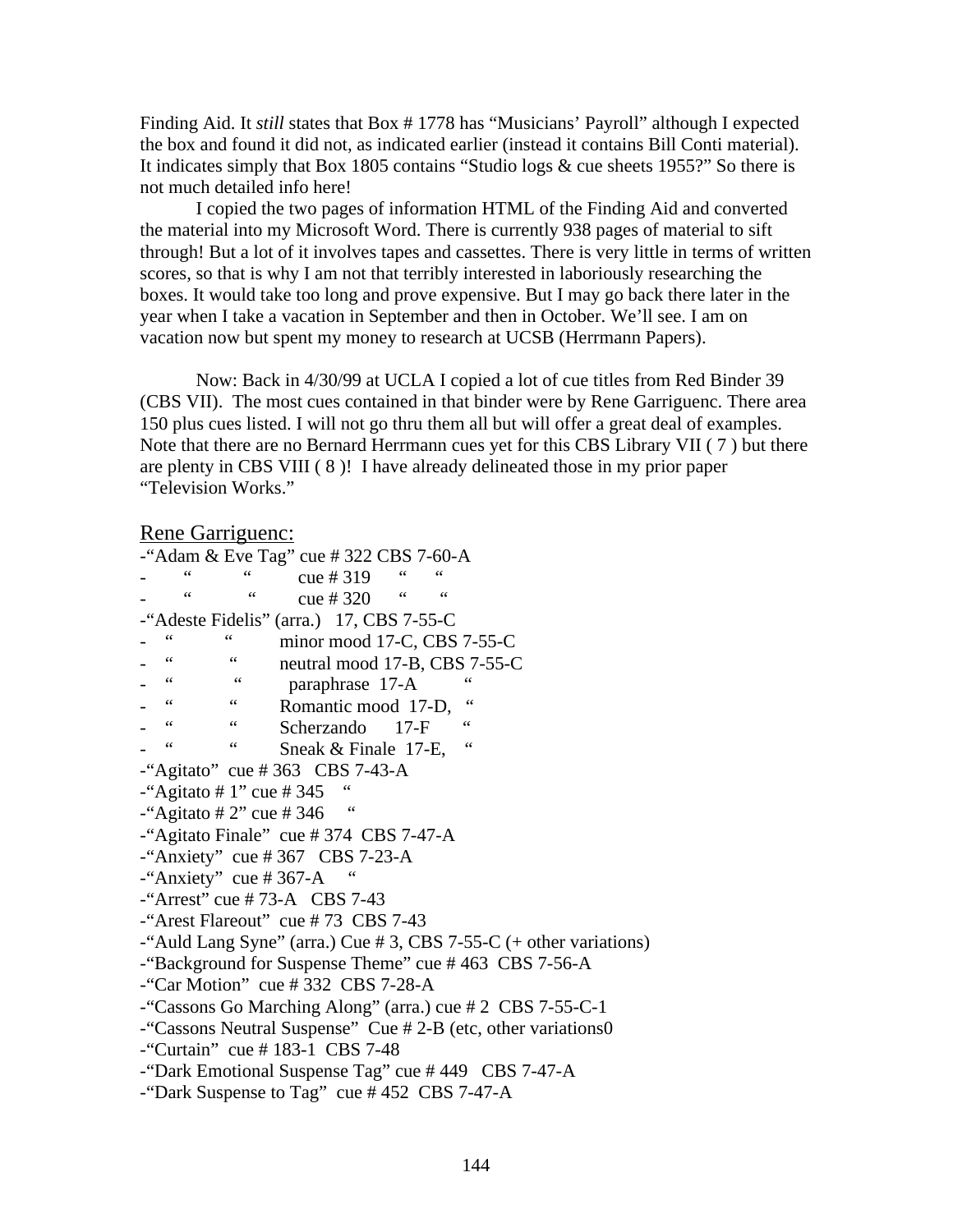Finding Aid. It *still* states that Box # 1778 has "Musicians' Payroll" although I expected the box and found it did not, as indicated earlier (instead it contains Bill Conti material). It indicates simply that Box 1805 contains "Studio logs & cue sheets 1955?" So there is not much detailed info here!

I copied the two pages of information HTML of the Finding Aid and converted the material into my Microsoft Word. There is currently 938 pages of material to sift through! But a lot of it involves tapes and cassettes. There is very little in terms of written scores, so that is why I am not that terribly interested in laboriously researching the boxes. It would take too long and prove expensive. But I may go back there later in the year when I take a vacation in September and then in October. We'll see. I am on vacation now but spent my money to research at UCSB (Herrmann Papers).

Now: Back in 4/30/99 at UCLA I copied a lot of cue titles from Red Binder 39 (CBS VII). The most cues contained in that binder were by Rene Garriguenc. There area 150 plus cues listed. I will not go thru them all but will offer a great deal of examples. Note that there are no Bernard Herrmann cues yet for this CBS Library VII ( 7 ) but there are plenty in CBS VIII ( 8 )! I have already delineated those in my prior paper "Television Works."

<u>Rene Garriguenc:</u>

-"Adam & Eve Tag" cue # 322 CBS 7-60-A
- " " cue # 319 " "
- " " cue # 320 " "
-"Adeste Fidelis" (arra.) 17, CBS 7-55-C
- " " minor mood 17-C, CBS 7-55-C
- " " neutral mood 17-B, CBS 7-55-C
- " " paraphrase 17-A "
- " " Romantic mood 17-D, "
- " " Scherzando 17-F "
- " " Sneak & Finale 17-E, "
-"Agitato" cue # 363 CBS 7-43-A
-"Agitato # 1" cue # 345 "
-"Agitato # 2" cue # 346 "
-"Agitato Finale" cue # 374 CBS 7-47-A
-"Anxiety" cue # 367 CBS 7-23-A
-"Anxiety" cue # 367-A "
-"Arrest" cue # 73-A CBS 7-43
-"Arest Flareout" cue # 73 CBS 7-43
-"Auld Lang Syne" (arra.) Cue # 3, CBS 7-55-C (+ other variations)
-"Background for Suspense Theme" cue # 463 CBS 7-56-A
-"Car Motion" cue # 332 CBS 7-28-A
-"Cassons Go Marching Along" (arra.) cue # 2 CBS 7-55-C-1
-"Cassons Neutral Suspense" Cue # 2-B (etc, other variations0
-"Curtain" cue # 183-1 CBS 7-48
-"Dark Emotional Suspense Tag" cue # 449 CBS 7-47-A
-"Dark Suspense to Tag" cue # 452 CBS 7-47-A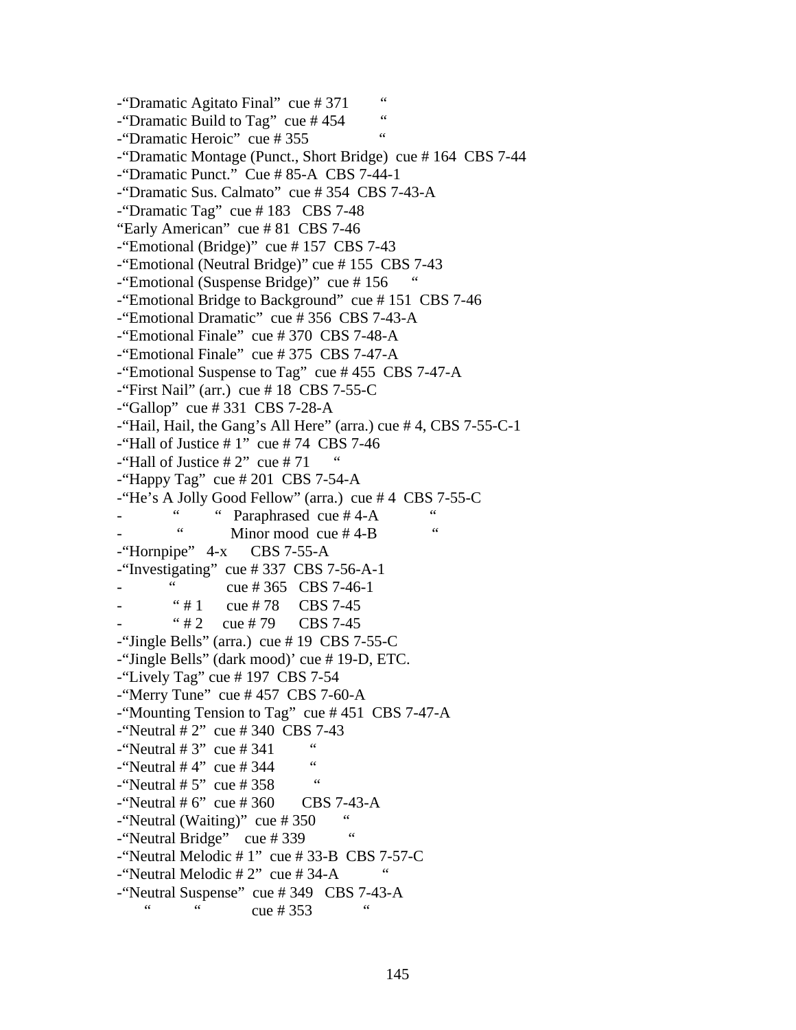-"Dramatic Agitato Final" cue # 371 "
-"Dramatic Build to Tag" cue # 454 "
-"Dramatic Heroic" cue # 355 "
-"Dramatic Montage (Punct., Short Bridge) cue # 164 CBS 7-44
-"Dramatic Punct." Cue # 85-A CBS 7-44-1
-"Dramatic Sus. Calmato" cue # 354 CBS 7-43-A
-"Dramatic Tag" cue # 183 CBS 7-48
"Early American" cue # 81 CBS 7-46
-"Emotional (Bridge)" cue # 157 CBS 7-43
-"Emotional (Neutral Bridge)" cue # 155 CBS 7-43
-"Emotional (Suspense Bridge)" cue # 156 "
-"Emotional Bridge to Background" cue # 151 CBS 7-46
-"Emotional Dramatic" cue # 356 CBS 7-43-A
-"Emotional Finale" cue # 370 CBS 7-48-A
-"Emotional Finale" cue # 375 CBS 7-47-A
-"Emotional Suspense to Tag" cue # 455 CBS 7-47-A
-"First Nail" (arr.) cue # 18 CBS 7-55-C
-"Gallop" cue # 331 CBS 7-28-A
-"Hail, Hail, the Gang's All Here" (arra.) cue # 4, CBS 7-55-C-1
-"Hall of Justice # 1" cue # 74 CBS 7-46
-"Hall of Justice # 2" cue # 71 "
-"Happy Tag" cue # 201 CBS 7-54-A
-"He's A Jolly Good Fellow" (arra.) cue # 4 CBS 7-55-C
- " " Paraphrased cue # 4-A "
- " Minor mood cue # 4-B "
-"Hornpipe" 4-x CBS 7-55-A
-"Investigating" cue # 337 CBS 7-56-A-1
- " cue # 365 CBS 7-46-1
- " # 1 cue # 78 CBS 7-45
- " # 2 cue # 79 CBS 7-45
-"Jingle Bells" (arra.) cue # 19 CBS 7-55-C
-"Jingle Bells" (dark mood)' cue # 19-D, ETC.
-"Lively Tag" cue # 197 CBS 7-54
-"Merry Tune" cue # 457 CBS 7-60-A
-"Mounting Tension to Tag" cue # 451 CBS 7-47-A
-"Neutral # 2" cue # 340 CBS 7-43
-"Neutral # 3" cue # 341 "
-"Neutral # 4" cue # 344 "
-"Neutral # 5" cue # 358 "
-"Neutral # 6" cue # 360 CBS 7-43-A
-"Neutral (Waiting)" cue # 350 "
-"Neutral Bridge" cue # 339 "
-"Neutral Melodic # 1" cue # 33-B CBS 7-57-C
-"Neutral Melodic # 2" cue # 34-A "
-"Neutral Suspense" cue # 349 CBS 7-43-A
" " cue # 353 "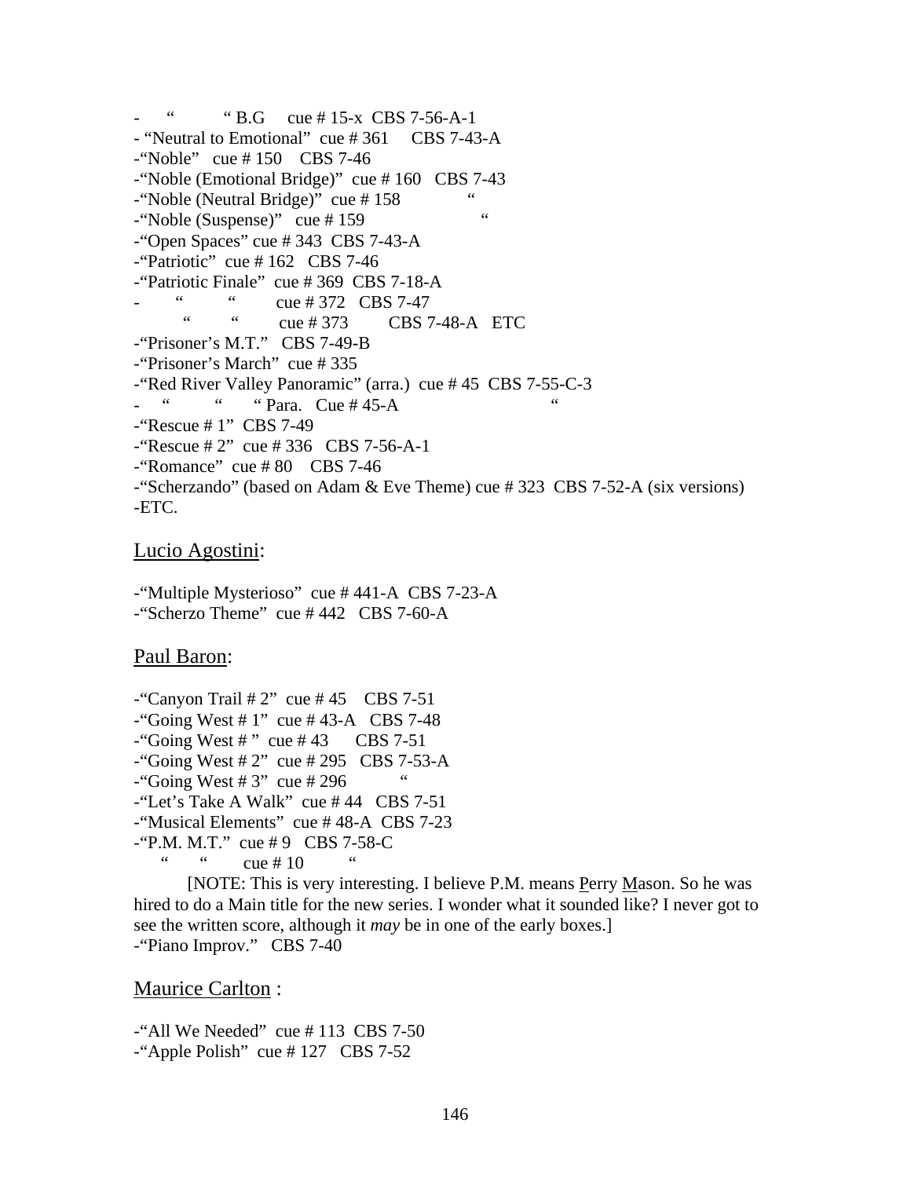- “ “ B.G cue # 15-x CBS 7-56-A-1
- “Neutral to Emotional” cue # 361 CBS 7-43-A
-“Noble” cue # 150 CBS 7-46
-“Noble (Emotional Bridge)” cue # 160 CBS 7-43
-“Noble (Neutral Bridge)” cue # 158 “
-“Noble (Suspense)” cue # 159 “
-“Open Spaces” cue # 343 CBS 7-43-A
-“Patriotic” cue # 162 CBS 7-46
-“Patriotic Finale” cue # 369 CBS 7-18-A
- “ “ cue # 372 CBS 7-47
“ “ cue # 373 CBS 7-48-A ETC
-“Prisoner’s M.T.” CBS 7-49-B
-“Prisoner’s March” cue # 335
-“Red River Valley Panoramic” (arra.) cue # 45 CBS 7-55-C-3
- “ “ “ Para. Cue # 45-A “
-“Rescue # 1” CBS 7-49
-“Rescue # 2” cue # 336 CBS 7-56-A-1
-“Romance” cue # 80 CBS 7-46
-“Scherzando” (based on Adam & Eve Theme) cue # 323 CBS 7-52-A (six versions)
-ETC.

Lucio Agostini:

-“Multiple Mysterioso” cue # 441-A CBS 7-23-A
-“Scherzo Theme” cue # 442 CBS 7-60-A

Paul Baron:

-“Canyon Trail # 2” cue # 45 CBS 7-51
-“Going West # 1” cue # 43-A CBS 7-48
-“Going West # ” cue # 43 CBS 7-51
-“Going West # 2” cue # 295 CBS 7-53-A
-“Going West # 3” cue # 296 “
-“Let’s Take A Walk” cue # 44 CBS 7-51
-“Musical Elements” cue # 48-A CBS 7-23
-“P.M. M.T.” cue # 9 CBS 7-58-C
“ “ cue # 10 “

[NOTE: This is very interesting. I believe P.M. means Perry Mason. So he was hired to do a Main title for the new series. I wonder what it sounded like? I never got to see the written score, although it *may* be in one of the early boxes.]

-“Piano Improv.” CBS 7-40

Maurice Carlton :

-“All We Needed” cue # 113 CBS 7-50
-“Apple Polish” cue # 127 CBS 7-52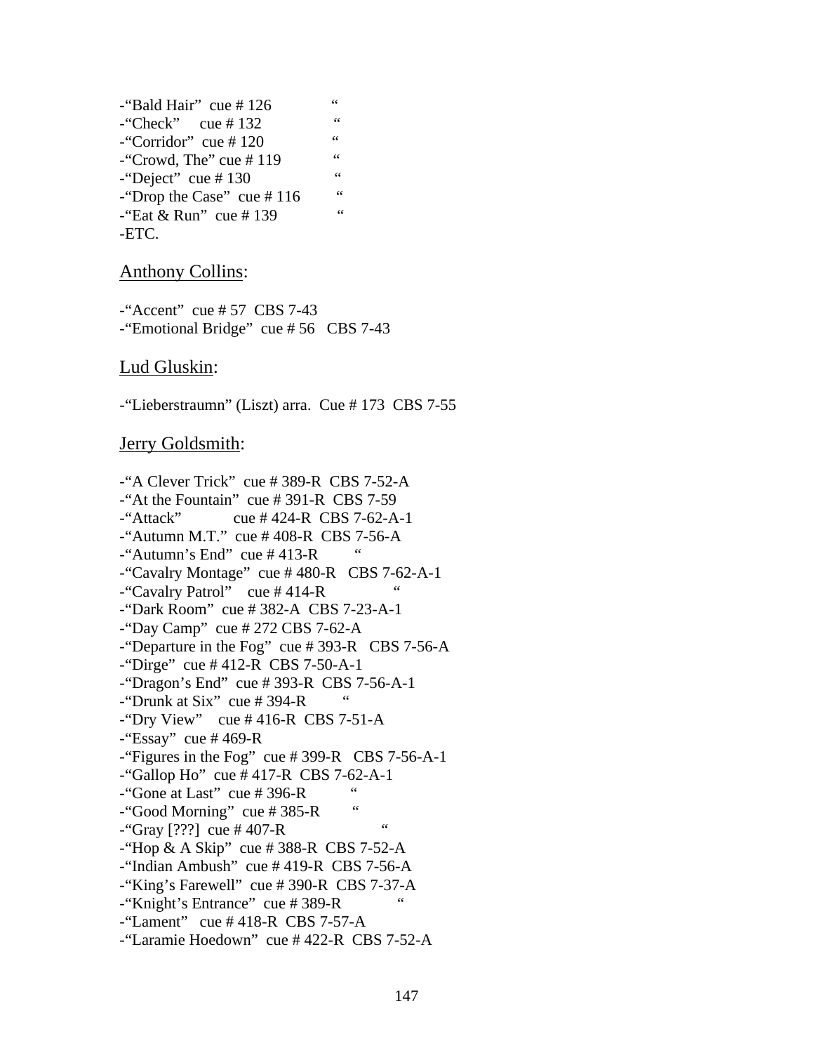-“Bald Hair” cue # 126 “
-“Check” cue # 132 “
-“Corridor” cue # 120 “
-“Crowd, The” cue # 119 “
-“Deject” cue # 130 “
-“Drop the Case” cue # 116 “
-“Eat & Run” cue # 139 “
-ETC.

## Anthony Collins:

-“Accent” cue # 57 CBS 7-43
-“Emotional Bridge” cue # 56 CBS 7-43

## Lud Gluskin:

-“Lieberstraumn” (Liszt) arra. Cue # 173 CBS 7-55

## Jerry Goldsmith:

-“A Clever Trick” cue # 389-R CBS 7-52-A
-“At the Fountain” cue # 391-R CBS 7-59
-“Attack” cue # 424-R CBS 7-62-A-1
-“Autumn M.T.” cue # 408-R CBS 7-56-A
-“Autumn’s End” cue # 413-R “
-“Cavalry Montage” cue # 480-R CBS 7-62-A-1
-“Cavalry Patrol” cue # 414-R “
-“Dark Room” cue # 382-A CBS 7-23-A-1
-“Day Camp” cue # 272 CBS 7-62-A
-“Departure in the Fog” cue # 393-R CBS 7-56-A
-“Dirge” cue # 412-R CBS 7-50-A-1
-“Dragon’s End” cue # 393-R CBS 7-56-A-1
-“Drunk at Six” cue # 394-R “
-“Dry View” cue # 416-R CBS 7-51-A
-“Essay” cue # 469-R
-“Figures in the Fog” cue # 399-R CBS 7-56-A-1
-“Gallop Ho” cue # 417-R CBS 7-62-A-1
-“Gone at Last” cue # 396-R “
-“Good Morning” cue # 385-R “
-“Gray [???] cue # 407-R “
-“Hop & A Skip” cue # 388-R CBS 7-52-A
-“Indian Ambush” cue # 419-R CBS 7-56-A
-“King’s Farewell” cue # 390-R CBS 7-37-A
-“Knight’s Entrance” cue # 389-R “
-“Lament” cue # 418-R CBS 7-57-A
-“Laramie Hoedown” cue # 422-R CBS 7-52-A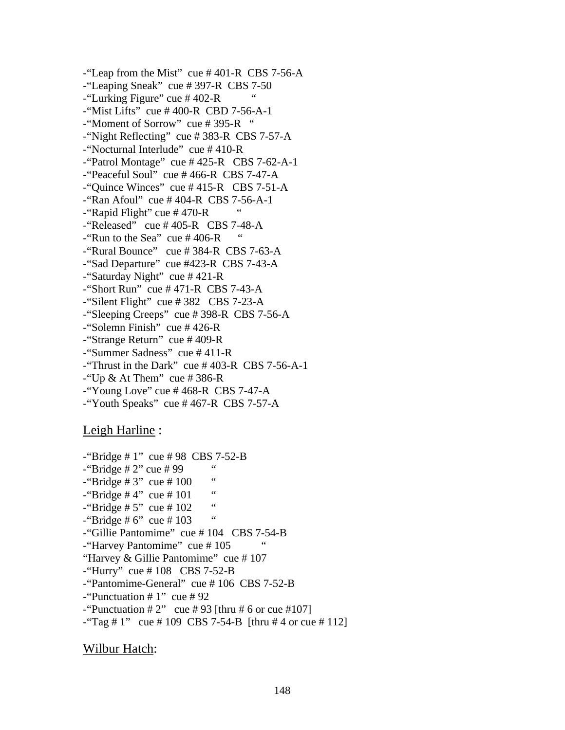-"Leap from the Mist" cue # 401-R CBS 7-56-A
-"Leaping Sneak" cue # 397-R CBS 7-50
-"Lurking Figure" cue # 402-R "
-"Mist Lifts" cue # 400-R CBD 7-56-A-1
-"Moment of Sorrow" cue # 395-R "
-"Night Reflecting" cue # 383-R CBS 7-57-A
-"Nocturnal Interlude" cue # 410-R
-"Patrol Montage" cue # 425-R CBS 7-62-A-1
-"Peaceful Soul" cue # 466-R CBS 7-47-A
-"Quince Winces" cue # 415-R CBS 7-51-A
-"Ran Afoul" cue # 404-R CBS 7-56-A-1
-"Rapid Flight" cue # 470-R "
-"Released" cue # 405-R CBS 7-48-A
-"Run to the Sea" cue # 406-R "
-"Rural Bounce" cue # 384-R CBS 7-63-A
-"Sad Departure" cue #423-R CBS 7-43-A
-"Saturday Night" cue # 421-R
-"Short Run" cue # 471-R CBS 7-43-A
-"Silent Flight" cue # 382 CBS 7-23-A
-"Sleeping Creeps" cue # 398-R CBS 7-56-A
-"Solemn Finish" cue # 426-R
-"Strange Return" cue # 409-R
-"Summer Sadness" cue # 411-R
-"Thrust in the Dark" cue # 403-R CBS 7-56-A-1
-"Up & At Them" cue # 386-R
-"Young Love" cue # 468-R CBS 7-47-A
-"Youth Speaks" cue # 467-R CBS 7-57-A

<u>Leigh Harline</u> :

-"Bridge # 1" cue # 98 CBS 7-52-B
-"Bridge # 2" cue # 99 "
-"Bridge # 3" cue # 100 "
-"Bridge # 4" cue # 101 "
-"Bridge # 5" cue # 102 "
-"Bridge # 6" cue # 103 "
-"Gillie Pantomime" cue # 104 CBS 7-54-B
-"Harvey Pantomime" cue # 105 "
"Harvey & Gillie Pantomime" cue # 107
-"Hurry" cue # 108 CBS 7-52-B
-"Pantomime-General" cue # 106 CBS 7-52-B
-"Punctuation # 1" cue # 92
-"Punctuation # 2" cue # 93 [thru # 6 or cue #107]
-"Tag # 1" cue # 109 CBS 7-54-B [thru # 4 or cue # 112]

<u>Wilbur Hatch</u>: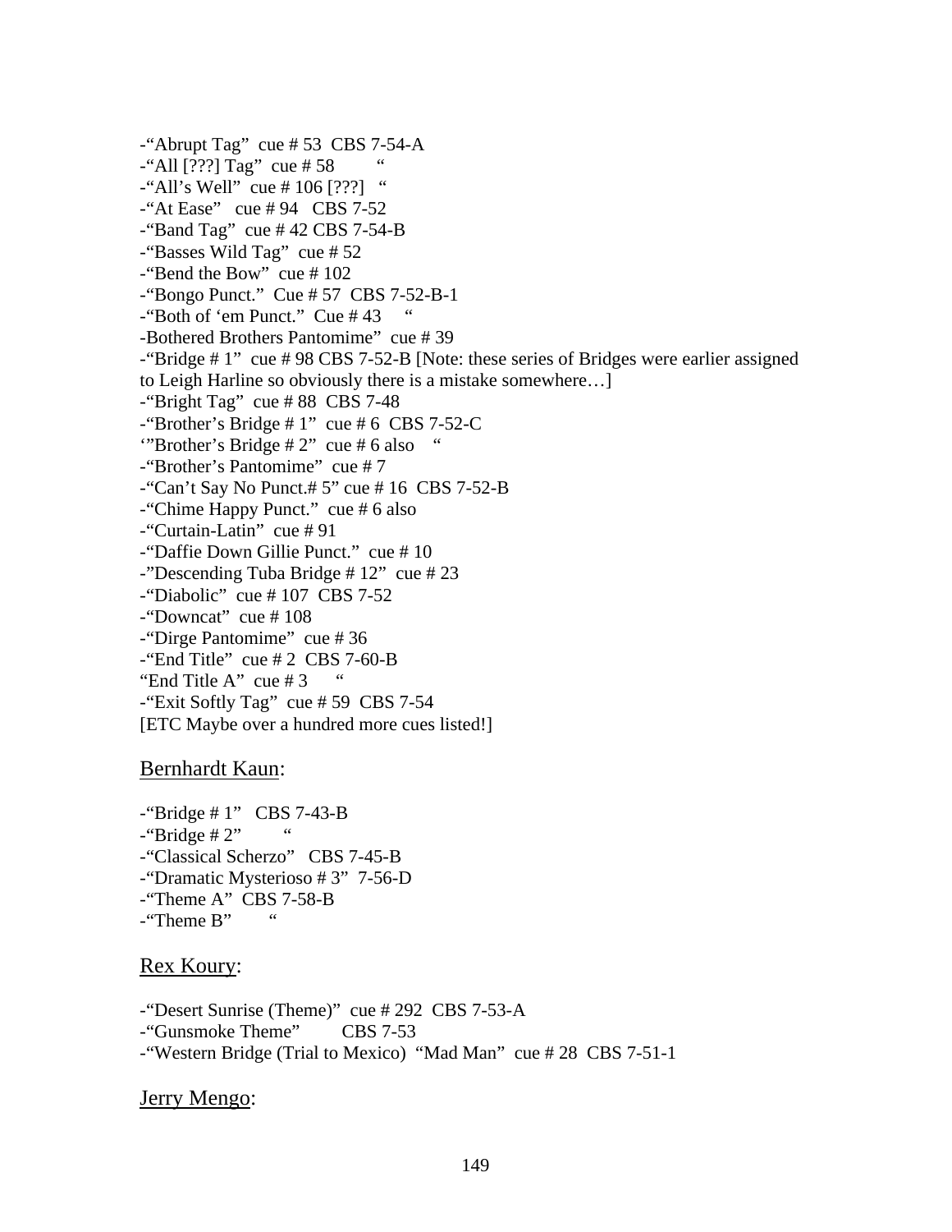-“Abrupt Tag”  cue # 53  CBS 7-54-A
-“All [???] Tag”  cue # 58   “
-“All’s Well”  cue # 106 [???]  “
-“At Ease”  cue # 94  CBS 7-52
-“Band Tag”  cue # 42 CBS 7-54-B
-“Basses Wild Tag”  cue # 52
-“Bend the Bow”  cue # 102
-“Bongo Punct.”  Cue # 57  CBS 7-52-B-1
-“Both of ‘em Punct.”  Cue # 43   “
-Bothered Brothers Pantomime”  cue # 39
-“Bridge # 1”  cue # 98 CBS 7-52-B [Note: these series of Bridges were earlier assigned to Leigh Harline so obviously there is a mistake somewhere…]
-“Bright Tag”  cue # 88  CBS 7-48
-“Brother’s Bridge # 1”  cue # 6  CBS 7-52-C
‘”Brother’s Bridge # 2”  cue # 6 also   “
-“Brother’s Pantomime”  cue # 7
-“Can’t Say No Punct.# 5” cue # 16  CBS 7-52-B
-“Chime Happy Punct.”  cue # 6 also
-“Curtain-Latin”  cue # 91
-“Daffie Down Gillie Punct.”  cue # 10
-”Descending Tuba Bridge # 12”  cue # 23
-“Diabolic”  cue # 107  CBS 7-52
-“Downcat”  cue # 108
-“Dirge Pantomime”  cue # 36
-“End Title”  cue # 2  CBS 7-60-B
“End Title A”  cue # 3   “
-“Exit Softly Tag”  cue # 59  CBS 7-54
[ETC Maybe over a hundred more cues listed!]

Bernhardt Kaun:

-“Bridge # 1”  CBS 7-43-B
-“Bridge # 2”   “
-“Classical Scherzo”  CBS 7-45-B
-“Dramatic Mysterioso # 3”  7-56-D
-“Theme A”  CBS 7-58-B
-“Theme B”   “

Rex Koury:

-“Desert Sunrise (Theme)”  cue # 292  CBS 7-53-A
-“Gunsmoke Theme”   CBS 7-53
-“Western Bridge (Trial to Mexico)  “Mad Man”  cue # 28  CBS 7-51-1

Jerry Mengo: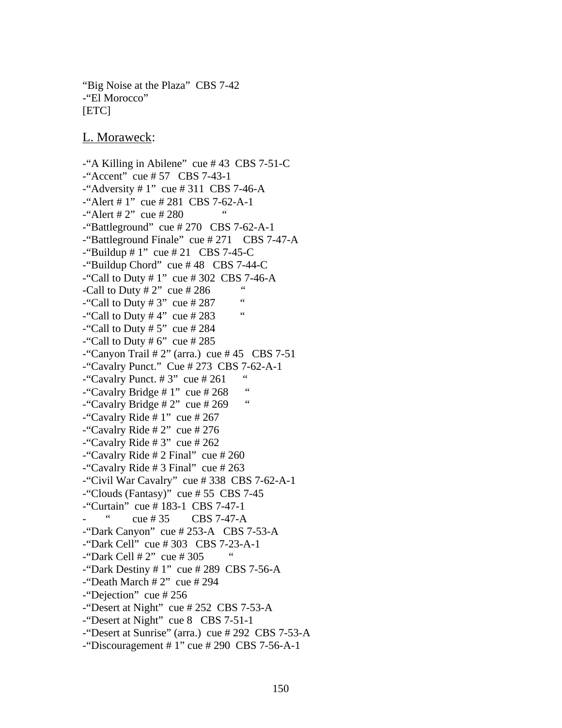"Big Noise at the Plaza" CBS 7-42
-"El Morocco"
[ETC]

L. Moraweck:

-"A Killing in Abilene" cue # 43 CBS 7-51-C
-"Accent" cue # 57 CBS 7-43-1
-"Adversity # 1" cue # 311 CBS 7-46-A
-"Alert # 1" cue # 281 CBS 7-62-A-1
-"Alert # 2" cue # 280 "
-"Battleground" cue # 270 CBS 7-62-A-1
-"Battleground Finale" cue # 271 CBS 7-47-A
-"Buildup # 1" cue # 21 CBS 7-45-C
-"Buildup Chord" cue # 48 CBS 7-44-C
-"Call to Duty # 1" cue # 302 CBS 7-46-A
-Call to Duty # 2" cue # 286 "
-"Call to Duty # 3" cue # 287 "
-"Call to Duty # 4" cue # 283 "
-"Call to Duty # 5" cue # 284
-"Call to Duty # 6" cue # 285
-"Canyon Trail # 2" (arra.) cue # 45 CBS 7-51
-"Cavalry Punct." Cue # 273 CBS 7-62-A-1
-"Cavalry Punct. # 3" cue # 261 "
-"Cavalry Bridge # 1" cue # 268 "
-"Cavalry Bridge # 2" cue # 269 "
-"Cavalry Ride # 1" cue # 267
-"Cavalry Ride # 2" cue # 276
-"Cavalry Ride # 3" cue # 262
-"Cavalry Ride # 2 Final" cue # 260
-"Cavalry Ride # 3 Final" cue # 263
-"Civil War Cavalry" cue # 338 CBS 7-62-A-1
-"Clouds (Fantasy)" cue # 55 CBS 7-45
-"Curtain" cue # 183-1 CBS 7-47-1
- " cue # 35 CBS 7-47-A
-"Dark Canyon" cue # 253-A CBS 7-53-A
-"Dark Cell" cue # 303 CBS 7-23-A-1
-"Dark Cell # 2" cue # 305 "
-"Dark Destiny # 1" cue # 289 CBS 7-56-A
-"Death March # 2" cue # 294
-"Dejection" cue # 256
-"Desert at Night" cue # 252 CBS 7-53-A
-"Desert at Night" cue 8 CBS 7-51-1
-"Desert at Sunrise" (arra.) cue # 292 CBS 7-53-A
-"Discouragement # 1" cue # 290 CBS 7-56-A-1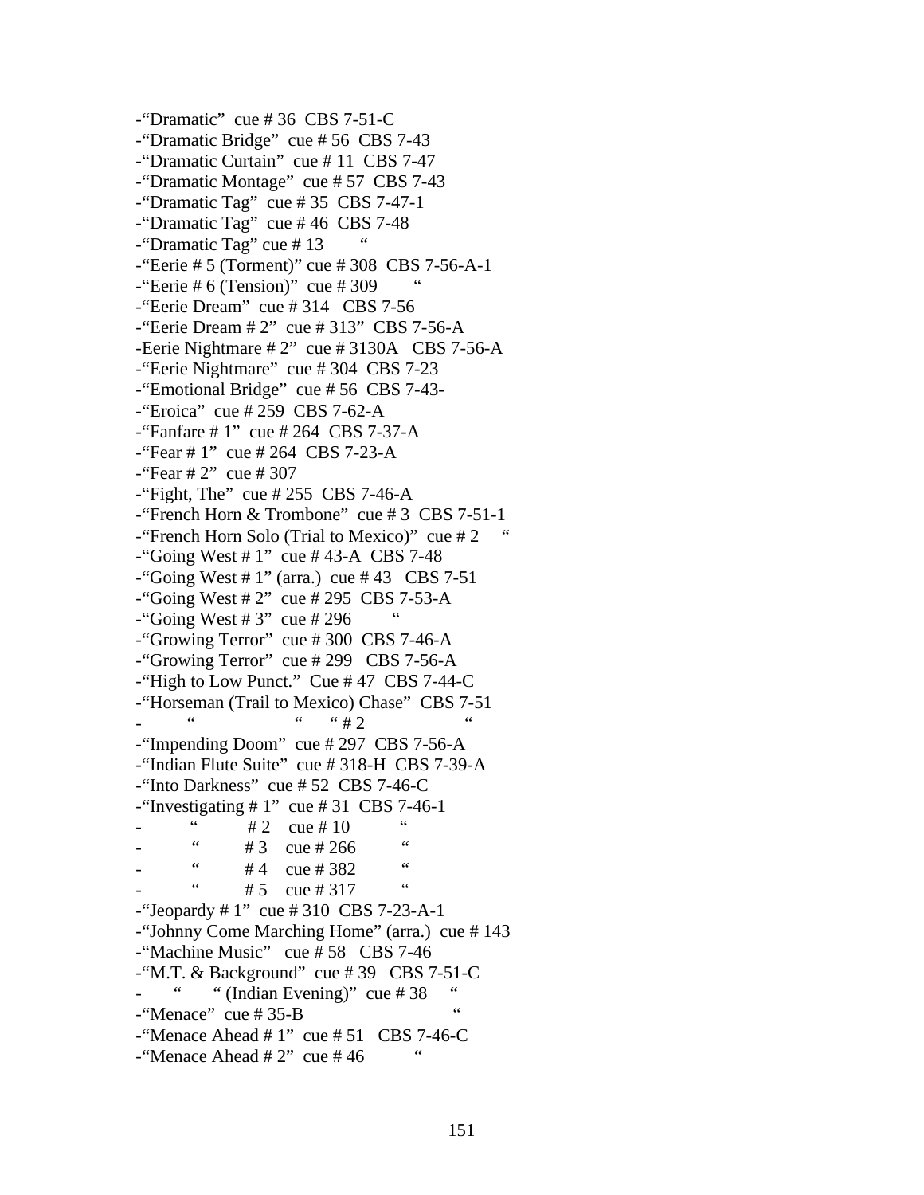-“Dramatic” cue # 36 CBS 7-51-C
-“Dramatic Bridge” cue # 56 CBS 7-43
-“Dramatic Curtain” cue # 11 CBS 7-47
-“Dramatic Montage” cue # 57 CBS 7-43
-“Dramatic Tag” cue # 35 CBS 7-47-1
-“Dramatic Tag” cue # 46 CBS 7-48
-“Dramatic Tag” cue # 13 “
-“Eerie # 5 (Torment)” cue # 308 CBS 7-56-A-1
-“Eerie # 6 (Tension)” cue # 309 “
-“Eerie Dream” cue # 314 CBS 7-56
-“Eerie Dream # 2” cue # 313” CBS 7-56-A
-Eerie Nightmare # 2” cue # 3130A CBS 7-56-A
-“Eerie Nightmare” cue # 304 CBS 7-23
-“Emotional Bridge” cue # 56 CBS 7-43-
-“Eroica” cue # 259 CBS 7-62-A
-“Fanfare # 1” cue # 264 CBS 7-37-A
-“Fear # 1” cue # 264 CBS 7-23-A
-“Fear # 2” cue # 307
-“Fight, The” cue # 255 CBS 7-46-A
-“French Horn & Trombone” cue # 3 CBS 7-51-1
-“French Horn Solo (Trial to Mexico)” cue # 2 “
-“Going West # 1” cue # 43-A CBS 7-48
-“Going West # 1” (arra.) cue # 43 CBS 7-51
-“Going West # 2” cue # 295 CBS 7-53-A
-“Going West # 3” cue # 296 “
-“Growing Terror” cue # 300 CBS 7-46-A
-“Growing Terror” cue # 299 CBS 7-56-A
-“High to Low Punct.” Cue # 47 CBS 7-44-C
-“Horseman (Trail to Mexico) Chase” CBS 7-51
- “ “ “ # 2 “
-“Impending Doom” cue # 297 CBS 7-56-A
-“Indian Flute Suite” cue # 318-H CBS 7-39-A
-“Into Darkness” cue # 52 CBS 7-46-C
-“Investigating # 1” cue # 31 CBS 7-46-1
- “ # 2 cue # 10 “
- “ # 3 cue # 266 “
- “ # 4 cue # 382 “
- “ # 5 cue # 317 “
-“Jeopardy # 1” cue # 310 CBS 7-23-A-1
-“Johnny Come Marching Home” (arra.) cue # 143
-“Machine Music” cue # 58 CBS 7-46
-“M.T. & Background” cue # 39 CBS 7-51-C
- “ “ (Indian Evening)” cue # 38 “
-“Menace” cue # 35-B “
-“Menace Ahead # 1” cue # 51 CBS 7-46-C
-“Menace Ahead # 2” cue # 46 “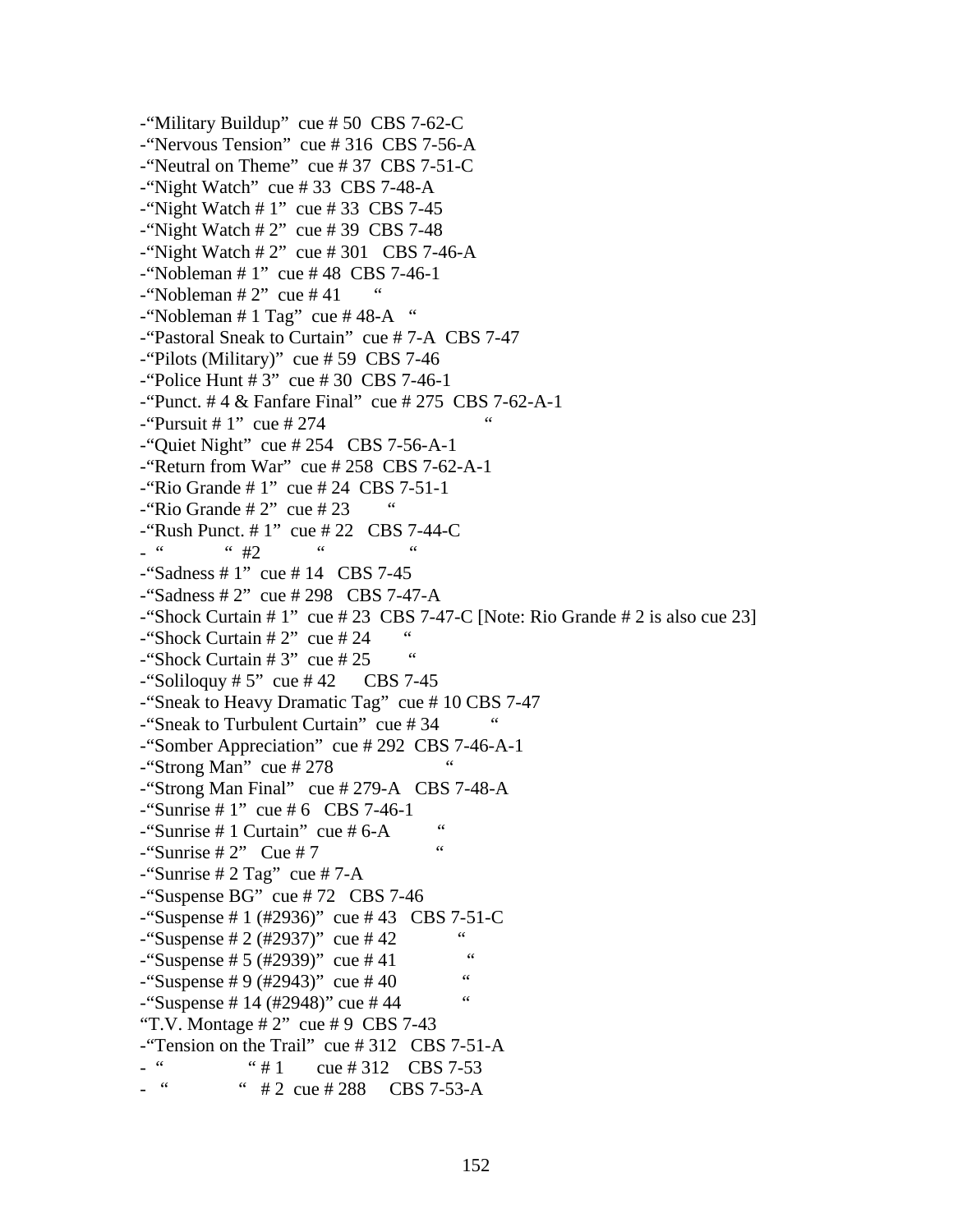-“Military Buildup” cue # 50 CBS 7-62-C
-“Nervous Tension” cue # 316 CBS 7-56-A
-“Neutral on Theme” cue # 37 CBS 7-51-C
-“Night Watch” cue # 33 CBS 7-48-A
-“Night Watch # 1” cue # 33 CBS 7-45
-“Night Watch # 2” cue # 39 CBS 7-48
-“Night Watch # 2” cue # 301 CBS 7-46-A
-“Nobleman # 1” cue # 48 CBS 7-46-1
-“Nobleman # 2” cue # 41 “
-“Nobleman # 1 Tag” cue # 48-A “
-“Pastoral Sneak to Curtain” cue # 7-A CBS 7-47
-“Pilots (Military)” cue # 59 CBS 7-46
-“Police Hunt # 3” cue # 30 CBS 7-46-1
-“Punct. # 4 & Fanfare Final” cue # 275 CBS 7-62-A-1
-“Pursuit # 1” cue # 274 “
-“Quiet Night” cue # 254 CBS 7-56-A-1
-“Return from War” cue # 258 CBS 7-62-A-1
-“Rio Grande # 1” cue # 24 CBS 7-51-1
-“Rio Grande # 2” cue # 23 “
-“Rush Punct. # 1” cue # 22 CBS 7-44-C
- “ “ #2 “ “
-“Sadness # 1” cue # 14 CBS 7-45
-“Sadness # 2” cue # 298 CBS 7-47-A
-“Shock Curtain # 1” cue # 23 CBS 7-47-C [Note: Rio Grande # 2 is also cue 23]
-“Shock Curtain # 2” cue # 24 “
-“Shock Curtain # 3” cue # 25 “
-“Soliloquy # 5” cue # 42 CBS 7-45
-“Sneak to Heavy Dramatic Tag” cue # 10 CBS 7-47
-“Sneak to Turbulent Curtain” cue # 34 “
-“Somber Appreciation” cue # 292 CBS 7-46-A-1
-“Strong Man” cue # 278 “
-“Strong Man Final” cue # 279-A CBS 7-48-A
-“Sunrise # 1” cue # 6 CBS 7-46-1
-“Sunrise # 1 Curtain” cue # 6-A “
-“Sunrise # 2” Cue # 7 “
-“Sunrise # 2 Tag” cue # 7-A
-“Suspense BG” cue # 72 CBS 7-46
-“Suspense # 1 (#2936)” cue # 43 CBS 7-51-C
-“Suspense # 2 (#2937)” cue # 42 “
-“Suspense # 5 (#2939)” cue # 41 “
-“Suspense # 9 (#2943)” cue # 40 “
-“Suspense # 14 (#2948)” cue # 44 “
“T.V. Montage # 2” cue # 9 CBS 7-43
-“Tension on the Trail” cue # 312 CBS 7-51-A
- “ “ # 1 cue # 312 CBS 7-53
- “ “ # 2 cue # 288 CBS 7-53-A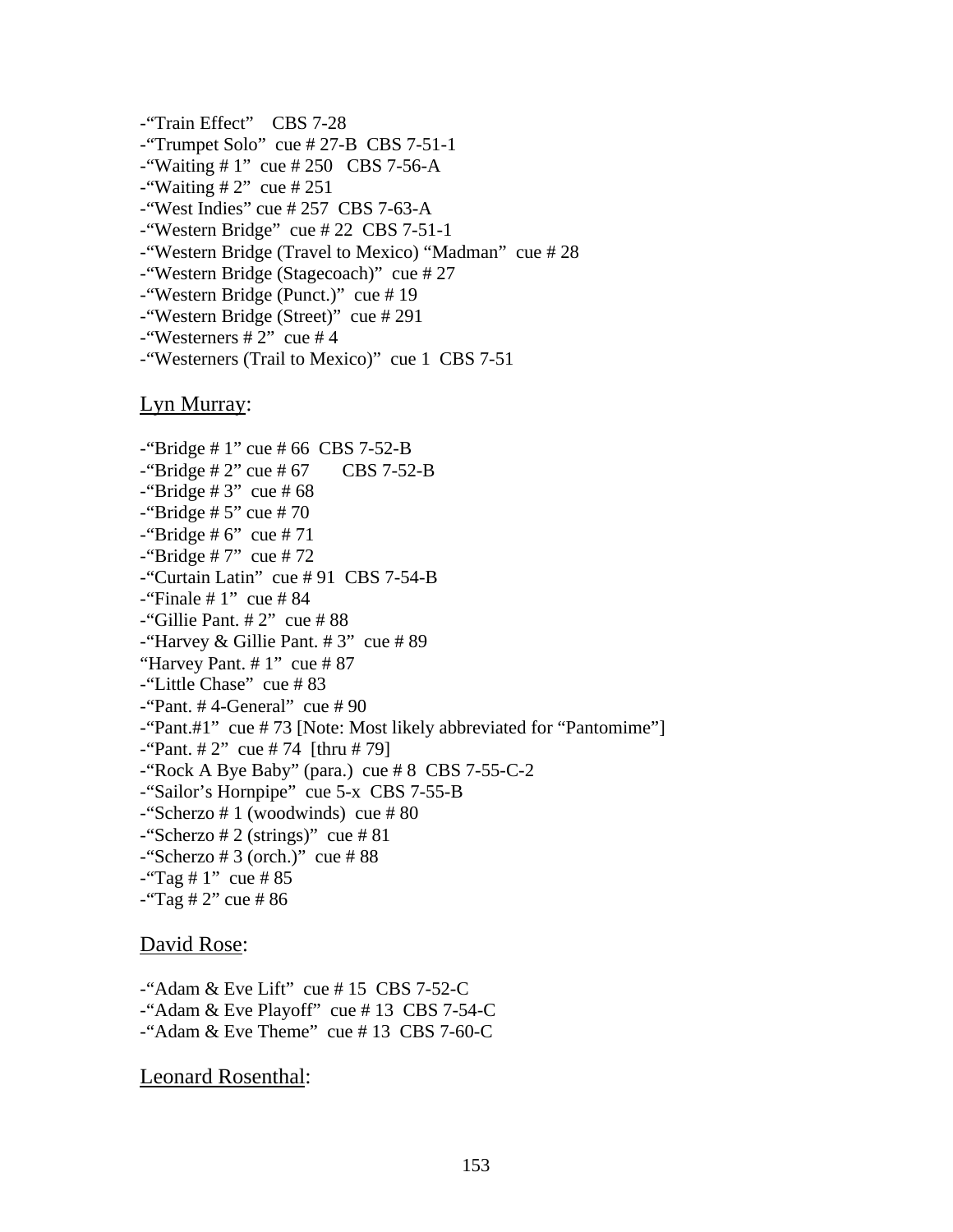-“Train Effect”   CBS 7-28
-“Trumpet Solo”  cue # 27-B  CBS 7-51-1
-“Waiting # 1”  cue # 250   CBS 7-56-A
-“Waiting # 2”  cue # 251
-“West Indies” cue # 257  CBS 7-63-A
-“Western Bridge”  cue # 22  CBS 7-51-1
-“Western Bridge (Travel to Mexico) “Madman”  cue # 28
-“Western Bridge (Stagecoach)”  cue # 27
-“Western Bridge (Punct.)”  cue # 19
-“Western Bridge (Street)”  cue # 291
-“Westerners # 2”  cue # 4
-“Westerners (Trail to Mexico)”  cue 1  CBS 7-51

<u>Lyn Murray</u>:

-“Bridge # 1” cue # 66  CBS 7-52-B
-“Bridge # 2” cue # 67      CBS 7-52-B
-“Bridge # 3”  cue # 68
-“Bridge # 5” cue # 70
-“Bridge # 6”  cue # 71
-“Bridge # 7”  cue # 72
-“Curtain Latin”  cue # 91  CBS 7-54-B
-“Finale # 1”  cue # 84
-“Gillie Pant. # 2”  cue # 88
-“Harvey & Gillie Pant. # 3”  cue # 89
“Harvey Pant. # 1”  cue # 87
-“Little Chase”  cue # 83
-“Pant. # 4-General”  cue # 90
-“Pant.#1”  cue # 73 [Note: Most likely abbreviated for “Pantomime”]
-“Pant. # 2”  cue # 74  [thru # 79]
-“Rock A Bye Baby” (para.)  cue # 8  CBS 7-55-C-2
-“Sailor’s Hornpipe”  cue 5-x  CBS 7-55-B
-“Scherzo # 1 (woodwinds)  cue # 80
-“Scherzo # 2 (strings)”  cue # 81
-“Scherzo # 3 (orch.)”  cue # 88
-“Tag # 1”  cue # 85
-“Tag # 2” cue # 86

<u>David Rose</u>:

-“Adam & Eve Lift”  cue # 15  CBS 7-52-C
-“Adam & Eve Playoff”  cue # 13  CBS 7-54-C
-“Adam & Eve Theme”  cue # 13  CBS 7-60-C

<u>Leonard Rosenthal</u>: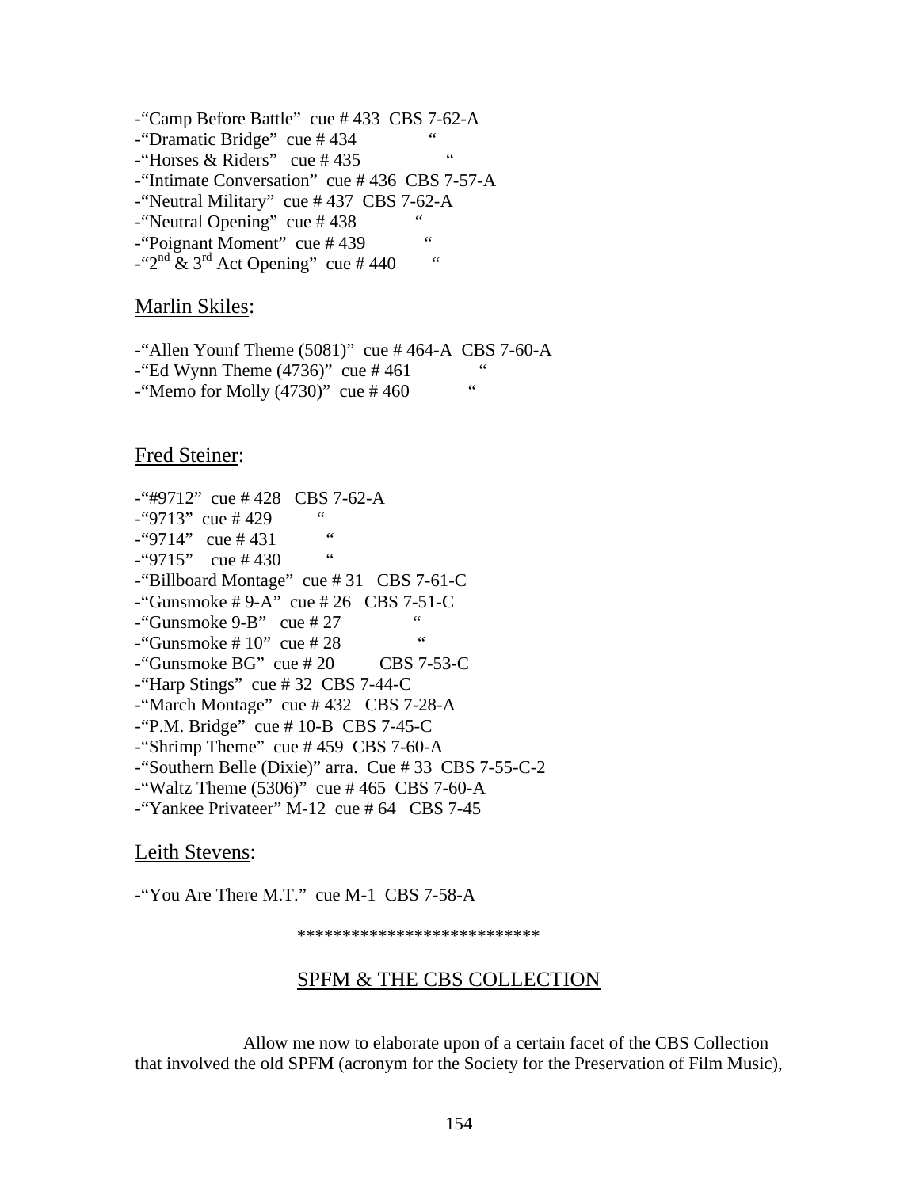-"Camp Before Battle" cue # 433 CBS 7-62-A
-"Dramatic Bridge" cue # 434 "
-"Horses & Riders" cue # 435 "
-"Intimate Conversation" cue # 436 CBS 7-57-A
-"Neutral Military" cue # 437 CBS 7-62-A
-"Neutral Opening" cue # 438 "
-"Poignant Moment" cue # 439 "
-"2nd & 3rd Act Opening" cue # 440 "

<u>Marlin Skiles</u>:

-"Allen Younf Theme (5081)" cue # 464-A CBS 7-60-A
-"Ed Wynn Theme (4736)" cue # 461 "
-"Memo for Molly (4730)" cue # 460 "

<u>Fred Steiner</u>:

-"#9712" cue # 428 CBS 7-62-A
-"9713" cue # 429 "
-"9714" cue # 431 "
-"9715" cue # 430 "
-"Billboard Montage" cue # 31 CBS 7-61-C
-"Gunsmoke # 9-A" cue # 26 CBS 7-51-C
-"Gunsmoke 9-B" cue # 27 "
-"Gunsmoke # 10" cue # 28 "
-"Gunsmoke BG" cue # 20 CBS 7-53-C
-"Harp Stings" cue # 32 CBS 7-44-C
-"March Montage" cue # 432 CBS 7-28-A
-"P.M. Bridge" cue # 10-B CBS 7-45-C
-"Shrimp Theme" cue # 459 CBS 7-60-A
-"Southern Belle (Dixie)" arra. Cue # 33 CBS 7-55-C-2
-"Waltz Theme (5306)" cue # 465 CBS 7-60-A
-"Yankee Privateer" M-12 cue # 64 CBS 7-45

<u>Leith Stevens</u>:

-"You Are There M.T." cue M-1 CBS 7-58-A

***************************

<u>SPFM & THE CBS COLLECTION</u>

Allow me now to elaborate upon of a certain facet of the CBS Collection that involved the old SPFM (acronym for the <u>S</u>ociety for the <u>P</u>reservation of <u>F</u>ilm <u>M</u>usic),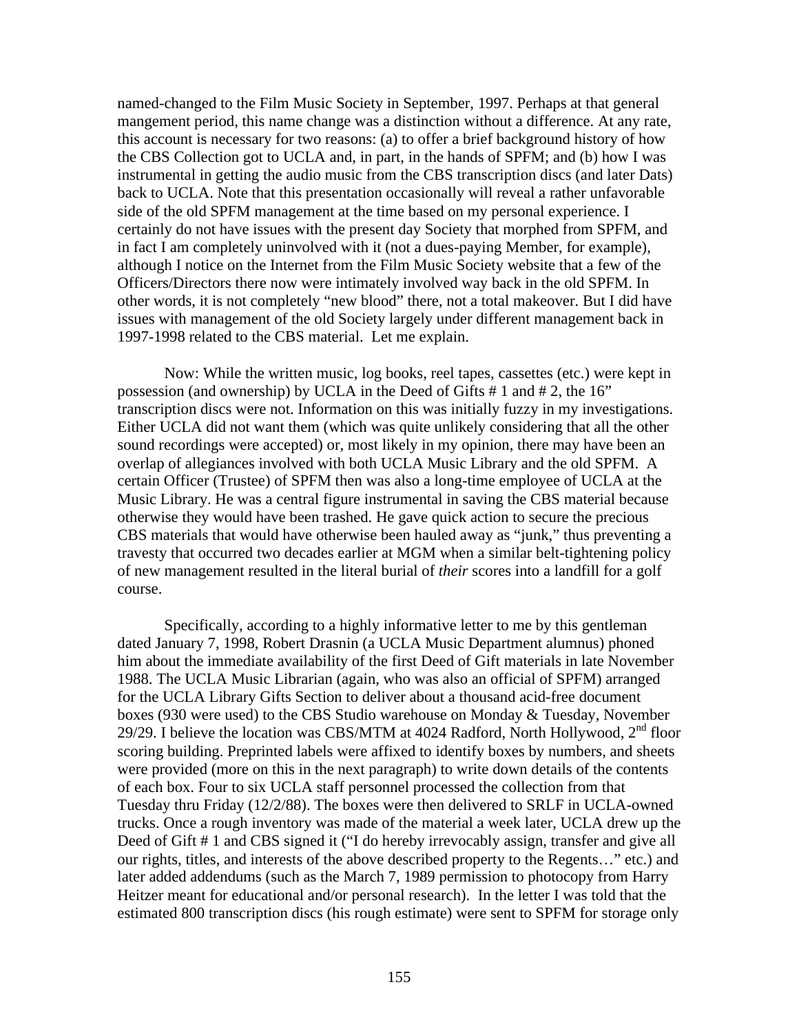named-changed to the Film Music Society in September, 1997. Perhaps at that general mangement period, this name change was a distinction without a difference. At any rate, this account is necessary for two reasons: (a) to offer a brief background history of how the CBS Collection got to UCLA and, in part, in the hands of SPFM; and (b) how I was instrumental in getting the audio music from the CBS transcription discs (and later Dats) back to UCLA. Note that this presentation occasionally will reveal a rather unfavorable side of the old SPFM management at the time based on my personal experience. I certainly do not have issues with the present day Society that morphed from SPFM, and in fact I am completely uninvolved with it (not a dues-paying Member, for example), although I notice on the Internet from the Film Music Society website that a few of the Officers/Directors there now were intimately involved way back in the old SPFM. In other words, it is not completely "new blood" there, not a total makeover. But I did have issues with management of the old Society largely under different management back in 1997-1998 related to the CBS material. Let me explain.

Now: While the written music, log books, reel tapes, cassettes (etc.) were kept in possession (and ownership) by UCLA in the Deed of Gifts # 1 and # 2, the 16" transcription discs were not. Information on this was initially fuzzy in my investigations. Either UCLA did not want them (which was quite unlikely considering that all the other sound recordings were accepted) or, most likely in my opinion, there may have been an overlap of allegiances involved with both UCLA Music Library and the old SPFM. A certain Officer (Trustee) of SPFM then was also a long-time employee of UCLA at the Music Library. He was a central figure instrumental in saving the CBS material because otherwise they would have been trashed. He gave quick action to secure the precious CBS materials that would have otherwise been hauled away as "junk," thus preventing a travesty that occurred two decades earlier at MGM when a similar belt-tightening policy of new management resulted in the literal burial of *their* scores into a landfill for a golf course.

Specifically, according to a highly informative letter to me by this gentleman dated January 7, 1998, Robert Drasnin (a UCLA Music Department alumnus) phoned him about the immediate availability of the first Deed of Gift materials in late November 1988. The UCLA Music Librarian (again, who was also an official of SPFM) arranged for the UCLA Library Gifts Section to deliver about a thousand acid-free document boxes (930 were used) to the CBS Studio warehouse on Monday & Tuesday, November 29/29. I believe the location was CBS/MTM at 4024 Radford, North Hollywood, 2nd floor scoring building. Preprinted labels were affixed to identify boxes by numbers, and sheets were provided (more on this in the next paragraph) to write down details of the contents of each box. Four to six UCLA staff personnel processed the collection from that Tuesday thru Friday (12/2/88). The boxes were then delivered to SRLF in UCLA-owned trucks. Once a rough inventory was made of the material a week later, UCLA drew up the Deed of Gift # 1 and CBS signed it ("I do hereby irrevocably assign, transfer and give all our rights, titles, and interests of the above described property to the Regents…" etc.) and later added addendums (such as the March 7, 1989 permission to photocopy from Harry Heitzer meant for educational and/or personal research). In the letter I was told that the estimated 800 transcription discs (his rough estimate) were sent to SPFM for storage only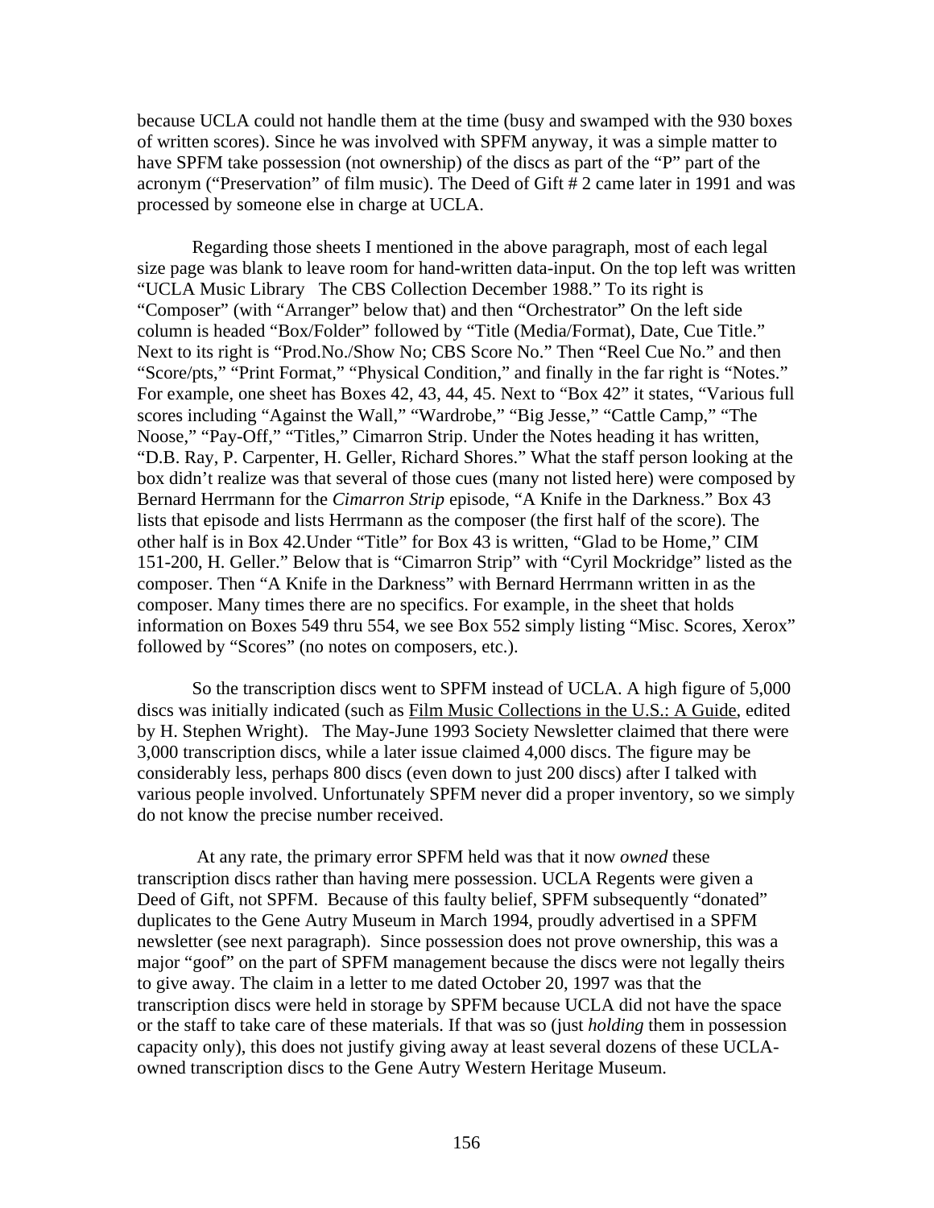because UCLA could not handle them at the time (busy and swamped with the 930 boxes of written scores). Since he was involved with SPFM anyway, it was a simple matter to have SPFM take possession (not ownership) of the discs as part of the "P" part of the acronym ("Preservation" of film music). The Deed of Gift # 2 came later in 1991 and was processed by someone else in charge at UCLA.

Regarding those sheets I mentioned in the above paragraph, most of each legal size page was blank to leave room for hand-written data-input. On the top left was written "UCLA Music Library The CBS Collection December 1988." To its right is "Composer" (with "Arranger" below that) and then "Orchestrator" On the left side column is headed "Box/Folder" followed by "Title (Media/Format), Date, Cue Title." Next to its right is "Prod.No./Show No; CBS Score No." Then "Reel Cue No." and then "Score/pts," "Print Format," "Physical Condition," and finally in the far right is "Notes." For example, one sheet has Boxes 42, 43, 44, 45. Next to "Box 42" it states, "Various full scores including "Against the Wall," "Wardrobe," "Big Jesse," "Cattle Camp," "The Noose," "Pay-Off," "Titles," Cimarron Strip. Under the Notes heading it has written, "D.B. Ray, P. Carpenter, H. Geller, Richard Shores." What the staff person looking at the box didn't realize was that several of those cues (many not listed here) were composed by Bernard Herrmann for the *Cimarron Strip* episode, "A Knife in the Darkness." Box 43 lists that episode and lists Herrmann as the composer (the first half of the score). The other half is in Box 42.Under "Title" for Box 43 is written, "Glad to be Home," CIM 151-200, H. Geller." Below that is "Cimarron Strip" with "Cyril Mockridge" listed as the composer. Then "A Knife in the Darkness" with Bernard Herrmann written in as the composer. Many times there are no specifics. For example, in the sheet that holds information on Boxes 549 thru 554, we see Box 552 simply listing "Misc. Scores, Xerox" followed by "Scores" (no notes on composers, etc.).

So the transcription discs went to SPFM instead of UCLA. A high figure of 5,000 discs was initially indicated (such as Film Music Collections in the U.S.: A Guide, edited by H. Stephen Wright). The May-June 1993 Society Newsletter claimed that there were 3,000 transcription discs, while a later issue claimed 4,000 discs. The figure may be considerably less, perhaps 800 discs (even down to just 200 discs) after I talked with various people involved. Unfortunately SPFM never did a proper inventory, so we simply do not know the precise number received.

At any rate, the primary error SPFM held was that it now *owned* these transcription discs rather than having mere possession. UCLA Regents were given a Deed of Gift, not SPFM. Because of this faulty belief, SPFM subsequently "donated" duplicates to the Gene Autry Museum in March 1994, proudly advertised in a SPFM newsletter (see next paragraph). Since possession does not prove ownership, this was a major "goof" on the part of SPFM management because the discs were not legally theirs to give away. The claim in a letter to me dated October 20, 1997 was that the transcription discs were held in storage by SPFM because UCLA did not have the space or the staff to take care of these materials. If that was so (just *holding* them in possession capacity only), this does not justify giving away at least several dozens of these UCLA-owned transcription discs to the Gene Autry Western Heritage Museum.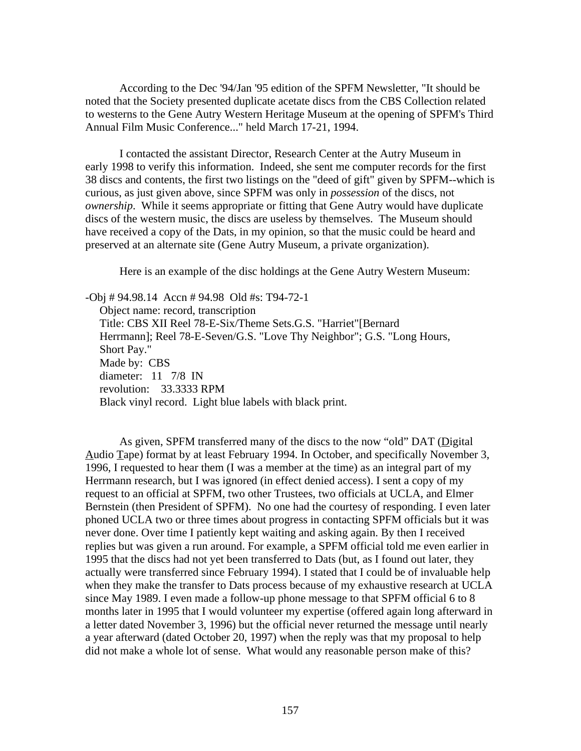According to the Dec '94/Jan '95 edition of the SPFM Newsletter, "It should be noted that the Society presented duplicate acetate discs from the CBS Collection related to westerns to the Gene Autry Western Heritage Museum at the opening of SPFM's Third Annual Film Music Conference..." held March 17-21, 1994.

I contacted the assistant Director, Research Center at the Autry Museum in early 1998 to verify this information. Indeed, she sent me computer records for the first 38 discs and contents, the first two listings on the "deed of gift" given by SPFM--which is curious, as just given above, since SPFM was only in *possession* of the discs, not *ownership*. While it seems appropriate or fitting that Gene Autry would have duplicate discs of the western music, the discs are useless by themselves. The Museum should have received a copy of the Dats, in my opinion, so that the music could be heard and preserved at an alternate site (Gene Autry Museum, a private organization).

Here is an example of the disc holdings at the Gene Autry Western Museum:

-Obj # 94.98.14 Accn # 94.98 Old #s: T94-72-1
Object name: record, transcription
Title: CBS XII Reel 78-E-Six/Theme Sets.G.S. "Harriet"[Bernard Herrmann]; Reel 78-E-Seven/G.S. "Love Thy Neighbor"; G.S. "Long Hours, Short Pay."
Made by: CBS
diameter: 11 7/8 IN
revolution: 33.3333 RPM
Black vinyl record. Light blue labels with black print.

As given, SPFM transferred many of the discs to the now "old" DAT (<u>D</u>igital <u>A</u>udio <u>T</u>ape) format by at least February 1994. In October, and specifically November 3, 1996, I requested to hear them (I was a member at the time) as an integral part of my Herrmann research, but I was ignored (in effect denied access). I sent a copy of my request to an official at SPFM, two other Trustees, two officials at UCLA, and Elmer Bernstein (then President of SPFM). No one had the courtesy of responding. I even later phoned UCLA two or three times about progress in contacting SPFM officials but it was never done. Over time I patiently kept waiting and asking again. By then I received replies but was given a run around. For example, a SPFM official told me even earlier in 1995 that the discs had not yet been transferred to Dats (but, as I found out later, they actually were transferred since February 1994). I stated that I could be of invaluable help when they make the transfer to Dats process because of my exhaustive research at UCLA since May 1989. I even made a follow-up phone message to that SPFM official 6 to 8 months later in 1995 that I would volunteer my expertise (offered again long afterward in a letter dated November 3, 1996) but the official never returned the message until nearly a year afterward (dated October 20, 1997) when the reply was that my proposal to help did not make a whole lot of sense. What would any reasonable person make of this?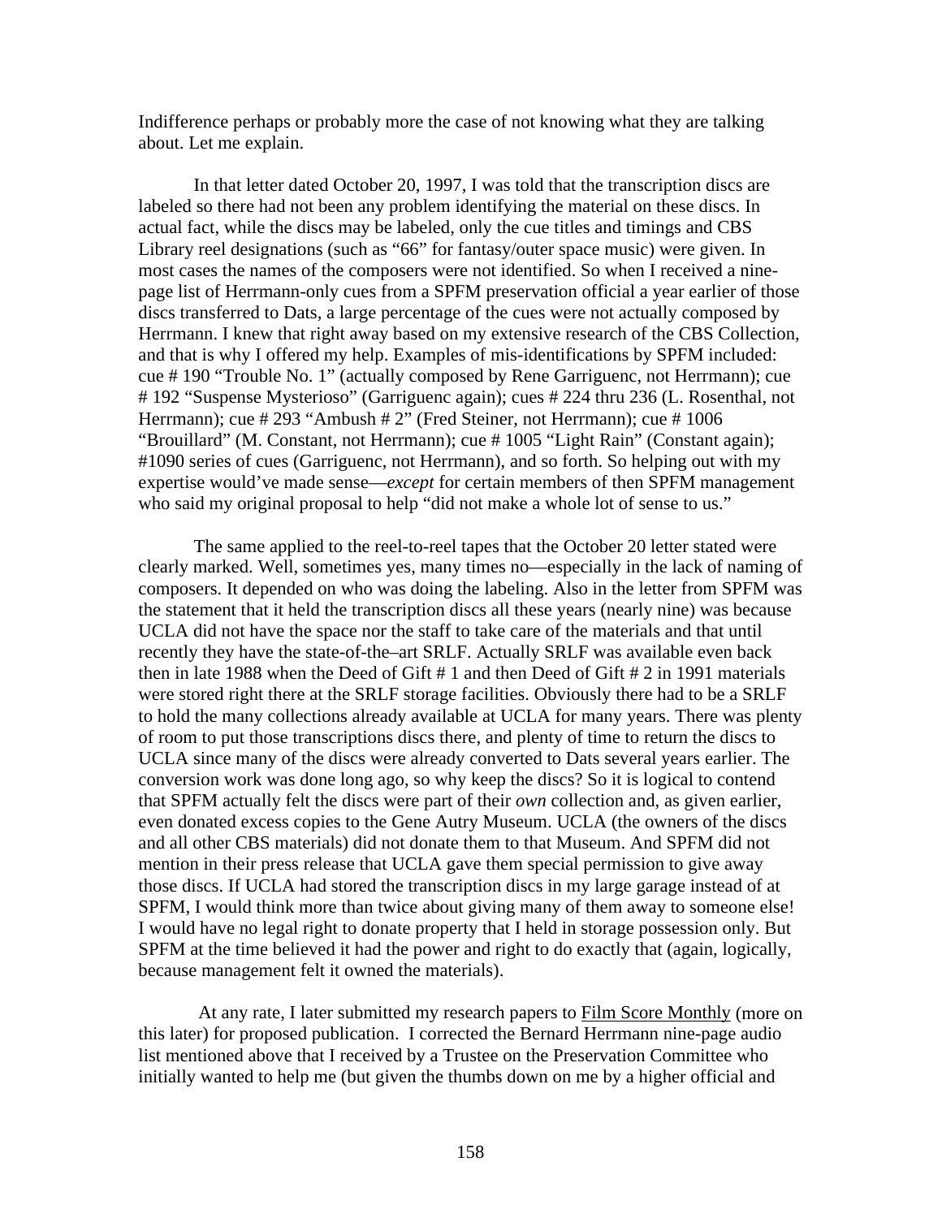Indifference perhaps or probably more the case of not knowing what they are talking about. Let me explain.

In that letter dated October 20, 1997, I was told that the transcription discs are labeled so there had not been any problem identifying the material on these discs. In actual fact, while the discs may be labeled, only the cue titles and timings and CBS Library reel designations (such as "66" for fantasy/outer space music) were given. In most cases the names of the composers were not identified. So when I received a nine-page list of Herrmann-only cues from a SPFM preservation official a year earlier of those discs transferred to Dats, a large percentage of the cues were not actually composed by Herrmann. I knew that right away based on my extensive research of the CBS Collection, and that is why I offered my help. Examples of mis-identifications by SPFM included: cue # 190 "Trouble No. 1" (actually composed by Rene Garriguenc, not Herrmann); cue # 192 "Suspense Mysterioso" (Garriguenc again); cues # 224 thru 236 (L. Rosenthal, not Herrmann); cue # 293 "Ambush # 2" (Fred Steiner, not Herrmann); cue # 1006 "Brouillard" (M. Constant, not Herrmann); cue # 1005 "Light Rain" (Constant again); #1090 series of cues (Garriguenc, not Herrmann), and so forth. So helping out with my expertise would've made sense—*except* for certain members of then SPFM management who said my original proposal to help "did not make a whole lot of sense to us."

The same applied to the reel-to-reel tapes that the October 20 letter stated were clearly marked. Well, sometimes yes, many times no—especially in the lack of naming of composers. It depended on who was doing the labeling. Also in the letter from SPFM was the statement that it held the transcription discs all these years (nearly nine) was because UCLA did not have the space nor the staff to take care of the materials and that until recently they have the state-of-the–art SRLF. Actually SRLF was available even back then in late 1988 when the Deed of Gift # 1 and then Deed of Gift # 2 in 1991 materials were stored right there at the SRLF storage facilities. Obviously there had to be a SRLF to hold the many collections already available at UCLA for many years. There was plenty of room to put those transcriptions discs there, and plenty of time to return the discs to UCLA since many of the discs were already converted to Dats several years earlier. The conversion work was done long ago, so why keep the discs? So it is logical to contend that SPFM actually felt the discs were part of their *own* collection and, as given earlier, even donated excess copies to the Gene Autry Museum. UCLA (the owners of the discs and all other CBS materials) did not donate them to that Museum. And SPFM did not mention in their press release that UCLA gave them special permission to give away those discs. If UCLA had stored the transcription discs in my large garage instead of at SPFM, I would think more than twice about giving many of them away to someone else! I would have no legal right to donate property that I held in storage possession only. But SPFM at the time believed it had the power and right to do exactly that (again, logically, because management felt it owned the materials).

At any rate, I later submitted my research papers to Film Score Monthly (more on this later) for proposed publication. I corrected the Bernard Herrmann nine-page audio list mentioned above that I received by a Trustee on the Preservation Committee who initially wanted to help me (but given the thumbs down on me by a higher official and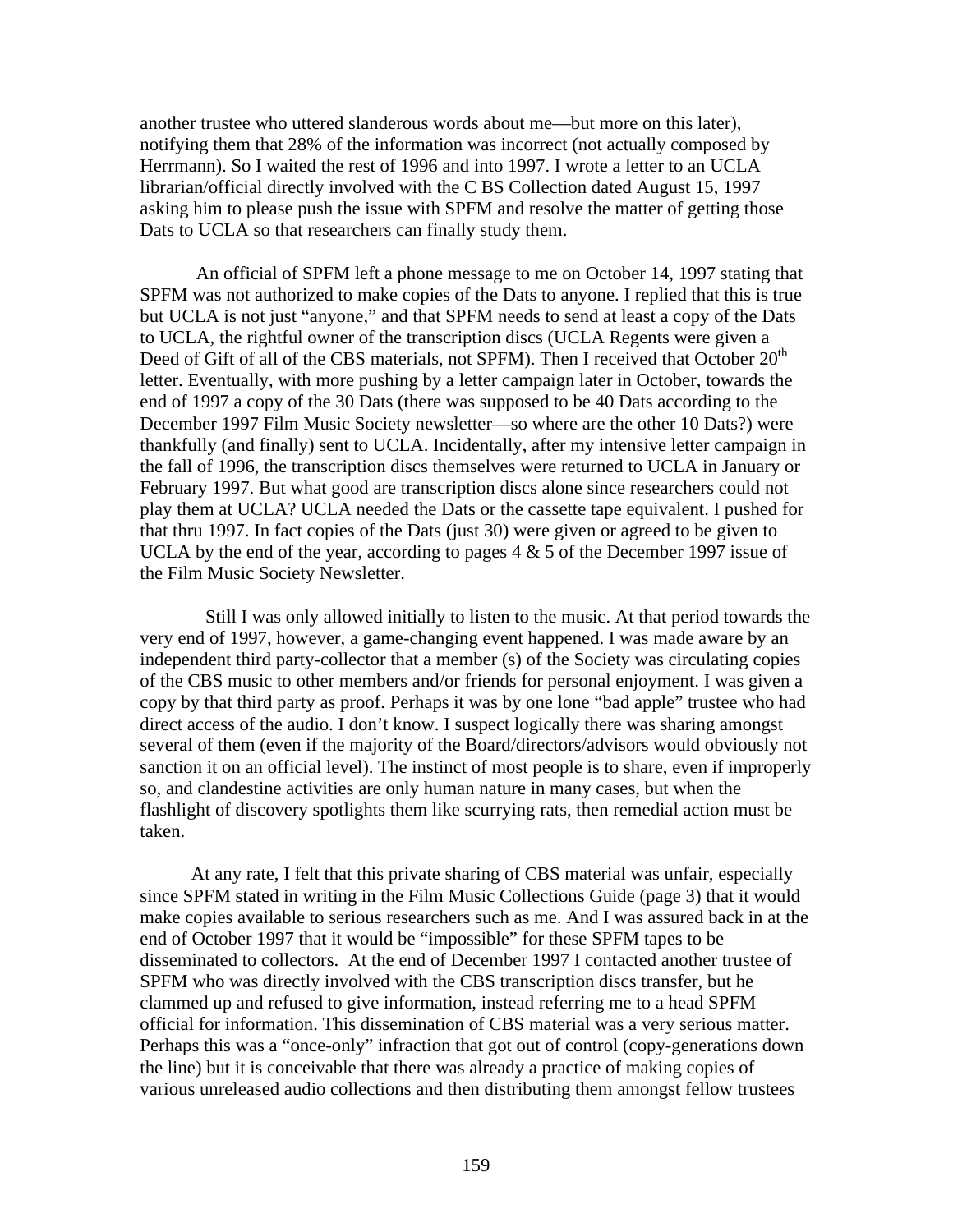another trustee who uttered slanderous words about me—but more on this later), notifying them that 28% of the information was incorrect (not actually composed by Herrmann). So I waited the rest of 1996 and into 1997. I wrote a letter to an UCLA librarian/official directly involved with the C BS Collection dated August 15, 1997 asking him to please push the issue with SPFM and resolve the matter of getting those Dats to UCLA so that researchers can finally study them.

An official of SPFM left a phone message to me on October 14, 1997 stating that SPFM was not authorized to make copies of the Dats to anyone. I replied that this is true but UCLA is not just "anyone," and that SPFM needs to send at least a copy of the Dats to UCLA, the rightful owner of the transcription discs (UCLA Regents were given a Deed of Gift of all of the CBS materials, not SPFM). Then I received that October 20th letter. Eventually, with more pushing by a letter campaign later in October, towards the end of 1997 a copy of the 30 Dats (there was supposed to be 40 Dats according to the December 1997 Film Music Society newsletter—so where are the other 10 Dats?) were thankfully (and finally) sent to UCLA. Incidentally, after my intensive letter campaign in the fall of 1996, the transcription discs themselves were returned to UCLA in January or February 1997. But what good are transcription discs alone since researchers could not play them at UCLA? UCLA needed the Dats or the cassette tape equivalent. I pushed for that thru 1997. In fact copies of the Dats (just 30) were given or agreed to be given to UCLA by the end of the year, according to pages 4 & 5 of the December 1997 issue of the Film Music Society Newsletter.

Still I was only allowed initially to listen to the music. At that period towards the very end of 1997, however, a game-changing event happened. I was made aware by an independent third party-collector that a member (s) of the Society was circulating copies of the CBS music to other members and/or friends for personal enjoyment. I was given a copy by that third party as proof. Perhaps it was by one lone "bad apple" trustee who had direct access of the audio. I don't know. I suspect logically there was sharing amongst several of them (even if the majority of the Board/directors/advisors would obviously not sanction it on an official level). The instinct of most people is to share, even if improperly so, and clandestine activities are only human nature in many cases, but when the flashlight of discovery spotlights them like scurrying rats, then remedial action must be taken.

At any rate, I felt that this private sharing of CBS material was unfair, especially since SPFM stated in writing in the Film Music Collections Guide (page 3) that it would make copies available to serious researchers such as me. And I was assured back in at the end of October 1997 that it would be "impossible" for these SPFM tapes to be disseminated to collectors. At the end of December 1997 I contacted another trustee of SPFM who was directly involved with the CBS transcription discs transfer, but he clammed up and refused to give information, instead referring me to a head SPFM official for information. This dissemination of CBS material was a very serious matter. Perhaps this was a "once-only" infraction that got out of control (copy-generations down the line) but it is conceivable that there was already a practice of making copies of various unreleased audio collections and then distributing them amongst fellow trustees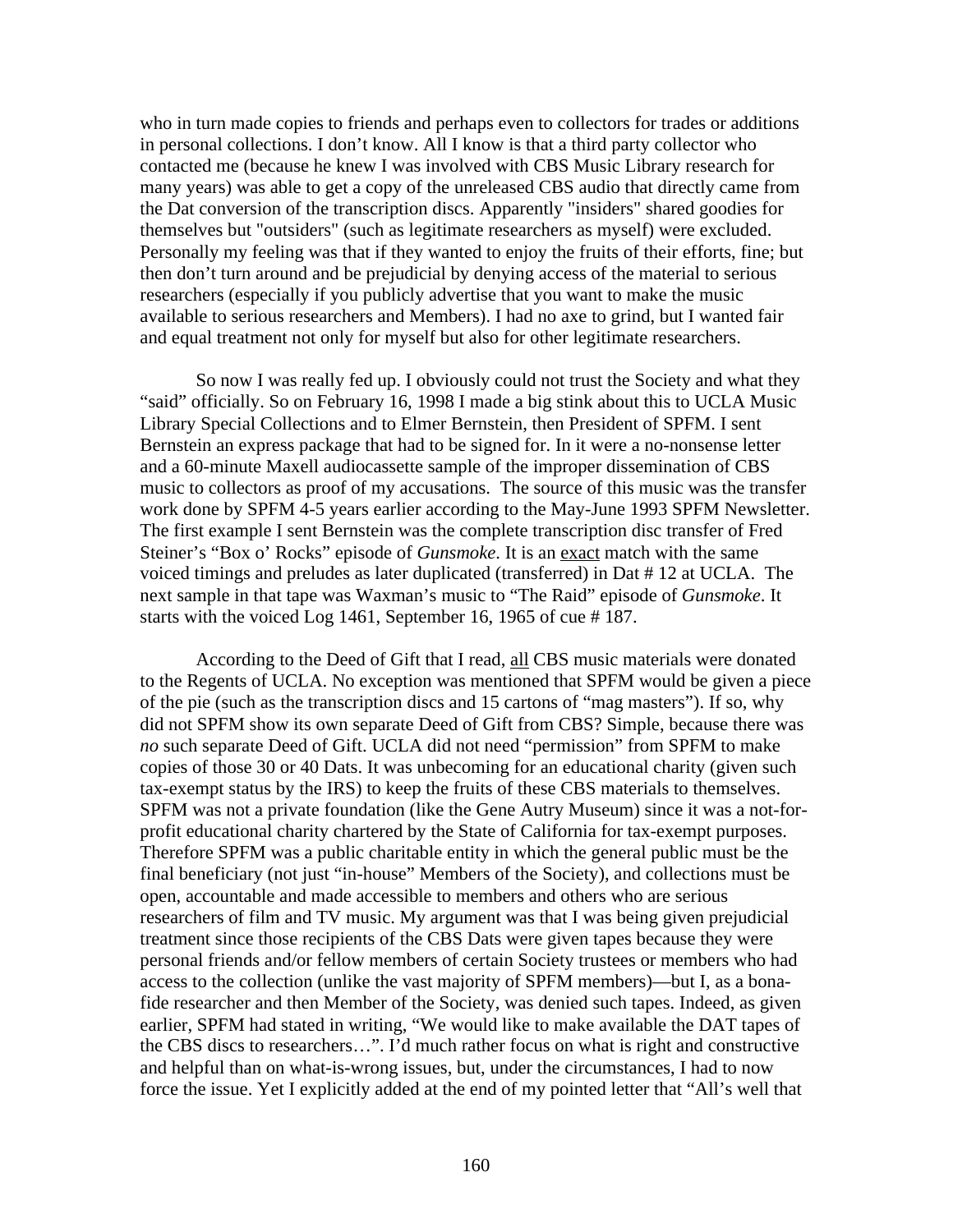who in turn made copies to friends and perhaps even to collectors for trades or additions in personal collections. I don't know. All I know is that a third party collector who contacted me (because he knew I was involved with CBS Music Library research for many years) was able to get a copy of the unreleased CBS audio that directly came from the Dat conversion of the transcription discs. Apparently "insiders" shared goodies for themselves but "outsiders" (such as legitimate researchers as myself) were excluded. Personally my feeling was that if they wanted to enjoy the fruits of their efforts, fine; but then don't turn around and be prejudicial by denying access of the material to serious researchers (especially if you publicly advertise that you want to make the music available to serious researchers and Members). I had no axe to grind, but I wanted fair and equal treatment not only for myself but also for other legitimate researchers.

So now I was really fed up. I obviously could not trust the Society and what they "said" officially. So on February 16, 1998 I made a big stink about this to UCLA Music Library Special Collections and to Elmer Bernstein, then President of SPFM. I sent Bernstein an express package that had to be signed for. In it were a no-nonsense letter and a 60-minute Maxell audiocassette sample of the improper dissemination of CBS music to collectors as proof of my accusations. The source of this music was the transfer work done by SPFM 4-5 years earlier according to the May-June 1993 SPFM Newsletter. The first example I sent Bernstein was the complete transcription disc transfer of Fred Steiner's "Box o' Rocks" episode of *Gunsmoke*. It is an <u>exact</u> match with the same voiced timings and preludes as later duplicated (transferred) in Dat # 12 at UCLA. The next sample in that tape was Waxman's music to "The Raid" episode of *Gunsmoke*. It starts with the voiced Log 1461, September 16, 1965 of cue # 187.

According to the Deed of Gift that I read, <u>all</u> CBS music materials were donated to the Regents of UCLA. No exception was mentioned that SPFM would be given a piece of the pie (such as the transcription discs and 15 cartons of "mag masters"). If so, why did not SPFM show its own separate Deed of Gift from CBS? Simple, because there was *no* such separate Deed of Gift. UCLA did not need "permission" from SPFM to make copies of those 30 or 40 Dats. It was unbecoming for an educational charity (given such tax-exempt status by the IRS) to keep the fruits of these CBS materials to themselves. SPFM was not a private foundation (like the Gene Autry Museum) since it was a not-for-profit educational charity chartered by the State of California for tax-exempt purposes. Therefore SPFM was a public charitable entity in which the general public must be the final beneficiary (not just "in-house" Members of the Society), and collections must be open, accountable and made accessible to members and others who are serious researchers of film and TV music. My argument was that I was being given prejudicial treatment since those recipients of the CBS Dats were given tapes because they were personal friends and/or fellow members of certain Society trustees or members who had access to the collection (unlike the vast majority of SPFM members)—but I, as a bona-fide researcher and then Member of the Society, was denied such tapes. Indeed, as given earlier, SPFM had stated in writing, "We would like to make available the DAT tapes of the CBS discs to researchers…". I'd much rather focus on what is right and constructive and helpful than on what-is-wrong issues, but, under the circumstances, I had to now force the issue. Yet I explicitly added at the end of my pointed letter that "All's well that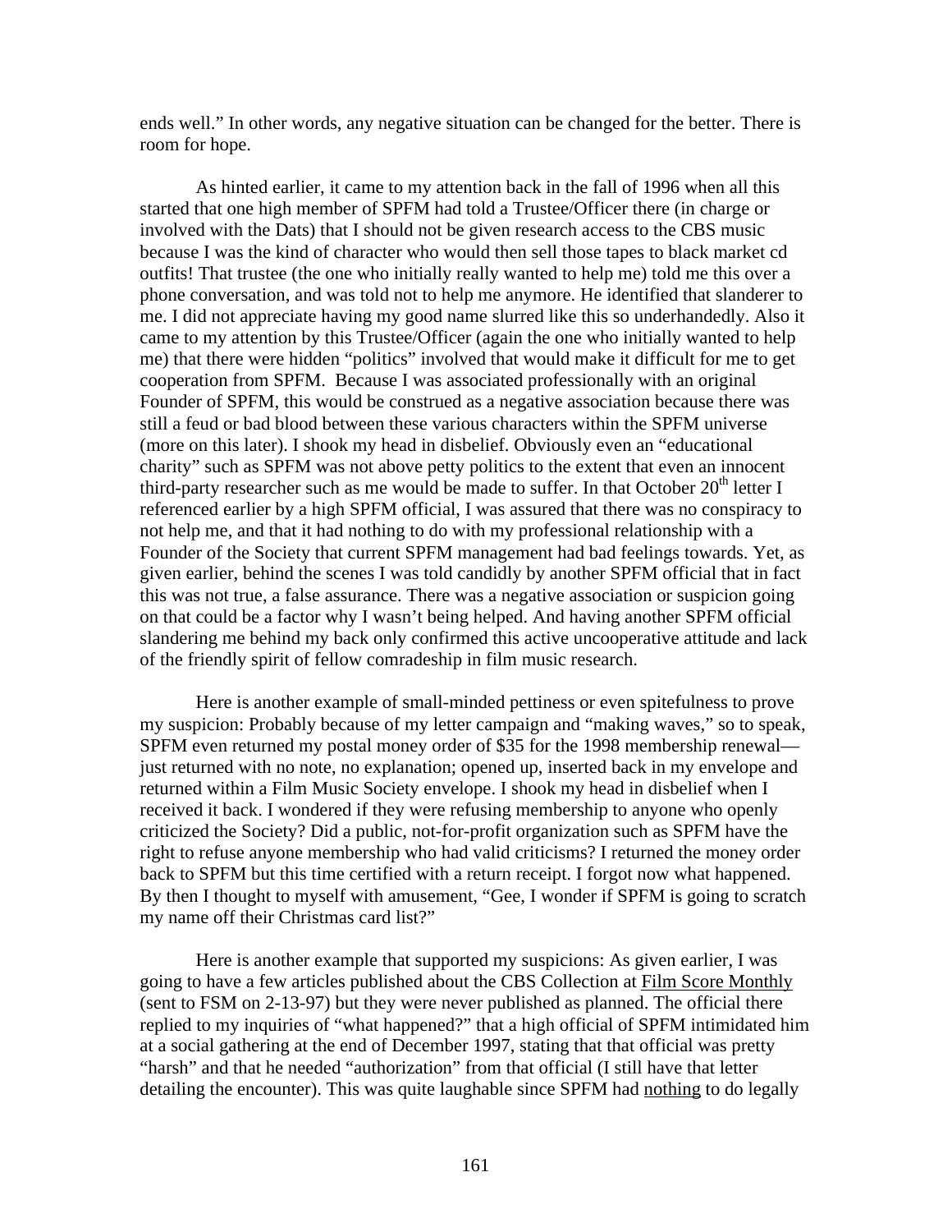ends well." In other words, any negative situation can be changed for the better. There is room for hope.

As hinted earlier, it came to my attention back in the fall of 1996 when all this started that one high member of SPFM had told a Trustee/Officer there (in charge or involved with the Dats) that I should not be given research access to the CBS music because I was the kind of character who would then sell those tapes to black market cd outfits! That trustee (the one who initially really wanted to help me) told me this over a phone conversation, and was told not to help me anymore. He identified that slanderer to me. I did not appreciate having my good name slurred like this so underhandedly. Also it came to my attention by this Trustee/Officer (again the one who initially wanted to help me) that there were hidden "politics" involved that would make it difficult for me to get cooperation from SPFM. Because I was associated professionally with an original Founder of SPFM, this would be construed as a negative association because there was still a feud or bad blood between these various characters within the SPFM universe (more on this later). I shook my head in disbelief. Obviously even an "educational charity" such as SPFM was not above petty politics to the extent that even an innocent third-party researcher such as me would be made to suffer. In that October 20th letter I referenced earlier by a high SPFM official, I was assured that there was no conspiracy to not help me, and that it had nothing to do with my professional relationship with a Founder of the Society that current SPFM management had bad feelings towards. Yet, as given earlier, behind the scenes I was told candidly by another SPFM official that in fact this was not true, a false assurance. There was a negative association or suspicion going on that could be a factor why I wasn't being helped. And having another SPFM official slandering me behind my back only confirmed this active uncooperative attitude and lack of the friendly spirit of fellow comradeship in film music research.

Here is another example of small-minded pettiness or even spitefulness to prove my suspicion: Probably because of my letter campaign and "making waves," so to speak, SPFM even returned my postal money order of $35 for the 1998 membership renewal—just returned with no note, no explanation; opened up, inserted back in my envelope and returned within a Film Music Society envelope. I shook my head in disbelief when I received it back. I wondered if they were refusing membership to anyone who openly criticized the Society? Did a public, not-for-profit organization such as SPFM have the right to refuse anyone membership who had valid criticisms? I returned the money order back to SPFM but this time certified with a return receipt. I forgot now what happened. By then I thought to myself with amusement, "Gee, I wonder if SPFM is going to scratch my name off their Christmas card list?"

Here is another example that supported my suspicions: As given earlier, I was going to have a few articles published about the CBS Collection at <u>Film Score Monthly</u> (sent to FSM on 2-13-97) but they were never published as planned. The official there replied to my inquiries of "what happened?" that a high official of SPFM intimidated him at a social gathering at the end of December 1997, stating that that official was pretty "harsh" and that he needed "authorization" from that official (I still have that letter detailing the encounter). This was quite laughable since SPFM had <u>nothing</u> to do legally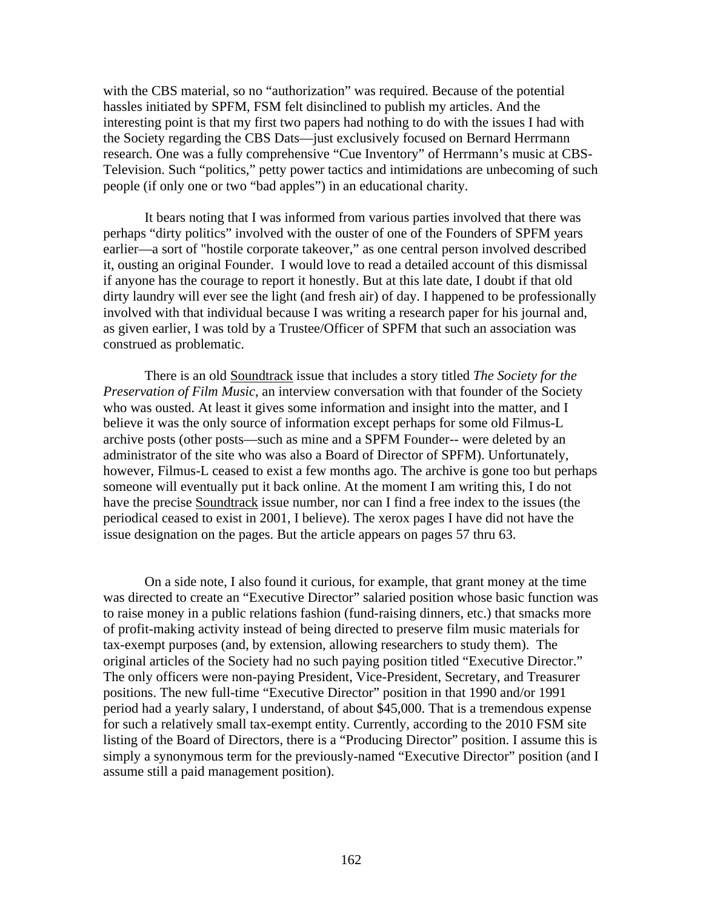with the CBS material, so no "authorization" was required. Because of the potential hassles initiated by SPFM, FSM felt disinclined to publish my articles. And the interesting point is that my first two papers had nothing to do with the issues I had with the Society regarding the CBS Dats—just exclusively focused on Bernard Herrmann research. One was a fully comprehensive "Cue Inventory" of Herrmann's music at CBS-Television. Such "politics," petty power tactics and intimidations are unbecoming of such people (if only one or two "bad apples") in an educational charity.

It bears noting that I was informed from various parties involved that there was perhaps "dirty politics" involved with the ouster of one of the Founders of SPFM years earlier—a sort of "hostile corporate takeover," as one central person involved described it, ousting an original Founder. I would love to read a detailed account of this dismissal if anyone has the courage to report it honestly. But at this late date, I doubt if that old dirty laundry will ever see the light (and fresh air) of day. I happened to be professionally involved with that individual because I was writing a research paper for his journal and, as given earlier, I was told by a Trustee/Officer of SPFM that such an association was construed as problematic.

There is an old Soundtrack issue that includes a story titled *The Society for the Preservation of Film Music*, an interview conversation with that founder of the Society who was ousted. At least it gives some information and insight into the matter, and I believe it was the only source of information except perhaps for some old Filmus-L archive posts (other posts—such as mine and a SPFM Founder-- were deleted by an administrator of the site who was also a Board of Director of SPFM). Unfortunately, however, Filmus-L ceased to exist a few months ago. The archive is gone too but perhaps someone will eventually put it back online. At the moment I am writing this, I do not have the precise Soundtrack issue number, nor can I find a free index to the issues (the periodical ceased to exist in 2001, I believe). The xerox pages I have did not have the issue designation on the pages. But the article appears on pages 57 thru 63.

On a side note, I also found it curious, for example, that grant money at the time was directed to create an "Executive Director" salaried position whose basic function was to raise money in a public relations fashion (fund-raising dinners, etc.) that smacks more of profit-making activity instead of being directed to preserve film music materials for tax-exempt purposes (and, by extension, allowing researchers to study them). The original articles of the Society had no such paying position titled "Executive Director." The only officers were non-paying President, Vice-President, Secretary, and Treasurer positions. The new full-time "Executive Director" position in that 1990 and/or 1991 period had a yearly salary, I understand, of about $45,000. That is a tremendous expense for such a relatively small tax-exempt entity. Currently, according to the 2010 FSM site listing of the Board of Directors, there is a "Producing Director" position. I assume this is simply a synonymous term for the previously-named "Executive Director" position (and I assume still a paid management position).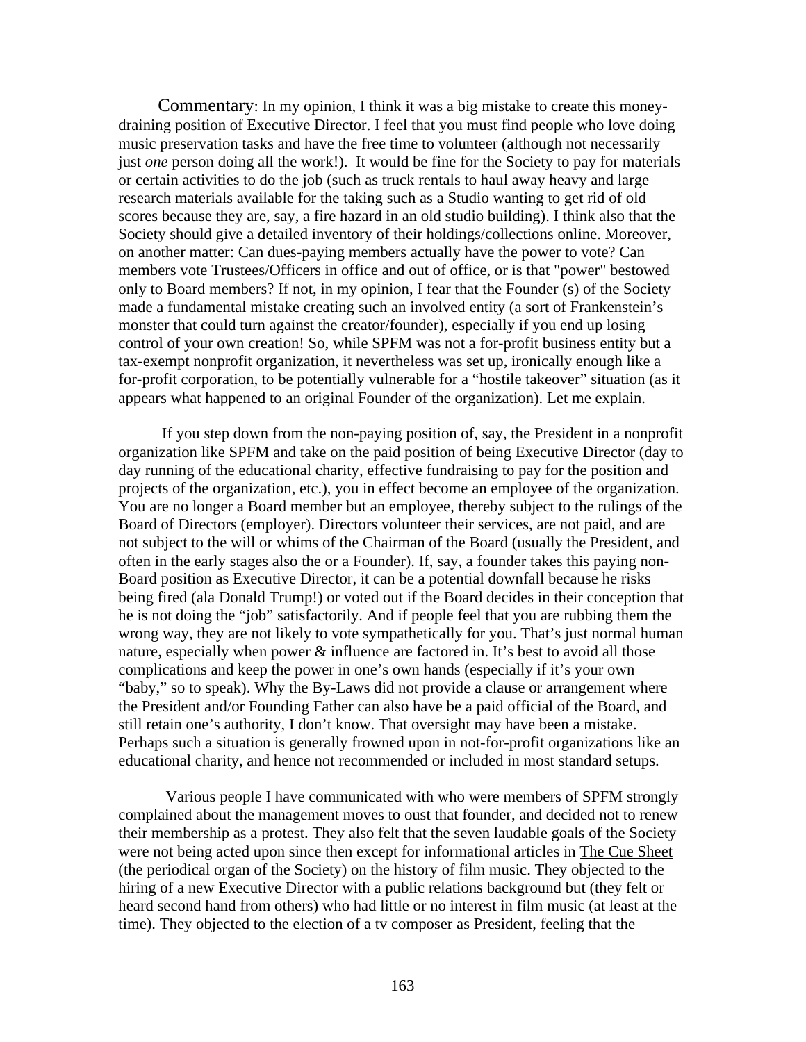Commentary: In my opinion, I think it was a big mistake to create this money-draining position of Executive Director. I feel that you must find people who love doing music preservation tasks and have the free time to volunteer (although not necessarily just *one* person doing all the work!). It would be fine for the Society to pay for materials or certain activities to do the job (such as truck rentals to haul away heavy and large research materials available for the taking such as a Studio wanting to get rid of old scores because they are, say, a fire hazard in an old studio building). I think also that the Society should give a detailed inventory of their holdings/collections online. Moreover, on another matter: Can dues-paying members actually have the power to vote? Can members vote Trustees/Officers in office and out of office, or is that "power" bestowed only to Board members? If not, in my opinion, I fear that the Founder (s) of the Society made a fundamental mistake creating such an involved entity (a sort of Frankenstein's monster that could turn against the creator/founder), especially if you end up losing control of your own creation! So, while SPFM was not a for-profit business entity but a tax-exempt nonprofit organization, it nevertheless was set up, ironically enough like a for-profit corporation, to be potentially vulnerable for a "hostile takeover" situation (as it appears what happened to an original Founder of the organization). Let me explain.

If you step down from the non-paying position of, say, the President in a nonprofit organization like SPFM and take on the paid position of being Executive Director (day to day running of the educational charity, effective fundraising to pay for the position and projects of the organization, etc.), you in effect become an employee of the organization. You are no longer a Board member but an employee, thereby subject to the rulings of the Board of Directors (employer). Directors volunteer their services, are not paid, and are not subject to the will or whims of the Chairman of the Board (usually the President, and often in the early stages also the or a Founder). If, say, a founder takes this paying non-Board position as Executive Director, it can be a potential downfall because he risks being fired (ala Donald Trump!) or voted out if the Board decides in their conception that he is not doing the "job" satisfactorily. And if people feel that you are rubbing them the wrong way, they are not likely to vote sympathetically for you. That's just normal human nature, especially when power & influence are factored in. It's best to avoid all those complications and keep the power in one's own hands (especially if it's your own "baby," so to speak). Why the By-Laws did not provide a clause or arrangement where the President and/or Founding Father can also have be a paid official of the Board, and still retain one's authority, I don't know. That oversight may have been a mistake. Perhaps such a situation is generally frowned upon in not-for-profit organizations like an educational charity, and hence not recommended or included in most standard setups.

Various people I have communicated with who were members of SPFM strongly complained about the management moves to oust that founder, and decided not to renew their membership as a protest. They also felt that the seven laudable goals of the Society were not being acted upon since then except for informational articles in The Cue Sheet (the periodical organ of the Society) on the history of film music. They objected to the hiring of a new Executive Director with a public relations background but (they felt or heard second hand from others) who had little or no interest in film music (at least at the time). They objected to the election of a tv composer as President, feeling that the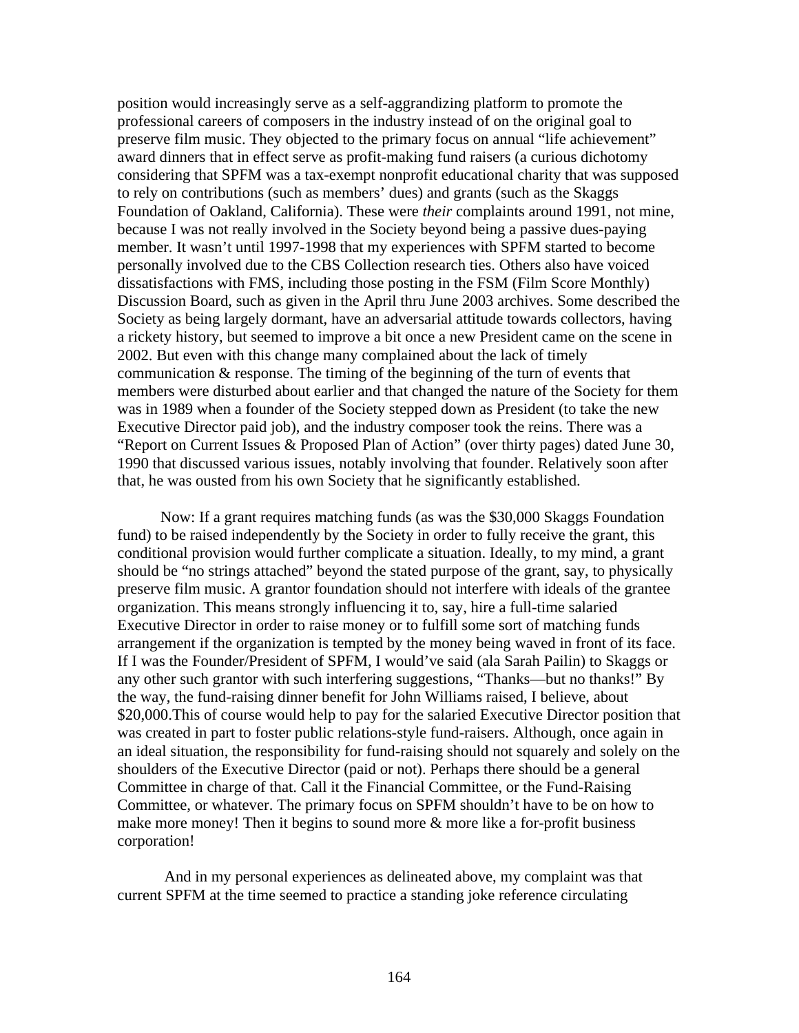position would increasingly serve as a self-aggrandizing platform to promote the professional careers of composers in the industry instead of on the original goal to preserve film music. They objected to the primary focus on annual "life achievement" award dinners that in effect serve as profit-making fund raisers (a curious dichotomy considering that SPFM was a tax-exempt nonprofit educational charity that was supposed to rely on contributions (such as members' dues) and grants (such as the Skaggs Foundation of Oakland, California). These were *their* complaints around 1991, not mine, because I was not really involved in the Society beyond being a passive dues-paying member. It wasn't until 1997-1998 that my experiences with SPFM started to become personally involved due to the CBS Collection research ties. Others also have voiced dissatisfactions with FMS, including those posting in the FSM (Film Score Monthly) Discussion Board, such as given in the April thru June 2003 archives. Some described the Society as being largely dormant, have an adversarial attitude towards collectors, having a rickety history, but seemed to improve a bit once a new President came on the scene in 2002. But even with this change many complained about the lack of timely communication & response. The timing of the beginning of the turn of events that members were disturbed about earlier and that changed the nature of the Society for them was in 1989 when a founder of the Society stepped down as President (to take the new Executive Director paid job), and the industry composer took the reins. There was a "Report on Current Issues & Proposed Plan of Action" (over thirty pages) dated June 30, 1990 that discussed various issues, notably involving that founder. Relatively soon after that, he was ousted from his own Society that he significantly established.

Now: If a grant requires matching funds (as was the $30,000 Skaggs Foundation fund) to be raised independently by the Society in order to fully receive the grant, this conditional provision would further complicate a situation. Ideally, to my mind, a grant should be "no strings attached" beyond the stated purpose of the grant, say, to physically preserve film music. A grantor foundation should not interfere with ideals of the grantee organization. This means strongly influencing it to, say, hire a full-time salaried Executive Director in order to raise money or to fulfill some sort of matching funds arrangement if the organization is tempted by the money being waved in front of its face. If I was the Founder/President of SPFM, I would've said (ala Sarah Pailin) to Skaggs or any other such grantor with such interfering suggestions, "Thanks—but no thanks!" By the way, the fund-raising dinner benefit for John Williams raised, I believe, about $20,000.This of course would help to pay for the salaried Executive Director position that was created in part to foster public relations-style fund-raisers. Although, once again in an ideal situation, the responsibility for fund-raising should not squarely and solely on the shoulders of the Executive Director (paid or not). Perhaps there should be a general Committee in charge of that. Call it the Financial Committee, or the Fund-Raising Committee, or whatever. The primary focus on SPFM shouldn't have to be on how to make more money! Then it begins to sound more & more like a for-profit business corporation!

And in my personal experiences as delineated above, my complaint was that current SPFM at the time seemed to practice a standing joke reference circulating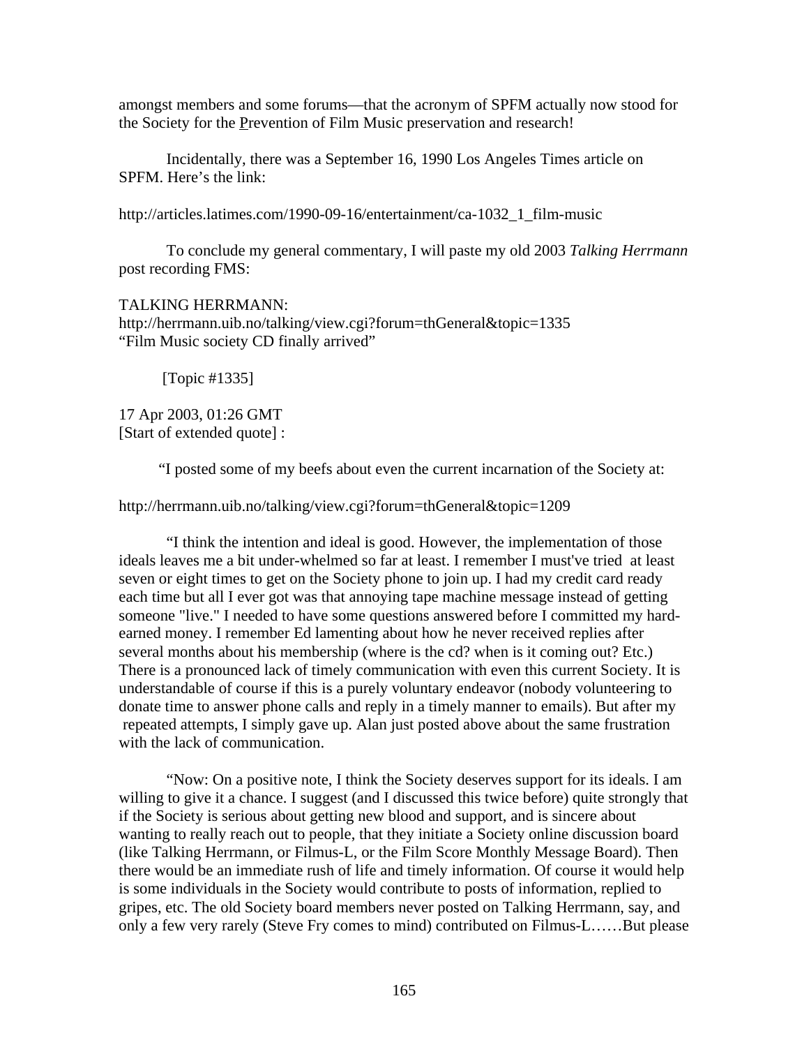amongst members and some forums—that the acronym of SPFM actually now stood for the Society for the Prevention of Film Music preservation and research!

Incidentally, there was a September 16, 1990 Los Angeles Times article on SPFM. Here's the link:

http://articles.latimes.com/1990-09-16/entertainment/ca-1032_1_film-music

To conclude my general commentary, I will paste my old 2003 *Talking Herrmann* post recording FMS:

TALKING HERRMANN:
http://herrmann.uib.no/talking/view.cgi?forum=thGeneral&topic=1335
"Film Music society CD finally arrived"

[Topic #1335]

17 Apr 2003, 01:26 GMT
[Start of extended quote] :

"I posted some of my beefs about even the current incarnation of the Society at:

http://herrmann.uib.no/talking/view.cgi?forum=thGeneral&topic=1209

"I think the intention and ideal is good. However, the implementation of those ideals leaves me a bit under-whelmed so far at least. I remember I must've tried at least seven or eight times to get on the Society phone to join up. I had my credit card ready each time but all I ever got was that annoying tape machine message instead of getting someone "live." I needed to have some questions answered before I committed my hard-earned money. I remember Ed lamenting about how he never received replies after several months about his membership (where is the cd? when is it coming out? Etc.) There is a pronounced lack of timely communication with even this current Society. It is understandable of course if this is a purely voluntary endeavor (nobody volunteering to donate time to answer phone calls and reply in a timely manner to emails). But after my repeated attempts, I simply gave up. Alan just posted above about the same frustration with the lack of communication.

"Now: On a positive note, I think the Society deserves support for its ideals. I am willing to give it a chance. I suggest (and I discussed this twice before) quite strongly that if the Society is serious about getting new blood and support, and is sincere about wanting to really reach out to people, that they initiate a Society online discussion board (like Talking Herrmann, or Filmus-L, or the Film Score Monthly Message Board). Then there would be an immediate rush of life and timely information. Of course it would help is some individuals in the Society would contribute to posts of information, replied to gripes, etc. The old Society board members never posted on Talking Herrmann, say, and only a few very rarely (Steve Fry comes to mind) contributed on Filmus-L……But please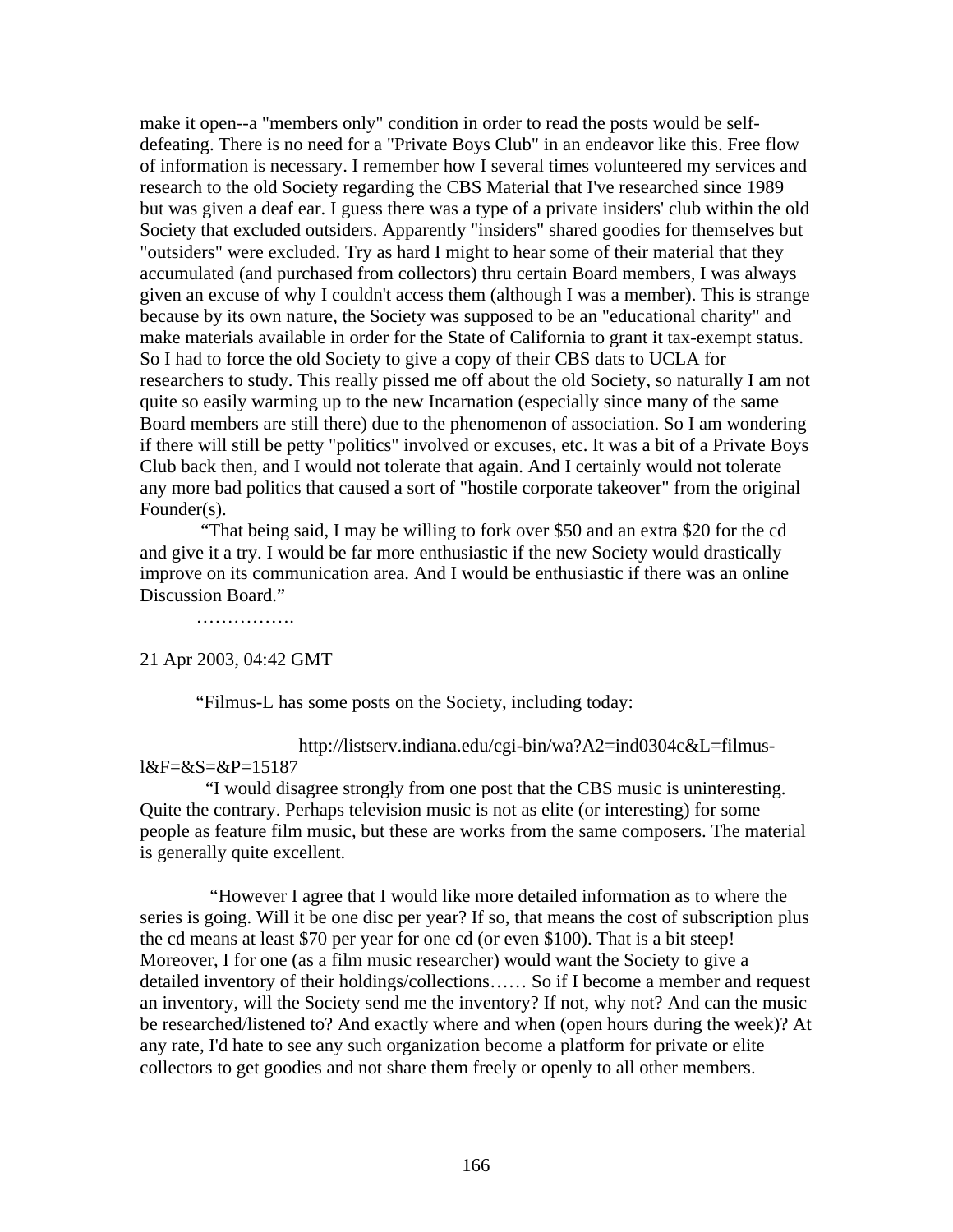make it open--a "members only" condition in order to read the posts would be self-defeating. There is no need for a "Private Boys Club" in an endeavor like this. Free flow of information is necessary. I remember how I several times volunteered my services and research to the old Society regarding the CBS Material that I've researched since 1989 but was given a deaf ear. I guess there was a type of a private insiders' club within the old Society that excluded outsiders. Apparently "insiders" shared goodies for themselves but "outsiders" were excluded. Try as hard I might to hear some of their material that they accumulated (and purchased from collectors) thru certain Board members, I was always given an excuse of why I couldn't access them (although I was a member). This is strange because by its own nature, the Society was supposed to be an "educational charity" and make materials available in order for the State of California to grant it tax-exempt status. So I had to force the old Society to give a copy of their CBS dats to UCLA for researchers to study. This really pissed me off about the old Society, so naturally I am not quite so easily warming up to the new Incarnation (especially since many of the same Board members are still there) due to the phenomenon of association. So I am wondering if there will still be petty "politics" involved or excuses, etc. It was a bit of a Private Boys Club back then, and I would not tolerate that again. And I certainly would not tolerate any more bad politics that caused a sort of "hostile corporate takeover" from the original Founder(s).

"That being said, I may be willing to fork over $50 and an extra $20 for the cd and give it a try. I would be far more enthusiastic if the new Society would drastically improve on its communication area. And I would be enthusiastic if there was an online Discussion Board."

…………….

21 Apr 2003, 04:42 GMT

"Filmus-L has some posts on the Society, including today:

http://listserv.indiana.edu/cgi-bin/wa?A2=ind0304c&L=filmus-l&F=&S=&P=15187

"I would disagree strongly from one post that the CBS music is uninteresting. Quite the contrary. Perhaps television music is not as elite (or interesting) for some people as feature film music, but these are works from the same composers. The material is generally quite excellent.

"However I agree that I would like more detailed information as to where the series is going. Will it be one disc per year? If so, that means the cost of subscription plus the cd means at least $70 per year for one cd (or even $100). That is a bit steep! Moreover, I for one (as a film music researcher) would want the Society to give a detailed inventory of their holdings/collections…… So if I become a member and request an inventory, will the Society send me the inventory? If not, why not? And can the music be researched/listened to? And exactly where and when (open hours during the week)? At any rate, I'd hate to see any such organization become a platform for private or elite collectors to get goodies and not share them freely or openly to all other members.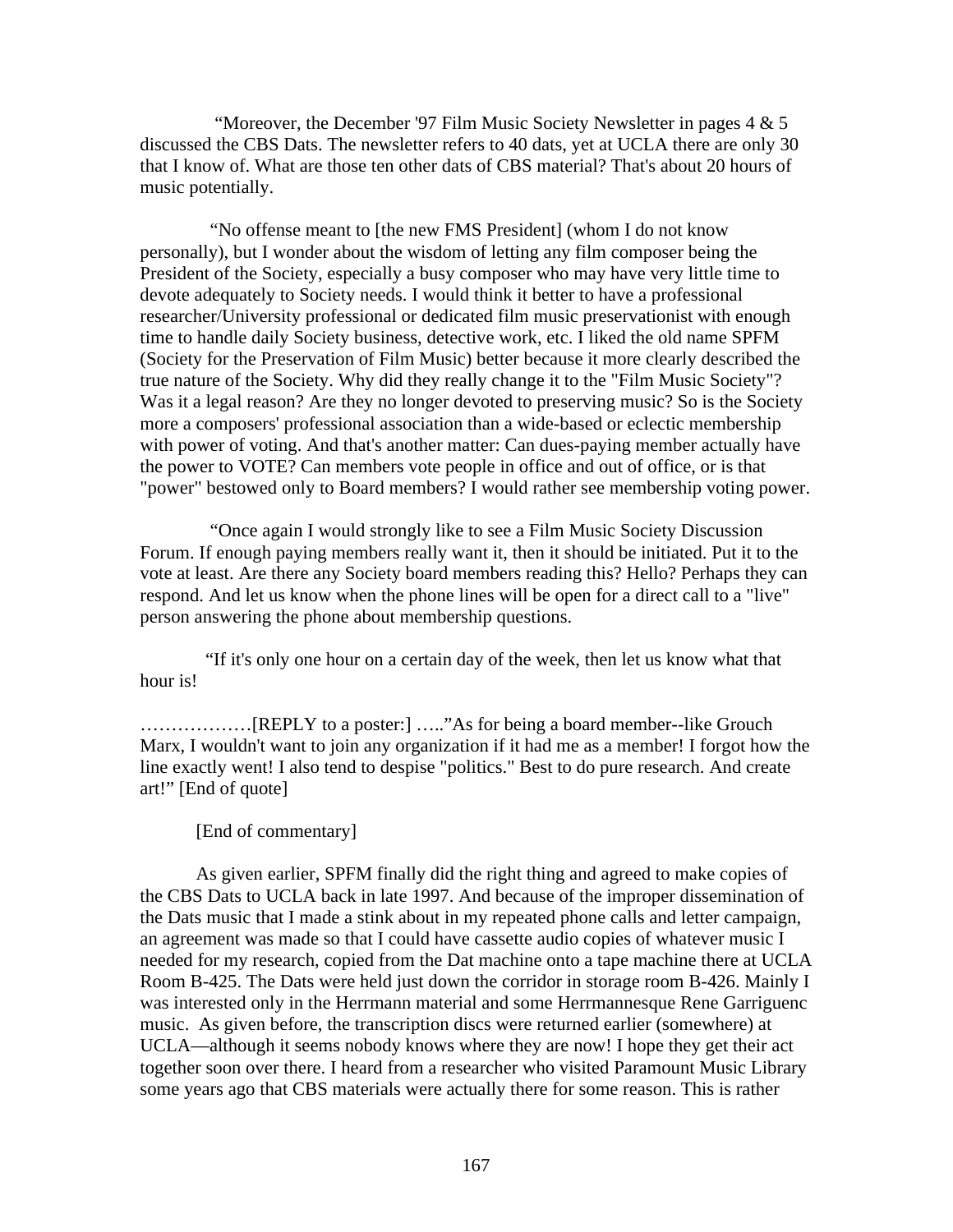"Moreover, the December '97 Film Music Society Newsletter in pages 4 & 5 discussed the CBS Dats. The newsletter refers to 40 dats, yet at UCLA there are only 30 that I know of. What are those ten other dats of CBS material? That's about 20 hours of music potentially.

"No offense meant to [the new FMS President] (whom I do not know personally), but I wonder about the wisdom of letting any film composer being the President of the Society, especially a busy composer who may have very little time to devote adequately to Society needs. I would think it better to have a professional researcher/University professional or dedicated film music preservationist with enough time to handle daily Society business, detective work, etc. I liked the old name SPFM (Society for the Preservation of Film Music) better because it more clearly described the true nature of the Society. Why did they really change it to the "Film Music Society"? Was it a legal reason? Are they no longer devoted to preserving music? So is the Society more a composers' professional association than a wide-based or eclectic membership with power of voting. And that's another matter: Can dues-paying member actually have the power to VOTE? Can members vote people in office and out of office, or is that "power" bestowed only to Board members? I would rather see membership voting power.

"Once again I would strongly like to see a Film Music Society Discussion Forum. If enough paying members really want it, then it should be initiated. Put it to the vote at least. Are there any Society board members reading this? Hello? Perhaps they can respond. And let us know when the phone lines will be open for a direct call to a "live" person answering the phone about membership questions.

"If it's only one hour on a certain day of the week, then let us know what that hour is!

………………[REPLY to a poster:] ….."As for being a board member--like Grouch Marx, I wouldn't want to join any organization if it had me as a member! I forgot how the line exactly went! I also tend to despise "politics." Best to do pure research. And create art!" [End of quote]

[End of commentary]

As given earlier, SPFM finally did the right thing and agreed to make copies of the CBS Dats to UCLA back in late 1997. And because of the improper dissemination of the Dats music that I made a stink about in my repeated phone calls and letter campaign, an agreement was made so that I could have cassette audio copies of whatever music I needed for my research, copied from the Dat machine onto a tape machine there at UCLA Room B-425. The Dats were held just down the corridor in storage room B-426. Mainly I was interested only in the Herrmann material and some Herrmannesque Rene Garriguenc music. As given before, the transcription discs were returned earlier (somewhere) at UCLA—although it seems nobody knows where they are now! I hope they get their act together soon over there. I heard from a researcher who visited Paramount Music Library some years ago that CBS materials were actually there for some reason. This is rather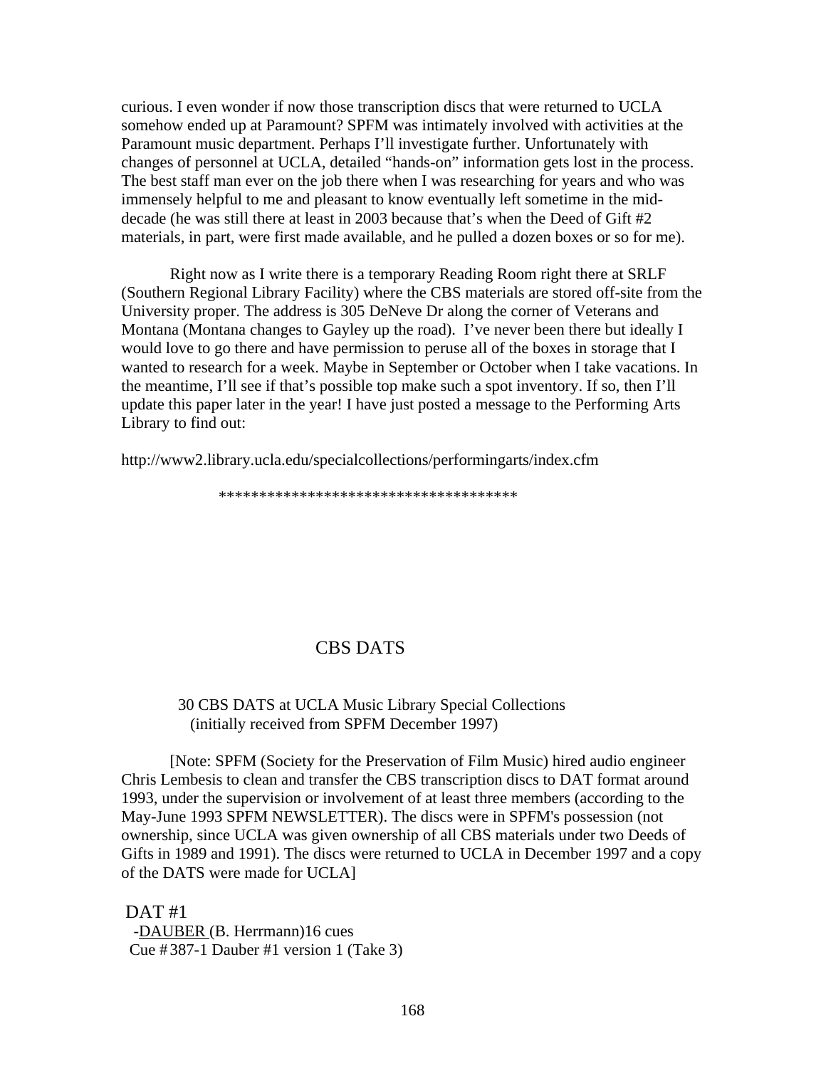curious. I even wonder if now those transcription discs that were returned to UCLA somehow ended up at Paramount? SPFM was intimately involved with activities at the Paramount music department. Perhaps I'll investigate further. Unfortunately with changes of personnel at UCLA, detailed "hands-on" information gets lost in the process. The best staff man ever on the job there when I was researching for years and who was immensely helpful to me and pleasant to know eventually left sometime in the mid-decade (he was still there at least in 2003 because that's when the Deed of Gift #2 materials, in part, were first made available, and he pulled a dozen boxes or so for me).

Right now as I write there is a temporary Reading Room right there at SRLF (Southern Regional Library Facility) where the CBS materials are stored off-site from the University proper. The address is 305 DeNeve Dr along the corner of Veterans and Montana (Montana changes to Gayley up the road). I've never been there but ideally I would love to go there and have permission to peruse all of the boxes in storage that I wanted to research for a week. Maybe in September or October when I take vacations. In the meantime, I'll see if that's possible top make such a spot inventory. If so, then I'll update this paper later in the year! I have just posted a message to the Performing Arts Library to find out:

http://www2.library.ucla.edu/specialcollections/performingarts/index.cfm

**************************************

## CBS DATS

30 CBS DATS at UCLA Music Library Special Collections
(initially received from SPFM December 1997)

[Note: SPFM (Society for the Preservation of Film Music) hired audio engineer Chris Lembesis to clean and transfer the CBS transcription discs to DAT format around 1993, under the supervision or involvement of at least three members (according to the May-June 1993 SPFM NEWSLETTER). The discs were in SPFM's possession (not ownership, since UCLA was given ownership of all CBS materials under two Deeds of Gifts in 1989 and 1991). The discs were returned to UCLA in December 1997 and a copy of the DATS were made for UCLA]

DAT #1
-<u>DAUBER</u> (B. Herrmann)16 cues
Cue # 387-1 Dauber #1 version 1 (Take 3)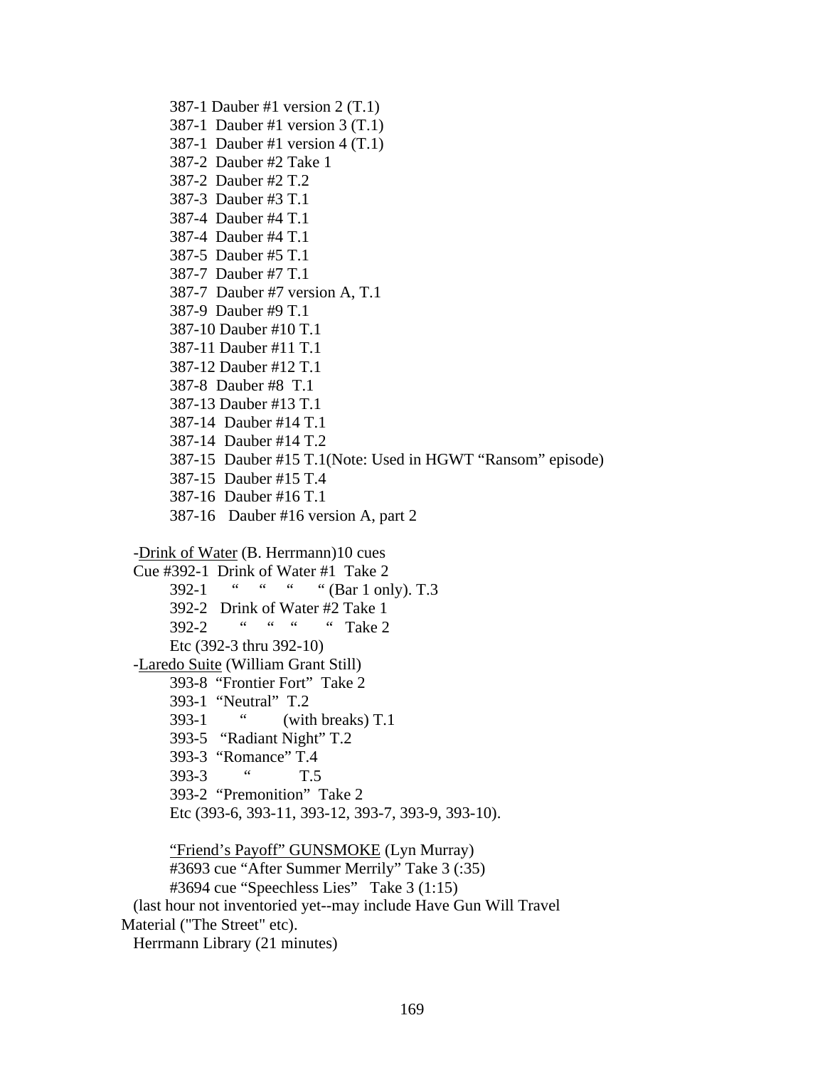387-1 Dauber #1 version 2 (T.1)
387-1 Dauber #1 version 3 (T.1)
387-1 Dauber #1 version 4 (T.1)
387-2 Dauber #2 Take 1
387-2 Dauber #2 T.2
387-3 Dauber #3 T.1
387-4 Dauber #4 T.1
387-4 Dauber #4 T.1
387-5 Dauber #5 T.1
387-7 Dauber #7 T.1
387-7 Dauber #7 version A, T.1
387-9 Dauber #9 T.1
387-10 Dauber #10 T.1
387-11 Dauber #11 T.1
387-12 Dauber #12 T.1
387-8 Dauber #8 T.1
387-13 Dauber #13 T.1
387-14 Dauber #14 T.1
387-14 Dauber #14 T.2
387-15 Dauber #15 T.1(Note: Used in HGWT "Ransom" episode)
387-15 Dauber #15 T.4
387-16 Dauber #16 T.1
387-16 Dauber #16 version A, part 2

-Drink of Water (B. Herrmann)10 cues
Cue #392-1 Drink of Water #1 Take 2
392-1 " " " " (Bar 1 only). T.3
392-2 Drink of Water #2 Take 1
392-2 " " " " Take 2
Etc (392-3 thru 392-10)
-Laredo Suite (William Grant Still)
393-8 "Frontier Fort" Take 2
393-1 "Neutral" T.2
393-1 " (with breaks) T.1
393-5 "Radiant Night" T.2
393-3 "Romance" T.4
393-3 " T.5
393-2 "Premonition" Take 2
Etc (393-6, 393-11, 393-12, 393-7, 393-9, 393-10).

"Friend's Payoff" GUNSMOKE (Lyn Murray)
#3693 cue "After Summer Merrily" Take 3 (:35)
#3694 cue "Speechless Lies" Take 3 (1:15)
(last hour not inventoried yet--may include Have Gun Will Travel Material ("The Street" etc).
Herrmann Library (21 minutes)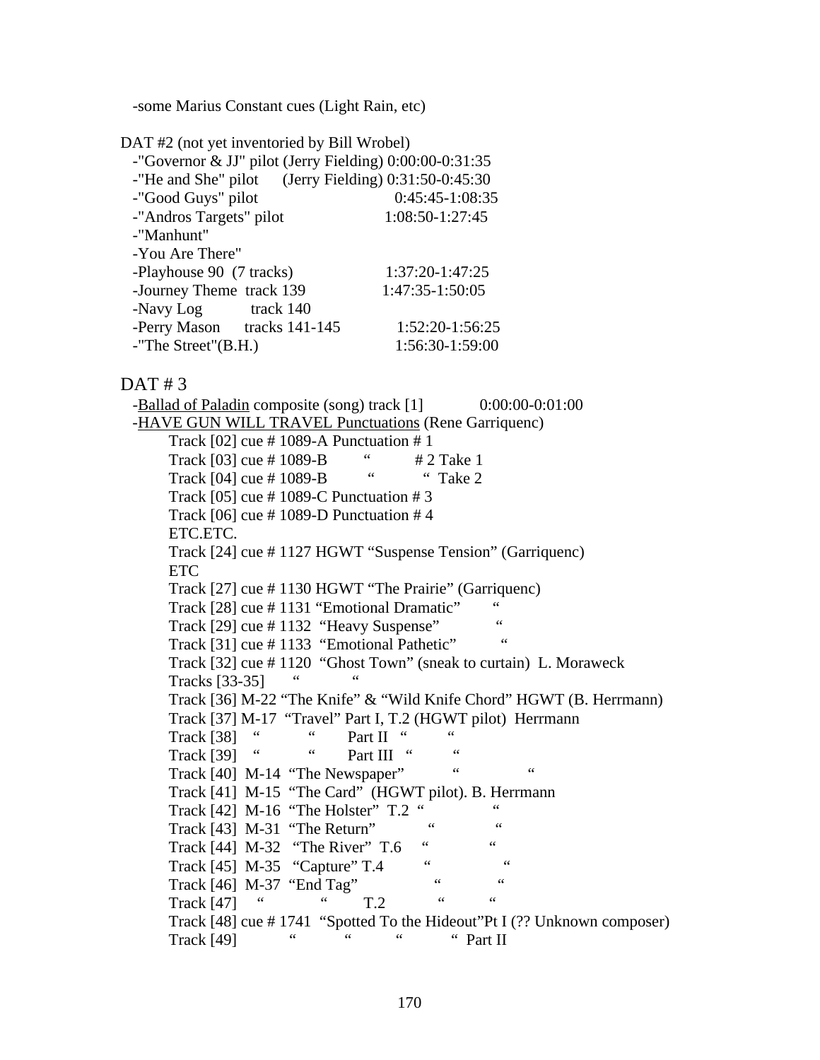-some Marius Constant cues (Light Rain, etc)

DAT #2 (not yet inventoried by Bill Wrobel)

- -"Governor & JJ" pilot (Jerry Fielding) 0:00:00-0:31:35
- -"He and She" pilot (Jerry Fielding) 0:31:50-0:45:30
- -"Good Guys" pilot 0:45:45-1:08:35
- -"Andros Targets" pilot 1:08:50-1:27:45
- -"Manhunt"
- -You Are There"
- -Playhouse 90 (7 tracks) 1:37:20-1:47:25
- -Journey Theme track 139 1:47:35-1:50:05
- -Navy Log track 140
- -Perry Mason tracks 141-145 1:52:20-1:56:25
- -"The Street"(B.H.) 1:56:30-1:59:00

DAT # 3

-<u>Ballad of Paladin</u> composite (song) track [1] 0:00:00-0:01:00

-<u>HAVE GUN WILL TRAVEL Punctuations</u> (Rene Garriquenc)

Track [02] cue # 1089-A Punctuation # 1
Track [03] cue # 1089-B " # 2 Take 1
Track [04] cue # 1089-B " " Take 2
Track [05] cue # 1089-C Punctuation # 3
Track [06] cue # 1089-D Punctuation # 4
ETC.ETC.
Track [24] cue # 1127 HGWT "Suspense Tension" (Garriquenc)
ETC
Track [27] cue # 1130 HGWT "The Prairie" (Garriquenc)
Track [28] cue # 1131 "Emotional Dramatic" "
Track [29] cue # 1132 "Heavy Suspense" "
Track [31] cue # 1133 "Emotional Pathetic" "
Track [32] cue # 1120 "Ghost Town" (sneak to curtain) L. Moraweck
Tracks [33-35] " "
Track [36] M-22 "The Knife" & "Wild Knife Chord" HGWT (B. Herrmann)
Track [37] M-17 "Travel" Part I, T.2 (HGWT pilot) Herrmann
Track [38] " " Part II " "
Track [39] " " Part III " "
Track [40] M-14 "The Newspaper" " "
Track [41] M-15 "The Card" (HGWT pilot). B. Herrmann
Track [42] M-16 "The Holster" T.2 " "
Track [43] M-31 "The Return" " "
Track [44] M-32 "The River" T.6 " "
Track [45] M-35 "Capture" T.4 " "
Track [46] M-37 "End Tag" " "
Track [47] " " T.2 " "
Track [48] cue # 1741 "Spotted To the Hideout"Pt I (?? Unknown composer)
Track [49] " " " " Part II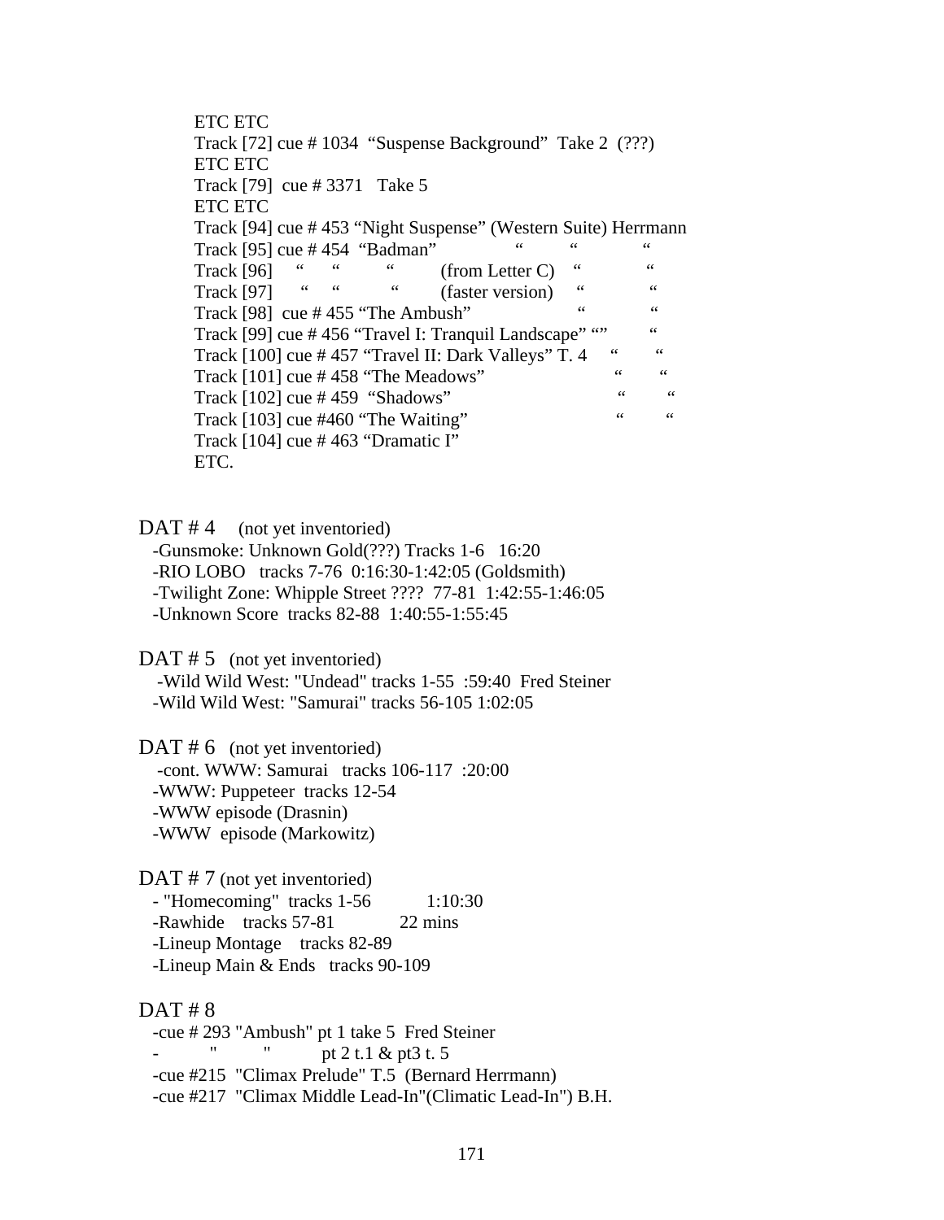ETC ETC
Track [72] cue # 1034 "Suspense Background" Take 2 (???)
ETC ETC
Track [79] cue # 3371 Take 5
ETC ETC
Track [94] cue # 453 "Night Suspense" (Western Suite) Herrmann
Track [95] cue # 454 "Badman" " " "
Track [96] " " " (from Letter C) " "
Track [97] " " " (faster version) " "
Track [98] cue # 455 "The Ambush" " "
Track [99] cue # 456 "Travel I: Tranquil Landscape" "" "
Track [100] cue # 457 "Travel II: Dark Valleys" T. 4 " "
Track [101] cue # 458 "The Meadows" " "
Track [102] cue # 459 "Shadows" " "
Track [103] cue #460 "The Waiting" " "
Track [104] cue # 463 "Dramatic I"
ETC.

DAT # 4 (not yet inventoried)
-Gunsmoke: Unknown Gold(???) Tracks 1-6 16:20
-RIO LOBO tracks 7-76 0:16:30-1:42:05 (Goldsmith)
-Twilight Zone: Whipple Street ???? 77-81 1:42:55-1:46:05
-Unknown Score tracks 82-88 1:40:55-1:55:45

DAT # 5 (not yet inventoried)
-Wild Wild West: "Undead" tracks 1-55 :59:40 Fred Steiner
-Wild Wild West: "Samurai" tracks 56-105 1:02:05

DAT # 6 (not yet inventoried)
-cont. WWW: Samurai tracks 106-117 :20:00
-WWW: Puppeteer tracks 12-54
-WWW episode (Drasnin)
-WWW episode (Markowitz)

DAT # 7 (not yet inventoried)
- "Homecoming" tracks 1-56 1:10:30
-Rawhide tracks 57-81 22 mins
-Lineup Montage tracks 82-89
-Lineup Main & Ends tracks 90-109

DAT # 8
-cue # 293 "Ambush" pt 1 take 5 Fred Steiner
- " " pt 2 t.1 & pt3 t. 5
-cue #215 "Climax Prelude" T.5 (Bernard Herrmann)
-cue #217 "Climax Middle Lead-In"(Climatic Lead-In") B.H.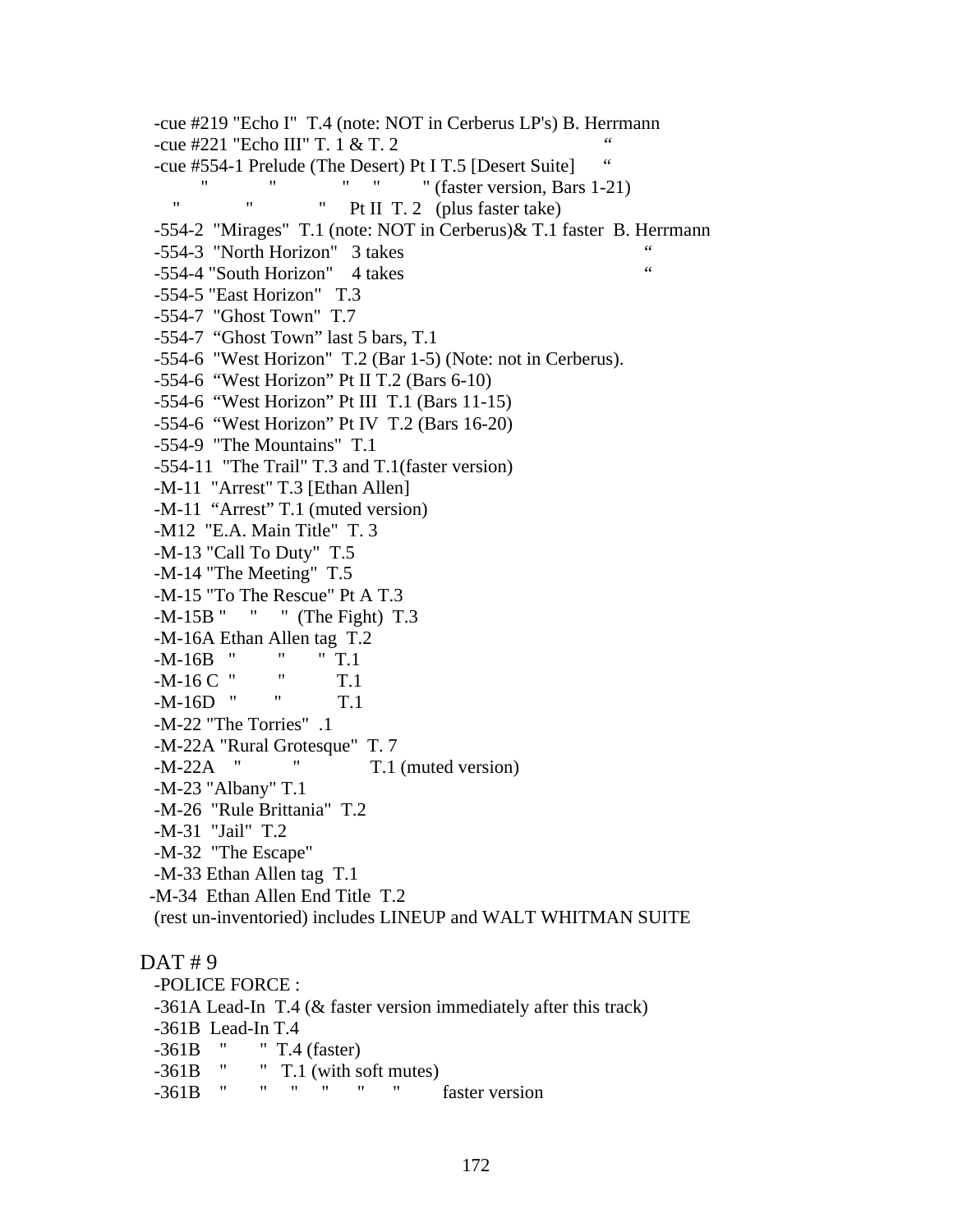-cue #219 "Echo I"  T.4 (note: NOT in Cerberus LP's) B. Herrmann
-cue #221 "Echo III" T. 1 & T. 2 "
-cue #554-1 Prelude (The Desert) Pt I T.5 [Desert Suite] "
" " " " " (faster version, Bars 1-21)
" " " Pt II T. 2 (plus faster take)
-554-2 "Mirages" T.1 (note: NOT in Cerberus)& T.1 faster B. Herrmann
-554-3 "North Horizon" 3 takes "
-554-4 "South Horizon" 4 takes "
-554-5 "East Horizon" T.3
-554-7 "Ghost Town" T.7
-554-7 "Ghost Town" last 5 bars, T.1
-554-6 "West Horizon" T.2 (Bar 1-5) (Note: not in Cerberus).
-554-6 "West Horizon" Pt II T.2 (Bars 6-10)
-554-6 "West Horizon" Pt III T.1 (Bars 11-15)
-554-6 "West Horizon" Pt IV T.2 (Bars 16-20)
-554-9 "The Mountains" T.1
-554-11 "The Trail" T.3 and T.1(faster version)
-M-11 "Arrest" T.3 [Ethan Allen]
-M-11 "Arrest" T.1 (muted version)
-M12 "E.A. Main Title" T. 3
-M-13 "Call To Duty" T.5
-M-14 "The Meeting" T.5
-M-15 "To The Rescue" Pt A T.3
-M-15B " " " (The Fight) T.3
-M-16A Ethan Allen tag T.2
-M-16B " " " T.1
-M-16 C " " T.1
-M-16D " " T.1
-M-22 "The Torries" .1
-M-22A "Rural Grotesque" T. 7
-M-22A " " T.1 (muted version)
-M-23 "Albany" T.1
-M-26 "Rule Brittania" T.2
-M-31 "Jail" T.2
-M-32 "The Escape"
-M-33 Ethan Allen tag T.1
-M-34 Ethan Allen End Title T.2
(rest un-inventoried) includes LINEUP and WALT WHITMAN SUITE

DAT # 9

-POLICE FORCE :
-361A Lead-In T.4 (& faster version immediately after this track)
-361B Lead-In T.4
-361B " " T.4 (faster)
-361B " " T.1 (with soft mutes)
-361B " " " " " " faster version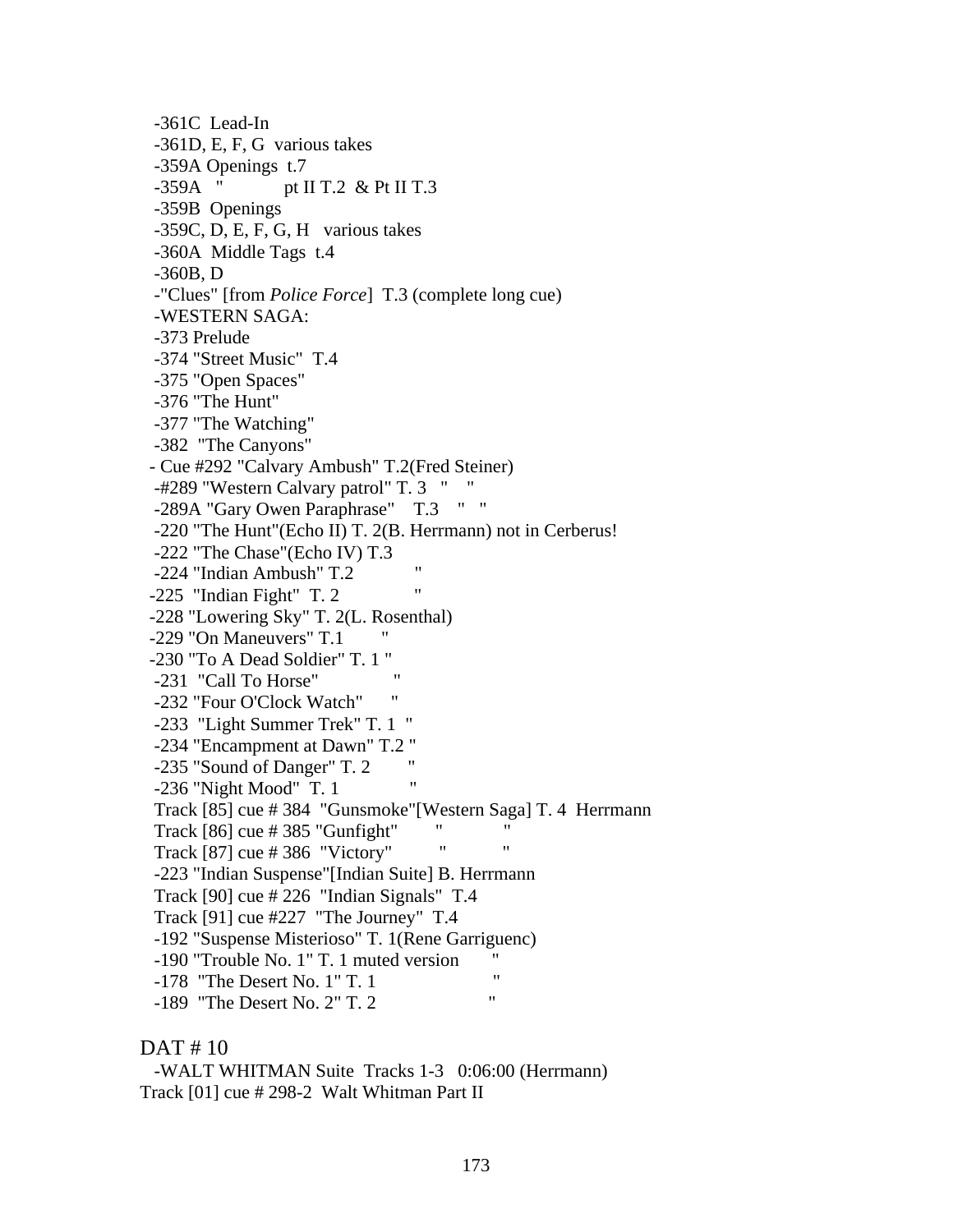-361C  Lead-In
-361D, E, F, G  various takes
-359A Openings  t.7
-359A   "            pt II T.2  & Pt II T.3
-359B  Openings
-359C, D, E, F, G, H   various takes
-360A  Middle Tags  t.4
-360B, D
-"Clues" [from *Police Force*]  T.3 (complete long cue)
-WESTERN SAGA:
-373 Prelude
-374 "Street Music"  T.4
-375 "Open Spaces"
-376 "The Hunt"
-377 "The Watching"
-382  "The Canyons"
- Cue #292 "Calvary Ambush" T.2(Fred Steiner)
-#289 "Western Calvary patrol" T. 3   "    "
-289A "Gary Owen Paraphrase"    T.3    "   "
-220 "The Hunt"(Echo II) T. 2(B. Herrmann) not in Cerberus!
-222 "The Chase"(Echo IV) T.3
-224 "Indian Ambush" T.2            "
-225  "Indian Fight"  T. 2               "
-228 "Lowering Sky" T. 2(L. Rosenthal)
-229 "On Maneuvers" T.1        "
-230 "To A Dead Soldier" T. 1 "
-231  "Call To Horse"               "
-232 "Four O'Clock Watch"      "
-233  "Light Summer Trek" T. 1  "
-234 "Encampment at Dawn" T.2 "
-235 "Sound of Danger" T. 2        "
-236 "Night Mood"  T. 1              "
Track [85] cue # 384  "Gunsmoke"[Western Saga] T. 4  Herrmann
Track [86] cue # 385 "Gunfight"       "            "
Track [87] cue # 386  "Victory"          "            "
-223 "Indian Suspense"[Indian Suite] B. Herrmann
Track [90] cue # 226  "Indian Signals"  T.4
Track [91] cue #227  "The Journey"  T.4
-192 "Suspense Misterioso" T. 1(Rene Garriguenc)
-190 "Trouble No. 1" T. 1 muted version       "
-178  "The Desert No. 1" T. 1                      "
-189  "The Desert No. 2" T. 2                     "

DAT # 10

-WALT WHITMAN Suite  Tracks 1-3   0:06:00 (Herrmann)
Track [01] cue # 298-2  Walt Whitman Part II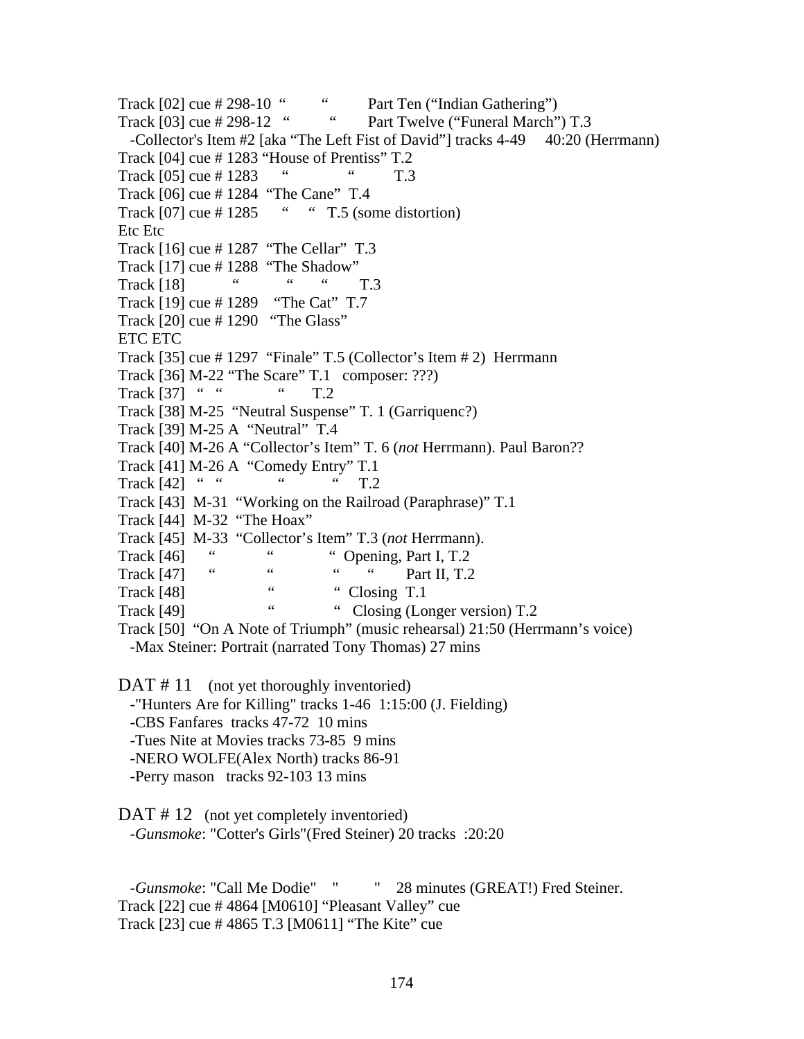Track [02] cue # 298-10 “ “ Part Ten (“Indian Gathering”)
Track [03] cue # 298-12 “ “ Part Twelve (“Funeral March”) T.3
  -Collector's Item #2 [aka “The Left Fist of David”] tracks 4-49   40:20 (Herrmann)
Track [04] cue # 1283 “House of Prentiss” T.2
Track [05] cue # 1283 “ “ T.3
Track [06] cue # 1284 “The Cane” T.4
Track [07] cue # 1285 “ “ T.5 (some distortion)
Etc Etc
Track [16] cue # 1287 “The Cellar” T.3
Track [17] cue # 1288 “The Shadow”
Track [18] “ “ “ T.3
Track [19] cue # 1289 “The Cat” T.7
Track [20] cue # 1290 “The Glass”
ETC ETC
Track [35] cue # 1297 “Finale” T.5 (Collector’s Item # 2) Herrmann
Track [36] M-22 “The Scare” T.1 composer: ???)
Track [37] “ “ “ T.2
Track [38] M-25 “Neutral Suspense” T. 1 (Garriquenc?)
Track [39] M-25 A “Neutral” T.4
Track [40] M-26 A “Collector’s Item” T. 6 (*not* Herrmann). Paul Baron??
Track [41] M-26 A “Comedy Entry” T.1
Track [42] “ “ “ “ T.2
Track [43] M-31 “Working on the Railroad (Paraphrase)” T.1
Track [44] M-32 “The Hoax”
Track [45] M-33 “Collector’s Item” T.3 (*not* Herrmann).
Track [46] “ “ “ Opening, Part I, T.2
Track [47] “ “ “ “ Part II, T.2
Track [48] “ “ Closing T.1
Track [49] “ “ Closing (Longer version) T.2
Track [50] “On A Note of Triumph” (music rehearsal) 21:50 (Herrmann’s voice)
  -Max Steiner: Portrait (narrated Tony Thomas) 27 mins

DAT # 11 (not yet thoroughly inventoried)
  -"Hunters Are for Killing" tracks 1-46 1:15:00 (J. Fielding)
  -CBS Fanfares tracks 47-72 10 mins
  -Tues Nite at Movies tracks 73-85 9 mins
  -NERO WOLFE(Alex North) tracks 86-91
  -Perry mason tracks 92-103 13 mins

DAT # 12 (not yet completely inventoried)
  -*Gunsmoke*: "Cotter's Girls"(Fred Steiner) 20 tracks :20:20

  -*Gunsmoke*: "Call Me Dodie" " " 28 minutes (GREAT!) Fred Steiner.
Track [22] cue # 4864 [M0610] “Pleasant Valley” cue
Track [23] cue # 4865 T.3 [M0611] “The Kite” cue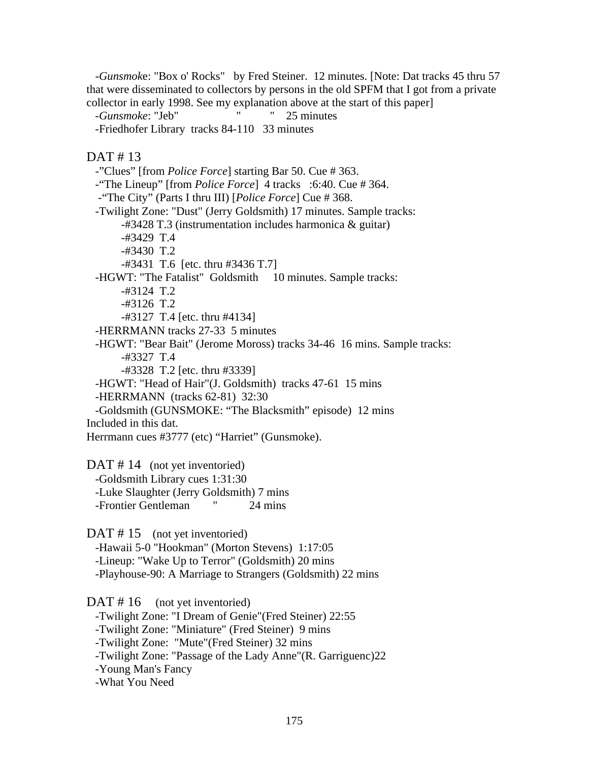-*Gunsmoke*: "Box o' Rocks"   by Fred Steiner.  12 minutes. [Note: Dat tracks 45 thru 57 that were disseminated to collectors by persons in the old SPFM that I got from a private collector in early 1998. See my explanation above at the start of this paper]

-*Gunsmoke*: "Jeb"   "   "   25 minutes

-Friedhofer Library  tracks 84-110   33 minutes

DAT # 13

-"Clues" [from *Police Force*] starting Bar 50. Cue # 363.

-"The Lineup" [from *Police Force*]  4 tracks   :6:40. Cue # 364.

-"The City" (Parts I thru III) [*Police Force*] Cue # 368.

-Twilight Zone: "Dust" (Jerry Goldsmith) 17 minutes. Sample tracks:

- -#3428 T.3 (instrumentation includes harmonica & guitar)
- -#3429  T.4
- -#3430  T.2
- -#3431  T.6  [etc. thru #3436 T.7]

-HGWT: "The Fatalist"  Goldsmith     10 minutes. Sample tracks:

- -#3124  T.2
- -#3126  T.2
- -#3127  T.4 [etc. thru #4134]

-HERRMANN tracks 27-33  5 minutes

-HGWT: "Bear Bait" (Jerome Moross) tracks 34-46  16 mins. Sample tracks:

- -#3327  T.4
- -#3328  T.2 [etc. thru #3339]

-HGWT: "Head of Hair"(J. Goldsmith)  tracks 47-61  15 mins

-HERRMANN  (tracks 62-81)  32:30

-Goldsmith (GUNSMOKE: "The Blacksmith" episode)  12 mins

Included in this dat.

Herrmann cues #3777 (etc) "Harriet" (Gunsmoke).

DAT # 14   (not yet inventoried)

-Goldsmith Library cues 1:31:30

-Luke Slaughter (Jerry Goldsmith) 7 mins

-Frontier Gentleman   "   24 mins

DAT # 15   (not yet inventoried)

-Hawaii 5-0 "Hookman" (Morton Stevens)  1:17:05

-Lineup: "Wake Up to Terror" (Goldsmith) 20 mins

-Playhouse-90: A Marriage to Strangers (Goldsmith) 22 mins

DAT # 16   (not yet inventoried)

-Twilight Zone: "I Dream of Genie"(Fred Steiner) 22:55

-Twilight Zone: "Miniature" (Fred Steiner)  9 mins

-Twilight Zone:  "Mute"(Fred Steiner) 32 mins

-Twilight Zone: "Passage of the Lady Anne"(R. Garriguenc)22

-Young Man's Fancy

-What You Need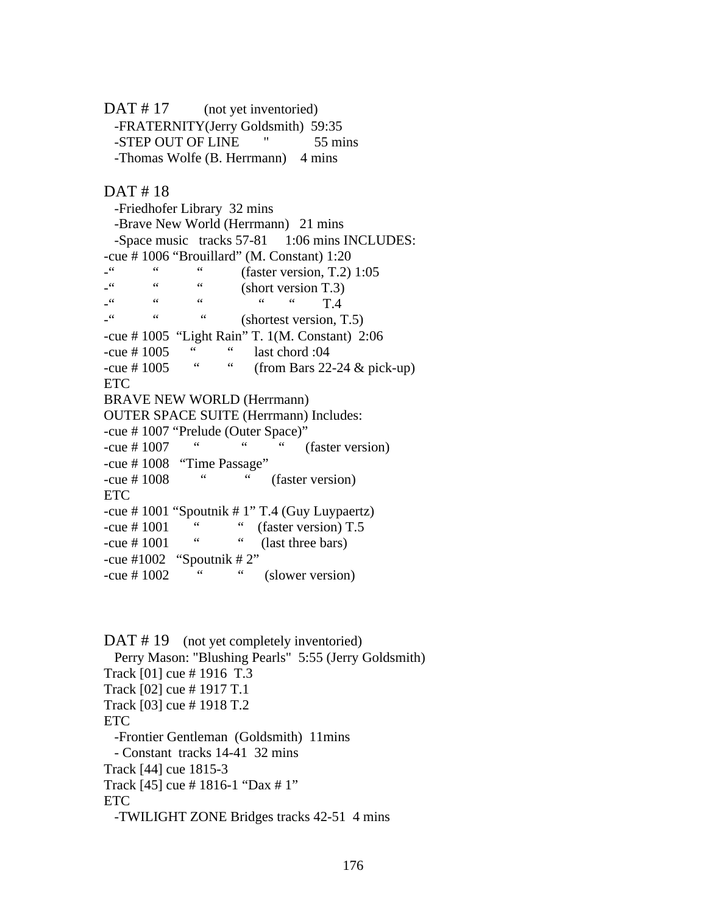DAT # 17 (not yet inventoried)

-FRATERNITY(Jerry Goldsmith) 59:35
-STEP OUT OF LINE " 55 mins
-Thomas Wolfe (B. Herrmann) 4 mins

DAT # 18

-Friedhofer Library 32 mins
-Brave New World (Herrmann) 21 mins
-Space music tracks 57-81 1:06 mins INCLUDES:

-cue # 1006 “Brouillard” (M. Constant) 1:20
-“ “ “ (faster version, T.2) 1:05
-“ “ “ (short version T.3)
-“ “ “ “ “ T.4
-“ “ “ (shortest version, T.5)
-cue # 1005 “Light Rain” T. 1(M. Constant) 2:06
-cue # 1005 “ “ last chord :04
-cue # 1005 “ “ (from Bars 22-24 & pick-up)
ETC
BRAVE NEW WORLD (Herrmann)
OUTER SPACE SUITE (Herrmann) Includes:
-cue # 1007 “Prelude (Outer Space)”
-cue # 1007 “ “ “ (faster version)
-cue # 1008 “Time Passage”
-cue # 1008 “ “ (faster version)
ETC
-cue # 1001 “Spoutnik # 1” T.4 (Guy Luypaertz)
-cue # 1001 “ “ (faster version) T.5
-cue # 1001 “ “ (last three bars)
-cue #1002 “Spoutnik # 2”
-cue # 1002 “ “ (slower version)

DAT # 19 (not yet completely inventoried)

Perry Mason: "Blushing Pearls" 5:55 (Jerry Goldsmith)
Track [01] cue # 1916 T.3
Track [02] cue # 1917 T.1
Track [03] cue # 1918 T.2
ETC
-Frontier Gentleman (Goldsmith) 11mins
- Constant tracks 14-41 32 mins
Track [44] cue 1815-3
Track [45] cue # 1816-1 “Dax # 1”
ETC
-TWILIGHT ZONE Bridges tracks 42-51 4 mins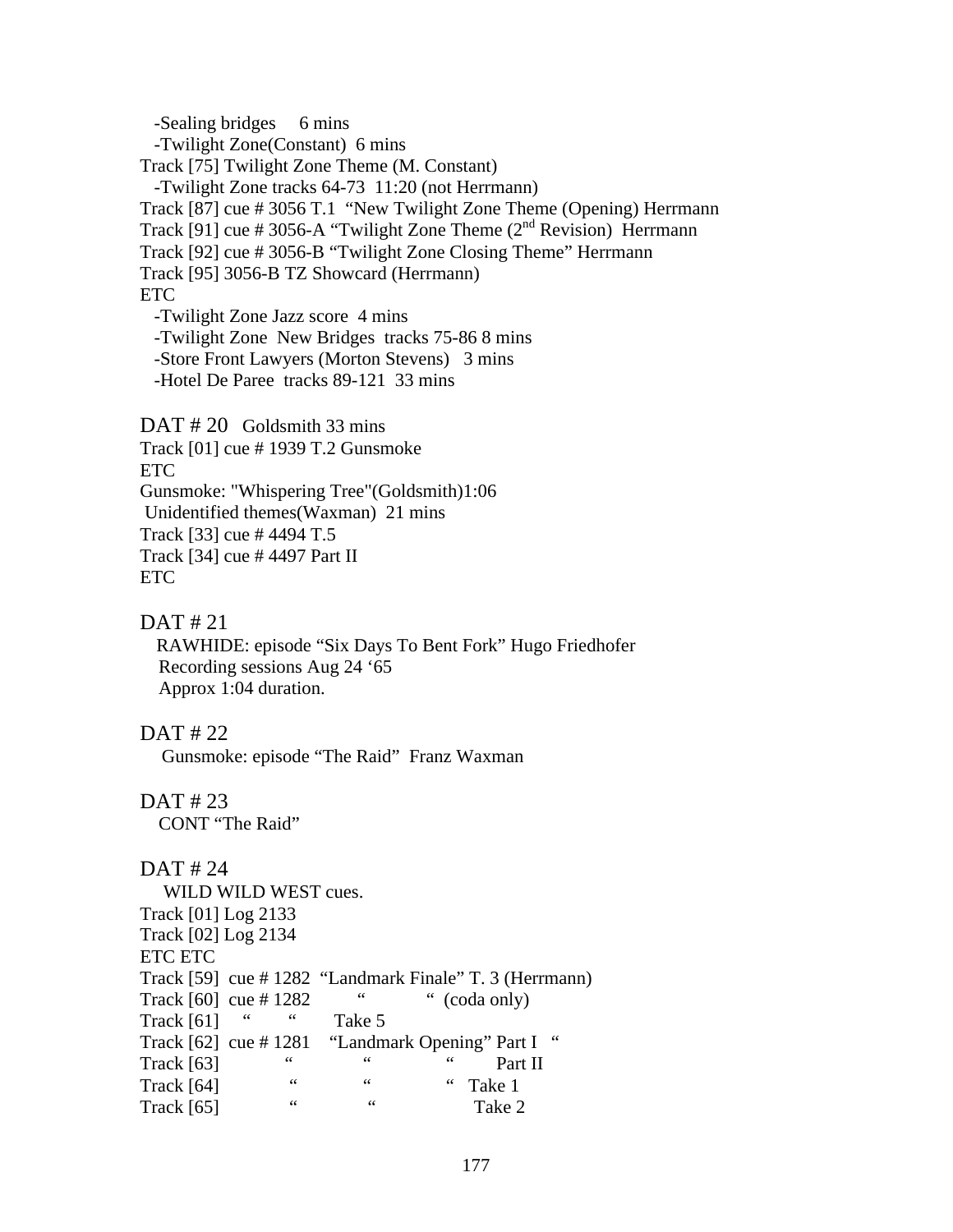-Sealing bridges 6 mins
-Twilight Zone(Constant) 6 mins
Track [75] Twilight Zone Theme (M. Constant)
-Twilight Zone tracks 64-73 11:20 (not Herrmann)
Track [87] cue # 3056 T.1 "New Twilight Zone Theme (Opening) Herrmann
Track [91] cue # 3056-A "Twilight Zone Theme (2nd Revision) Herrmann
Track [92] cue # 3056-B "Twilight Zone Closing Theme" Herrmann
Track [95] 3056-B TZ Showcard (Herrmann)
ETC
-Twilight Zone Jazz score 4 mins
-Twilight Zone New Bridges tracks 75-86 8 mins
-Store Front Lawyers (Morton Stevens) 3 mins
-Hotel De Paree tracks 89-121 33 mins

DAT # 20 Goldsmith 33 mins
Track [01] cue # 1939 T.2 Gunsmoke
ETC
Gunsmoke: "Whispering Tree"(Goldsmith)1:06
Unidentified themes(Waxman) 21 mins
Track [33] cue # 4494 T.5
Track [34] cue # 4497 Part II
ETC

DAT # 21
RAWHIDE: episode "Six Days To Bent Fork" Hugo Friedhofer
Recording sessions Aug 24 '65
Approx 1:04 duration.

DAT # 22
Gunsmoke: episode "The Raid" Franz Waxman

DAT # 23
CONT "The Raid"

DAT # 24
WILD WILD WEST cues.
Track [01] Log 2133
Track [02] Log 2134
ETC ETC
Track [59] cue # 1282 "Landmark Finale" T. 3 (Herrmann)
Track [60] cue # 1282 " " (coda only)
Track [61] " " Take 5
Track [62] cue # 1281 "Landmark Opening" Part I "
Track [63] " " " Part II
Track [64] " " " Take 1
Track [65] " " Take 2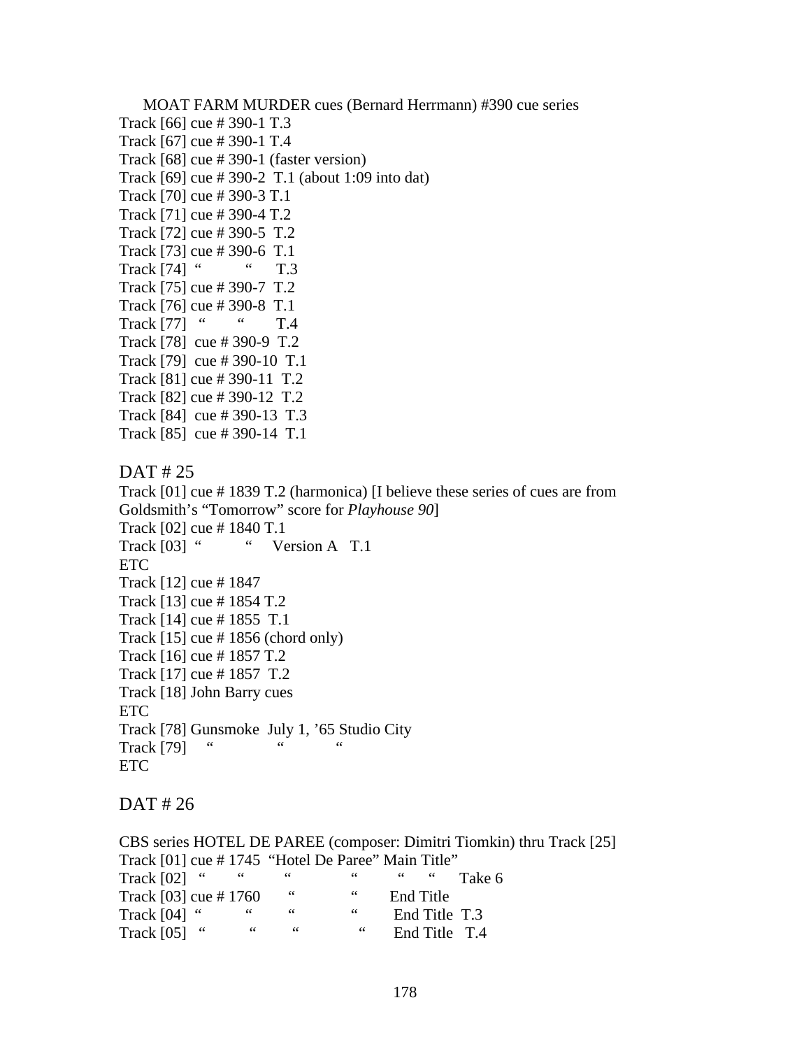MOAT FARM MURDER cues (Bernard Herrmann) #390 cue series

Track [66] cue # 390-1 T.3
Track [67] cue # 390-1 T.4
Track [68] cue # 390-1 (faster version)
Track [69] cue # 390-2 T.1 (about 1:09 into dat)
Track [70] cue # 390-3 T.1
Track [71] cue # 390-4 T.2
Track [72] cue # 390-5 T.2
Track [73] cue # 390-6 T.1
Track [74] " " T.3
Track [75] cue # 390-7 T.2
Track [76] cue # 390-8 T.1
Track [77] " " T.4
Track [78] cue # 390-9 T.2
Track [79] cue # 390-10 T.1
Track [81] cue # 390-11 T.2
Track [82] cue # 390-12 T.2
Track [84] cue # 390-13 T.3
Track [85] cue # 390-14 T.1

## DAT # 25

Track [01] cue # 1839 T.2 (harmonica) [I believe these series of cues are from Goldsmith's "Tomorrow" score for *Playhouse 90*]
Track [02] cue # 1840 T.1
Track [03] " " Version A T.1
ETC
Track [12] cue # 1847
Track [13] cue # 1854 T.2
Track [14] cue # 1855 T.1
Track [15] cue # 1856 (chord only)
Track [16] cue # 1857 T.2
Track [17] cue # 1857 T.2
Track [18] John Barry cues
ETC
Track [78] Gunsmoke July 1, '65 Studio City
Track [79] " " "
ETC

## DAT # 26

CBS series HOTEL DE PAREE (composer: Dimitri Tiomkin) thru Track [25]
Track [01] cue # 1745 "Hotel De Paree" Main Title"
Track [02] " " " " " " Take 6
Track [03] cue # 1760 " " End Title
Track [04] " " " " End Title T.3
Track [05] " " " " End Title T.4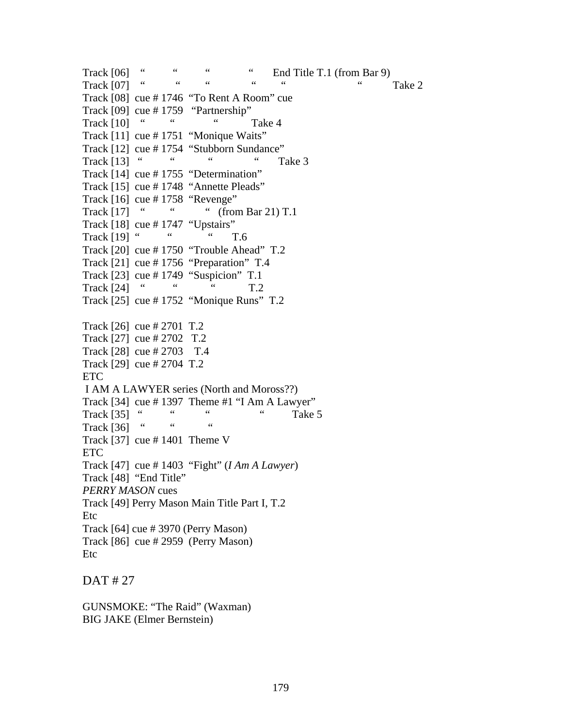Track [06] " " " " End Title T.1 (from Bar 9)
Track [07] " " " " " " Take 2
Track [08] cue # 1746 "To Rent A Room" cue
Track [09] cue # 1759 "Partnership"
Track [10] " " " Take 4
Track [11] cue # 1751 "Monique Waits"
Track [12] cue # 1754 "Stubborn Sundance"
Track [13] " " " " Take 3
Track [14] cue # 1755 "Determination"
Track [15] cue # 1748 "Annette Pleads"
Track [16] cue # 1758 "Revenge"
Track [17] " " " (from Bar 21) T.1
Track [18] cue # 1747 "Upstairs"
Track [19] " " " T.6
Track [20] cue # 1750 "Trouble Ahead" T.2
Track [21] cue # 1756 "Preparation" T.4
Track [23] cue # 1749 "Suspicion" T.1
Track [24] " " " T.2
Track [25] cue # 1752 "Monique Runs" T.2

Track [26] cue # 2701 T.2
Track [27] cue # 2702 T.2
Track [28] cue # 2703 T.4
Track [29] cue # 2704 T.2
ETC
I AM A LAWYER series (North and Moross??)
Track [34] cue # 1397 Theme #1 "I Am A Lawyer"
Track [35] " " " " Take 5
Track [36] " " "
Track [37] cue # 1401 Theme V
ETC
Track [47] cue # 1403 "Fight" (*I Am A Lawyer*)
Track [48] "End Title"
*PERRY MASON* cues
Track [49] Perry Mason Main Title Part I, T.2
Etc
Track [64] cue # 3970 (Perry Mason)
Track [86] cue # 2959 (Perry Mason)
Etc

## DAT # 27

GUNSMOKE: "The Raid" (Waxman)
BIG JAKE (Elmer Bernstein)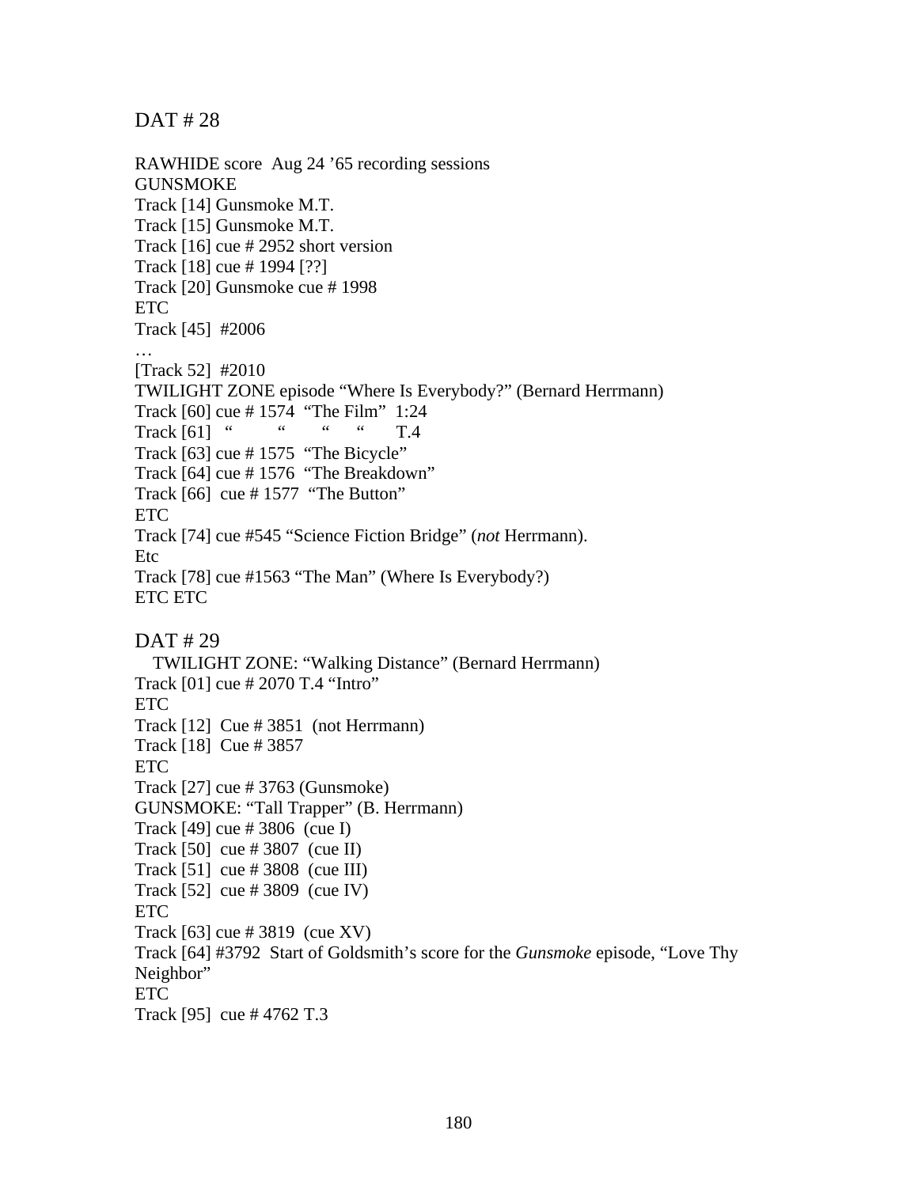## DAT # 28

RAWHIDE score Aug 24 '65 recording sessions
GUNSMOKE
Track [14] Gunsmoke M.T.
Track [15] Gunsmoke M.T.
Track [16] cue # 2952 short version
Track [18] cue # 1994 [??]
Track [20] Gunsmoke cue # 1998
ETC
Track [45] #2006
…
[Track 52] #2010
TWILIGHT ZONE episode "Where Is Everybody?" (Bernard Herrmann)
Track [60] cue # 1574 "The Film" 1:24
Track [61] " " " " T.4
Track [63] cue # 1575 "The Bicycle"
Track [64] cue # 1576 "The Breakdown"
Track [66] cue # 1577 "The Button"
ETC
Track [74] cue #545 "Science Fiction Bridge" (*not* Herrmann).
Etc
Track [78] cue #1563 "The Man" (Where Is Everybody?)
ETC ETC

## DAT # 29

TWILIGHT ZONE: "Walking Distance" (Bernard Herrmann)
Track [01] cue # 2070 T.4 "Intro"
ETC
Track [12] Cue # 3851 (not Herrmann)
Track [18] Cue # 3857
ETC
Track [27] cue # 3763 (Gunsmoke)
GUNSMOKE: "Tall Trapper" (B. Herrmann)
Track [49] cue # 3806 (cue I)
Track [50] cue # 3807 (cue II)
Track [51] cue # 3808 (cue III)
Track [52] cue # 3809 (cue IV)
ETC
Track [63] cue # 3819 (cue XV)
Track [64] #3792 Start of Goldsmith's score for the *Gunsmoke* episode, "Love Thy Neighbor"
ETC
Track [95] cue # 4762 T.3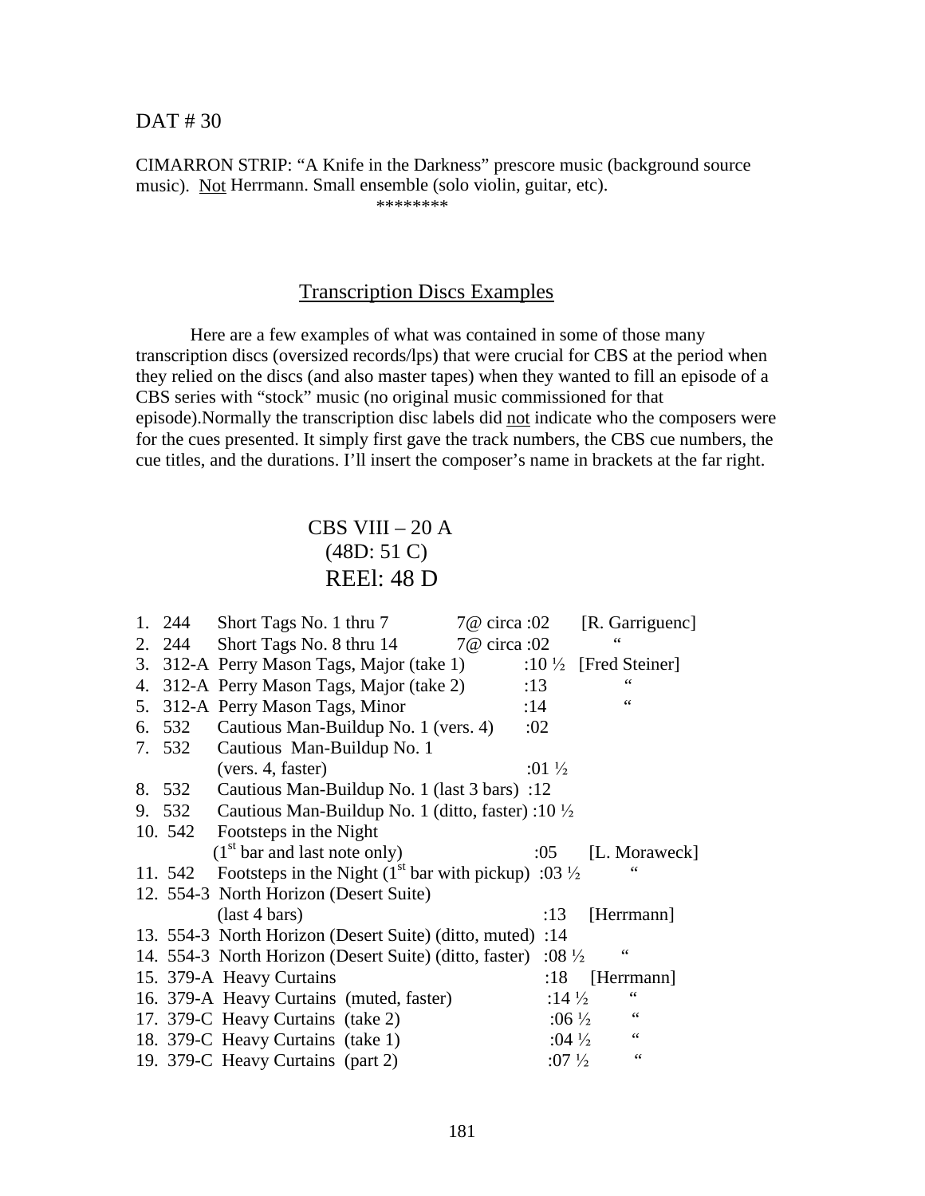DAT # 30

CIMARRON STRIP: "A Knife in the Darkness" prescore music (background source music). Not Herrmann. Small ensemble (solo violin, guitar, etc).

********

## Transcription Discs Examples

Here are a few examples of what was contained in some of those many transcription discs (oversized records/lps) that were crucial for CBS at the period when they relied on the discs (and also master tapes) when they wanted to fill an episode of a CBS series with "stock" music (no original music commissioned for that episode).Normally the transcription disc labels did not indicate who the composers were for the cues presented. It simply first gave the track numbers, the CBS cue numbers, the cue titles, and the durations. I'll insert the composer's name in brackets at the far right.

CBS VIII – 20 A
(48D: 51 C)
REEl: 48 D

1. 244 Short Tags No. 1 thru 7 7@ circa :02 [R. Garriguenc]
2. 244 Short Tags No. 8 thru 14 7@ circa :02 "
3. 312-A Perry Mason Tags, Major (take 1) :10 ½ [Fred Steiner]
4. 312-A Perry Mason Tags, Major (take 2) :13 "
5. 312-A Perry Mason Tags, Minor :14 "
6. 532 Cautious Man-Buildup No. 1 (vers. 4) :02
7. 532 Cautious Man-Buildup No. 1 (vers. 4, faster) :01 ½
8. 532 Cautious Man-Buildup No. 1 (last 3 bars) :12
9. 532 Cautious Man-Buildup No. 1 (ditto, faster) :10 ½
10. 542 Footsteps in the Night (1st bar and last note only) :05 [L. Moraweck]
11. 542 Footsteps in the Night (1st bar with pickup) :03 ½ "
12. 554-3 North Horizon (Desert Suite) (last 4 bars) :13 [Herrmann]
13. 554-3 North Horizon (Desert Suite) (ditto, muted) :14
14. 554-3 North Horizon (Desert Suite) (ditto, faster) :08 ½ "
15. 379-A Heavy Curtains :18 [Herrmann]
16. 379-A Heavy Curtains (muted, faster) :14 ½ "
17. 379-C Heavy Curtains (take 2) :06 ½ "
18. 379-C Heavy Curtains (take 1) :04 ½ "
19. 379-C Heavy Curtains (part 2) :07 ½ "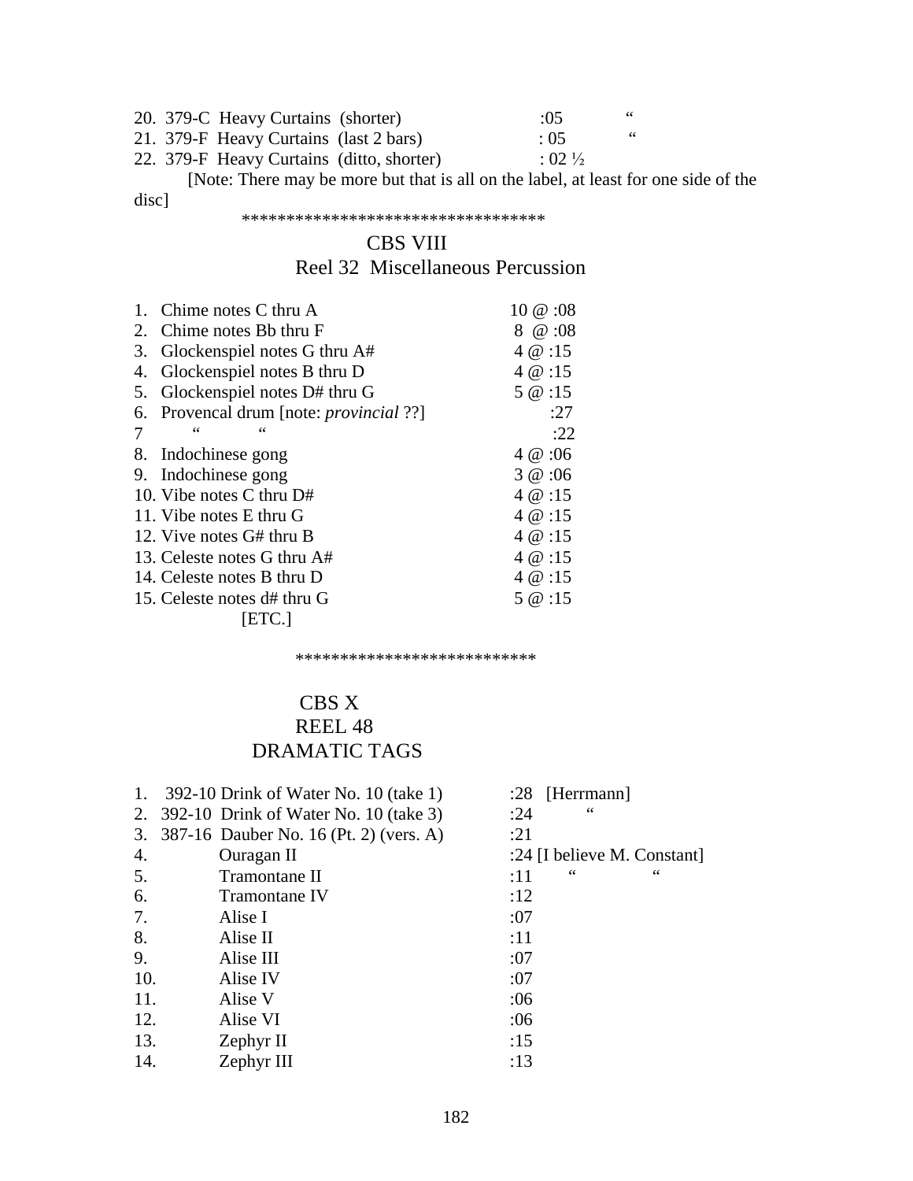20. 379-C Heavy Curtains (shorter) :05 “
21. 379-F Heavy Curtains (last 2 bars) : 05 “
22. 379-F Heavy Curtains (ditto, shorter) : 02 ½

[Note: There may be more but that is all on the label, at least for one side of the disc]

**********************************

## CBS VIII
## Reel 32 Miscellaneous Percussion

1. Chime notes C thru A 10 @ :08
2. Chime notes Bb thru F 8 @ :08
3. Glockenspiel notes G thru A# 4 @ :15
4. Glockenspiel notes B thru D 4 @ :15
5. Glockenspiel notes D# thru G 5 @ :15
6. Provencal drum [note: *provincial* ??] :27
7 “ “ :22
8. Indochinese gong 4 @ :06
9. Indochinese gong 3 @ :06
10. Vibe notes C thru D# 4 @ :15
11. Vibe notes E thru G 4 @ :15
12. Vive notes G# thru B 4 @ :15
13. Celeste notes G thru A# 4 @ :15
14. Celeste notes B thru D 4 @ :15
15. Celeste notes d# thru G 5 @ :15

[ETC.]

***************************

## CBS X
## REEL 48
## DRAMATIC TAGS

| | | | |
|---|---|---|---|
| 1. | 392-10 Drink of Water No. 10 (take 1) | :28 | [Herrmann] |
| 2. | 392-10 Drink of Water No. 10 (take 3) | :24 | “ |
| 3. | 387-16 Dauber No. 16 (Pt. 2) (vers. A) | :21 | |
| 4. | Ouragan II | :24 | [I believe M. Constant] |
| 5. | Tramontane II | :11 | “ “ |
| 6. | Tramontane IV | :12 | |
| 7. | Alise I | :07 | |
| 8. | Alise II | :11 | |
| 9. | Alise III | :07 | |
| 10. | Alise IV | :07 | |
| 11. | Alise V | :06 | |
| 12. | Alise VI | :06 | |
| 13. | Zephyr II | :15 | |
| 14. | Zephyr III | :13 | |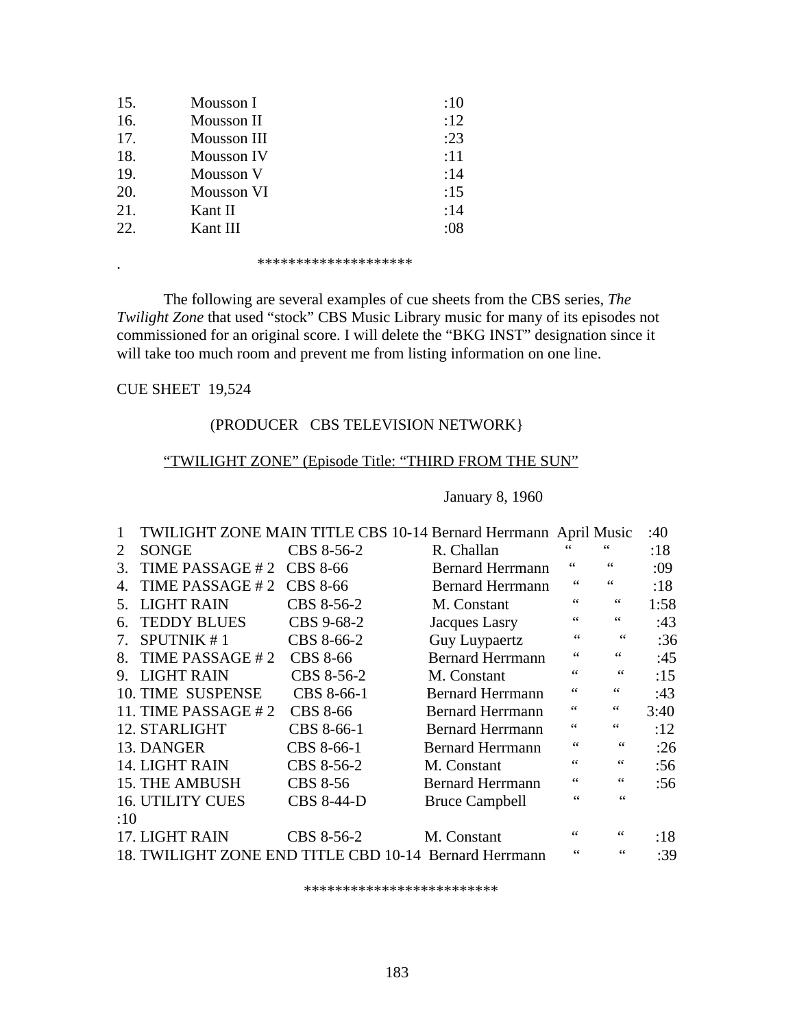| | | |
|---|---|---|
| 15. | Mousson I | :10 |
| 16. | Mousson II | :12 |
| 17. | Mousson III | :23 |
| 18. | Mousson IV | :11 |
| 19. | Mousson V | :14 |
| 20. | Mousson VI | :15 |
| 21. | Kant II | :14 |
| 22. | Kant III | :08 |

. ********************

The following are several examples of cue sheets from the CBS series, *The Twilight Zone* that used "stock" CBS Music Library music for many of its episodes not commissioned for an original score. I will delete the "BKG INST" designation since it will take too much room and prevent me from listing information on one line.

CUE SHEET 19,524

(PRODUCER CBS TELEVISION NETWORK}

<u>"TWILIGHT ZONE" (Episode Title: "THIRD FROM THE SUN"</u>

January 8, 1960

| | | | | | |
|---|---|---|---|---|---|
| 1 | TWILIGHT ZONE MAIN TITLE | CBS 10-14 | Bernard Herrmann | April Music | :40 |
| 2 | SONGE | CBS 8-56-2 | R. Challan | " " | :18 |
| 3. | TIME PASSAGE # 2 | CBS 8-66 | Bernard Herrmann | " " | :09 |
| 4. | TIME PASSAGE # 2 | CBS 8-66 | Bernard Herrmann | " " | :18 |
| 5. | LIGHT RAIN | CBS 8-56-2 | M. Constant | " " | 1:58 |
| 6. | TEDDY BLUES | CBS 9-68-2 | Jacques Lasry | " " | :43 |
| 7. | SPUTNIK # 1 | CBS 8-66-2 | Guy Luypaertz | " " | :36 |
| 8. | TIME PASSAGE # 2 | CBS 8-66 | Bernard Herrmann | " " | :45 |
| 9. | LIGHT RAIN | CBS 8-56-2 | M. Constant | " " | :15 |
| 10. | TIME SUSPENSE | CBS 8-66-1 | Bernard Herrmann | " " | :43 |
| 11. | TIME PASSAGE # 2 | CBS 8-66 | Bernard Herrmann | " " | 3:40 |
| 12. | STARLIGHT | CBS 8-66-1 | Bernard Herrmann | " " | :12 |
| 13. | DANGER | CBS 8-66-1 | Bernard Herrmann | " " | :26 |
| 14. | LIGHT RAIN | CBS 8-56-2 | M. Constant | " " | :56 |
| 15. | THE AMBUSH | CBS 8-56 | Bernard Herrmann | " " | :56 |
| 16. | UTILITY CUES | CBS 8-44-D | Bruce Campbell | " " | :10 |
| 17. | LIGHT RAIN | CBS 8-56-2 | M. Constant | " " | :18 |
| 18. | TWILIGHT ZONE END TITLE | CBD 10-14 | Bernard Herrmann | " " | :39 |

*************************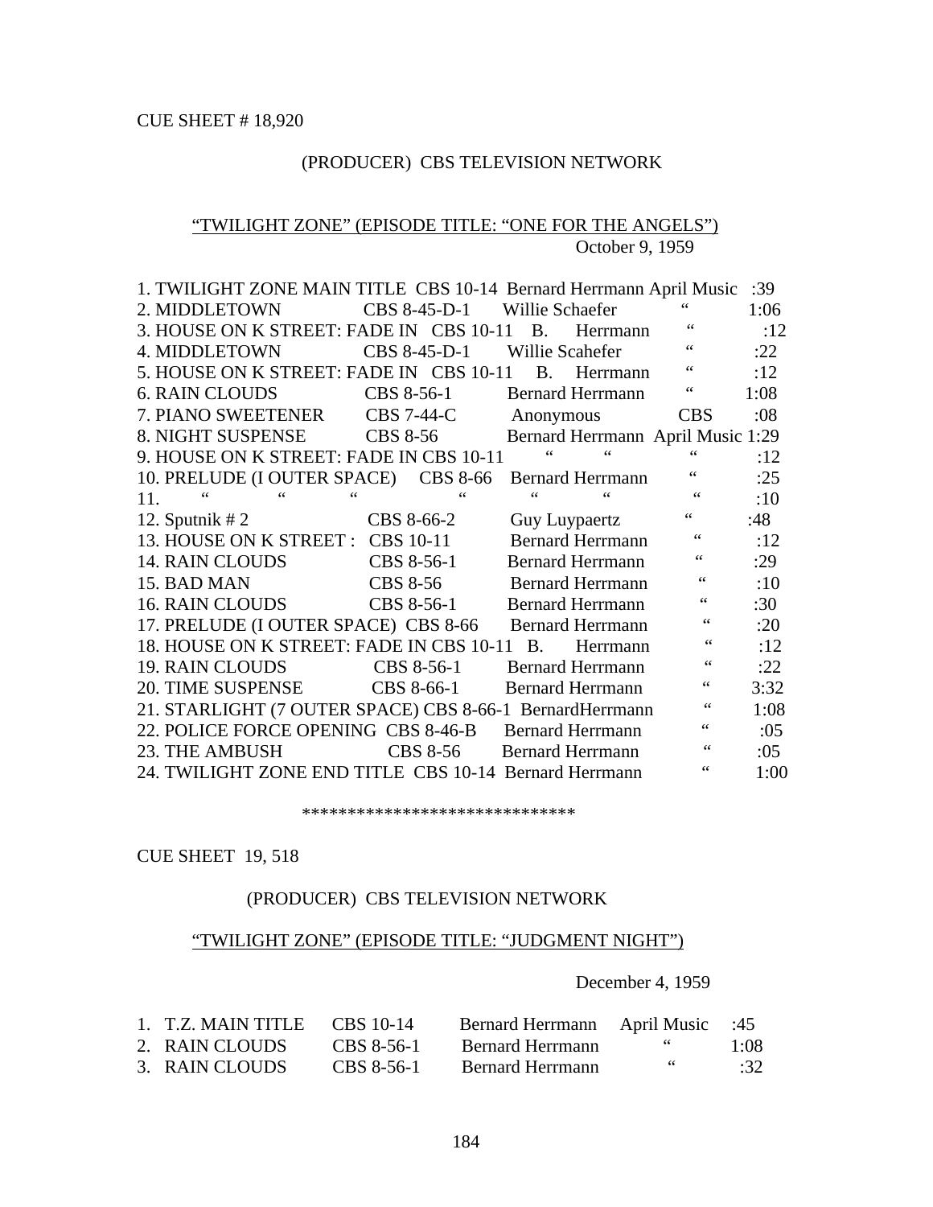CUE SHEET # 18,920

(PRODUCER) CBS TELEVISION NETWORK

"TWILIGHT ZONE" (EPISODE TITLE: "ONE FOR THE ANGELS")
October 9, 1959

| | | | | |
|---|---|---|---|---|
| 1. TWILIGHT ZONE MAIN TITLE | CBS 10-14 | Bernard Herrmann | April Music | :39 |
| 2. MIDDLETOWN | CBS 8-45-D-1 | Willie Schaefer | " | 1:06 |
| 3. HOUSE ON K STREET: FADE IN | CBS 10-11 | B. Herrmann | " | :12 |
| 4. MIDDLETOWN | CBS 8-45-D-1 | Willie Scahefer | " | :22 |
| 5. HOUSE ON K STREET: FADE IN | CBS 10-11 | B. Herrmann | " | :12 |
| 6. RAIN CLOUDS | CBS 8-56-1 | Bernard Herrmann | " | 1:08 |
| 7. PIANO SWEETENER | CBS 7-44-C | Anonymous | CBS | :08 |
| 8. NIGHT SUSPENSE | CBS 8-56 | Bernard Herrmann | April Music | 1:29 |
| 9. HOUSE ON K STREET: FADE IN | CBS 10-11 | " " | " | :12 |
| 10. PRELUDE (I OUTER SPACE) | CBS 8-66 | Bernard Herrmann | " | :25 |
| 11. " " " | " | " " | " | :10 |
| 12. Sputnik # 2 | CBS 8-66-2 | Guy Luypaertz | " | :48 |
| 13. HOUSE ON K STREET : | CBS 10-11 | Bernard Herrmann | " | :12 |
| 14. RAIN CLOUDS | CBS 8-56-1 | Bernard Herrmann | " | :29 |
| 15. BAD MAN | CBS 8-56 | Bernard Herrmann | " | :10 |
| 16. RAIN CLOUDS | CBS 8-56-1 | Bernard Herrmann | " | :30 |
| 17. PRELUDE (I OUTER SPACE) | CBS 8-66 | Bernard Herrmann | " | :20 |
| 18. HOUSE ON K STREET: FADE IN | CBS 10-11 | B. Herrmann | " | :12 |
| 19. RAIN CLOUDS | CBS 8-56-1 | Bernard Herrmann | " | :22 |
| 20. TIME SUSPENSE | CBS 8-66-1 | Bernard Herrmann | " | 3:32 |
| 21. STARLIGHT (7 OUTER SPACE) | CBS 8-66-1 | BernardHerrmann | " | 1:08 |
| 22. POLICE FORCE OPENING | CBS 8-46-B | Bernard Herrmann | " | :05 |
| 23. THE AMBUSH | CBS 8-56 | Bernard Herrmann | " | :05 |
| 24. TWILIGHT ZONE END TITLE | CBS 10-14 | Bernard Herrmann | " | 1:00 |

*****************************

CUE SHEET 19, 518

(PRODUCER) CBS TELEVISION NETWORK

"TWILIGHT ZONE" (EPISODE TITLE: "JUDGMENT NIGHT")

December 4, 1959

| | | | | |
|---|---|---|---|---|
| 1. T.Z. MAIN TITLE | CBS 10-14 | Bernard Herrmann | April Music | :45 |
| 2. RAIN CLOUDS | CBS 8-56-1 | Bernard Herrmann | " | 1:08 |
| 3. RAIN CLOUDS | CBS 8-56-1 | Bernard Herrmann | " | :32 |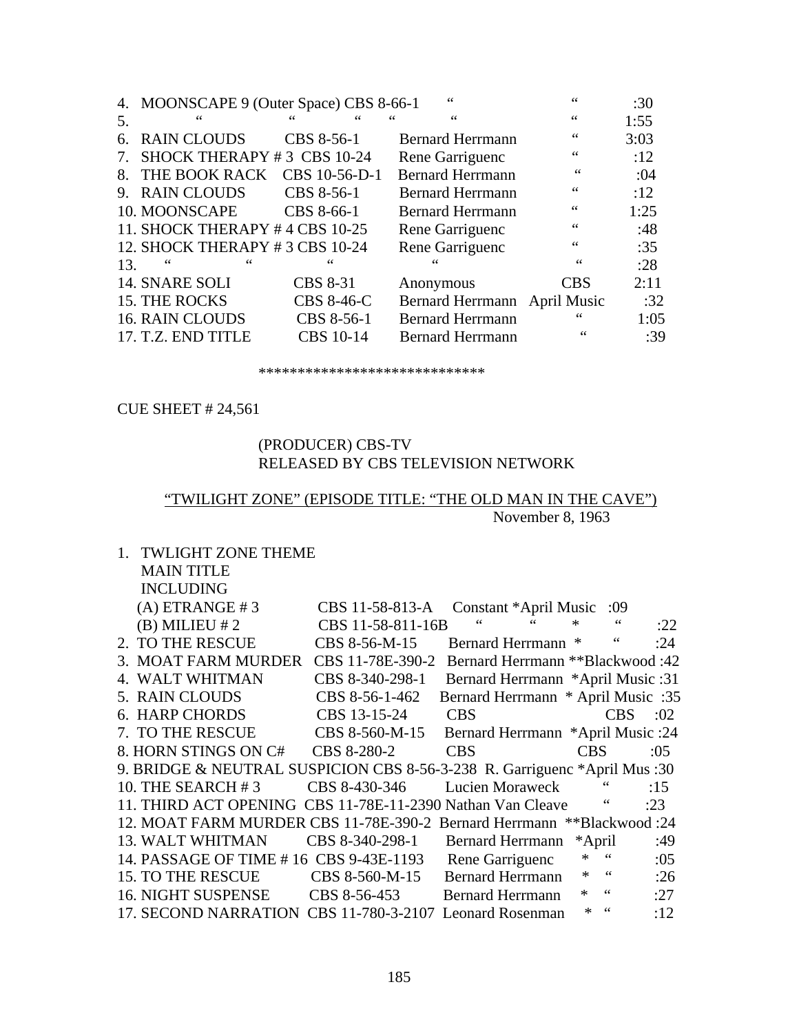| | | | | | |
|---|---|---|---|---|---|
| 4. | MOONSCAPE 9 (Outer Space) | CBS 8-66-1 | " | " | :30 |
| 5. | " " | " | " | " | 1:55 |
| 6. | RAIN CLOUDS | CBS 8-56-1 | Bernard Herrmann | " | 3:03 |
| 7. | SHOCK THERAPY # 3 | CBS 10-24 | Rene Garriguenc | " | :12 |
| 8. | THE BOOK RACK | CBS 10-56-D-1 | Bernard Herrmann | " | :04 |
| 9. | RAIN CLOUDS | CBS 8-56-1 | Bernard Herrmann | " | :12 |
| 10. | MOONSCAPE | CBS 8-66-1 | Bernard Herrmann | " | 1:25 |
| 11. | SHOCK THERAPY # 4 | CBS 10-25 | Rene Garriguenc | " | :48 |
| 12. | SHOCK THERAPY # 3 | CBS 10-24 | Rene Garriguenc | " | :35 |
| 13. | " " | " | " | " | :28 |
| 14. | SNARE SOLI | CBS 8-31 | Anonymous | CBS | 2:11 |
| 15. | THE ROCKS | CBS 8-46-C | Bernard Herrmann | April Music | :32 |
| 16. | RAIN CLOUDS | CBS 8-56-1 | Bernard Herrmann | " | 1:05 |
| 17. | T.Z. END TITLE | CBS 10-14 | Bernard Herrmann | " | :39 |

*****************************

CUE SHEET # 24,561

(PRODUCER) CBS-TV
RELEASED BY CBS TELEVISION NETWORK

<u>"TWILIGHT ZONE" (EPISODE TITLE: "THE OLD MAN IN THE CAVE")</u>
November 8, 1963

1. TWLIGHT ZONE THEME
   MAIN TITLE
   INCLUDING

| | | | | | |
|---|---|---|---|---|---|
| | (A) ETRANGE # 3 | CBS 11-58-813-A | Constant | *April Music | :09 |
| | (B) MILIEU # 2 | CBS 11-58-811-16B | " | * " | :22 |
| 2. | TO THE RESCUE | CBS 8-56-M-15 | Bernard Herrmann | * " | :24 |
| 3. | MOAT FARM MURDER | CBS 11-78E-390-2 | Bernard Herrmann | **Blackwood | :42 |
| 4. | WALT WHITMAN | CBS 8-340-298-1 | Bernard Herrmann | *April Music | :31 |
| 5. | RAIN CLOUDS | CBS 8-56-1-462 | Bernard Herrmann | * April Music | :35 |
| 6. | HARP CHORDS | CBS 13-15-24 | CBS | CBS | :02 |
| 7. | TO THE RESCUE | CBS 8-560-M-15 | Bernard Herrmann | *April Music | :24 |
| 8. | HORN STINGS ON C# | CBS 8-280-2 | CBS | CBS | :05 |
| 9. | BRIDGE & NEUTRAL SUSPICION | CBS 8-56-3-238 | R. Garriguenc | *April Mus | :30 |
| 10. | THE SEARCH # 3 | CBS 8-430-346 | Lucien Moraweck | " | :15 |
| 11. | THIRD ACT OPENING | CBS 11-78E-11-2390 | Nathan Van Cleave | " | :23 |
| 12. | MOAT FARM MURDER | CBS 11-78E-390-2 | Bernard Herrmann | **Blackwood | :24 |
| 13. | WALT WHITMAN | CBS 8-340-298-1 | Bernard Herrmann | *April | :49 |
| 14. | PASSAGE OF TIME # 16 | CBS 9-43E-1193 | Rene Garriguenc | * " | :05 |
| 15. | TO THE RESCUE | CBS 8-560-M-15 | Bernard Herrmann | * " | :26 |
| 16. | NIGHT SUSPENSE | CBS 8-56-453 | Bernard Herrmann | * " | :27 |
| 17. | SECOND NARRATION | CBS 11-780-3-2107 | Leonard Rosenman | * " | :12 |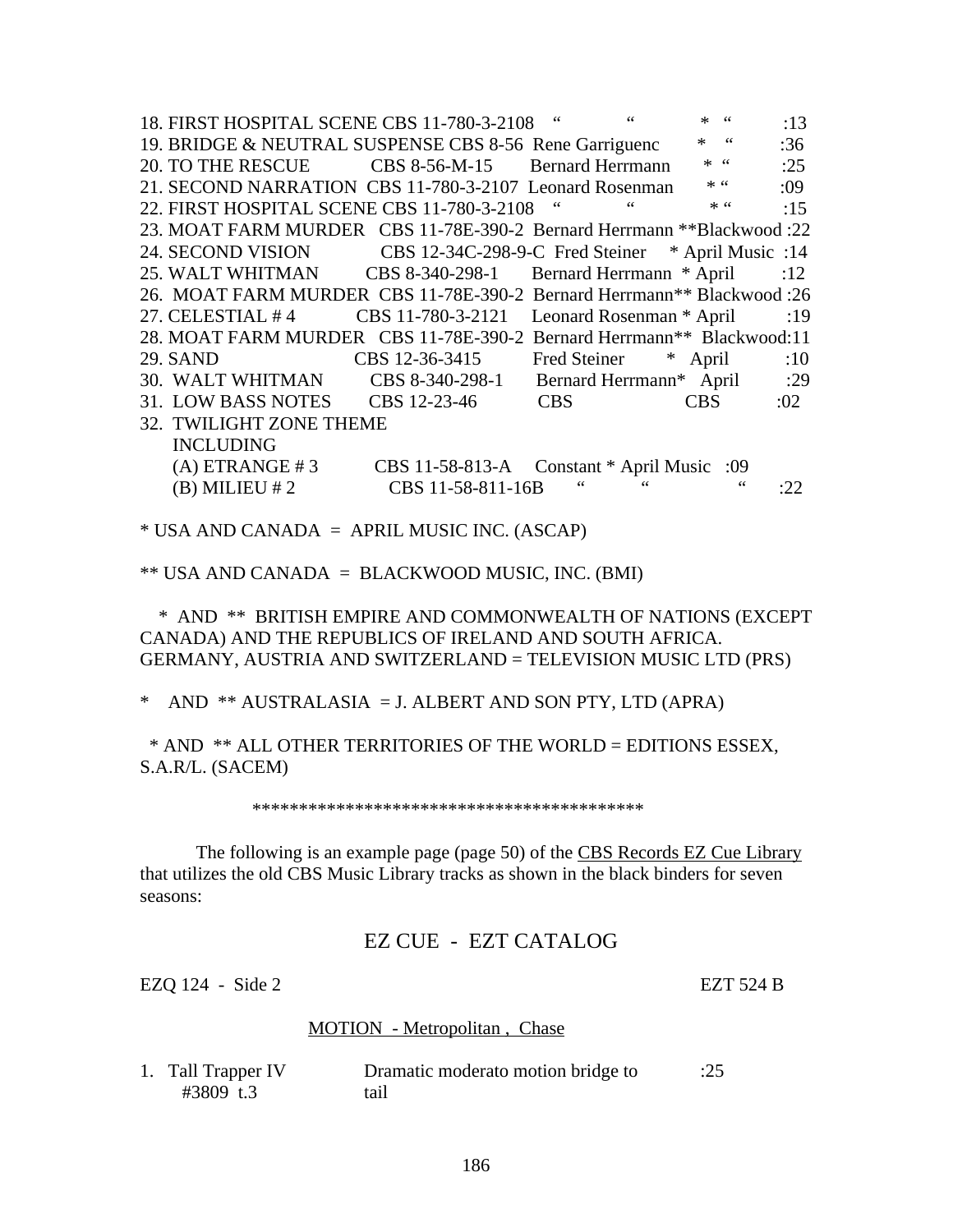18. FIRST HOSPITAL SCENE CBS 11-780-3-2108 " " * " :13
19. BRIDGE & NEUTRAL SUSPENSE CBS 8-56 Rene Garriguenc * " :36
20. TO THE RESCUE CBS 8-56-M-15 Bernard Herrmann * " :25
21. SECOND NARRATION CBS 11-780-3-2107 Leonard Rosenman * " :09
22. FIRST HOSPITAL SCENE CBS 11-780-3-2108 " " * " :15
23. MOAT FARM MURDER CBS 11-78E-390-2 Bernard Herrmann **Blackwood :22
24. SECOND VISION CBS 12-34C-298-9-C Fred Steiner * April Music :14
25. WALT WHITMAN CBS 8-340-298-1 Bernard Herrmann * April :12
26. MOAT FARM MURDER CBS 11-78E-390-2 Bernard Herrmann** Blackwood :26
27. CELESTIAL # 4 CBS 11-780-3-2121 Leonard Rosenman * April :19
28. MOAT FARM MURDER CBS 11-78E-390-2 Bernard Herrmann** Blackwood:11
29. SAND CBS 12-36-3415 Fred Steiner * April :10
30. WALT WHITMAN CBS 8-340-298-1 Bernard Herrmann* April :29
31. LOW BASS NOTES CBS 12-23-46 CBS CBS :02
32. TWILIGHT ZONE THEME
INCLUDING
(A) ETRANGE # 3 CBS 11-58-813-A Constant * April Music :09
(B) MILIEU # 2 CBS 11-58-811-16B " " " :22

* USA AND CANADA = APRIL MUSIC INC. (ASCAP)

** USA AND CANADA = BLACKWOOD MUSIC, INC. (BMI)

* AND ** BRITISH EMPIRE AND COMMONWEALTH OF NATIONS (EXCEPT CANADA) AND THE REPUBLICS OF IRELAND AND SOUTH AFRICA. GERMANY, AUSTRIA AND SWITZERLAND = TELEVISION MUSIC LTD (PRS)

* AND ** AUSTRALASIA = J. ALBERT AND SON PTY, LTD (APRA)

* AND ** ALL OTHER TERRITORIES OF THE WORLD = EDITIONS ESSEX, S.A.R/L. (SACEM)

*******************************************

The following is an example page (page 50) of the CBS Records EZ Cue Library that utilizes the old CBS Music Library tracks as shown in the black binders for seven seasons:

## EZ CUE - EZT CATALOG

EZQ 124 - Side 2 EZT 524 B

MOTION - Metropolitan , Chase

1. Tall Trapper IV #3809 t.3 — Dramatic moderato motion bridge to tail — :25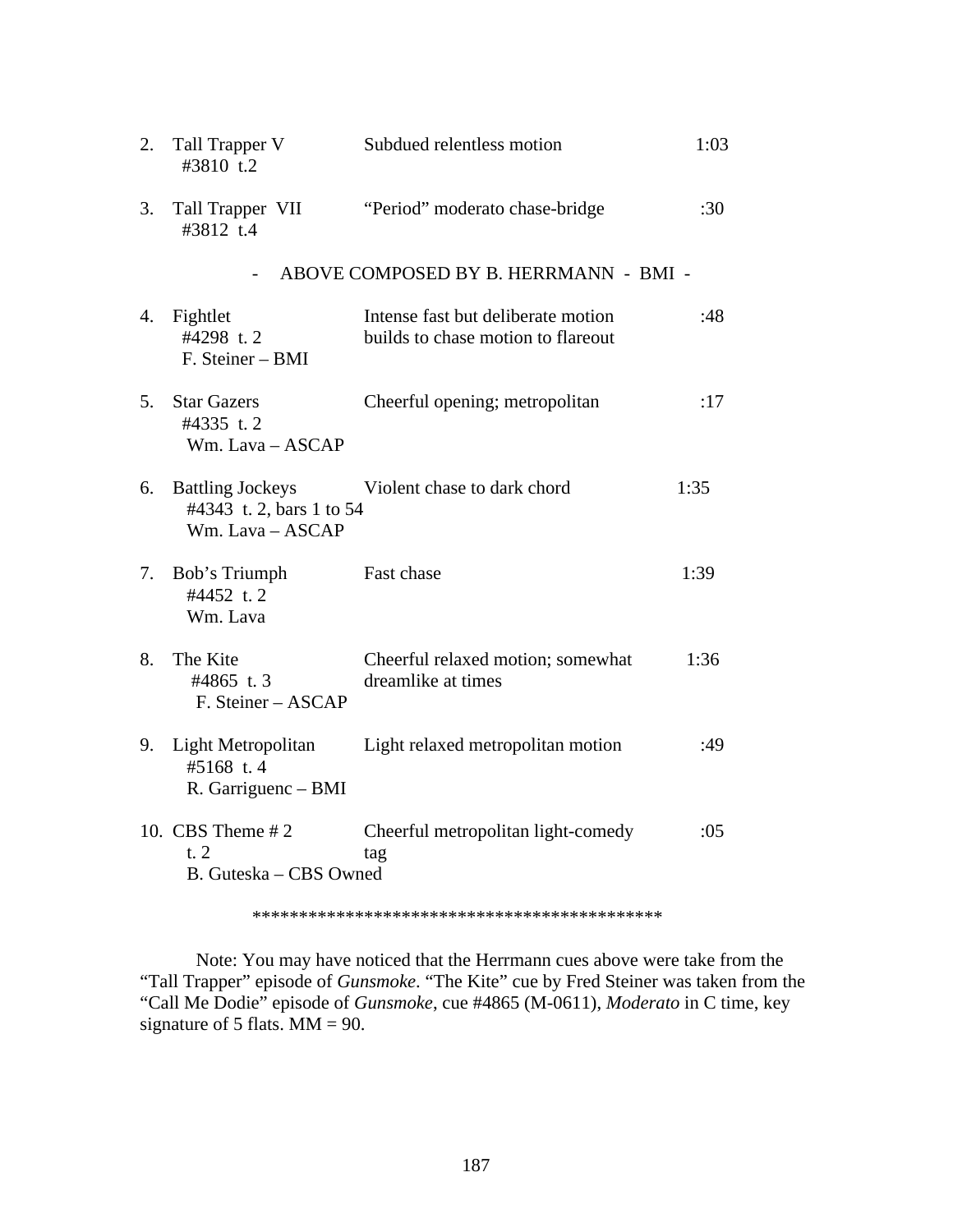2. Tall Trapper V — Subdued relentless motion — 1:03
   #3810 t.2

3. Tall Trapper VII — "Period" moderato chase-bridge — :30
   #3812 t.4

- ABOVE COMPOSED BY B. HERRMANN - BMI -

4. Fightlet — Intense fast but deliberate motion builds to chase motion to flareout — :48
   #4298 t. 2
   F. Steiner – BMI

5. Star Gazers — Cheerful opening; metropolitan — :17
   #4335 t. 2
   Wm. Lava – ASCAP

6. Battling Jockeys — Violent chase to dark chord — 1:35
   #4343 t. 2, bars 1 to 54
   Wm. Lava – ASCAP

7. Bob's Triumph — Fast chase — 1:39
   #4452 t. 2
   Wm. Lava

8. The Kite — Cheerful relaxed motion; somewhat dreamlike at times — 1:36
   #4865 t. 3
   F. Steiner – ASCAP

9. Light Metropolitan — Light relaxed metropolitan motion — :49
   #5168 t. 4
   R. Garriguenc – BMI

10. CBS Theme # 2 — Cheerful metropolitan light-comedy tag — :05
    t. 2
    B. Guteska – CBS Owned

********************************************

Note: You may have noticed that the Herrmann cues above were take from the "Tall Trapper" episode of *Gunsmoke*. "The Kite" cue by Fred Steiner was taken from the "Call Me Dodie" episode of *Gunsmoke*, cue #4865 (M-0611), *Moderato* in C time, key signature of 5 flats. MM = 90.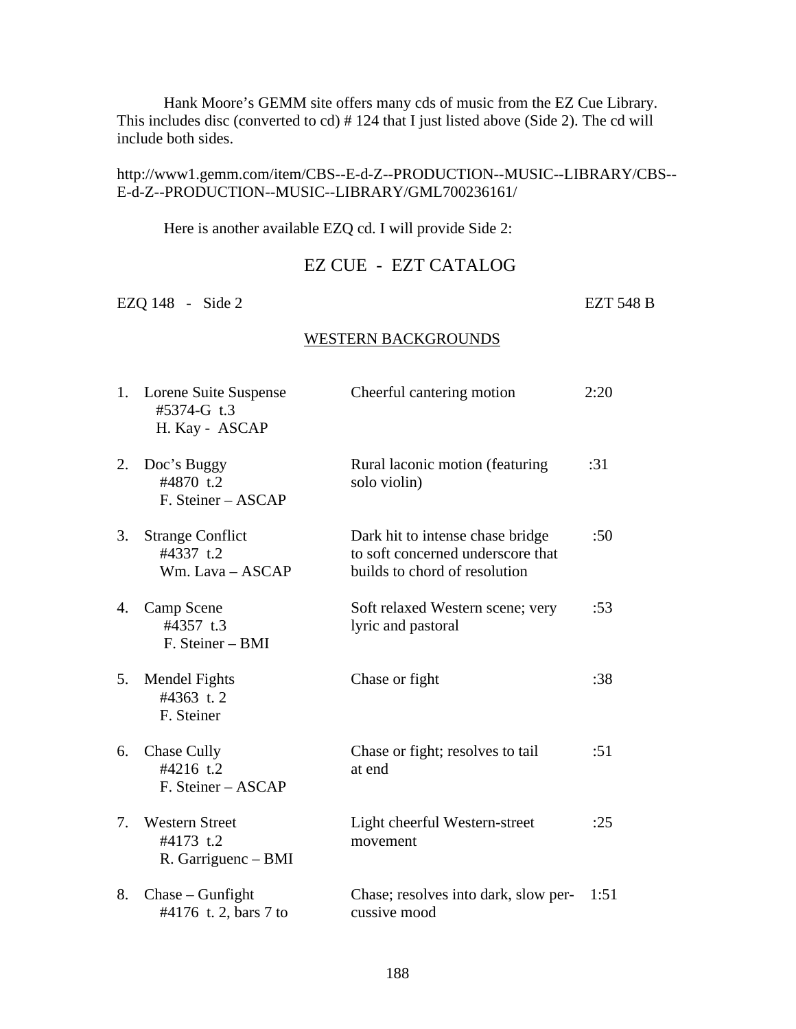Hank Moore's GEMM site offers many cds of music from the EZ Cue Library. This includes disc (converted to cd) # 124 that I just listed above (Side 2). The cd will include both sides.

http://www1.gemm.com/item/CBS--E-d-Z--PRODUCTION--MUSIC--LIBRARY/CBS--E-d-Z--PRODUCTION--MUSIC--LIBRARY/GML700236161/

Here is another available EZQ cd. I will provide Side 2:

## EZ CUE - EZT CATALOG

EZQ 148 - Side 2 EZT 548 B

### WESTERN BACKGROUNDS

| | Title | Description | Time |
|---|---|---|---|
| 1. | Lorene Suite Suspense<br>#5374-G t.3<br>H. Kay - ASCAP | Cheerful cantering motion | 2:20 |
| 2. | Doc's Buggy<br>#4870 t.2<br>F. Steiner – ASCAP | Rural laconic motion (featuring solo violin) | :31 |
| 3. | Strange Conflict<br>#4337 t.2<br>Wm. Lava – ASCAP | Dark hit to intense chase bridge to soft concerned underscore that builds to chord of resolution | :50 |
| 4. | Camp Scene<br>#4357 t.3<br>F. Steiner – BMI | Soft relaxed Western scene; very lyric and pastoral | :53 |
| 5. | Mendel Fights<br>#4363 t. 2<br>F. Steiner | Chase or fight | :38 |
| 6. | Chase Cully<br>#4216 t.2<br>F. Steiner – ASCAP | Chase or fight; resolves to tail at end | :51 |
| 7. | Western Street<br>#4173 t.2<br>R. Garriguenc – BMI | Light cheerful Western-street movement | :25 |
| 8. | Chase – Gunfight<br>#4176 t. 2, bars 7 to | Chase; resolves into dark, slow percussive mood | 1:51 |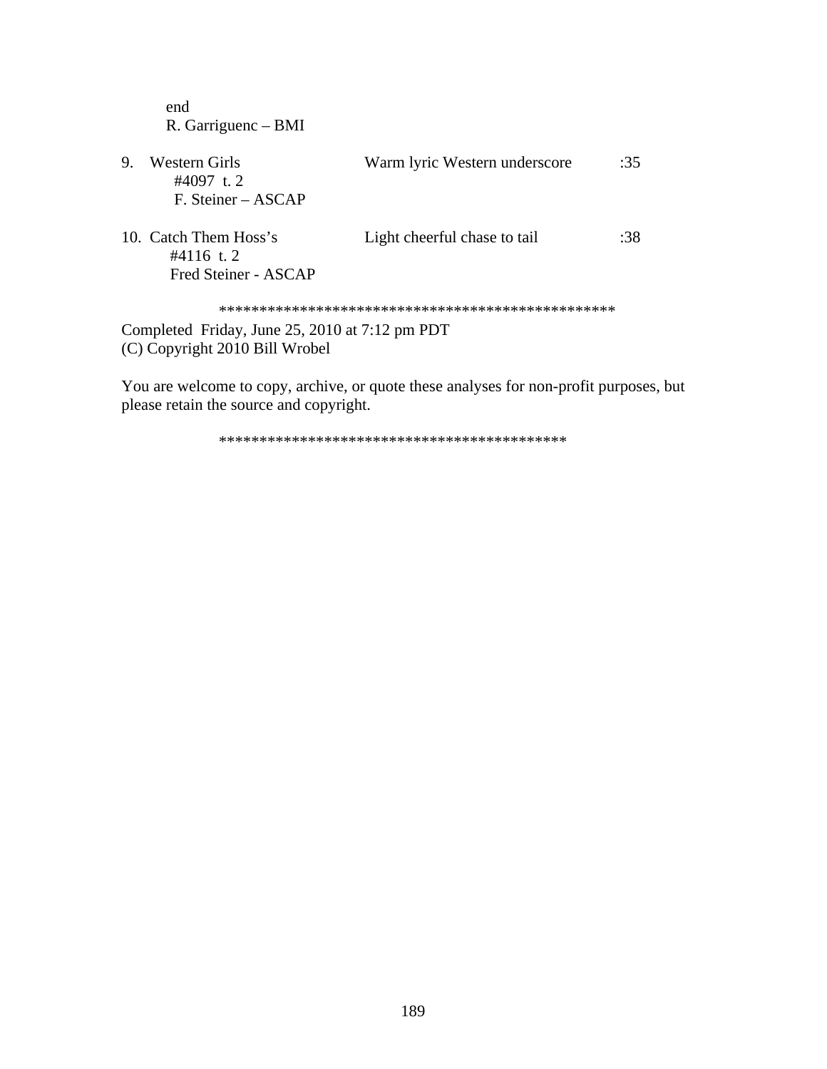end
R. Garriguenc – BMI

9. Western Girls — Warm lyric Western underscore — :35
   #4097 t. 2
   F. Steiner – ASCAP

10. Catch Them Hoss's — Light cheerful chase to tail — :38
    #4116 t. 2
    Fred Steiner - ASCAP

*************************************************

Completed Friday, June 25, 2010 at 7:12 pm PDT
(C) Copyright 2010 Bill Wrobel

You are welcome to copy, archive, or quote these analyses for non-profit purposes, but please retain the source and copyright.

*******************************************